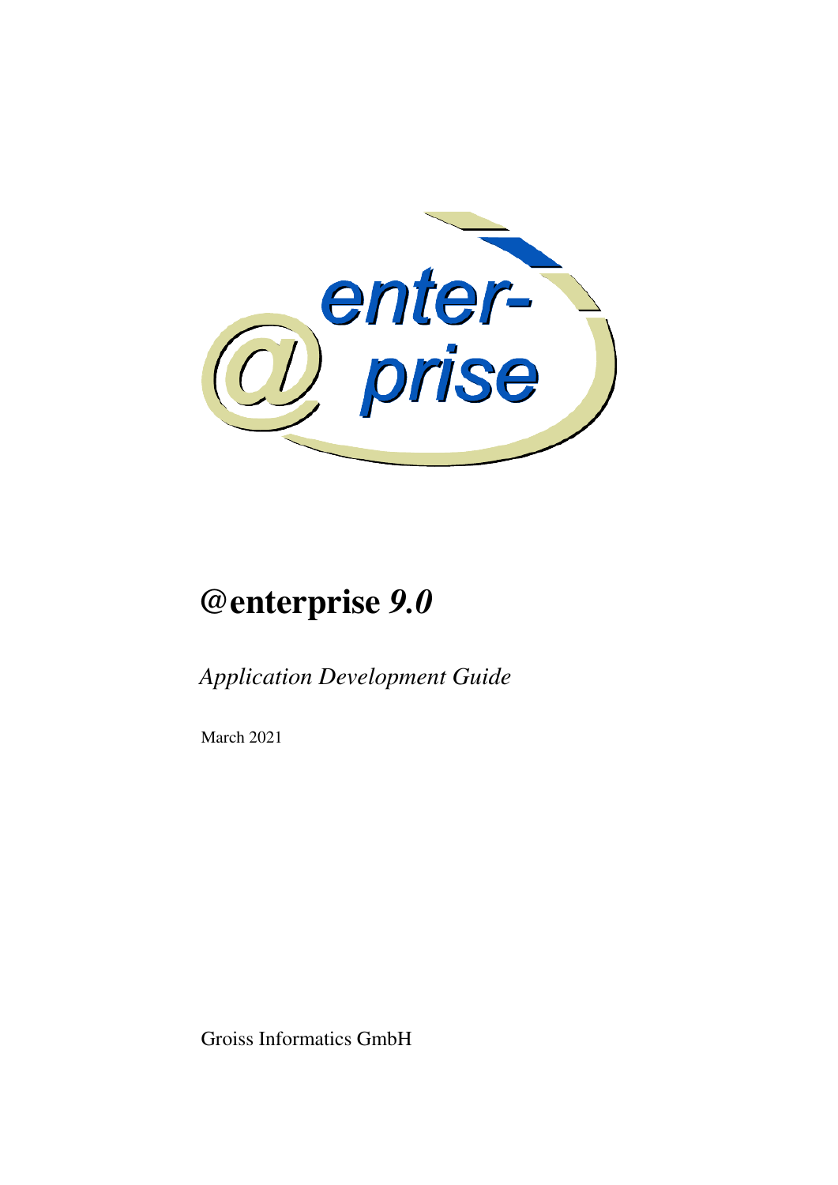# @enterprise *9.0*

*Application Development Guide*

March 2021

Groiss Informatics GmbH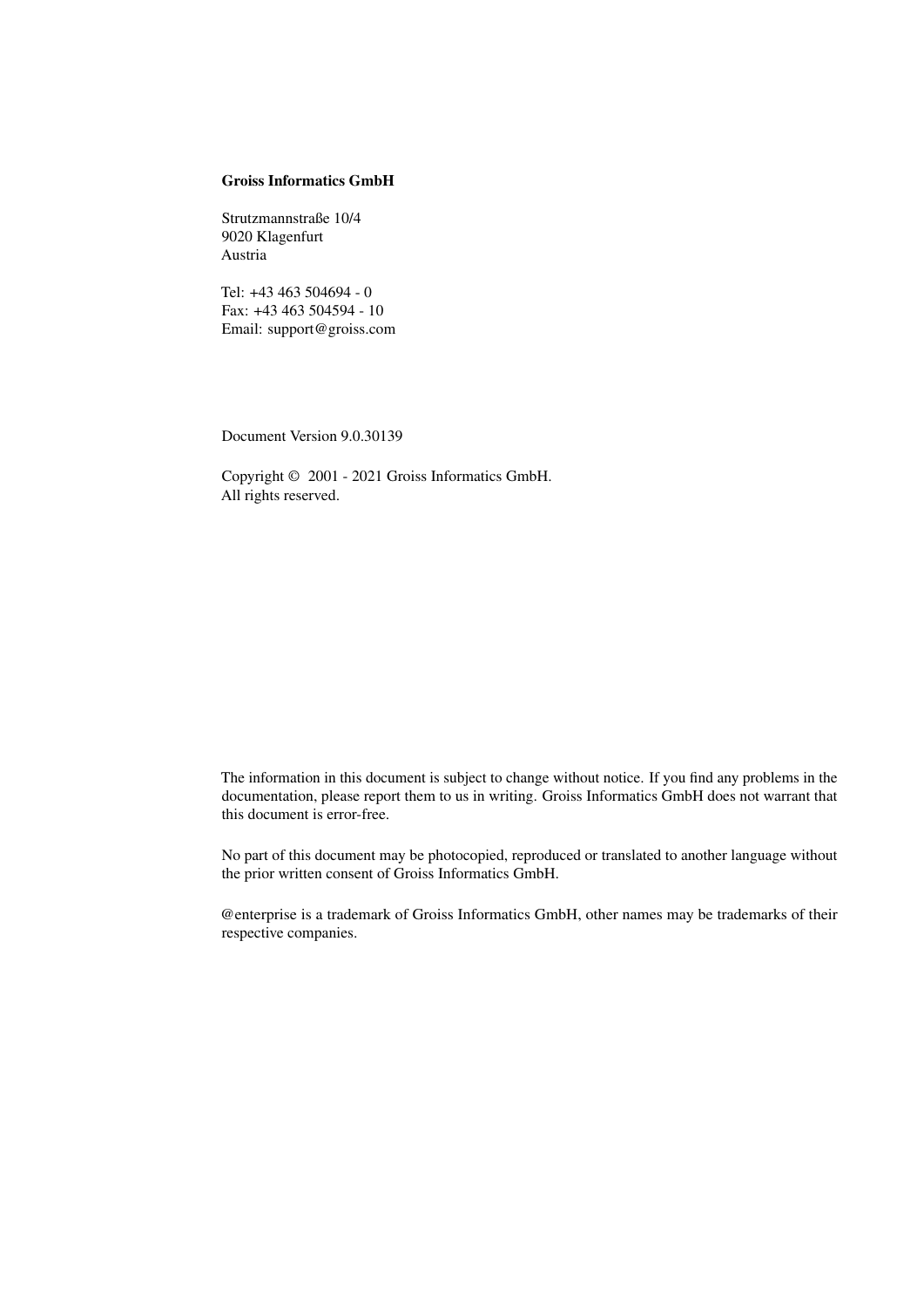**Groiss Informatics GmbH**

Strutzmannstraße 10/4
9020 Klagenfurt
Austria

Tel: +43 463 504694 - 0
Fax: +43 463 504594 - 10
Email: support@groiss.com

Document Version 9.0.30139

Copyright © 2001 - 2021 Groiss Informatics GmbH.
All rights reserved.

The information in this document is subject to change without notice. If you find any problems in the documentation, please report them to us in writing. Groiss Informatics GmbH does not warrant that this document is error-free.

No part of this document may be photocopied, reproduced or translated to another language without the prior written consent of Groiss Informatics GmbH.

@enterprise is a trademark of Groiss Informatics GmbH, other names may be trademarks of their respective companies.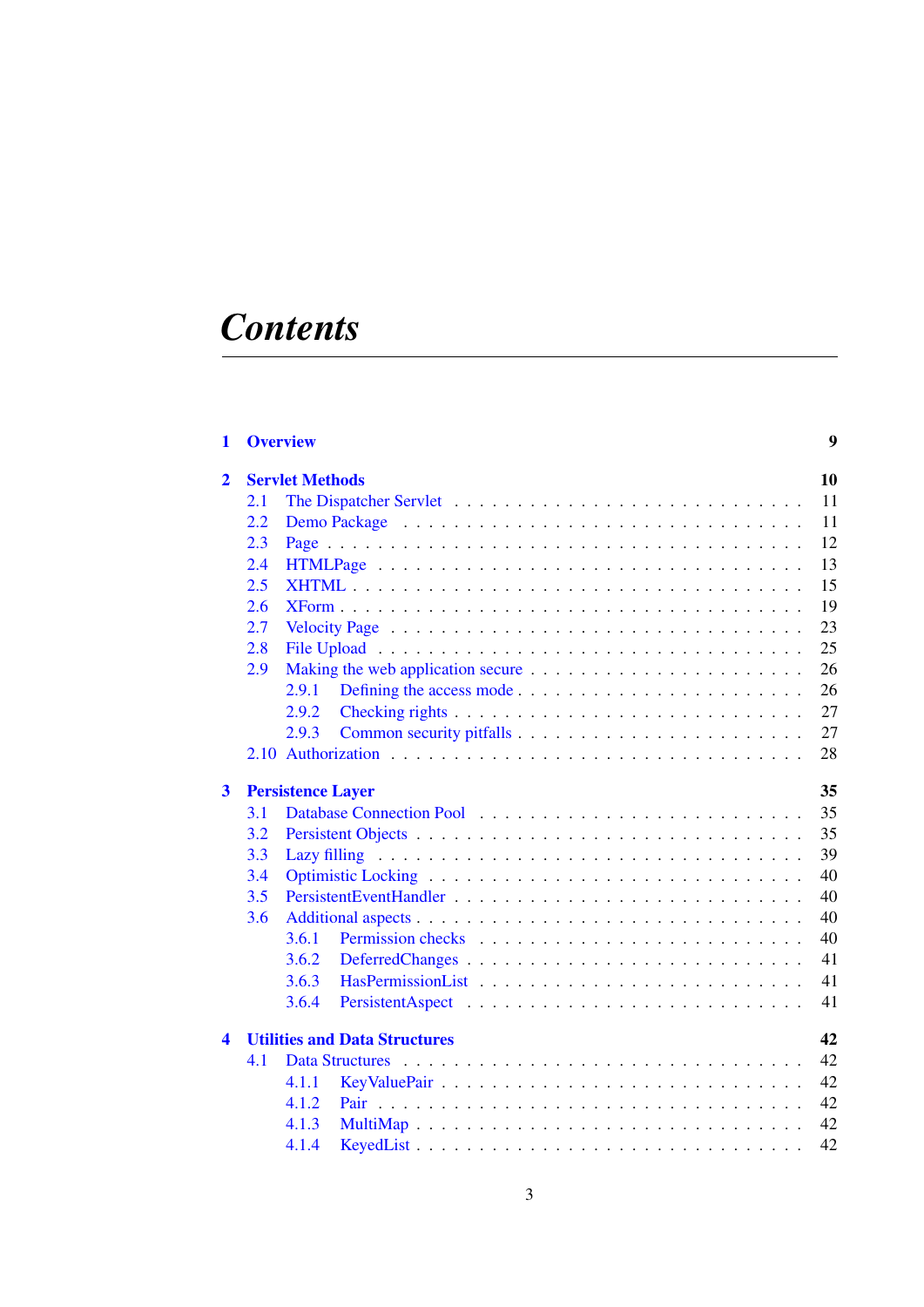# *Contents*

**1 Overview** **9**

**2 Servlet Methods** **10**

- 2.1 The Dispatcher Servlet . . . 11
- 2.2 Demo Package . . . 11
- 2.3 Page . . . 12
- 2.4 HTMLPage . . . 13
- 2.5 XHTML . . . 15
- 2.6 XForm . . . 19
- 2.7 Velocity Page . . . 23
- 2.8 File Upload . . . 25
- 2.9 Making the web application secure . . . 26
  - 2.9.1 Defining the access mode . . . 26
  - 2.9.2 Checking rights . . . 27
  - 2.9.3 Common security pitfalls . . . 27
- 2.10 Authorization . . . 28

**3 Persistence Layer** **35**

- 3.1 Database Connection Pool . . . 35
- 3.2 Persistent Objects . . . 35
- 3.3 Lazy filling . . . 39
- 3.4 Optimistic Locking . . . 40
- 3.5 PersistentEventHandler . . . 40
- 3.6 Additional aspects . . . 40
  - 3.6.1 Permission checks . . . 40
  - 3.6.2 DeferredChanges . . . 41
  - 3.6.3 HasPermissionList . . . 41
  - 3.6.4 PersistentAspect . . . 41

**4 Utilities and Data Structures** **42**

- 4.1 Data Structures . . . 42
  - 4.1.1 KeyValuePair . . . 42
  - 4.1.2 Pair . . . 42
  - 4.1.3 MultiMap . . . 42
  - 4.1.4 KeyedList . . . 42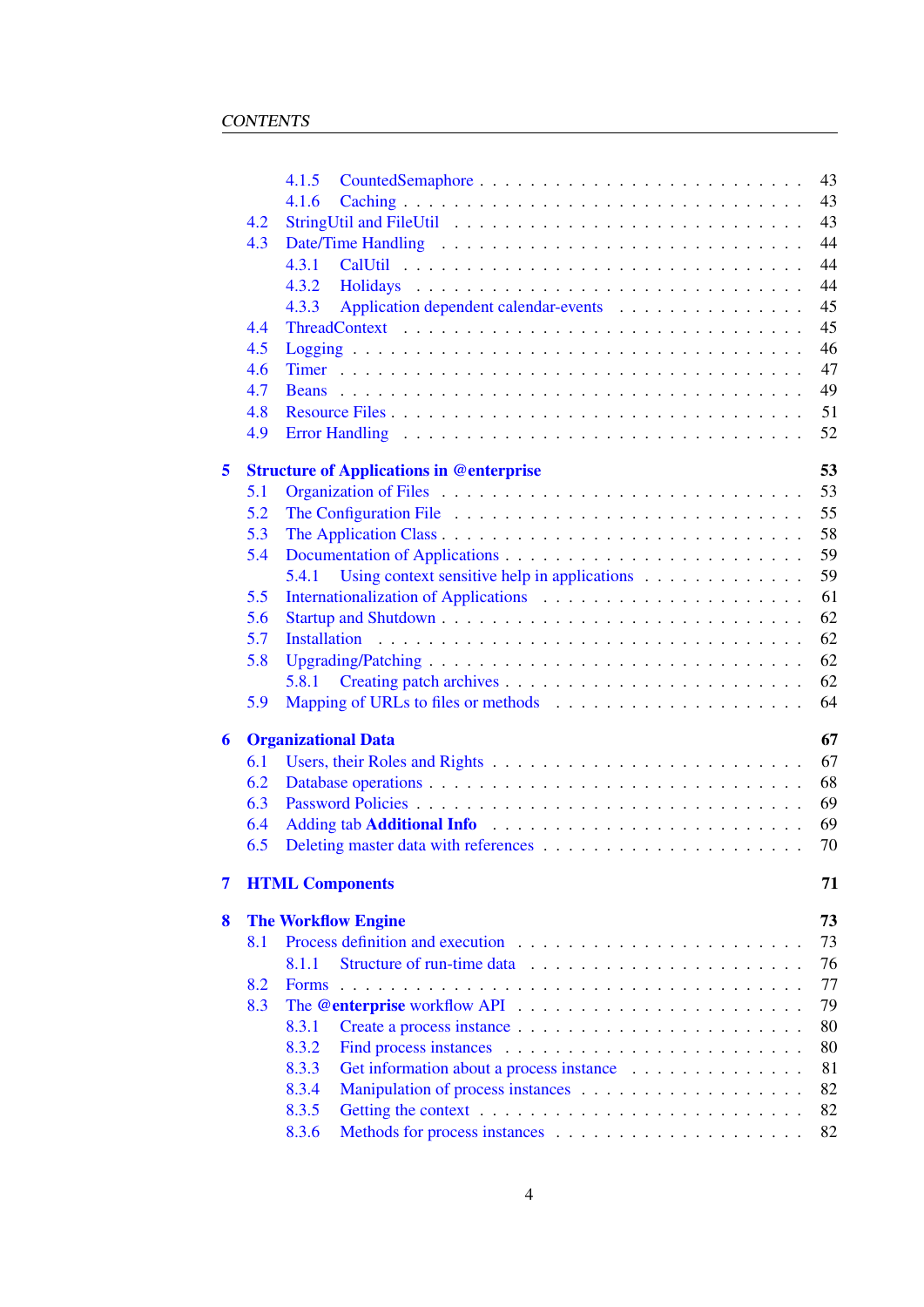4.1.5 CountedSemaphore . . . . . 43
4.1.6 Caching . . . . . 43

4.2 StringUtil and FileUtil . . . . . 43

4.3 Date/Time Handling . . . . . 44
4.3.1 CalUtil . . . . . 44
4.3.2 Holidays . . . . . 44
4.3.3 Application dependent calendar-events . . . . . 45

4.4 ThreadContext . . . . . 45

4.5 Logging . . . . . 46

4.6 Timer . . . . . 47

4.7 Beans . . . . . 49

4.8 Resource Files . . . . . 51

4.9 Error Handling . . . . . 52

**5 Structure of Applications in @enterprise 53**

5.1 Organization of Files . . . . . 53

5.2 The Configuration File . . . . . 55

5.3 The Application Class . . . . . 58

5.4 Documentation of Applications . . . . . 59
5.4.1 Using context sensitive help in applications . . . . . 59

5.5 Internationalization of Applications . . . . . 61

5.6 Startup and Shutdown . . . . . 62

5.7 Installation . . . . . 62

5.8 Upgrading/Patching . . . . . 62
5.8.1 Creating patch archives . . . . . 62

5.9 Mapping of URLs to files or methods . . . . . 64

**6 Organizational Data 67**

6.1 Users, their Roles and Rights . . . . . 67

6.2 Database operations . . . . . 68

6.3 Password Policies . . . . . 69

6.4 Adding tab **Additional Info** . . . . . 69

6.5 Deleting master data with references . . . . . 70

**7 HTML Components 71**

**8 The Workflow Engine 73**

8.1 Process definition and execution . . . . . 73
8.1.1 Structure of run-time data . . . . . 76

8.2 Forms . . . . . 77

8.3 The **@enterprise** workflow API . . . . . 79
8.3.1 Create a process instance . . . . . 80
8.3.2 Find process instances . . . . . 80
8.3.3 Get information about a process instance . . . . . 81
8.3.4 Manipulation of process instances . . . . . 82
8.3.5 Getting the context . . . . . 82
8.3.6 Methods for process instances . . . . . 82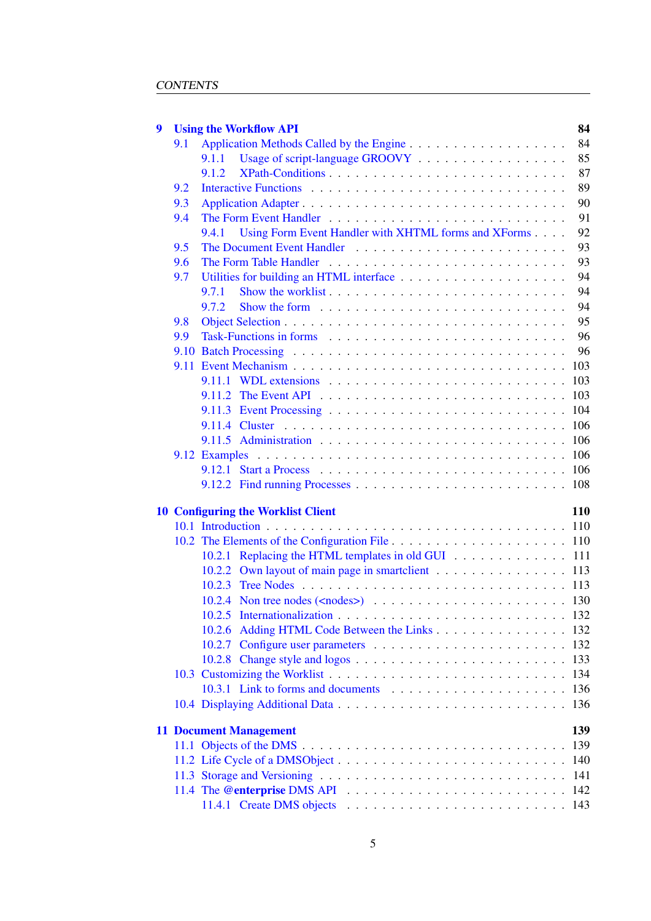**9 Using the Workflow API** 84

- 9.1 Application Methods Called by the Engine . . . 84
  - 9.1.1 Usage of script-language GROOVY . . . 85
  - 9.1.2 XPath-Conditions . . . 87
- 9.2 Interactive Functions . . . 89
- 9.3 Application Adapter . . . 90
- 9.4 The Form Event Handler . . . 91
  - 9.4.1 Using Form Event Handler with XHTML forms and XForms . . . 92
- 9.5 The Document Event Handler . . . 93
- 9.6 The Form Table Handler . . . 93
- 9.7 Utilities for building an HTML interface . . . 94
  - 9.7.1 Show the worklist . . . 94
  - 9.7.2 Show the form . . . 94
- 9.8 Object Selection . . . 95
- 9.9 Task-Functions in forms . . . 96
- 9.10 Batch Processing . . . 96
- 9.11 Event Mechanism . . . 103
  - 9.11.1 WDL extensions . . . 103
  - 9.11.2 The Event API . . . 103
  - 9.11.3 Event Processing . . . 104
  - 9.11.4 Cluster . . . 106
  - 9.11.5 Administration . . . 106
- 9.12 Examples . . . 106
  - 9.12.1 Start a Process . . . 106
  - 9.12.2 Find running Processes . . . 108

**10 Configuring the Worklist Client** 110

- 10.1 Introduction . . . 110
- 10.2 The Elements of the Configuration File . . . 110
  - 10.2.1 Replacing the HTML templates in old GUI . . . 111
  - 10.2.2 Own layout of main page in smartclient . . . 113
  - 10.2.3 Tree Nodes . . . 113
  - 10.2.4 Non tree nodes (<nodes>) . . . 130
  - 10.2.5 Internationalization . . . 132
  - 10.2.6 Adding HTML Code Between the Links . . . 132
  - 10.2.7 Configure user parameters . . . 132
  - 10.2.8 Change style and logos . . . 133
- 10.3 Customizing the Worklist . . . 134
  - 10.3.1 Link to forms and documents . . . 136
- 10.4 Displaying Additional Data . . . 136

**11 Document Management** 139

- 11.1 Objects of the DMS . . . 139
- 11.2 Life Cycle of a DMSObject . . . 140
- 11.3 Storage and Versioning . . . 141
- 11.4 The **@enterprise** DMS API . . . 142
  - 11.4.1 Create DMS objects . . . 143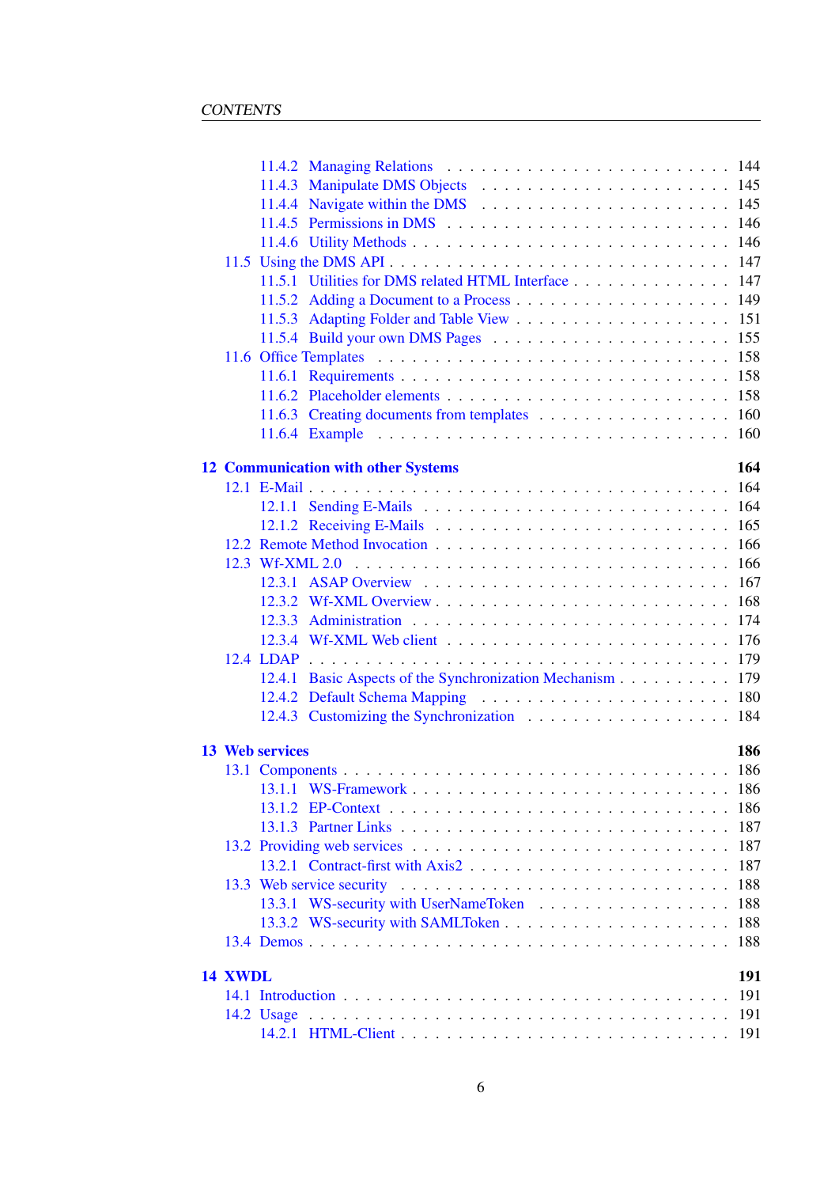- 11.4.2 Managing Relations . . . . . 144
- 11.4.3 Manipulate DMS Objects . . . . . 145
- 11.4.4 Navigate within the DMS . . . . . 145
- 11.4.5 Permissions in DMS . . . . . 146
- 11.4.6 Utility Methods . . . . . 146
- 11.5 Using the DMS API . . . . . 147
- 11.5.1 Utilities for DMS related HTML Interface . . . . . 147
- 11.5.2 Adding a Document to a Process . . . . . 149
- 11.5.3 Adapting Folder and Table View . . . . . 151
- 11.5.4 Build your own DMS Pages . . . . . 155
- 11.6 Office Templates . . . . . 158
- 11.6.1 Requirements . . . . . 158
- 11.6.2 Placeholder elements . . . . . 158
- 11.6.3 Creating documents from templates . . . . . 160
- 11.6.4 Example . . . . . 160

**12 Communication with other Systems** **164**

- 12.1 E-Mail . . . . . 164
- 12.1.1 Sending E-Mails . . . . . 164
- 12.1.2 Receiving E-Mails . . . . . 165
- 12.2 Remote Method Invocation . . . . . 166
- 12.3 Wf-XML 2.0 . . . . . 166
- 12.3.1 ASAP Overview . . . . . 167
- 12.3.2 Wf-XML Overview . . . . . 168
- 12.3.3 Administration . . . . . 174
- 12.3.4 Wf-XML Web client . . . . . 176
- 12.4 LDAP . . . . . 179
- 12.4.1 Basic Aspects of the Synchronization Mechanism . . . . . 179
- 12.4.2 Default Schema Mapping . . . . . 180
- 12.4.3 Customizing the Synchronization . . . . . 184

**13 Web services** **186**

- 13.1 Components . . . . . 186
- 13.1.1 WS-Framework . . . . . 186
- 13.1.2 EP-Context . . . . . 186
- 13.1.3 Partner Links . . . . . 187
- 13.2 Providing web services . . . . . 187
- 13.2.1 Contract-first with Axis2 . . . . . 187
- 13.3 Web service security . . . . . 188
- 13.3.1 WS-security with UserNameToken . . . . . 188
- 13.3.2 WS-security with SAMLToken . . . . . 188
- 13.4 Demos . . . . . 188

**14 XWDL** **191**

- 14.1 Introduction . . . . . 191
- 14.2 Usage . . . . . 191
- 14.2.1 HTML-Client . . . . . 191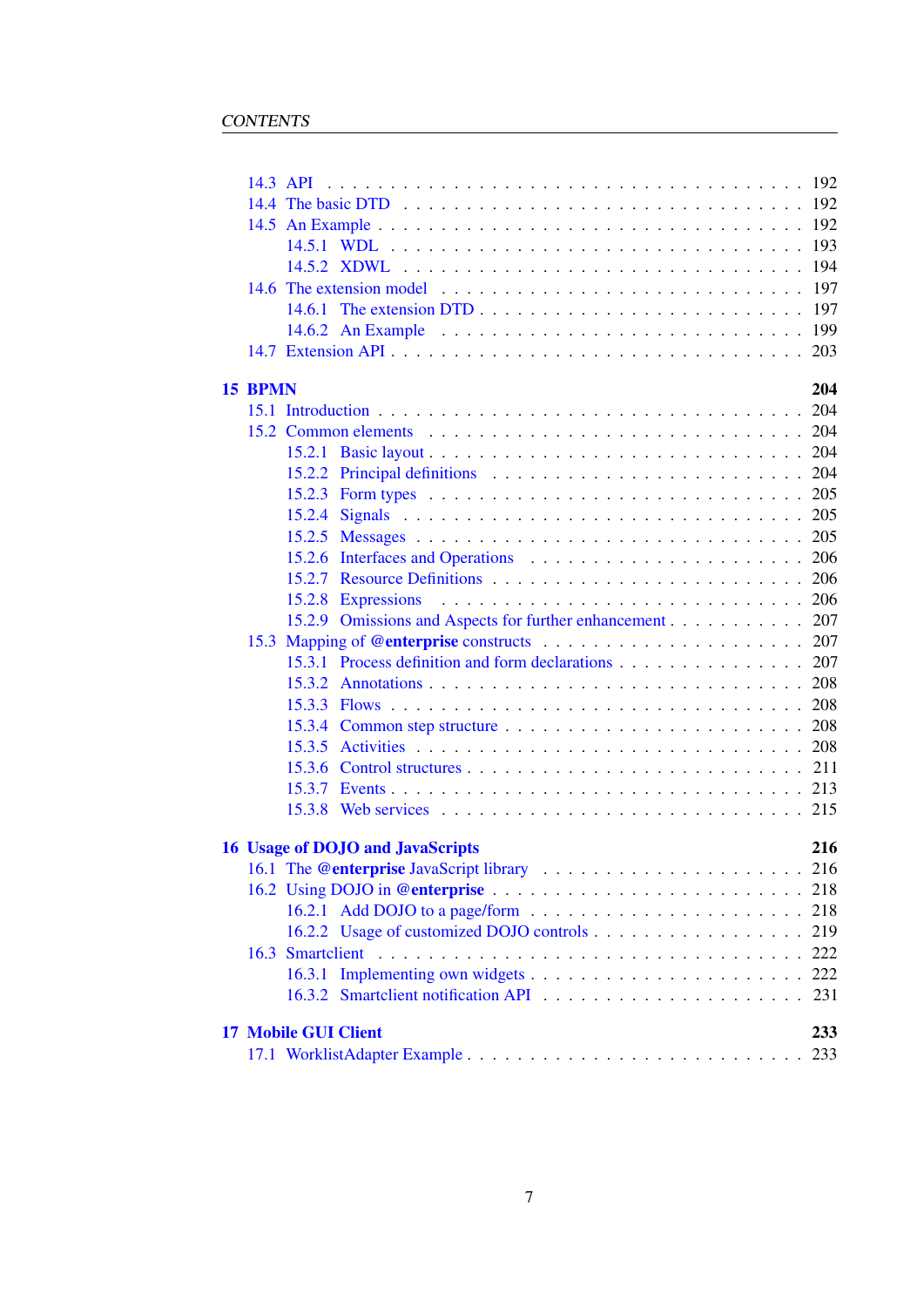14.3 API . . . . . . . . . . 192
14.4 The basic DTD . . . . . . . . . . 192
14.5 An Example . . . . . . . . . . 192
14.5.1 WDL . . . . . . . . . . 193
14.5.2 XDWL . . . . . . . . . . 194
14.6 The extension model . . . . . . . . . . 197
14.6.1 The extension DTD . . . . . . . . . . 197
14.6.2 An Example . . . . . . . . . . 199
14.7 Extension API . . . . . . . . . . 203

**15 BPMN** **204**
15.1 Introduction . . . . . . . . . . 204
15.2 Common elements . . . . . . . . . . 204
15.2.1 Basic layout . . . . . . . . . . 204
15.2.2 Principal definitions . . . . . . . . . . 204
15.2.3 Form types . . . . . . . . . . 205
15.2.4 Signals . . . . . . . . . . 205
15.2.5 Messages . . . . . . . . . . 205
15.2.6 Interfaces and Operations . . . . . . . . . . 206
15.2.7 Resource Definitions . . . . . . . . . . 206
15.2.8 Expressions . . . . . . . . . . 206
15.2.9 Omissions and Aspects for further enhancement . . . . . . . . . . 207
15.3 Mapping of @**enterprise** constructs . . . . . . . . . . 207
15.3.1 Process definition and form declarations . . . . . . . . . . 207
15.3.2 Annotations . . . . . . . . . . 208
15.3.3 Flows . . . . . . . . . . 208
15.3.4 Common step structure . . . . . . . . . . 208
15.3.5 Activities . . . . . . . . . . 208
15.3.6 Control structures . . . . . . . . . . 211
15.3.7 Events . . . . . . . . . . 213
15.3.8 Web services . . . . . . . . . . 215

**16 Usage of DOJO and JavaScripts** **216**
16.1 The @**enterprise** JavaScript library . . . . . . . . . . 216
16.2 Using DOJO in @**enterprise** . . . . . . . . . . 218
16.2.1 Add DOJO to a page/form . . . . . . . . . . 218
16.2.2 Usage of customized DOJO controls . . . . . . . . . . 219
16.3 Smartclient . . . . . . . . . . 222
16.3.1 Implementing own widgets . . . . . . . . . . 222
16.3.2 Smartclient notification API . . . . . . . . . . 231

**17 Mobile GUI Client** **233**
17.1 WorklistAdapter Example . . . . . . . . . . 233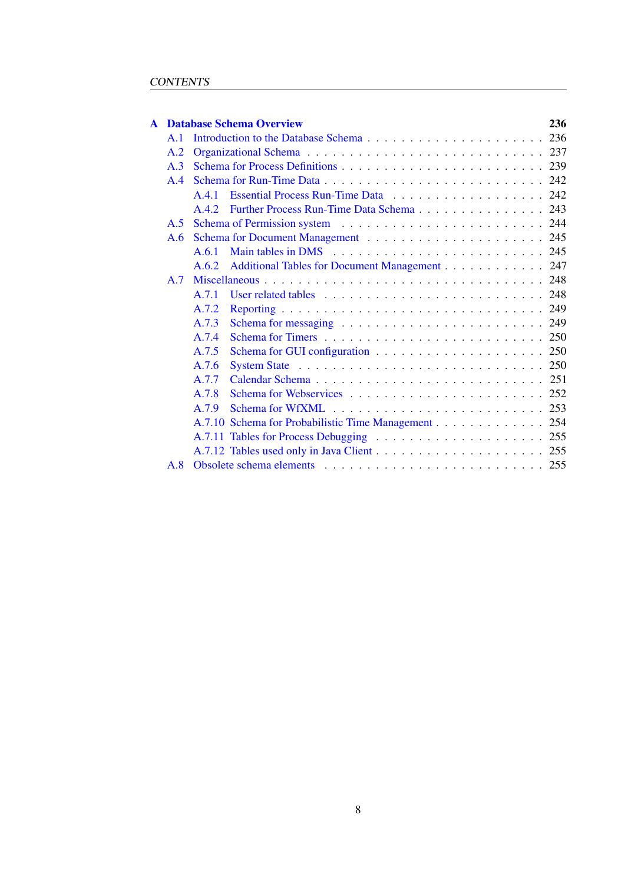**A Database Schema Overview** 236

- A.1 Introduction to the Database Schema . . . 236
- A.2 Organizational Schema . . . 237
- A.3 Schema for Process Definitions . . . 239
- A.4 Schema for Run-Time Data . . . 242
  - A.4.1 Essential Process Run-Time Data . . . 242
  - A.4.2 Further Process Run-Time Data Schema . . . 243
- A.5 Schema of Permission system . . . 244
- A.6 Schema for Document Management . . . 245
  - A.6.1 Main tables in DMS . . . 245
  - A.6.2 Additional Tables for Document Management . . . 247
- A.7 Miscellaneous . . . 248
  - A.7.1 User related tables . . . 248
  - A.7.2 Reporting . . . 249
  - A.7.3 Schema for messaging . . . 249
  - A.7.4 Schema for Timers . . . 250
  - A.7.5 Schema for GUI configuration . . . 250
  - A.7.6 System State . . . 250
  - A.7.7 Calendar Schema . . . 251
  - A.7.8 Schema for Webservices . . . 252
  - A.7.9 Schema for WfXML . . . 253
  - A.7.10 Schema for Probabilistic Time Management . . . 254
  - A.7.11 Tables for Process Debugging . . . 255
  - A.7.12 Tables used only in Java Client . . . 255
- A.8 Obsolete schema elements . . . 255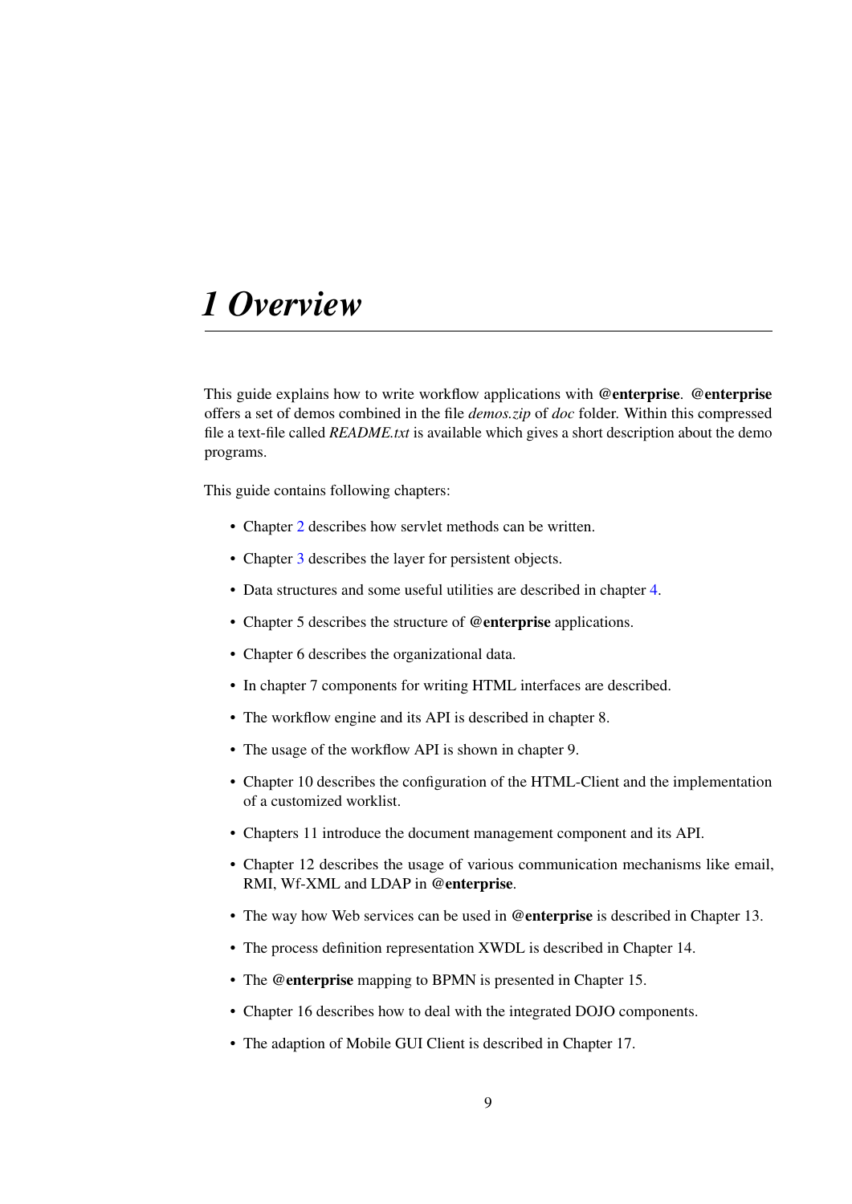# 1 Overview

This guide explains how to write workflow applications with **@enterprise**. **@enterprise** offers a set of demos combined in the file *demos.zip* of *doc* folder. Within this compressed file a text-file called *README.txt* is available which gives a short description about the demo programs.

This guide contains following chapters:

- Chapter 2 describes how servlet methods can be written.
- Chapter 3 describes the layer for persistent objects.
- Data structures and some useful utilities are described in chapter 4.
- Chapter 5 describes the structure of **@enterprise** applications.
- Chapter 6 describes the organizational data.
- In chapter 7 components for writing HTML interfaces are described.
- The workflow engine and its API is described in chapter 8.
- The usage of the workflow API is shown in chapter 9.
- Chapter 10 describes the configuration of the HTML-Client and the implementation of a customized worklist.
- Chapters 11 introduce the document management component and its API.
- Chapter 12 describes the usage of various communication mechanisms like email, RMI, Wf-XML and LDAP in **@enterprise**.
- The way how Web services can be used in **@enterprise** is described in Chapter 13.
- The process definition representation XWDL is described in Chapter 14.
- The **@enterprise** mapping to BPMN is presented in Chapter 15.
- Chapter 16 describes how to deal with the integrated DOJO components.
- The adaption of Mobile GUI Client is described in Chapter 17.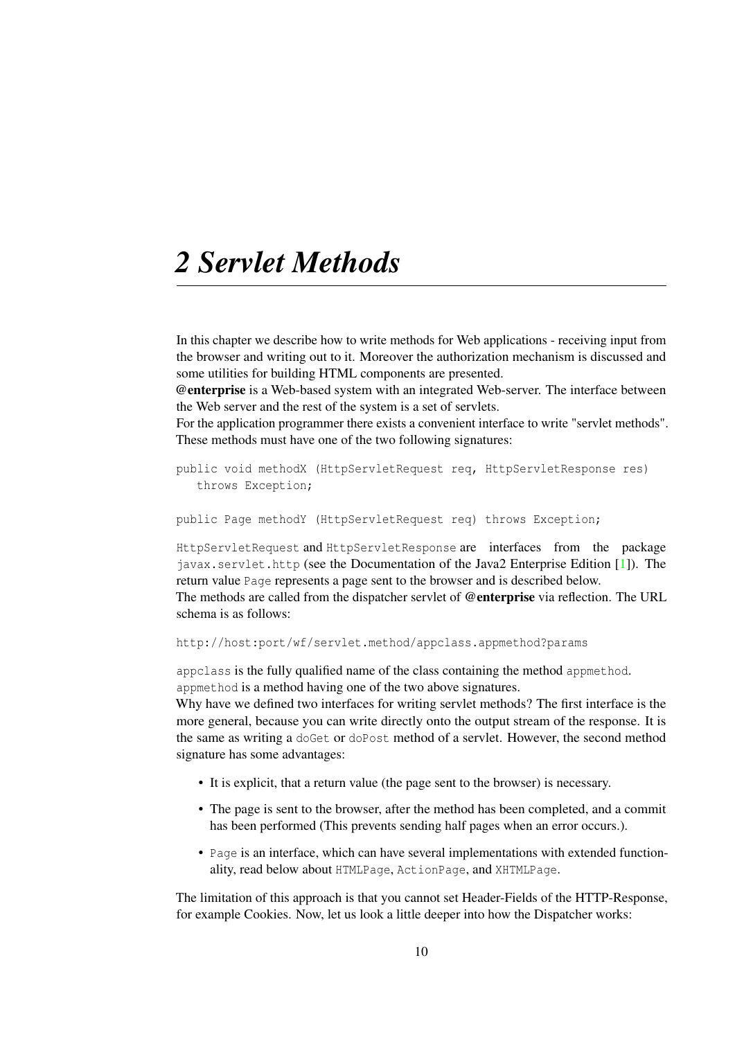# *2 Servlet Methods*

In this chapter we describe how to write methods for Web applications - receiving input from the browser and writing out to it. Moreover the authorization mechanism is discussed and some utilities for building HTML components are presented.
**@enterprise** is a Web-based system with an integrated Web-server. The interface between the Web server and the rest of the system is a set of servlets.
For the application programmer there exists a convenient interface to write "servlet methods". These methods must have one of the two following signatures:

```
public void methodX (HttpServletRequest req, HttpServletResponse res)
   throws Exception;
```

```
public Page methodY (HttpServletRequest req) throws Exception;
```

`HttpServletRequest` and `HttpServletResponse` are interfaces from the package `javax.servlet.http` (see the Documentation of the Java2 Enterprise Edition [1]). The return value `Page` represents a page sent to the browser and is described below.
The methods are called from the dispatcher servlet of **@enterprise** via reflection. The URL schema is as follows:

```
http://host:port/wf/servlet.method/appclass.appmethod?params
```

`appclass` is the fully qualified name of the class containing the method `appmethod`.
`appmethod` is a method having one of the two above signatures.
Why have we defined two interfaces for writing servlet methods? The first interface is the more general, because you can write directly onto the output stream of the response. It is the same as writing a `doGet` or `doPost` method of a servlet. However, the second method signature has some advantages:

- It is explicit, that a return value (the page sent to the browser) is necessary.
- The page is sent to the browser, after the method has been completed, and a commit has been performed (This prevents sending half pages when an error occurs.).
- `Page` is an interface, which can have several implementations with extended functionality, read below about `HTMLPage`, `ActionPage`, and `XHTMLPage`.

The limitation of this approach is that you cannot set Header-Fields of the HTTP-Response, for example Cookies. Now, let us look a little deeper into how the Dispatcher works: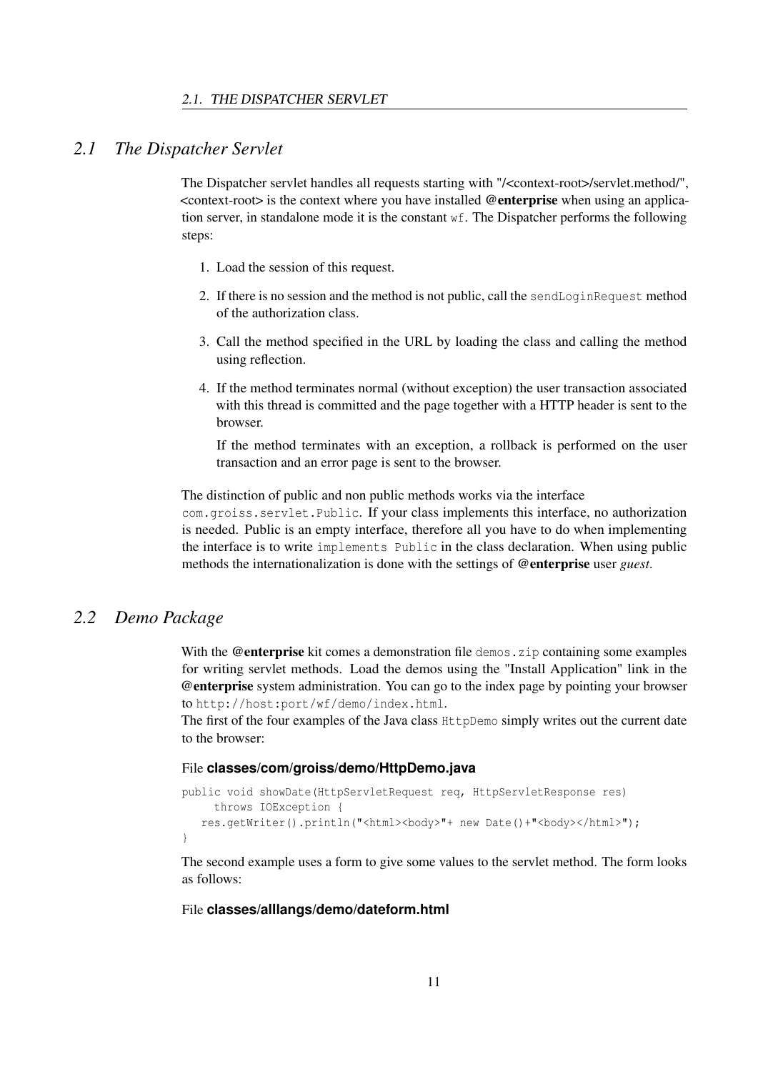## 2.1 The Dispatcher Servlet

The Dispatcher servlet handles all requests starting with "/<context-root>/servlet.method/", <context-root> is the context where you have installed **@enterprise** when using an application server, in standalone mode it is the constant `wf`. The Dispatcher performs the following steps:

1. Load the session of this request.
2. If there is no session and the method is not public, call the `sendLoginRequest` method of the authorization class.
3. Call the method specified in the URL by loading the class and calling the method using reflection.
4. If the method terminates normal (without exception) the user transaction associated with this thread is committed and the page together with a HTTP header is sent to the browser.

   If the method terminates with an exception, a rollback is performed on the user transaction and an error page is sent to the browser.

The distinction of public and non public methods works via the interface `com.groiss.servlet.Public`. If your class implements this interface, no authorization is needed. Public is an empty interface, therefore all you have to do when implementing the interface is to write `implements Public` in the class declaration. When using public methods the internationalization is done with the settings of **@enterprise** user *guest*.

## 2.2 Demo Package

With the **@enterprise** kit comes a demonstration file `demos.zip` containing some examples for writing servlet methods. Load the demos using the "Install Application" link in the **@enterprise** system administration. You can go to the index page by pointing your browser to `http://host:port/wf/demo/index.html`.

The first of the four examples of the Java class `HttpDemo` simply writes out the current date to the browser:

File **classes/com/groiss/demo/HttpDemo.java**

```
public void showDate(HttpServletRequest req, HttpServletResponse res)
     throws IOException {
   res.getWriter().println("<html><body>"+ new Date()+"<body></html>");
}
```

The second example uses a form to give some values to the servlet method. The form looks as follows:

File **classes/alllangs/demo/dateform.html**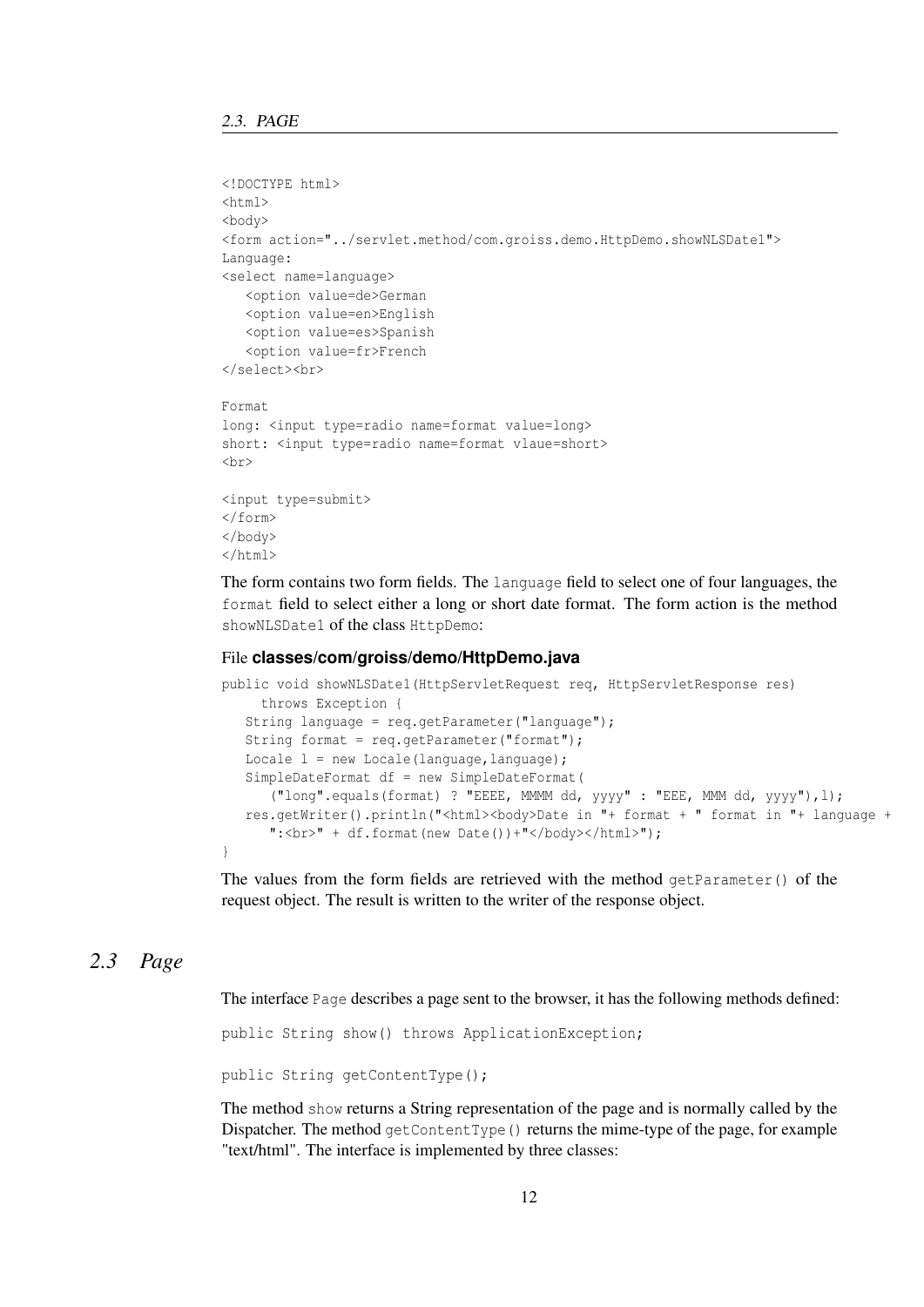```
<!DOCTYPE html>
<html>
<body>
<form action="../servlet.method/com.groiss.demo.HttpDemo.showNLSDate1">
Language:
<select name=language>
   <option value=de>German
   <option value=en>English
   <option value=es>Spanish
   <option value=fr>French
</select><br>

Format
long: <input type=radio name=format value=long>
short: <input type=radio name=format vlaue=short>
<br>

<input type=submit>
</form>
</body>
</html>
```

The form contains two form fields. The `language` field to select one of four languages, the `format` field to select either a long or short date format. The form action is the method `showNLSDate1` of the class `HttpDemo`:

File **classes/com/groiss/demo/HttpDemo.java**

```
public void showNLSDate1(HttpServletRequest req, HttpServletResponse res)
     throws Exception {
   String language = req.getParameter("language");
   String format = req.getParameter("format");
   Locale l = new Locale(language,language);
   SimpleDateFormat df = new SimpleDateFormat(
      ("long".equals(format) ? "EEEE, MMMM dd, yyyy" : "EEE, MMM dd, yyyy"),l);
   res.getWriter().println("<html><body>Date in "+ format + " format in "+ language +
      ":<br>" + df.format(new Date())+"</body></html>");
}
```

The values from the form fields are retrieved with the method `getParameter()` of the request object. The result is written to the writer of the response object.

## 2.3 Page

The interface `Page` describes a page sent to the browser, it has the following methods defined:

```
public String show() throws ApplicationException;

public String getContentType();
```

The method `show` returns a String representation of the page and is normally called by the Dispatcher. The method `getContentType()` returns the mime-type of the page, for example "text/html". The interface is implemented by three classes: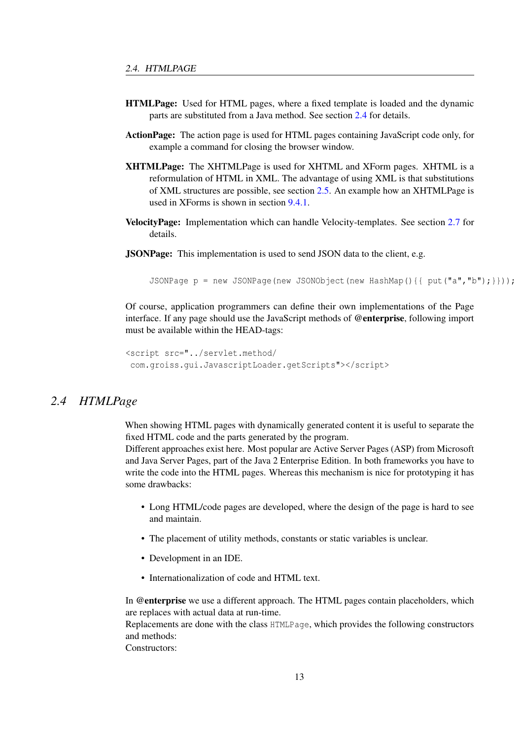**HTMLPage:** Used for HTML pages, where a fixed template is loaded and the dynamic parts are substituted from a Java method. See section 2.4 for details.

**ActionPage:** The action page is used for HTML pages containing JavaScript code only, for example a command for closing the browser window.

**XHTMLPage:** The XHTMLPage is used for XHTML and XForm pages. XHTML is a reformulation of HTML in XML. The advantage of using XML is that substitutions of XML structures are possible, see section 2.5. An example how an XHTMLPage is used in XForms is shown in section 9.4.1.

**VelocityPage:** Implementation which can handle Velocity-templates. See section 2.7 for details.

**JSONPage:** This implementation is used to send JSON data to the client, e.g.

```
JSONPage p = new JSONPage(new JSONObject(new HashMap(){{ put("a","b");}}));
```

Of course, application programmers can define their own implementations of the Page interface. If any page should use the JavaScript methods of **@enterprise**, following import must be available within the HEAD-tags:

```
<script src="../servlet.method/
 com.groiss.gui.JavascriptLoader.getScripts"></script>
```

## 2.4 HTMLPage

When showing HTML pages with dynamically generated content it is useful to separate the fixed HTML code and the parts generated by the program.
Different approaches exist here. Most popular are Active Server Pages (ASP) from Microsoft and Java Server Pages, part of the Java 2 Enterprise Edition. In both frameworks you have to write the code into the HTML pages. Whereas this mechanism is nice for prototyping it has some drawbacks:

- Long HTML/code pages are developed, where the design of the page is hard to see and maintain.
- The placement of utility methods, constants or static variables is unclear.
- Development in an IDE.
- Internationalization of code and HTML text.

In **@enterprise** we use a different approach. The HTML pages contain placeholders, which are replaces with actual data at run-time.
Replacements are done with the class `HTMLPage`, which provides the following constructors and methods:
Constructors: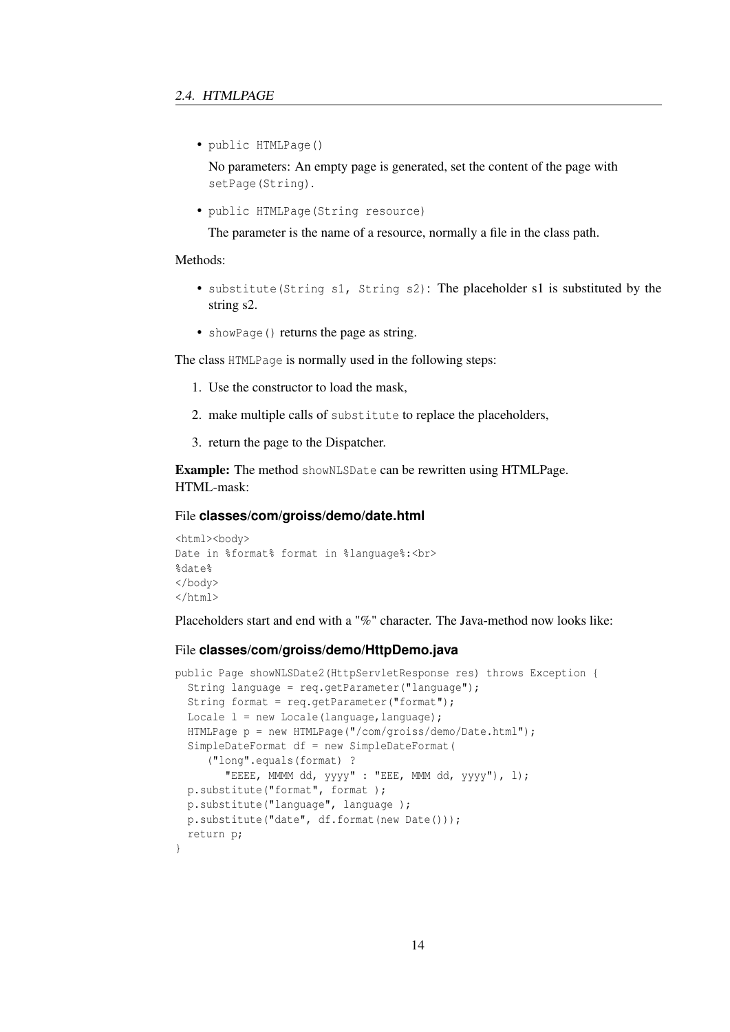- `public HTMLPage()`

  No parameters: An empty page is generated, set the content of the page with `setPage(String)`.

- `public HTMLPage(String resource)`

  The parameter is the name of a resource, normally a file in the class path.

Methods:

- `substitute(String s1, String s2)`: The placeholder s1 is substituted by the string s2.
- `showPage()` returns the page as string.

The class `HTMLPage` is normally used in the following steps:

1. Use the constructor to load the mask,
2. make multiple calls of `substitute` to replace the placeholders,
3. return the page to the Dispatcher.

**Example:** The method `showNLSDate` can be rewritten using HTMLPage.
HTML-mask:

File **classes/com/groiss/demo/date.html**

```
<html><body>
Date in %format% format in %language%:<br>
%date%
</body>
</html>
```

Placeholders start and end with a "%" character. The Java-method now looks like:

File **classes/com/groiss/demo/HttpDemo.java**

```
public Page showNLSDate2(HttpServletResponse res) throws Exception {
  String language = req.getParameter("language");
  String format = req.getParameter("format");
  Locale l = new Locale(language,language);
  HTMLPage p = new HTMLPage("/com/groiss/demo/Date.html");
  SimpleDateFormat df = new SimpleDateFormat(
     ("long".equals(format) ?
        "EEEE, MMMM dd, yyyy" : "EEE, MMM dd, yyyy"), l);
  p.substitute("format", format );
  p.substitute("language", language );
  p.substitute("date", df.format(new Date()));
  return p;
}
```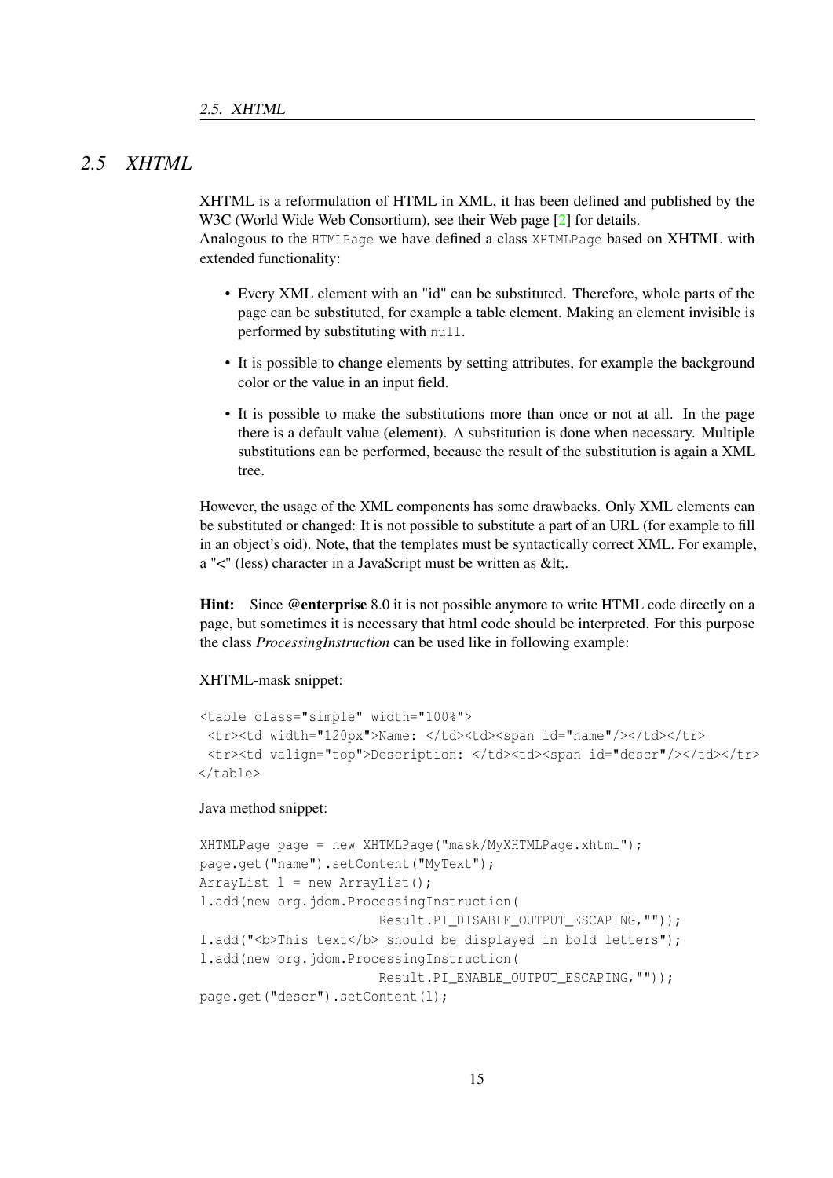## 2.5 XHTML

XHTML is a reformulation of HTML in XML, it has been defined and published by the W3C (World Wide Web Consortium), see their Web page [2] for details.
Analogous to the `HTMLPage` we have defined a class `XHTMLPage` based on XHTML with extended functionality:

- Every XML element with an "id" can be substituted. Therefore, whole parts of the page can be substituted, for example a table element. Making an element invisible is performed by substituting with `null`.
- It is possible to change elements by setting attributes, for example the background color or the value in an input field.
- It is possible to make the substitutions more than once or not at all. In the page there is a default value (element). A substitution is done when necessary. Multiple substitutions can be performed, because the result of the substitution is again a XML tree.

However, the usage of the XML components has some drawbacks. Only XML elements can be substituted or changed: It is not possible to substitute a part of an URL (for example to fill in an object's oid). Note, that the templates must be syntactically correct XML. For example, a "<" (less) character in a JavaScript must be written as &lt;.

**Hint:** Since **@enterprise** 8.0 it is not possible anymore to write HTML code directly on a page, but sometimes it is necessary that html code should be interpreted. For this purpose the class *ProcessingInstruction* can be used like in following example:

XHTML-mask snippet:

```
<table class="simple" width="100%">
 <tr><td width="120px">Name: </td><td><span id="name"/></td></tr>
 <tr><td valign="top">Description: </td><td><span id="descr"/></td></tr>
</table>
```

Java method snippet:

```
XHTMLPage page = new XHTMLPage("mask/MyXHTMLPage.xhtml");
page.get("name").setContent("MyText");
ArrayList l = new ArrayList();
l.add(new org.jdom.ProcessingInstruction(
                      Result.PI_DISABLE_OUTPUT_ESCAPING,""));
l.add("<b>This text</b> should be displayed in bold letters");
l.add(new org.jdom.ProcessingInstruction(
                      Result.PI_ENABLE_OUTPUT_ESCAPING,""));
page.get("descr").setContent(l);
```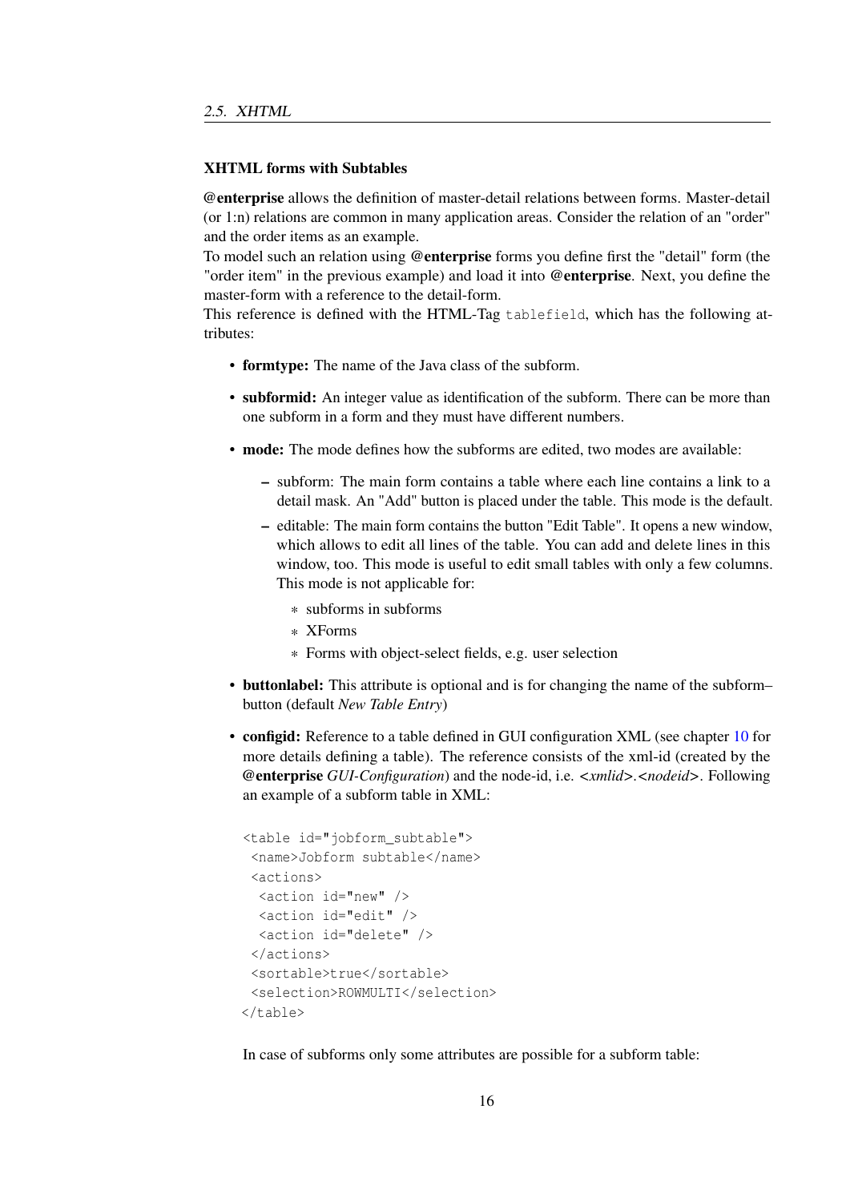### XHTML forms with Subtables

**@enterprise** allows the definition of master-detail relations between forms. Master-detail (or 1:n) relations are common in many application areas. Consider the relation of an "order" and the order items as an example.
To model such an relation using **@enterprise** forms you define first the "detail" form (the "order item" in the previous example) and load it into **@enterprise**. Next, you define the master-form with a reference to the detail-form.
This reference is defined with the HTML-Tag `tablefield`, which has the following attributes:

- **formtype:** The name of the Java class of the subform.
- **subformid:** An integer value as identification of the subform. There can be more than one subform in a form and they must have different numbers.
- **mode:** The mode defines how the subforms are edited, two modes are available:
  - subform: The main form contains a table where each line contains a link to a detail mask. An "Add" button is placed under the table. This mode is the default.
  - editable: The main form contains the button "Edit Table". It opens a new window, which allows to edit all lines of the table. You can add and delete lines in this window, too. This mode is useful to edit small tables with only a few columns. This mode is not applicable for:
    - subforms in subforms
    - XForms
    - Forms with object-select fields, e.g. user selection
- **buttonlabel:** This attribute is optional and is for changing the name of the subform–button (default *New Table Entry*)
- **configid:** Reference to a table defined in GUI configuration XML (see chapter 10 for more details defining a table). The reference consists of the xml-id (created by the **@enterprise** *GUI-Configuration*) and the node-id, i.e. <*xmlid*>.<*nodeid*>. Following an example of a subform table in XML:

```
<table id="jobform_subtable">
 <name>Jobform subtable</name>
 <actions>
  <action id="new" />
  <action id="edit" />
  <action id="delete" />
 </actions>
 <sortable>true</sortable>
 <selection>ROWMULTI</selection>
</table>
```

  In case of subforms only some attributes are possible for a subform table: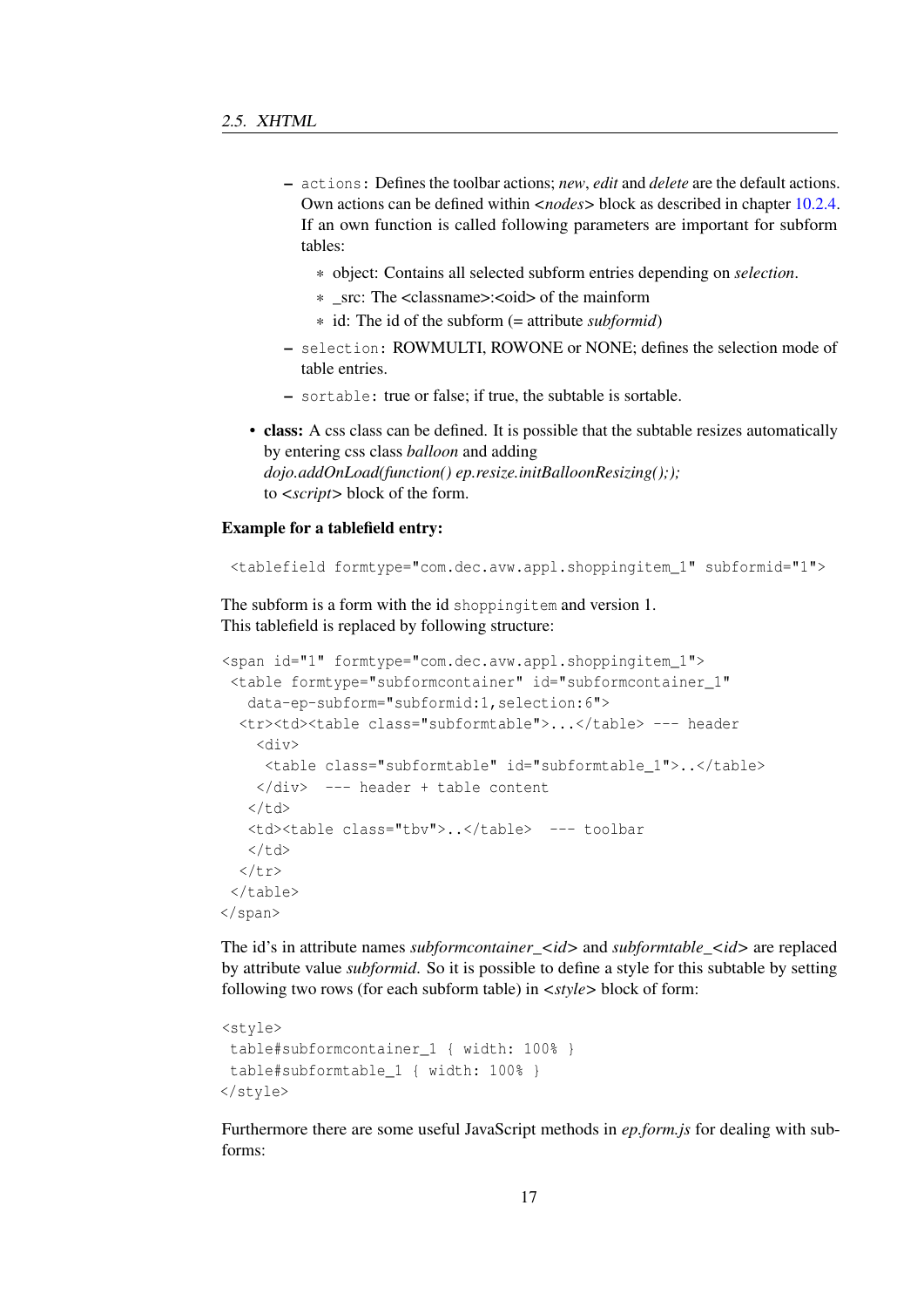- `actions`: Defines the toolbar actions; *new*, *edit* and *delete* are the default actions. Own actions can be defined within <*nodes*> block as described in chapter 10.2.4. If an own function is called following parameters are important for subform tables:
    * object: Contains all selected subform entries depending on *selection*.
    * _src: The <classname>:<oid> of the mainform
    * id: The id of the subform (= attribute *subformid*)
  - `selection`: ROWMULTI, ROWONE or NONE; defines the selection mode of table entries.
  - `sortable`: true or false; if true, the subtable is sortable.

- **class:** A css class can be defined. It is possible that the subtable resizes automatically by entering css class *balloon* and adding *dojo.addOnLoad(function() ep.resize.initBalloonResizing(););* to <*script*> block of the form.

**Example for a tablefield entry:**

```
<tablefield formtype="com.dec.avw.appl.shoppingitem_1" subformid="1">
```

The subform is a form with the id `shoppingitem` and version 1.
This tablefield is replaced by following structure:

```
<span id="1" formtype="com.dec.avw.appl.shoppingitem_1">
 <table formtype="subformcontainer" id="subformcontainer_1"
   data-ep-subform="subformid:1,selection:6">
  <tr><td><table class="subformtable">...</table> --- header
    <div>
     <table class="subformtable" id="subformtable_1">..</table>
    </div>  --- header + table content
   </td>
   <td><table class="tbv">..</table>  --- toolbar
   </td>
  </tr>
 </table>
</span>
```

The id's in attribute names *subformcontainer_<id>* and *subformtable_<id>* are replaced by attribute value *subformid*. So it is possible to define a style for this subtable by setting following two rows (for each subform table) in <*style*> block of form:

```
<style>
 table#subformcontainer_1 { width: 100% }
 table#subformtable_1 { width: 100% }
</style>
```

Furthermore there are some useful JavaScript methods in *ep.form.js* for dealing with subforms: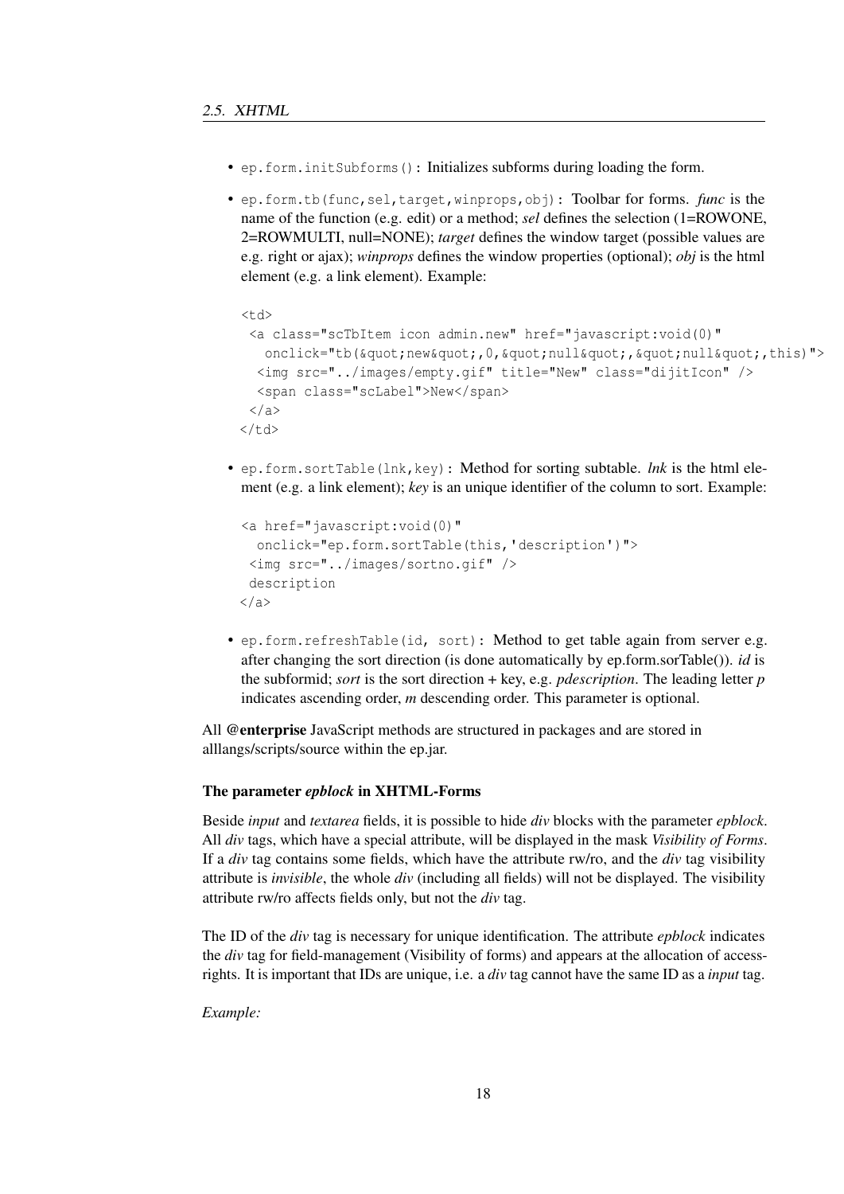- `ep.form.initSubforms()`: Initializes subforms during loading the form.
- `ep.form.tb(func,sel,target,winprops,obj)`: Toolbar for forms. *func* is the name of the function (e.g. edit) or a method; *sel* defines the selection (1=ROWONE, 2=ROWMULTI, null=NONE); *target* defines the window target (possible values are e.g. right or ajax); *winprops* defines the window properties (optional); *obj* is the html element (e.g. a link element). Example:

```
<td>
 <a class="scTbItem icon admin.new" href="javascript:void(0)"
   onclick="tb(&quot;new&quot;,0,&quot;null&quot;,&quot;null&quot;,this)">
  <img src="../images/empty.gif" title="New" class="dijitIcon" />
  <span class="scLabel">New</span>
 </a>
</td>
```

- `ep.form.sortTable(lnk,key)`: Method for sorting subtable. *lnk* is the html element (e.g. a link element); *key* is an unique identifier of the column to sort. Example:

```
<a href="javascript:void(0)"
  onclick="ep.form.sortTable(this,'description')">
 <img src="../images/sortno.gif" />
 description
</a>
```

- `ep.form.refreshTable(id, sort)`: Method to get table again from server e.g. after changing the sort direction (is done automatically by ep.form.sorTable()). *id* is the subformid; *sort* is the sort direction + key, e.g. *pdescription*. The leading letter *p* indicates ascending order, *m* descending order. This parameter is optional.

All **@enterprise** JavaScript methods are structured in packages and are stored in alllangs/scripts/source within the ep.jar.

#### The parameter *epblock* in XHTML-Forms

Beside *input* and *textarea* fields, it is possible to hide *div* blocks with the parameter *epblock*. All *div* tags, which have a special attribute, will be displayed in the mask *Visibility of Forms*. If a *div* tag contains some fields, which have the attribute rw/ro, and the *div* tag visibility attribute is *invisible*, the whole *div* (including all fields) will not be displayed. The visibility attribute rw/ro affects fields only, but not the *div* tag.

The ID of the *div* tag is necessary for unique identification. The attribute *epblock* indicates the *div* tag for field-management (Visibility of forms) and appears at the allocation of access-rights. It is important that IDs are unique, i.e. a *div* tag cannot have the same ID as a *input* tag.

*Example:*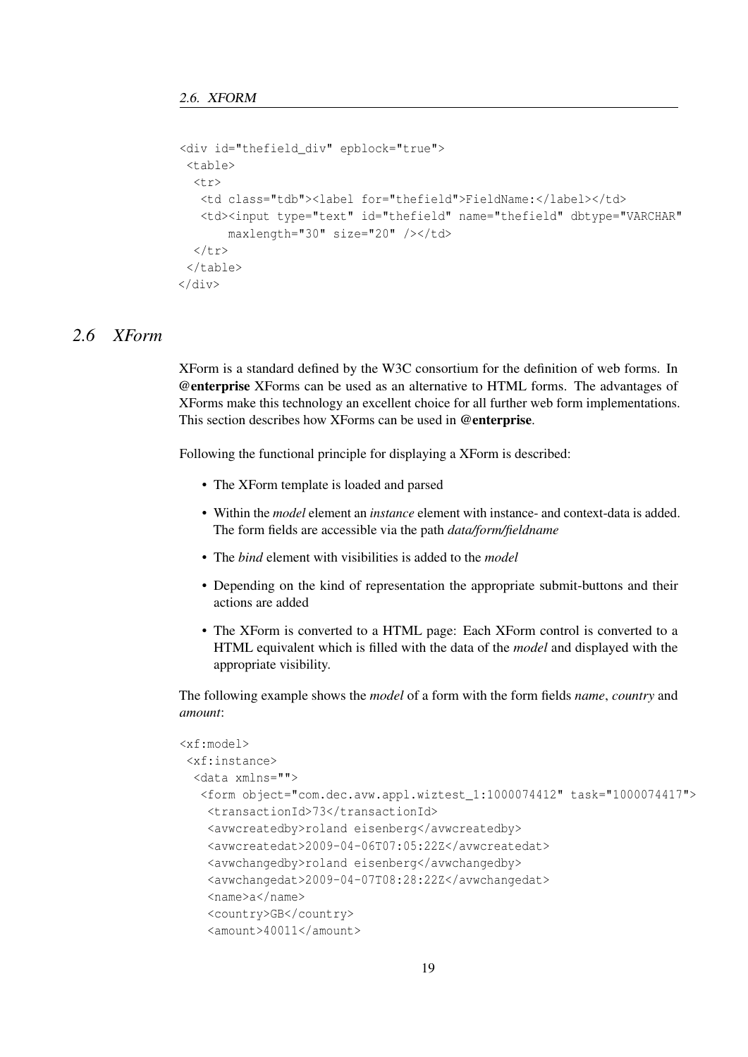```
<div id="thefield_div" epblock="true">
 <table>
  <tr>
   <td class="tdb"><label for="thefield">FieldName:</label></td>
   <td><input type="text" id="thefield" name="thefield" dbtype="VARCHAR"
       maxlength="30" size="20" /></td>
  </tr>
 </table>
</div>
```

## 2.6 XForm

XForm is a standard defined by the W3C consortium for the definition of web forms. In **@enterprise** XForms can be used as an alternative to HTML forms. The advantages of XForms make this technology an excellent choice for all further web form implementations. This section describes how XForms can be used in **@enterprise**.

Following the functional principle for displaying a XForm is described:

- The XForm template is loaded and parsed
- Within the *model* element an *instance* element with instance- and context-data is added. The form fields are accessible via the path *data/form/fieldname*
- The *bind* element with visibilities is added to the *model*
- Depending on the kind of representation the appropriate submit-buttons and their actions are added
- The XForm is converted to a HTML page: Each XForm control is converted to a HTML equivalent which is filled with the data of the *model* and displayed with the appropriate visibility.

The following example shows the *model* of a form with the form fields *name*, *country* and *amount*:

```
<xf:model>
 <xf:instance>
  <data xmlns="">
   <form object="com.dec.avw.appl.wiztest_1:1000074412" task="1000074417">
    <transactionId>73</transactionId>
    <avwcreatedby>roland eisenberg</avwcreatedby>
    <avwcreatedat>2009-04-06T07:05:22Z</avwcreatedat>
    <avwchangedby>roland eisenberg</avwchangedby>
    <avwchangedat>2009-04-07T08:28:22Z</avwchangedat>
    <name>a</name>
    <country>GB</country>
    <amount>40011</amount>
```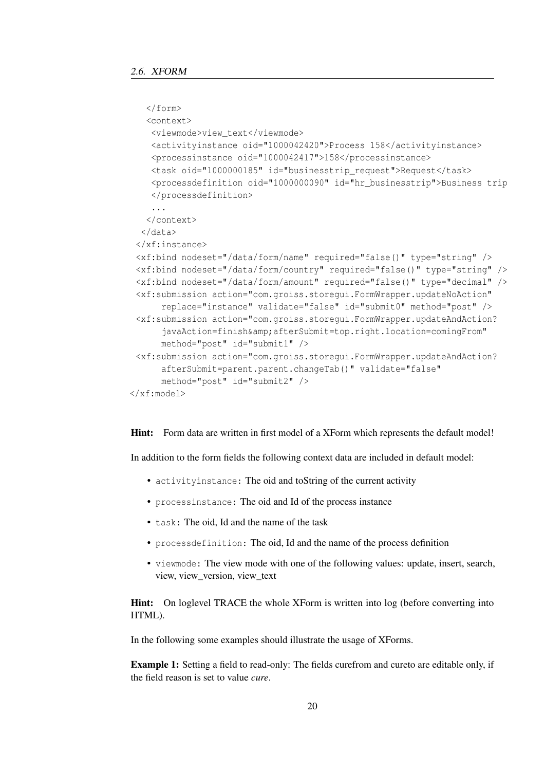```
    </form>
    <context>
     <viewmode>view_text</viewmode>
     <activityinstance oid="1000042420">Process 158</activityinstance>
     <processinstance oid="1000042417">158</processinstance>
     <task oid="1000000185" id="businesstrip_request">Request</task>
     <processdefinition oid="1000000090" id="hr_businesstrip">Business trip
     </processdefinition>
     ...
    </context>
   </data>
  </xf:instance>
  <xf:bind nodeset="/data/form/name" required="false()" type="string" />
  <xf:bind nodeset="/data/form/country" required="false()" type="string" />
  <xf:bind nodeset="/data/form/amount" required="false()" type="decimal" />
  <xf:submission action="com.groiss.storegui.FormWrapper.updateNoAction"
       replace="instance" validate="false" id="submit0" method="post" />
  <xf:submission action="com.groiss.storegui.FormWrapper.updateAndAction?
       javaAction=finish&amp;afterSubmit=top.right.location=comingFrom"
       method="post" id="submit1" />
  <xf:submission action="com.groiss.storegui.FormWrapper.updateAndAction?
       afterSubmit=parent.parent.changeTab()" validate="false"
       method="post" id="submit2" />
</xf:model>
```

**Hint:** Form data are written in first model of a XForm which represents the default model!

In addition to the form fields the following context data are included in default model:

- `activityinstance`: The oid and toString of the current activity
- `processinstance`: The oid and Id of the process instance
- `task`: The oid, Id and the name of the task
- `processdefinition`: The oid, Id and the name of the process definition
- `viewmode`: The view mode with one of the following values: update, insert, search, view, view_version, view_text

**Hint:** On loglevel TRACE the whole XForm is written into log (before converting into HTML).

In the following some examples should illustrate the usage of XForms.

**Example 1:** Setting a field to read-only: The fields curefrom and cureto are editable only, if the field reason is set to value *cure*.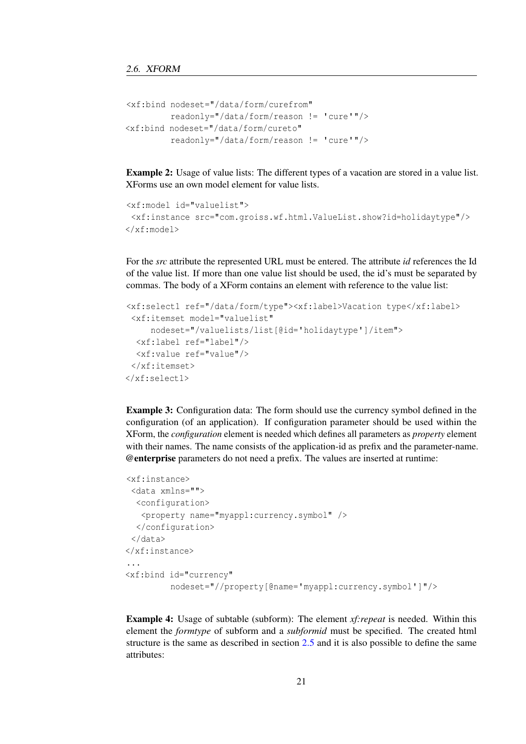```
<xf:bind nodeset="/data/form/curefrom"
         readonly="/data/form/reason != 'cure'"/>
<xf:bind nodeset="/data/form/cureto"
         readonly="/data/form/reason != 'cure'"/>
```

**Example 2:** Usage of value lists: The different types of a vacation are stored in a value list. XForms use an own model element for value lists.

```
<xf:model id="valuelist">
 <xf:instance src="com.groiss.wf.html.ValueList.show?id=holidaytype"/>
</xf:model>
```

For the *src* attribute the represented URL must be entered. The attribute *id* references the Id of the value list. If more than one value list should be used, the id's must be separated by commas. The body of a XForm contains an element with reference to the value list:

```
<xf:select1 ref="/data/form/type"><xf:label>Vacation type</xf:label>
 <xf:itemset model="valuelist"
     nodeset="/valuelists/list[@id='holidaytype']/item">
  <xf:label ref="label"/>
  <xf:value ref="value"/>
 </xf:itemset>
</xf:select1>
```

**Example 3:** Configuration data: The form should use the currency symbol defined in the configuration (of an application). If configuration parameter should be used within the XForm, the *configuration* element is needed which defines all parameters as *property* element with their names. The name consists of the application-id as prefix and the parameter-name. **@enterprise** parameters do not need a prefix. The values are inserted at runtime:

```
<xf:instance>
 <data xmlns="">
  <configuration>
   <property name="myappl:currency.symbol" />
  </configuration>
 </data>
</xf:instance>
...
<xf:bind id="currency"
         nodeset="//property[@name='myappl:currency.symbol']"/>
```

**Example 4:** Usage of subtable (subform): The element *xf:repeat* is needed. Within this element the *formtype* of subform and a *subformid* must be specified. The created html structure is the same as described in section 2.5 and it is also possible to define the same attributes: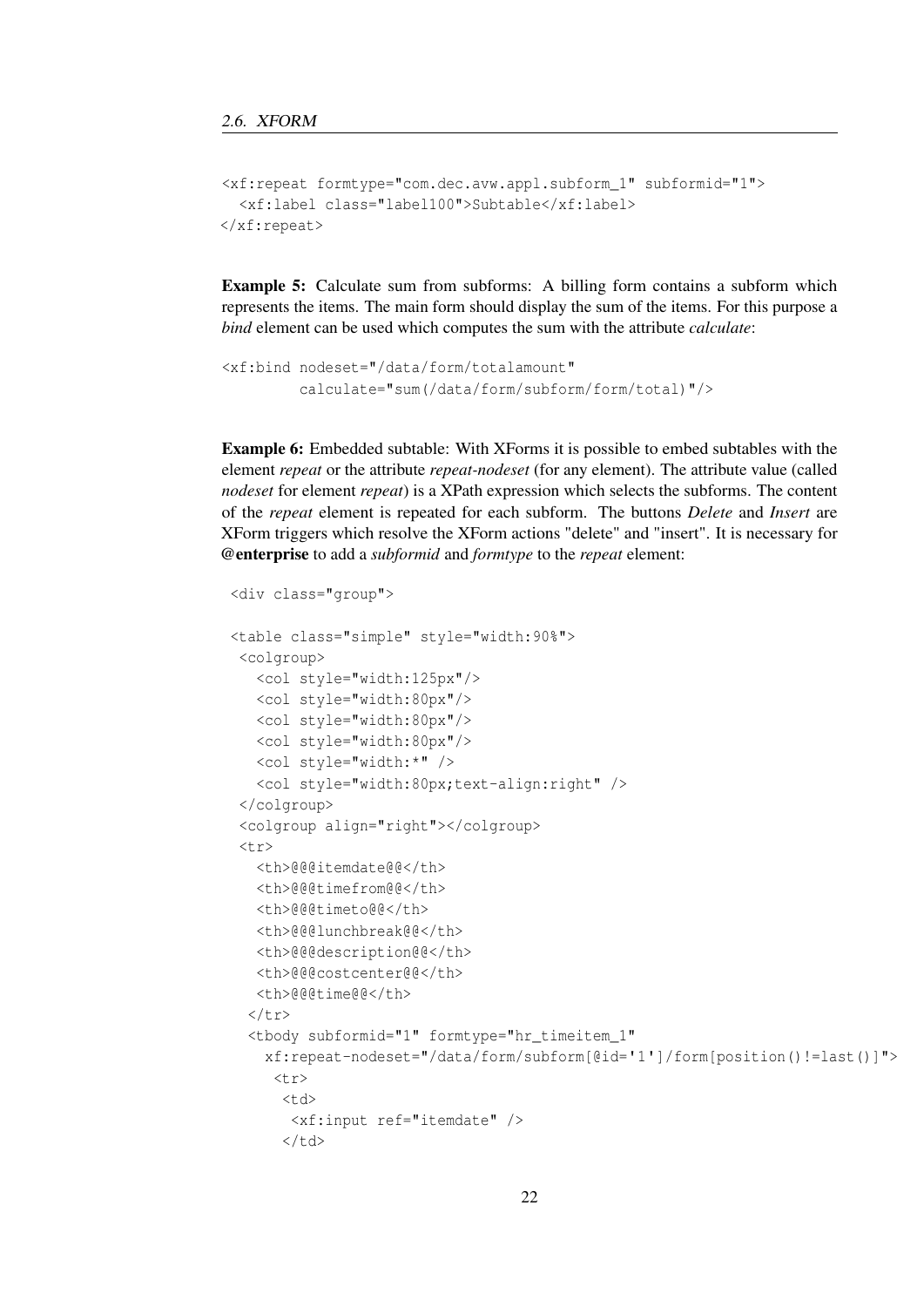```
<xf:repeat formtype="com.dec.avw.appl.subform_1" subformid="1">
  <xf:label class="label100">Subtable</xf:label>
</xf:repeat>
```

**Example 5:** Calculate sum from subforms: A billing form contains a subform which represents the items. The main form should display the sum of the items. For this purpose a *bind* element can be used which computes the sum with the attribute *calculate*:

```
<xf:bind nodeset="/data/form/totalamount"
         calculate="sum(/data/form/subform/form/total)"/>
```

**Example 6:** Embedded subtable: With XForms it is possible to embed subtables with the element *repeat* or the attribute *repeat-nodeset* (for any element). The attribute value (called *nodeset* for element *repeat*) is a XPath expression which selects the subforms. The content of the *repeat* element is repeated for each subform. The buttons *Delete* and *Insert* are XForm triggers which resolve the XForm actions "delete" and "insert". It is necessary for **@enterprise** to add a *subformid* and *formtype* to the *repeat* element:

```
<div class="group">

<table class="simple" style="width:90%">
 <colgroup>
   <col style="width:125px"/>
   <col style="width:80px"/>
   <col style="width:80px"/>
   <col style="width:80px"/>
   <col style="width:*" />
   <col style="width:80px;text-align:right" />
 </colgroup>
 <colgroup align="right"></colgroup>
 <tr>
   <th>@@@itemdate@@</th>
   <th>@@@timefrom@@</th>
   <th>@@@timeto@@</th>
   <th>@@@lunchbreak@@</th>
   <th>@@@description@@</th>
   <th>@@@costcenter@@</th>
   <th>@@@time@@</th>
  </tr>
  <tbody subformid="1" formtype="hr_timeitem_1"
    xf:repeat-nodeset="/data/form/subform[@id='1']/form[position()!=last()]">
     <tr>
      <td>
       <xf:input ref="itemdate" />
      </td>
```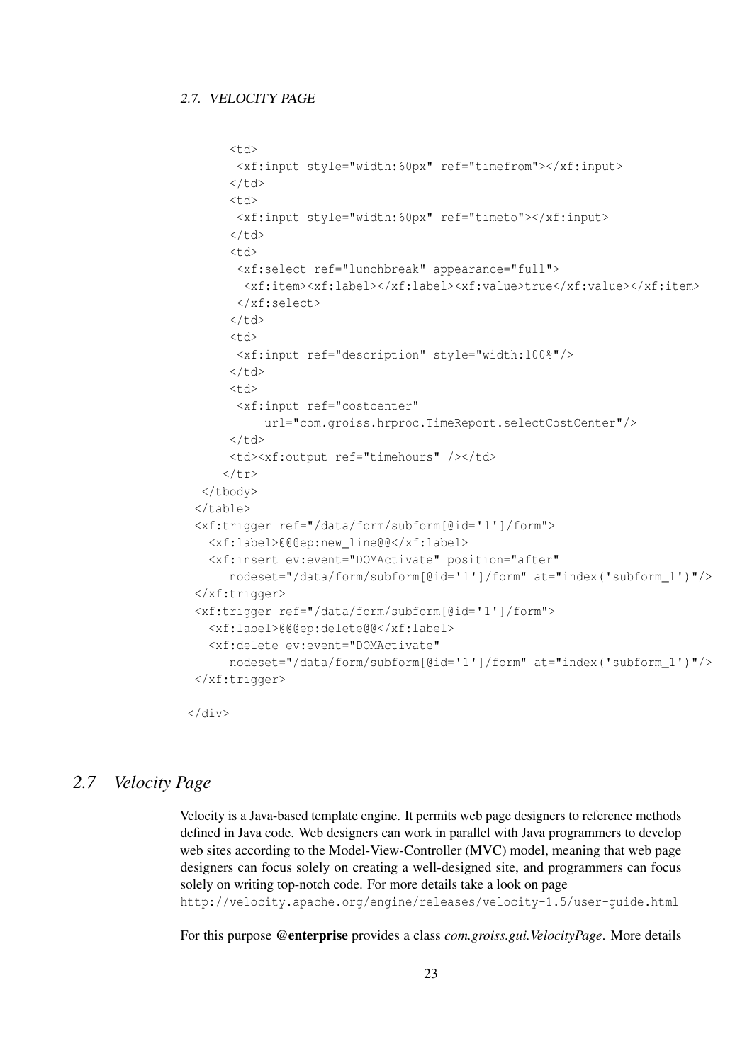```
      <td>
       <xf:input style="width:60px" ref="timefrom"></xf:input>
      </td>
      <td>
       <xf:input style="width:60px" ref="timeto"></xf:input>
      </td>
      <td>
       <xf:select ref="lunchbreak" appearance="full">
        <xf:item><xf:label></xf:label><xf:value>true</xf:value></xf:item>
       </xf:select>
      </td>
      <td>
       <xf:input ref="description" style="width:100%"/>
      </td>
      <td>
       <xf:input ref="costcenter"
           url="com.groiss.hrproc.TimeReport.selectCostCenter"/>
      </td>
      <td><xf:output ref="timehours" /></td>
     </tr>
  </tbody>
 </table>
 <xf:trigger ref="/data/form/subform[@id='1']/form">
   <xf:label>@@@ep:new_line@@</xf:label>
   <xf:insert ev:event="DOMActivate" position="after"
      nodeset="/data/form/subform[@id='1']/form" at="index('subform_1')"/>
 </xf:trigger>
 <xf:trigger ref="/data/form/subform[@id='1']/form">
   <xf:label>@@@ep:delete@@</xf:label>
   <xf:delete ev:event="DOMActivate"
      nodeset="/data/form/subform[@id='1']/form" at="index('subform_1')"/>
 </xf:trigger>

</div>
```

## 2.7 *Velocity Page*

Velocity is a Java-based template engine. It permits web page designers to reference methods defined in Java code. Web designers can work in parallel with Java programmers to develop web sites according to the Model-View-Controller (MVC) model, meaning that web page designers can focus solely on creating a well-designed site, and programmers can focus solely on writing top-notch code. For more details take a look on page
`http://velocity.apache.org/engine/releases/velocity-1.5/user-guide.html`

For this purpose **@enterprise** provides a class *com.groiss.gui.VelocityPage*. More details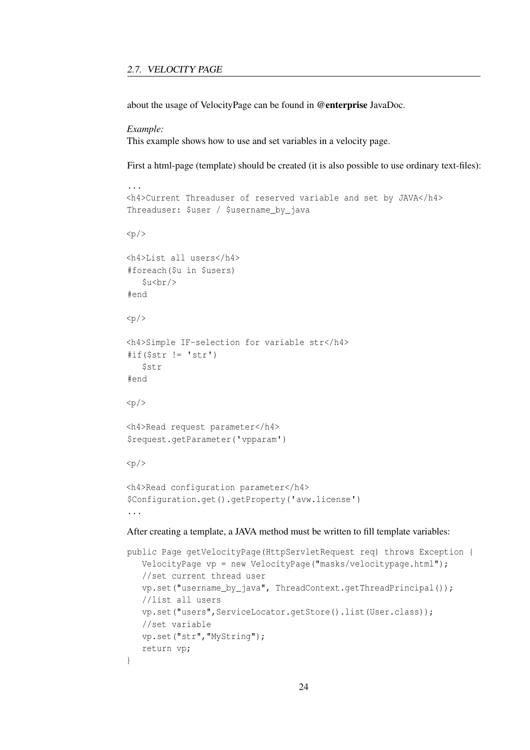about the usage of VelocityPage can be found in **@enterprise** JavaDoc.

*Example:*
This example shows how to use and set variables in a velocity page.

First a html-page (template) should be created (it is also possible to use ordinary text-files):

```
...
<h4>Current Threaduser of reserved variable and set by JAVA</h4>
Threaduser: $user / $username_by_java

<p/>

<h4>List all users</h4>
#foreach($u in $users)
   $u<br/>
#end

<p/>

<h4>Simple IF-selection for variable str</h4>
#if($str != 'str')
   $str
#end

<p/>

<h4>Read request parameter</h4>
$request.getParameter('vpparam')

<p/>

<h4>Read configuration parameter</h4>
$Configuration.get().getProperty('avw.license')
...
```

After creating a template, a JAVA method must be written to fill template variables:

```
public Page getVelocityPage(HttpServletRequest req) throws Exception {
   VelocityPage vp = new VelocityPage("masks/velocitypage.html");
   //set current thread user
   vp.set("username_by_java", ThreadContext.getThreadPrincipal());
   //list all users
   vp.set("users",ServiceLocator.getStore().list(User.class));
   //set variable
   vp.set("str","MyString");
   return vp;
}
```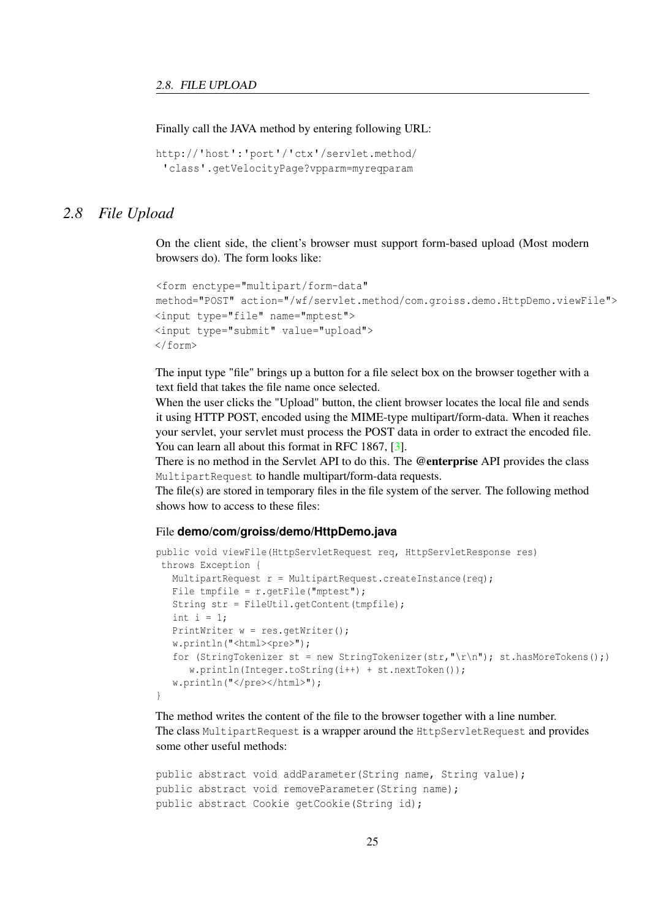Finally call the JAVA method by entering following URL:

```
http://'host':'port'/'ctx'/servlet.method/
 'class'.getVelocityPage?vpparm=myreqparam
```

## 2.8 File Upload

On the client side, the client's browser must support form-based upload (Most modern browsers do). The form looks like:

```
<form enctype="multipart/form-data"
method="POST" action="/wf/servlet.method/com.groiss.demo.HttpDemo.viewFile">
<input type="file" name="mptest">
<input type="submit" value="upload">
</form>
```

The input type "file" brings up a button for a file select box on the browser together with a text field that takes the file name once selected.
When the user clicks the "Upload" button, the client browser locates the local file and sends it using HTTP POST, encoded using the MIME-type multipart/form-data. When it reaches your servlet, your servlet must process the POST data in order to extract the encoded file. You can learn all about this format in RFC 1867, [3].
There is no method in the Servlet API to do this. The **@enterprise** API provides the class `MultipartRequest` to handle multipart/form-data requests.
The file(s) are stored in temporary files in the file system of the server. The following method shows how to access to these files:

File **demo/com/groiss/demo/HttpDemo.java**

```
public void viewFile(HttpServletRequest req, HttpServletResponse res)
 throws Exception {
   MultipartRequest r = MultipartRequest.createInstance(req);
   File tmpfile = r.getFile("mptest");
   String str = FileUtil.getContent(tmpfile);
   int i = 1;
   PrintWriter w = res.getWriter();
   w.println("<html><pre>");
   for (StringTokenizer st = new StringTokenizer(str,"\r\n"); st.hasMoreTokens();)
      w.println(Integer.toString(i++) + st.nextToken());
   w.println("</pre></html>");
}
```

The method writes the content of the file to the browser together with a line number.
The class `MultipartRequest` is a wrapper around the `HttpServletRequest` and provides some other useful methods:

```
public abstract void addParameter(String name, String value);
public abstract void removeParameter(String name);
public abstract Cookie getCookie(String id);
```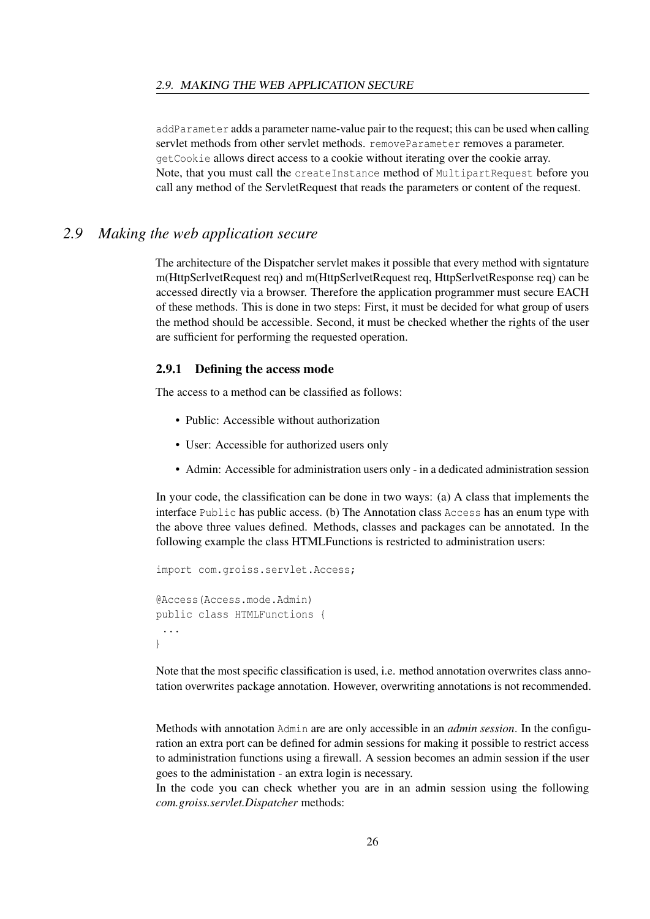`addParameter` adds a parameter name-value pair to the request; this can be used when calling servlet methods from other servlet methods. `removeParameter` removes a parameter. `getCookie` allows direct access to a cookie without iterating over the cookie array.
Note, that you must call the `createInstance` method of `MultipartRequest` before you call any method of the ServletRequest that reads the parameters or content of the request.

## *2.9 Making the web application secure*

The architecture of the Dispatcher servlet makes it possible that every method with signtature m(HttpSerlvetRequest req) and m(HttpSerlvetRequest req, HttpSerlvetResponse req) can be accessed directly via a browser. Therefore the application programmer must secure EACH of these methods. This is done in two steps: First, it must be decided for what group of users the method should be accessible. Second, it must be checked whether the rights of the user are sufficient for performing the requested operation.

### 2.9.1 Defining the access mode

The access to a method can be classified as follows:

- Public: Accessible without authorization
- User: Accessible for authorized users only
- Admin: Accessible for administration users only - in a dedicated administration session

In your code, the classification can be done in two ways: (a) A class that implements the interface `Public` has public access. (b) The Annotation class `Access` has an enum type with the above three values defined. Methods, classes and packages can be annotated. In the following example the class HTMLFunctions is restricted to administration users:

```
import com.groiss.servlet.Access;

@Access(Access.mode.Admin)
public class HTMLFunctions {
 ...
}
```

Note that the most specific classification is used, i.e. method annotation overwrites class annotation overwrites package annotation. However, overwriting annotations is not recommended.

Methods with annotation `Admin` are are only accessible in an *admin session*. In the configuration an extra port can be defined for admin sessions for making it possible to restrict access to administration functions using a firewall. A session becomes an admin session if the user goes to the administation - an extra login is necessary.
In the code you can check whether you are in an admin session using the following *com.groiss.servlet.Dispatcher* methods: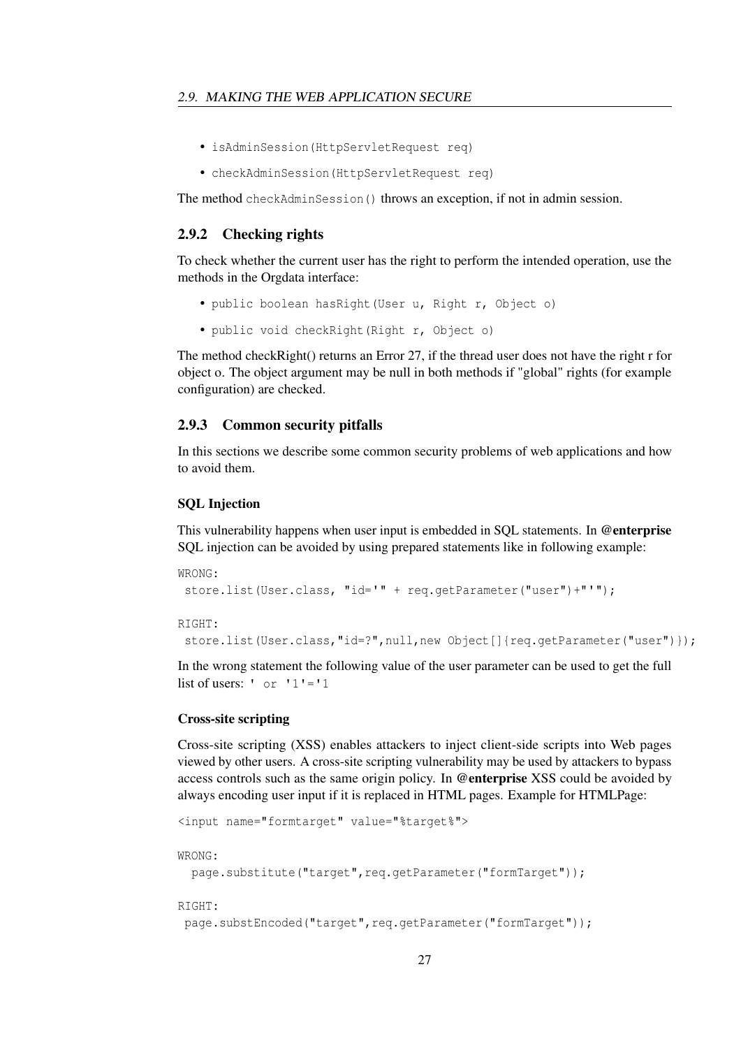- `isAdminSession(HttpServletRequest req)`
- `checkAdminSession(HttpServletRequest req)`

The method `checkAdminSession()` throws an exception, if not in admin session.

### 2.9.2 Checking rights

To check whether the current user has the right to perform the intended operation, use the methods in the Orgdata interface:

- `public boolean hasRight(User u, Right r, Object o)`
- `public void checkRight(Right r, Object o)`

The method checkRight() returns an Error 27, if the thread user does not have the right r for object o. The object argument may be null in both methods if "global" rights (for example configuration) are checked.

### 2.9.3 Common security pitfalls

In this sections we describe some common security problems of web applications and how to avoid them.

#### SQL Injection

This vulnerability happens when user input is embedded in SQL statements. In **@enterprise** SQL injection can be avoided by using prepared statements like in following example:

```
WRONG:
 store.list(User.class, "id='" + req.getParameter("user")+"'");

RIGHT:
 store.list(User.class,"id=?",null,new Object[]{req.getParameter("user")});
```

In the wrong statement the following value of the user parameter can be used to get the full list of users: `' or '1'='1`

#### Cross-site scripting

Cross-site scripting (XSS) enables attackers to inject client-side scripts into Web pages viewed by other users. A cross-site scripting vulnerability may be used by attackers to bypass access controls such as the same origin policy. In **@enterprise** XSS could be avoided by always encoding user input if it is replaced in HTML pages. Example for HTMLPage:

```
<input name="formtarget" value="%target%">

WRONG:
  page.substitute("target",req.getParameter("formTarget"));

RIGHT:
 page.substEncoded("target",req.getParameter("formTarget"));
```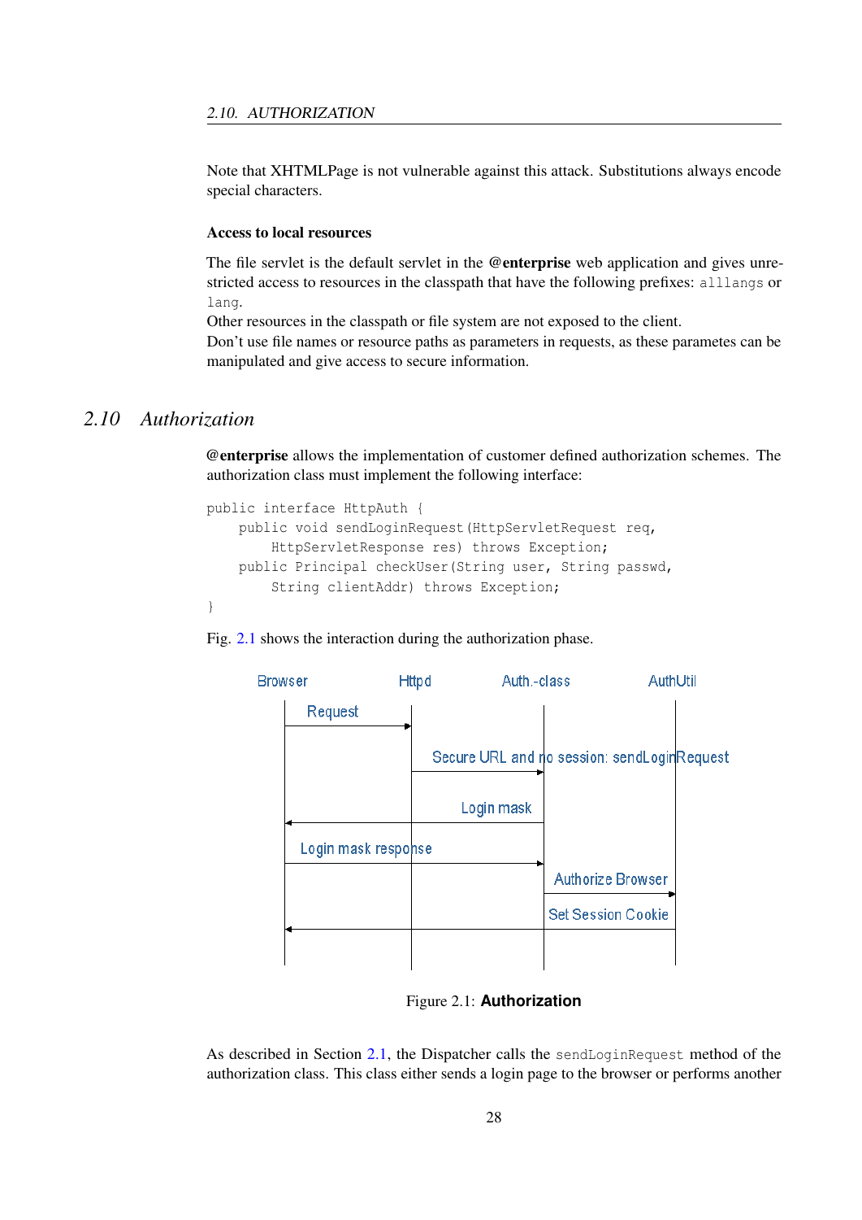Note that XHTMLPage is not vulnerable against this attack. Substitutions always encode special characters.

#### Access to local resources

The file servlet is the default servlet in the **@enterprise** web application and gives unrestricted access to resources in the classpath that have the following prefixes: `alllangs` or `lang`.

Other resources in the classpath or file system are not exposed to the client.

Don't use file names or resource paths as parameters in requests, as these parametes can be manipulated and give access to secure information.

## 2.10 Authorization

**@enterprise** allows the implementation of customer defined authorization schemes. The authorization class must implement the following interface:

```
public interface HttpAuth {
    public void sendLoginRequest(HttpServletRequest req,
        HttpServletResponse res) throws Exception;
    public Principal checkUser(String user, String passwd,
        String clientAddr) throws Exception;
}
```

Fig. 2.1 shows the interaction during the authorization phase.

Figure 2.1: **Authorization**

As described in Section 2.1, the Dispatcher calls the `sendLoginRequest` method of the authorization class. This class either sends a login page to the browser or performs another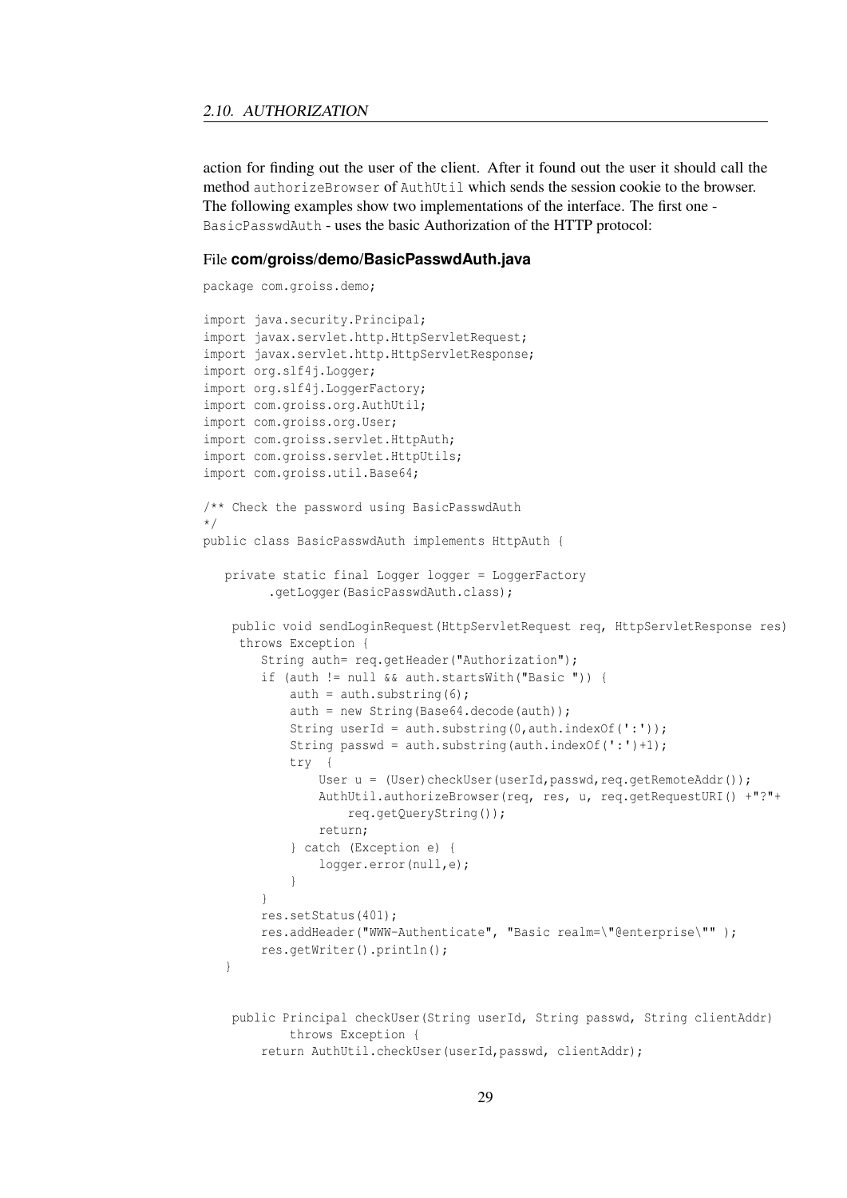action for finding out the user of the client. After it found out the user it should call the method `authorizeBrowser` of `AuthUtil` which sends the session cookie to the browser. The following examples show two implementations of the interface. The first one - `BasicPasswdAuth` - uses the basic Authorization of the HTTP protocol:

File **com/groiss/demo/BasicPasswdAuth.java**

```
package com.groiss.demo;

import java.security.Principal;
import javax.servlet.http.HttpServletRequest;
import javax.servlet.http.HttpServletResponse;
import org.slf4j.Logger;
import org.slf4j.LoggerFactory;
import com.groiss.org.AuthUtil;
import com.groiss.org.User;
import com.groiss.servlet.HttpAuth;
import com.groiss.servlet.HttpUtils;
import com.groiss.util.Base64;

/** Check the password using BasicPasswdAuth
*/
public class BasicPasswdAuth implements HttpAuth {

   private static final Logger logger = LoggerFactory
         .getLogger(BasicPasswdAuth.class);

    public void sendLoginRequest(HttpServletRequest req, HttpServletResponse res)
     throws Exception {
        String auth= req.getHeader("Authorization");
        if (auth != null && auth.startsWith("Basic ")) {
            auth = auth.substring(6);
            auth = new String(Base64.decode(auth));
            String userId = auth.substring(0,auth.indexOf(':'));
            String passwd = auth.substring(auth.indexOf(':')+1);
            try  {
                User u = (User)checkUser(userId,passwd,req.getRemoteAddr());
                AuthUtil.authorizeBrowser(req, res, u, req.getRequestURI() +"?"+
                    req.getQueryString());
                return;
            } catch (Exception e) {
                logger.error(null,e);
            }
        }
        res.setStatus(401);
        res.addHeader("WWW-Authenticate", "Basic realm=\"@enterprise\"" );
        res.getWriter().println();
   }


    public Principal checkUser(String userId, String passwd, String clientAddr)
            throws Exception {
        return AuthUtil.checkUser(userId,passwd, clientAddr);
```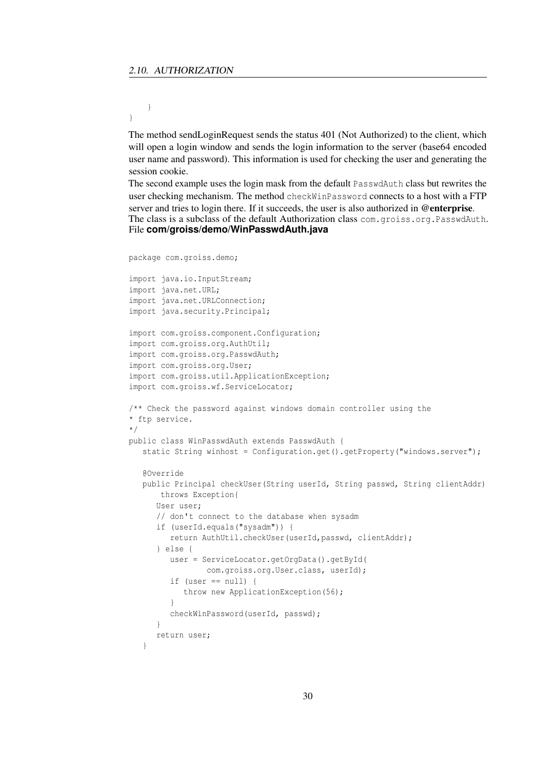```
    }
}
```

The method sendLoginRequest sends the status 401 (Not Authorized) to the client, which will open a login window and sends the login information to the server (base64 encoded user name and password). This information is used for checking the user and generating the session cookie.

The second example uses the login mask from the default `PasswdAuth` class but rewrites the user checking mechanism. The method `checkWinPassword` connects to a host with a FTP server and tries to login there. If it succeeds, the user is also authorized in **@enterprise**. The class is a subclass of the default Authorization class `com.groiss.org.PasswdAuth`. File **com/groiss/demo/WinPasswdAuth.java**

```java
package com.groiss.demo;

import java.io.InputStream;
import java.net.URL;
import java.net.URLConnection;
import java.security.Principal;

import com.groiss.component.Configuration;
import com.groiss.org.AuthUtil;
import com.groiss.org.PasswdAuth;
import com.groiss.org.User;
import com.groiss.util.ApplicationException;
import com.groiss.wf.ServiceLocator;

/** Check the password against windows domain controller using the
* ftp service.
*/
public class WinPasswdAuth extends PasswdAuth {
   static String winhost = Configuration.get().getProperty("windows.server");

   @Override
   public Principal checkUser(String userId, String passwd, String clientAddr)
       throws Exception{
      User user;
      // don't connect to the database when sysadm
      if (userId.equals("sysadm")) {
         return AuthUtil.checkUser(userId,passwd, clientAddr);
      } else {
         user = ServiceLocator.getOrgData().getById(
                 com.groiss.org.User.class, userId);
         if (user == null) {
            throw new ApplicationException(56);
         }
         checkWinPassword(userId, passwd);
      }
      return user;
   }
```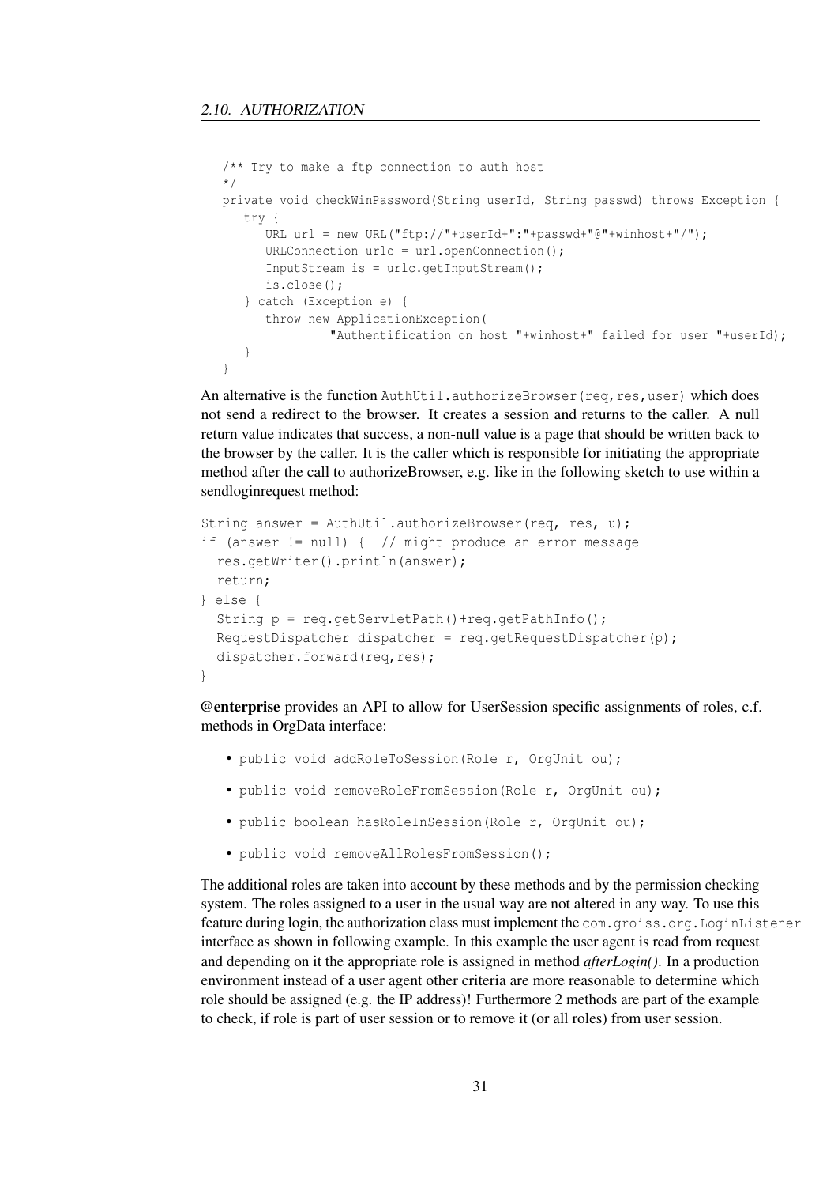```
/** Try to make a ftp connection to auth host
*/
private void checkWinPassword(String userId, String passwd) throws Exception {
   try {
      URL url = new URL("ftp://"+userId+":"+passwd+"@"+winhost+"/");
      URLConnection urlc = url.openConnection();
      InputStream is = urlc.getInputStream();
      is.close();
   } catch (Exception e) {
      throw new ApplicationException(
            "Authentification on host "+winhost+" failed for user "+userId);
   }
}
```

An alternative is the function `AuthUtil.authorizeBrowser(req,res,user)` which does not send a redirect to the browser. It creates a session and returns to the caller. A null return value indicates that success, a non-null value is a page that should be written back to the browser by the caller. It is the caller which is responsible for initiating the appropriate method after the call to authorizeBrowser, e.g. like in the following sketch to use within a sendloginrequest method:

```
String answer = AuthUtil.authorizeBrowser(req, res, u);
if (answer != null) {  // might produce an error message
  res.getWriter().println(answer);
  return;
} else {
  String p = req.getServletPath()+req.getPathInfo();
  RequestDispatcher dispatcher = req.getRequestDispatcher(p);
  dispatcher.forward(req,res);
}
```

**@enterprise** provides an API to allow for UserSession specific assignments of roles, c.f. methods in OrgData interface:

- `public void addRoleToSession(Role r, OrgUnit ou);`
- `public void removeRoleFromSession(Role r, OrgUnit ou);`
- `public boolean hasRoleInSession(Role r, OrgUnit ou);`
- `public void removeAllRolesFromSession();`

The additional roles are taken into account by these methods and by the permission checking system. The roles assigned to a user in the usual way are not altered in any way. To use this feature during login, the authorization class must implement the `com.groiss.org.LoginListener` interface as shown in following example. In this example the user agent is read from request and depending on it the appropriate role is assigned in method *afterLogin()*. In a production environment instead of a user agent other criteria are more reasonable to determine which role should be assigned (e.g. the IP address)! Furthermore 2 methods are part of the example to check, if role is part of user session or to remove it (or all roles) from user session.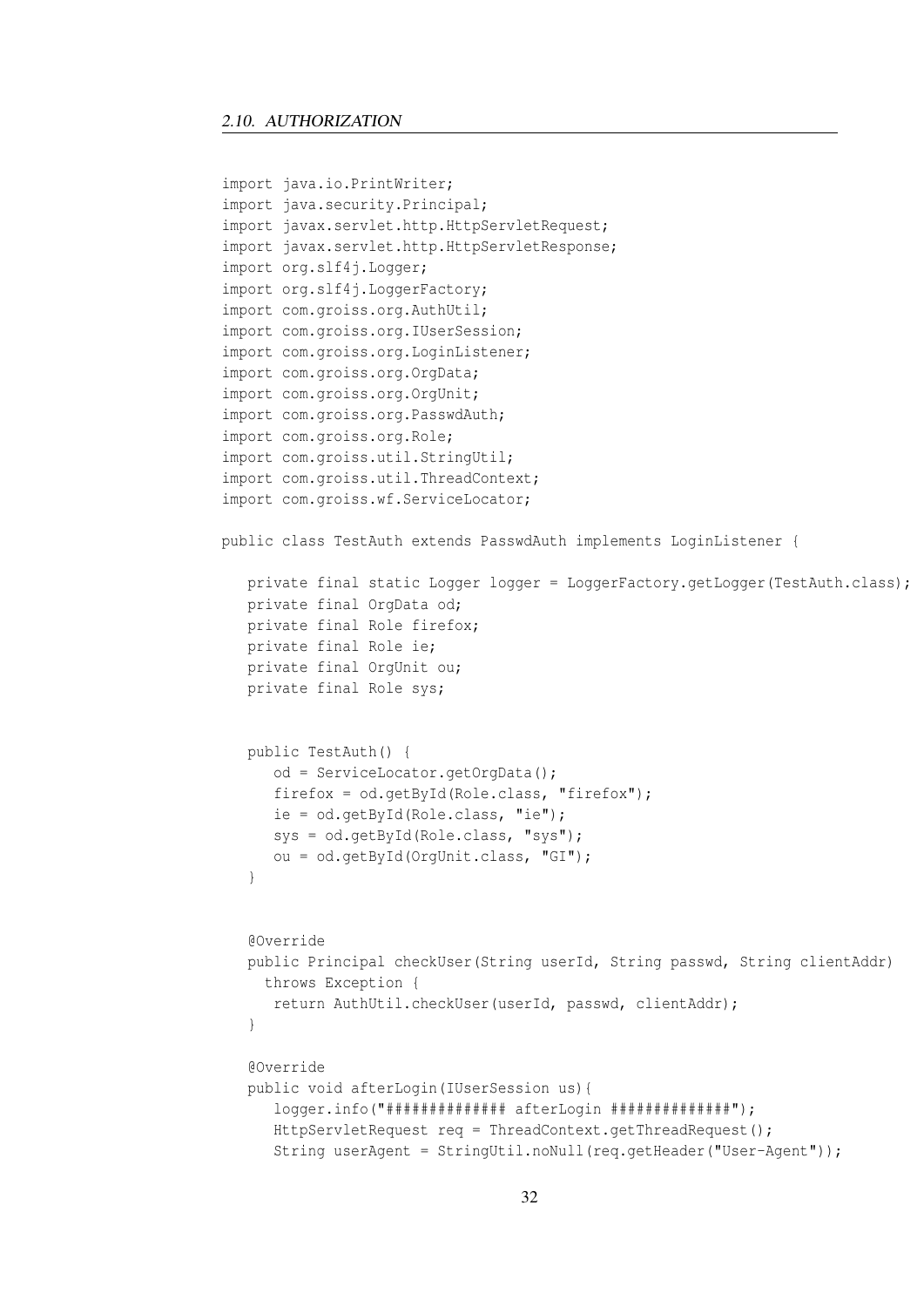```java
import java.io.PrintWriter;
import java.security.Principal;
import javax.servlet.http.HttpServletRequest;
import javax.servlet.http.HttpServletResponse;
import org.slf4j.Logger;
import org.slf4j.LoggerFactory;
import com.groiss.org.AuthUtil;
import com.groiss.org.IUserSession;
import com.groiss.org.LoginListener;
import com.groiss.org.OrgData;
import com.groiss.org.OrgUnit;
import com.groiss.org.PasswdAuth;
import com.groiss.org.Role;
import com.groiss.util.StringUtil;
import com.groiss.util.ThreadContext;
import com.groiss.wf.ServiceLocator;

public class TestAuth extends PasswdAuth implements LoginListener {

   private final static Logger logger = LoggerFactory.getLogger(TestAuth.class);
   private final OrgData od;
   private final Role firefox;
   private final Role ie;
   private final OrgUnit ou;
   private final Role sys;


   public TestAuth() {
      od = ServiceLocator.getOrgData();
      firefox = od.getById(Role.class, "firefox");
      ie = od.getById(Role.class, "ie");
      sys = od.getById(Role.class, "sys");
      ou = od.getById(OrgUnit.class, "GI");
   }


   @Override
   public Principal checkUser(String userId, String passwd, String clientAddr)
     throws Exception {
      return AuthUtil.checkUser(userId, passwd, clientAddr);
   }

   @Override
   public void afterLogin(IUserSession us){
      logger.info("############# afterLogin #############");
      HttpServletRequest req = ThreadContext.getThreadRequest();
      String userAgent = StringUtil.noNull(req.getHeader("User-Agent"));
```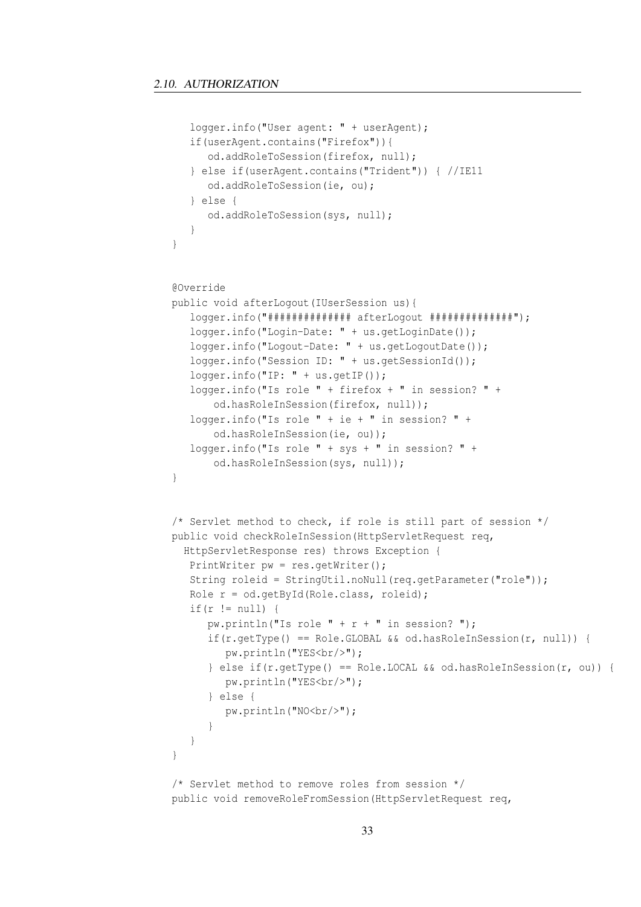```
      logger.info("User agent: " + userAgent);
      if(userAgent.contains("Firefox")){
         od.addRoleToSession(firefox, null);
      } else if(userAgent.contains("Trident")) { //IE11
         od.addRoleToSession(ie, ou);
      } else {
         od.addRoleToSession(sys, null);
      }
   }


   @Override
   public void afterLogout(IUserSession us){
      logger.info("############# afterLogout #############");
      logger.info("Login-Date: " + us.getLoginDate());
      logger.info("Logout-Date: " + us.getLogoutDate());
      logger.info("Session ID: " + us.getSessionId());
      logger.info("IP: " + us.getIP());
      logger.info("Is role " + firefox + " in session? " +
          od.hasRoleInSession(firefox, null));
      logger.info("Is role " + ie + " in session? " +
          od.hasRoleInSession(ie, ou));
      logger.info("Is role " + sys + " in session? " +
          od.hasRoleInSession(sys, null));
   }


   /* Servlet method to check, if role is still part of session */
   public void checkRoleInSession(HttpServletRequest req,
     HttpServletResponse res) throws Exception {
      PrintWriter pw = res.getWriter();
      String roleid = StringUtil.noNull(req.getParameter("role"));
      Role r = od.getById(Role.class, roleid);
      if(r != null) {
         pw.println("Is role " + r + " in session? ");
         if(r.getType() == Role.GLOBAL && od.hasRoleInSession(r, null)) {
            pw.println("YES<br/>");
         } else if(r.getType() == Role.LOCAL && od.hasRoleInSession(r, ou)) {
            pw.println("YES<br/>");
         } else {
            pw.println("NO<br/>");
         }
      }
   }

   /* Servlet method to remove roles from session */
   public void removeRoleFromSession(HttpServletRequest req,
```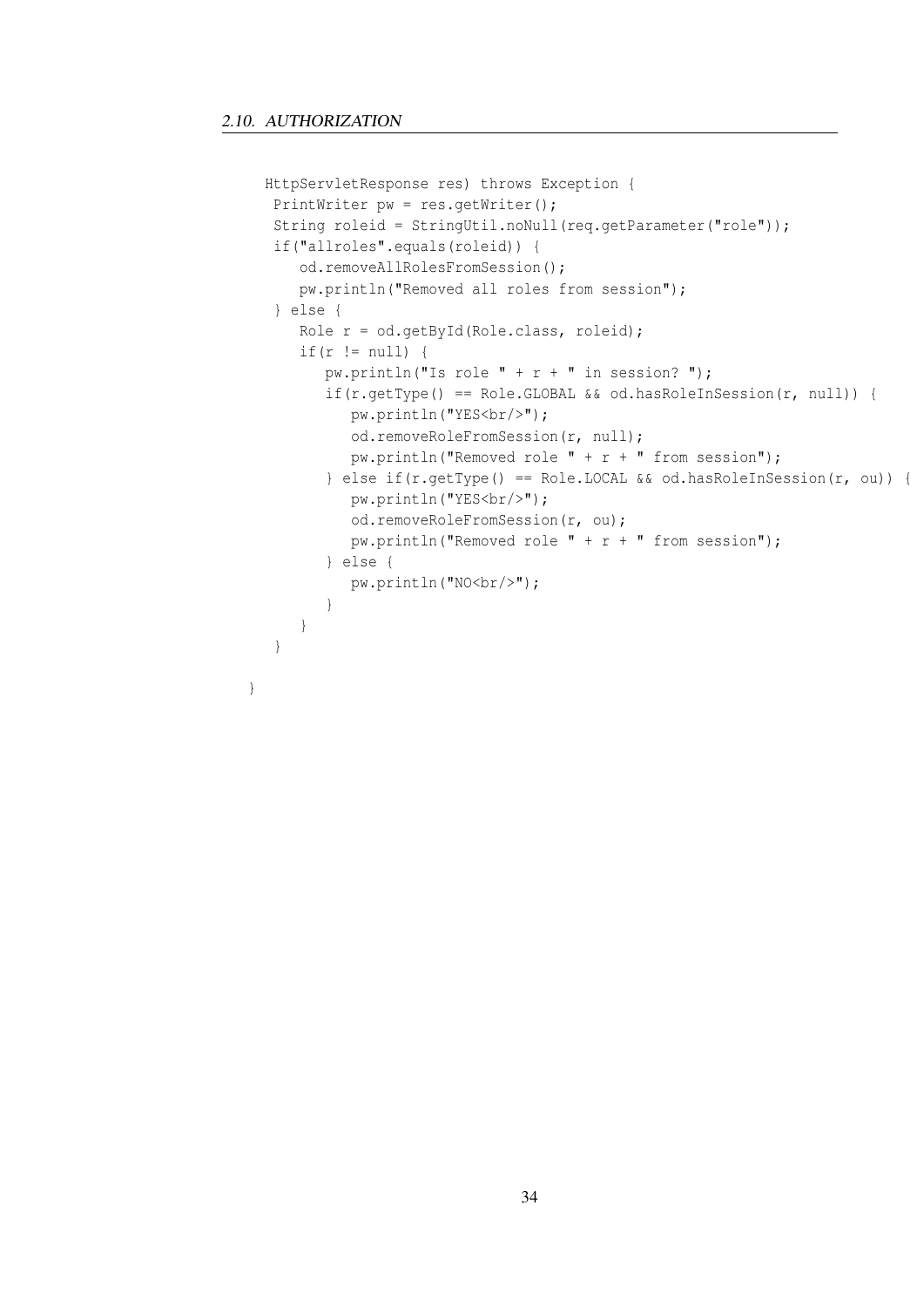```
    HttpServletResponse res) throws Exception {
     PrintWriter pw = res.getWriter();
     String roleid = StringUtil.noNull(req.getParameter("role"));
     if("allroles".equals(roleid)) {
        od.removeAllRolesFromSession();
        pw.println("Removed all roles from session");
     } else {
        Role r = od.getById(Role.class, roleid);
        if(r != null) {
           pw.println("Is role " + r + " in session? ");
           if(r.getType() == Role.GLOBAL && od.hasRoleInSession(r, null)) {
              pw.println("YES<br/>");
              od.removeRoleFromSession(r, null);
              pw.println("Removed role " + r + " from session");
           } else if(r.getType() == Role.LOCAL && od.hasRoleInSession(r, ou)) {
              pw.println("YES<br/>");
              od.removeRoleFromSession(r, ou);
              pw.println("Removed role " + r + " from session");
           } else {
              pw.println("NO<br/>");
           }
        }
     }

  }
```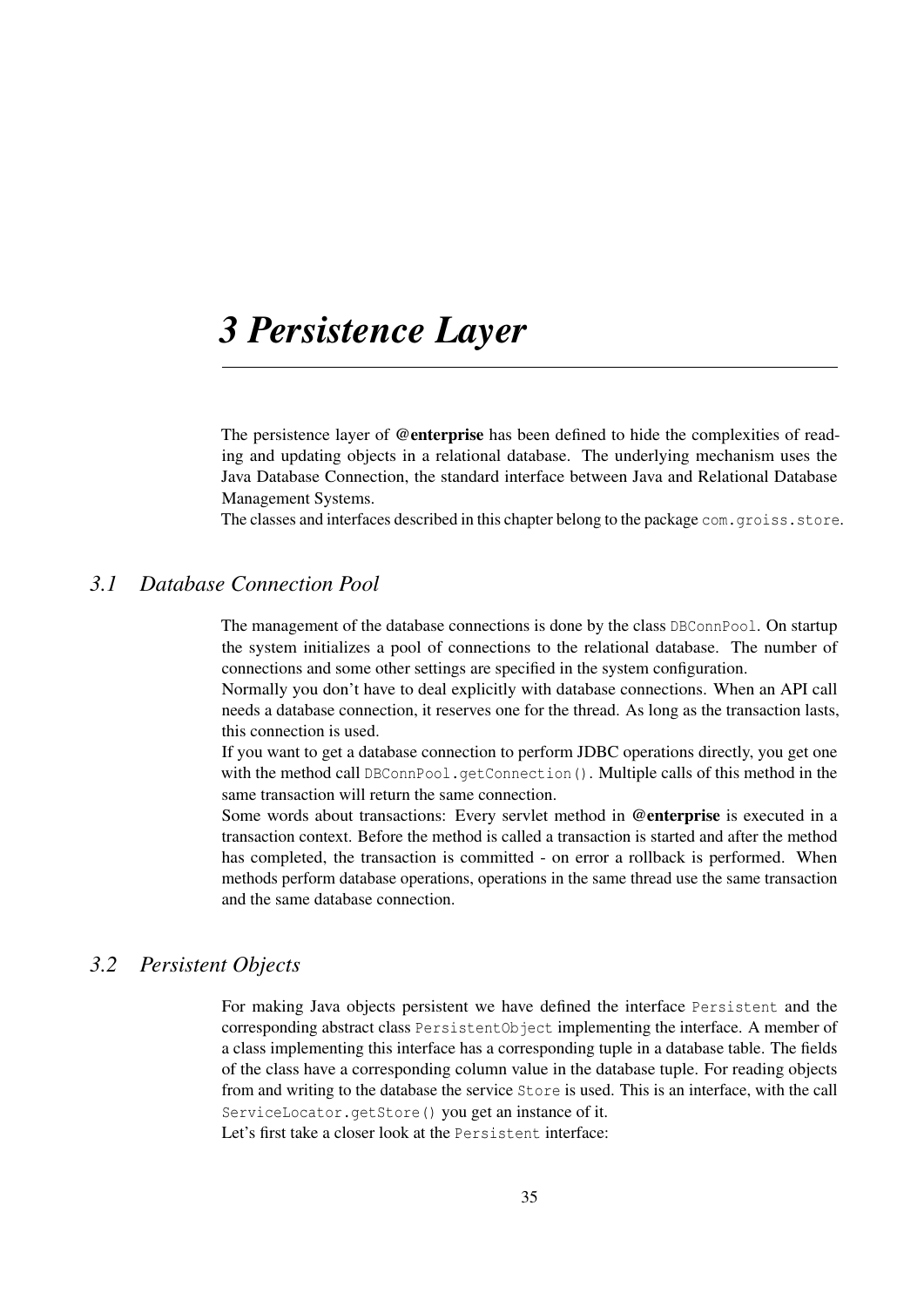# 3 Persistence Layer

The persistence layer of **@enterprise** has been defined to hide the complexities of reading and updating objects in a relational database. The underlying mechanism uses the Java Database Connection, the standard interface between Java and Relational Database Management Systems.
The classes and interfaces described in this chapter belong to the package `com.groiss.store`.

## 3.1 Database Connection Pool

The management of the database connections is done by the class `DBConnPool`. On startup the system initializes a pool of connections to the relational database. The number of connections and some other settings are specified in the system configuration.
Normally you don't have to deal explicitly with database connections. When an API call needs a database connection, it reserves one for the thread. As long as the transaction lasts, this connection is used.
If you want to get a database connection to perform JDBC operations directly, you get one with the method call `DBConnPool.getConnection()`. Multiple calls of this method in the same transaction will return the same connection.
Some words about transactions: Every servlet method in **@enterprise** is executed in a transaction context. Before the method is called a transaction is started and after the method has completed, the transaction is committed - on error a rollback is performed. When methods perform database operations, operations in the same thread use the same transaction and the same database connection.

## 3.2 Persistent Objects

For making Java objects persistent we have defined the interface `Persistent` and the corresponding abstract class `PersistentObject` implementing the interface. A member of a class implementing this interface has a corresponding tuple in a database table. The fields of the class have a corresponding column value in the database tuple. For reading objects from and writing to the database the service `Store` is used. This is an interface, with the call `ServiceLocator.getStore()` you get an instance of it.
Let's first take a closer look at the `Persistent` interface: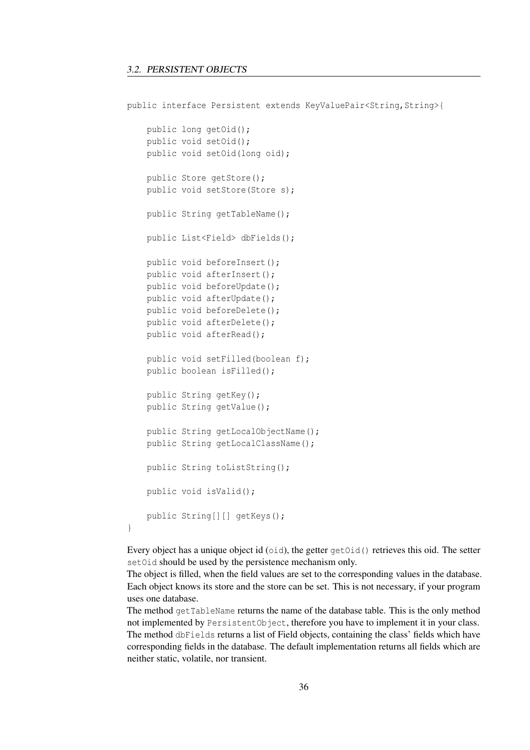```
public interface Persistent extends KeyValuePair<String,String>{

    public long getOid();
    public void setOid();
    public void setOid(long oid);

    public Store getStore();
    public void setStore(Store s);

    public String getTableName();

    public List<Field> dbFields();

    public void beforeInsert();
    public void afterInsert();
    public void beforeUpdate();
    public void afterUpdate();
    public void beforeDelete();
    public void afterDelete();
    public void afterRead();

    public void setFilled(boolean f);
    public boolean isFilled();

    public String getKey();
    public String getValue();

    public String getLocalObjectName();
    public String getLocalClassName();

    public String toListString();

    public void isValid();

    public String[][] getKeys();
}
```

Every object has a unique object id (`oid`), the getter `getOid()` retrieves this oid. The setter `setOid` should be used by the persistence mechanism only.
The object is filled, when the field values are set to the corresponding values in the database. Each object knows its store and the store can be set. This is not necessary, if your program uses one database.
The method `getTableName` returns the name of the database table. This is the only method not implemented by `PersistentObject`, therefore you have to implement it in your class.
The method `dbFields` returns a list of Field objects, containing the class' fields which have corresponding fields in the database. The default implementation returns all fields which are neither static, volatile, nor transient.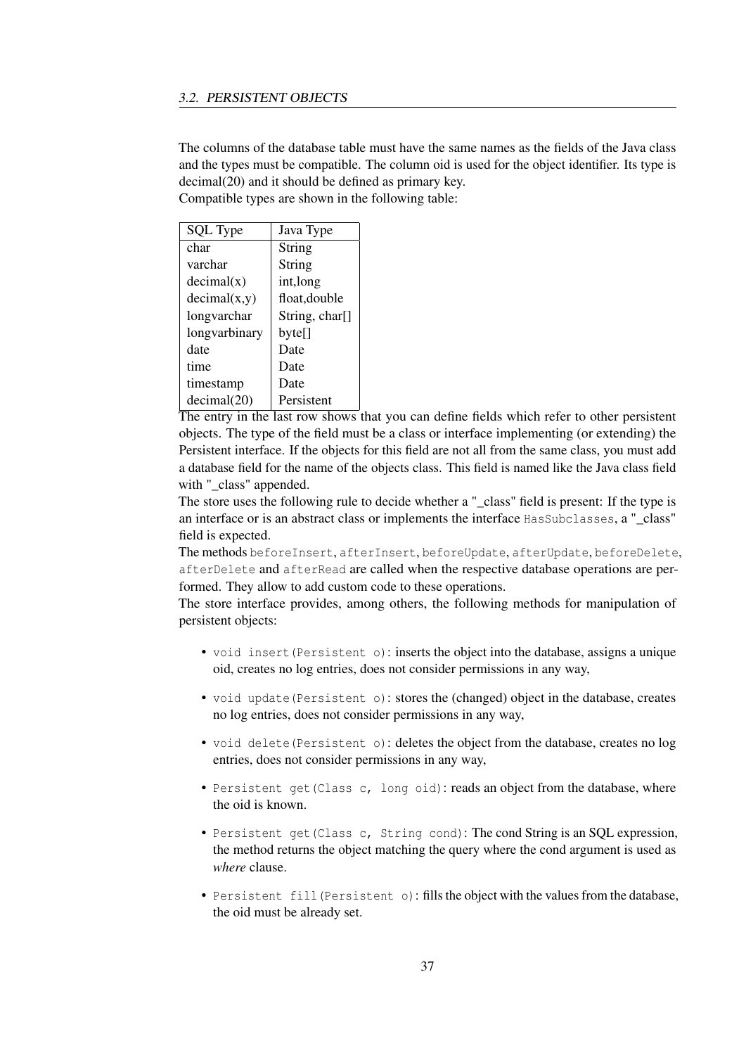The columns of the database table must have the same names as the fields of the Java class and the types must be compatible. The column oid is used for the object identifier. Its type is decimal(20) and it should be defined as primary key.
Compatible types are shown in the following table:

| SQL Type | Java Type |
|---|---|
| char | String |
| varchar | String |
| decimal(x) | int,long |
| decimal(x,y) | float,double |
| longvarchar | String, char[] |
| longvarbinary | byte[] |
| date | Date |
| time | Date |
| timestamp | Date |
| decimal(20) | Persistent |

The entry in the last row shows that you can define fields which refer to other persistent objects. The type of the field must be a class or interface implementing (or extending) the Persistent interface. If the objects for this field are not all from the same class, you must add a database field for the name of the objects class. This field is named like the Java class field with "_class" appended.
The store uses the following rule to decide whether a "_class" field is present: If the type is an interface or is an abstract class or implements the interface `HasSubclasses`, a "_class" field is expected.
The methods `beforeInsert`, `afterInsert`, `beforeUpdate`, `afterUpdate`, `beforeDelete`, `afterDelete` and `afterRead` are called when the respective database operations are performed. They allow to add custom code to these operations.
The store interface provides, among others, the following methods for manipulation of persistent objects:

- `void insert(Persistent o)`: inserts the object into the database, assigns a unique oid, creates no log entries, does not consider permissions in any way,
- `void update(Persistent o)`: stores the (changed) object in the database, creates no log entries, does not consider permissions in any way,
- `void delete(Persistent o)`: deletes the object from the database, creates no log entries, does not consider permissions in any way,
- `Persistent get(Class c, long oid)`: reads an object from the database, where the oid is known.
- `Persistent get(Class c, String cond)`: The cond String is an SQL expression, the method returns the object matching the query where the cond argument is used as *where* clause.
- `Persistent fill(Persistent o)`: fills the object with the values from the database, the oid must be already set.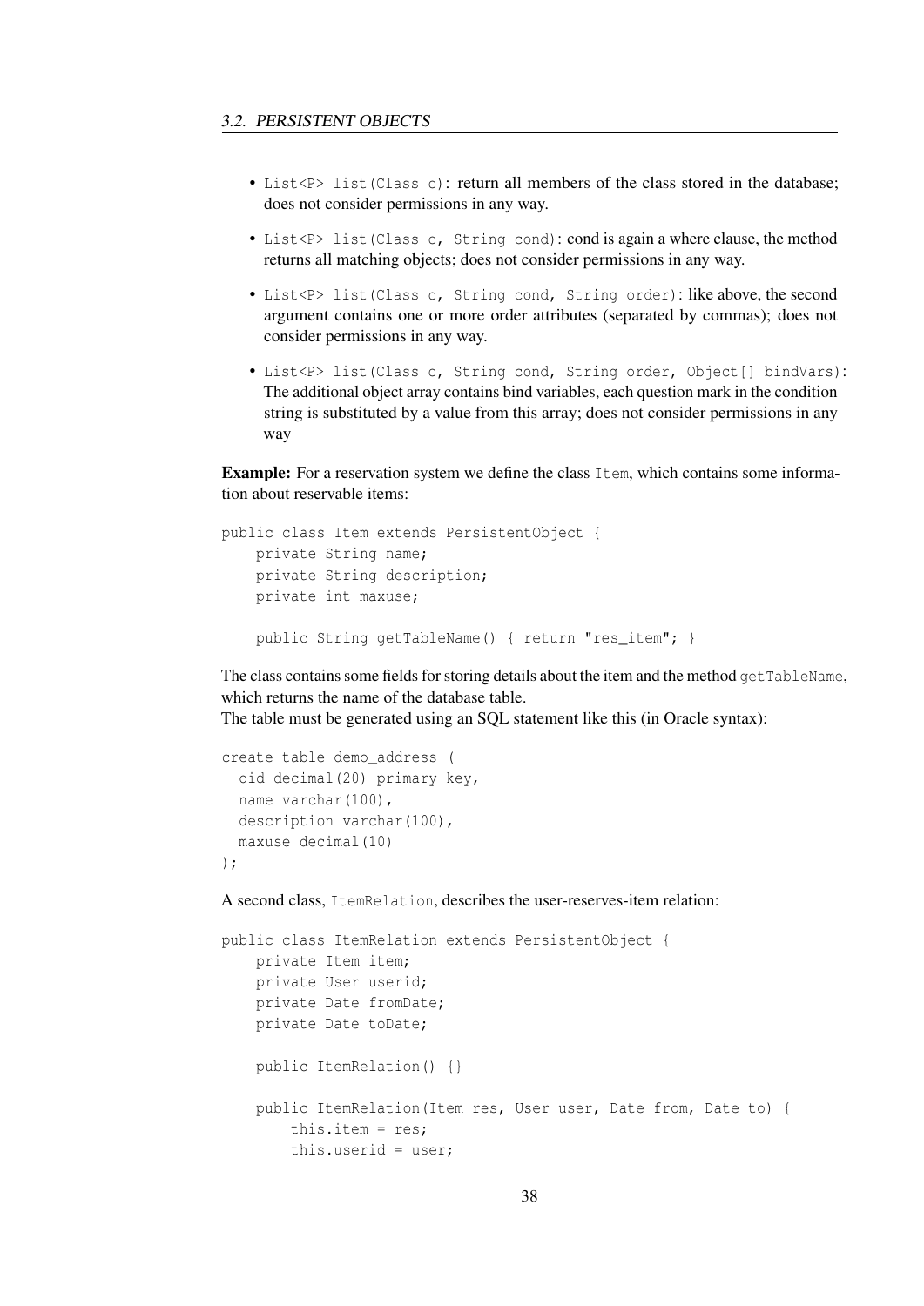- `List<P> list(Class c)`: return all members of the class stored in the database; does not consider permissions in any way.
- `List<P> list(Class c, String cond)`: cond is again a where clause, the method returns all matching objects; does not consider permissions in any way.
- `List<P> list(Class c, String cond, String order)`: like above, the second argument contains one or more order attributes (separated by commas); does not consider permissions in any way.
- `List<P> list(Class c, String cond, String order, Object[] bindVars)`: The additional object array contains bind variables, each question mark in the condition string is substituted by a value from this array; does not consider permissions in any way

**Example:** For a reservation system we define the class `Item`, which contains some information about reservable items:

```
public class Item extends PersistentObject {
    private String name;
    private String description;
    private int maxuse;

    public String getTableName() { return "res_item"; }
```

The class contains some fields for storing details about the item and the method `getTableName`, which returns the name of the database table.
The table must be generated using an SQL statement like this (in Oracle syntax):

```
create table demo_address (
  oid decimal(20) primary key,
  name varchar(100),
  description varchar(100),
  maxuse decimal(10)
);
```

A second class, `ItemRelation`, describes the user-reserves-item relation:

```
public class ItemRelation extends PersistentObject {
    private Item item;
    private User userid;
    private Date fromDate;
    private Date toDate;

    public ItemRelation() {}

    public ItemRelation(Item res, User user, Date from, Date to) {
        this.item = res;
        this.userid = user;
```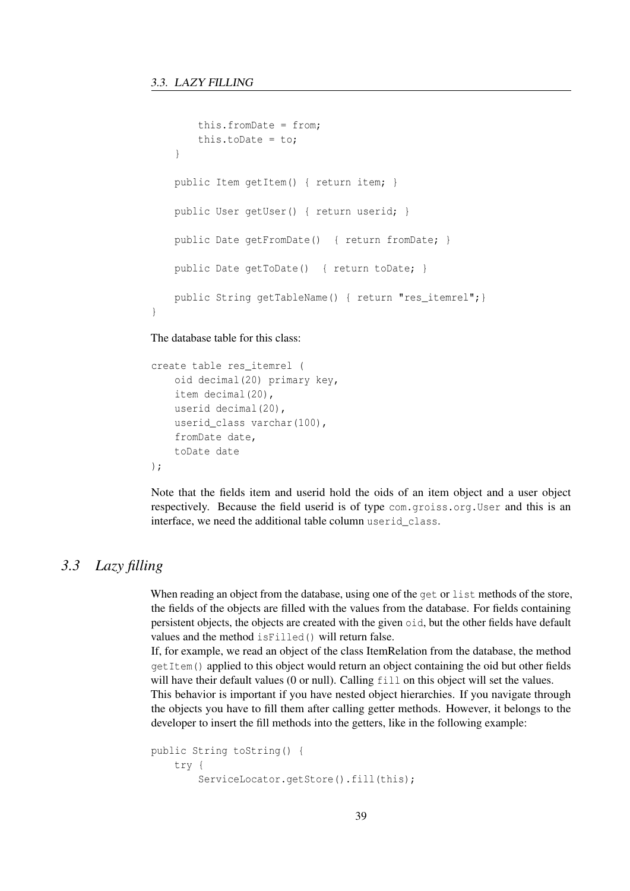```
        this.fromDate = from;
        this.toDate = to;
    }

    public Item getItem() { return item; }

    public User getUser() { return userid; }

    public Date getFromDate()  { return fromDate; }

    public Date getToDate()  { return toDate; }

    public String getTableName() { return "res_itemrel";}
}
```

The database table for this class:

```
create table res_itemrel (
    oid decimal(20) primary key,
    item decimal(20),
    userid decimal(20),
    userid_class varchar(100),
    fromDate date,
    toDate date
);
```

Note that the fields item and userid hold the oids of an item object and a user object respectively. Because the field userid is of type `com.groiss.org.User` and this is an interface, we need the additional table column `userid_class`.

## 3.3 *Lazy filling*

When reading an object from the database, using one of the `get` or `list` methods of the store, the fields of the objects are filled with the values from the database. For fields containing persistent objects, the objects are created with the given `oid`, but the other fields have default values and the method `isFilled()` will return false.
If, for example, we read an object of the class ItemRelation from the database, the method `getItem()` applied to this object would return an object containing the oid but other fields will have their default values (0 or null). Calling `fill` on this object will set the values.
This behavior is important if you have nested object hierarchies. If you navigate through the objects you have to fill them after calling getter methods. However, it belongs to the developer to insert the fill methods into the getters, like in the following example:

```
public String toString() {
    try {
        ServiceLocator.getStore().fill(this);
```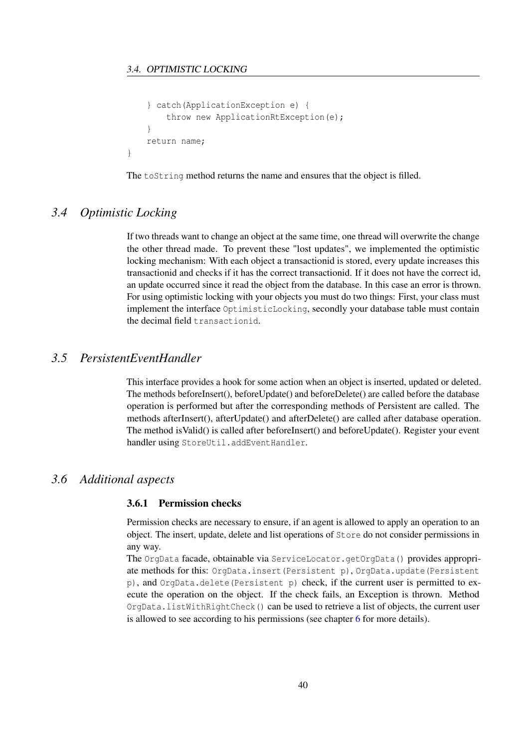```
    } catch(ApplicationException e) {
        throw new ApplicationRtException(e);
    }
    return name;
}
```

The `toString` method returns the name and ensures that the object is filled.

## 3.4 Optimistic Locking

If two threads want to change an object at the same time, one thread will overwrite the change the other thread made. To prevent these "lost updates", we implemented the optimistic locking mechanism: With each object a transactionid is stored, every update increases this transactionid and checks if it has the correct transactionid. If it does not have the correct id, an update occurred since it read the object from the database. In this case an error is thrown. For using optimistic locking with your objects you must do two things: First, your class must implement the interface `OptimisticLocking`, secondly your database table must contain the decimal field `transactionid`.

## 3.5 PersistentEventHandler

This interface provides a hook for some action when an object is inserted, updated or deleted. The methods beforeInsert(), beforeUpdate() and beforeDelete() are called before the database operation is performed but after the corresponding methods of Persistent are called. The methods afterInsert(), afterUpdate() and afterDelete() are called after database operation. The method isValid() is called after beforeInsert() and beforeUpdate(). Register your event handler using `StoreUtil.addEventHandler`.

## 3.6 Additional aspects

### 3.6.1 Permission checks

Permission checks are necessary to ensure, if an agent is allowed to apply an operation to an object. The insert, update, delete and list operations of `Store` do not consider permissions in any way.

The `OrgData` facade, obtainable via `ServiceLocator.getOrgData()` provides appropriate methods for this: `OrgData.insert(Persistent p)`, `OrgData.update(Persistent p)`, and `OrgData.delete(Persistent p)` check, if the current user is permitted to execute the operation on the object. If the check fails, an Exception is thrown. Method `OrgData.listWithRightCheck()` can be used to retrieve a list of objects, the current user is allowed to see according to his permissions (see chapter 6 for more details).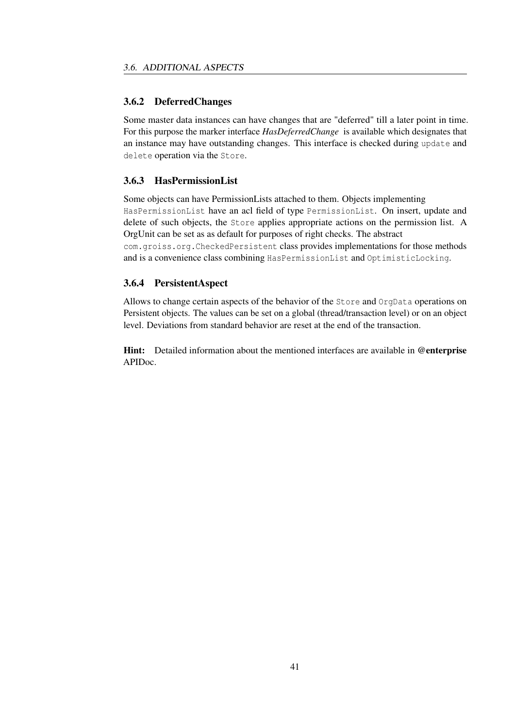### 3.6.2 DeferredChanges

Some master data instances can have changes that are "deferred" till a later point in time. For this purpose the marker interface ***HasDeferredChange*** is available which designates that an instance may have outstanding changes. This interface is checked during `update` and `delete` operation via the `Store`.

### 3.6.3 HasPermissionList

Some objects can have PermissionLists attached to them. Objects implementing `HasPermissionList` have an acl field of type `PermissionList`. On insert, update and delete of such objects, the `Store` applies appropriate actions on the permission list. A OrgUnit can be set as as default for purposes of right checks. The abstract `com.groiss.org.CheckedPersistent` class provides implementations for those methods and is a convenience class combining `HasPermissionList` and `OptimisticLocking`.

### 3.6.4 PersistentAspect

Allows to change certain aspects of the behavior of the `Store` and `OrgData` operations on Persistent objects. The values can be set on a global (thread/transaction level) or on an object level. Deviations from standard behavior are reset at the end of the transaction.

**Hint:** Detailed information about the mentioned interfaces are available in **@enterprise** APIDoc.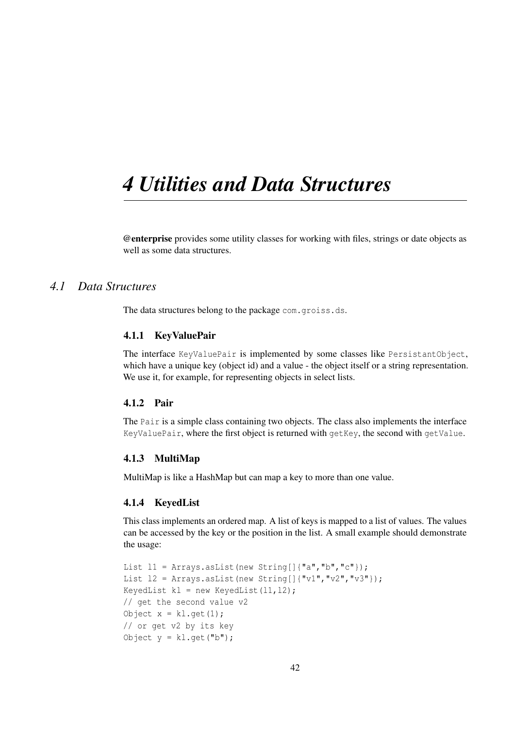# 4 Utilities and Data Structures

**@enterprise** provides some utility classes for working with files, strings or date objects as well as some data structures.

## 4.1 Data Structures

The data structures belong to the package `com.groiss.ds`.

### 4.1.1 KeyValuePair

The interface `KeyValuePair` is implemented by some classes like `PersistantObject`, which have a unique key (object id) and a value - the object itself or a string representation. We use it, for example, for representing objects in select lists.

### 4.1.2 Pair

The `Pair` is a simple class containing two objects. The class also implements the interface `KeyValuePair`, where the first object is returned with `getKey`, the second with `getValue`.

### 4.1.3 MultiMap

MultiMap is like a HashMap but can map a key to more than one value.

### 4.1.4 KeyedList

This class implements an ordered map. A list of keys is mapped to a list of values. The values can be accessed by the key or the position in the list. A small example should demonstrate the usage:

```
List l1 = Arrays.asList(new String[]{"a","b","c"});
List l2 = Arrays.asList(new String[]{"v1","v2","v3"});
KeyedList kl = new KeyedList(l1,l2);
// get the second value v2
Object x = kl.get(1);
// or get v2 by its key
Object y = kl.get("b");
```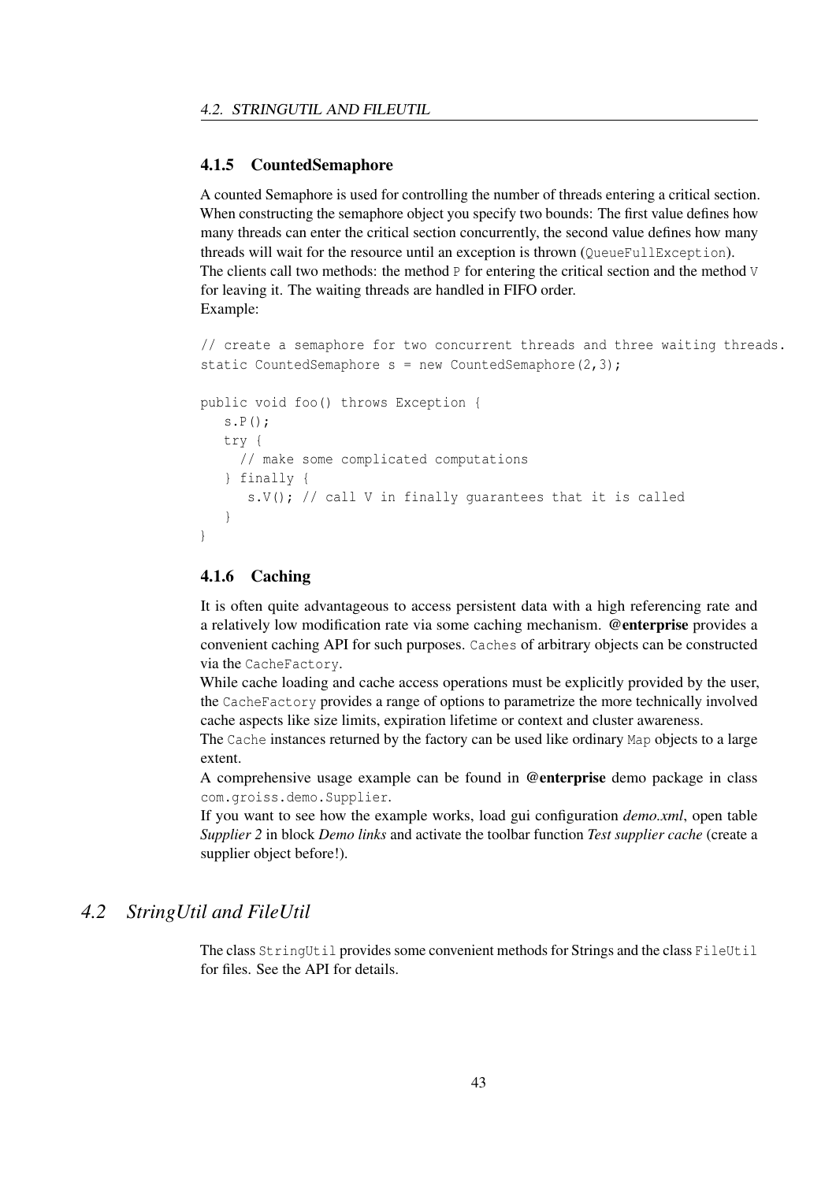### 4.1.5 CountedSemaphore

A counted Semaphore is used for controlling the number of threads entering a critical section. When constructing the semaphore object you specify two bounds: The first value defines how many threads can enter the critical section concurrently, the second value defines how many threads will wait for the resource until an exception is thrown (`QueueFullException`).
The clients call two methods: the method `P` for entering the critical section and the method `V` for leaving it. The waiting threads are handled in FIFO order.
Example:

```
// create a semaphore for two concurrent threads and three waiting threads.
static CountedSemaphore s = new CountedSemaphore(2,3);

public void foo() throws Exception {
   s.P();
   try {
     // make some complicated computations
   } finally {
      s.V(); // call V in finally guarantees that it is called
   }
}
```

### 4.1.6 Caching

It is often quite advantageous to access persistent data with a high referencing rate and a relatively low modification rate via some caching mechanism. **@enterprise** provides a convenient caching API for such purposes. `Caches` of arbitrary objects can be constructed via the `CacheFactory`.
While cache loading and cache access operations must be explicitly provided by the user, the `CacheFactory` provides a range of options to parametrize the more technically involved cache aspects like size limits, expiration lifetime or context and cluster awareness.
The `Cache` instances returned by the factory can be used like ordinary `Map` objects to a large extent.
A comprehensive usage example can be found in **@enterprise** demo package in class `com.groiss.demo.Supplier`.
If you want to see how the example works, load gui configuration *demo.xml*, open table *Supplier 2* in block *Demo links* and activate the toolbar function *Test supplier cache* (create a supplier object before!).

## 4.2 *StringUtil and FileUtil*

The class `StringUtil` provides some convenient methods for Strings and the class `FileUtil` for files. See the API for details.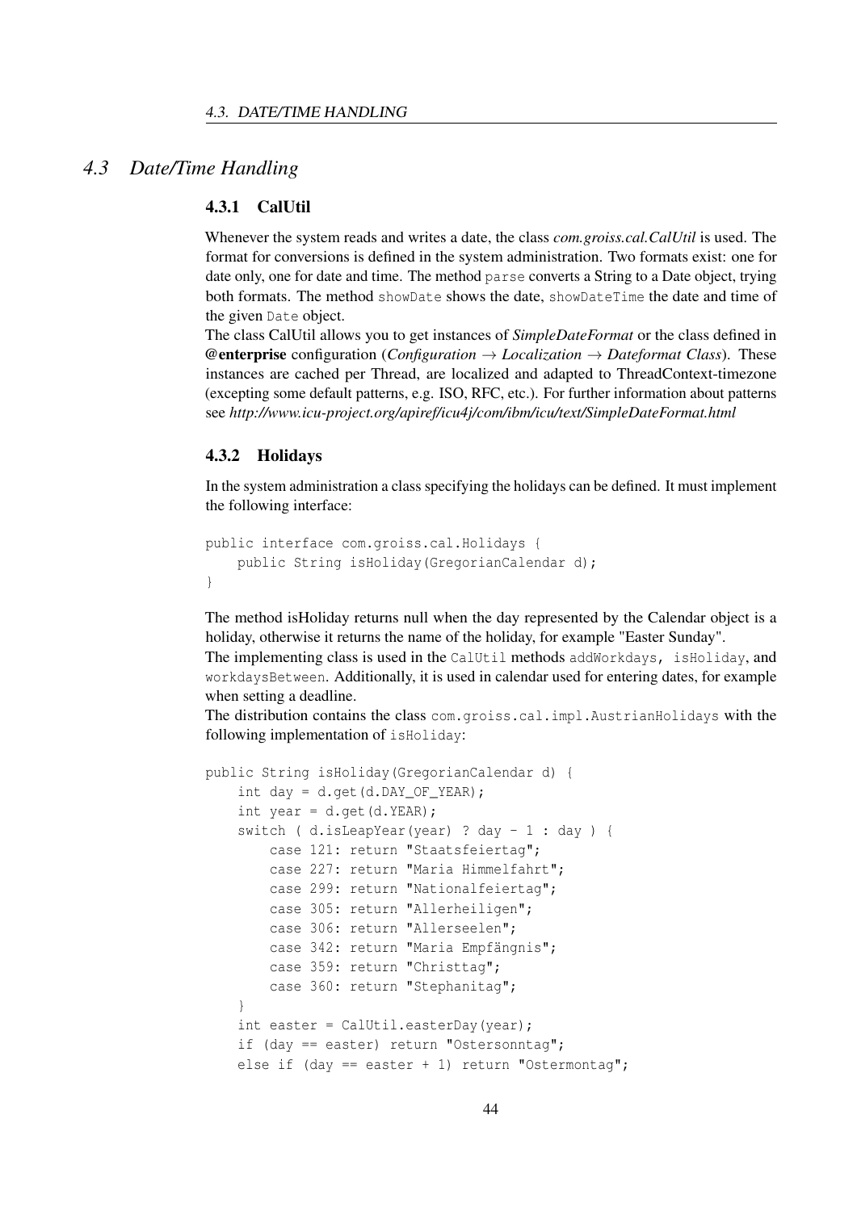## 4.3 Date/Time Handling

### 4.3.1 CalUtil

Whenever the system reads and writes a date, the class *com.groiss.cal.CalUtil* is used. The format for conversions is defined in the system administration. Two formats exist: one for date only, one for date and time. The method `parse` converts a String to a Date object, trying both formats. The method `showDate` shows the date, `showDateTime` the date and time of the given `Date` object.

The class CalUtil allows you to get instances of *SimpleDateFormat* or the class defined in **@enterprise** configuration (*Configuration → Localization → Dateformat Class*). These instances are cached per Thread, are localized and adapted to ThreadContext-timezone (excepting some default patterns, e.g. ISO, RFC, etc.). For further information about patterns see *http://www.icu-project.org/apiref/icu4j/com/ibm/icu/text/SimpleDateFormat.html*

### 4.3.2 Holidays

In the system administration a class specifying the holidays can be defined. It must implement the following interface:

```
public interface com.groiss.cal.Holidays {
    public String isHoliday(GregorianCalendar d);
}
```

The method isHoliday returns null when the day represented by the Calendar object is a holiday, otherwise it returns the name of the holiday, for example "Easter Sunday".

The implementing class is used in the `CalUtil` methods `addWorkdays, isHoliday`, and `workdaysBetween`. Additionally, it is used in calendar used for entering dates, for example when setting a deadline.

The distribution contains the class `com.groiss.cal.impl.AustrianHolidays` with the following implementation of `isHoliday`:

```
public String isHoliday(GregorianCalendar d) {
    int day = d.get(d.DAY_OF_YEAR);
    int year = d.get(d.YEAR);
    switch ( d.isLeapYear(year) ? day - 1 : day ) {
        case 121: return "Staatsfeiertag";
        case 227: return "Maria Himmelfahrt";
        case 299: return "Nationalfeiertag";
        case 305: return "Allerheiligen";
        case 306: return "Allerseelen";
        case 342: return "Maria Empfängnis";
        case 359: return "Christtag";
        case 360: return "Stephanitag";
    }
    int easter = CalUtil.easterDay(year);
    if (day == easter) return "Ostersonntag";
    else if (day == easter + 1) return "Ostermontag";
```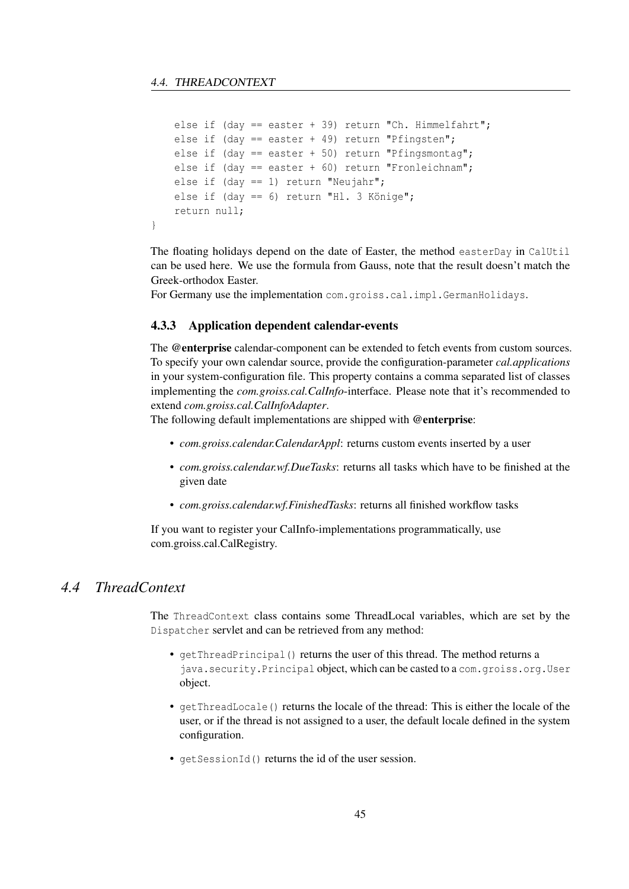```
    else if (day == easter + 39) return "Ch. Himmelfahrt";
    else if (day == easter + 49) return "Pfingsten";
    else if (day == easter + 50) return "Pfingsmontag";
    else if (day == easter + 60) return "Fronleichnam";
    else if (day == 1) return "Neujahr";
    else if (day == 6) return "Hl. 3 Könige";
    return null;
}
```

The floating holidays depend on the date of Easter, the method `easterDay` in `CalUtil` can be used here. We use the formula from Gauss, note that the result doesn't match the Greek-orthodox Easter.
For Germany use the implementation `com.groiss.cal.impl.GermanHolidays`.

### 4.3.3 Application dependent calendar-events

The **@enterprise** calendar-component can be extended to fetch events from custom sources. To specify your own calendar source, provide the configuration-parameter *cal.applications* in your system-configuration file. This property contains a comma separated list of classes implementing the *com.groiss.cal.CalInfo*-interface. Please note that it's recommended to extend *com.groiss.cal.CalInfoAdapter*.
The following default implementations are shipped with **@enterprise**:

- *com.groiss.calendar.CalendarAppl*: returns custom events inserted by a user
- *com.groiss.calendar.wf.DueTasks*: returns all tasks which have to be finished at the given date
- *com.groiss.calendar.wf.FinishedTasks*: returns all finished workflow tasks

If you want to register your CalInfo-implementations programmatically, use com.groiss.cal.CalRegistry.

## *4.4 ThreadContext*

The `ThreadContext` class contains some ThreadLocal variables, which are set by the `Dispatcher` servlet and can be retrieved from any method:

- `getThreadPrincipal()` returns the user of this thread. The method returns a `java.security.Principal` object, which can be casted to a `com.groiss.org.User` object.
- `getThreadLocale()` returns the locale of the thread: This is either the locale of the user, or if the thread is not assigned to a user, the default locale defined in the system configuration.
- `getSessionId()` returns the id of the user session.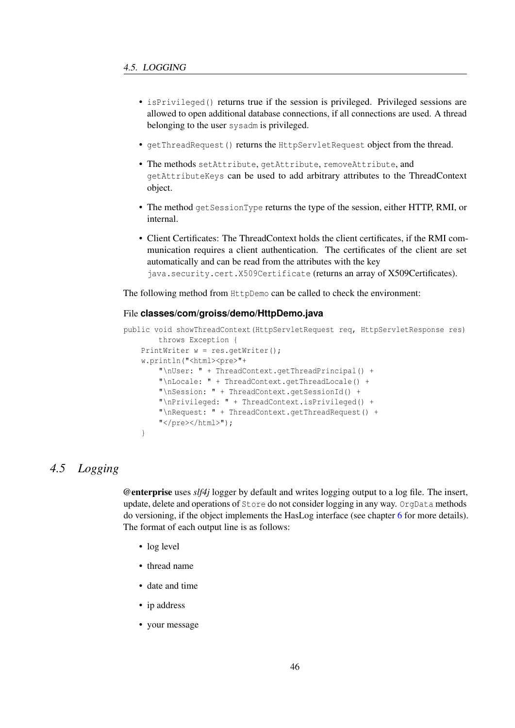- `isPrivileged()` returns true if the session is privileged. Privileged sessions are allowed to open additional database connections, if all connections are used. A thread belonging to the user `sysadm` is privileged.

- `getThreadRequest()` returns the `HttpServletRequest` object from the thread.

- The methods `setAttribute`, `getAttribute`, `removeAttribute`, and `getAttributeKeys` can be used to add arbitrary attributes to the ThreadContext object.

- The method `getSessionType` returns the type of the session, either HTTP, RMI, or internal.

- Client Certificates: The ThreadContext holds the client certificates, if the RMI communication requires a client authentication. The certificates of the client are set automatically and can be read from the attributes with the key `java.security.cert.X509Certificate` (returns an array of X509Certificates).

The following method from `HttpDemo` can be called to check the environment:

File **classes/com/groiss/demo/HttpDemo.java**

```
public void showThreadContext(HttpServletRequest req, HttpServletResponse res)
        throws Exception {
    PrintWriter w = res.getWriter();
    w.println("<html><pre>"+
        "\nUser: " + ThreadContext.getThreadPrincipal() +
        "\nLocale: " + ThreadContext.getThreadLocale() +
        "\nSession: " + ThreadContext.getSessionId() +
        "\nPrivileged: " + ThreadContext.isPrivileged() +
        "\nRequest: " + ThreadContext.getThreadRequest() +
        "</pre></html>");
    }
```

## 4.5 Logging

**@enterprise** uses *slf4j* logger by default and writes logging output to a log file. The insert, update, delete and operations of `Store` do not consider logging in any way. `OrgData` methods do versioning, if the object implements the HasLog interface (see chapter 6 for more details). The format of each output line is as follows:

- log level
- thread name
- date and time
- ip address
- your message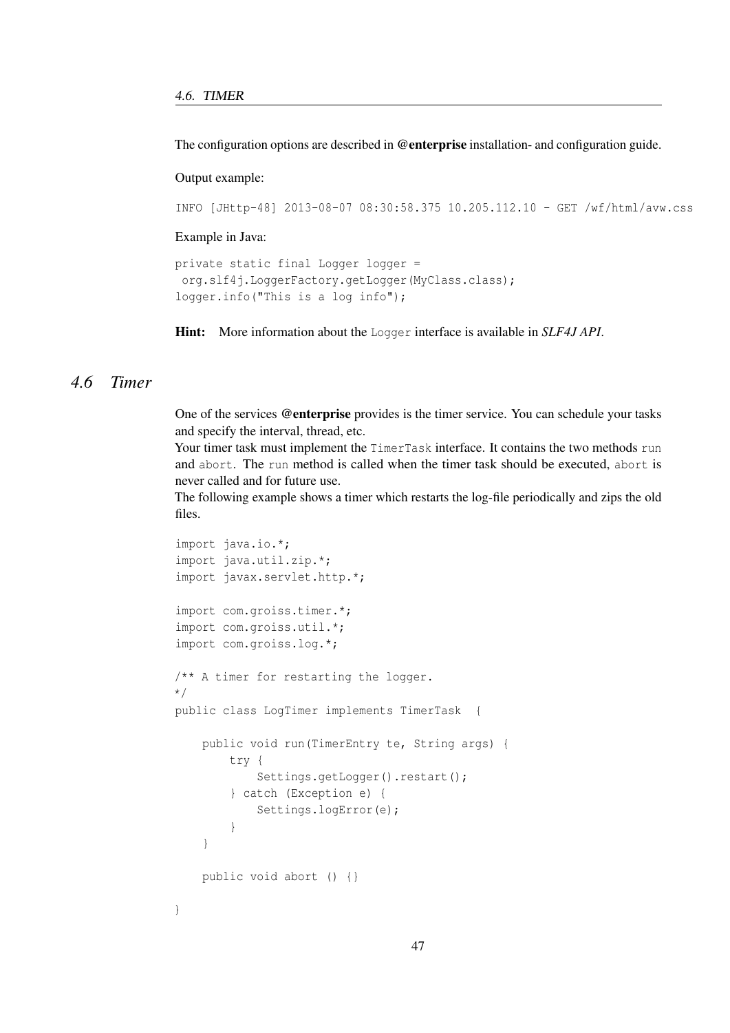The configuration options are described in **@enterprise** installation- and configuration guide.

Output example:

```
INFO [JHttp-48] 2013-08-07 08:30:58.375 10.205.112.10 - GET /wf/html/avw.css
```

Example in Java:

```
private static final Logger logger =
 org.slf4j.LoggerFactory.getLogger(MyClass.class);
logger.info("This is a log info");
```

**Hint:** More information about the `Logger` interface is available in ***SLF4J API***.

## *4.6 Timer*

One of the services **@enterprise** provides is the timer service. You can schedule your tasks and specify the interval, thread, etc.
Your timer task must implement the `TimerTask` interface. It contains the two methods `run` and `abort`. The `run` method is called when the timer task should be executed, `abort` is never called and for future use.
The following example shows a timer which restarts the log-file periodically and zips the old files.

```
import java.io.*;
import java.util.zip.*;
import javax.servlet.http.*;

import com.groiss.timer.*;
import com.groiss.util.*;
import com.groiss.log.*;

/** A timer for restarting the logger.
*/
public class LogTimer implements TimerTask  {

    public void run(TimerEntry te, String args) {
        try {
            Settings.getLogger().restart();
        } catch (Exception e) {
            Settings.logError(e);
        }
    }

    public void abort () {}

}
```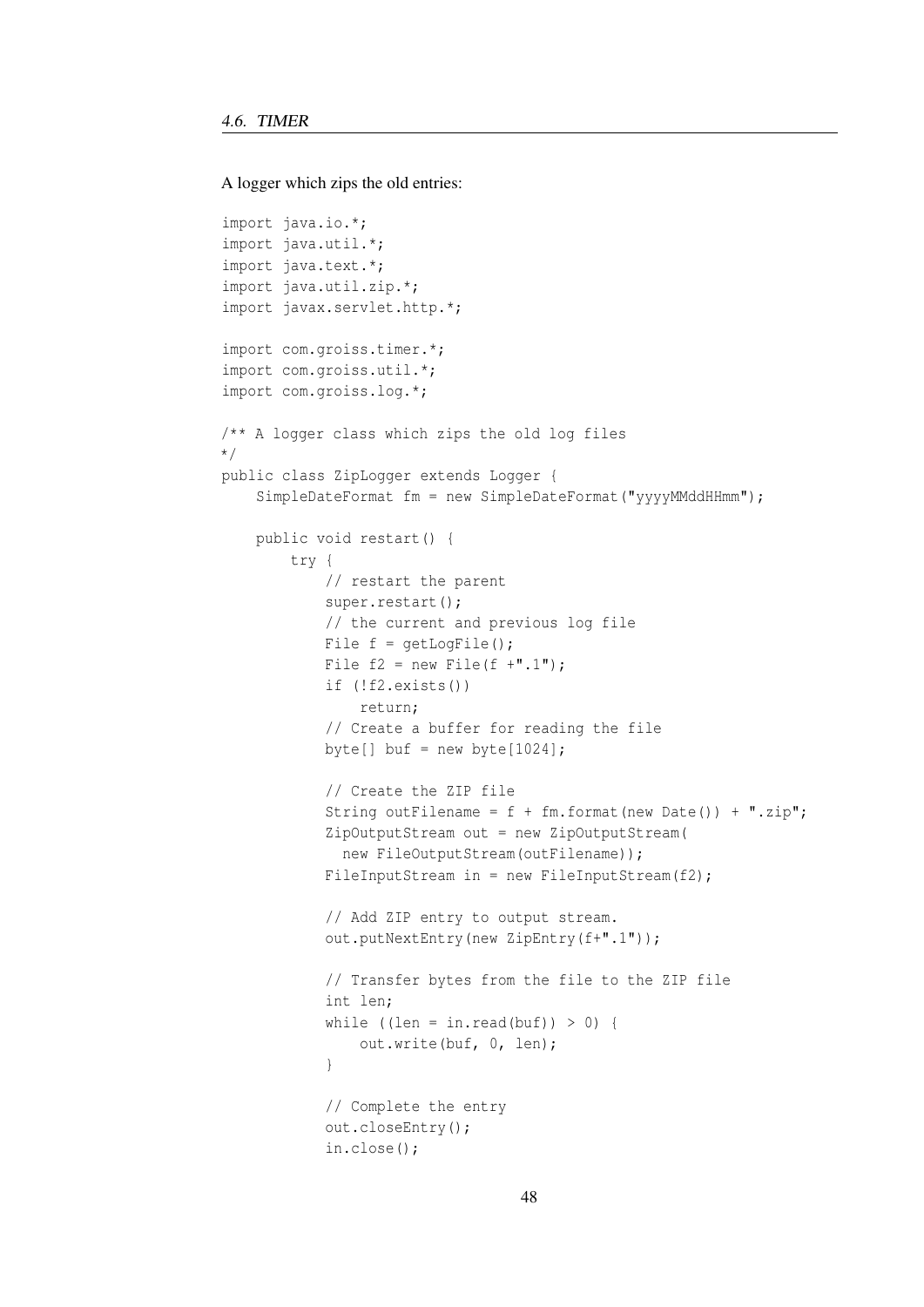A logger which zips the old entries:

```
import java.io.*;
import java.util.*;
import java.text.*;
import java.util.zip.*;
import javax.servlet.http.*;

import com.groiss.timer.*;
import com.groiss.util.*;
import com.groiss.log.*;

/** A logger class which zips the old log files
*/
public class ZipLogger extends Logger {
    SimpleDateFormat fm = new SimpleDateFormat("yyyyMMddHHmm");

    public void restart() {
        try {
            // restart the parent
            super.restart();
            // the current and previous log file
            File f = getLogFile();
            File f2 = new File(f +".1");
            if (!f2.exists())
                return;
            // Create a buffer for reading the file
            byte[] buf = new byte[1024];

            // Create the ZIP file
            String outFilename = f + fm.format(new Date()) + ".zip";
            ZipOutputStream out = new ZipOutputStream(
              new FileOutputStream(outFilename));
            FileInputStream in = new FileInputStream(f2);

            // Add ZIP entry to output stream.
            out.putNextEntry(new ZipEntry(f+".1"));

            // Transfer bytes from the file to the ZIP file
            int len;
            while ((len = in.read(buf)) > 0) {
                out.write(buf, 0, len);
            }

            // Complete the entry
            out.closeEntry();
            in.close();
```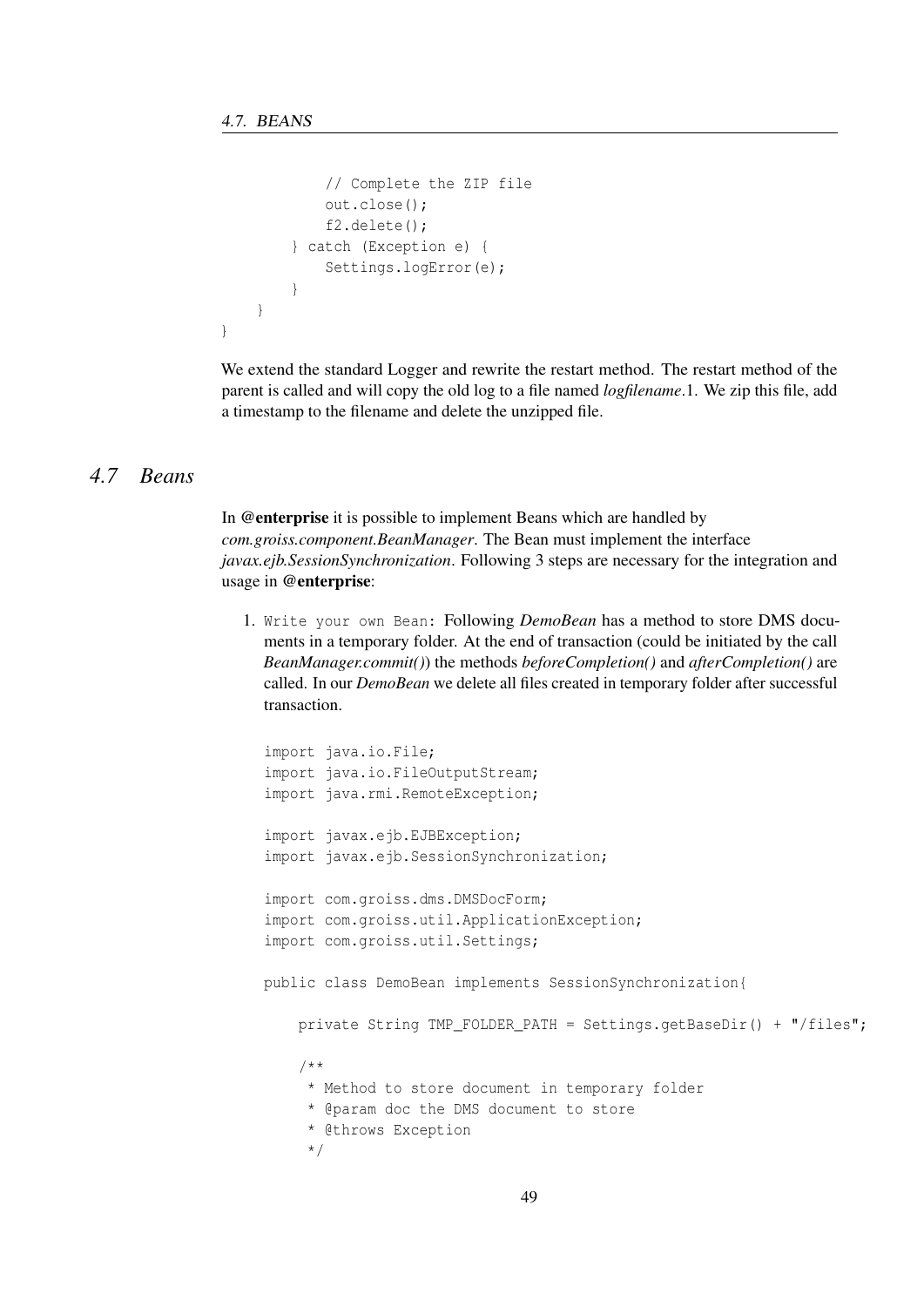```
            // Complete the ZIP file
            out.close();
            f2.delete();
        } catch (Exception e) {
            Settings.logError(e);
        }
    }
}
```

We extend the standard Logger and rewrite the restart method. The restart method of the parent is called and will copy the old log to a file named *logfilename*.1. We zip this file, add a timestamp to the filename and delete the unzipped file.

## *4.7 Beans*

In **@enterprise** it is possible to implement Beans which are handled by *com.groiss.component.BeanManager*. The Bean must implement the interface *javax.ejb.SessionSynchronization*. Following 3 steps are necessary for the integration and usage in **@enterprise**:

1. `Write your own Bean`: Following *DemoBean* has a method to store DMS documents in a temporary folder. At the end of transaction (could be initiated by the call *BeanManager.commit()*) the methods *beforeCompletion()* and *afterCompletion()* are called. In our *DemoBean* we delete all files created in temporary folder after successful transaction.

```
import java.io.File;
import java.io.FileOutputStream;
import java.rmi.RemoteException;

import javax.ejb.EJBException;
import javax.ejb.SessionSynchronization;

import com.groiss.dms.DMSDocForm;
import com.groiss.util.ApplicationException;
import com.groiss.util.Settings;

public class DemoBean implements SessionSynchronization{

    private String TMP_FOLDER_PATH = Settings.getBaseDir() + "/files";

    /**
     * Method to store document in temporary folder
     * @param doc the DMS document to store
     * @throws Exception
     */
```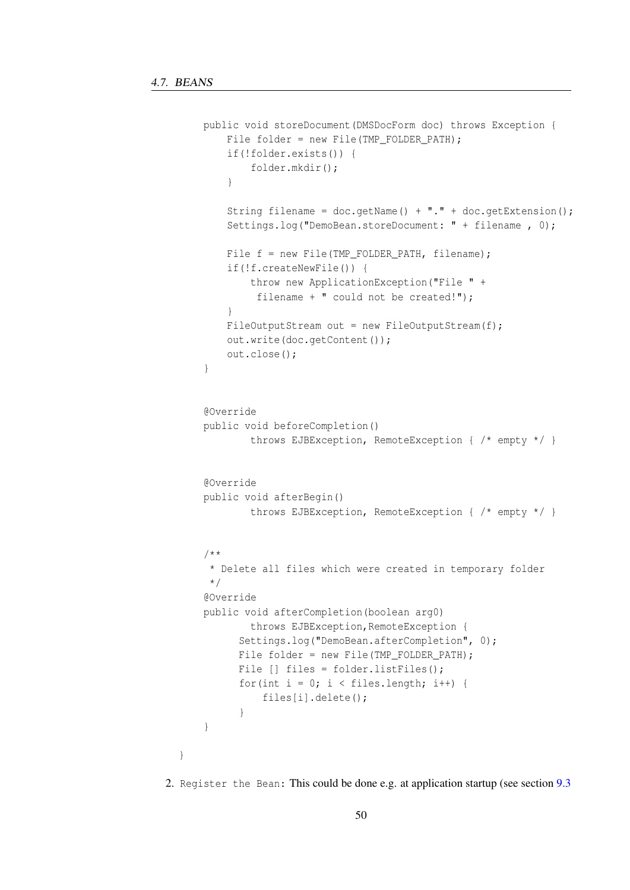```
    public void storeDocument(DMSDocForm doc) throws Exception {
        File folder = new File(TMP_FOLDER_PATH);
        if(!folder.exists()) {
            folder.mkdir();
        }

        String filename = doc.getName() + "." + doc.getExtension();
        Settings.log("DemoBean.storeDocument: " + filename , 0);

        File f = new File(TMP_FOLDER_PATH, filename);
        if(!f.createNewFile()) {
            throw new ApplicationException("File " +
             filename + " could not be created!");
        }
        FileOutputStream out = new FileOutputStream(f);
        out.write(doc.getContent());
        out.close();
    }


    @Override
    public void beforeCompletion()
            throws EJBException, RemoteException { /* empty */ }


    @Override
    public void afterBegin()
            throws EJBException, RemoteException { /* empty */ }


    /**
     * Delete all files which were created in temporary folder
     */
    @Override
    public void afterCompletion(boolean arg0)
            throws EJBException,RemoteException {
          Settings.log("DemoBean.afterCompletion", 0);
          File folder = new File(TMP_FOLDER_PATH);
          File [] files = folder.listFiles();
          for(int i = 0; i < files.length; i++) {
              files[i].delete();
          }
    }

}
```

2. `Register the Bean`: This could be done e.g. at application startup (see section 9.3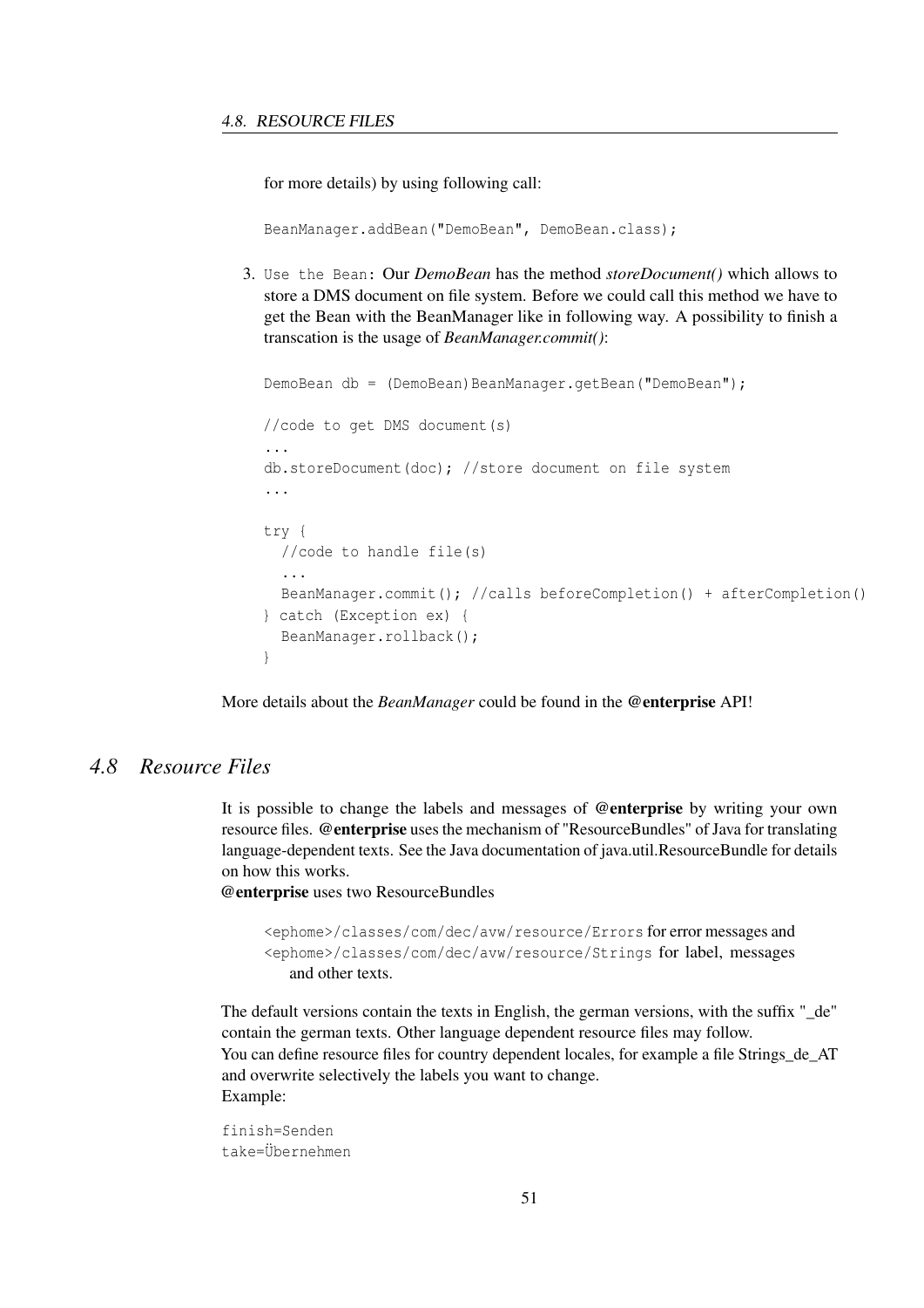for more details) by using following call:

```
BeanManager.addBean("DemoBean", DemoBean.class);
```

3. `Use the Bean`: Our *DemoBean* has the method *storeDocument()* which allows to store a DMS document on file system. Before we could call this method we have to get the Bean with the BeanManager like in following way. A possibility to finish a transcation is the usage of *BeanManager.commit()*:

```
DemoBean db = (DemoBean)BeanManager.getBean("DemoBean");

//code to get DMS document(s)
...
db.storeDocument(doc); //store document on file system
...

try {
  //code to handle file(s)
  ...
  BeanManager.commit(); //calls beforeCompletion() + afterCompletion()
} catch (Exception ex) {
  BeanManager.rollback();
}
```

More details about the *BeanManager* could be found in the **@enterprise** API!

## *4.8 Resource Files*

It is possible to change the labels and messages of **@enterprise** by writing your own resource files. **@enterprise** uses the mechanism of "ResourceBundles" of Java for translating language-dependent texts. See the Java documentation of java.util.ResourceBundle for details on how this works.
**@enterprise** uses two ResourceBundles

`<ephome>/classes/com/dec/avw/resource/Errors` for error messages and
`<ephome>/classes/com/dec/avw/resource/Strings` for label, messages and other texts.

The default versions contain the texts in English, the german versions, with the suffix "_de" contain the german texts. Other language dependent resource files may follow.
You can define resource files for country dependent locales, for example a file Strings_de_AT and overwrite selectively the labels you want to change.
Example:

```
finish=Senden
take=Übernehmen
```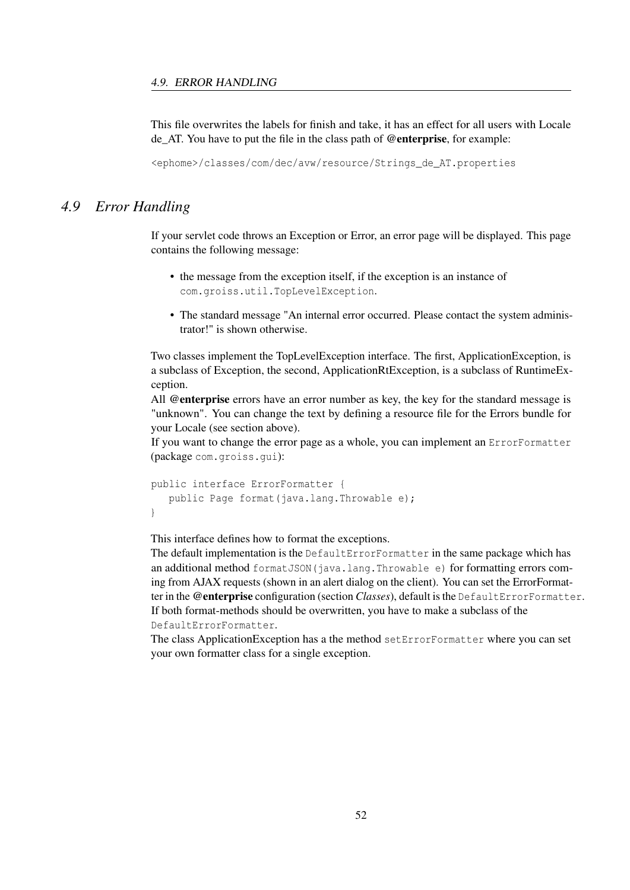This file overwrites the labels for finish and take, it has an effect for all users with Locale de_AT. You have to put the file in the class path of **@enterprise**, for example:

```
<ephome>/classes/com/dec/avw/resource/Strings_de_AT.properties
```

## 4.9 Error Handling

If your servlet code throws an Exception or Error, an error page will be displayed. This page contains the following message:

- the message from the exception itself, if the exception is an instance of `com.groiss.util.TopLevelException`.
- The standard message "An internal error occurred. Please contact the system administrator!" is shown otherwise.

Two classes implement the TopLevelException interface. The first, ApplicationException, is a subclass of Exception, the second, ApplicationRtException, is a subclass of RuntimeException.
All **@enterprise** errors have an error number as key, the key for the standard message is "unknown". You can change the text by defining a resource file for the Errors bundle for your Locale (see section above).
If you want to change the error page as a whole, you can implement an `ErrorFormatter` (package `com.groiss.gui`):

```
public interface ErrorFormatter {
   public Page format(java.lang.Throwable e);
}
```

This interface defines how to format the exceptions.
The default implementation is the `DefaultErrorFormatter` in the same package which has an additional method `formatJSON(java.lang.Throwable e)` for formatting errors coming from AJAX requests (shown in an alert dialog on the client). You can set the ErrorFormatter in the **@enterprise** configuration (section *Classes*), default is the `DefaultErrorFormatter`.
If both format-methods should be overwritten, you have to make a subclass of the `DefaultErrorFormatter`.
The class ApplicationException has a the method `setErrorFormatter` where you can set your own formatter class for a single exception.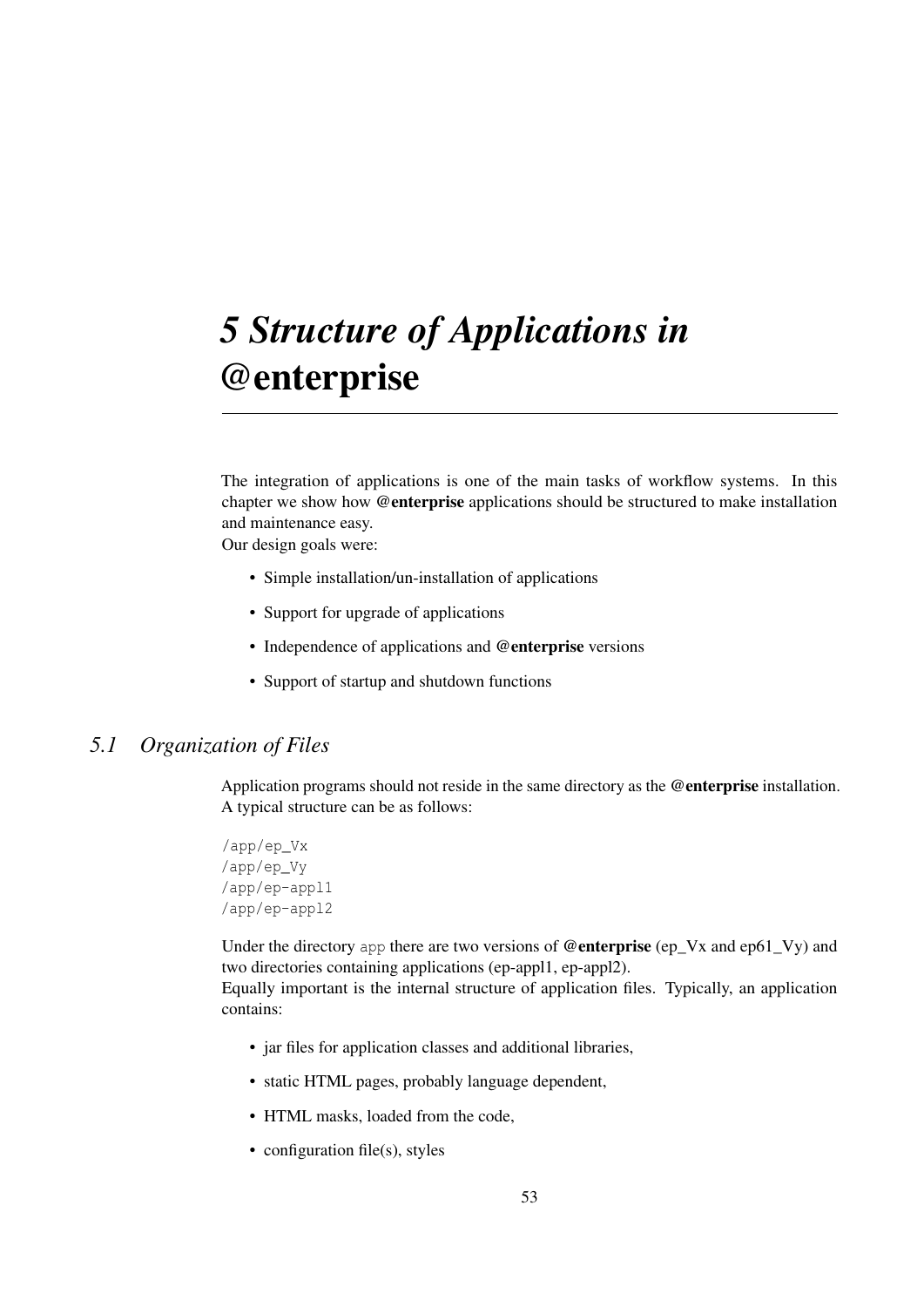# 5 Structure of Applications in @enterprise

The integration of applications is one of the main tasks of workflow systems. In this chapter we show how **@enterprise** applications should be structured to make installation and maintenance easy.
Our design goals were:

- Simple installation/un-installation of applications
- Support for upgrade of applications
- Independence of applications and **@enterprise** versions
- Support of startup and shutdown functions

## 5.1 Organization of Files

Application programs should not reside in the same directory as the **@enterprise** installation. A typical structure can be as follows:

```
/app/ep_Vx
/app/ep_Vy
/app/ep-appl1
/app/ep-appl2
```

Under the directory `app` there are two versions of **@enterprise** (ep_Vx and ep61_Vy) and two directories containing applications (ep-appl1, ep-appl2).
Equally important is the internal structure of application files. Typically, an application contains:

- jar files for application classes and additional libraries,
- static HTML pages, probably language dependent,
- HTML masks, loaded from the code,
- configuration file(s), styles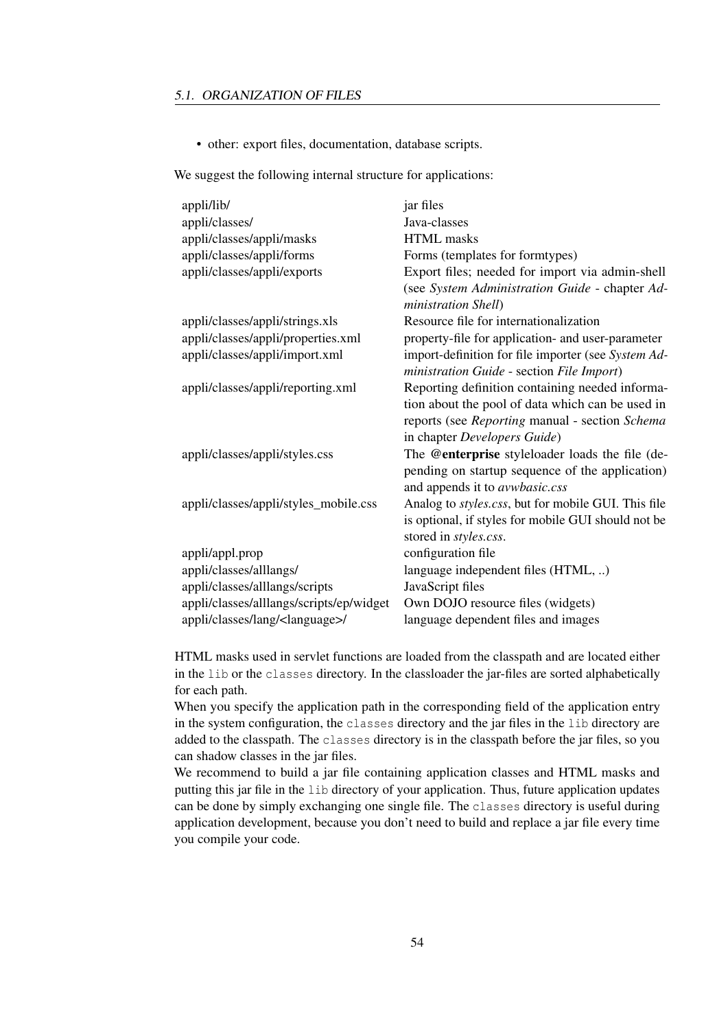- other: export files, documentation, database scripts.

We suggest the following internal structure for applications:

| | |
|---|---|
| appli/lib/ | jar files |
| appli/classes/ | Java-classes |
| appli/classes/appli/masks | HTML masks |
| appli/classes/appli/forms | Forms (templates for formtypes) |
| appli/classes/appli/exports | Export files; needed for import via admin-shell (see *System Administration Guide* - chapter *Administration Shell*) |
| appli/classes/appli/strings.xls | Resource file for internationalization |
| appli/classes/appli/properties.xml | property-file for application- and user-parameter |
| appli/classes/appli/import.xml | import-definition for file importer (see *System Administration Guide* - section *File Import*) |
| appli/classes/appli/reporting.xml | Reporting definition containing needed information about the pool of data which can be used in reports (see *Reporting* manual - section *Schema* in chapter *Developers Guide*) |
| appli/classes/appli/styles.css | The **@enterprise** styleloader loads the file (depending on startup sequence of the application) and appends it to *avwbasic.css* |
| appli/classes/appli/styles_mobile.css | Analog to *styles.css*, but for mobile GUI. This file is optional, if styles for mobile GUI should not be stored in *styles.css*. |
| appli/appl.prop | configuration file |
| appli/classes/alllangs/ | language independent files (HTML, ..) |
| appli/classes/alllangs/scripts | JavaScript files |
| appli/classes/alllangs/scripts/ep/widget | Own DOJO resource files (widgets) |
| appli/classes/lang/<language>/ | language dependent files and images |

HTML masks used in servlet functions are loaded from the classpath and are located either in the `lib` or the `classes` directory. In the classloader the jar-files are sorted alphabetically for each path.
When you specify the application path in the corresponding field of the application entry in the system configuration, the `classes` directory and the jar files in the `lib` directory are added to the classpath. The `classes` directory is in the classpath before the jar files, so you can shadow classes in the jar files.
We recommend to build a jar file containing application classes and HTML masks and putting this jar file in the `lib` directory of your application. Thus, future application updates can be done by simply exchanging one single file. The `classes` directory is useful during application development, because you don't need to build and replace a jar file every time you compile your code.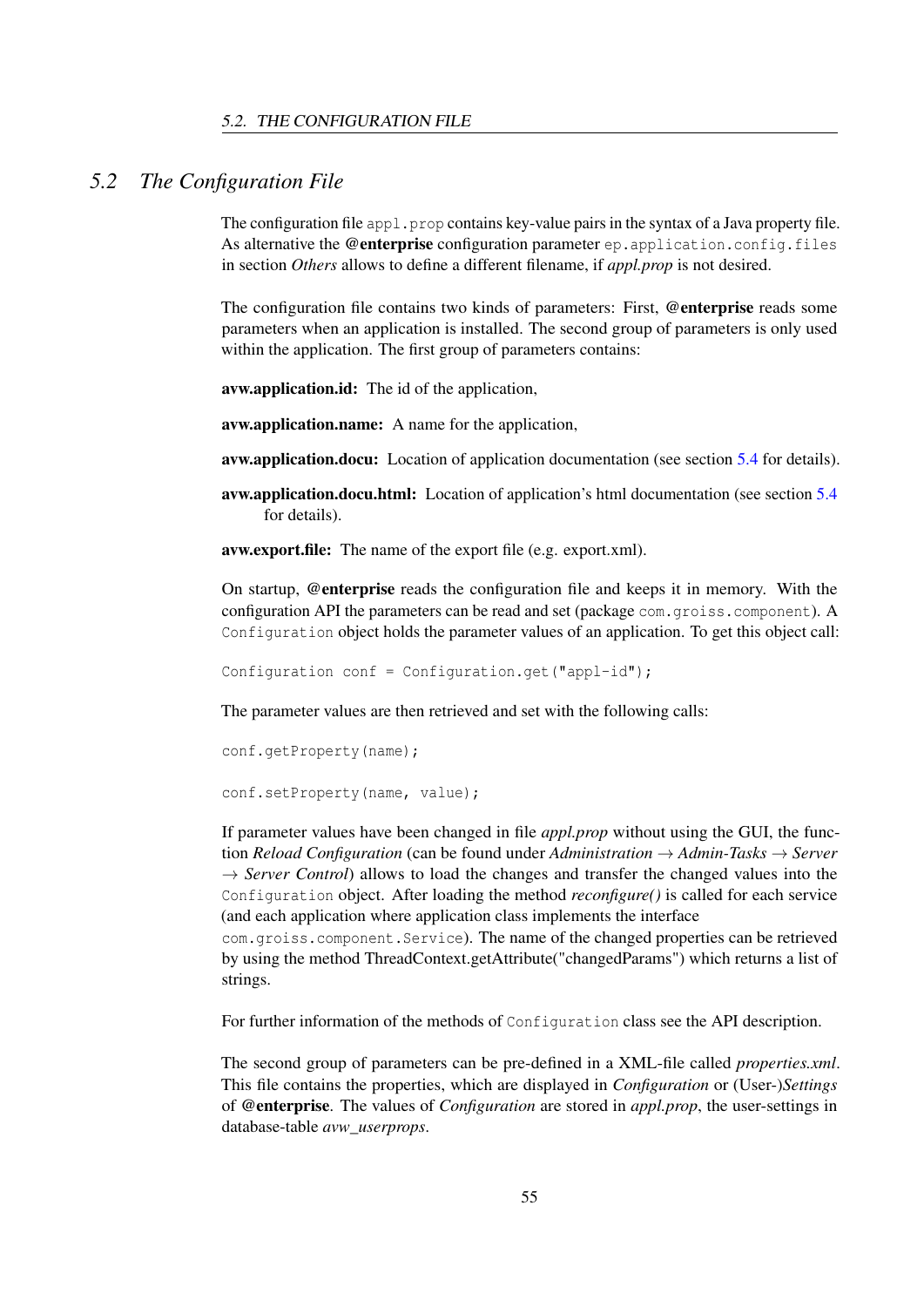## 5.2 *The Configuration File*

The configuration file `appl.prop` contains key-value pairs in the syntax of a Java property file. As alternative the **@enterprise** configuration parameter `ep.application.config.files` in section *Others* allows to define a different filename, if *appl.prop* is not desired.

The configuration file contains two kinds of parameters: First, **@enterprise** reads some parameters when an application is installed. The second group of parameters is only used within the application. The first group of parameters contains:

**avw.application.id:** The id of the application,

**avw.application.name:** A name for the application,

**avw.application.docu:** Location of application documentation (see section 5.4 for details).

**avw.application.docu.html:** Location of application's html documentation (see section 5.4 for details).

**avw.export.file:** The name of the export file (e.g. export.xml).

On startup, **@enterprise** reads the configuration file and keeps it in memory. With the configuration API the parameters can be read and set (package `com.groiss.component`). A `Configuration` object holds the parameter values of an application. To get this object call:

```
Configuration conf = Configuration.get("appl-id");
```

The parameter values are then retrieved and set with the following calls:

```
conf.getProperty(name);
```

```
conf.setProperty(name, value);
```

If parameter values have been changed in file *appl.prop* without using the GUI, the function *Reload Configuration* (can be found under *Administration* → *Admin-Tasks* → *Server* → *Server Control*) allows to load the changes and transfer the changed values into the `Configuration` object. After loading the method *reconfigure()* is called for each service (and each application where application class implements the interface `com.groiss.component.Service`). The name of the changed properties can be retrieved by using the method ThreadContext.getAttribute("changedParams") which returns a list of strings.

For further information of the methods of `Configuration` class see the API description.

The second group of parameters can be pre-defined in a XML-file called *properties.xml*. This file contains the properties, which are displayed in *Configuration* or (User-)*Settings* of **@enterprise**. The values of *Configuration* are stored in *appl.prop*, the user-settings in database-table *avw_userprops*.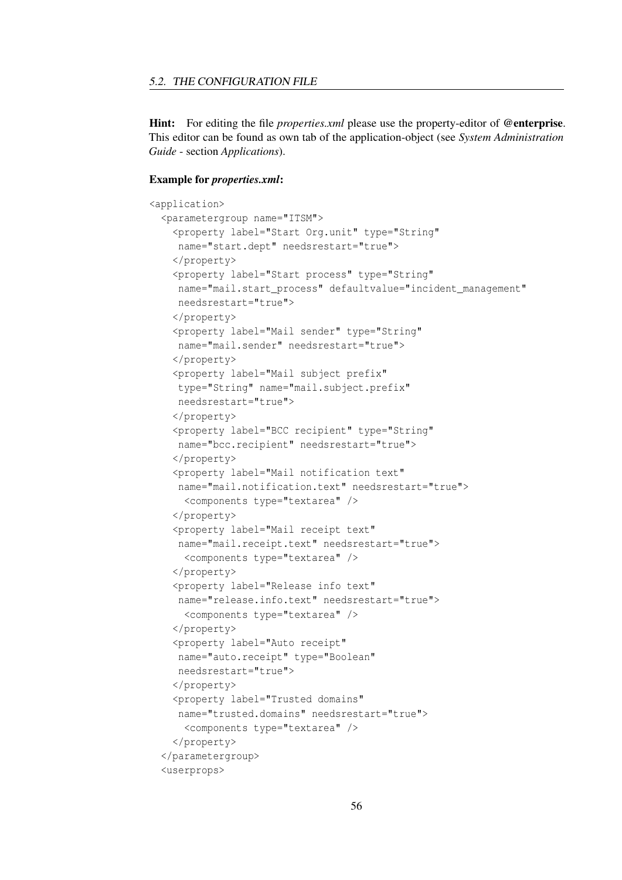**Hint:** For editing the file *properties.xml* please use the property-editor of **@enterprise**. This editor can be found as own tab of the application-object (see *System Administration Guide* - section *Applications*).

**Example for *properties.xml*:**

```
<application>
  <parametergroup name="ITSM">
    <property label="Start Org.unit" type="String"
     name="start.dept" needsrestart="true">
    </property>
    <property label="Start process" type="String"
     name="mail.start_process" defaultvalue="incident_management"
     needsrestart="true">
    </property>
    <property label="Mail sender" type="String"
     name="mail.sender" needsrestart="true">
    </property>
    <property label="Mail subject prefix"
     type="String" name="mail.subject.prefix"
     needsrestart="true">
    </property>
    <property label="BCC recipient" type="String"
     name="bcc.recipient" needsrestart="true">
    </property>
    <property label="Mail notification text"
     name="mail.notification.text" needsrestart="true">
      <components type="textarea" />
    </property>
    <property label="Mail receipt text"
     name="mail.receipt.text" needsrestart="true">
      <components type="textarea" />
    </property>
    <property label="Release info text"
     name="release.info.text" needsrestart="true">
      <components type="textarea" />
    </property>
    <property label="Auto receipt"
     name="auto.receipt" type="Boolean"
     needsrestart="true">
    </property>
    <property label="Trusted domains"
     name="trusted.domains" needsrestart="true">
      <components type="textarea" />
    </property>
  </parametergroup>
  <userprops>
```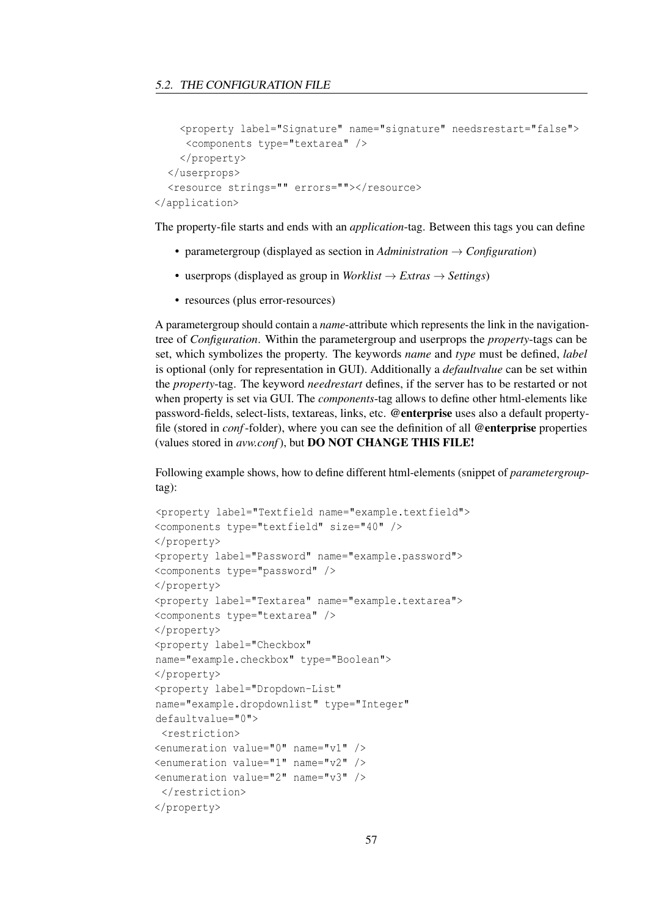```
    <property label="Signature" name="signature" needsrestart="false">
     <components type="textarea" />
    </property>
  </userprops>
  <resource strings="" errors=""></resource>
</application>
```

The property-file starts and ends with an *application*-tag. Between this tags you can define

- parametergroup (displayed as section in *Administration* → *Configuration*)
- userprops (displayed as group in *Worklist* → *Extras* → *Settings*)
- resources (plus error-resources)

A parametergroup should contain a *name*-attribute which represents the link in the navigation-tree of *Configuration*. Within the parametergroup and userprops the *property*-tags can be set, which symbolizes the property. The keywords *name* and *type* must be defined, *label* is optional (only for representation in GUI). Additionally a *defaultvalue* can be set within the *property*-tag. The keyword *needrestart* defines, if the server has to be restarted or not when property is set via GUI. The *components*-tag allows to define other html-elements like password-fields, select-lists, textareas, links, etc. **@enterprise** uses also a default property-file (stored in *conf*-folder), where you can see the definition of all **@enterprise** properties (values stored in *avw.conf*), but **DO NOT CHANGE THIS FILE!**

Following example shows, how to define different html-elements (snippet of *parametergroup*-tag):

```
<property label="Textfield name="example.textfield">
<components type="textfield" size="40" />
</property>
<property label="Password" name="example.password">
<components type="password" />
</property>
<property label="Textarea" name="example.textarea">
<components type="textarea" />
</property>
<property label="Checkbox"
name="example.checkbox" type="Boolean">
</property>
<property label="Dropdown-List"
name="example.dropdownlist" type="Integer"
defaultvalue="0">
 <restriction>
<enumeration value="0" name="v1" />
<enumeration value="1" name="v2" />
<enumeration value="2" name="v3" />
 </restriction>
</property>
```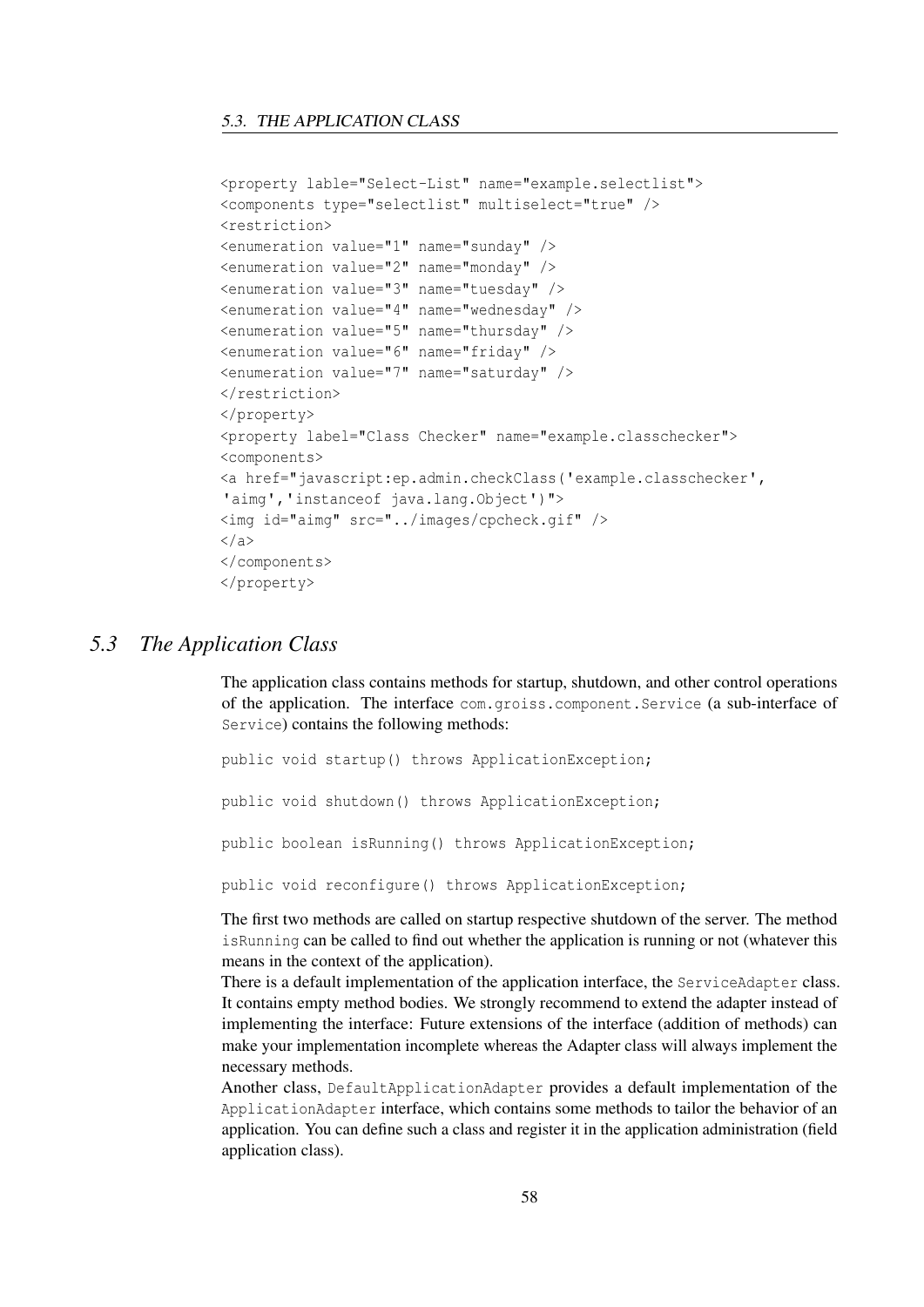```
<property lable="Select-List" name="example.selectlist">
<components type="selectlist" multiselect="true" />
<restriction>
<enumeration value="1" name="sunday" />
<enumeration value="2" name="monday" />
<enumeration value="3" name="tuesday" />
<enumeration value="4" name="wednesday" />
<enumeration value="5" name="thursday" />
<enumeration value="6" name="friday" />
<enumeration value="7" name="saturday" />
</restriction>
</property>
<property label="Class Checker" name="example.classchecker">
<components>
<a href="javascript:ep.admin.checkClass('example.classchecker',
'aimg','instanceof java.lang.Object')">
<img id="aimg" src="../images/cpcheck.gif" />
</a>
</components>
</property>
```

## 5.3 The Application Class

The application class contains methods for startup, shutdown, and other control operations of the application. The interface `com.groiss.component.Service` (a sub-interface of `Service`) contains the following methods:

```
public void startup() throws ApplicationException;

public void shutdown() throws ApplicationException;

public boolean isRunning() throws ApplicationException;

public void reconfigure() throws ApplicationException;
```

The first two methods are called on startup respective shutdown of the server. The method `isRunning` can be called to find out whether the application is running or not (whatever this means in the context of the application).

There is a default implementation of the application interface, the `ServiceAdapter` class. It contains empty method bodies. We strongly recommend to extend the adapter instead of implementing the interface: Future extensions of the interface (addition of methods) can make your implementation incomplete whereas the Adapter class will always implement the necessary methods.

Another class, `DefaultApplicationAdapter` provides a default implementation of the `ApplicationAdapter` interface, which contains some methods to tailor the behavior of an application. You can define such a class and register it in the application administration (field application class).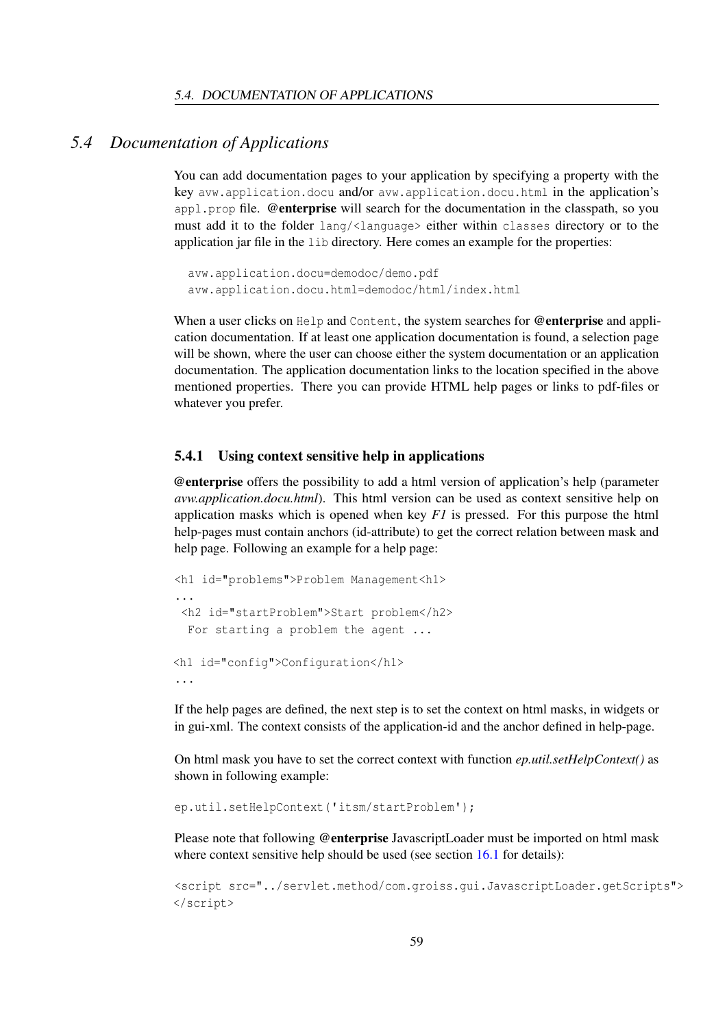## 5.4 Documentation of Applications

You can add documentation pages to your application by specifying a property with the key `avw.application.docu` and/or `avw.application.docu.html` in the application's `appl.prop` file. **@enterprise** will search for the documentation in the classpath, so you must add it to the folder `lang/<language>` either within `classes` directory or to the application jar file in the `lib` directory. Here comes an example for the properties:

```
avw.application.docu=demodoc/demo.pdf
avw.application.docu.html=demodoc/html/index.html
```

When a user clicks on `Help` and `Content`, the system searches for **@enterprise** and application documentation. If at least one application documentation is found, a selection page will be shown, where the user can choose either the system documentation or an application documentation. The application documentation links to the location specified in the above mentioned properties. There you can provide HTML help pages or links to pdf-files or whatever you prefer.

### 5.4.1 Using context sensitive help in applications

**@enterprise** offers the possibility to add a html version of application's help (parameter *avw.application.docu.html*). This html version can be used as context sensitive help on application masks which is opened when key *F1* is pressed. For this purpose the html help-pages must contain anchors (id-attribute) to get the correct relation between mask and help page. Following an example for a help page:

```
<h1 id="problems">Problem Management<h1>
...
 <h2 id="startProblem">Start problem</h2>
  For starting a problem the agent ...

<h1 id="config">Configuration</h1>
...
```

If the help pages are defined, the next step is to set the context on html masks, in widgets or in gui-xml. The context consists of the application-id and the anchor defined in help-page.

On html mask you have to set the correct context with function *ep.util.setHelpContext()* as shown in following example:

```
ep.util.setHelpContext('itsm/startProblem');
```

Please note that following **@enterprise** JavascriptLoader must be imported on html mask where context sensitive help should be used (see section 16.1 for details):

```
<script src="../servlet.method/com.groiss.gui.JavascriptLoader.getScripts">
</script>
```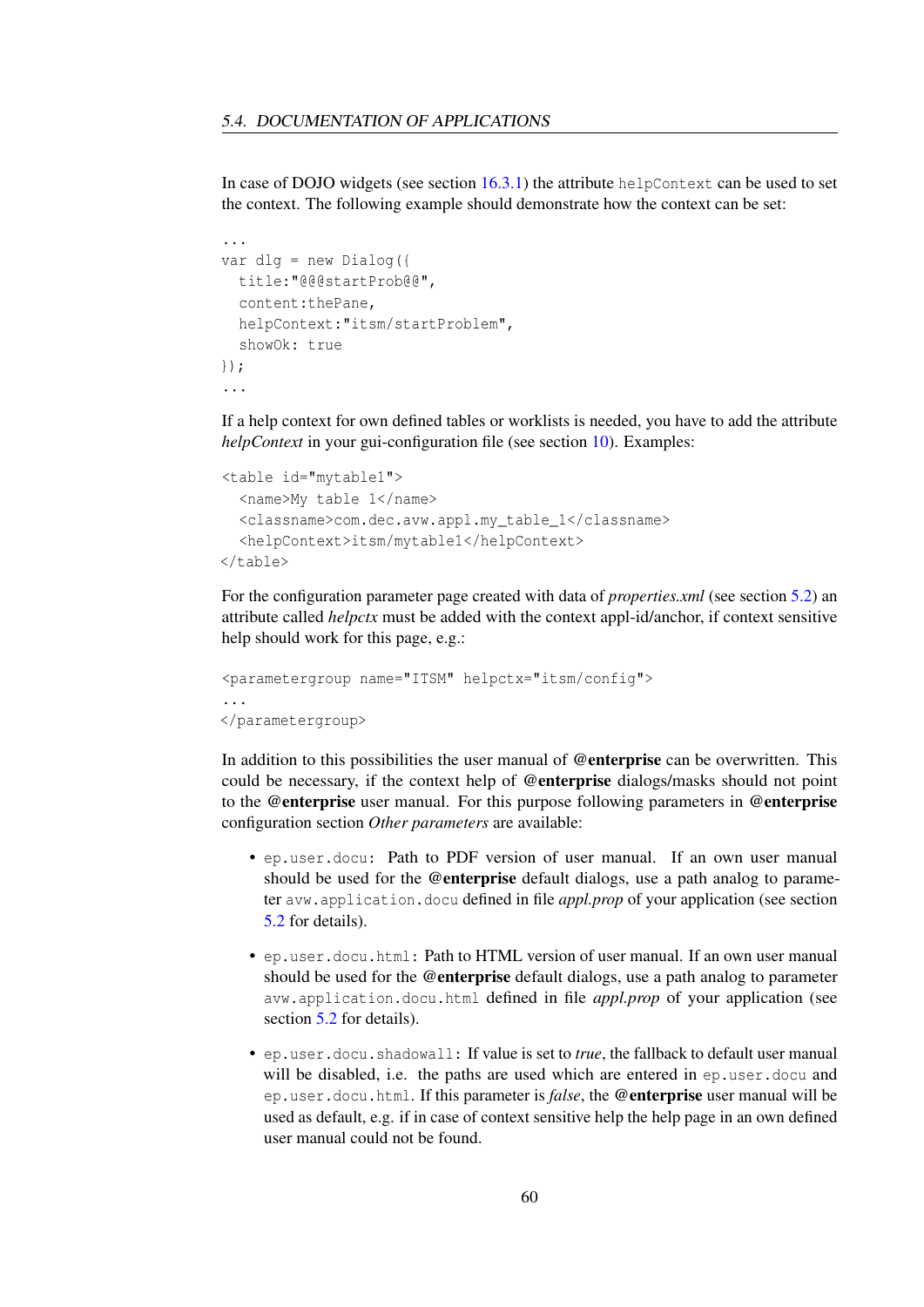In case of DOJO widgets (see section 16.3.1) the attribute `helpContext` can be used to set the context. The following example should demonstrate how the context can be set:

```
...
var dlg = new Dialog({
  title:"@@@startProb@@",
  content:thePane,
  helpContext:"itsm/startProblem",
  showOk: true
});
...
```

If a help context for own defined tables or worklists is needed, you have to add the attribute *helpContext* in your gui-configuration file (see section 10). Examples:

```
<table id="mytable1">
  <name>My table 1</name>
  <classname>com.dec.avw.appl.my_table_1</classname>
  <helpContext>itsm/mytable1</helpContext>
</table>
```

For the configuration parameter page created with data of *properties.xml* (see section 5.2) an attribute called *helpctx* must be added with the context appl-id/anchor, if context sensitive help should work for this page, e.g.:

```
<parametergroup name="ITSM" helpctx="itsm/config">
...
</parametergroup>
```

In addition to this possibilities the user manual of **@enterprise** can be overwritten. This could be necessary, if the context help of **@enterprise** dialogs/masks should not point to the **@enterprise** user manual. For this purpose following parameters in **@enterprise** configuration section *Other parameters* are available:

- `ep.user.docu`: Path to PDF version of user manual. If an own user manual should be used for the **@enterprise** default dialogs, use a path analog to parameter `avw.application.docu` defined in file *appl.prop* of your application (see section 5.2 for details).

- `ep.user.docu.html`: Path to HTML version of user manual. If an own user manual should be used for the **@enterprise** default dialogs, use a path analog to parameter `avw.application.docu.html` defined in file *appl.prop* of your application (see section 5.2 for details).

- `ep.user.docu.shadowall`: If value is set to *true*, the fallback to default user manual will be disabled, i.e. the paths are used which are entered in `ep.user.docu` and `ep.user.docu.html`. If this parameter is *false*, the **@enterprise** user manual will be used as default, e.g. if in case of context sensitive help the help page in an own defined user manual could not be found.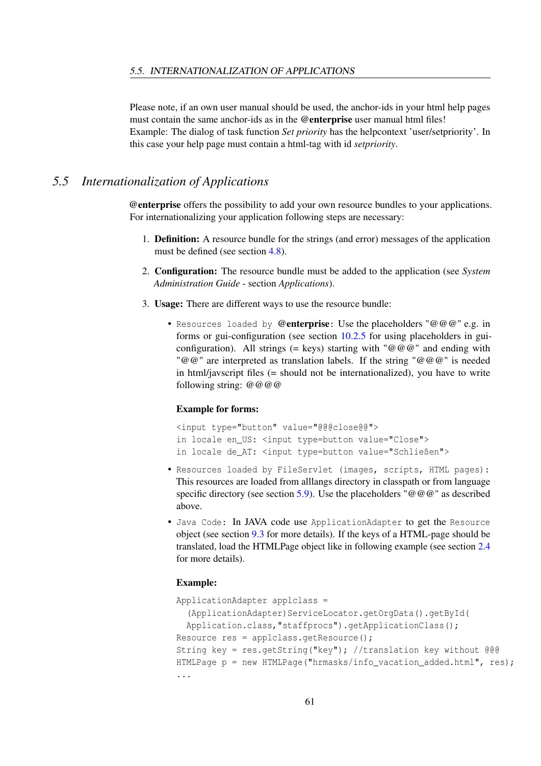Please note, if an own user manual should be used, the anchor-ids in your html help pages must contain the same anchor-ids as in the **@enterprise** user manual html files!
Example: The dialog of task function *Set priority* has the helpcontext 'user/setpriority'. In this case your help page must contain a html-tag with id *setpriority*.

## 5.5 Internationalization of Applications

**@enterprise** offers the possibility to add your own resource bundles to your applications. For internationalizing your application following steps are necessary:

1. **Definition:** A resource bundle for the strings (and error) messages of the application must be defined (see section 4.8).

2. **Configuration:** The resource bundle must be added to the application (see *System Administration Guide* - section *Applications*).

3. **Usage:** There are different ways to use the resource bundle:

   - `Resources loaded by` **@enterprise**: Use the placeholders "@@@" e.g. in forms or gui-configuration (see section 10.2.5 for using placeholders in gui-configuration). All strings (= keys) starting with "@@@" and ending with "@@" are interpreted as translation labels. If the string "@@@" is needed in html/javscript files (= should not be internationalized), you have to write following string: @@@@

     **Example for forms:**

     ```
     <input type="button" value="@@@close@@">
     in locale en_US: <input type=button value="Close">
     in locale de_AT: <input type=button value="Schließen">
     ```

   - `Resources loaded by FileServlet (images, scripts, HTML pages):` This resources are loaded from alllangs directory in classpath or from language specific directory (see section 5.9). Use the placeholders "@@@" as described above.

   - `Java Code:` In JAVA code use `ApplicationAdapter` to get the `Resource` object (see section 9.3 for more details). If the keys of a HTML-page should be translated, load the HTMLPage object like in following example (see section 2.4 for more details).

     **Example:**

     ```
     ApplicationAdapter applclass =
       (ApplicationAdapter)ServiceLocator.getOrgData().getById(
       Application.class,"staffprocs").getApplicationClass();
     Resource res = applclass.getResource();
     String key = res.getString("key"); //translation key without @@@
     HTMLPage p = new HTMLPage("hrmasks/info_vacation_added.html", res);
     ...
     ```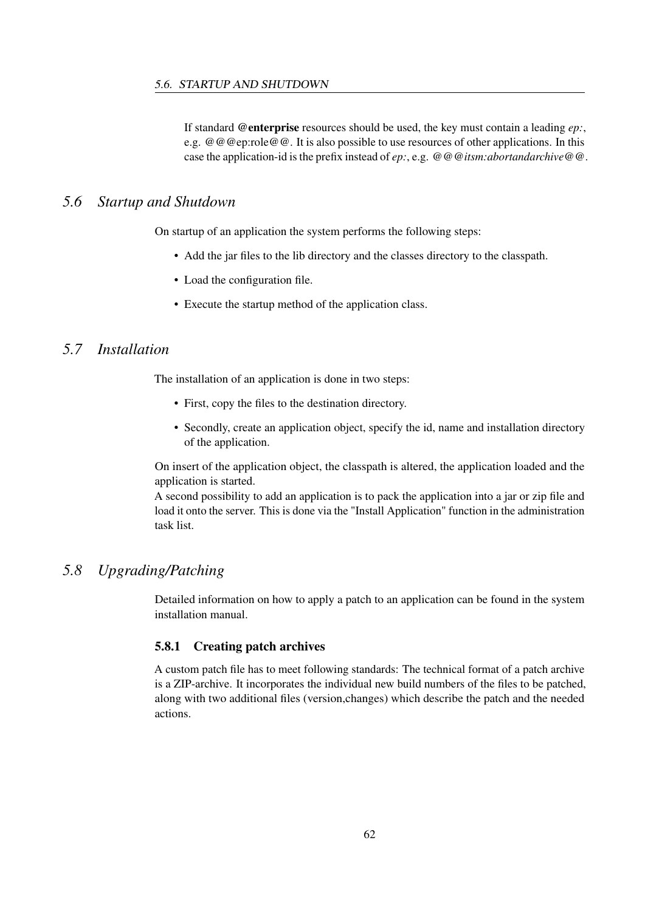If standard **@enterprise** resources should be used, the key must contain a leading *ep:*, e.g. @@@ep:role@@. It is also possible to use resources of other applications. In this case the application-id is the prefix instead of *ep:*, e.g. @@@*itsm:abortandarchive*@@.

## 5.6 Startup and Shutdown

On startup of an application the system performs the following steps:

- Add the jar files to the lib directory and the classes directory to the classpath.
- Load the configuration file.
- Execute the startup method of the application class.

## 5.7 Installation

The installation of an application is done in two steps:

- First, copy the files to the destination directory.
- Secondly, create an application object, specify the id, name and installation directory of the application.

On insert of the application object, the classpath is altered, the application loaded and the application is started.
A second possibility to add an application is to pack the application into a jar or zip file and load it onto the server. This is done via the "Install Application" function in the administration task list.

## 5.8 Upgrading/Patching

Detailed information on how to apply a patch to an application can be found in the system installation manual.

### 5.8.1 Creating patch archives

A custom patch file has to meet following standards: The technical format of a patch archive is a ZIP-archive. It incorporates the individual new build numbers of the files to be patched, along with two additional files (version,changes) which describe the patch and the needed actions.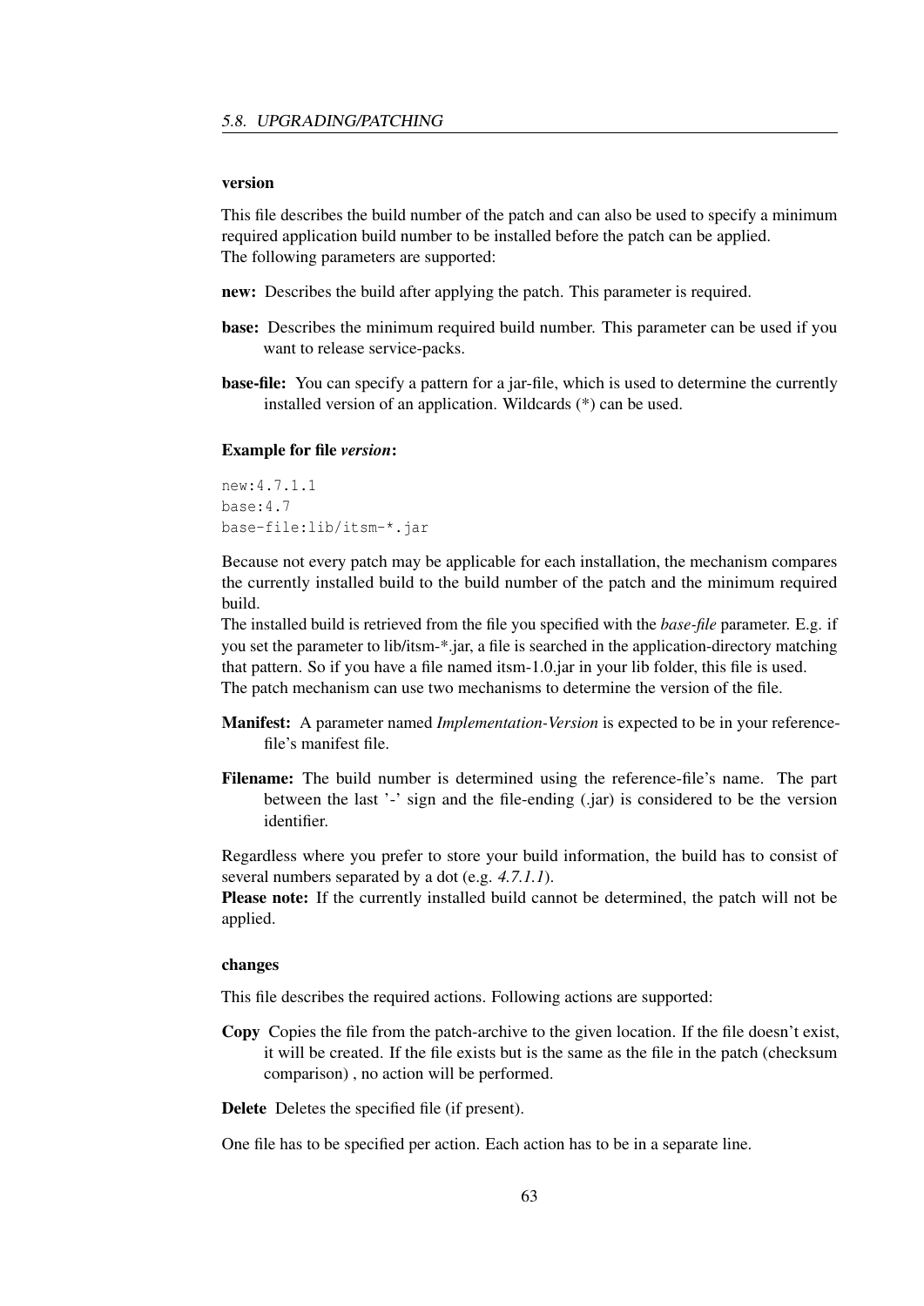#### version

This file describes the build number of the patch and can also be used to specify a minimum required application build number to be installed before the patch can be applied.
The following parameters are supported:

**new:** Describes the build after applying the patch. This parameter is required.

**base:** Describes the minimum required build number. This parameter can be used if you want to release service-packs.

**base-file:** You can specify a pattern for a jar-file, which is used to determine the currently installed version of an application. Wildcards (*) can be used.

**Example for file *version*:**

```
new:4.7.1.1
base:4.7
base-file:lib/itsm-*.jar
```

Because not every patch may be applicable for each installation, the mechanism compares the currently installed build to the build number of the patch and the minimum required build.
The installed build is retrieved from the file you specified with the *base-file* parameter. E.g. if you set the parameter to lib/itsm-*.jar, a file is searched in the application-directory matching that pattern. So if you have a file named itsm-1.0.jar in your lib folder, this file is used.
The patch mechanism can use two mechanisms to determine the version of the file.

**Manifest:** A parameter named *Implementation-Version* is expected to be in your reference-file's manifest file.

**Filename:** The build number is determined using the reference-file's name. The part between the last '-' sign and the file-ending (.jar) is considered to be the version identifier.

Regardless where you prefer to store your build information, the build has to consist of several numbers separated by a dot (e.g. *4.7.1.1*).
**Please note:** If the currently installed build cannot be determined, the patch will not be applied.

#### changes

This file describes the required actions. Following actions are supported:

**Copy** Copies the file from the patch-archive to the given location. If the file doesn't exist, it will be created. If the file exists but is the same as the file in the patch (checksum comparison) , no action will be performed.

**Delete** Deletes the specified file (if present).

One file has to be specified per action. Each action has to be in a separate line.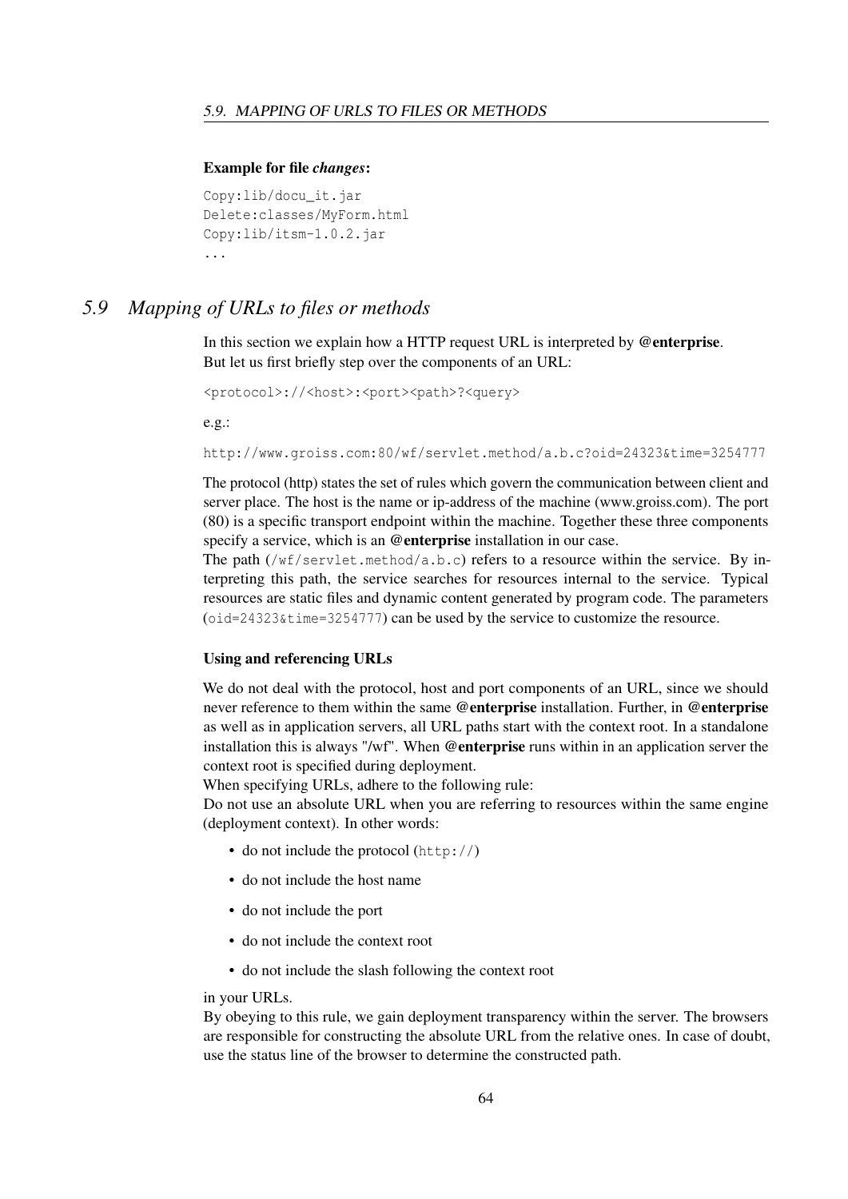**Example for file *changes*:**

```
Copy:lib/docu_it.jar
Delete:classes/MyForm.html
Copy:lib/itsm-1.0.2.jar
...
```

## *5.9 Mapping of URLs to files or methods*

In this section we explain how a HTTP request URL is interpreted by **@enterprise**. But let us first briefly step over the components of an URL:

`<protocol>://<host>:<port><path>?<query>`

e.g.:

`http://www.groiss.com:80/wf/servlet.method/a.b.c?oid=24323&time=3254777`

The protocol (http) states the set of rules which govern the communication between client and server place. The host is the name or ip-address of the machine (www.groiss.com). The port (80) is a specific transport endpoint within the machine. Together these three components specify a service, which is an **@enterprise** installation in our case.
The path (`/wf/servlet.method/a.b.c`) refers to a resource within the service. By interpreting this path, the service searches for resources internal to the service. Typical resources are static files and dynamic content generated by program code. The parameters (`oid=24323&time=3254777`) can be used by the service to customize the resource.

**Using and referencing URLs**

We do not deal with the protocol, host and port components of an URL, since we should never reference to them within the same **@enterprise** installation. Further, in **@enterprise** as well as in application servers, all URL paths start with the context root. In a standalone installation this is always "/wf". When **@enterprise** runs within in an application server the context root is specified during deployment.
When specifying URLs, adhere to the following rule:
Do not use an absolute URL when you are referring to resources within the same engine (deployment context). In other words:

- do not include the protocol (`http://`)
- do not include the host name
- do not include the port
- do not include the context root
- do not include the slash following the context root

in your URLs.
By obeying to this rule, we gain deployment transparency within the server. The browsers are responsible for constructing the absolute URL from the relative ones. In case of doubt, use the status line of the browser to determine the constructed path.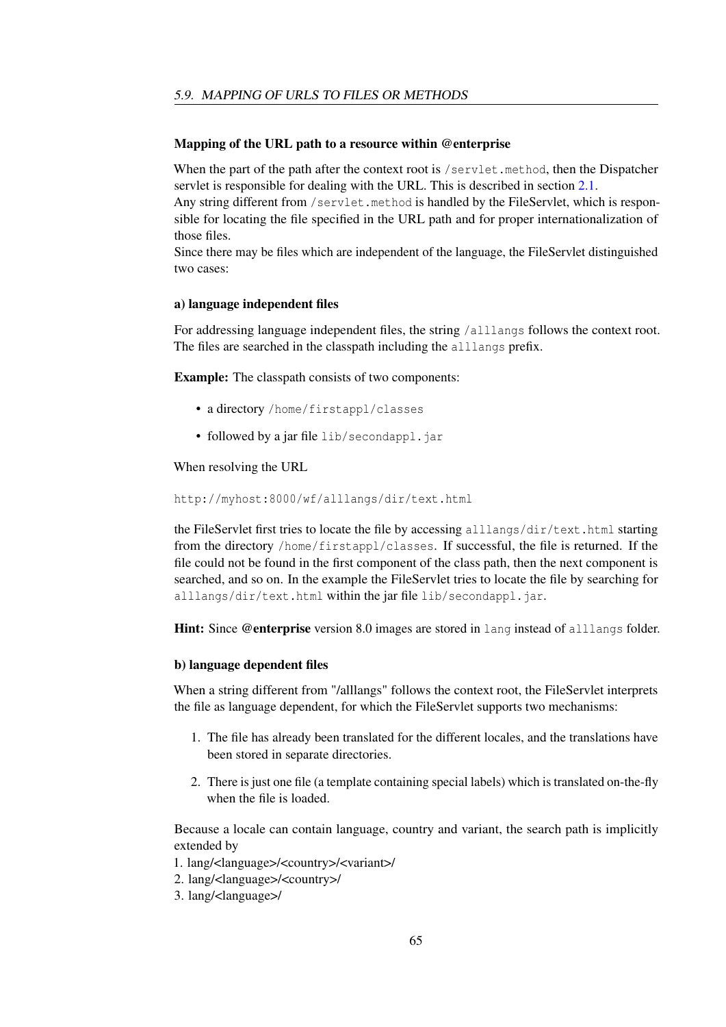### Mapping of the URL path to a resource within @enterprise

When the part of the path after the context root is `/servlet.method`, then the Dispatcher servlet is responsible for dealing with the URL. This is described in section 2.1.
Any string different from `/servlet.method` is handled by the FileServlet, which is responsible for locating the file specified in the URL path and for proper internationalization of those files.
Since there may be files which are independent of the language, the FileServlet distinguished two cases:

#### a) language independent files

For addressing language independent files, the string `/alllangs` follows the context root. The files are searched in the classpath including the `alllangs` prefix.

**Example:** The classpath consists of two components:

- a directory `/home/firstappl/classes`
- followed by a jar file `lib/secondappl.jar`

When resolving the URL

```
http://myhost:8000/wf/alllangs/dir/text.html
```

the FileServlet first tries to locate the file by accessing `alllangs/dir/text.html` starting from the directory `/home/firstappl/classes`. If successful, the file is returned. If the file could not be found in the first component of the class path, then the next component is searched, and so on. In the example the FileServlet tries to locate the file by searching for `alllangs/dir/text.html` within the jar file `lib/secondappl.jar`.

**Hint:** Since **@enterprise** version 8.0 images are stored in `lang` instead of `alllangs` folder.

#### b) language dependent files

When a string different from "/alllangs" follows the context root, the FileServlet interprets the file as language dependent, for which the FileServlet supports two mechanisms:

1. The file has already been translated for the different locales, and the translations have been stored in separate directories.
2. There is just one file (a template containing special labels) which is translated on-the-fly when the file is loaded.

Because a locale can contain language, country and variant, the search path is implicitly extended by
1. lang/<language>/<country>/<variant>/
2. lang/<language>/<country>/
3. lang/<language>/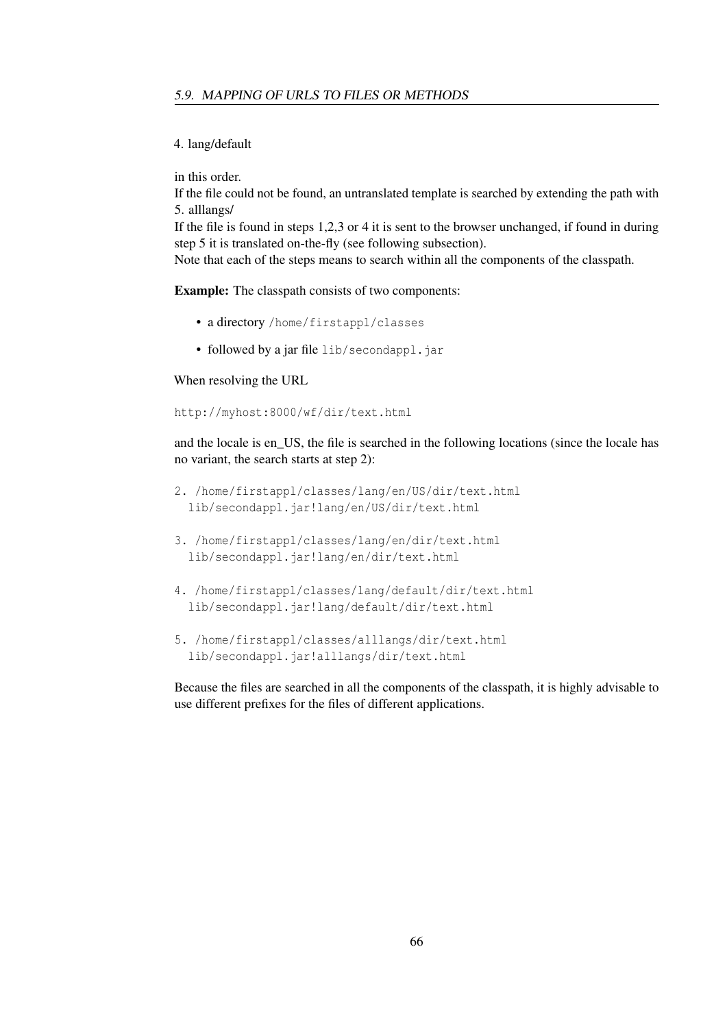4. lang/default

in this order.
If the file could not be found, an untranslated template is searched by extending the path with
5. alllangs/
If the file is found in steps 1,2,3 or 4 it is sent to the browser unchanged, if found in during step 5 it is translated on-the-fly (see following subsection).
Note that each of the steps means to search within all the components of the classpath.

**Example:** The classpath consists of two components:

- a directory `/home/firstappl/classes`
- followed by a jar file `lib/secondappl.jar`

When resolving the URL

```
http://myhost:8000/wf/dir/text.html
```

and the locale is en_US, the file is searched in the following locations (since the locale has no variant, the search starts at step 2):

```
2. /home/firstappl/classes/lang/en/US/dir/text.html
   lib/secondappl.jar!lang/en/US/dir/text.html

3. /home/firstappl/classes/lang/en/dir/text.html
   lib/secondappl.jar!lang/en/dir/text.html

4. /home/firstappl/classes/lang/default/dir/text.html
   lib/secondappl.jar!lang/default/dir/text.html

5. /home/firstappl/classes/alllangs/dir/text.html
   lib/secondappl.jar!alllangs/dir/text.html
```

Because the files are searched in all the components of the classpath, it is highly advisable to use different prefixes for the files of different applications.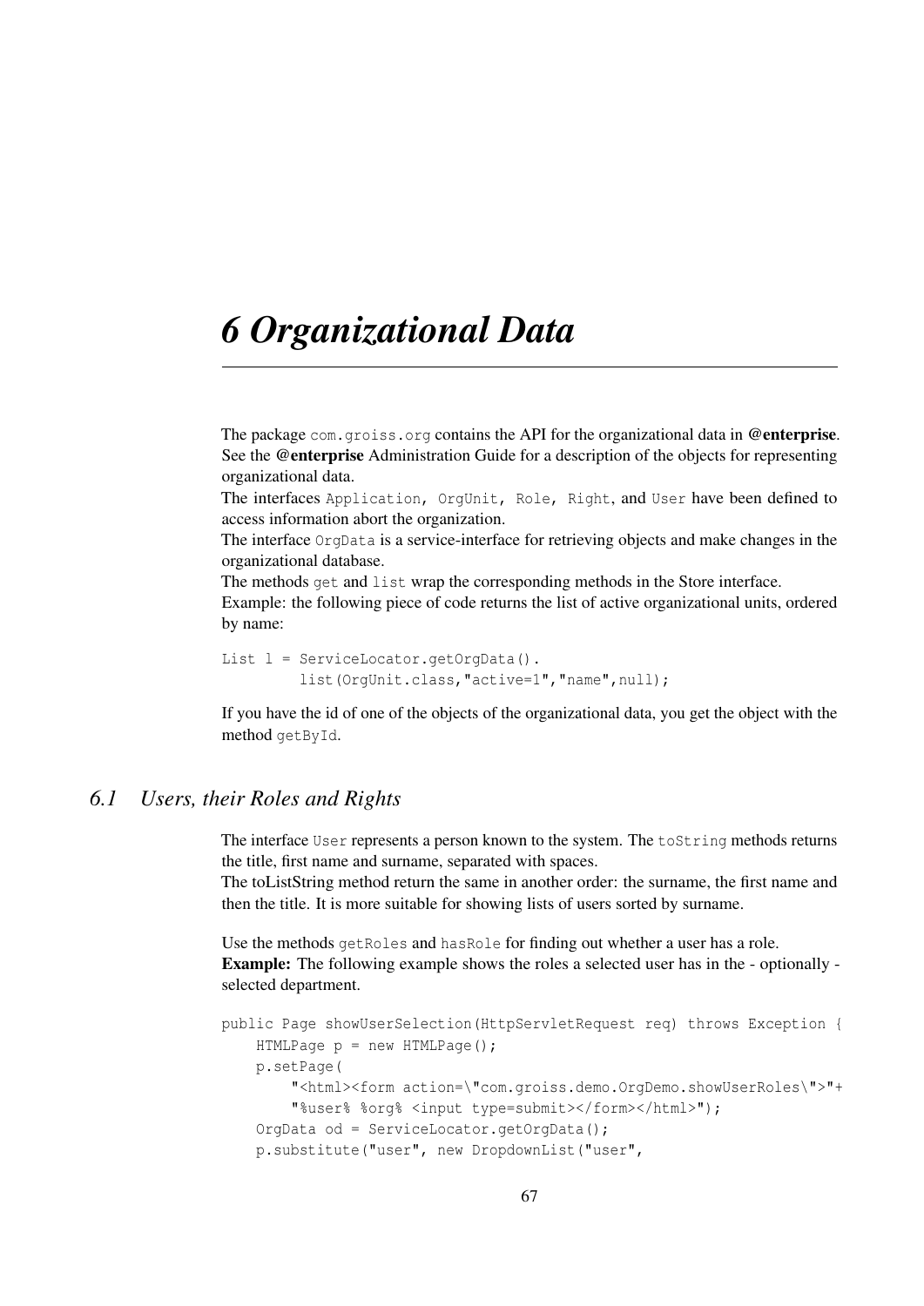# 6 Organizational Data

The package `com.groiss.org` contains the API for the organizational data in **@enterprise**. See the **@enterprise** Administration Guide for a description of the objects for representing organizational data.
The interfaces `Application, OrgUnit, Role, Right`, and `User` have been defined to access information abort the organization.
The interface `OrgData` is a service-interface for retrieving objects and make changes in the organizational database.
The methods `get` and `list` wrap the corresponding methods in the Store interface.
Example: the following piece of code returns the list of active organizational units, ordered by name:

```
List l = ServiceLocator.getOrgData().
         list(OrgUnit.class,"active=1","name",null);
```

If you have the id of one of the objects of the organizational data, you get the object with the method `getById`.

## 6.1 Users, their Roles and Rights

The interface `User` represents a person known to the system. The `toString` methods returns the title, first name and surname, separated with spaces.
The toListString method return the same in another order: the surname, the first name and then the title. It is more suitable for showing lists of users sorted by surname.

Use the methods `getRoles` and `hasRole` for finding out whether a user has a role.
**Example:** The following example shows the roles a selected user has in the - optionally - selected department.

```
public Page showUserSelection(HttpServletRequest req) throws Exception {
    HTMLPage p = new HTMLPage();
    p.setPage(
        "<html><form action=\"com.groiss.demo.OrgDemo.showUserRoles\">"+
        "%user% %org% <input type=submit></form></html>");
    OrgData od = ServiceLocator.getOrgData();
    p.substitute("user", new DropdownList("user",
```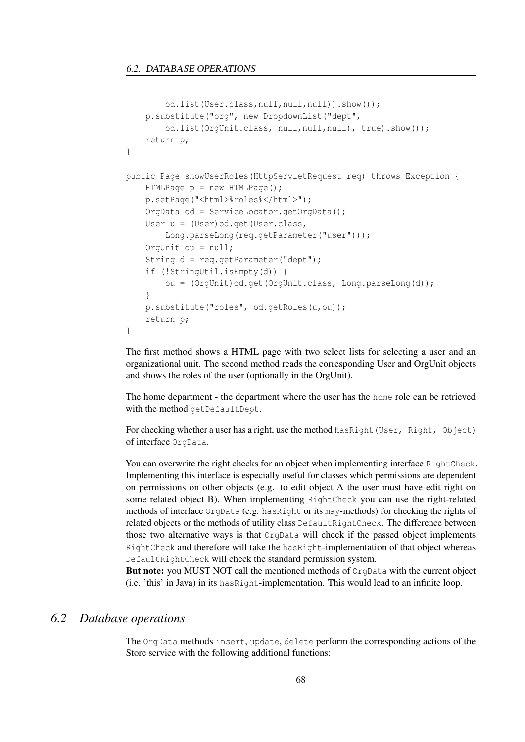```
        od.list(User.class,null,null,null)).show());
    p.substitute("org", new DropdownList("dept",
        od.list(OrgUnit.class, null,null,null), true).show());
    return p;
}

public Page showUserRoles(HttpServletRequest req) throws Exception {
    HTMLPage p = new HTMLPage();
    p.setPage("<html>%roles%</html>");
    OrgData od = ServiceLocator.getOrgData();
    User u = (User)od.get(User.class,
        Long.parseLong(req.getParameter("user")));
    OrgUnit ou = null;
    String d = req.getParameter("dept");
    if (!StringUtil.isEmpty(d)) {
        ou = (OrgUnit)od.get(OrgUnit.class, Long.parseLong(d));
    }
    p.substitute("roles", od.getRoles(u,ou));
    return p;
}
```

The first method shows a HTML page with two select lists for selecting a user and an organizational unit. The second method reads the corresponding User and OrgUnit objects and shows the roles of the user (optionally in the OrgUnit).

The home department - the department where the user has the `home` role can be retrieved with the method `getDefaultDept`.

For checking whether a user has a right, use the method `hasRight(User, Right, Object)` of interface `OrgData`.

You can overwrite the right checks for an object when implementing interface `RightCheck`. Implementing this interface is especially useful for classes which permissions are dependent on permissions on other objects (e.g. to edit object A the user must have edit right on some related object B). When implementing `RightCheck` you can use the right-related methods of interface `OrgData` (e.g. `hasRight` or its `may`-methods) for checking the rights of related objects or the methods of utility class `DefaultRightCheck`. The difference between those two alternative ways is that `OrgData` will check if the passed object implements `RightCheck` and therefore will take the `hasRight`-implementation of that object whereas `DefaultRightCheck` will check the standard permission system.
**But note:** you MUST NOT call the mentioned methods of `OrgData` with the current object (i.e. 'this' in Java) in its `hasRight`-implementation. This would lead to an infinite loop.

## *6.2 Database operations*

The `OrgData` methods `insert`, `update`, `delete` perform the corresponding actions of the Store service with the following additional functions: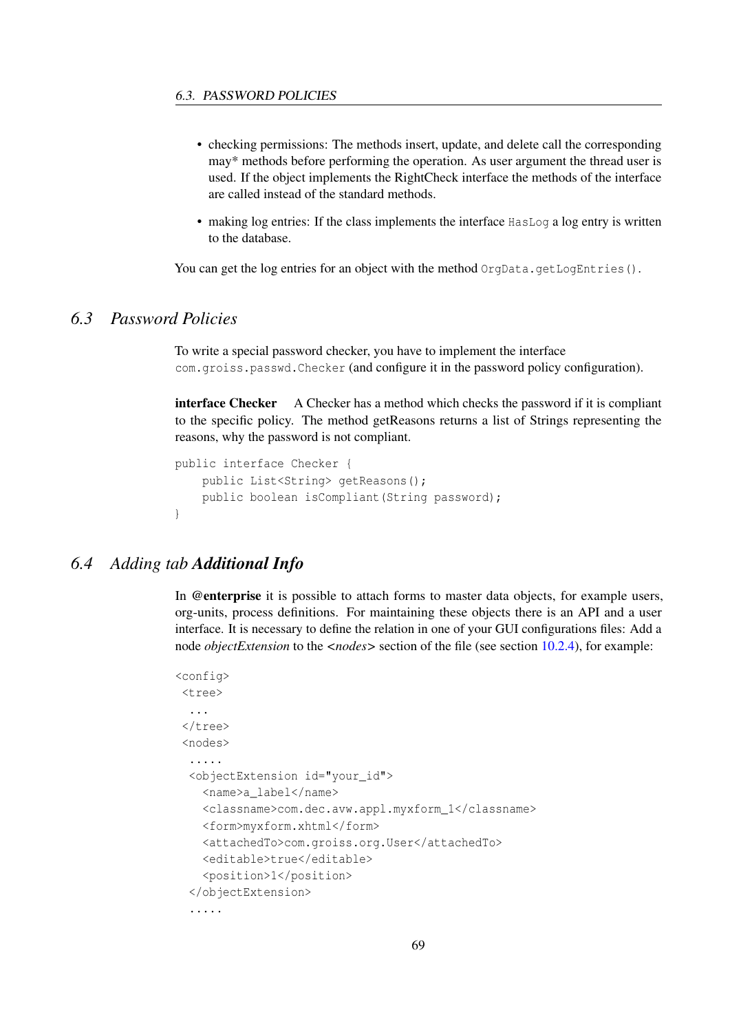- checking permissions: The methods insert, update, and delete call the corresponding may* methods before performing the operation. As user argument the thread user is used. If the object implements the RightCheck interface the methods of the interface are called instead of the standard methods.
- making log entries: If the class implements the interface `HasLog` a log entry is written to the database.

You can get the log entries for an object with the method `OrgData.getLogEntries()`.

## 6.3 *Password Policies*

To write a special password checker, you have to implement the interface `com.groiss.passwd.Checker` (and configure it in the password policy configuration).

**interface Checker** A Checker has a method which checks the password if it is compliant to the specific policy. The method getReasons returns a list of Strings representing the reasons, why the password is not compliant.

```
public interface Checker {
    public List<String> getReasons();
    public boolean isCompliant(String password);
}
```

## 6.4 *Adding tab* ***Additional Info***

In **@enterprise** it is possible to attach forms to master data objects, for example users, org-units, process definitions. For maintaining these objects there is an API and a user interface. It is necessary to define the relation in one of your GUI configurations files: Add a node *objectExtension* to the <*nodes*> section of the file (see section 10.2.4), for example:

```
<config>
 <tree>
  ...
 </tree>
 <nodes>
  .....
  <objectExtension id="your_id">
    <name>a_label</name>
    <classname>com.dec.avw.appl.myxform_1</classname>
    <form>myxform.xhtml</form>
    <attachedTo>com.groiss.org.User</attachedTo>
    <editable>true</editable>
    <position>1</position>
  </objectExtension>
  .....
```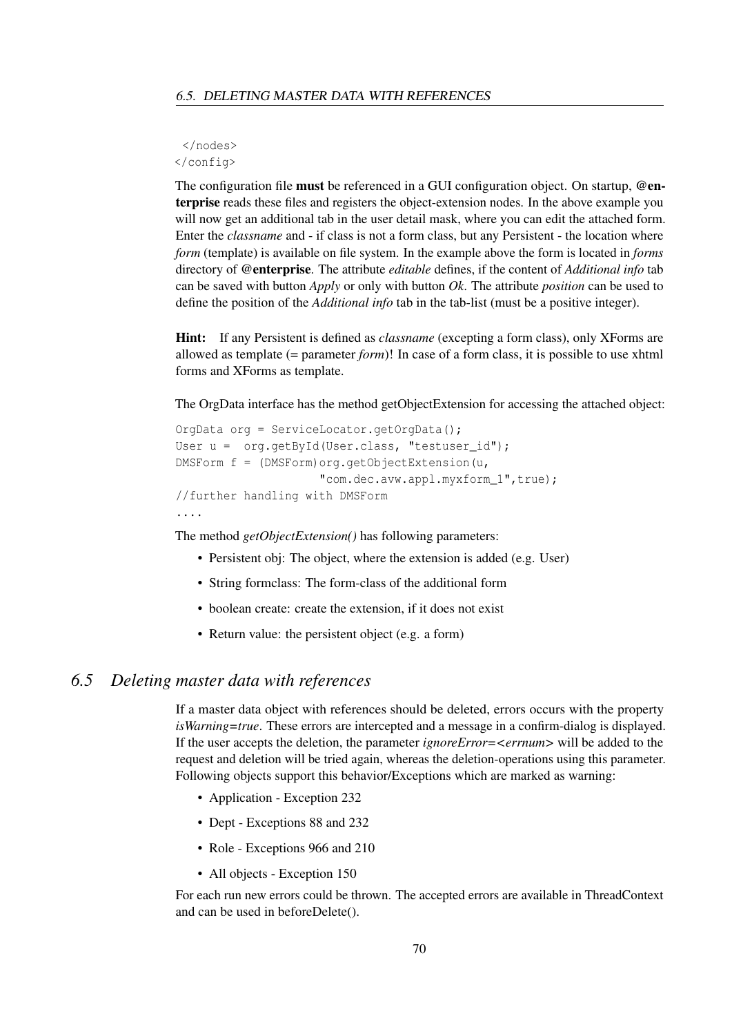```
 </nodes>
</config>
```

The configuration file **must** be referenced in a GUI configuration object. On startup, **@enterprise** reads these files and registers the object-extension nodes. In the above example you will now get an additional tab in the user detail mask, where you can edit the attached form. Enter the *classname* and - if class is not a form class, but any Persistent - the location where *form* (template) is available on file system. In the example above the form is located in *forms* directory of **@enterprise**. The attribute *editable* defines, if the content of *Additional info* tab can be saved with button *Apply* or only with button *Ok*. The attribute *position* can be used to define the position of the *Additional info* tab in the tab-list (must be a positive integer).

**Hint:** If any Persistent is defined as *classname* (excepting a form class), only XForms are allowed as template (= parameter *form*)! In case of a form class, it is possible to use xhtml forms and XForms as template.

The OrgData interface has the method getObjectExtension for accessing the attached object:

```
OrgData org = ServiceLocator.getOrgData();
User u =  org.getById(User.class, "testuser_id");
DMSForm f = (DMSForm)org.getObjectExtension(u,
                    "com.dec.avw.appl.myxform_1",true);
//further handling with DMSForm
....
```

The method *getObjectExtension()* has following parameters:

- Persistent obj: The object, where the extension is added (e.g. User)
- String formclass: The form-class of the additional form
- boolean create: create the extension, if it does not exist
- Return value: the persistent object (e.g. a form)

## 6.5 Deleting master data with references

If a master data object with references should be deleted, errors occurs with the property *isWarning=true*. These errors are intercepted and a message in a confirm-dialog is displayed. If the user accepts the deletion, the parameter *ignoreError=<errnum>* will be added to the request and deletion will be tried again, whereas the deletion-operations using this parameter. Following objects support this behavior/Exceptions which are marked as warning:

- Application - Exception 232
- Dept - Exceptions 88 and 232
- Role - Exceptions 966 and 210
- All objects - Exception 150

For each run new errors could be thrown. The accepted errors are available in ThreadContext and can be used in beforeDelete().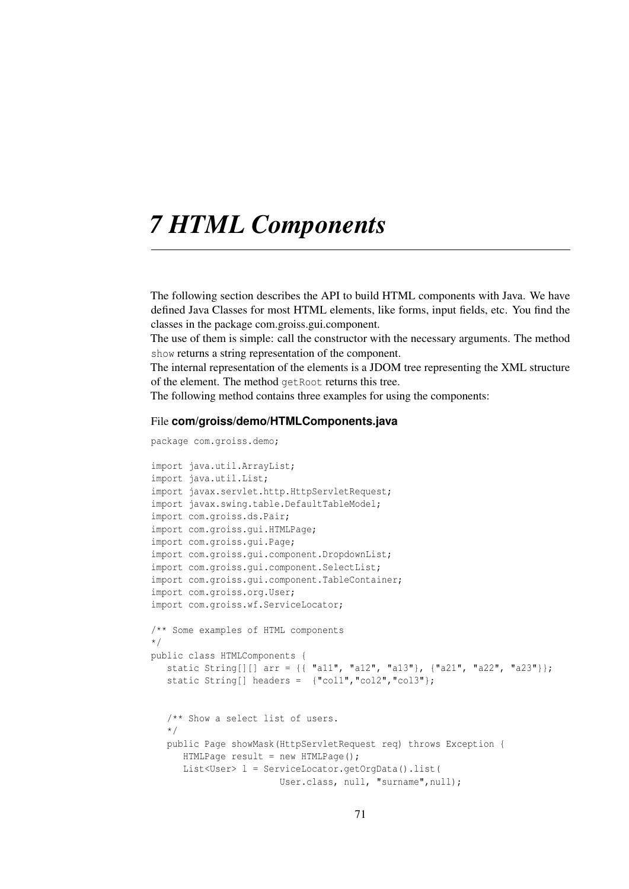# 7 HTML Components

The following section describes the API to build HTML components with Java. We have defined Java Classes for most HTML elements, like forms, input fields, etc. You find the classes in the package com.groiss.gui.component.

The use of them is simple: call the constructor with the necessary arguments. The method `show` returns a string representation of the component.

The internal representation of the elements is a JDOM tree representing the XML structure of the element. The method `getRoot` returns this tree.

The following method contains three examples for using the components:

File **com/groiss/demo/HTMLComponents.java**

```
package com.groiss.demo;

import java.util.ArrayList;
import java.util.List;
import javax.servlet.http.HttpServletRequest;
import javax.swing.table.DefaultTableModel;
import com.groiss.ds.Pair;
import com.groiss.gui.HTMLPage;
import com.groiss.gui.Page;
import com.groiss.gui.component.DropdownList;
import com.groiss.gui.component.SelectList;
import com.groiss.gui.component.TableContainer;
import com.groiss.org.User;
import com.groiss.wf.ServiceLocator;

/** Some examples of HTML components
*/
public class HTMLComponents {
   static String[][] arr = {{ "a11", "a12", "a13"}, {"a21", "a22", "a23"}};
   static String[] headers =  {"col1","col2","col3"};


   /** Show a select list of users.
   */
   public Page showMask(HttpServletRequest req) throws Exception {
      HTMLPage result = new HTMLPage();
      List<User> l = ServiceLocator.getOrgData().list(
                        User.class, null, "surname",null);
```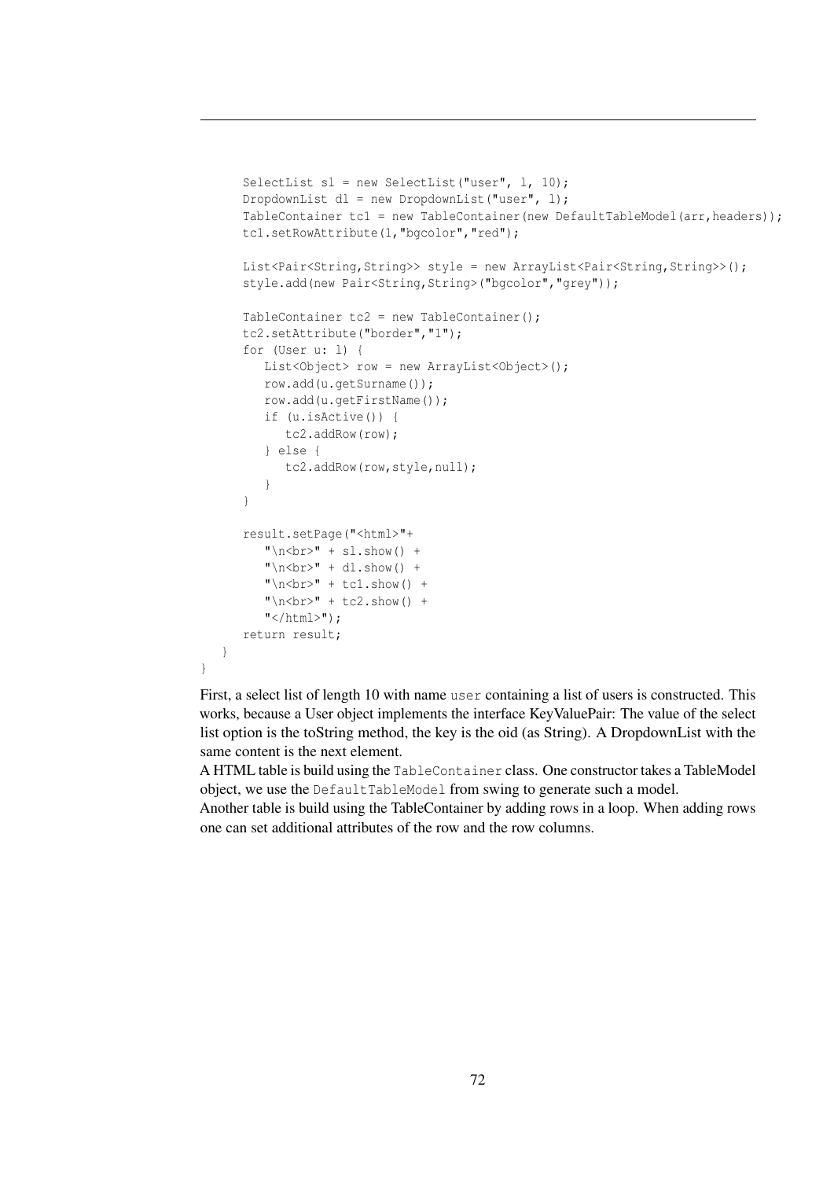```
      SelectList sl = new SelectList("user", l, 10);
      DropdownList dl = new DropdownList("user", l);
      TableContainer tc1 = new TableContainer(new DefaultTableModel(arr,headers));
      tc1.setRowAttribute(1,"bgcolor","red");

      List<Pair<String,String>> style = new ArrayList<Pair<String,String>>();
      style.add(new Pair<String,String>("bgcolor","grey"));

      TableContainer tc2 = new TableContainer();
      tc2.setAttribute("border","1");
      for (User u: l) {
         List<Object> row = new ArrayList<Object>();
         row.add(u.getSurname());
         row.add(u.getFirstName());
         if (u.isActive()) {
            tc2.addRow(row);
         } else {
            tc2.addRow(row,style,null);
         }
      }

      result.setPage("<html>"+
         "\n<br>" + sl.show() +
         "\n<br>" + dl.show() +
         "\n<br>" + tc1.show() +
         "\n<br>" + tc2.show() +
         "</html>");
      return result;
   }
}
```

First, a select list of length 10 with name `user` containing a list of users is constructed. This works, because a User object implements the interface KeyValuePair: The value of the select list option is the toString method, the key is the oid (as String). A DropdownList with the same content is the next element.
A HTML table is build using the `TableContainer` class. One constructor takes a TableModel object, we use the `DefaultTableModel` from swing to generate such a model.
Another table is build using the TableContainer by adding rows in a loop. When adding rows one can set additional attributes of the row and the row columns.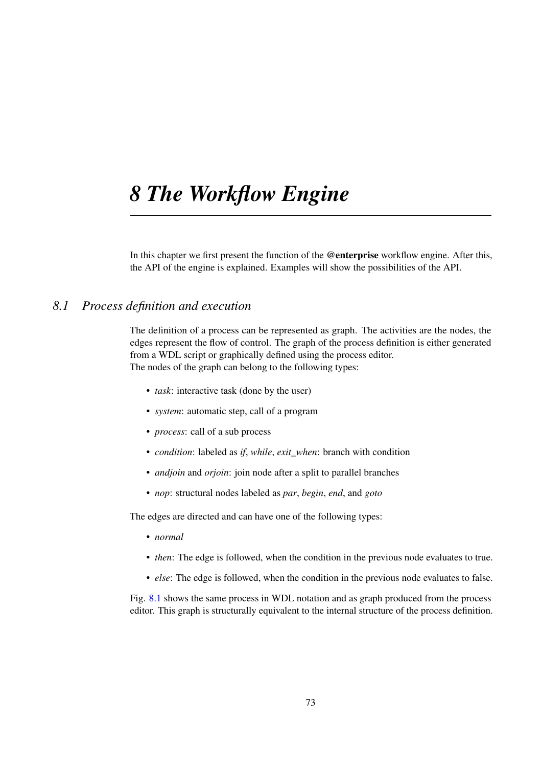# *8 The Workflow Engine*

In this chapter we first present the function of the **@enterprise** workflow engine. After this, the API of the engine is explained. Examples will show the possibilities of the API.

## *8.1 Process definition and execution*

The definition of a process can be represented as graph. The activities are the nodes, the edges represent the flow of control. The graph of the process definition is either generated from a WDL script or graphically defined using the process editor.
The nodes of the graph can belong to the following types:

- *task*: interactive task (done by the user)
- *system*: automatic step, call of a program
- *process*: call of a sub process
- *condition*: labeled as *if*, *while*, *exit_when*: branch with condition
- *andjoin* and *orjoin*: join node after a split to parallel branches
- *nop*: structural nodes labeled as *par*, *begin*, *end*, and *goto*

The edges are directed and can have one of the following types:

- *normal*
- *then*: The edge is followed, when the condition in the previous node evaluates to true.
- *else*: The edge is followed, when the condition in the previous node evaluates to false.

Fig. 8.1 shows the same process in WDL notation and as graph produced from the process editor. This graph is structurally equivalent to the internal structure of the process definition.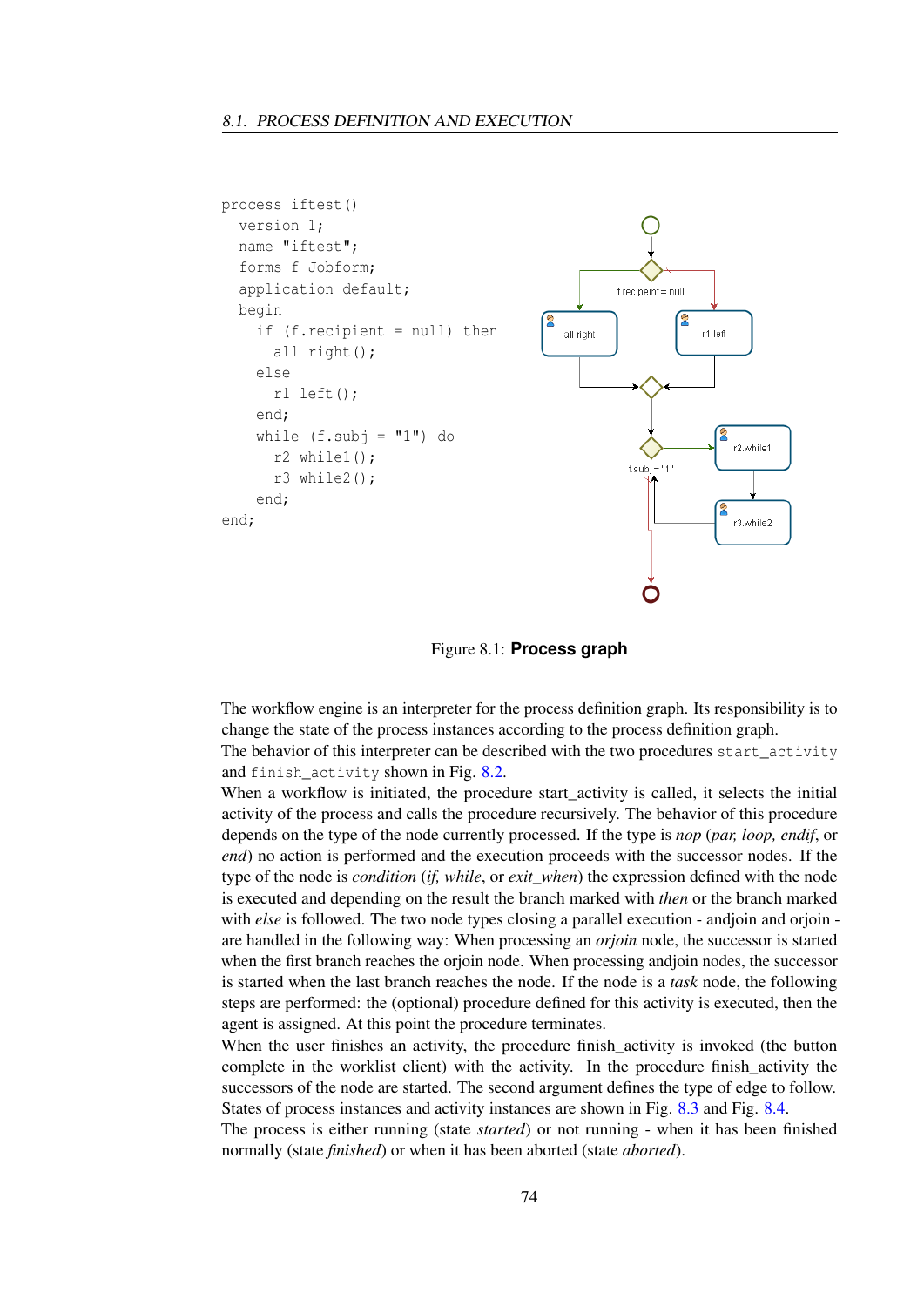```
process iftest()
  version 1;
  name "iftest";
  forms f Jobform;
  application default;
  begin
    if (f.recipient = null) then
      all right();
    else
      r1 left();
    end;
    while (f.subj = "1") do
      r2 while1();
      r3 while2();
    end;
end;
```

Figure 8.1: **Process graph**

The workflow engine is an interpreter for the process definition graph. Its responsibility is to change the state of the process instances according to the process definition graph.
The behavior of this interpreter can be described with the two procedures `start_activity` and `finish_activity` shown in Fig. 8.2.
When a workflow is initiated, the procedure start_activity is called, it selects the initial activity of the process and calls the procedure recursively. The behavior of this procedure depends on the type of the node currently processed. If the type is *nop* (*par, loop, endif*, or *end*) no action is performed and the execution proceeds with the successor nodes. If the type of the node is *condition* (*if, while*, or *exit_when*) the expression defined with the node is executed and depending on the result the branch marked with *then* or the branch marked with *else* is followed. The two node types closing a parallel execution - andjoin and orjoin - are handled in the following way: When processing an *orjoin* node, the successor is started when the first branch reaches the orjoin node. When processing andjoin nodes, the successor is started when the last branch reaches the node. If the node is a *task* node, the following steps are performed: the (optional) procedure defined for this activity is executed, then the agent is assigned. At this point the procedure terminates.
When the user finishes an activity, the procedure finish_activity is invoked (the button complete in the worklist client) with the activity. In the procedure finish_activity the successors of the node are started. The second argument defines the type of edge to follow. States of process instances and activity instances are shown in Fig. 8.3 and Fig. 8.4.
The process is either running (state *started*) or not running - when it has been finished normally (state *finished*) or when it has been aborted (state *aborted*).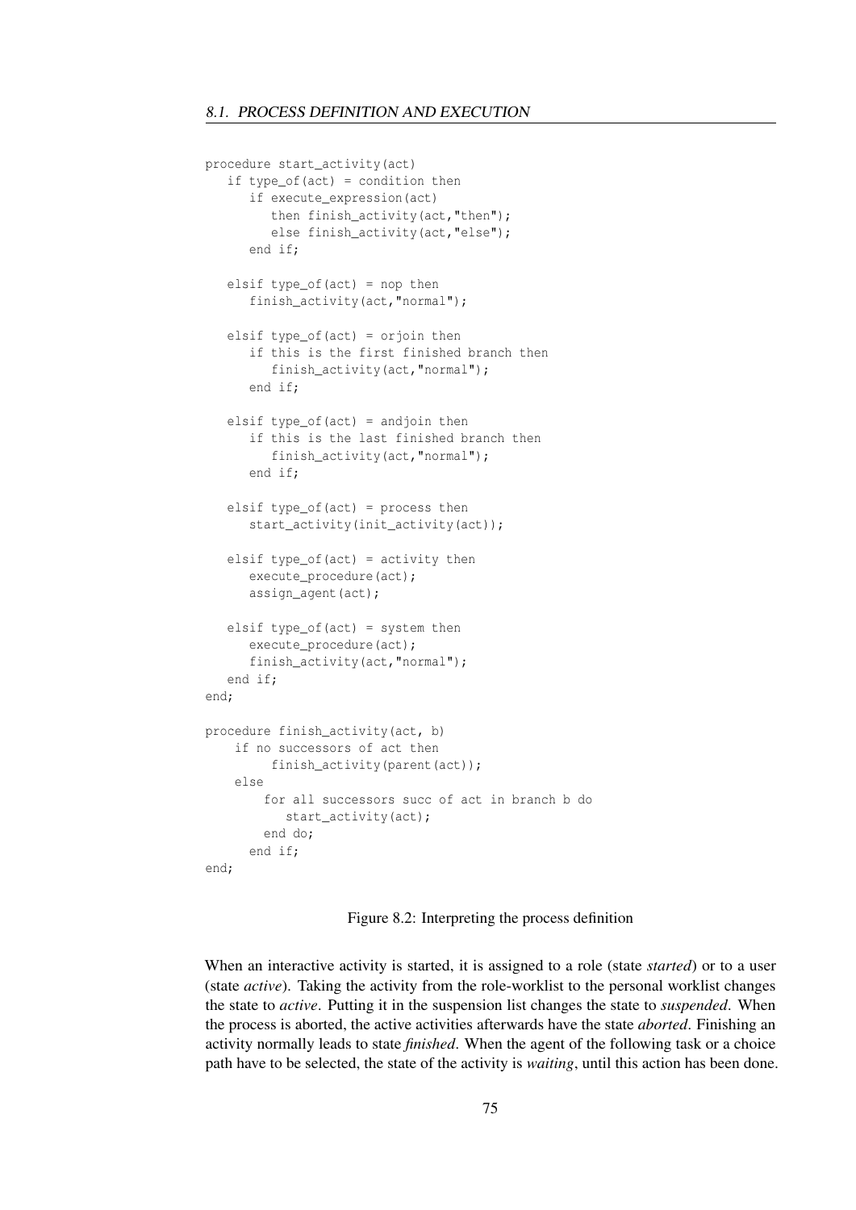```
procedure start_activity(act)
   if type_of(act) = condition then
      if execute_expression(act)
         then finish_activity(act,"then");
         else finish_activity(act,"else");
      end if;

   elsif type_of(act) = nop then
      finish_activity(act,"normal");

   elsif type_of(act) = orjoin then
      if this is the first finished branch then
         finish_activity(act,"normal");
      end if;

   elsif type_of(act) = andjoin then
      if this is the last finished branch then
         finish_activity(act,"normal");
      end if;

   elsif type_of(act) = process then
      start_activity(init_activity(act));

   elsif type_of(act) = activity then
      execute_procedure(act);
      assign_agent(act);

   elsif type_of(act) = system then
      execute_procedure(act);
      finish_activity(act,"normal");
   end if;
end;

procedure finish_activity(act, b)
    if no successors of act then
         finish_activity(parent(act));
    else
        for all successors succ of act in branch b do
           start_activity(act);
        end do;
      end if;
end;
```

Figure 8.2: Interpreting the process definition

When an interactive activity is started, it is assigned to a role (state *started*) or to a user (state *active*). Taking the activity from the role-worklist to the personal worklist changes the state to *active*. Putting it in the suspension list changes the state to *suspended*. When the process is aborted, the active activities afterwards have the state *aborted*. Finishing an activity normally leads to state *finished*. When the agent of the following task or a choice path have to be selected, the state of the activity is *waiting*, until this action has been done.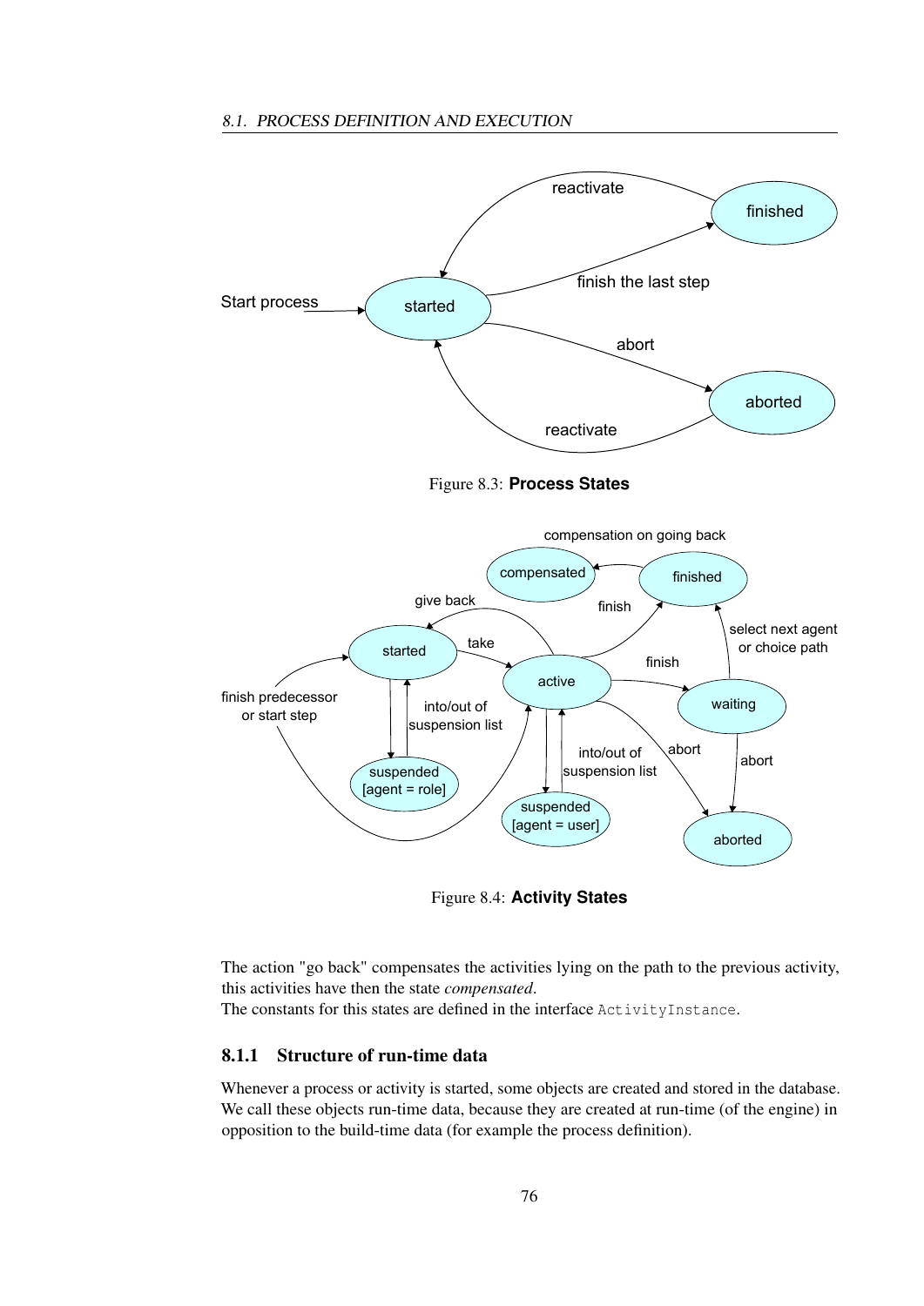Figure 8.3: **Process States**

Figure 8.4: **Activity States**

The action "go back" compensates the activities lying on the path to the previous activity, this activities have then the state *compensated*.
The constants for this states are defined in the interface `ActivityInstance`.

### 8.1.1 Structure of run-time data

Whenever a process or activity is started, some objects are created and stored in the database. We call these objects run-time data, because they are created at run-time (of the engine) in opposition to the build-time data (for example the process definition).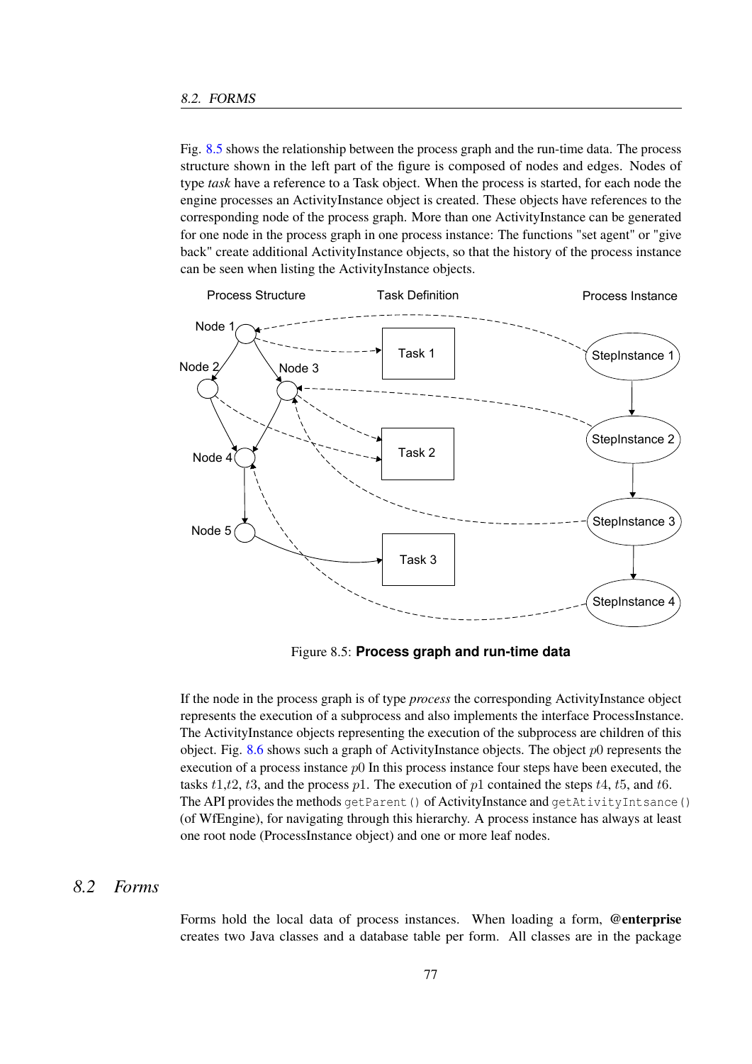Fig. 8.5 shows the relationship between the process graph and the run-time data. The process structure shown in the left part of the figure is composed of nodes and edges. Nodes of type *task* have a reference to a Task object. When the process is started, for each node the engine processes an ActivityInstance object is created. These objects have references to the corresponding node of the process graph. More than one ActivityInstance can be generated for one node in the process graph in one process instance: The functions "set agent" or "give back" create additional ActivityInstance objects, so that the history of the process instance can be seen when listing the ActivityInstance objects.

Figure 8.5: **Process graph and run-time data**

If the node in the process graph is of type *process* the corresponding ActivityInstance object represents the execution of a subprocess and also implements the interface ProcessInstance. The ActivityInstance objects representing the execution of the subprocess are children of this object. Fig. 8.6 shows such a graph of ActivityInstance objects. The object $p0$ represents the execution of a process instance $p0$ In this process instance four steps have been executed, the tasks $t1$,$t2$, $t3$, and the process $p1$. The execution of $p1$ contained the steps $t4$, $t5$, and $t6$. The API provides the methods `getParent()` of ActivityInstance and `getAtivityIntsance()` (of WfEngine), for navigating through this hierarchy. A process instance has always at least one root node (ProcessInstance object) and one or more leaf nodes.

## 8.2 Forms

Forms hold the local data of process instances. When loading a form, **@enterprise** creates two Java classes and a database table per form. All classes are in the package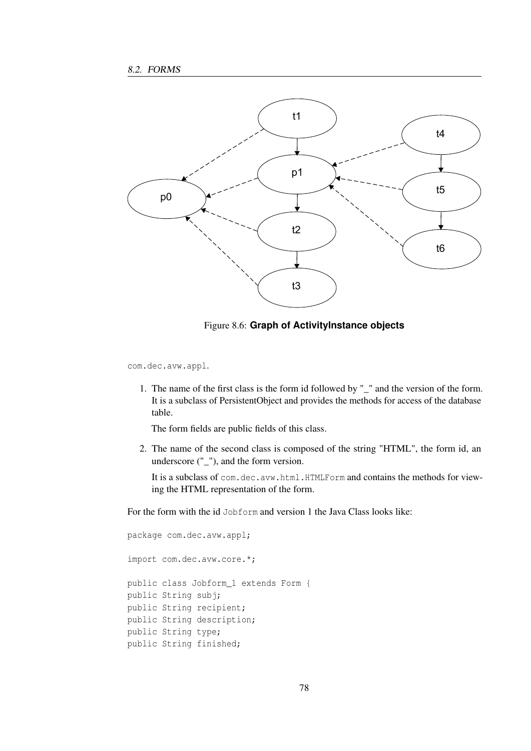Figure 8.6: **Graph of ActivityInstance objects**

com.dec.avw.appl.

1. The name of the first class is the form id followed by "_" and the version of the form. It is a subclass of PersistentObject and provides the methods for access of the database table.

   The form fields are public fields of this class.

2. The name of the second class is composed of the string "HTML", the form id, an underscore ("_"), and the form version.

   It is a subclass of `com.dec.avw.html.HTMLForm` and contains the methods for viewing the HTML representation of the form.

For the form with the id `Jobform` and version 1 the Java Class looks like:

```
package com.dec.avw.appl;

import com.dec.avw.core.*;

public class Jobform_1 extends Form {
public String subj;
public String recipient;
public String description;
public String type;
public String finished;
```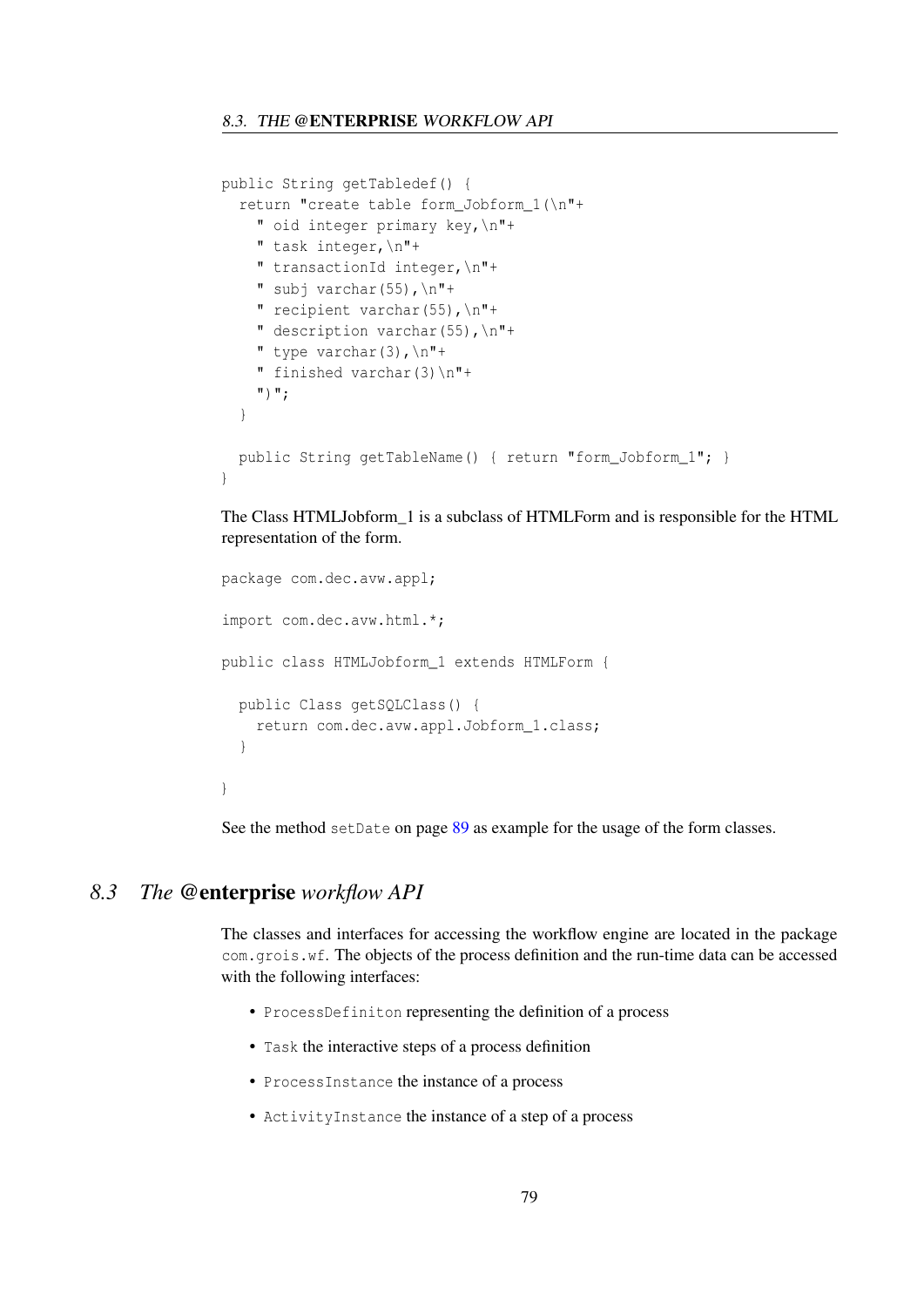```
public String getTabledef() {
  return "create table form_Jobform_1(\n"+
    " oid integer primary key,\n"+
    " task integer,\n"+
    " transactionId integer,\n"+
    " subj varchar(55),\n"+
    " recipient varchar(55),\n"+
    " description varchar(55),\n"+
    " type varchar(3),\n"+
    " finished varchar(3)\n"+
    ")";
  }

  public String getTableName() { return "form_Jobform_1"; }
}
```

The Class HTMLJobform_1 is a subclass of HTMLForm and is responsible for the HTML representation of the form.

```
package com.dec.avw.appl;

import com.dec.avw.html.*;

public class HTMLJobform_1 extends HTMLForm {

  public Class getSQLClass() {
    return com.dec.avw.appl.Jobform_1.class;
  }

}
```

See the method `setDate` on page 89 as example for the usage of the form classes.

## 8.3 *The* **@enterprise** *workflow API*

The classes and interfaces for accessing the workflow engine are located in the package `com.grois.wf`. The objects of the process definition and the run-time data can be accessed with the following interfaces:

- `ProcessDefiniton` representing the definition of a process
- `Task` the interactive steps of a process definition
- `ProcessInstance` the instance of a process
- `ActivityInstance` the instance of a step of a process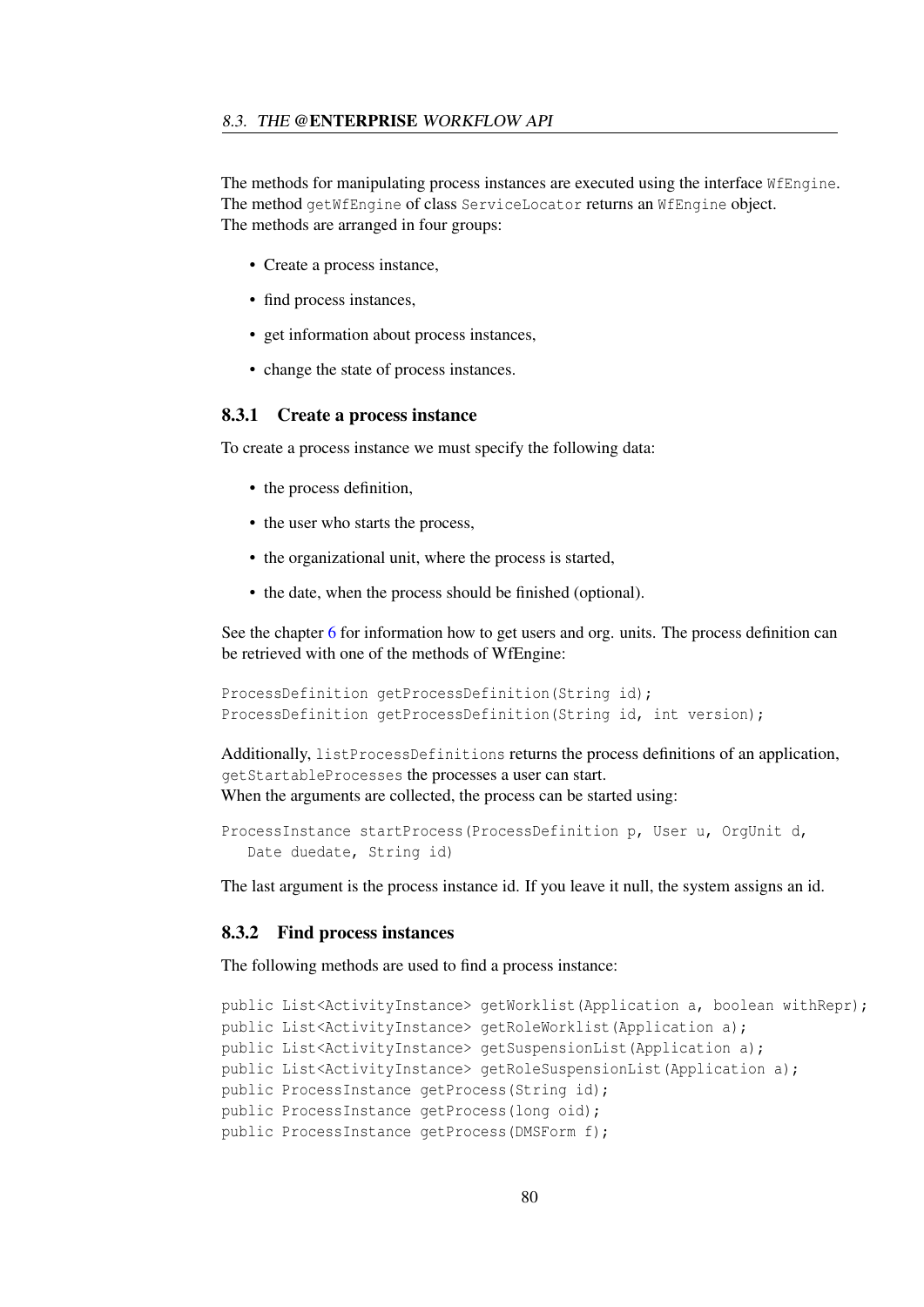The methods for manipulating process instances are executed using the interface `WfEngine`. The method `getWfEngine` of class `ServiceLocator` returns an `WfEngine` object.
The methods are arranged in four groups:

- Create a process instance,
- find process instances,
- get information about process instances,
- change the state of process instances.

### 8.3.1 Create a process instance

To create a process instance we must specify the following data:

- the process definition,
- the user who starts the process,
- the organizational unit, where the process is started,
- the date, when the process should be finished (optional).

See the chapter 6 for information how to get users and org. units. The process definition can be retrieved with one of the methods of WfEngine:

```
ProcessDefinition getProcessDefinition(String id);
ProcessDefinition getProcessDefinition(String id, int version);
```

Additionally, `listProcessDefinitions` returns the process definitions of an application, `getStartableProcesses` the processes a user can start.
When the arguments are collected, the process can be started using:

```
ProcessInstance startProcess(ProcessDefinition p, User u, OrgUnit d,
   Date duedate, String id)
```

The last argument is the process instance id. If you leave it null, the system assigns an id.

### 8.3.2 Find process instances

The following methods are used to find a process instance:

```
public List<ActivityInstance> getWorklist(Application a, boolean withRepr);
public List<ActivityInstance> getRoleWorklist(Application a);
public List<ActivityInstance> getSuspensionList(Application a);
public List<ActivityInstance> getRoleSuspensionList(Application a);
public ProcessInstance getProcess(String id);
public ProcessInstance getProcess(long oid);
public ProcessInstance getProcess(DMSForm f);
```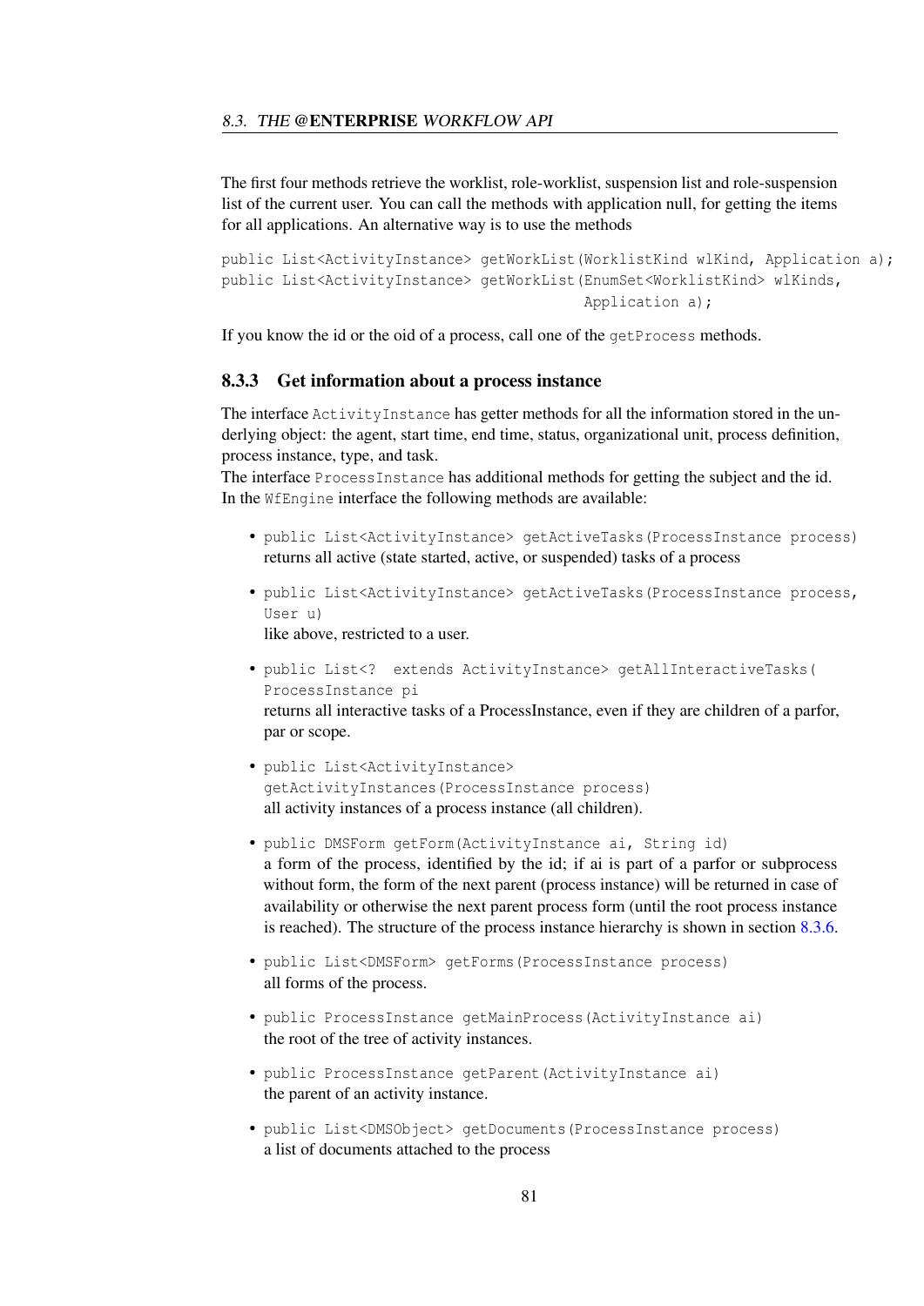The first four methods retrieve the worklist, role-worklist, suspension list and role-suspension list of the current user. You can call the methods with application null, for getting the items for all applications. An alternative way is to use the methods

```
public List<ActivityInstance> getWorkList(WorklistKind wlKind, Application a);
public List<ActivityInstance> getWorkList(EnumSet<WorklistKind> wlKinds,
                                          Application a);
```

If you know the id or the oid of a process, call one of the `getProcess` methods.

### 8.3.3 Get information about a process instance

The interface `ActivityInstance` has getter methods for all the information stored in the underlying object: the agent, start time, end time, status, organizational unit, process definition, process instance, type, and task.
The interface `ProcessInstance` has additional methods for getting the subject and the id.
In the `WfEngine` interface the following methods are available:

- `public List<ActivityInstance> getActiveTasks(ProcessInstance process)`
  returns all active (state started, active, or suspended) tasks of a process
- `public List<ActivityInstance> getActiveTasks(ProcessInstance process, User u)`
  like above, restricted to a user.
- `public List<? extends ActivityInstance> getAllInteractiveTasks( ProcessInstance pi`
  returns all interactive tasks of a ProcessInstance, even if they are children of a parfor, par or scope.
- `public List<ActivityInstance> getActivityInstances(ProcessInstance process)`
  all activity instances of a process instance (all children).
- `public DMSForm getForm(ActivityInstance ai, String id)`
  a form of the process, identified by the id; if ai is part of a parfor or subprocess without form, the form of the next parent (process instance) will be returned in case of availability or otherwise the next parent process form (until the root process instance is reached). The structure of the process instance hierarchy is shown in section 8.3.6.
- `public List<DMSForm> getForms(ProcessInstance process)`
  all forms of the process.
- `public ProcessInstance getMainProcess(ActivityInstance ai)`
  the root of the tree of activity instances.
- `public ProcessInstance getParent(ActivityInstance ai)`
  the parent of an activity instance.
- `public List<DMSObject> getDocuments(ProcessInstance process)`
  a list of documents attached to the process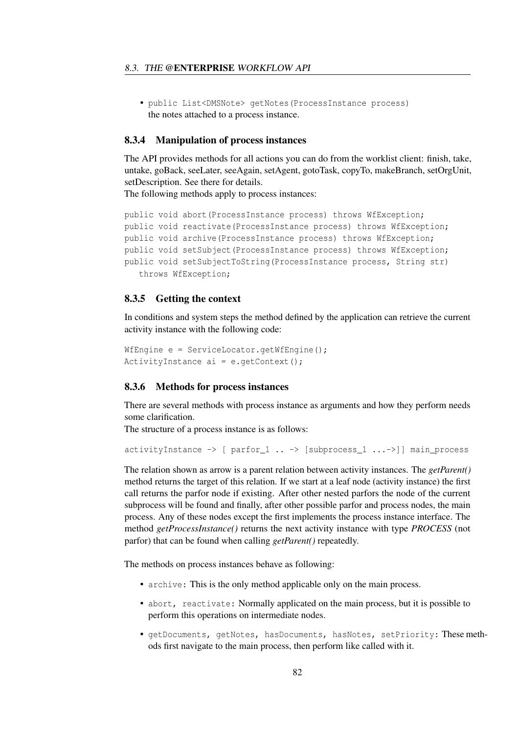- `public List<DMSNote> getNotes(ProcessInstance process)`
  the notes attached to a process instance.

### 8.3.4 Manipulation of process instances

The API provides methods for all actions you can do from the worklist client: finish, take, untake, goBack, seeLater, seeAgain, setAgent, gotoTask, copyTo, makeBranch, setOrgUnit, setDescription. See there for details.
The following methods apply to process instances:

```
public void abort(ProcessInstance process) throws WfException;
public void reactivate(ProcessInstance process) throws WfException;
public void archive(ProcessInstance process) throws WfException;
public void setSubject(ProcessInstance process) throws WfException;
public void setSubjectToString(ProcessInstance process, String str)
   throws WfException;
```

### 8.3.5 Getting the context

In conditions and system steps the method defined by the application can retrieve the current activity instance with the following code:

```
WfEngine e = ServiceLocator.getWfEngine();
ActivityInstance ai = e.getContext();
```

### 8.3.6 Methods for process instances

There are several methods with process instance as arguments and how they perform needs some clarification.
The structure of a process instance is as follows:

```
activityInstance -> [ parfor_1 .. -> [subprocess_1 ...->]] main_process
```

The relation shown as arrow is a parent relation between activity instances. The *getParent()* method returns the target of this relation. If we start at a leaf node (activity instance) the first call returns the parfor node if existing. After other nested parfors the node of the current subprocess will be found and finally, after other possible parfor and process nodes, the main process. Any of these nodes except the first implements the process instance interface. The method *getProcessInstance()* returns the next activity instance with type *PROCESS* (not parfor) that can be found when calling *getParent()* repeatedly.

The methods on process instances behave as following:

- `archive`: This is the only method applicable only on the main process.
- `abort, reactivate`: Normally applicated on the main process, but it is possible to perform this operations on intermediate nodes.
- `getDocuments, getNotes, hasDocuments, hasNotes, setPriority`: These methods first navigate to the main process, then perform like called with it.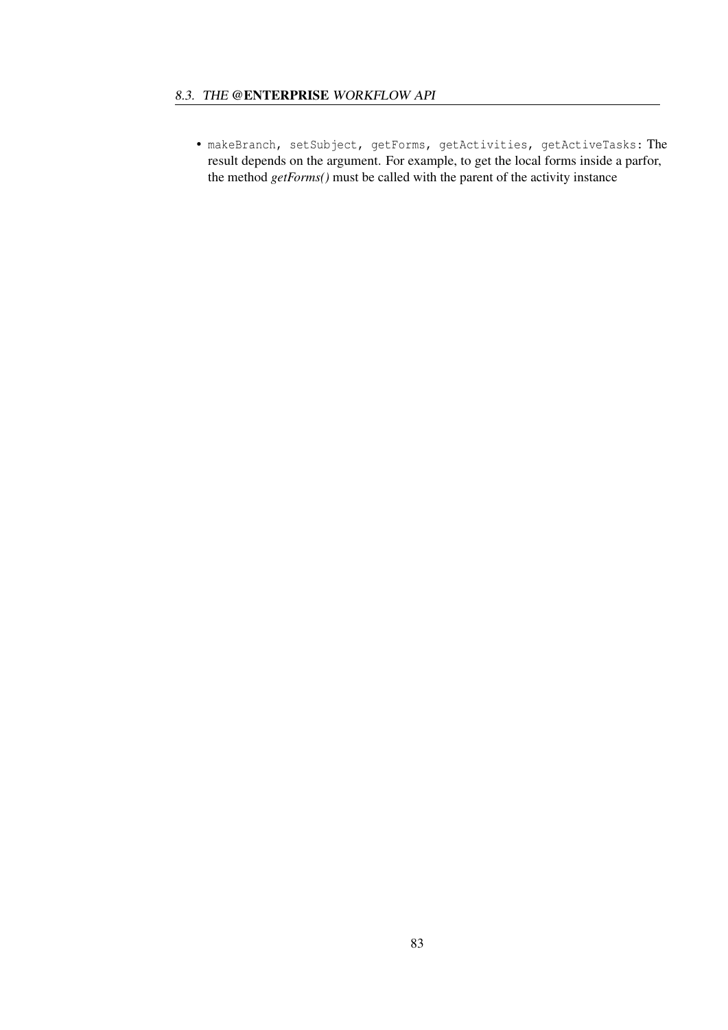- `makeBranch`, `setSubject`, `getForms`, `getActivities`, `getActiveTasks`: The result depends on the argument. For example, to get the local forms inside a parfor, the method *getForms()* must be called with the parent of the activity instance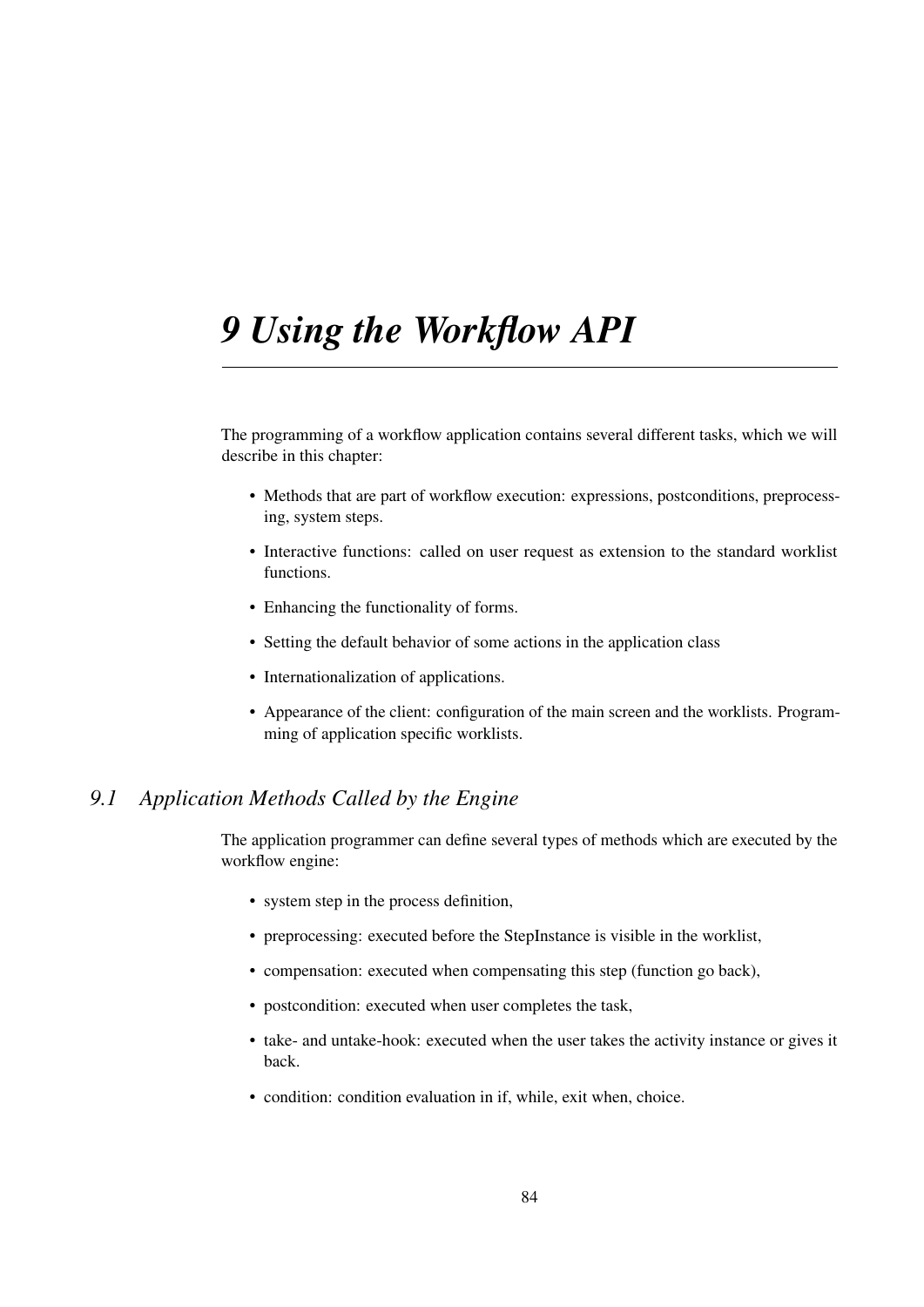# 9 Using the Workflow API

The programming of a workflow application contains several different tasks, which we will describe in this chapter:

- Methods that are part of workflow execution: expressions, postconditions, preprocessing, system steps.
- Interactive functions: called on user request as extension to the standard worklist functions.
- Enhancing the functionality of forms.
- Setting the default behavior of some actions in the application class
- Internationalization of applications.
- Appearance of the client: configuration of the main screen and the worklists. Programming of application specific worklists.

## 9.1 Application Methods Called by the Engine

The application programmer can define several types of methods which are executed by the workflow engine:

- system step in the process definition,
- preprocessing: executed before the StepInstance is visible in the worklist,
- compensation: executed when compensating this step (function go back),
- postcondition: executed when user completes the task,
- take- and untake-hook: executed when the user takes the activity instance or gives it back.
- condition: condition evaluation in if, while, exit when, choice.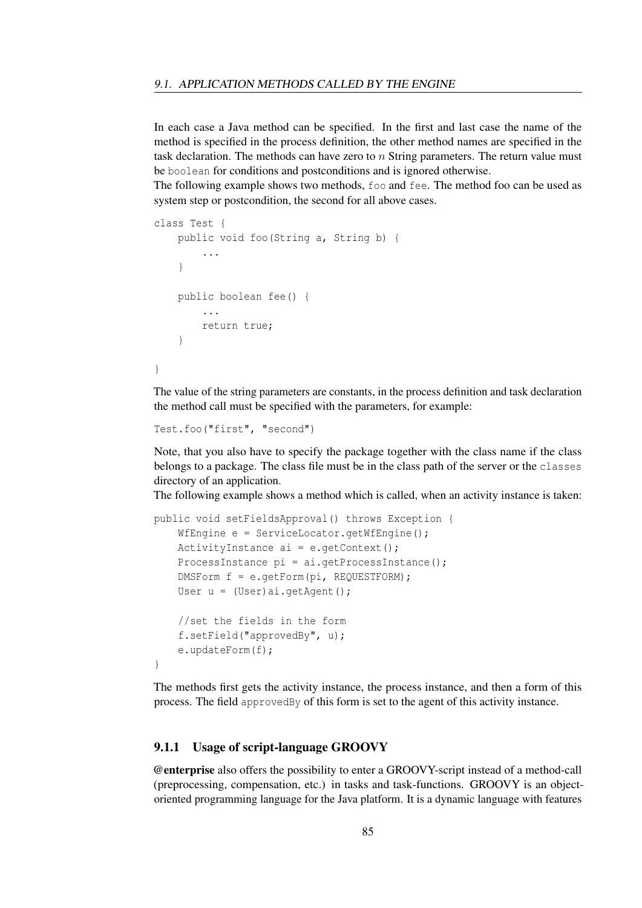In each case a Java method can be specified. In the first and last case the name of the method is specified in the process definition, the other method names are specified in the task declaration. The methods can have zero to $n$ String parameters. The return value must be `boolean` for conditions and postconditions and is ignored otherwise.
The following example shows two methods, `foo` and `fee`. The method foo can be used as system step or postcondition, the second for all above cases.

```
class Test {
    public void foo(String a, String b) {
        ...
    }

    public boolean fee() {
        ...
        return true;
    }

}
```

The value of the string parameters are constants, in the process definition and task declaration the method call must be specified with the parameters, for example:

```
Test.foo("first", "second")
```

Note, that you also have to specify the package together with the class name if the class belongs to a package. The class file must be in the class path of the server or the `classes` directory of an application.
The following example shows a method which is called, when an activity instance is taken:

```
public void setFieldsApproval() throws Exception {
    WfEngine e = ServiceLocator.getWfEngine();
    ActivityInstance ai = e.getContext();
    ProcessInstance pi = ai.getProcessInstance();
    DMSForm f = e.getForm(pi, REQUESTFORM);
    User u = (User)ai.getAgent();

    //set the fields in the form
    f.setField("approvedBy", u);
    e.updateForm(f);
}
```

The methods first gets the activity instance, the process instance, and then a form of this process. The field `approvedBy` of this form is set to the agent of this activity instance.

### 9.1.1 Usage of script-language GROOVY

**@enterprise** also offers the possibility to enter a GROOVY-script instead of a method-call (preprocessing, compensation, etc.) in tasks and task-functions. GROOVY is an object-oriented programming language for the Java platform. It is a dynamic language with features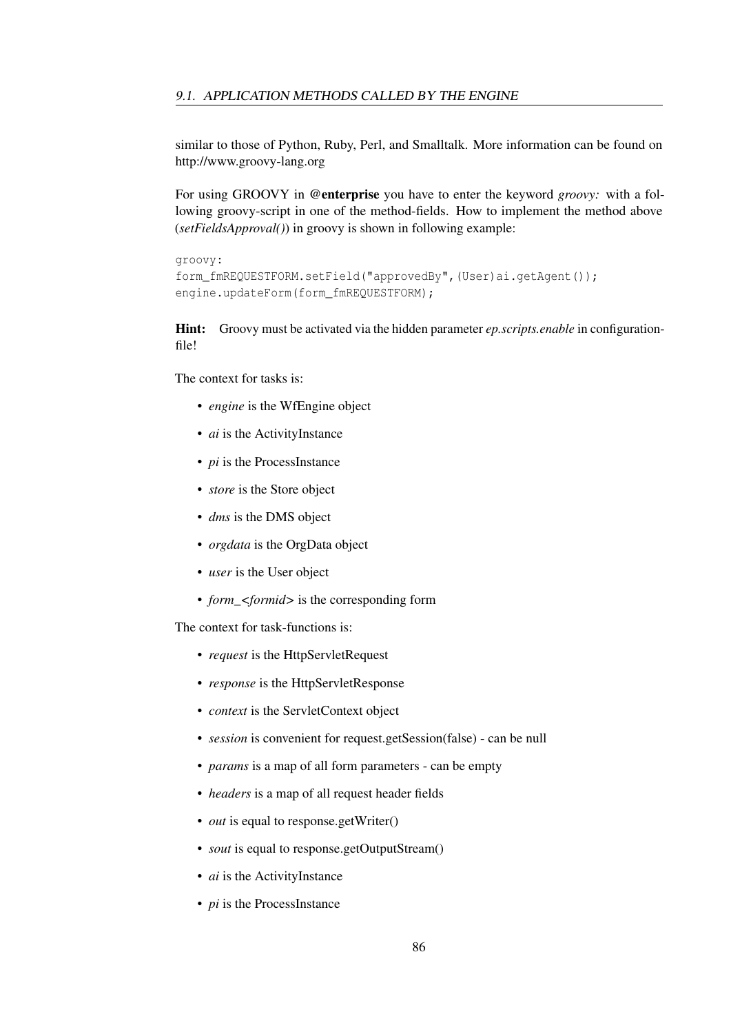similar to those of Python, Ruby, Perl, and Smalltalk. More information can be found on http://www.groovy-lang.org

For using GROOVY in **@enterprise** you have to enter the keyword *groovy:* with a following groovy-script in one of the method-fields. How to implement the method above (*setFieldsApproval()*) in groovy is shown in following example:

```
groovy:
form_fmREQUESTFORM.setField("approvedBy",(User)ai.getAgent());
engine.updateForm(form_fmREQUESTFORM);
```

**Hint:** Groovy must be activated via the hidden parameter *ep.scripts.enable* in configuration-file!

The context for tasks is:

- *engine* is the WfEngine object
- *ai* is the ActivityInstance
- *pi* is the ProcessInstance
- *store* is the Store object
- *dms* is the DMS object
- *orgdata* is the OrgData object
- *user* is the User object
- *form_<formid>* is the corresponding form

The context for task-functions is:

- *request* is the HttpServletRequest
- *response* is the HttpServletResponse
- *context* is the ServletContext object
- *session* is convenient for request.getSession(false) - can be null
- *params* is a map of all form parameters - can be empty
- *headers* is a map of all request header fields
- *out* is equal to response.getWriter()
- *sout* is equal to response.getOutputStream()
- *ai* is the ActivityInstance
- *pi* is the ProcessInstance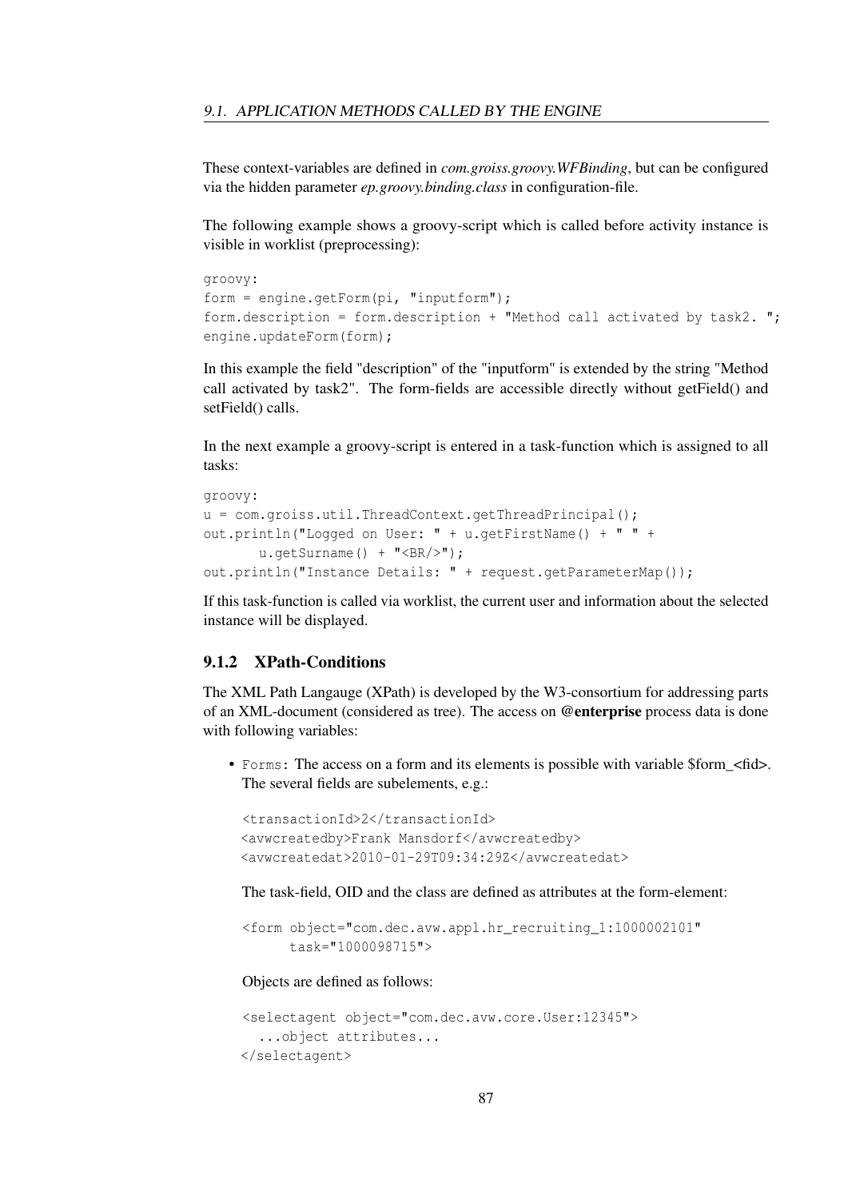These context-variables are defined in *com.groiss.groovy.WFBinding*, but can be configured via the hidden parameter *ep.groovy.binding.class* in configuration-file.

The following example shows a groovy-script which is called before activity instance is visible in worklist (preprocessing):

```
groovy:
form = engine.getForm(pi, "inputform");
form.description = form.description + "Method call activated by task2. ";
engine.updateForm(form);
```

In this example the field "description" of the "inputform" is extended by the string "Method call activated by task2". The form-fields are accessible directly without getField() and setField() calls.

In the next example a groovy-script is entered in a task-function which is assigned to all tasks:

```
groovy:
u = com.groiss.util.ThreadContext.getThreadPrincipal();
out.println("Logged on User: " + u.getFirstName() + " " +
       u.getSurname() + "<BR/>");
out.println("Instance Details: " + request.getParameterMap());
```

If this task-function is called via worklist, the current user and information about the selected instance will be displayed.

### 9.1.2 XPath-Conditions

The XML Path Langauge (XPath) is developed by the W3-consortium for addressing parts of an XML-document (considered as tree). The access on **@enterprise** process data is done with following variables:

- `Forms`: The access on a form and its elements is possible with variable $form_<fid>. The several fields are subelements, e.g.:

  ```
  <transactionId>2</transactionId>
  <avwcreatedby>Frank Mansdorf</avwcreatedby>
  <avwcreatedat>2010-01-29T09:34:29Z</avwcreatedat>
  ```

  The task-field, OID and the class are defined as attributes at the form-element:

  ```
  <form object="com.dec.avw.appl.hr_recruiting_1:1000002101"
        task="1000098715">
  ```

  Objects are defined as follows:

  ```
  <selectagent object="com.dec.avw.core.User:12345">
    ...object attributes...
  </selectagent>
  ```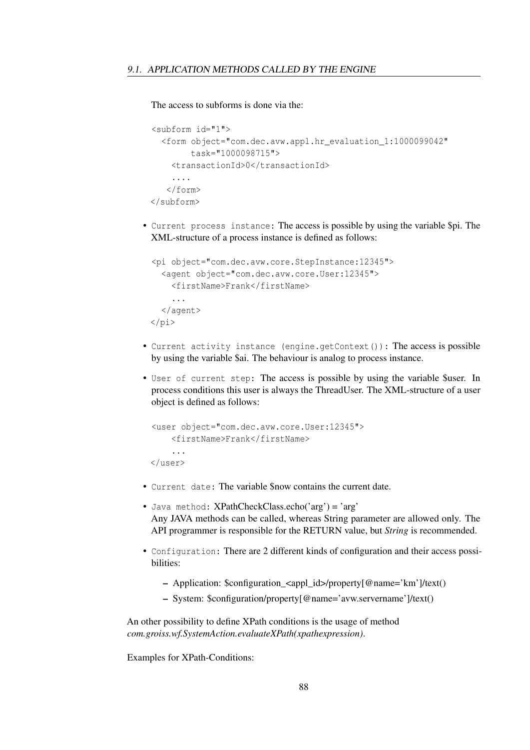The access to subforms is done via the:

```
<subform id="1">
  <form object="com.dec.avw.appl.hr_evaluation_1:1000099042"
        task="1000098715">
    <transactionId>0</transactionId>
    ....
   </form>
</subform>
```

- `Current process instance`: The access is possible by using the variable $pi. The XML-structure of a process instance is defined as follows:

```
<pi object="com.dec.avw.core.StepInstance:12345">
  <agent object="com.dec.avw.core.User:12345">
    <firstName>Frank</firstName>
    ...
  </agent>
</pi>
```

- `Current activity instance (engine.getContext())`: The access is possible by using the variable $ai. The behaviour is analog to process instance.

- `User of current step`: The access is possible by using the variable $user. In process conditions this user is always the ThreadUser. The XML-structure of a user object is defined as follows:

```
<user object="com.dec.avw.core.User:12345">
    <firstName>Frank</firstName>
    ...
</user>
```

- `Current date`: The variable $now contains the current date.

- `Java method`: XPathCheckClass.echo('arg') = 'arg'
  Any JAVA methods can be called, whereas String parameter are allowed only. The API programmer is responsible for the RETURN value, but *String* is recommended.

- `Configuration`: There are 2 different kinds of configuration and their access possibilities:

  – Application: $configuration_<appl_id>/property[@name='km']/text()

  – System: $configuration/property[@name='avw.servername']/text()

An other possibility to define XPath conditions is the usage of method *com.groiss.wf.SystemAction.evaluateXPath(xpathexpression)*.

Examples for XPath-Conditions: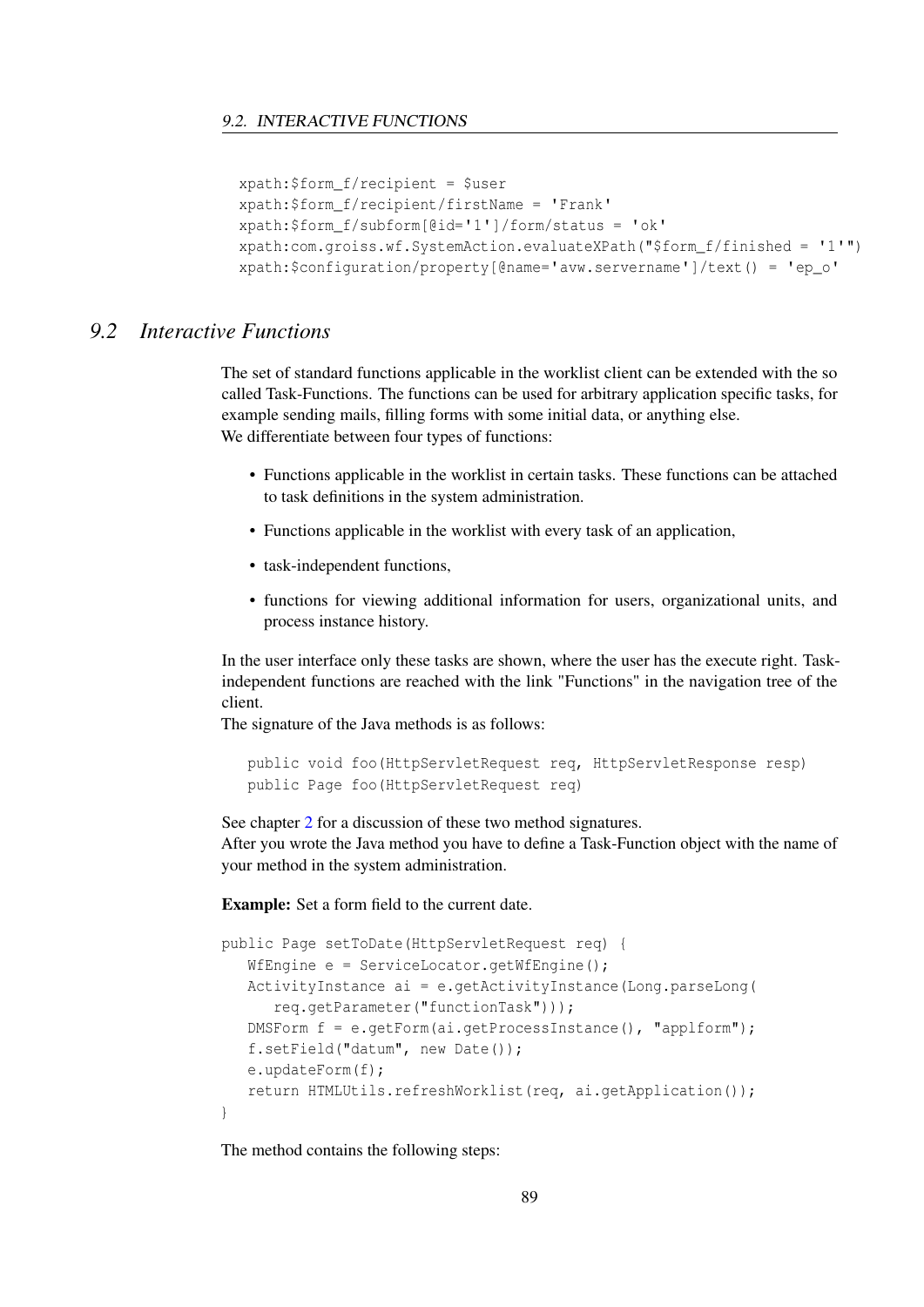```
xpath:$form_f/recipient = $user
xpath:$form_f/recipient/firstName = 'Frank'
xpath:$form_f/subform[@id='1']/form/status = 'ok'
xpath:com.groiss.wf.SystemAction.evaluateXPath("$form_f/finished = '1'")
xpath:$configuration/property[@name='avw.servername']/text() = 'ep_o'
```

## 9.2 Interactive Functions

The set of standard functions applicable in the worklist client can be extended with the so called Task-Functions. The functions can be used for arbitrary application specific tasks, for example sending mails, filling forms with some initial data, or anything else.
We differentiate between four types of functions:

- Functions applicable in the worklist in certain tasks. These functions can be attached to task definitions in the system administration.
- Functions applicable in the worklist with every task of an application,
- task-independent functions,
- functions for viewing additional information for users, organizational units, and process instance history.

In the user interface only these tasks are shown, where the user has the execute right. Task-independent functions are reached with the link "Functions" in the navigation tree of the client.
The signature of the Java methods is as follows:

```
public void foo(HttpServletRequest req, HttpServletResponse resp)
public Page foo(HttpServletRequest req)
```

See chapter 2 for a discussion of these two method signatures.
After you wrote the Java method you have to define a Task-Function object with the name of your method in the system administration.

**Example:** Set a form field to the current date.

```
public Page setToDate(HttpServletRequest req) {
   WfEngine e = ServiceLocator.getWfEngine();
   ActivityInstance ai = e.getActivityInstance(Long.parseLong(
      req.getParameter("functionTask")));
   DMSForm f = e.getForm(ai.getProcessInstance(), "applform");
   f.setField("datum", new Date());
   e.updateForm(f);
   return HTMLUtils.refreshWorklist(req, ai.getApplication());
}
```

The method contains the following steps: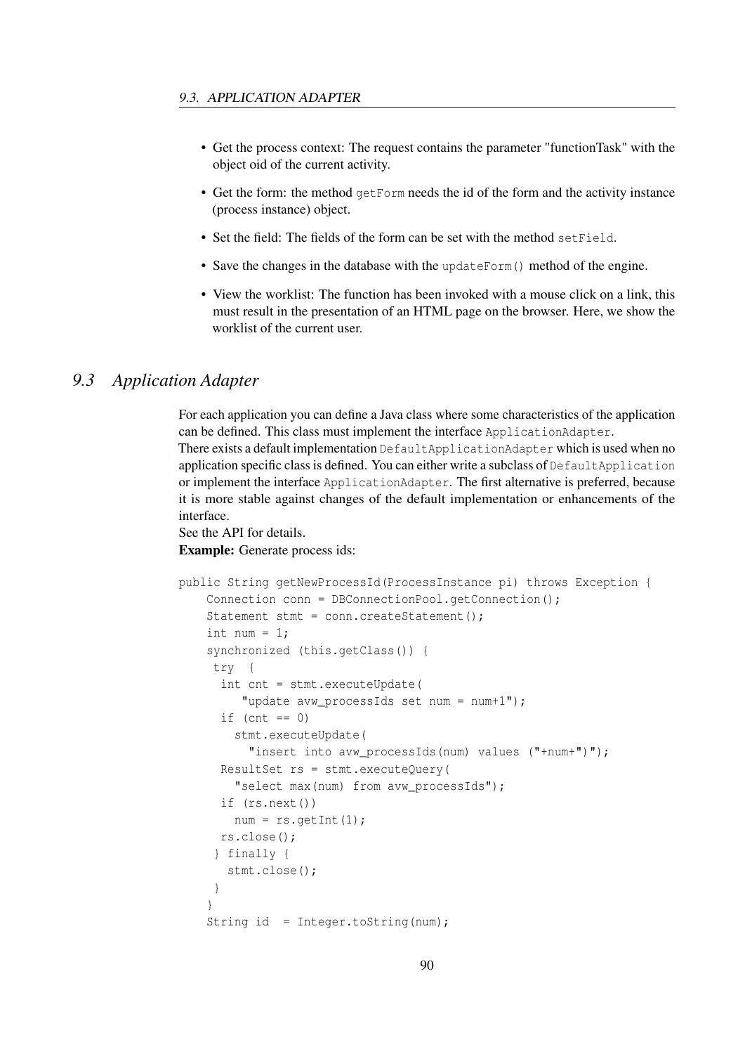- Get the process context: The request contains the parameter "functionTask" with the object oid of the current activity.
- Get the form: the method `getForm` needs the id of the form and the activity instance (process instance) object.
- Set the field: The fields of the form can be set with the method `setField`.
- Save the changes in the database with the `updateForm()` method of the engine.
- View the worklist: The function has been invoked with a mouse click on a link, this must result in the presentation of an HTML page on the browser. Here, we show the worklist of the current user.

## 9.3 Application Adapter

For each application you can define a Java class where some characteristics of the application can be defined. This class must implement the interface `ApplicationAdapter`.
There exists a default implementation `DefaultApplicationAdapter` which is used when no application specific class is defined. You can either write a subclass of `DefaultApplication` or implement the interface `ApplicationAdapter`. The first alternative is preferred, because it is more stable against changes of the default implementation or enhancements of the interface.
See the API for details.
**Example:** Generate process ids:

```
public String getNewProcessId(ProcessInstance pi) throws Exception {
    Connection conn = DBConnectionPool.getConnection();
    Statement stmt = conn.createStatement();
    int num = 1;
    synchronized (this.getClass()) {
     try  {
      int cnt = stmt.executeUpdate(
         "update avw_processIds set num = num+1");
      if (cnt == 0)
        stmt.executeUpdate(
          "insert into avw_processIds(num) values ("+num+")");
      ResultSet rs = stmt.executeQuery(
        "select max(num) from avw_processIds");
      if (rs.next())
        num = rs.getInt(1);
      rs.close();
     } finally {
       stmt.close();
     }
    }
    String id  = Integer.toString(num);
```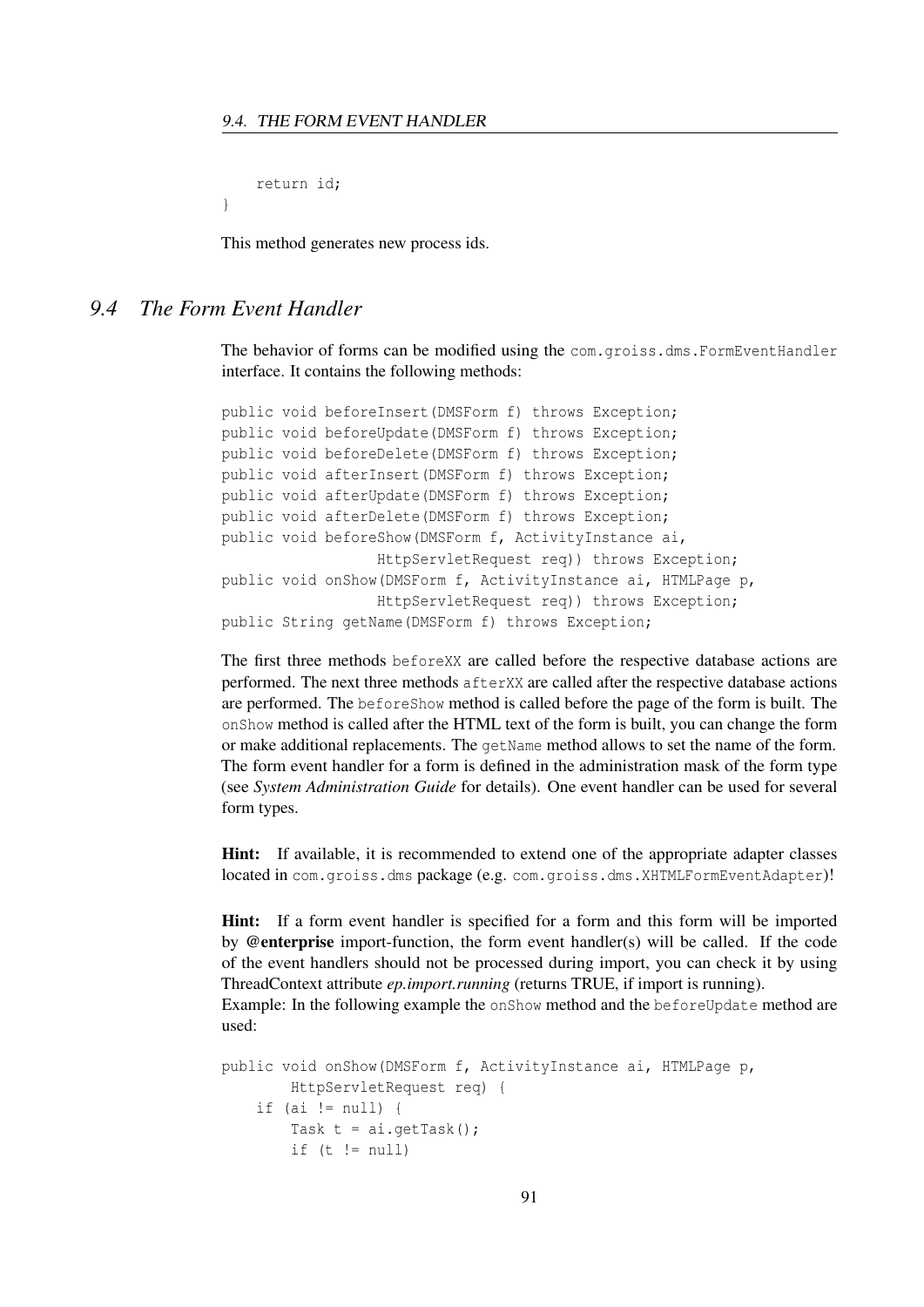```
    return id;
}
```

This method generates new process ids.

## 9.4 The Form Event Handler

The behavior of forms can be modified using the `com.groiss.dms.FormEventHandler` interface. It contains the following methods:

```
public void beforeInsert(DMSForm f) throws Exception;
public void beforeUpdate(DMSForm f) throws Exception;
public void beforeDelete(DMSForm f) throws Exception;
public void afterInsert(DMSForm f) throws Exception;
public void afterUpdate(DMSForm f) throws Exception;
public void afterDelete(DMSForm f) throws Exception;
public void beforeShow(DMSForm f, ActivityInstance ai,
                 HttpServletRequest req)) throws Exception;
public void onShow(DMSForm f, ActivityInstance ai, HTMLPage p,
                 HttpServletRequest req)) throws Exception;
public String getName(DMSForm f) throws Exception;
```

The first three methods `beforeXX` are called before the respective database actions are performed. The next three methods `afterXX` are called after the respective database actions are performed. The `beforeShow` method is called before the page of the form is built. The `onShow` method is called after the HTML text of the form is built, you can change the form or make additional replacements. The `getName` method allows to set the name of the form. The form event handler for a form is defined in the administration mask of the form type (see *System Administration Guide* for details). One event handler can be used for several form types.

**Hint:** If available, it is recommended to extend one of the appropriate adapter classes located in `com.groiss.dms` package (e.g. `com.groiss.dms.XHTMLFormEventAdapter`)!

**Hint:** If a form event handler is specified for a form and this form will be imported by **@enterprise** import-function, the form event handler(s) will be called. If the code of the event handlers should not be processed during import, you can check it by using ThreadContext attribute *ep.import.running* (returns TRUE, if import is running).
Example: In the following example the `onShow` method and the `beforeUpdate` method are used:

```
public void onShow(DMSForm f, ActivityInstance ai, HTMLPage p,
        HttpServletRequest req) {
    if (ai != null) {
        Task t = ai.getTask();
        if (t != null)
```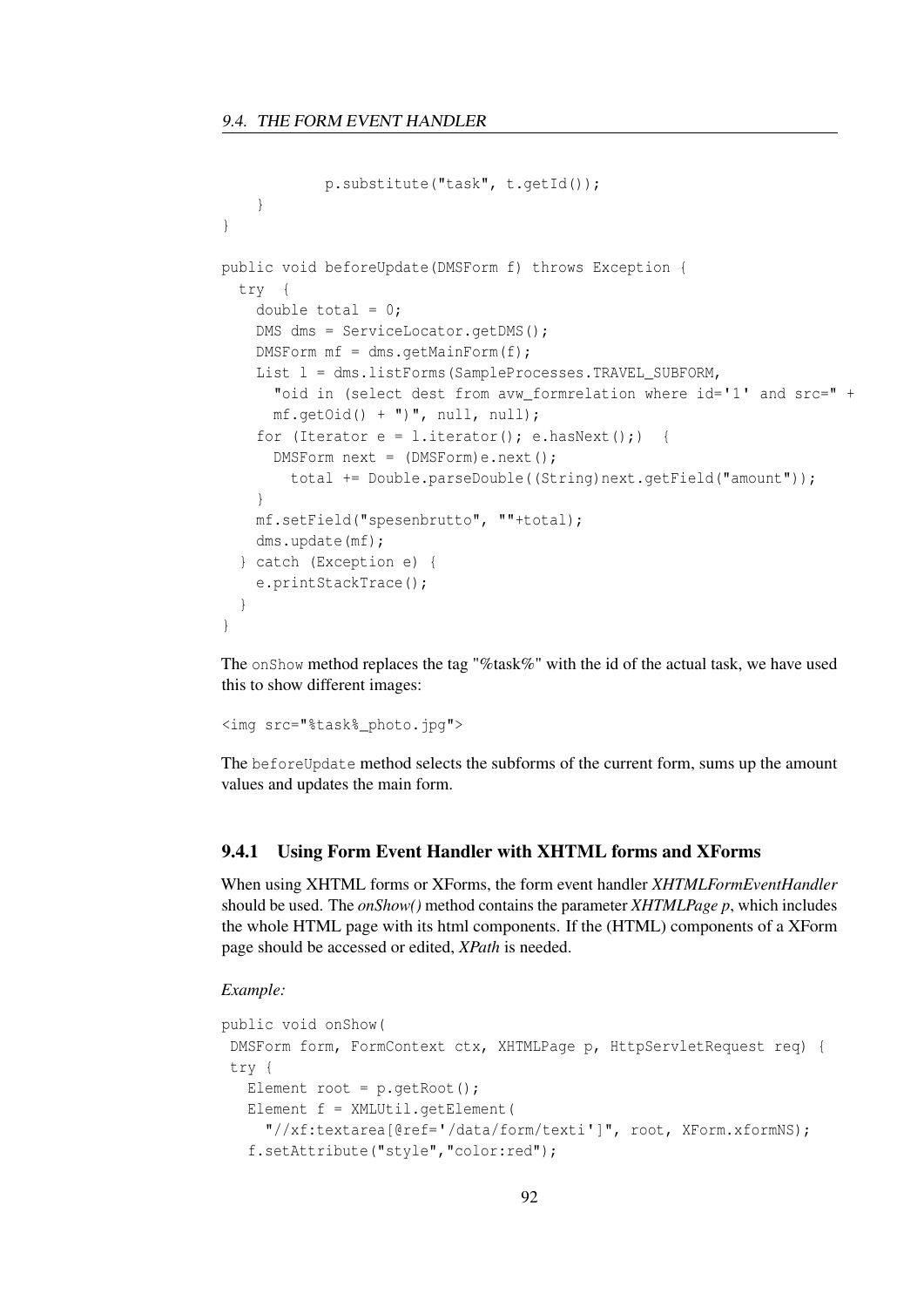```
            p.substitute("task", t.getId());
        }
    }

    public void beforeUpdate(DMSForm f) throws Exception {
      try  {
        double total = 0;
        DMS dms = ServiceLocator.getDMS();
        DMSForm mf = dms.getMainForm(f);
        List l = dms.listForms(SampleProcesses.TRAVEL_SUBFORM,
          "oid in (select dest from avw_formrelation where id='1' and src=" +
          mf.getOid() + ")", null, null);
        for (Iterator e = l.iterator(); e.hasNext();)  {
          DMSForm next = (DMSForm)e.next();
            total += Double.parseDouble((String)next.getField("amount"));
        }
        mf.setField("spesenbrutto", ""+total);
        dms.update(mf);
      } catch (Exception e) {
        e.printStackTrace();
      }
    }
```

The `onShow` method replaces the tag "%task%" with the id of the actual task, we have used this to show different images:

```
<img src="%task%_photo.jpg">
```

The `beforeUpdate` method selects the subforms of the current form, sums up the amount values and updates the main form.

### 9.4.1 Using Form Event Handler with XHTML forms and XForms

When using XHTML forms or XForms, the form event handler *XHTMLFormEventHandler* should be used. The *onShow()* method contains the parameter *XHTMLPage p*, which includes the whole HTML page with its html components. If the (HTML) components of a XForm page should be accessed or edited, *XPath* is needed.

*Example:*

```
public void onShow(
 DMSForm form, FormContext ctx, XHTMLPage p, HttpServletRequest req) {
 try {
   Element root = p.getRoot();
   Element f = XMLUtil.getElement(
     "//xf:textarea[@ref='/data/form/texti']", root, XForm.xformNS);
   f.setAttribute("style","color:red");
```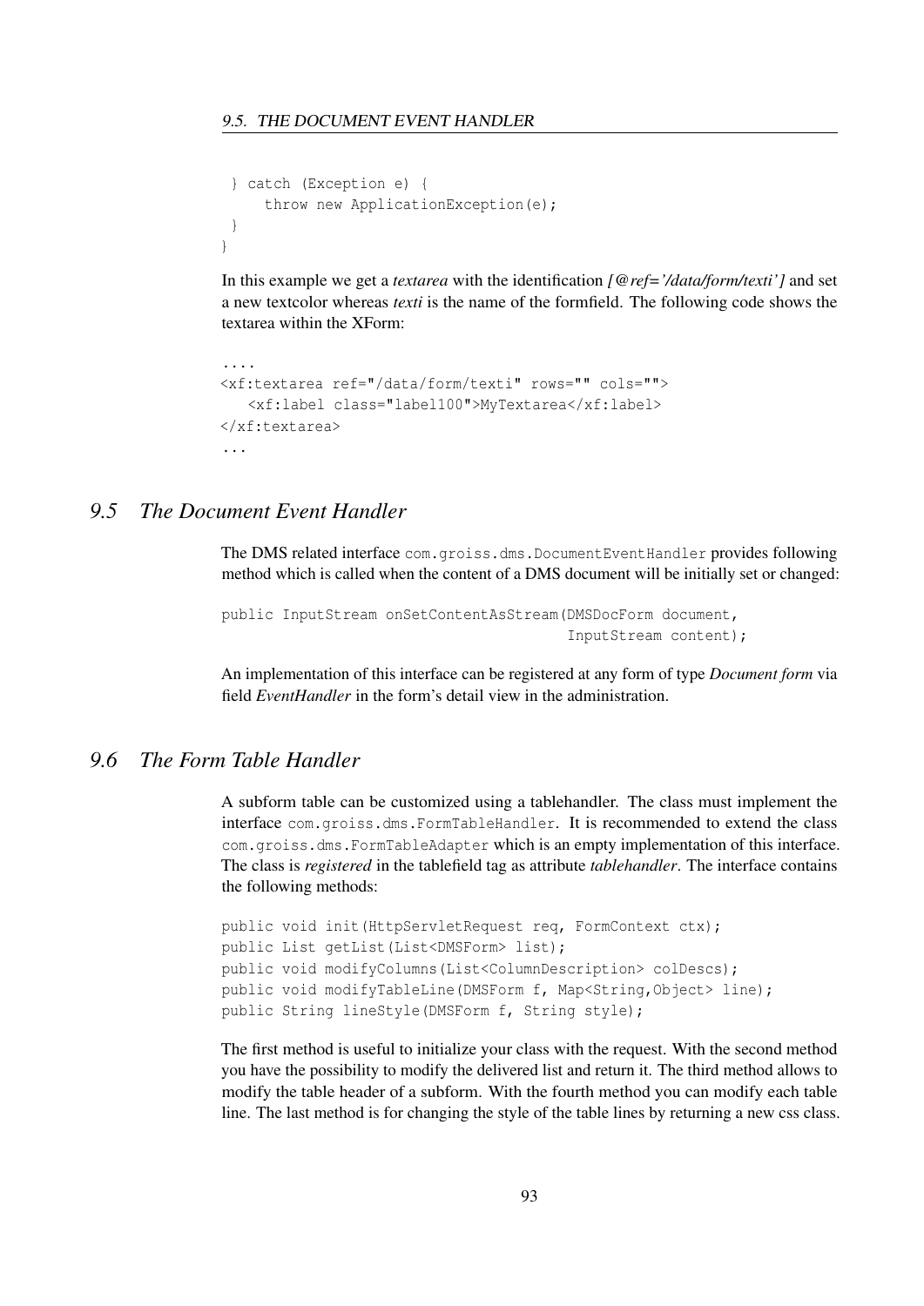```
 } catch (Exception e) {
     throw new ApplicationException(e);
 }
}
```

In this example we get a *textarea* with the identification *[@ref='/data/form/texti']* and set a new textcolor whereas *texti* is the name of the formfield. The following code shows the textarea within the XForm:

```
....
<xf:textarea ref="/data/form/texti" rows="" cols="">
   <xf:label class="label100">MyTextarea</xf:label>
</xf:textarea>
...
```

## *9.5 The Document Event Handler*

The DMS related interface `com.groiss.dms.DocumentEventHandler` provides following method which is called when the content of a DMS document will be initially set or changed:

```
public InputStream onSetContentAsStream(DMSDocForm document,
                                        InputStream content);
```

An implementation of this interface can be registered at any form of type *Document form* via field *EventHandler* in the form's detail view in the administration.

## *9.6 The Form Table Handler*

A subform table can be customized using a tablehandler. The class must implement the interface `com.groiss.dms.FormTableHandler`. It is recommended to extend the class `com.groiss.dms.FormTableAdapter` which is an empty implementation of this interface. The class is *registered* in the tablefield tag as attribute *tablehandler*. The interface contains the following methods:

```
public void init(HttpServletRequest req, FormContext ctx);
public List getList(List<DMSForm> list);
public void modifyColumns(List<ColumnDescription> colDescs);
public void modifyTableLine(DMSForm f, Map<String,Object> line);
public String lineStyle(DMSForm f, String style);
```

The first method is useful to initialize your class with the request. With the second method you have the possibility to modify the delivered list and return it. The third method allows to modify the table header of a subform. With the fourth method you can modify each table line. The last method is for changing the style of the table lines by returning a new css class.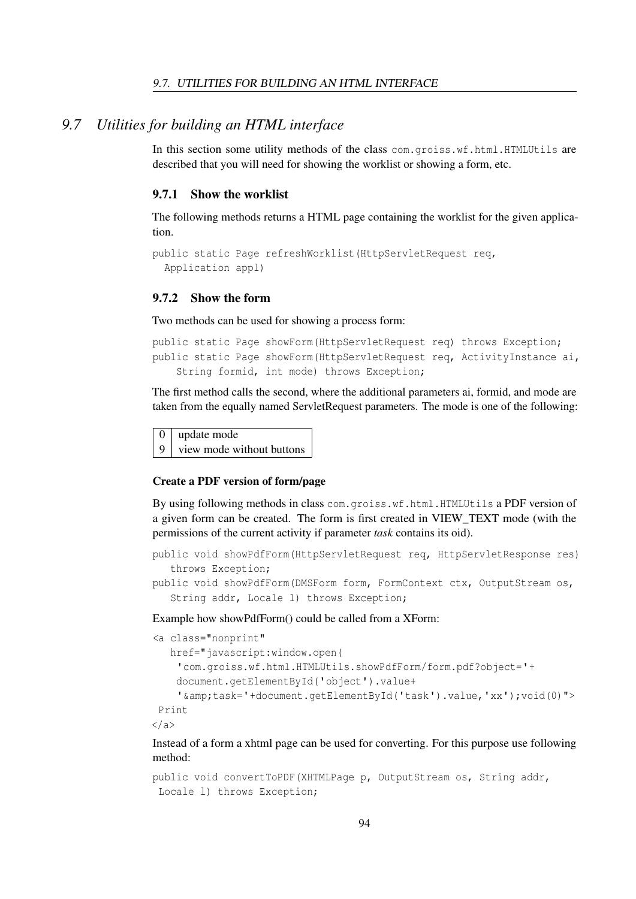## 9.7 Utilities for building an HTML interface

In this section some utility methods of the class `com.groiss.wf.html.HTMLUtils` are described that you will need for showing the worklist or showing a form, etc.

### 9.7.1 Show the worklist

The following methods returns a HTML page containing the worklist for the given application.

```
public static Page refreshWorklist(HttpServletRequest req,
  Application appl)
```

### 9.7.2 Show the form

Two methods can be used for showing a process form:

```
public static Page showForm(HttpServletRequest req) throws Exception;
public static Page showForm(HttpServletRequest req, ActivityInstance ai,
    String formid, int mode) throws Exception;
```

The first method calls the second, where the additional parameters ai, formid, and mode are taken from the equally named ServletRequest parameters. The mode is one of the following:

| | |
|---|---|
| 0 | update mode |
| 9 | view mode without buttons |

#### Create a PDF version of form/page

By using following methods in class `com.groiss.wf.html.HTMLUtils` a PDF version of a given form can be created. The form is first created in VIEW_TEXT mode (with the permissions of the current activity if parameter *task* contains its oid).

```
public void showPdfForm(HttpServletRequest req, HttpServletResponse res)
   throws Exception;
public void showPdfForm(DMSForm form, FormContext ctx, OutputStream os,
   String addr, Locale l) throws Exception;
```

Example how showPdfForm() could be called from a XForm:

```
<a class="nonprint"
   href="javascript:window.open(
    'com.groiss.wf.html.HTMLUtils.showPdfForm/form.pdf?object='+
    document.getElementById('object').value+
    '&amp;task='+document.getElementById('task').value,'xx');void(0)">
 Print
</a>
```

Instead of a form a xhtml page can be used for converting. For this purpose use following method:

```
public void convertToPDF(XHTMLPage p, OutputStream os, String addr,
 Locale l) throws Exception;
```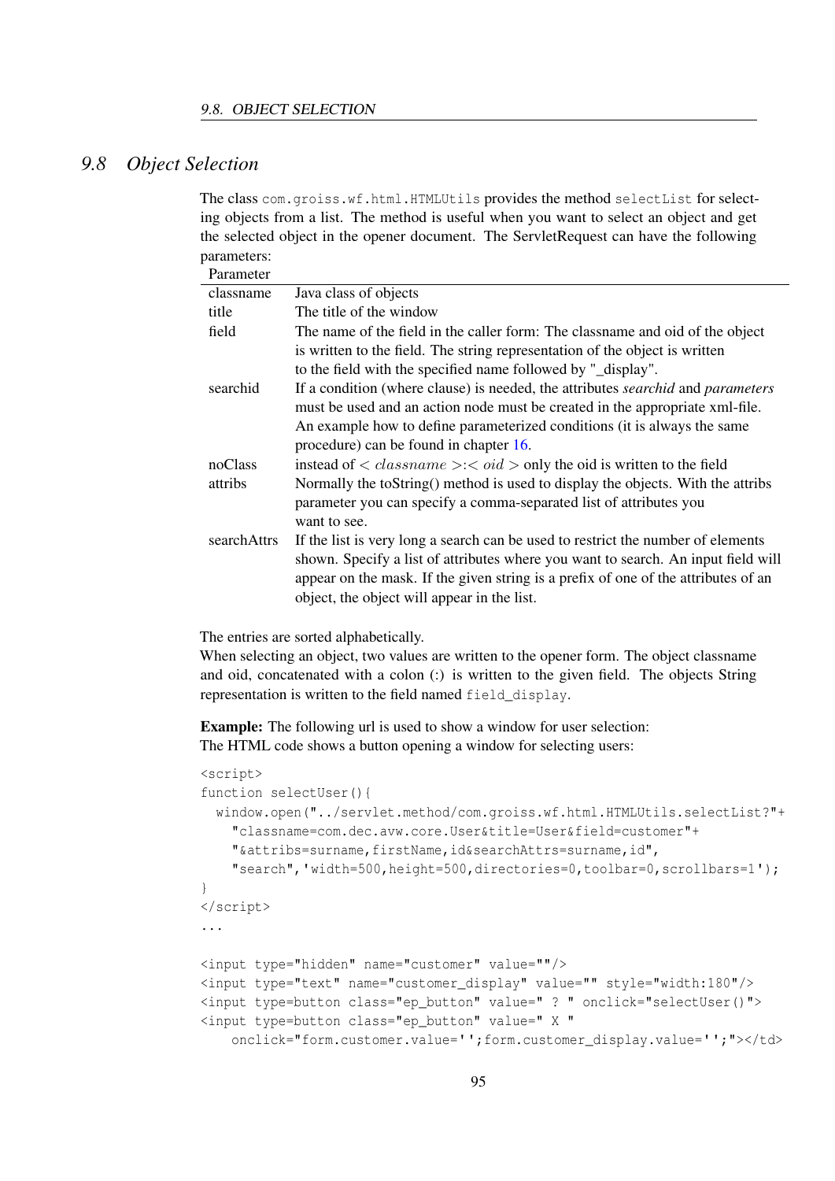## 9.8 Object Selection

The class `com.groiss.wf.html.HTMLUtils` provides the method `selectList` for selecting objects from a list. The method is useful when you want to select an object and get the selected object in the opener document. The ServletRequest can have the following parameters:

| Parameter | |
|---|---|
| classname | Java class of objects |
| title | The title of the window |
| field | The name of the field in the caller form: The classname and oid of the object is written to the field. The string representation of the object is written to the field with the specified name followed by "_display". |
| searchid | If a condition (where clause) is needed, the attributes *searchid* and *parameters* must be used and an action node must be created in the appropriate xml-file. An example how to define parameterized conditions (it is always the same procedure) can be found in chapter 16. |
| noClass | instead of $< classname >:< oid >$ only the oid is written to the field |
| attribs | Normally the toString() method is used to display the objects. With the attribs parameter you can specify a comma-separated list of attributes you want to see. |
| searchAttrs | If the list is very long a search can be used to restrict the number of elements shown. Specify a list of attributes where you want to search. An input field will appear on the mask. If the given string is a prefix of one of the attributes of an object, the object will appear in the list. |

The entries are sorted alphabetically.
When selecting an object, two values are written to the opener form. The object classname and oid, concatenated with a colon (:) is written to the given field. The objects String representation is written to the field named `field_display`.

**Example:** The following url is used to show a window for user selection:
The HTML code shows a button opening a window for selecting users:

```
<script>
function selectUser(){
  window.open("../servlet.method/com.groiss.wf.html.HTMLUtils.selectList?"+
    "classname=com.dec.avw.core.User&title=User&field=customer"+
    "&attribs=surname,firstName,id&searchAttrs=surname,id",
    "search",'width=500,height=500,directories=0,toolbar=0,scrollbars=1');
}
</script>
...

<input type="hidden" name="customer" value=""/>
<input type="text" name="customer_display" value="" style="width:180"/>
<input type=button class="ep_button" value=" ? " onclick="selectUser()">
<input type=button class="ep_button" value=" X "
    onclick="form.customer.value='';form.customer_display.value='';"></td>
```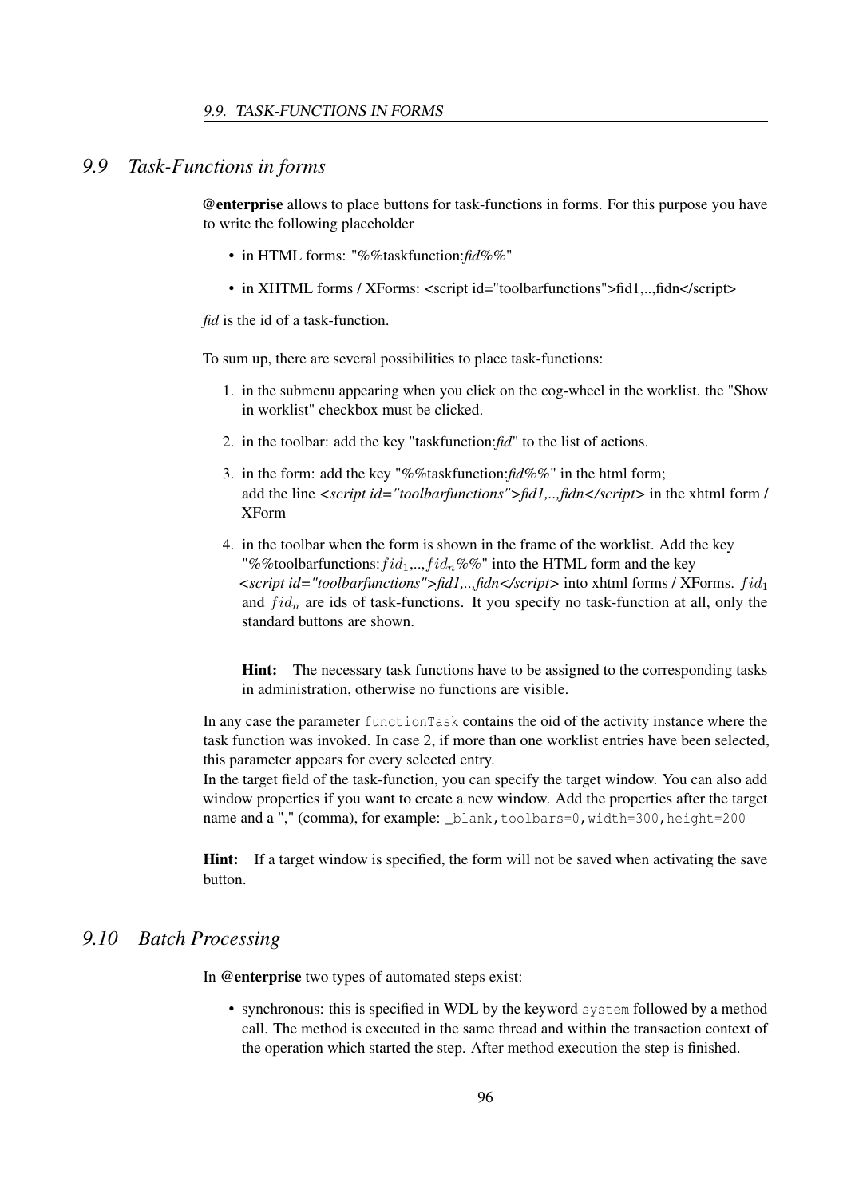## 9.9 Task-Functions in forms

**@enterprise** allows to place buttons for task-functions in forms. For this purpose you have to write the following placeholder

- in HTML forms: "%%taskfunction:*fid*%%"
- in XHTML forms / XForms: <script id="toolbarfunctions">fid1,..,fidn</script>

*fid* is the id of a task-function.

To sum up, there are several possibilities to place task-functions:

1. in the submenu appearing when you click on the cog-wheel in the worklist. the "Show in worklist" checkbox must be clicked.
2. in the toolbar: add the key "taskfunction:*fid*" to the list of actions.
3. in the form: add the key "%%taskfunction:*fid*%%" in the html form;
   add the line *<script id="toolbarfunctions">fid1,..,fidn</script>* in the xhtml form / XForm
4. in the toolbar when the form is shown in the frame of the worklist. Add the key "%%toolbarfunctions:$fid_1$,..,$fid_n$%%" into the HTML form and the key *<script id="toolbarfunctions">fid1,..,fidn</script>* into xhtml forms / XForms. $fid_1$ and $fid_n$ are ids of task-functions. It you specify no task-function at all, only the standard buttons are shown.

   **Hint:** The necessary task functions have to be assigned to the corresponding tasks in administration, otherwise no functions are visible.

In any case the parameter `functionTask` contains the oid of the activity instance where the task function was invoked. In case 2, if more than one worklist entries have been selected, this parameter appears for every selected entry.
In the target field of the task-function, you can specify the target window. You can also add window properties if you want to create a new window. Add the properties after the target name and a "," (comma), for example: `_blank,toolbars=0,width=300,height=200`

**Hint:** If a target window is specified, the form will not be saved when activating the save button.

## 9.10 Batch Processing

In **@enterprise** two types of automated steps exist:

- synchronous: this is specified in WDL by the keyword `system` followed by a method call. The method is executed in the same thread and within the transaction context of the operation which started the step. After method execution the step is finished.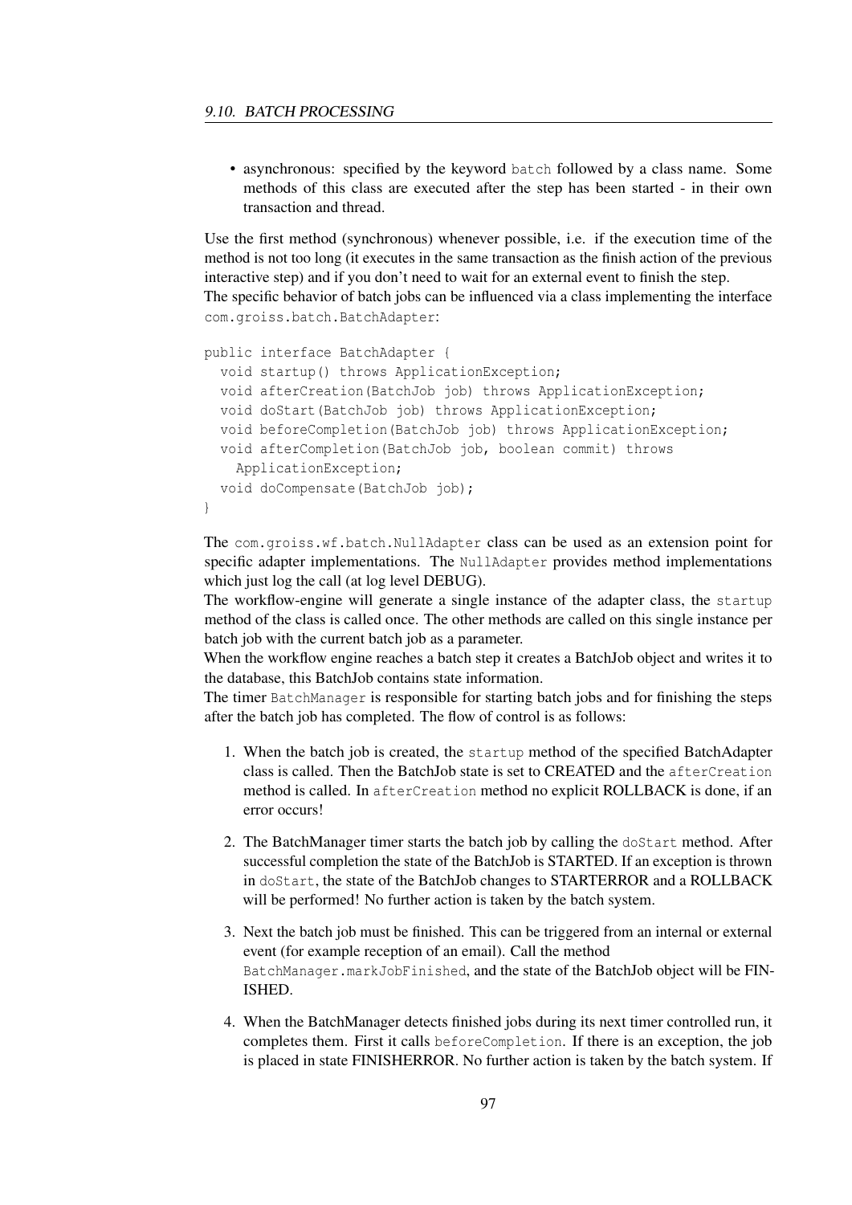- asynchronous: specified by the keyword `batch` followed by a class name. Some methods of this class are executed after the step has been started - in their own transaction and thread.

Use the first method (synchronous) whenever possible, i.e. if the execution time of the method is not too long (it executes in the same transaction as the finish action of the previous interactive step) and if you don't need to wait for an external event to finish the step.
The specific behavior of batch jobs can be influenced via a class implementing the interface `com.groiss.batch.BatchAdapter`:

```
public interface BatchAdapter {
  void startup() throws ApplicationException;
  void afterCreation(BatchJob job) throws ApplicationException;
  void doStart(BatchJob job) throws ApplicationException;
  void beforeCompletion(BatchJob job) throws ApplicationException;
  void afterCompletion(BatchJob job, boolean commit) throws
    ApplicationException;
  void doCompensate(BatchJob job);
}
```

The `com.groiss.wf.batch.NullAdapter` class can be used as an extension point for specific adapter implementations. The `NullAdapter` provides method implementations which just log the call (at log level DEBUG).
The workflow-engine will generate a single instance of the adapter class, the `startup` method of the class is called once. The other methods are called on this single instance per batch job with the current batch job as a parameter.
When the workflow engine reaches a batch step it creates a BatchJob object and writes it to the database, this BatchJob contains state information.
The timer `BatchManager` is responsible for starting batch jobs and for finishing the steps after the batch job has completed. The flow of control is as follows:

1. When the batch job is created, the `startup` method of the specified BatchAdapter class is called. Then the BatchJob state is set to CREATED and the `afterCreation` method is called. In `afterCreation` method no explicit ROLLBACK is done, if an error occurs!
2. The BatchManager timer starts the batch job by calling the `doStart` method. After successful completion the state of the BatchJob is STARTED. If an exception is thrown in `doStart`, the state of the BatchJob changes to STARTERROR and a ROLLBACK will be performed! No further action is taken by the batch system.
3. Next the batch job must be finished. This can be triggered from an internal or external event (for example reception of an email). Call the method `BatchManager.markJobFinished`, and the state of the BatchJob object will be FINISHED.
4. When the BatchManager detects finished jobs during its next timer controlled run, it completes them. First it calls `beforeCompletion`. If there is an exception, the job is placed in state FINISHERROR. No further action is taken by the batch system. If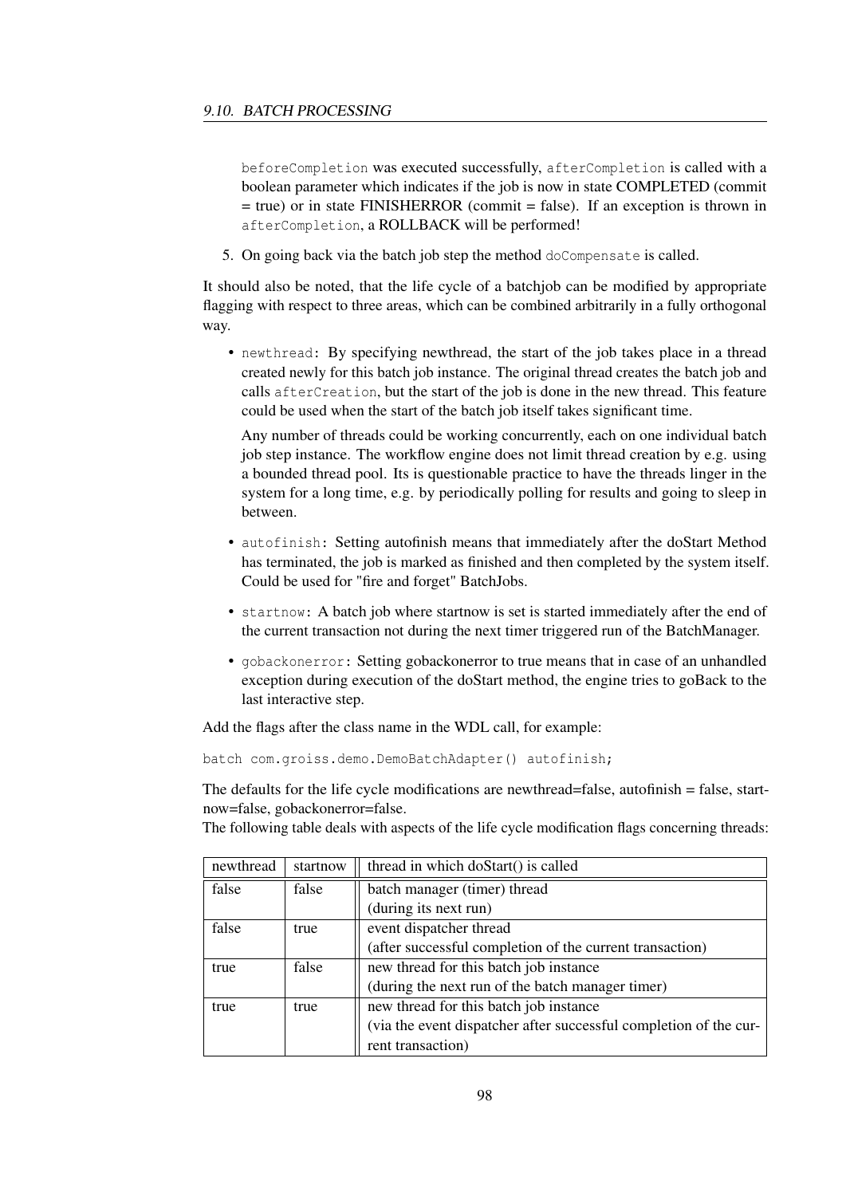beforeCompletion was executed successfully, afterCompletion is called with a boolean parameter which indicates if the job is now in state COMPLETED (commit = true) or in state FINISHERROR (commit = false). If an exception is thrown in afterCompletion, a ROLLBACK will be performed!

5. On going back via the batch job step the method doCompensate is called.

It should also be noted, that the life cycle of a batchjob can be modified by appropriate flagging with respect to three areas, which can be combined arbitrarily in a fully orthogonal way.

- newthread: By specifying newthread, the start of the job takes place in a thread created newly for this batch job instance. The original thread creates the batch job and calls afterCreation, but the start of the job is done in the new thread. This feature could be used when the start of the batch job itself takes significant time.

  Any number of threads could be working concurrently, each on one individual batch job step instance. The workflow engine does not limit thread creation by e.g. using a bounded thread pool. Its is questionable practice to have the threads linger in the system for a long time, e.g. by periodically polling for results and going to sleep in between.

- autofinish: Setting autofinish means that immediately after the doStart Method has terminated, the job is marked as finished and then completed by the system itself. Could be used for "fire and forget" BatchJobs.

- startnow: A batch job where startnow is set is started immediately after the end of the current transaction not during the next timer triggered run of the BatchManager.

- gobackonerror: Setting gobackonerror to true means that in case of an unhandled exception during execution of the doStart method, the engine tries to goBack to the last interactive step.

Add the flags after the class name in the WDL call, for example:

```
batch com.groiss.demo.DemoBatchAdapter() autofinish;
```

The defaults for the life cycle modifications are newthread=false, autofinish = false, startnow=false, gobackonerror=false.
The following table deals with aspects of the life cycle modification flags concerning threads:

| newthread | startnow | thread in which doStart() is called |
|---|---|---|
| false | false | batch manager (timer) thread (during its next run) |
| false | true | event dispatcher thread (after successful completion of the current transaction) |
| true | false | new thread for this batch job instance (during the next run of the batch manager timer) |
| true | true | new thread for this batch job instance (via the event dispatcher after successful completion of the current transaction) |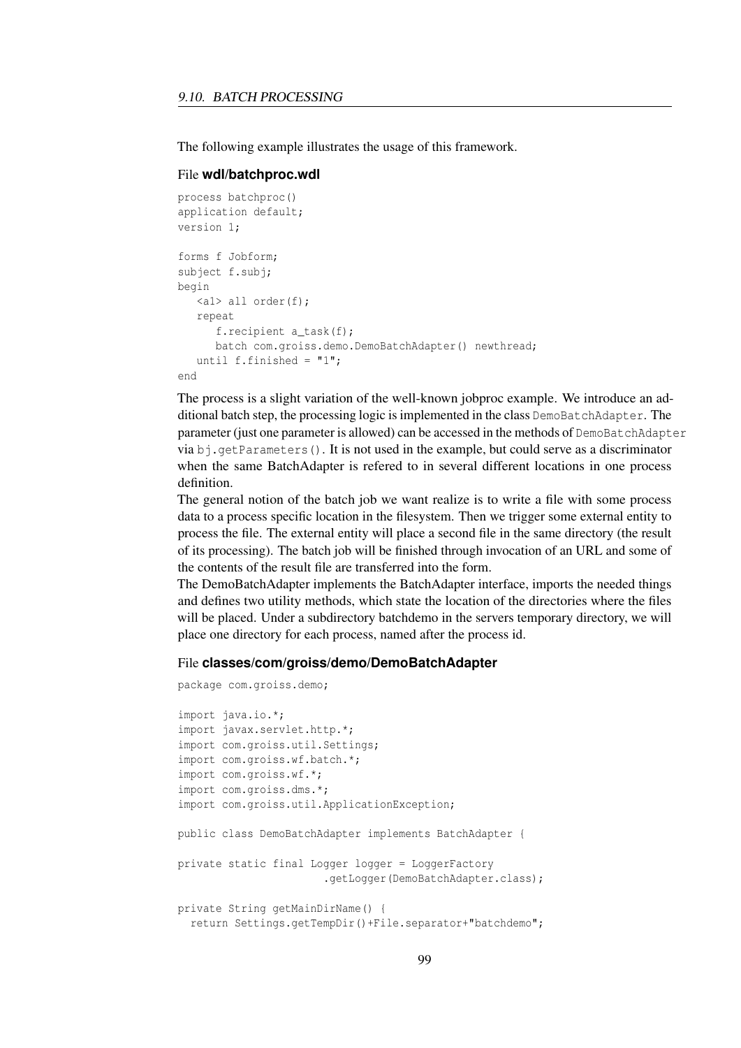The following example illustrates the usage of this framework.

File **wdl/batchproc.wdl**

```
process batchproc()
application default;
version 1;

forms f Jobform;
subject f.subj;
begin
   <a1> all order(f);
   repeat
      f.recipient a_task(f);
      batch com.groiss.demo.DemoBatchAdapter() newthread;
   until f.finished = "1";
end
```

The process is a slight variation of the well-known jobproc example. We introduce an additional batch step, the processing logic is implemented in the class `DemoBatchAdapter`. The parameter (just one parameter is allowed) can be accessed in the methods of `DemoBatchAdapter` via `bj.getParameters()`. It is not used in the example, but could serve as a discriminator when the same BatchAdapter is refered to in several different locations in one process definition.

The general notion of the batch job we want realize is to write a file with some process data to a process specific location in the filesystem. Then we trigger some external entity to process the file. The external entity will place a second file in the same directory (the result of its processing). The batch job will be finished through invocation of an URL and some of the contents of the result file are transferred into the form.

The DemoBatchAdapter implements the BatchAdapter interface, imports the needed things and defines two utility methods, which state the location of the directories where the files will be placed. Under a subdirectory batchdemo in the servers temporary directory, we will place one directory for each process, named after the process id.

File **classes/com/groiss/demo/DemoBatchAdapter**

```
package com.groiss.demo;

import java.io.*;
import javax.servlet.http.*;
import com.groiss.util.Settings;
import com.groiss.wf.batch.*;
import com.groiss.wf.*;
import com.groiss.dms.*;
import com.groiss.util.ApplicationException;

public class DemoBatchAdapter implements BatchAdapter {

private static final Logger logger = LoggerFactory
                     .getLogger(DemoBatchAdapter.class);

private String getMainDirName() {
  return Settings.getTempDir()+File.separator+"batchdemo";
```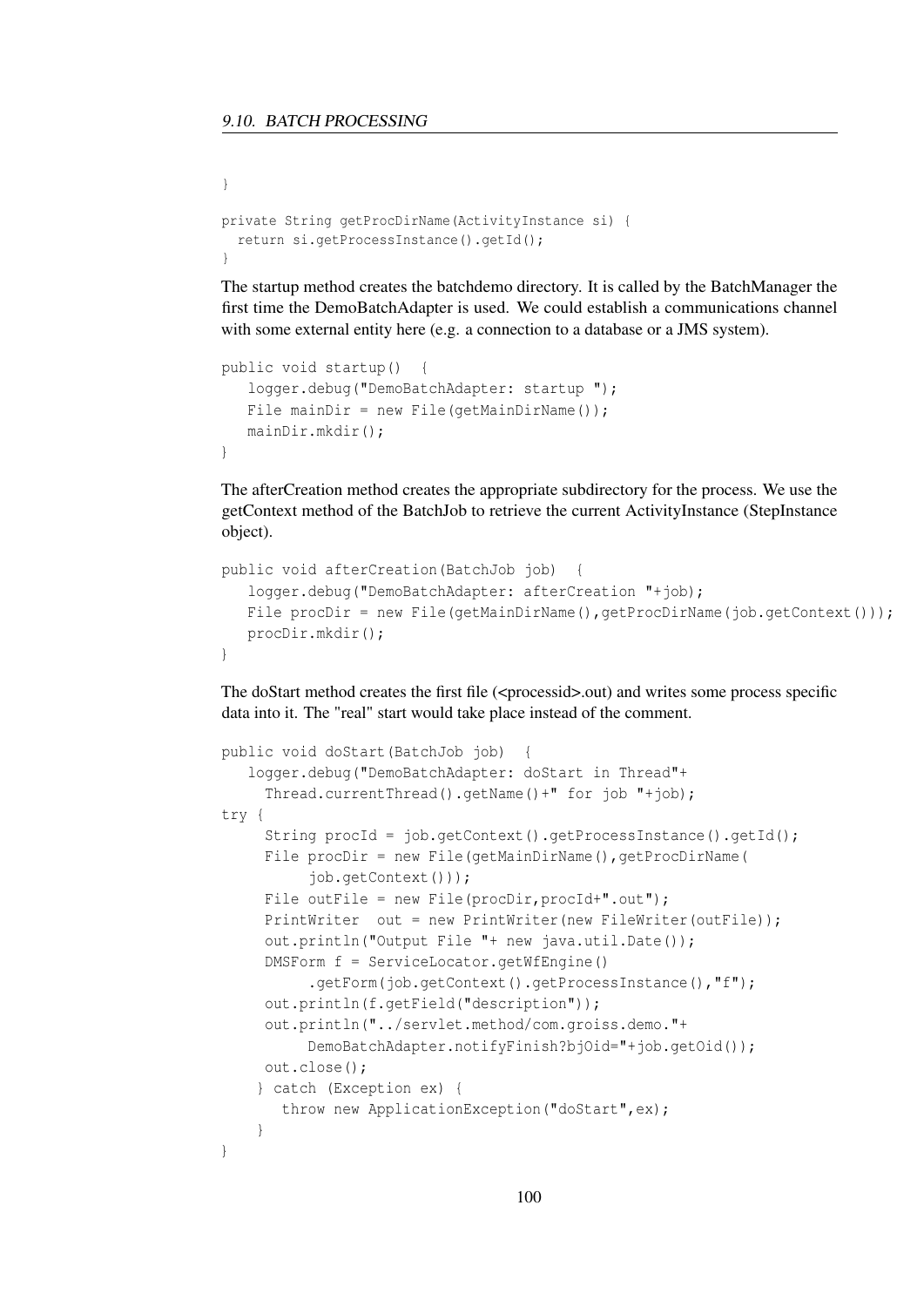```
}

private String getProcDirName(ActivityInstance si) {
  return si.getProcessInstance().getId();
}
```

The startup method creates the batchdemo directory. It is called by the BatchManager the first time the DemoBatchAdapter is used. We could establish a communications channel with some external entity here (e.g. a connection to a database or a JMS system).

```
public void startup()  {
   logger.debug("DemoBatchAdapter: startup ");
   File mainDir = new File(getMainDirName());
   mainDir.mkdir();
}
```

The afterCreation method creates the appropriate subdirectory for the process. We use the getContext method of the BatchJob to retrieve the current ActivityInstance (StepInstance object).

```
public void afterCreation(BatchJob job)  {
   logger.debug("DemoBatchAdapter: afterCreation "+job);
   File procDir = new File(getMainDirName(),getProcDirName(job.getContext()));
   procDir.mkdir();
}
```

The doStart method creates the first file (<processid>.out) and writes some process specific data into it. The "real" start would take place instead of the comment.

```
public void doStart(BatchJob job)  {
   logger.debug("DemoBatchAdapter: doStart in Thread"+
     Thread.currentThread().getName()+" for job "+job);
try {
     String procId = job.getContext().getProcessInstance().getId();
     File procDir = new File(getMainDirName(),getProcDirName(
          job.getContext()));
     File outFile = new File(procDir,procId+".out");
     PrintWriter  out = new PrintWriter(new FileWriter(outFile));
     out.println("Output File "+ new java.util.Date());
     DMSForm f = ServiceLocator.getWfEngine()
          .getForm(job.getContext().getProcessInstance(),"f");
     out.println(f.getField("description"));
     out.println("../servlet.method/com.groiss.demo."+
          DemoBatchAdapter.notifyFinish?bjOid="+job.getOid());
     out.close();
    } catch (Exception ex) {
       throw new ApplicationException("doStart",ex);
    }
}
```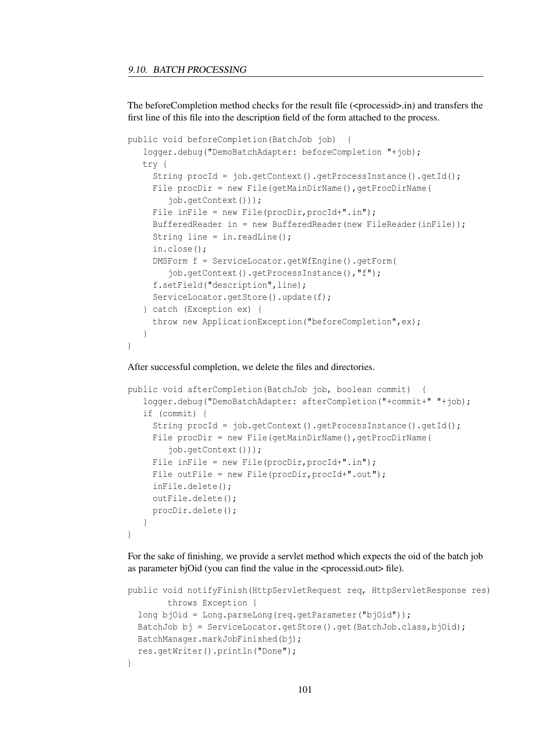The beforeCompletion method checks for the result file (<processid>.in) and transfers the first line of this file into the description field of the form attached to the process.

```
public void beforeCompletion(BatchJob job)  {
   logger.debug("DemoBatchAdapter: beforeCompletion "+job);
   try {
     String procId = job.getContext().getProcessInstance().getId();
     File procDir = new File(getMainDirName(),getProcDirName(
        job.getContext()));
     File inFile = new File(procDir,procId+".in");
     BufferedReader in = new BufferedReader(new FileReader(inFile));
     String line = in.readLine();
     in.close();
     DMSForm f = ServiceLocator.getWfEngine().getForm(
        job.getContext().getProcessInstance(),"f");
     f.setField("description",line);
     ServiceLocator.getStore().update(f);
   } catch (Exception ex) {
     throw new ApplicationException("beforeCompletion",ex);
   }
}
```

After successful completion, we delete the files and directories.

```
public void afterCompletion(BatchJob job, boolean commit)  {
   logger.debug("DemoBatchAdapter: afterCompletion("+commit+" "+job);
   if (commit) {
     String procId = job.getContext().getProcessInstance().getId();
     File procDir = new File(getMainDirName(),getProcDirName(
        job.getContext()));
     File inFile = new File(procDir,procId+".in");
     File outFile = new File(procDir,procId+".out");
     inFile.delete();
     outFile.delete();
     procDir.delete();
   }
}
```

For the sake of finishing, we provide a servlet method which expects the oid of the batch job as parameter bjOid (you can find the value in the <processid.out> file).

```
public void notifyFinish(HttpServletRequest req, HttpServletResponse res)
        throws Exception {
  long bjOid = Long.parseLong(req.getParameter("bjOid"));
  BatchJob bj = ServiceLocator.getStore().get(BatchJob.class,bjOid);
  BatchManager.markJobFinished(bj);
  res.getWriter().println("Done");
}
```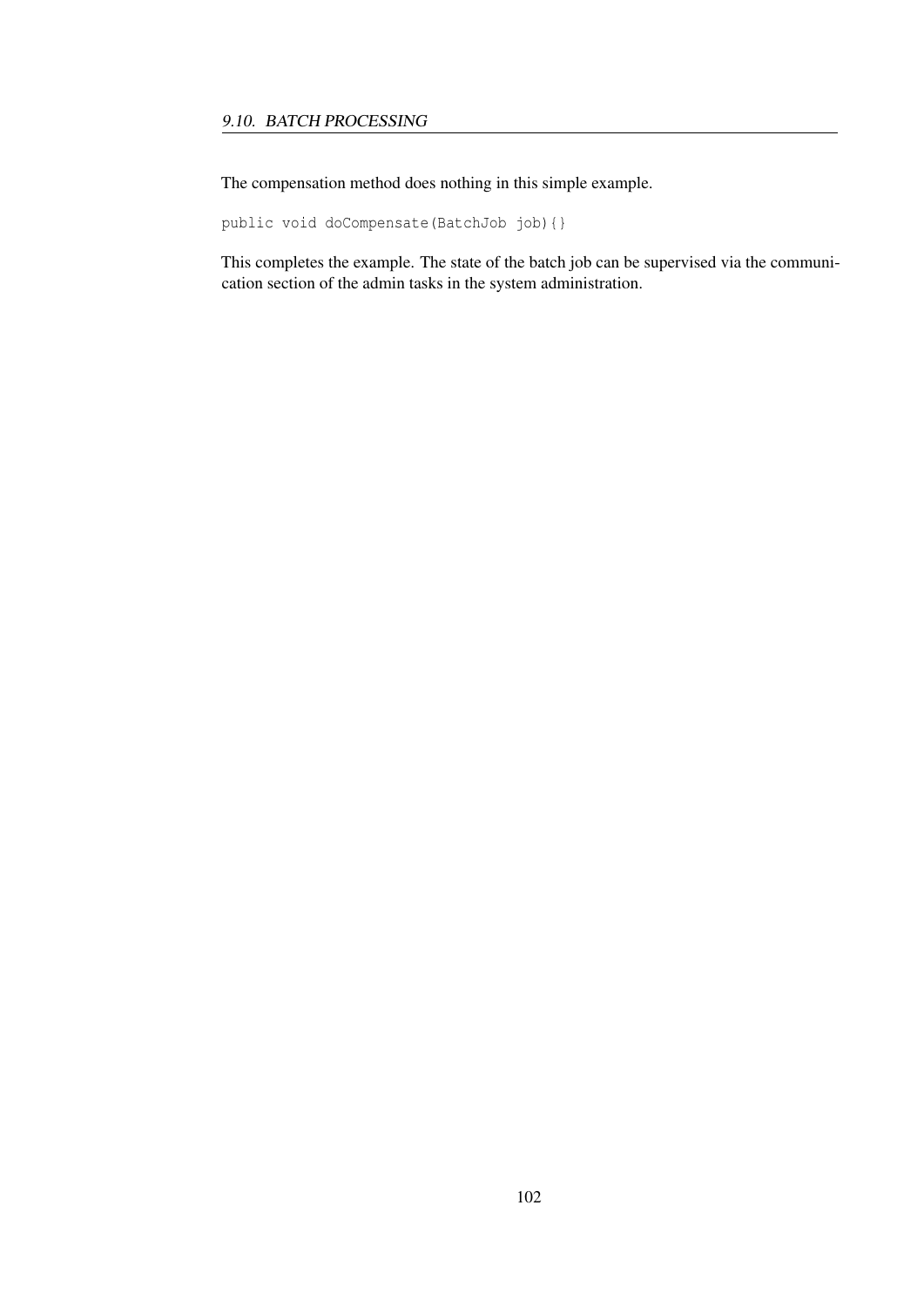The compensation method does nothing in this simple example.

```
public void doCompensate(BatchJob job){}
```

This completes the example. The state of the batch job can be supervised via the communication section of the admin tasks in the system administration.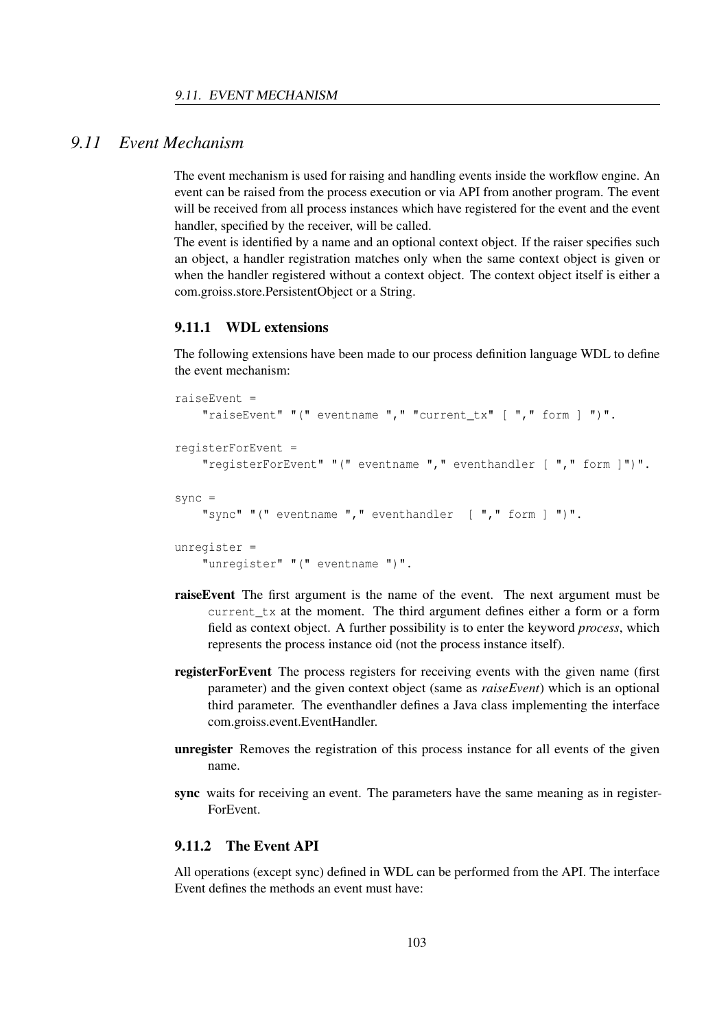## 9.11 Event Mechanism

The event mechanism is used for raising and handling events inside the workflow engine. An event can be raised from the process execution or via API from another program. The event will be received from all process instances which have registered for the event and the event handler, specified by the receiver, will be called.
The event is identified by a name and an optional context object. If the raiser specifies such an object, a handler registration matches only when the same context object is given or when the handler registered without a context object. The context object itself is either a com.groiss.store.PersistentObject or a String.

### 9.11.1 WDL extensions

The following extensions have been made to our process definition language WDL to define the event mechanism:

```
raiseEvent =
    "raiseEvent" "(" eventname "," "current_tx" [ "," form ] ")".

registerForEvent =
    "registerForEvent" "(" eventname "," eventhandler [ "," form ]")".

sync =
    "sync" "(" eventname "," eventhandler  [ "," form ] ")".

unregister =
    "unregister" "(" eventname ")".
```

**raiseEvent** The first argument is the name of the event. The next argument must be `current_tx` at the moment. The third argument defines either a form or a form field as context object. A further possibility is to enter the keyword *process*, which represents the process instance oid (not the process instance itself).

**registerForEvent** The process registers for receiving events with the given name (first parameter) and the given context object (same as *raiseEvent*) which is an optional third parameter. The eventhandler defines a Java class implementing the interface com.groiss.event.EventHandler.

**unregister** Removes the registration of this process instance for all events of the given name.

**sync** waits for receiving an event. The parameters have the same meaning as in registerForEvent.

### 9.11.2 The Event API

All operations (except sync) defined in WDL can be performed from the API. The interface Event defines the methods an event must have: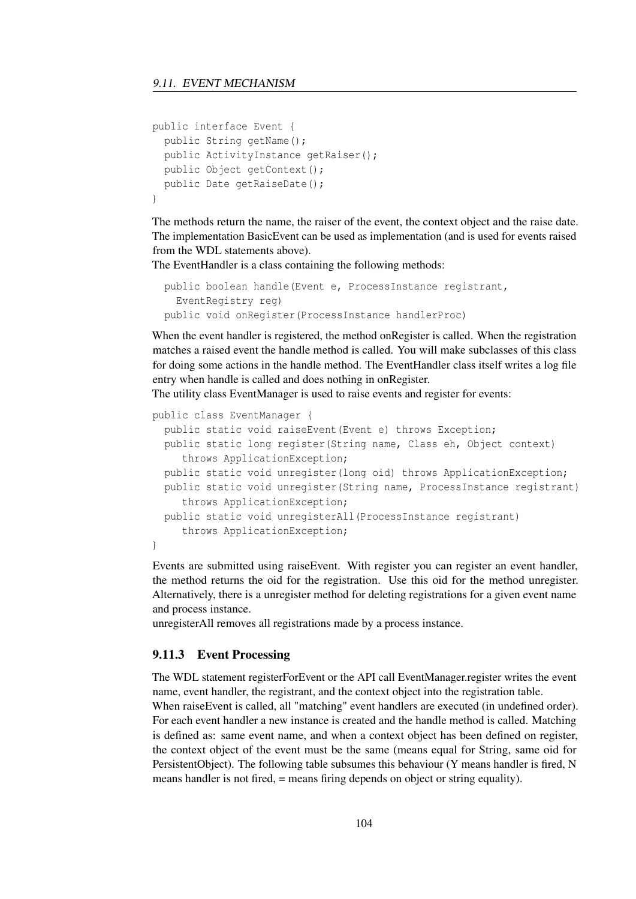```
public interface Event {
  public String getName();
  public ActivityInstance getRaiser();
  public Object getContext();
  public Date getRaiseDate();
}
```

The methods return the name, the raiser of the event, the context object and the raise date. The implementation BasicEvent can be used as implementation (and is used for events raised from the WDL statements above).
The EventHandler is a class containing the following methods:

```
  public boolean handle(Event e, ProcessInstance registrant,
    EventRegistry reg)
  public void onRegister(ProcessInstance handlerProc)
```

When the event handler is registered, the method onRegister is called. When the registration matches a raised event the handle method is called. You will make subclasses of this class for doing some actions in the handle method. The EventHandler class itself writes a log file entry when handle is called and does nothing in onRegister.
The utility class EventManager is used to raise events and register for events:

```
public class EventManager {
  public static void raiseEvent(Event e) throws Exception;
  public static long register(String name, Class eh, Object context)
     throws ApplicationException;
  public static void unregister(long oid) throws ApplicationException;
  public static void unregister(String name, ProcessInstance registrant)
     throws ApplicationException;
  public static void unregisterAll(ProcessInstance registrant)
     throws ApplicationException;
}
```

Events are submitted using raiseEvent. With register you can register an event handler, the method returns the oid for the registration. Use this oid for the method unregister. Alternatively, there is a unregister method for deleting registrations for a given event name and process instance.
unregisterAll removes all registrations made by a process instance.

### 9.11.3 Event Processing

The WDL statement registerForEvent or the API call EventManager.register writes the event name, event handler, the registrant, and the context object into the registration table.
When raiseEvent is called, all "matching" event handlers are executed (in undefined order). For each event handler a new instance is created and the handle method is called. Matching is defined as: same event name, and when a context object has been defined on register, the context object of the event must be the same (means equal for String, same oid for PersistentObject). The following table subsumes this behaviour (Y means handler is fired, N means handler is not fired, = means firing depends on object or string equality).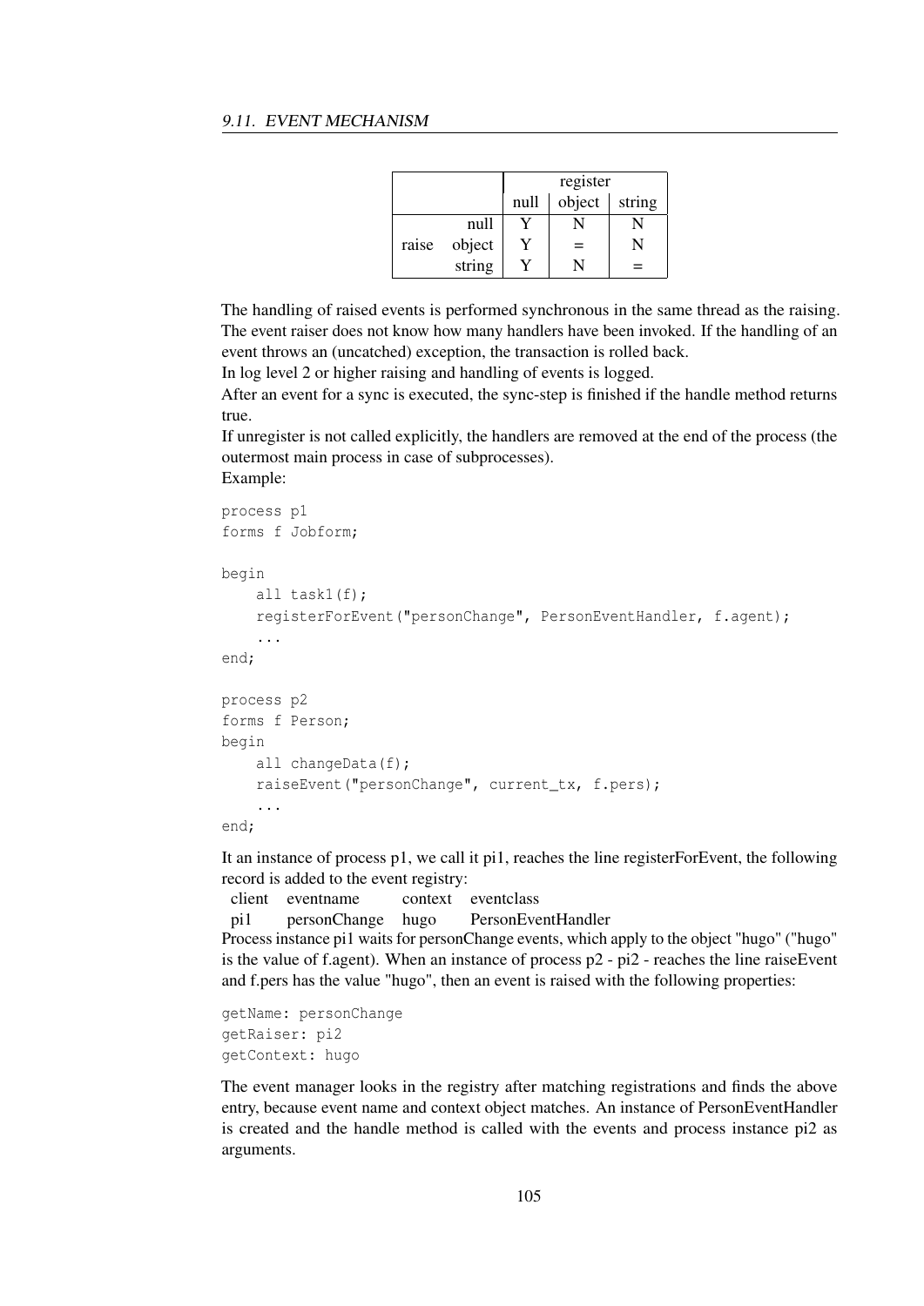| | | register | | |
|---|---|---|---|---|
| | | null | object | string |
| | null | Y | N | N |
| raise | object | Y | = | N |
| | string | Y | N | = |

The handling of raised events is performed synchronous in the same thread as the raising. The event raiser does not know how many handlers have been invoked. If the handling of an event throws an (uncatched) exception, the transaction is rolled back.
In log level 2 or higher raising and handling of events is logged.
After an event for a sync is executed, the sync-step is finished if the handle method returns true.
If unregister is not called explicitly, the handlers are removed at the end of the process (the outermost main process in case of subprocesses).
Example:

```
process p1
forms f Jobform;

begin
    all task1(f);
    registerForEvent("personChange", PersonEventHandler, f.agent);
    ...
end;

process p2
forms f Person;
begin
    all changeData(f);
    raiseEvent("personChange", current_tx, f.pers);
    ...
end;
```

It an instance of process p1, we call it pi1, reaches the line registerForEvent, the following record is added to the event registry:

| client | eventname | context | eventclass |
|---|---|---|---|
| pi1 | personChange | hugo | PersonEventHandler |

Process instance pi1 waits for personChange events, which apply to the object "hugo" ("hugo" is the value of f.agent). When an instance of process p2 - pi2 - reaches the line raiseEvent and f.pers has the value "hugo", then an event is raised with the following properties:

```
getName: personChange
getRaiser: pi2
getContext: hugo
```

The event manager looks in the registry after matching registrations and finds the above entry, because event name and context object matches. An instance of PersonEventHandler is created and the handle method is called with the events and process instance pi2 as arguments.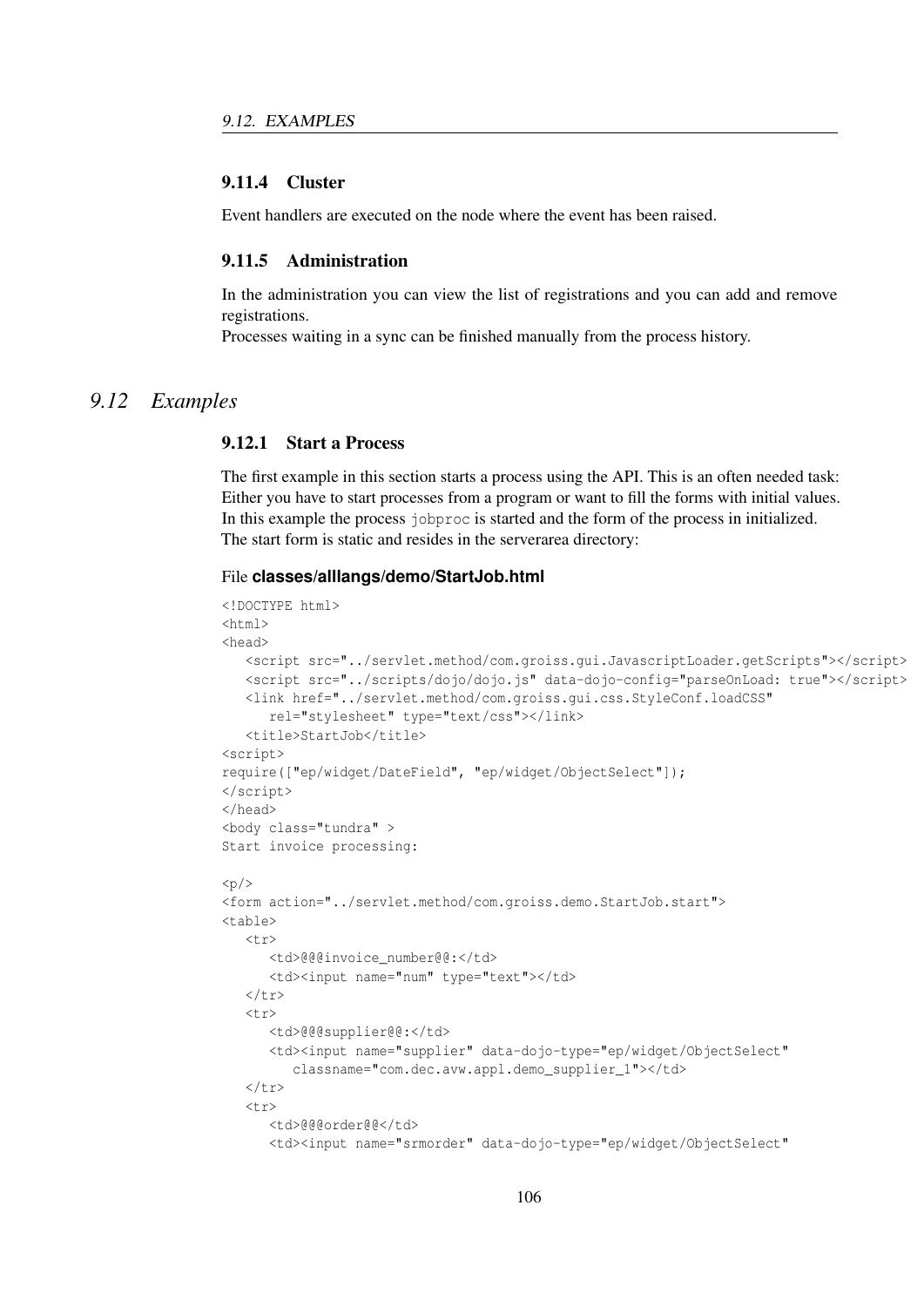### 9.11.4 Cluster

Event handlers are executed on the node where the event has been raised.

### 9.11.5 Administration

In the administration you can view the list of registrations and you can add and remove registrations.
Processes waiting in a sync can be finished manually from the process history.

## *9.12 Examples*

### 9.12.1 Start a Process

The first example in this section starts a process using the API. This is an often needed task: Either you have to start processes from a program or want to fill the forms with initial values. In this example the process `jobproc` is started and the form of the process in initialized. The start form is static and resides in the serverarea directory:

File **classes/alllangs/demo/StartJob.html**

```
<!DOCTYPE html>
<html>
<head>
   <script src="../servlet.method/com.groiss.gui.JavascriptLoader.getScripts"></script>
   <script src="../scripts/dojo/dojo.js" data-dojo-config="parseOnLoad: true"></script>
   <link href="../servlet.method/com.groiss.gui.css.StyleConf.loadCSS"
      rel="stylesheet" type="text/css"></link>
   <title>StartJob</title>
<script>
require(["ep/widget/DateField", "ep/widget/ObjectSelect"]);
</script>
</head>
<body class="tundra" >
Start invoice processing:

<p/>
<form action="../servlet.method/com.groiss.demo.StartJob.start">
<table>
   <tr>
      <td>@@@invoice_number@@:</td>
      <td><input name="num" type="text"></td>
   </tr>
   <tr>
      <td>@@@supplier@@:</td>
      <td><input name="supplier" data-dojo-type="ep/widget/ObjectSelect"
         classname="com.dec.avw.appl.demo_supplier_1"></td>
   </tr>
   <tr>
      <td>@@@order@@</td>
      <td><input name="srmorder" data-dojo-type="ep/widget/ObjectSelect"
```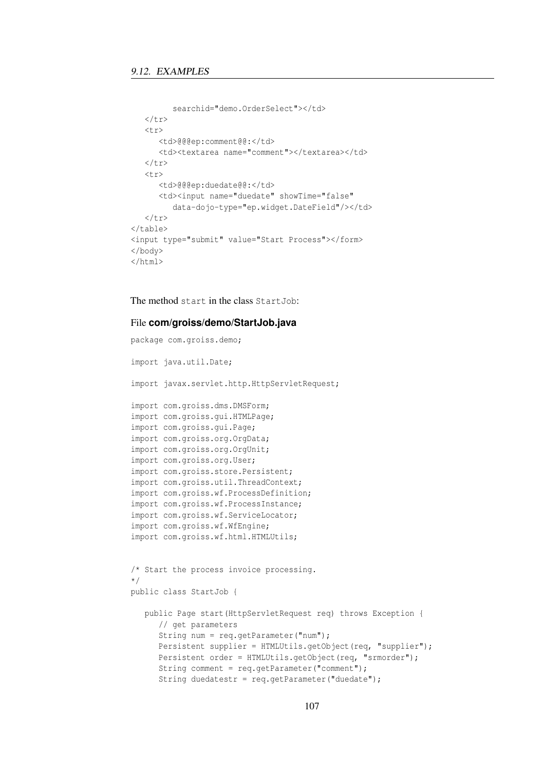```
        searchid="demo.OrderSelect"></td>
   </tr>
   <tr>
      <td>@@@ep:comment@@:</td>
      <td><textarea name="comment"></textarea></td>
   </tr>
   <tr>
      <td>@@@ep:duedate@@:</td>
      <td><input name="duedate" showTime="false"
         data-dojo-type="ep.widget.DateField"/></td>
   </tr>
</table>
<input type="submit" value="Start Process"></form>
</body>
</html>
```

The method `start` in the class `StartJob`:

File **com/groiss/demo/StartJob.java**

```java
package com.groiss.demo;

import java.util.Date;

import javax.servlet.http.HttpServletRequest;

import com.groiss.dms.DMSForm;
import com.groiss.gui.HTMLPage;
import com.groiss.gui.Page;
import com.groiss.org.OrgData;
import com.groiss.org.OrgUnit;
import com.groiss.org.User;
import com.groiss.store.Persistent;
import com.groiss.util.ThreadContext;
import com.groiss.wf.ProcessDefinition;
import com.groiss.wf.ProcessInstance;
import com.groiss.wf.ServiceLocator;
import com.groiss.wf.WfEngine;
import com.groiss.wf.html.HTMLUtils;


/* Start the process invoice processing.
*/
public class StartJob {

   public Page start(HttpServletRequest req) throws Exception {
      // get parameters
      String num = req.getParameter("num");
      Persistent supplier = HTMLUtils.getObject(req, "supplier");
      Persistent order = HTMLUtils.getObject(req, "srmorder");
      String comment = req.getParameter("comment");
      String duedatestr = req.getParameter("duedate");
```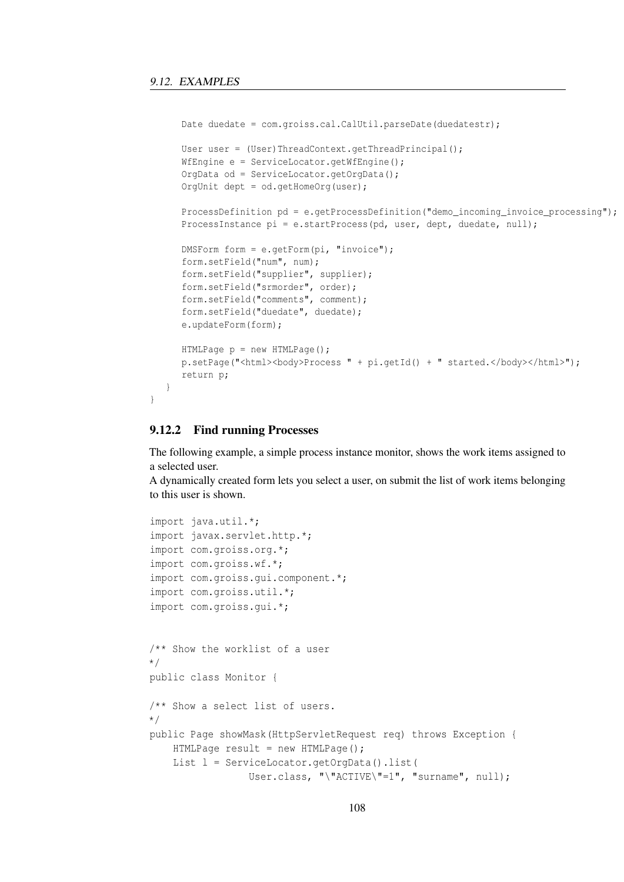```
      Date duedate = com.groiss.cal.CalUtil.parseDate(duedatestr);

      User user = (User)ThreadContext.getThreadPrincipal();
      WfEngine e = ServiceLocator.getWfEngine();
      OrgData od = ServiceLocator.getOrgData();
      OrgUnit dept = od.getHomeOrg(user);

      ProcessDefinition pd = e.getProcessDefinition("demo_incoming_invoice_processing");
      ProcessInstance pi = e.startProcess(pd, user, dept, duedate, null);

      DMSForm form = e.getForm(pi, "invoice");
      form.setField("num", num);
      form.setField("supplier", supplier);
      form.setField("srmorder", order);
      form.setField("comments", comment);
      form.setField("duedate", duedate);
      e.updateForm(form);

      HTMLPage p = new HTMLPage();
      p.setPage("<html><body>Process " + pi.getId() + " started.</body></html>");
      return p;
   }
}
```

### 9.12.2 Find running Processes

The following example, a simple process instance monitor, shows the work items assigned to a selected user.
A dynamically created form lets you select a user, on submit the list of work items belonging to this user is shown.

```
import java.util.*;
import javax.servlet.http.*;
import com.groiss.org.*;
import com.groiss.wf.*;
import com.groiss.gui.component.*;
import com.groiss.util.*;
import com.groiss.gui.*;


/** Show the worklist of a user
*/
public class Monitor {

/** Show a select list of users.
*/
public Page showMask(HttpServletRequest req) throws Exception {
    HTMLPage result = new HTMLPage();
    List l = ServiceLocator.getOrgData().list(
                 User.class, "\"ACTIVE\"=1", "surname", null);
```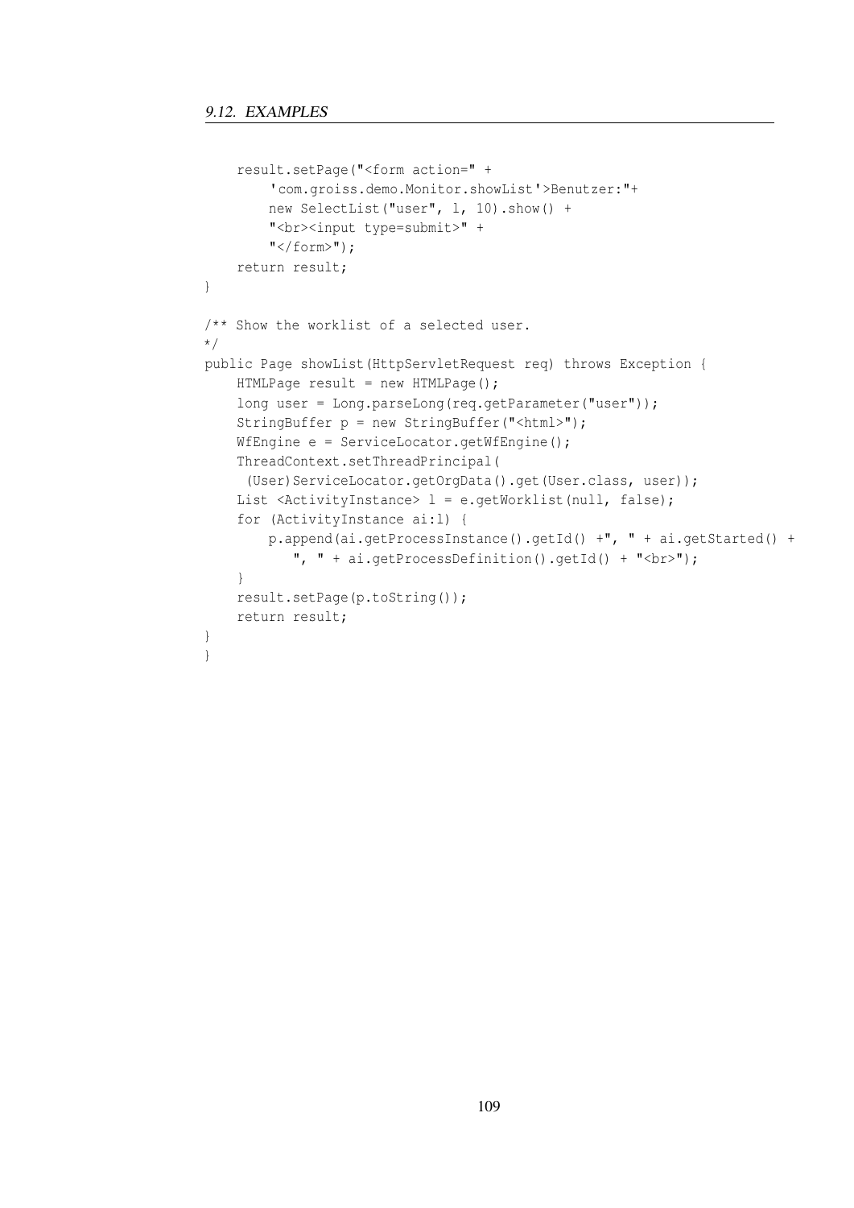```
    result.setPage("<form action=" +
        'com.groiss.demo.Monitor.showList'>Benutzer:"+
        new SelectList("user", l, 10).show() +
        "<br><input type=submit>" +
        "</form>");
    return result;
}

/** Show the worklist of a selected user.
*/
public Page showList(HttpServletRequest req) throws Exception {
    HTMLPage result = new HTMLPage();
    long user = Long.parseLong(req.getParameter("user"));
    StringBuffer p = new StringBuffer("<html>");
    WfEngine e = ServiceLocator.getWfEngine();
    ThreadContext.setThreadPrincipal(
     (User)ServiceLocator.getOrgData().get(User.class, user));
    List <ActivityInstance> l = e.getWorklist(null, false);
    for (ActivityInstance ai:l) {
        p.append(ai.getProcessInstance().getId() +", " + ai.getStarted() +
           ", " + ai.getProcessDefinition().getId() + "<br>");
    }
    result.setPage(p.toString());
    return result;
}
}
```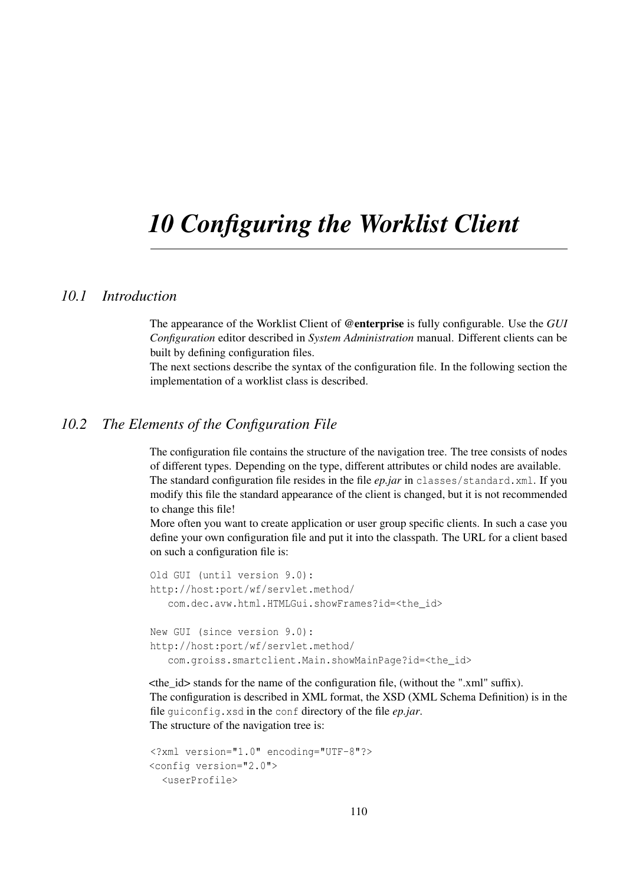# 10 Configuring the Worklist Client

## 10.1 Introduction

The appearance of the Worklist Client of **@enterprise** is fully configurable. Use the *GUI Configuration* editor described in *System Administration* manual. Different clients can be built by defining configuration files.

The next sections describe the syntax of the configuration file. In the following section the implementation of a worklist class is described.

## 10.2 The Elements of the Configuration File

The configuration file contains the structure of the navigation tree. The tree consists of nodes of different types. Depending on the type, different attributes or child nodes are available.

The standard configuration file resides in the file *ep.jar* in `classes/standard.xml`. If you modify this file the standard appearance of the client is changed, but it is not recommended to change this file!

More often you want to create application or user group specific clients. In such a case you define your own configuration file and put it into the classpath. The URL for a client based on such a configuration file is:

```
Old GUI (until version 9.0):
http://host:port/wf/servlet.method/
   com.dec.avw.html.HTMLGui.showFrames?id=<the_id>

New GUI (since version 9.0):
http://host:port/wf/servlet.method/
   com.groiss.smartclient.Main.showMainPage?id=<the_id>
```

<the_id> stands for the name of the configuration file, (without the ".xml" suffix).

The configuration is described in XML format, the XSD (XML Schema Definition) is in the file `guiconfig.xsd` in the `conf` directory of the file *ep.jar*.

The structure of the navigation tree is:

```
<?xml version="1.0" encoding="UTF-8"?>
<config version="2.0">
  <userProfile>
```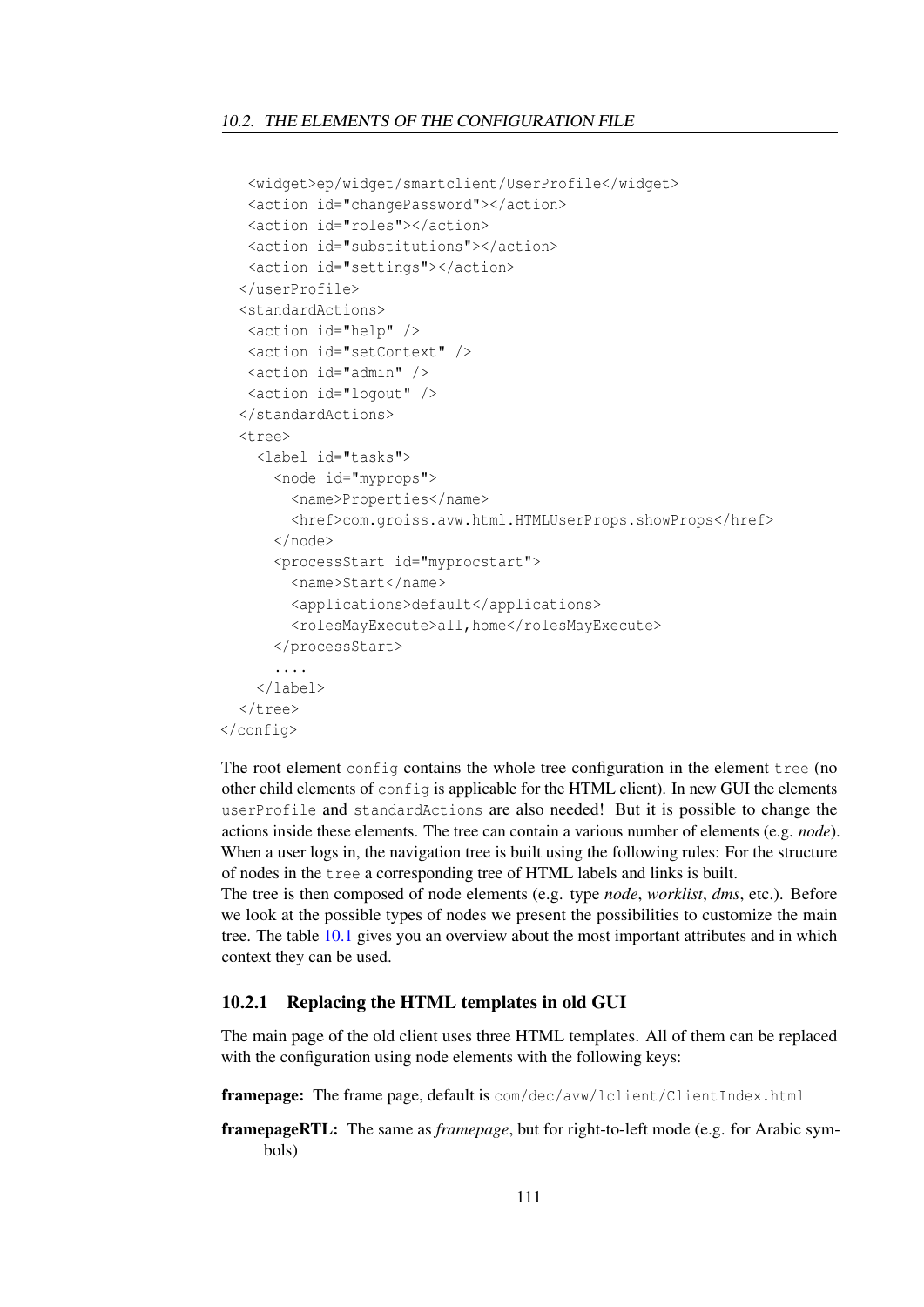```
    <widget>ep/widget/smartclient/UserProfile</widget>
    <action id="changePassword"></action>
    <action id="roles"></action>
    <action id="substitutions"></action>
    <action id="settings"></action>
  </userProfile>
  <standardActions>
    <action id="help" />
    <action id="setContext" />
    <action id="admin" />
    <action id="logout" />
  </standardActions>
  <tree>
    <label id="tasks">
      <node id="myprops">
        <name>Properties</name>
        <href>com.groiss.avw.html.HTMLUserProps.showProps</href>
      </node>
      <processStart id="myprocstart">
        <name>Start</name>
        <applications>default</applications>
        <rolesMayExecute>all,home</rolesMayExecute>
      </processStart>
      ....
    </label>
  </tree>
</config>
```

The root element `config` contains the whole tree configuration in the element `tree` (no other child elements of `config` is applicable for the HTML client). In new GUI the elements `userProfile` and `standardActions` are also needed! But it is possible to change the actions inside these elements. The tree can contain a various number of elements (e.g. *node*). When a user logs in, the navigation tree is built using the following rules: For the structure of nodes in the `tree` a corresponding tree of HTML labels and links is built.
The tree is then composed of node elements (e.g. type *node*, *worklist*, *dms*, etc.). Before we look at the possible types of nodes we present the possibilities to customize the main tree. The table 10.1 gives you an overview about the most important attributes and in which context they can be used.

### 10.2.1 Replacing the HTML templates in old GUI

The main page of the old client uses three HTML templates. All of them can be replaced with the configuration using node elements with the following keys:

**framepage:** The frame page, default is `com/dec/avw/lclient/ClientIndex.html`

**framepageRTL:** The same as *framepage*, but for right-to-left mode (e.g. for Arabic symbols)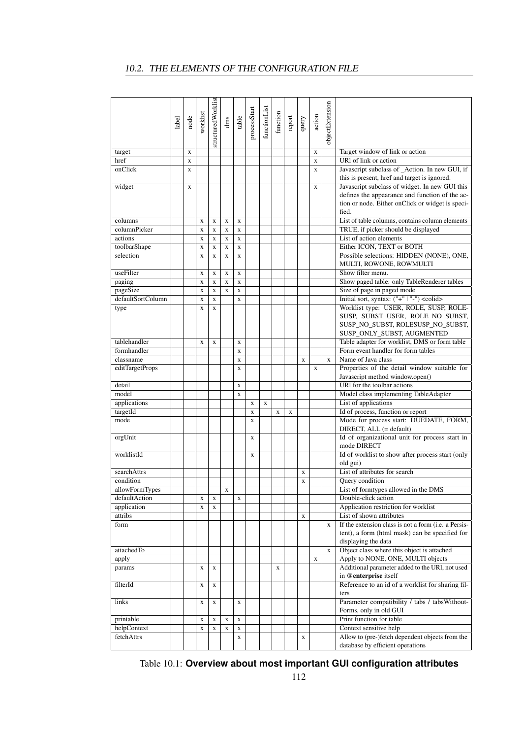|  | label | node | worklist | structuredWorklist | dms | table | processStart | functionList | function | report | query | action | objectExtension |  |
|---|---|---|---|---|---|---|---|---|---|---|---|---|---|---|
| target |  | x |  |  |  |  |  |  |  |  |  | x |  | Target window of link or action |
| href |  | x |  |  |  |  |  |  |  |  |  | x |  | URl of link or action |
| onClick |  | x |  |  |  |  |  |  |  |  |  | x |  | Javascript subclass of _Action. In new GUI, if this is present, href and target is ignored. |
| widget |  | x |  |  |  |  |  |  |  |  |  | x |  | Javascript subclass of widget. In new GUI this defines the appearance and function of the action or node. Either onClick or widget is specified. |
| columns |  |  | x | x | x | x |  |  |  |  |  |  |  | List of table columns, contains column elements |
| columnPicker |  |  | x | x | x | x |  |  |  |  |  |  |  | TRUE, if picker should be displayed |
| actions |  |  | x | x | x | x |  |  |  |  |  |  |  | List of action elements |
| toolbarShape |  |  | x | x | x | x |  |  |  |  |  |  |  | Either ICON, TEXT or BOTH |
| selection |  |  | x | x | x | x |  |  |  |  |  |  |  | Possible selections: HIDDEN (NONE), ONE, MULTI, ROWONE, ROWMULTI |
| useFilter |  |  | x | x | x | x |  |  |  |  |  |  |  | Show filter menu. |
| paging |  |  | x | x | x | x |  |  |  |  |  |  |  | Show paged table: only TableRenderer tables |
| pageSize |  |  | x | x | x | x |  |  |  |  |  |  |  | Size of page in paged mode |
| defaultSortColumn |  |  | x | x |  | x |  |  |  |  |  |  |  | Initial sort, syntax: ("+" \| "-") <colid> |
| type |  |  | x | x |  |  |  |  |  |  |  |  |  | Worklist type: USER, ROLE, SUSP, ROLE-SUSP, SUBST_USER, ROLE_NO_SUBST, SUSP_NO_SUBST, ROLESUSP_NO_SUBST, SUSP_ONLY_SUBST, AUGMENTED |
| tablehandler |  |  | x | x |  | x |  |  |  |  |  |  |  | Table adapter for worklist, DMS or form table |
| formhandler |  |  |  |  |  | x |  |  |  |  |  |  |  | Form event handler for form tables |
| classname |  |  |  |  |  | x |  |  |  |  | x |  | x | Name of Java class |
| editTargetProps |  |  |  |  |  | x |  |  |  |  |  | x |  | Properties of the detail window suitable for Javascript method window.open() |
| detail |  |  |  |  |  | x |  |  |  |  |  |  |  | URl for the toolbar actions |
| model |  |  |  |  |  | x |  |  |  |  |  |  |  | Model class implementing TableAdapter |
| applications |  |  |  |  |  |  | x | x |  |  |  |  |  | List of applications |
| targetId |  |  |  |  |  |  | x |  | x | x |  |  |  | Id of process, function or report |
| mode |  |  |  |  |  |  | x |  |  |  |  |  |  | Mode for process start: DUEDATE, FORM, DIRECT, ALL (= default) |
| orgUnit |  |  |  |  |  |  | x |  |  |  |  |  |  | Id of organizational unit for process start in mode DIRECT |
| worklistId |  |  |  |  |  |  | x |  |  |  |  |  |  | Id of worklist to show after process start (only old gui) |
| searchAttrs |  |  |  |  |  |  |  |  |  |  | x |  |  | List of attributes for search |
| condition |  |  |  |  |  |  |  |  |  |  | x |  |  | Query condition |
| allowFormTypes |  |  |  |  | x |  |  |  |  |  |  |  |  | List of formtypes allowed in the DMS |
| defaultAction |  |  | x | x |  | x |  |  |  |  |  |  |  | Double-click action |
| application |  |  | x | x |  |  |  |  |  |  |  |  |  | Application restriction for worklist |
| attribs |  |  |  |  |  |  |  |  |  |  | x |  |  | List of shown attributes |
| form |  |  |  |  |  |  |  |  |  |  |  |  | x | If the extension class is not a form (i.e. a Persistent), a form (html mask) can be specified for displaying the data |
| attachedTo |  |  |  |  |  |  |  |  |  |  |  |  | x | Object class where this object is attached |
| apply |  |  |  |  |  |  |  |  |  |  |  | x |  | Apply to NONE, ONE, MULTI objects |
| params |  |  | x | x |  |  |  |  | x |  |  |  |  | Additional parameter added to the URl, not used in **@enterprise** itself |
| filterId |  |  | x | x |  |  |  |  |  |  |  |  |  | Reference to an id of a worklist for sharing filters |
| links |  |  | x | x |  | x |  |  |  |  |  |  |  | Parameter compatibility / tabs / tabsWithoutForms, only in old GUI |
| printable |  |  | x | x | x | x |  |  |  |  |  |  |  | Print function for table |
| helpContext |  |  | x | x | x | x |  |  |  |  |  |  |  | Context sensitive help |
| fetchAttrs |  |  |  |  |  | x |  |  |  |  | x |  |  | Allow to (pre-)fetch dependent objects from the database by efficient operations |

Table 10.1: **Overview about most important GUI configuration attributes**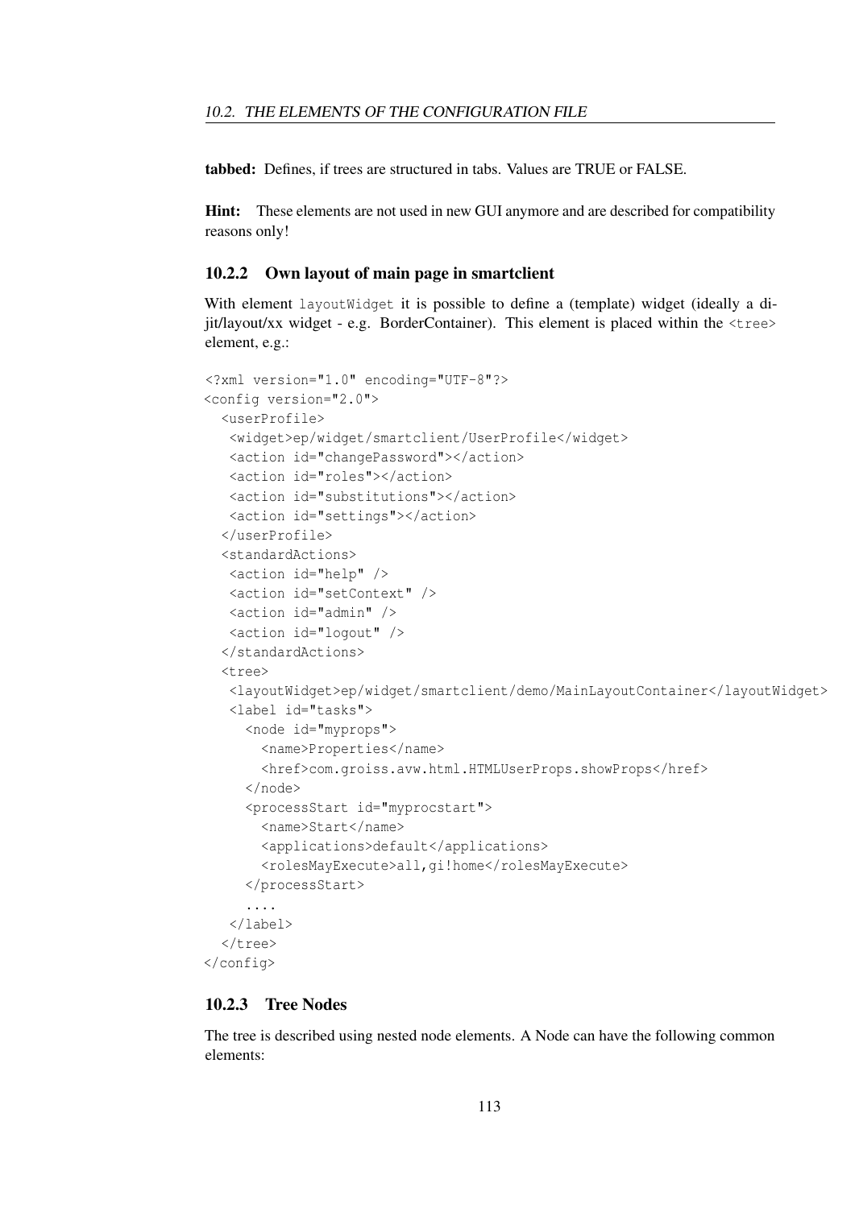**tabbed:** Defines, if trees are structured in tabs. Values are TRUE or FALSE.

**Hint:** These elements are not used in new GUI anymore and are described for compatibility reasons only!

### 10.2.2 Own layout of main page in smartclient

With element `layoutWidget` it is possible to define a (template) widget (ideally a dijit/layout/xx widget - e.g. BorderContainer). This element is placed within the `<tree>` element, e.g.:

```
<?xml version="1.0" encoding="UTF-8"?>
<config version="2.0">
  <userProfile>
   <widget>ep/widget/smartclient/UserProfile</widget>
   <action id="changePassword"></action>
   <action id="roles"></action>
   <action id="substitutions"></action>
   <action id="settings"></action>
  </userProfile>
  <standardActions>
   <action id="help" />
   <action id="setContext" />
   <action id="admin" />
   <action id="logout" />
  </standardActions>
  <tree>
   <layoutWidget>ep/widget/smartclient/demo/MainLayoutContainer</layoutWidget>
   <label id="tasks">
     <node id="myprops">
       <name>Properties</name>
       <href>com.groiss.avw.html.HTMLUserProps.showProps</href>
     </node>
     <processStart id="myprocstart">
       <name>Start</name>
       <applications>default</applications>
       <rolesMayExecute>all,gi!home</rolesMayExecute>
     </processStart>
     ....
   </label>
  </tree>
</config>
```

### 10.2.3 Tree Nodes

The tree is described using nested node elements. A Node can have the following common elements: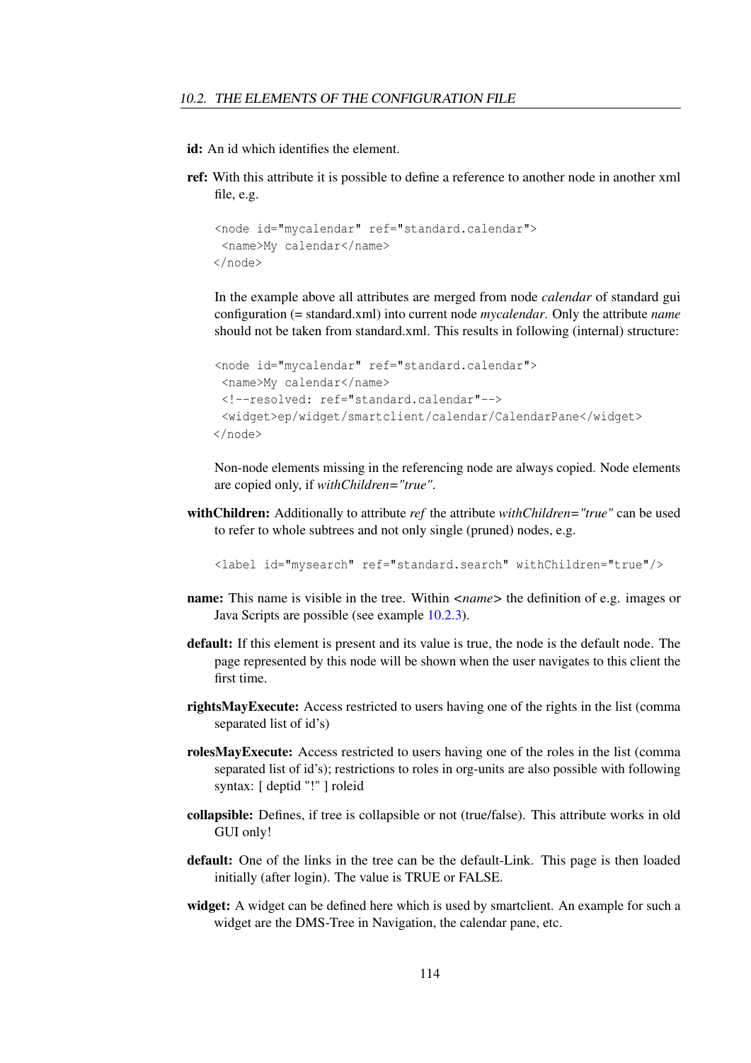**id:** An id which identifies the element.

**ref:** With this attribute it is possible to define a reference to another node in another xml file, e.g.

```
<node id="mycalendar" ref="standard.calendar">
 <name>My calendar</name>
</node>
```

In the example above all attributes are merged from node *calendar* of standard gui configuration (= standard.xml) into current node *mycalendar*. Only the attribute *name* should not be taken from standard.xml. This results in following (internal) structure:

```
<node id="mycalendar" ref="standard.calendar">
 <name>My calendar</name>
 <!--resolved: ref="standard.calendar"-->
 <widget>ep/widget/smartclient/calendar/CalendarPane</widget>
</node>
```

Non-node elements missing in the referencing node are always copied. Node elements are copied only, if *withChildren="true"*.

**withChildren:** Additionally to attribute *ref* the attribute *withChildren="true"* can be used to refer to whole subtrees and not only single (pruned) nodes, e.g.

```
<label id="mysearch" ref="standard.search" withChildren="true"/>
```

**name:** This name is visible in the tree. Within *<name>* the definition of e.g. images or Java Scripts are possible (see example 10.2.3).

**default:** If this element is present and its value is true, the node is the default node. The page represented by this node will be shown when the user navigates to this client the first time.

**rightsMayExecute:** Access restricted to users having one of the rights in the list (comma separated list of id's)

**rolesMayExecute:** Access restricted to users having one of the roles in the list (comma separated list of id's); restrictions to roles in org-units are also possible with following syntax: [ deptid "!" ] roleid

**collapsible:** Defines, if tree is collapsible or not (true/false). This attribute works in old GUI only!

**default:** One of the links in the tree can be the default-Link. This page is then loaded initially (after login). The value is TRUE or FALSE.

**widget:** A widget can be defined here which is used by smartclient. An example for such a widget are the DMS-Tree in Navigation, the calendar pane, etc.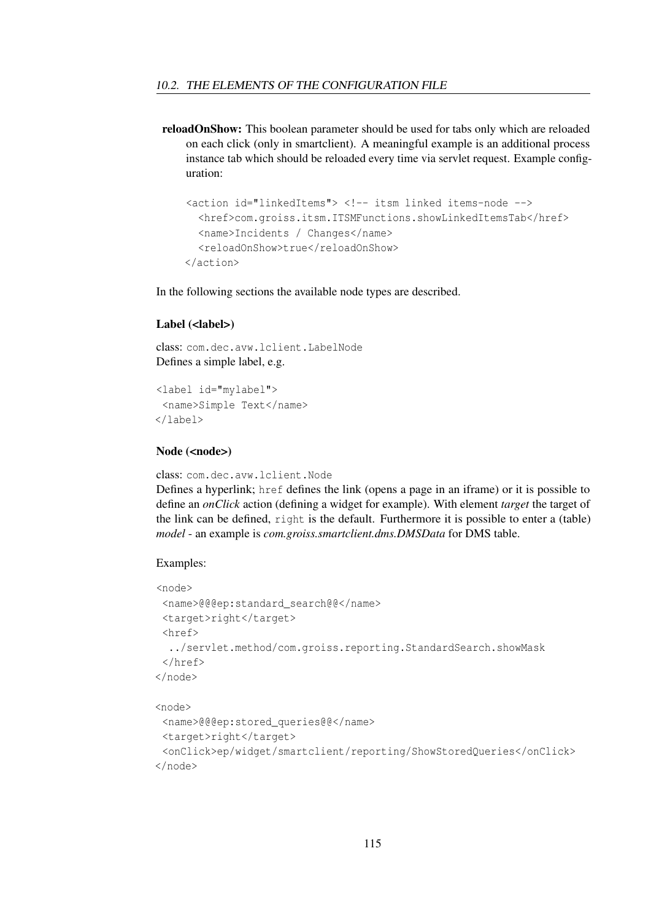**reloadOnShow:** This boolean parameter should be used for tabs only which are reloaded on each click (only in smartclient). A meaningful example is an additional process instance tab which should be reloaded every time via servlet request. Example configuration:

```
<action id="linkedItems"> <!-- itsm linked items-node -->
  <href>com.groiss.itsm.ITSMFunctions.showLinkedItemsTab</href>
  <name>Incidents / Changes</name>
  <reloadOnShow>true</reloadOnShow>
</action>
```

In the following sections the available node types are described.

### Label (<label>)

class: `com.dec.avw.lclient.LabelNode`
Defines a simple label, e.g.

```
<label id="mylabel">
 <name>Simple Text</name>
</label>
```

### Node (<node>)

class: `com.dec.avw.lclient.Node`
Defines a hyperlink; `href` defines the link (opens a page in an iframe) or it is possible to define an *onClick* action (defining a widget for example). With element *target* the target of the link can be defined, `right` is the default. Furthermore it is possible to enter a (table) *model* - an example is *com.groiss.smartclient.dms.DMSData* for DMS table.

Examples:

```
<node>
 <name>@@@ep:standard_search@@</name>
 <target>right</target>
 <href>
  ../servlet.method/com.groiss.reporting.StandardSearch.showMask
 </href>
</node>

<node>
 <name>@@@ep:stored_queries@@</name>
 <target>right</target>
 <onClick>ep/widget/smartclient/reporting/ShowStoredQueries</onClick>
</node>
```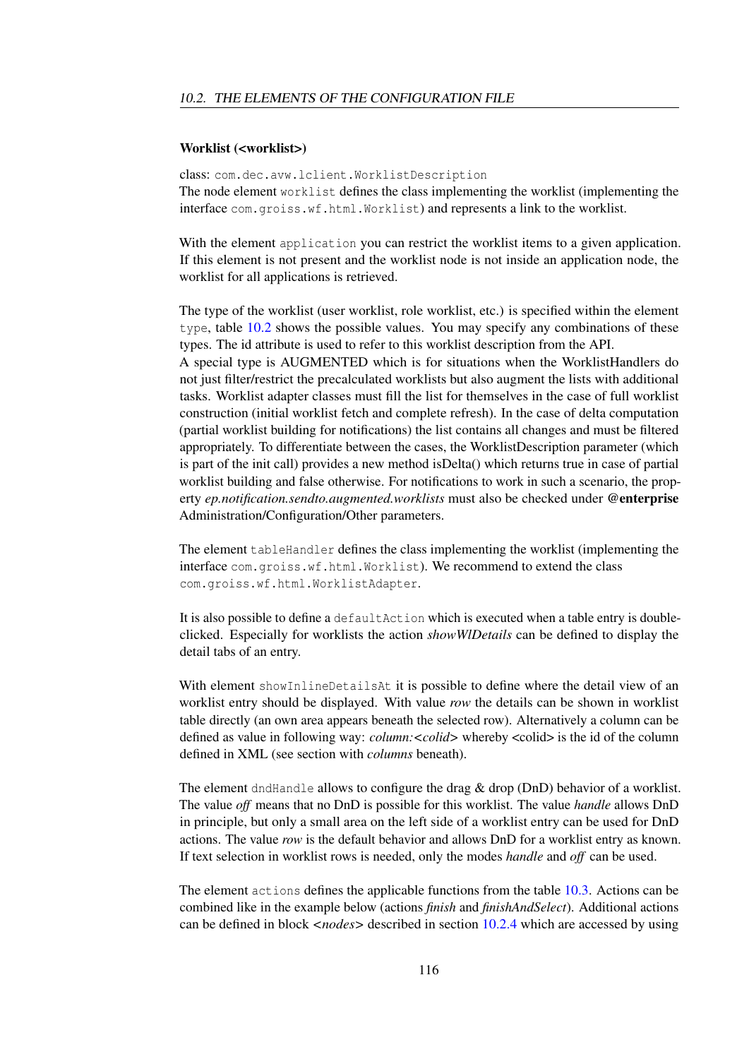#### Worklist (<worklist>)

class: `com.dec.avw.lclient.WorklistDescription`
The node element `worklist` defines the class implementing the worklist (implementing the interface `com.groiss.wf.html.Worklist`) and represents a link to the worklist.

With the element `application` you can restrict the worklist items to a given application. If this element is not present and the worklist node is not inside an application node, the worklist for all applications is retrieved.

The type of the worklist (user worklist, role worklist, etc.) is specified within the element `type`, table 10.2 shows the possible values. You may specify any combinations of these types. The id attribute is used to refer to this worklist description from the API.
A special type is AUGMENTED which is for situations when the WorklistHandlers do not just filter/restrict the precalculated worklists but also augment the lists with additional tasks. Worklist adapter classes must fill the list for themselves in the case of full worklist construction (initial worklist fetch and complete refresh). In the case of delta computation (partial worklist building for notifications) the list contains all changes and must be filtered appropriately. To differentiate between the cases, the WorklistDescription parameter (which is part of the init call) provides a new method isDelta() which returns true in case of partial worklist building and false otherwise. For notifications to work in such a scenario, the property *ep.notification.sendto.augmented.worklists* must also be checked under **@enterprise** Administration/Configuration/Other parameters.

The element `tableHandler` defines the class implementing the worklist (implementing the interface `com.groiss.wf.html.Worklist`). We recommend to extend the class `com.groiss.wf.html.WorklistAdapter`.

It is also possible to define a `defaultAction` which is executed when a table entry is double-clicked. Especially for worklists the action *showWlDetails* can be defined to display the detail tabs of an entry.

With element `showInlineDetailsAt` it is possible to define where the detail view of an worklist entry should be displayed. With value *row* the details can be shown in worklist table directly (an own area appears beneath the selected row). Alternatively a column can be defined as value in following way: *column:<colid>* whereby <colid> is the id of the column defined in XML (see section with *columns* beneath).

The element `dndHandle` allows to configure the drag & drop (DnD) behavior of a worklist. The value *off* means that no DnD is possible for this worklist. The value *handle* allows DnD in principle, but only a small area on the left side of a worklist entry can be used for DnD actions. The value *row* is the default behavior and allows DnD for a worklist entry as known. If text selection in worklist rows is needed, only the modes *handle* and *off* can be used.

The element `actions` defines the applicable functions from the table 10.3. Actions can be combined like in the example below (actions *finish* and *finishAndSelect*). Additional actions can be defined in block <*nodes*> described in section 10.2.4 which are accessed by using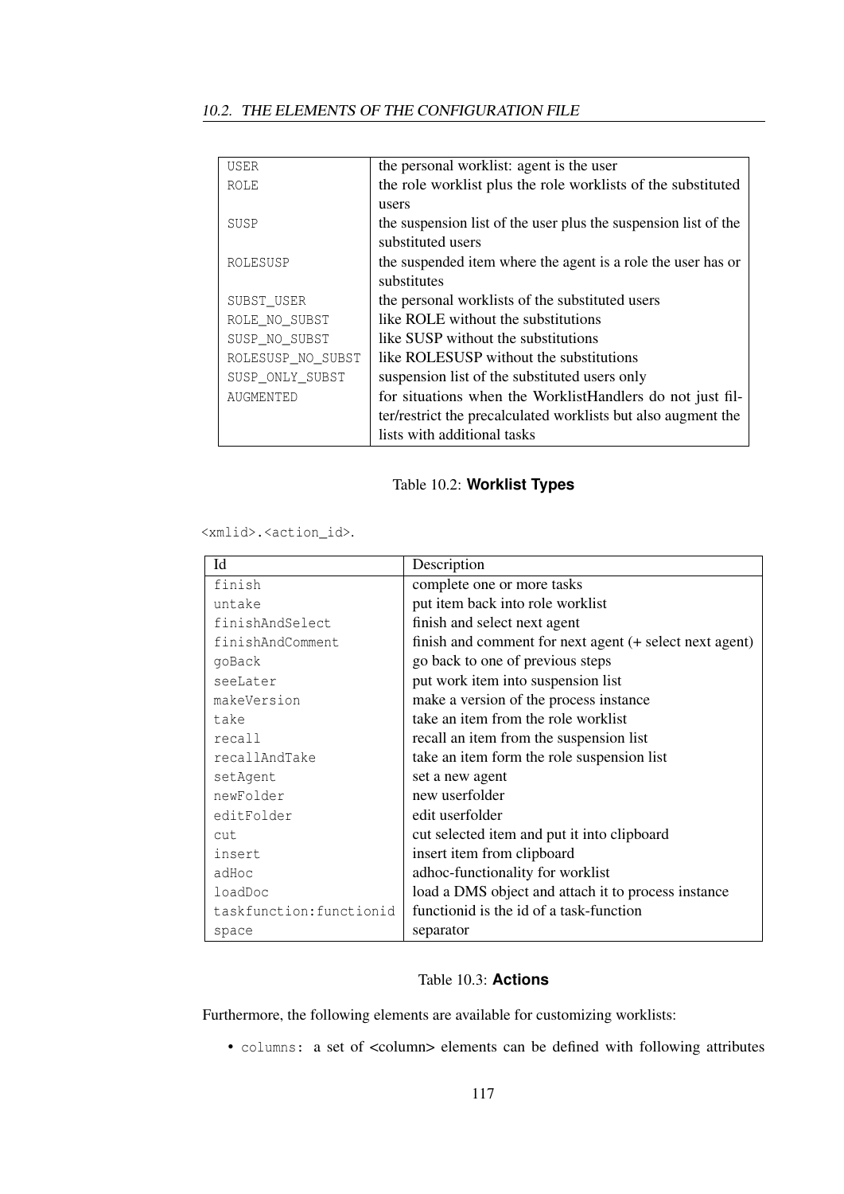| | |
|---|---|
| USER | the personal worklist: agent is the user |
| ROLE | the role worklist plus the role worklists of the substituted users |
| SUSP | the suspension list of the user plus the suspension list of the substituted users |
| ROLESUSP | the suspended item where the agent is a role the user has or substitutes |
| SUBST_USER | the personal worklists of the substituted users |
| ROLE_NO_SUBST | like ROLE without the substitutions |
| SUSP_NO_SUBST | like SUSP without the substitutions |
| ROLESUSP_NO_SUBST | like ROLESUSP without the substitutions |
| SUSP_ONLY_SUBST | suspension list of the substituted users only |
| AUGMENTED | for situations when the WorklistHandlers do not just filter/restrict the precalculated worklists but also augment the lists with additional tasks |

Table 10.2: **Worklist Types**

`<xmlid>.<action_id>`.

| Id | Description |
|---|---|
| finish | complete one or more tasks |
| untake | put item back into role worklist |
| finishAndSelect | finish and select next agent |
| finishAndComment | finish and comment for next agent (+ select next agent) |
| goBack | go back to one of previous steps |
| seeLater | put work item into suspension list |
| makeVersion | make a version of the process instance |
| take | take an item from the role worklist |
| recall | recall an item from the suspension list |
| recallAndTake | take an item form the role suspension list |
| setAgent | set a new agent |
| newFolder | new userfolder |
| editFolder | edit userfolder |
| cut | cut selected item and put it into clipboard |
| insert | insert item from clipboard |
| adHoc | adhoc-functionality for worklist |
| loadDoc | load a DMS object and attach it to process instance |
| taskfunction:functionid | functionid is the id of a task-function |
| space | separator |

Table 10.3: **Actions**

Furthermore, the following elements are available for customizing worklists:

- `columns`: a set of <column> elements can be defined with following attributes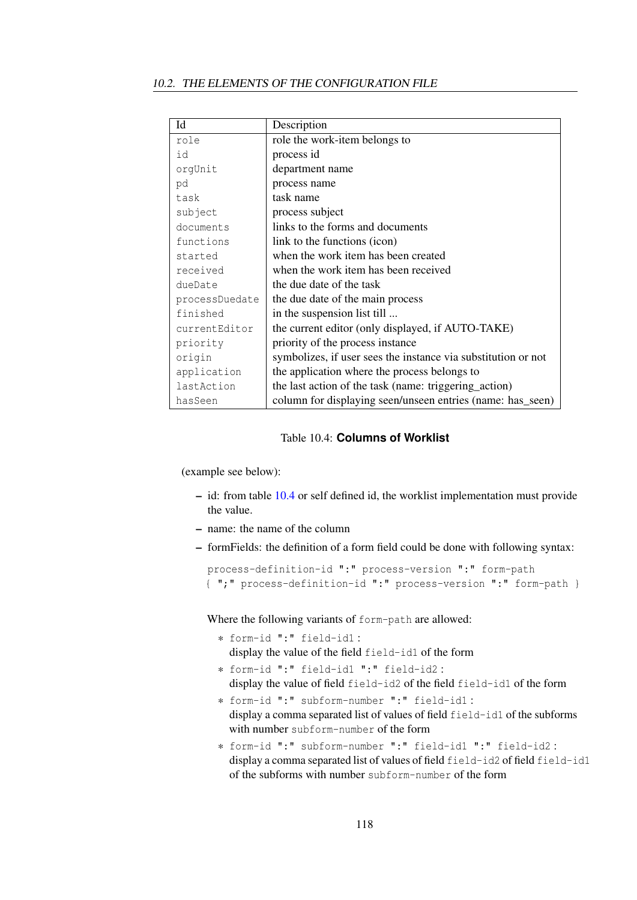| Id | Description |
|---|---|
| `role` | role the work-item belongs to |
| `id` | process id |
| `orgUnit` | department name |
| `pd` | process name |
| `task` | task name |
| `subject` | process subject |
| `documents` | links to the forms and documents |
| `functions` | link to the functions (icon) |
| `started` | when the work item has been created |
| `received` | when the work item has been received |
| `dueDate` | the due date of the task |
| `processDuedate` | the due date of the main process |
| `finished` | in the suspension list till ... |
| `currentEditor` | the current editor (only displayed, if AUTO-TAKE) |
| `priority` | priority of the process instance |
| `origin` | symbolizes, if user sees the instance via substitution or not |
| `application` | the application where the process belongs to |
| `lastAction` | the last action of the task (name: triggering_action) |
| `hasSeen` | column for displaying seen/unseen entries (name: has_seen) |

Table 10.4: **Columns of Worklist**

(example see below):

- id: from table 10.4 or self defined id, the worklist implementation must provide the value.
- name: the name of the column
- formFields: the definition of a form field could be done with following syntax:

```
process-definition-id ":" process-version ":" form-path
{ ";" process-definition-id ":" process-version ":" form-path }
```

  Where the following variants of `form-path` are allowed:

  * `form-id ":" field-id1` :
    display the value of the field `field-id1` of the form
  * `form-id ":" field-id1 ":" field-id2` :
    display the value of field `field-id2` of the field `field-id1` of the form
  * `form-id ":" subform-number ":" field-id1` :
    display a comma separated list of values of field `field-id1` of the subforms with number `subform-number` of the form
  * `form-id ":" subform-number ":" field-id1 ":" field-id2` :
    display a comma separated list of values of field `field-id2` of field `field-id1` of the subforms with number `subform-number` of the form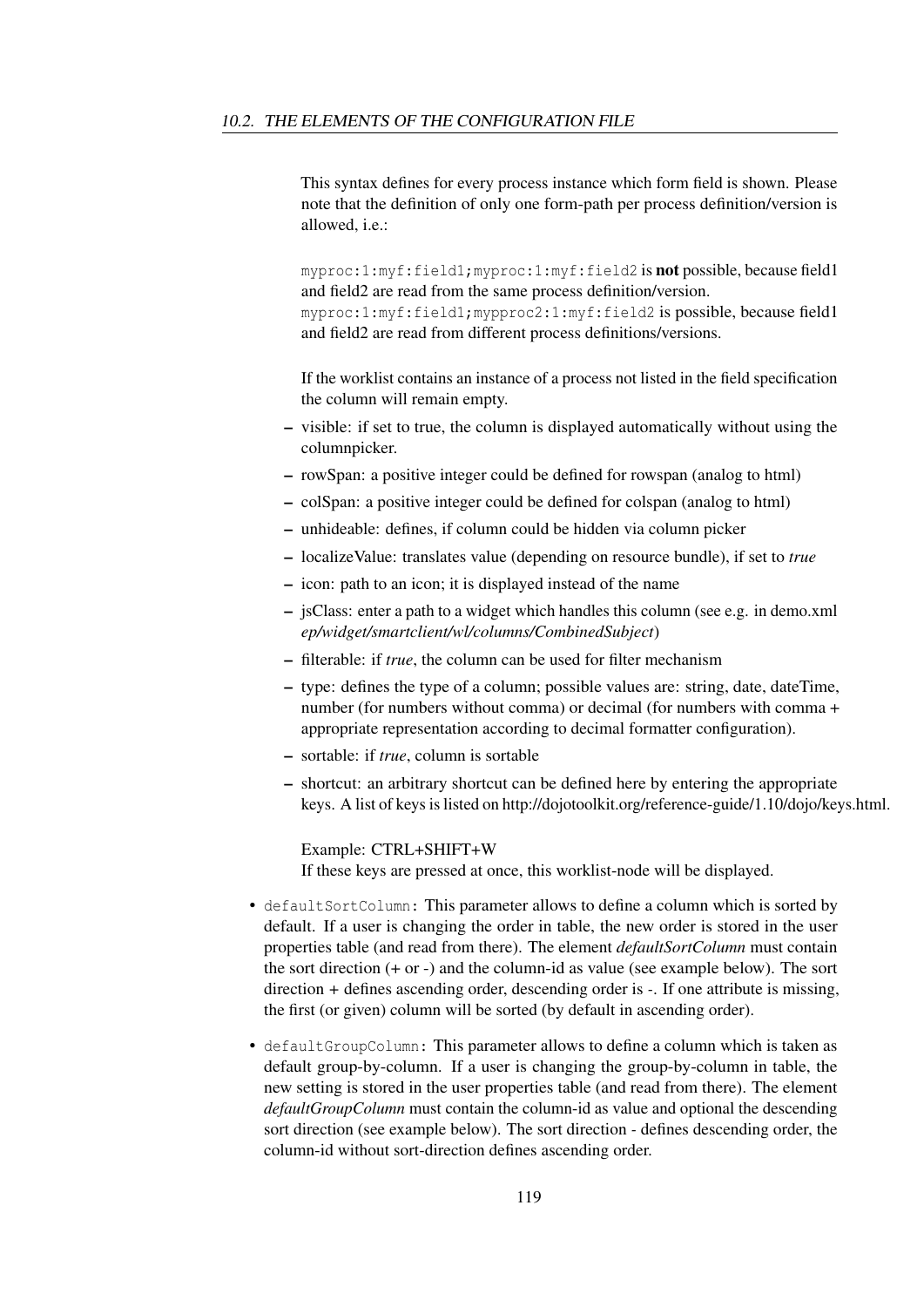This syntax defines for every process instance which form field is shown. Please note that the definition of only one form-path per process definition/version is allowed, i.e.:

`myproc:1:myf:field1;myproc:1:myf:field2` is **not** possible, because field1 and field2 are read from the same process definition/version.
`myproc:1:myf:field1;mypproc2:1:myf:field2` is possible, because field1 and field2 are read from different process definitions/versions.

If the worklist contains an instance of a process not listed in the field specification the column will remain empty.

  - visible: if set to true, the column is displayed automatically without using the columnpicker.
  - rowSpan: a positive integer could be defined for rowspan (analog to html)
  - colSpan: a positive integer could be defined for colspan (analog to html)
  - unhideable: defines, if column could be hidden via column picker
  - localizeValue: translates value (depending on resource bundle), if set to *true*
  - icon: path to an icon; it is displayed instead of the name
  - jsClass: enter a path to a widget which handles this column (see e.g. in demo.xml *ep/widget/smartclient/wl/columns/CombinedSubject*)
  - filterable: if *true*, the column can be used for filter mechanism
  - type: defines the type of a column; possible values are: string, date, dateTime, number (for numbers without comma) or decimal (for numbers with comma + appropriate representation according to decimal formatter configuration).
  - sortable: if *true*, column is sortable
  - shortcut: an arbitrary shortcut can be defined here by entering the appropriate keys. A list of keys is listed on http://dojotoolkit.org/reference-guide/1.10/dojo/keys.html.

    Example: CTRL+SHIFT+W
    If these keys are pressed at once, this worklist-node will be displayed.

- `defaultSortColumn`: This parameter allows to define a column which is sorted by default. If a user is changing the order in table, the new order is stored in the user properties table (and read from there). The element *defaultSortColumn* must contain the sort direction (+ or -) and the column-id as value (see example below). The sort direction + defines ascending order, descending order is -. If one attribute is missing, the first (or given) column will be sorted (by default in ascending order).

- `defaultGroupColumn`: This parameter allows to define a column which is taken as default group-by-column. If a user is changing the group-by-column in table, the new setting is stored in the user properties table (and read from there). The element *defaultGroupColumn* must contain the column-id as value and optional the descending sort direction (see example below). The sort direction - defines descending order, the column-id without sort-direction defines ascending order.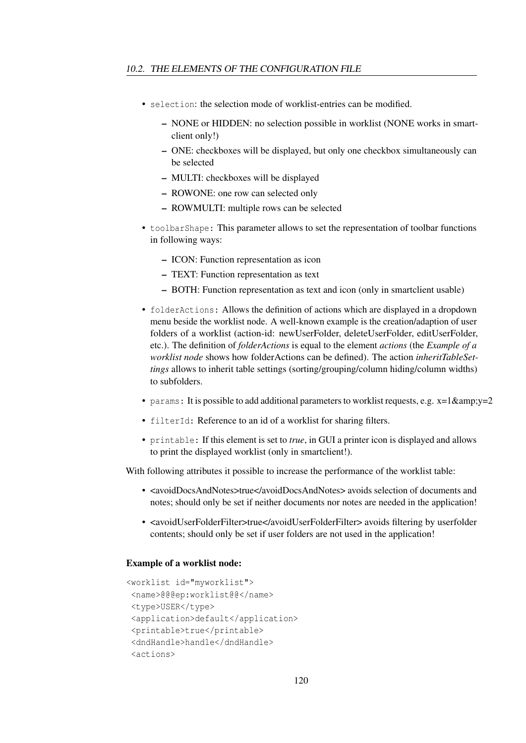- `selection`: the selection mode of worklist-entries can be modified.
  - NONE or HIDDEN: no selection possible in worklist (NONE works in smartclient only!)
  - ONE: checkboxes will be displayed, but only one checkbox simultaneously can be selected
  - MULTI: checkboxes will be displayed
  - ROWONE: one row can selected only
  - ROWMULTI: multiple rows can be selected
- `toolbarShape:` This parameter allows to set the representation of toolbar functions in following ways:
  - ICON: Function representation as icon
  - TEXT: Function representation as text
  - BOTH: Function representation as text and icon (only in smartclient usable)
- `folderActions:` Allows the definition of actions which are displayed in a dropdown menu beside the worklist node. A well-known example is the creation/adaption of user folders of a worklist (action-id: newUserFolder, deleteUserFolder, editUserFolder, etc.). The definition of *folderActions* is equal to the element *actions* (the *Example of a worklist node* shows how folderActions can be defined). The action *inheritTableSettings* allows to inherit table settings (sorting/grouping/column hiding/column widths) to subfolders.
- `params:` It is possible to add additional parameters to worklist requests, e.g. x=1&amp;y=2
- `filterId:` Reference to an id of a worklist for sharing filters.
- `printable:` If this element is set to *true*, in GUI a printer icon is displayed and allows to print the displayed worklist (only in smartclient!).

With following attributes it possible to increase the performance of the worklist table:

- <avoidDocsAndNotes>true</avoidDocsAndNotes> avoids selection of documents and notes; should only be set if neither documents nor notes are needed in the application!
- <avoidUserFolderFilter>true</avoidUserFolderFilter> avoids filtering by userfolder contents; should only be set if user folders are not used in the application!

**Example of a worklist node:**

```
<worklist id="myworklist">
 <name>@@@ep:worklist@@</name>
 <type>USER</type>
 <application>default</application>
 <printable>true</printable>
 <dndHandle>handle</dndHandle>
 <actions>
```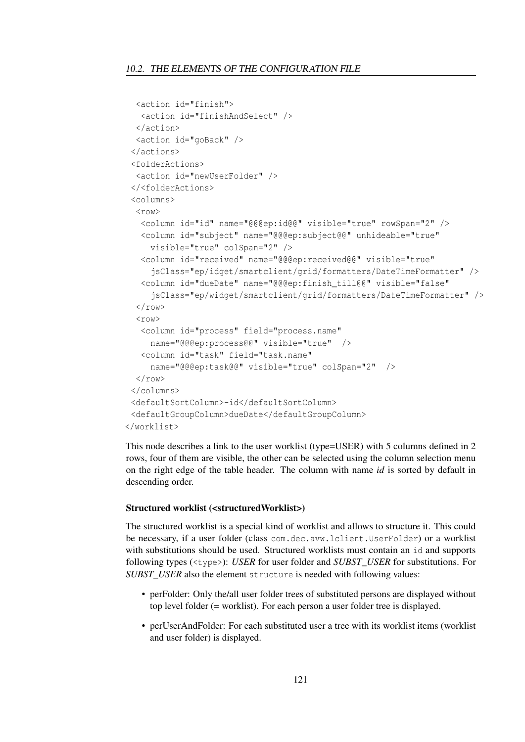```
  <action id="finish">
   <action id="finishAndSelect" />
  </action>
  <action id="goBack" />
 </actions>
 <folderActions>
  <action id="newUserFolder" />
 </<folderActions>
 <columns>
  <row>
   <column id="id" name="@@@ep:id@@" visible="true" rowSpan="2" />
   <column id="subject" name="@@@ep:subject@@" unhideable="true"
     visible="true" colSpan="2" />
   <column id="received" name="@@@ep:received@@" visible="true"
     jsClass="ep/idget/smartclient/grid/formatters/DateTimeFormatter" />
   <column id="dueDate" name="@@@ep:finish_till@@" visible="false"
     jsClass="ep/widget/smartclient/grid/formatters/DateTimeFormatter" />
  </row>
  <row>
   <column id="process" field="process.name"
     name="@@@ep:process@@" visible="true"  />
   <column id="task" field="task.name"
     name="@@@ep:task@@" visible="true" colSpan="2"  />
  </row>
 </columns>
 <defaultSortColumn>-id</defaultSortColumn>
 <defaultGroupColumn>dueDate</defaultGroupColumn>
</worklist>
```

This node describes a link to the user worklist (type=USER) with 5 columns defined in 2 rows, four of them are visible, the other can be selected using the column selection menu on the right edge of the table header. The column with name *id* is sorted by default in descending order.

#### Structured worklist (<structuredWorklist>)

The structured worklist is a special kind of worklist and allows to structure it. This could be necessary, if a user folder (class `com.dec.avw.lclient.UserFolder`) or a worklist with substitutions should be used. Structured worklists must contain an `id` and supports following types (`<type>`): *USER* for user folder and *SUBST_USER* for substitutions. For *SUBST_USER* also the element `structure` is needed with following values:

- perFolder: Only the/all user folder trees of substituted persons are displayed without top level folder (= worklist). For each person a user folder tree is displayed.
- perUserAndFolder: For each substituted user a tree with its worklist items (worklist and user folder) is displayed.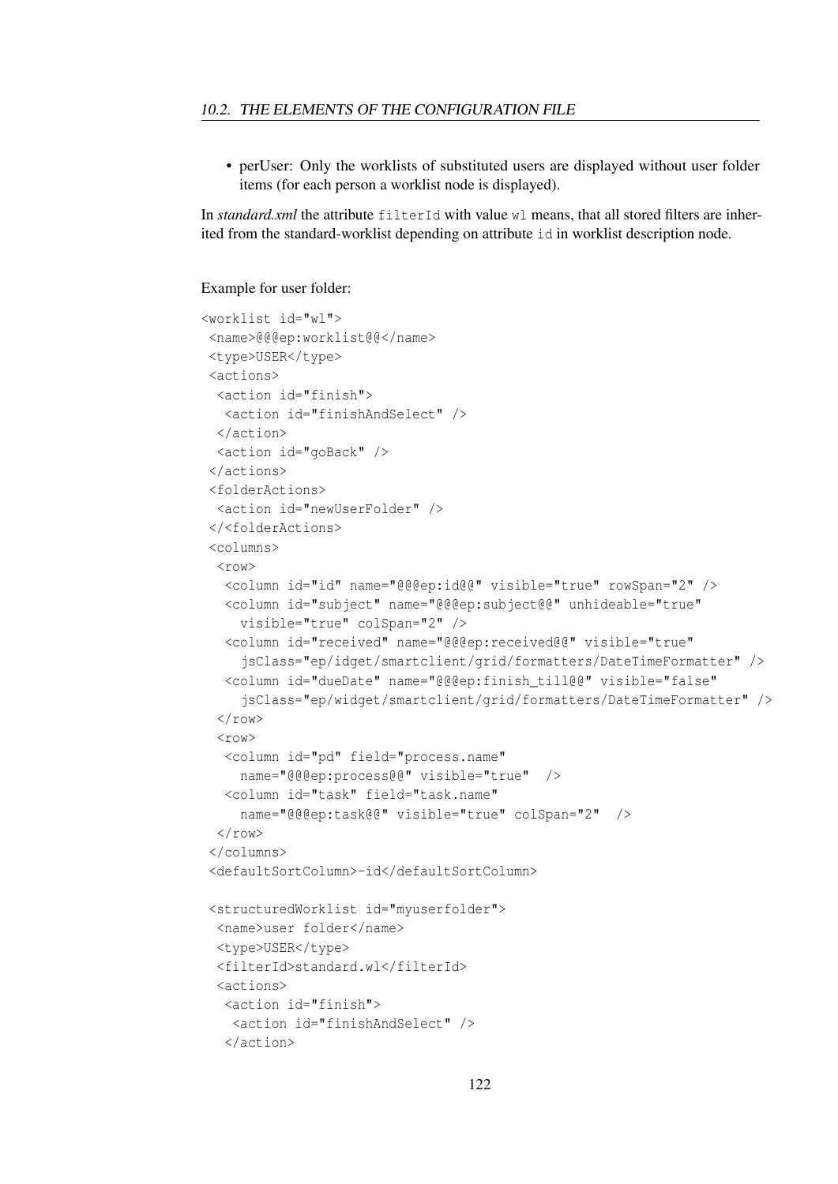- perUser: Only the worklists of substituted users are displayed without user folder items (for each person a worklist node is displayed).

In *standard.xml* the attribute `filterId` with value `wl` means, that all stored filters are inherited from the standard-worklist depending on attribute `id` in worklist description node.

Example for user folder:

```
<worklist id="wl">
 <name>@@@ep:worklist@@</name>
 <type>USER</type>
 <actions>
  <action id="finish">
   <action id="finishAndSelect" />
  </action>
  <action id="goBack" />
 </actions>
 <folderActions>
  <action id="newUserFolder" />
 </<folderActions>
 <columns>
  <row>
   <column id="id" name="@@@ep:id@@" visible="true" rowSpan="2" />
   <column id="subject" name="@@@ep:subject@@" unhideable="true"
     visible="true" colSpan="2" />
   <column id="received" name="@@@ep:received@@" visible="true"
     jsClass="ep/idget/smartclient/grid/formatters/DateTimeFormatter" />
   <column id="dueDate" name="@@@ep:finish_till@@" visible="false"
     jsClass="ep/widget/smartclient/grid/formatters/DateTimeFormatter" />
  </row>
  <row>
   <column id="pd" field="process.name"
     name="@@@ep:process@@" visible="true"  />
   <column id="task" field="task.name"
     name="@@@ep:task@@" visible="true" colSpan="2"  />
  </row>
 </columns>
 <defaultSortColumn>-id</defaultSortColumn>

 <structuredWorklist id="myuserfolder">
  <name>user folder</name>
  <type>USER</type>
  <filterId>standard.wl</filterId>
  <actions>
   <action id="finish">
    <action id="finishAndSelect" />
   </action>
```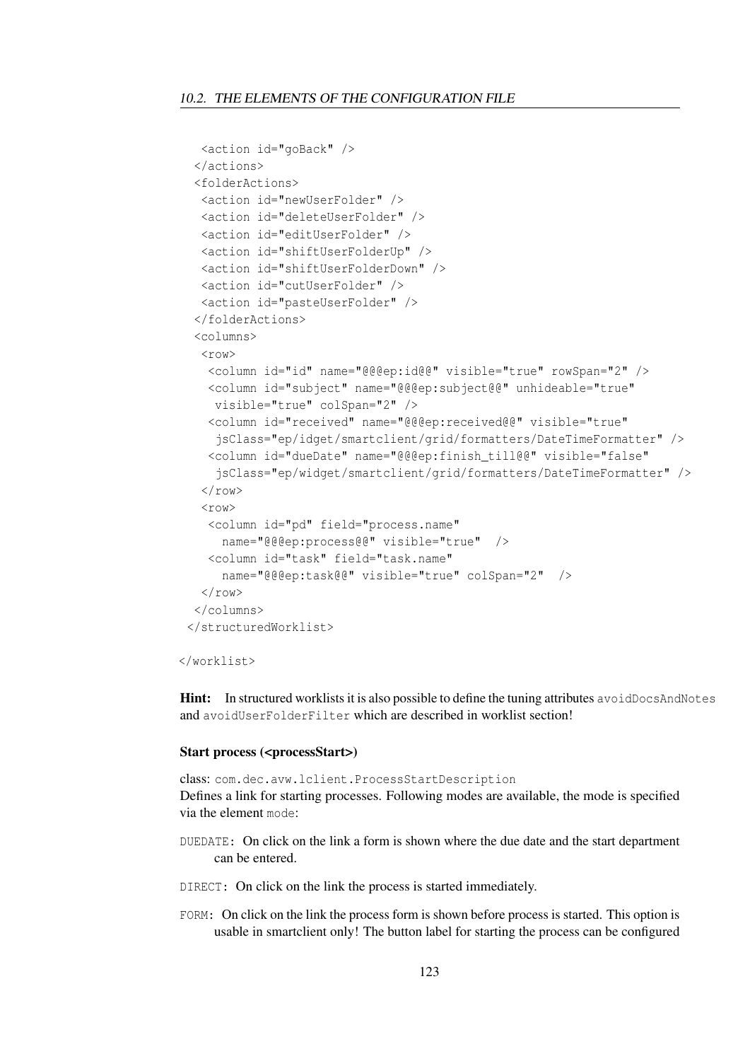```
    <action id="goBack" />
  </actions>
  <folderActions>
   <action id="newUserFolder" />
   <action id="deleteUserFolder" />
   <action id="editUserFolder" />
   <action id="shiftUserFolderUp" />
   <action id="shiftUserFolderDown" />
   <action id="cutUserFolder" />
   <action id="pasteUserFolder" />
  </folderActions>
  <columns>
   <row>
    <column id="id" name="@@@ep:id@@" visible="true" rowSpan="2" />
    <column id="subject" name="@@@ep:subject@@" unhideable="true"
     visible="true" colSpan="2" />
    <column id="received" name="@@@ep:received@@" visible="true"
     jsClass="ep/idget/smartclient/grid/formatters/DateTimeFormatter" />
    <column id="dueDate" name="@@@ep:finish_till@@" visible="false"
     jsClass="ep/widget/smartclient/grid/formatters/DateTimeFormatter" />
   </row>
   <row>
    <column id="pd" field="process.name"
      name="@@@ep:process@@" visible="true"  />
    <column id="task" field="task.name"
      name="@@@ep:task@@" visible="true" colSpan="2"  />
   </row>
  </columns>
 </structuredWorklist>

</worklist>
```

**Hint:** In structured worklists it is also possible to define the tuning attributes `avoidDocsAndNotes` and `avoidUserFolderFilter` which are described in worklist section!

#### Start process (<processStart>)

class: `com.dec.avw.lclient.ProcessStartDescription`
Defines a link for starting processes. Following modes are available, the mode is specified via the element `mode`:

`DUEDATE`: On click on the link a form is shown where the due date and the start department can be entered.

`DIRECT`: On click on the link the process is started immediately.

`FORM`: On click on the link the process form is shown before process is started. This option is usable in smartclient only! The button label for starting the process can be configured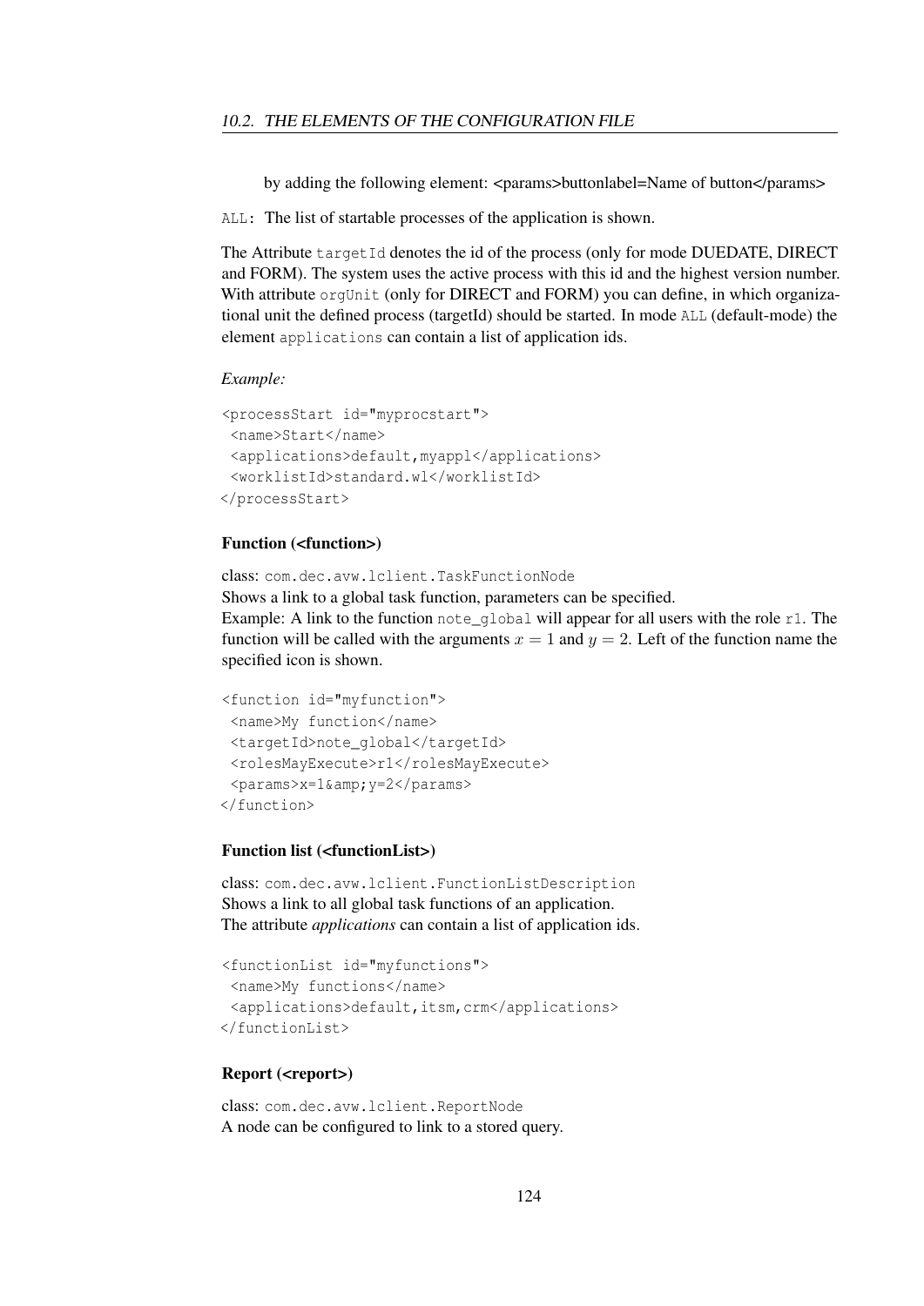by adding the following element: <params>buttonlabel=Name of button</params>

`ALL`: The list of startable processes of the application is shown.

The Attribute `targetId` denotes the id of the process (only for mode DUEDATE, DIRECT and FORM). The system uses the active process with this id and the highest version number. With attribute `orgUnit` (only for DIRECT and FORM) you can define, in which organizational unit the defined process (targetId) should be started. In mode `ALL` (default-mode) the element `applications` can contain a list of application ids.

*Example:*

```
<processStart id="myprocstart">
 <name>Start</name>
 <applications>default,myappl</applications>
 <worklistId>standard.wl</worklistId>
</processStart>
```

#### Function (<function>)

class: `com.dec.avw.lclient.TaskFunctionNode`
Shows a link to a global task function, parameters can be specified.
Example: A link to the function `note_global` will appear for all users with the role `r1`. The function will be called with the arguments $x = 1$ and $y = 2$. Left of the function name the specified icon is shown.

```
<function id="myfunction">
 <name>My function</name>
 <targetId>note_global</targetId>
 <rolesMayExecute>r1</rolesMayExecute>
 <params>x=1&amp;y=2</params>
</function>
```

#### Function list (<functionList>)

class: `com.dec.avw.lclient.FunctionListDescription`
Shows a link to all global task functions of an application.
The attribute *applications* can contain a list of application ids.

```
<functionList id="myfunctions">
 <name>My functions</name>
 <applications>default,itsm,crm</applications>
</functionList>
```

#### Report (<report>)

class: `com.dec.avw.lclient.ReportNode`
A node can be configured to link to a stored query.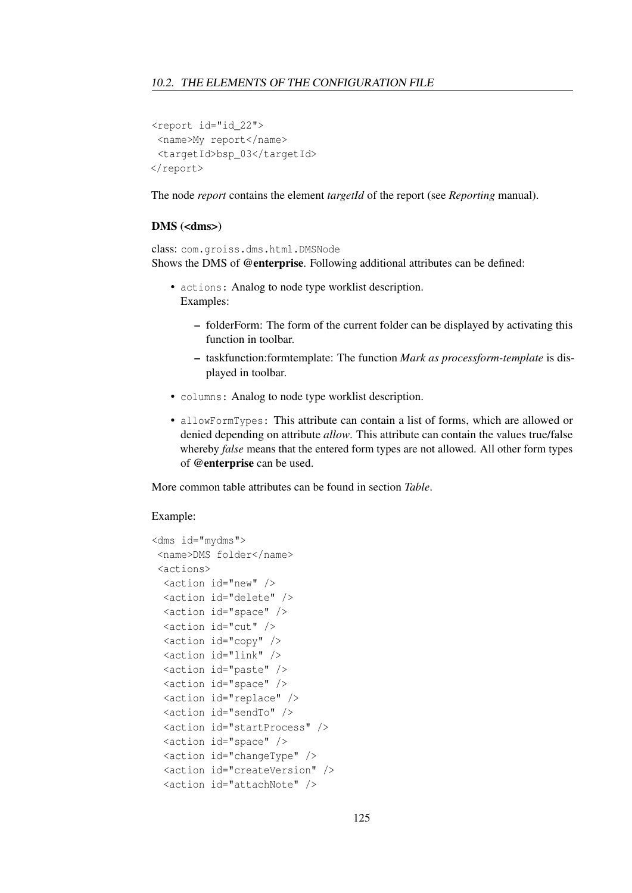```
<report id="id_22">
 <name>My report</name>
 <targetId>bsp_03</targetId>
</report>
```

The node *report* contains the element *targetId* of the report (see *Reporting* manual).

### DMS (<dms>)

class: `com.groiss.dms.html.DMSNode`
Shows the DMS of **@enterprise**. Following additional attributes can be defined:

- `actions`: Analog to node type worklist description.
  Examples:
  - folderForm: The form of the current folder can be displayed by activating this function in toolbar.
  - taskfunction:formtemplate: The function *Mark as processform-template* is displayed in toolbar.
- `columns`: Analog to node type worklist description.
- `allowFormTypes`: This attribute can contain a list of forms, which are allowed or denied depending on attribute *allow*. This attribute can contain the values true/false whereby *false* means that the entered form types are not allowed. All other form types of **@enterprise** can be used.

More common table attributes can be found in section *Table*.

Example:

```
<dms id="mydms">
 <name>DMS folder</name>
 <actions>
  <action id="new" />
  <action id="delete" />
  <action id="space" />
  <action id="cut" />
  <action id="copy" />
  <action id="link" />
  <action id="paste" />
  <action id="space" />
  <action id="replace" />
  <action id="sendTo" />
  <action id="startProcess" />
  <action id="space" />
  <action id="changeType" />
  <action id="createVersion" />
  <action id="attachNote" />
```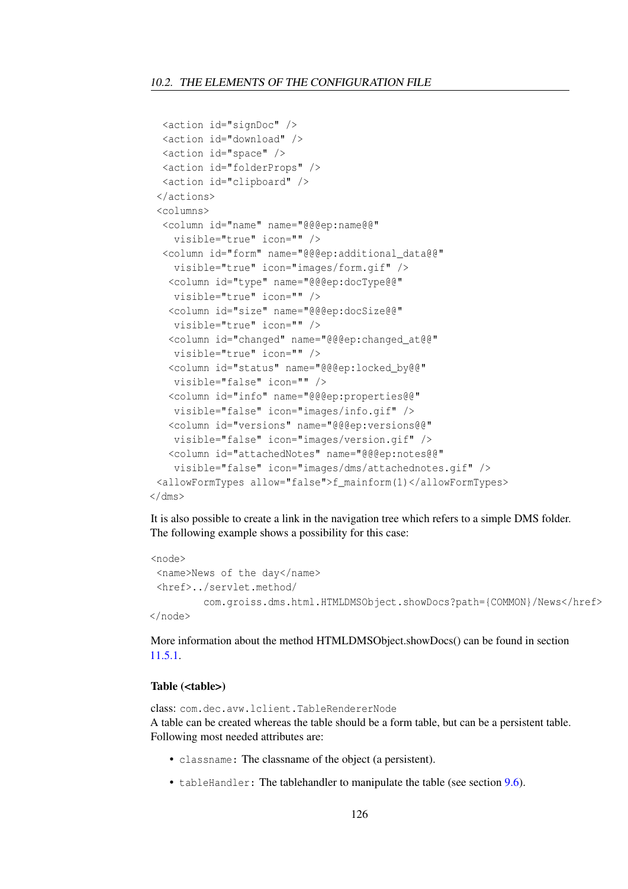```
  <action id="signDoc" />
  <action id="download" />
  <action id="space" />
  <action id="folderProps" />
  <action id="clipboard" />
 </actions>
 <columns>
  <column id="name" name="@@@ep:name@@"
    visible="true" icon="" />
  <column id="form" name="@@@ep:additional_data@@"
    visible="true" icon="images/form.gif" />
   <column id="type" name="@@@ep:docType@@"
    visible="true" icon="" />
   <column id="size" name="@@@ep:docSize@@"
    visible="true" icon="" />
   <column id="changed" name="@@@ep:changed_at@@"
    visible="true" icon="" />
   <column id="status" name="@@@ep:locked_by@@"
    visible="false" icon="" />
   <column id="info" name="@@@ep:properties@@"
    visible="false" icon="images/info.gif" />
   <column id="versions" name="@@@ep:versions@@"
    visible="false" icon="images/version.gif" />
   <column id="attachedNotes" name="@@@ep:notes@@"
    visible="false" icon="images/dms/attachednotes.gif" />
 <allowFormTypes allow="false">f_mainform(1)</allowFormTypes>
</dms>
```

It is also possible to create a link in the navigation tree which refers to a simple DMS folder. The following example shows a possibility for this case:

```
<node>
 <name>News of the day</name>
 <href>../servlet.method/
         com.groiss.dms.html.HTMLDMSObject.showDocs?path={COMMON}/News</href>
</node>
```

More information about the method HTMLDMSObject.showDocs() can be found in section 11.5.1.

#### Table (<table>)

class: `com.dec.avw.lclient.TableRendererNode`
A table can be created whereas the table should be a form table, but can be a persistent table. Following most needed attributes are:

- `classname`: The classname of the object (a persistent).
- `tableHandler`: The tablehandler to manipulate the table (see section 9.6).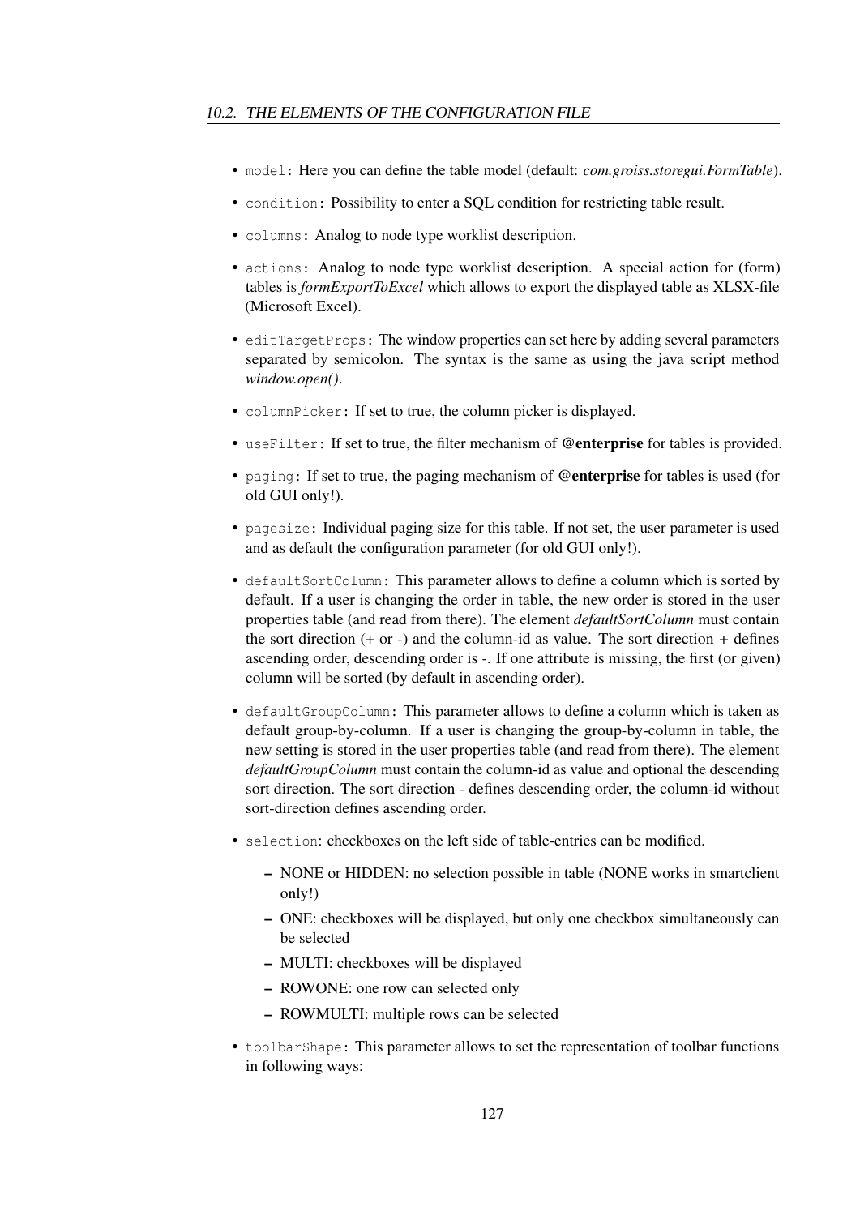- `model`: Here you can define the table model (default: *com.groiss.storegui.FormTable*).
- `condition`: Possibility to enter a SQL condition for restricting table result.
- `columns`: Analog to node type worklist description.
- `actions`: Analog to node type worklist description. A special action for (form) tables is *formExportToExcel* which allows to export the displayed table as XLSX-file (Microsoft Excel).
- `editTargetProps`: The window properties can set here by adding several parameters separated by semicolon. The syntax is the same as using the java script method *window.open()*.
- `columnPicker`: If set to true, the column picker is displayed.
- `useFilter`: If set to true, the filter mechanism of **@enterprise** for tables is provided.
- `paging`: If set to true, the paging mechanism of **@enterprise** for tables is used (for old GUI only!).
- `pagesize`: Individual paging size for this table. If not set, the user parameter is used and as default the configuration parameter (for old GUI only!).
- `defaultSortColumn`: This parameter allows to define a column which is sorted by default. If a user is changing the order in table, the new order is stored in the user properties table (and read from there). The element *defaultSortColumn* must contain the sort direction (+ or -) and the column-id as value. The sort direction + defines ascending order, descending order is -. If one attribute is missing, the first (or given) column will be sorted (by default in ascending order).
- `defaultGroupColumn`: This parameter allows to define a column which is taken as default group-by-column. If a user is changing the group-by-column in table, the new setting is stored in the user properties table (and read from there). The element *defaultGroupColumn* must contain the column-id as value and optional the descending sort direction. The sort direction - defines descending order, the column-id without sort-direction defines ascending order.
- `selection`: checkboxes on the left side of table-entries can be modified.
  - NONE or HIDDEN: no selection possible in table (NONE works in smartclient only!)
  - ONE: checkboxes will be displayed, but only one checkbox simultaneously can be selected
  - MULTI: checkboxes will be displayed
  - ROWONE: one row can selected only
  - ROWMULTI: multiple rows can be selected
- `toolbarShape`: This parameter allows to set the representation of toolbar functions in following ways: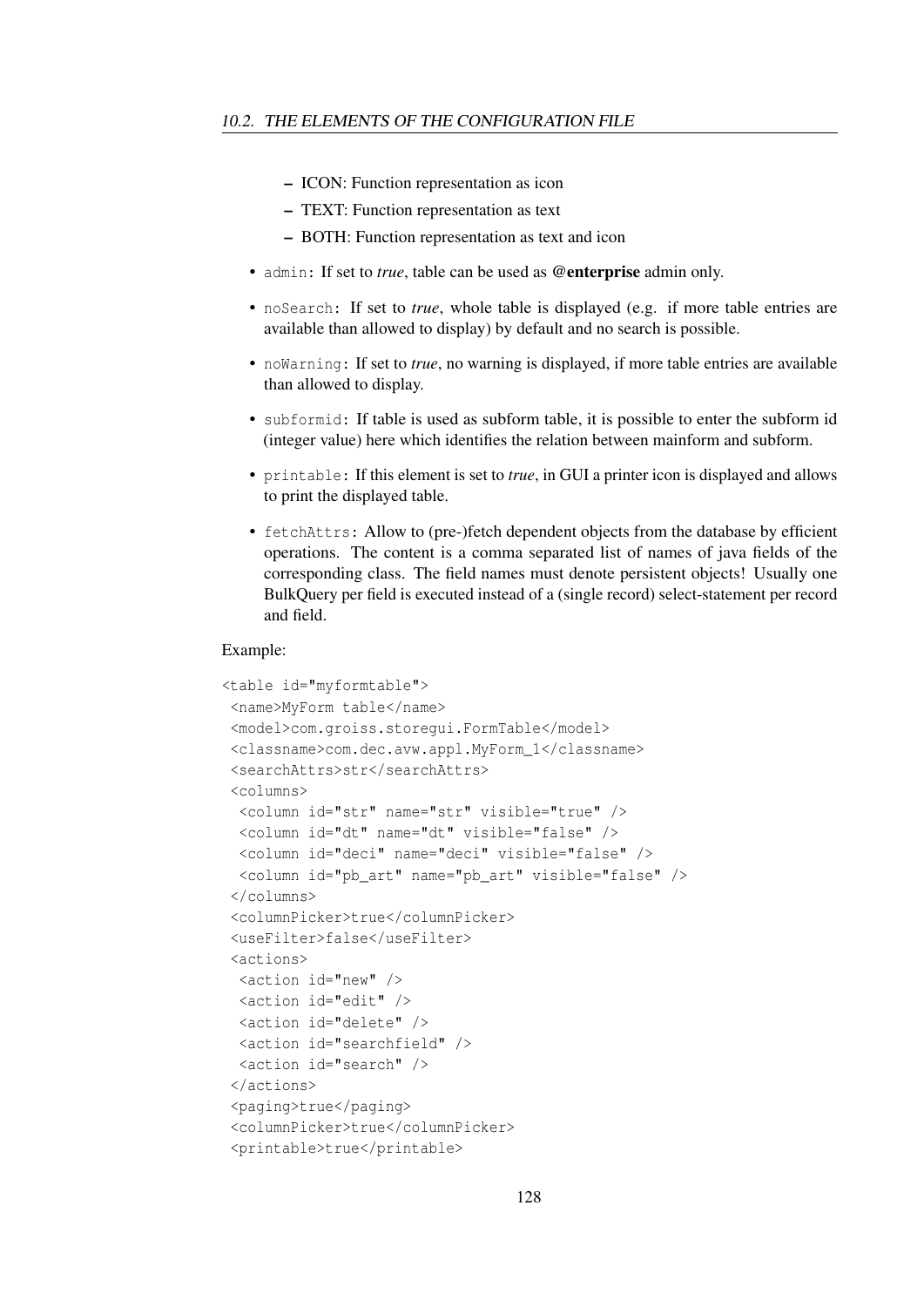- ICON: Function representation as icon
  - TEXT: Function representation as text
  - BOTH: Function representation as text and icon

- `admin`: If set to *true*, table can be used as **@enterprise** admin only.
- `noSearch`: If set to *true*, whole table is displayed (e.g. if more table entries are available than allowed to display) by default and no search is possible.
- `noWarning`: If set to *true*, no warning is displayed, if more table entries are available than allowed to display.
- `subformid`: If table is used as subform table, it is possible to enter the subform id (integer value) here which identifies the relation between mainform and subform.
- `printable`: If this element is set to *true*, in GUI a printer icon is displayed and allows to print the displayed table.
- `fetchAttrs`: Allow to (pre-)fetch dependent objects from the database by efficient operations. The content is a comma separated list of names of java fields of the corresponding class. The field names must denote persistent objects! Usually one BulkQuery per field is executed instead of a (single record) select-statement per record and field.

Example:

```
<table id="myformtable">
 <name>MyForm table</name>
 <model>com.groiss.storegui.FormTable</model>
 <classname>com.dec.avw.appl.MyForm_1</classname>
 <searchAttrs>str</searchAttrs>
 <columns>
  <column id="str" name="str" visible="true" />
  <column id="dt" name="dt" visible="false" />
  <column id="deci" name="deci" visible="false" />
  <column id="pb_art" name="pb_art" visible="false" />
 </columns>
 <columnPicker>true</columnPicker>
 <useFilter>false</useFilter>
 <actions>
  <action id="new" />
  <action id="edit" />
  <action id="delete" />
  <action id="searchfield" />
  <action id="search" />
 </actions>
 <paging>true</paging>
 <columnPicker>true</columnPicker>
 <printable>true</printable>
```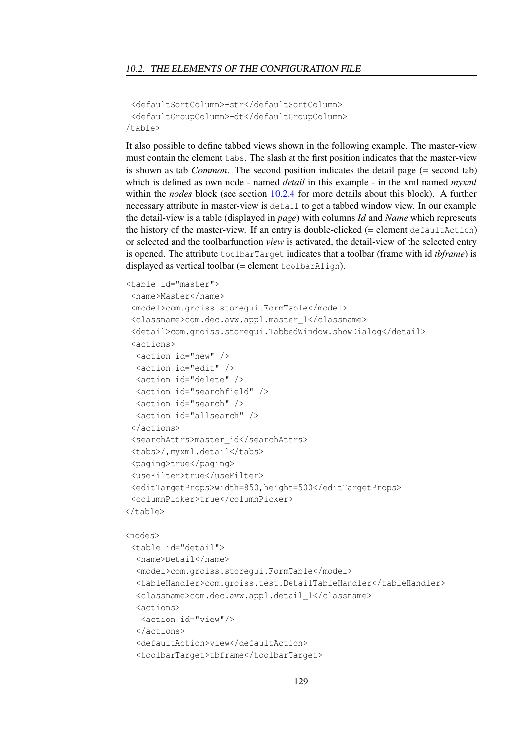```
 <defaultSortColumn>+str</defaultSortColumn>
 <defaultGroupColumn>-dt</defaultGroupColumn>
/table>
```

It also possible to define tabbed views shown in the following example. The master-view must contain the element `tabs`. The slash at the first position indicates that the master-view is shown as tab *Common*. The second position indicates the detail page (= second tab) which is defined as own node - named *detail* in this example - in the xml named *myxml* within the *nodes* block (see section 10.2.4 for more details about this block). A further necessary attribute in master-view is `detail` to get a tabbed window view. In our example the detail-view is a table (displayed in *page*) with columns *Id* and *Name* which represents the history of the master-view. If an entry is double-clicked (= element `defaultAction`) or selected and the toolbarfunction *view* is activated, the detail-view of the selected entry is opened. The attribute `toolbarTarget` indicates that a toolbar (frame with id *tbframe*) is displayed as vertical toolbar (= element `toolbarAlign`).

```
<table id="master">
 <name>Master</name>
 <model>com.groiss.storegui.FormTable</model>
 <classname>com.dec.avw.appl.master_1</classname>
 <detail>com.groiss.storegui.TabbedWindow.showDialog</detail>
 <actions>
  <action id="new" />
  <action id="edit" />
  <action id="delete" />
  <action id="searchfield" />
  <action id="search" />
  <action id="allsearch" />
 </actions>
 <searchAttrs>master_id</searchAttrs>
 <tabs>/,myxml.detail</tabs>
 <paging>true</paging>
 <useFilter>true</useFilter>
 <editTargetProps>width=850,height=500</editTargetProps>
 <columnPicker>true</columnPicker>
</table>

<nodes>
 <table id="detail">
  <name>Detail</name>
  <model>com.groiss.storegui.FormTable</model>
  <tableHandler>com.groiss.test.DetailTableHandler</tableHandler>
  <classname>com.dec.avw.appl.detail_1</classname>
  <actions>
   <action id="view"/>
  </actions>
  <defaultAction>view</defaultAction>
  <toolbarTarget>tbframe</toolbarTarget>
```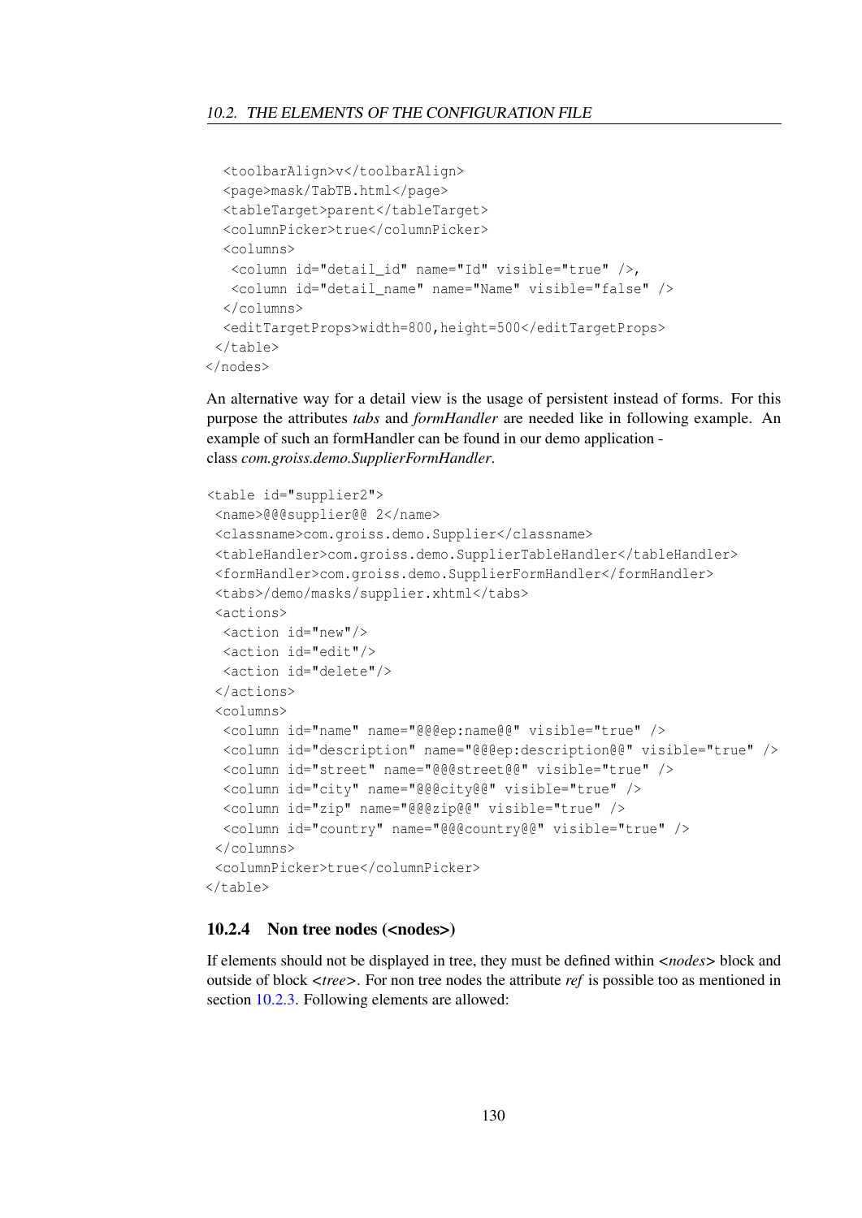```
  <toolbarAlign>v</toolbarAlign>
  <page>mask/TabTB.html</page>
  <tableTarget>parent</tableTarget>
  <columnPicker>true</columnPicker>
  <columns>
   <column id="detail_id" name="Id" visible="true" />,
   <column id="detail_name" name="Name" visible="false" />
  </columns>
  <editTargetProps>width=800,height=500</editTargetProps>
 </table>
</nodes>
```

An alternative way for a detail view is the usage of persistent instead of forms. For this purpose the attributes *tabs* and *formHandler* are needed like in following example. An example of such an formHandler can be found in our demo application - class *com.groiss.demo.SupplierFormHandler*.

```
<table id="supplier2">
 <name>@@@supplier@@ 2</name>
 <classname>com.groiss.demo.Supplier</classname>
 <tableHandler>com.groiss.demo.SupplierTableHandler</tableHandler>
 <formHandler>com.groiss.demo.SupplierFormHandler</formHandler>
 <tabs>/demo/masks/supplier.xhtml</tabs>
 <actions>
  <action id="new"/>
  <action id="edit"/>
  <action id="delete"/>
 </actions>
 <columns>
  <column id="name" name="@@@ep:name@@" visible="true" />
  <column id="description" name="@@@ep:description@@" visible="true" />
  <column id="street" name="@@@street@@" visible="true" />
  <column id="city" name="@@@city@@" visible="true" />
  <column id="zip" name="@@@zip@@" visible="true" />
  <column id="country" name="@@@country@@" visible="true" />
 </columns>
 <columnPicker>true</columnPicker>
</table>
```

### 10.2.4 Non tree nodes (<nodes>)

If elements should not be displayed in tree, they must be defined within *<nodes>* block and outside of block *<tree>*. For non tree nodes the attribute *ref* is possible too as mentioned in section 10.2.3. Following elements are allowed: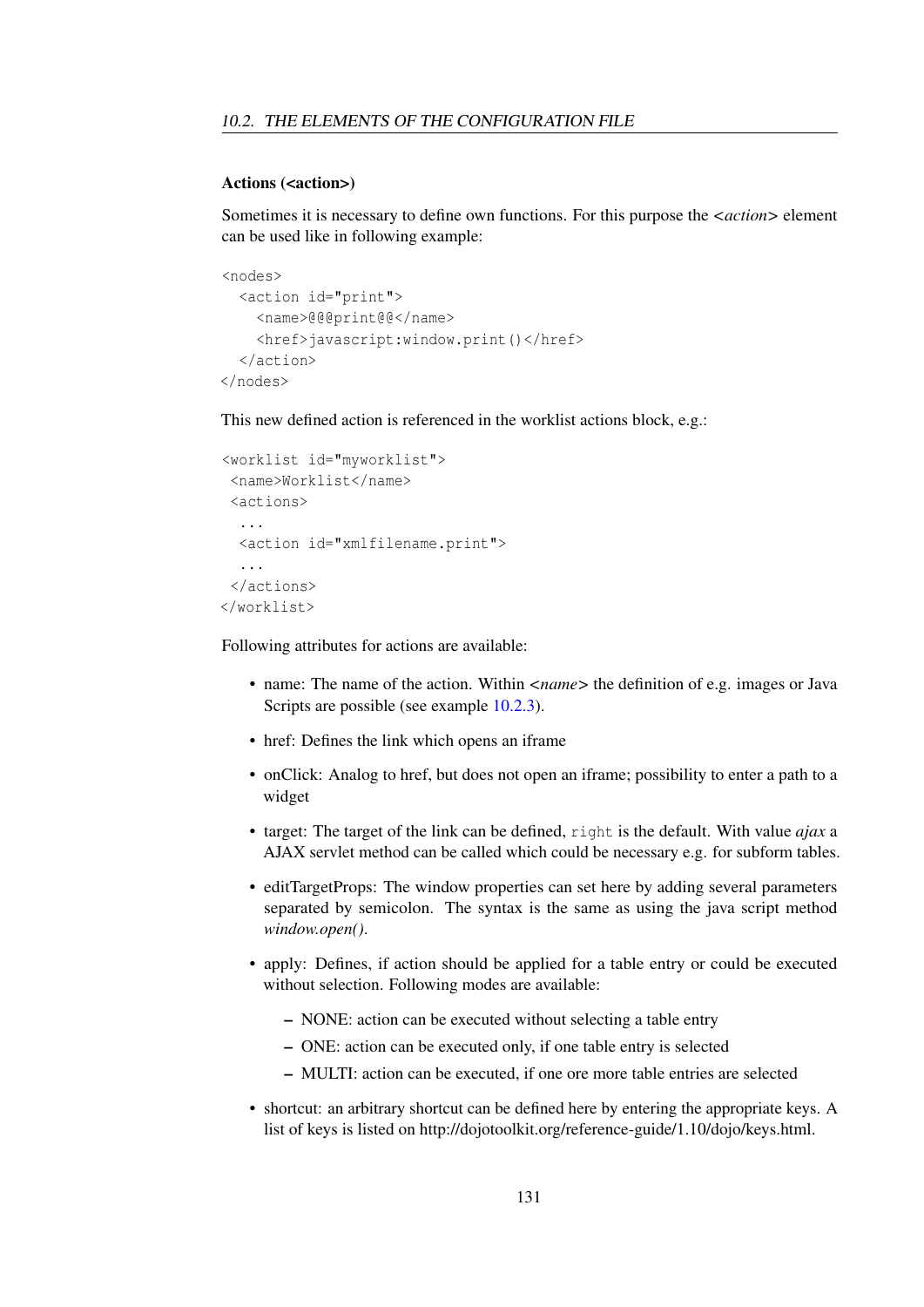### Actions (<action>)

Sometimes it is necessary to define own functions. For this purpose the <*action*> element can be used like in following example:

```
<nodes>
  <action id="print">
    <name>@@@print@@</name>
    <href>javascript:window.print()</href>
  </action>
</nodes>
```

This new defined action is referenced in the worklist actions block, e.g.:

```
<worklist id="myworklist">
 <name>Worklist</name>
 <actions>
  ...
  <action id="xmlfilename.print">
  ...
 </actions>
</worklist>
```

Following attributes for actions are available:

- name: The name of the action. Within <*name*> the definition of e.g. images or Java Scripts are possible (see example 10.2.3).
- href: Defines the link which opens an iframe
- onClick: Analog to href, but does not open an iframe; possibility to enter a path to a widget
- target: The target of the link can be defined, `right` is the default. With value *ajax* a AJAX servlet method can be called which could be necessary e.g. for subform tables.
- editTargetProps: The window properties can set here by adding several parameters separated by semicolon. The syntax is the same as using the java script method *window.open()*.
- apply: Defines, if action should be applied for a table entry or could be executed without selection. Following modes are available:
  - NONE: action can be executed without selecting a table entry
  - ONE: action can be executed only, if one table entry is selected
  - MULTI: action can be executed, if one ore more table entries are selected
- shortcut: an arbitrary shortcut can be defined here by entering the appropriate keys. A list of keys is listed on http://dojotoolkit.org/reference-guide/1.10/dojo/keys.html.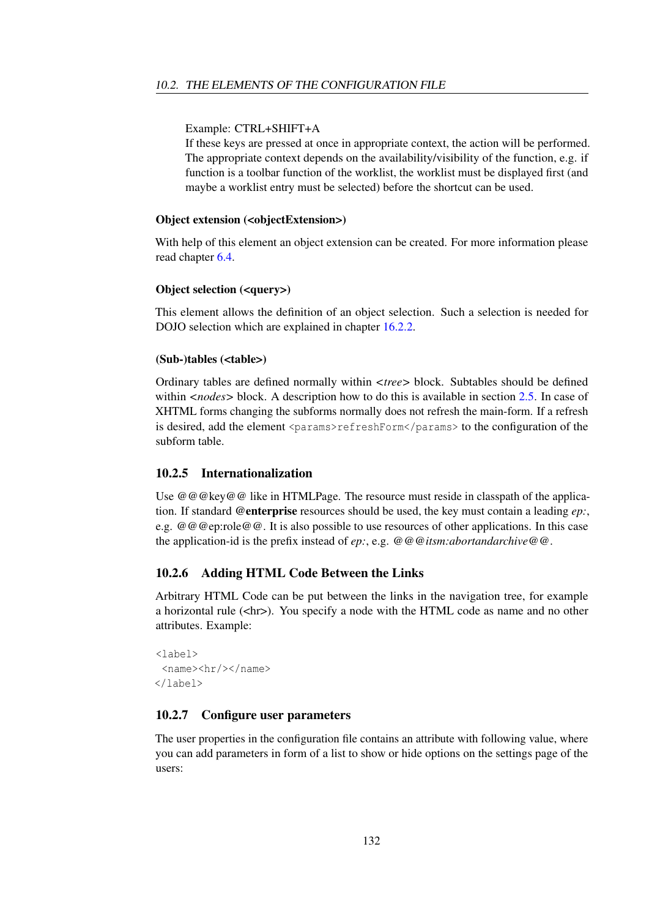Example: CTRL+SHIFT+A
If these keys are pressed at once in appropriate context, the action will be performed. The appropriate context depends on the availability/visibility of the function, e.g. if function is a toolbar function of the worklist, the worklist must be displayed first (and maybe a worklist entry must be selected) before the shortcut can be used.

**Object extension (<objectExtension>)**

With help of this element an object extension can be created. For more information please read chapter 6.4.

**Object selection (<query>)**

This element allows the definition of an object selection. Such a selection is needed for DOJO selection which are explained in chapter 16.2.2.

**(Sub-)tables (<table>)**

Ordinary tables are defined normally within <*tree*> block. Subtables should be defined within <*nodes*> block. A description how to do this is available in section 2.5. In case of XHTML forms changing the subforms normally does not refresh the main-form. If a refresh is desired, add the element `<params>refreshForm</params>` to the configuration of the subform table.

### 10.2.5 Internationalization

Use @@@key@@ like in HTMLPage. The resource must reside in classpath of the application. If standard **@enterprise** resources should be used, the key must contain a leading *ep:*, e.g. @@@ep:role@@. It is also possible to use resources of other applications. In this case the application-id is the prefix instead of *ep:*, e.g. @@@*itsm:abortandarchive*@@.

### 10.2.6 Adding HTML Code Between the Links

Arbitrary HTML Code can be put between the links in the navigation tree, for example a horizontal rule (<hr>). You specify a node with the HTML code as name and no other attributes. Example:

```
<label>
 <name><hr/></name>
</label>
```

### 10.2.7 Configure user parameters

The user properties in the configuration file contains an attribute with following value, where you can add parameters in form of a list to show or hide options on the settings page of the users: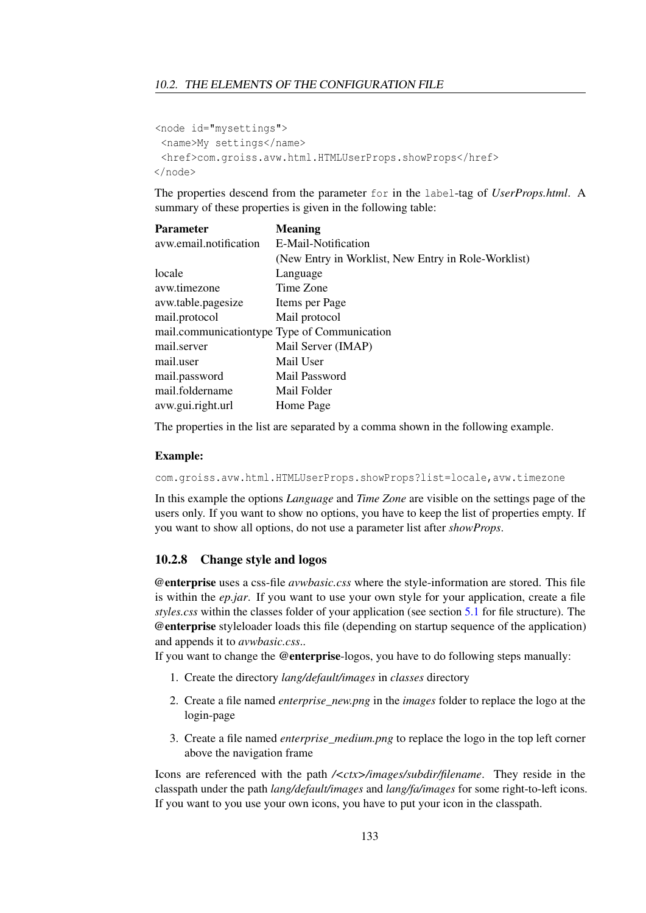```
<node id="mysettings">
 <name>My settings</name>
 <href>com.groiss.avw.html.HTMLUserProps.showProps</href>
</node>
```

The properties descend from the parameter `for` in the `label`-tag of *UserProps.html*. A summary of these properties is given in the following table:

| **Parameter** | **Meaning** |
|---|---|
| avw.email.notification | E-Mail-Notification (New Entry in Worklist, New Entry in Role-Worklist) |
| locale | Language |
| avw.timezone | Time Zone |
| avw.table.pagesize | Items per Page |
| mail.protocol | Mail protocol |
| mail.communicationtype | Type of Communication |
| mail.server | Mail Server (IMAP) |
| mail.user | Mail User |
| mail.password | Mail Password |
| mail.foldername | Mail Folder |
| avw.gui.right.url | Home Page |

The properties in the list are separated by a comma shown in the following example.

**Example:**

```
com.groiss.avw.html.HTMLUserProps.showProps?list=locale,avw.timezone
```

In this example the options *Language* and *Time Zone* are visible on the settings page of the users only. If you want to show no options, you have to keep the list of properties empty. If you want to show all options, do not use a parameter list after *showProps*.

### 10.2.8 Change style and logos

**@enterprise** uses a css-file *avwbasic.css* where the style-information are stored. This file is within the *ep.jar*. If you want to use your own style for your application, create a file *styles.css* within the classes folder of your application (see section 5.1 for file structure). The **@enterprise** styleloader loads this file (depending on startup sequence of the application) and appends it to *avwbasic.css*..
If you want to change the **@enterprise**-logos, you have to do following steps manually:

1. Create the directory *lang/default/images* in *classes* directory
2. Create a file named *enterprise_new.png* in the *images* folder to replace the logo at the login-page
3. Create a file named *enterprise_medium.png* to replace the logo in the top left corner above the navigation frame

Icons are referenced with the path */<ctx>/images/subdir/filename*. They reside in the classpath under the path *lang/default/images* and *lang/fa/images* for some right-to-left icons. If you want to you use your own icons, you have to put your icon in the classpath.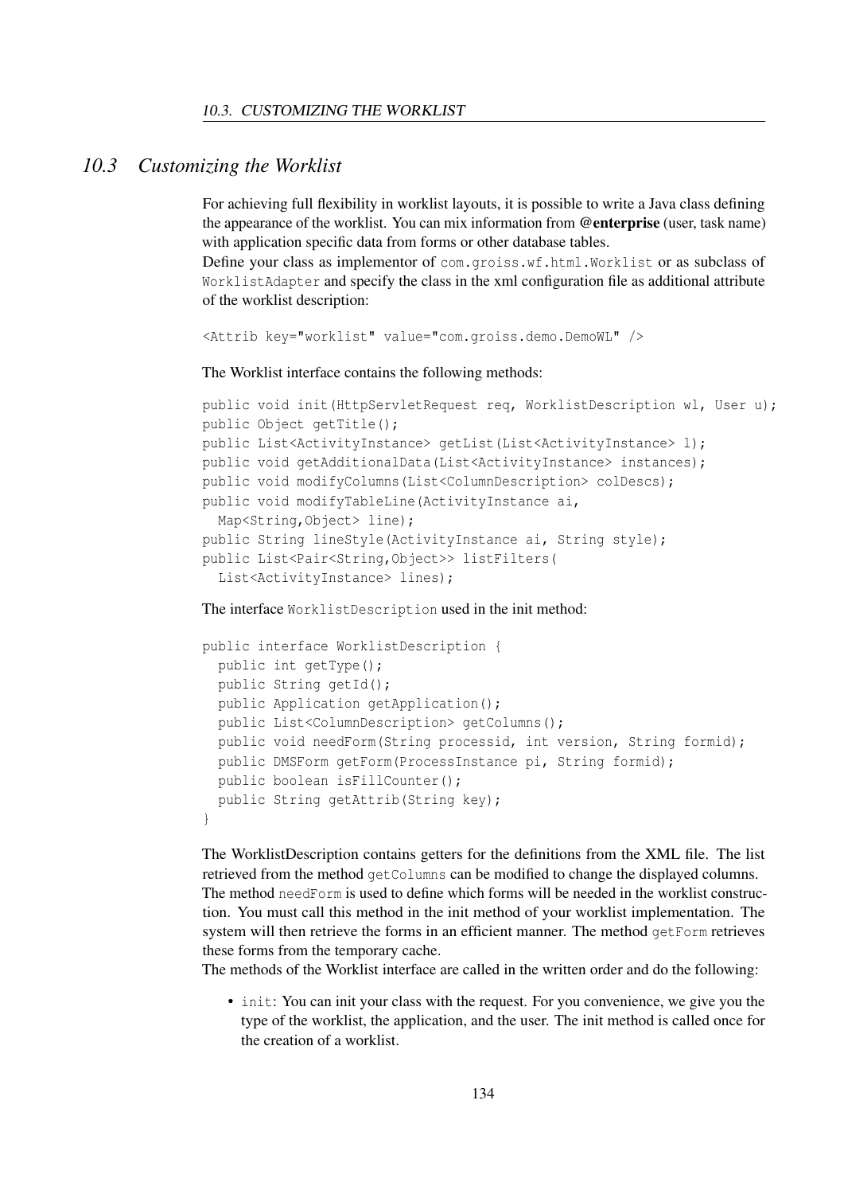## 10.3 Customizing the Worklist

For achieving full flexibility in worklist layouts, it is possible to write a Java class defining the appearance of the worklist. You can mix information from **@enterprise** (user, task name) with application specific data from forms or other database tables.
Define your class as implementor of `com.groiss.wf.html.Worklist` or as subclass of `WorklistAdapter` and specify the class in the xml configuration file as additional attribute of the worklist description:

```
<Attrib key="worklist" value="com.groiss.demo.DemoWL" />
```

The Worklist interface contains the following methods:

```
public void init(HttpServletRequest req, WorklistDescription wl, User u);
public Object getTitle();
public List<ActivityInstance> getList(List<ActivityInstance> l);
public void getAdditionalData(List<ActivityInstance> instances);
public void modifyColumns(List<ColumnDescription> colDescs);
public void modifyTableLine(ActivityInstance ai,
  Map<String,Object> line);
public String lineStyle(ActivityInstance ai, String style);
public List<Pair<String,Object>> listFilters(
  List<ActivityInstance> lines);
```

The interface `WorklistDescription` used in the init method:

```
public interface WorklistDescription {
  public int getType();
  public String getId();
  public Application getApplication();
  public List<ColumnDescription> getColumns();
  public void needForm(String processid, int version, String formid);
  public DMSForm getForm(ProcessInstance pi, String formid);
  public boolean isFillCounter();
  public String getAttrib(String key);
}
```

The WorklistDescription contains getters for the definitions from the XML file. The list retrieved from the method `getColumns` can be modified to change the displayed columns. The method `needForm` is used to define which forms will be needed in the worklist construction. You must call this method in the init method of your worklist implementation. The system will then retrieve the forms in an efficient manner. The method `getForm` retrieves these forms from the temporary cache.
The methods of the Worklist interface are called in the written order and do the following:

- `init`: You can init your class with the request. For you convenience, we give you the type of the worklist, the application, and the user. The init method is called once for the creation of a worklist.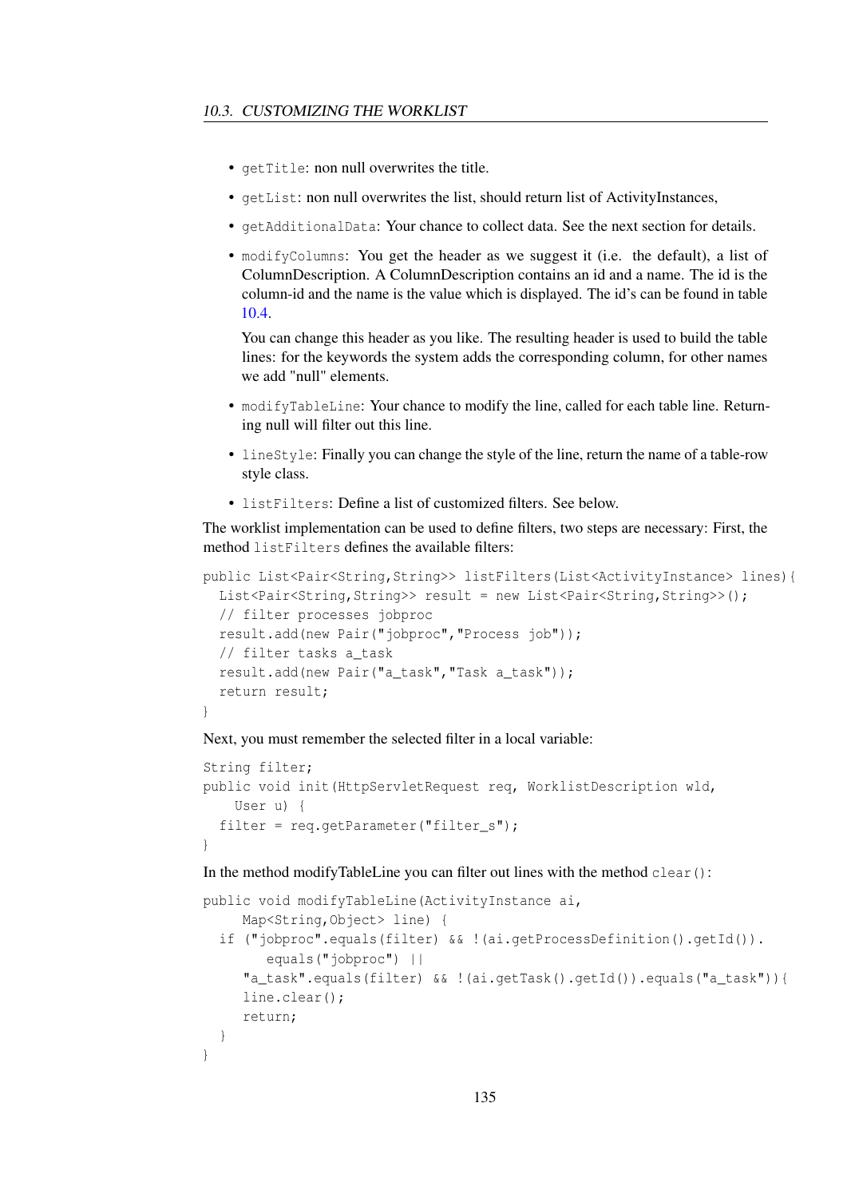- `getTitle`: non null overwrites the title.
- `getList`: non null overwrites the list, should return list of ActivityInstances,
- `getAdditionalData`: Your chance to collect data. See the next section for details.
- `modifyColumns`: You get the header as we suggest it (i.e. the default), a list of ColumnDescription. A ColumnDescription contains an id and a name. The id is the column-id and the name is the value which is displayed. The id's can be found in table 10.4.

  You can change this header as you like. The resulting header is used to build the table lines: for the keywords the system adds the corresponding column, for other names we add "null" elements.
- `modifyTableLine`: Your chance to modify the line, called for each table line. Returning null will filter out this line.
- `lineStyle`: Finally you can change the style of the line, return the name of a table-row style class.
- `listFilters`: Define a list of customized filters. See below.

The worklist implementation can be used to define filters, two steps are necessary: First, the method `listFilters` defines the available filters:

```
public List<Pair<String,String>> listFilters(List<ActivityInstance> lines){
  List<Pair<String,String>> result = new List<Pair<String,String>>();
  // filter processes jobproc
  result.add(new Pair("jobproc","Process job"));
  // filter tasks a_task
  result.add(new Pair("a_task","Task a_task"));
  return result;
}
```

Next, you must remember the selected filter in a local variable:

```
String filter;
public void init(HttpServletRequest req, WorklistDescription wld,
    User u) {
  filter = req.getParameter("filter_s");
}
```

In the method modifyTableLine you can filter out lines with the method `clear()`:

```
public void modifyTableLine(ActivityInstance ai,
     Map<String,Object> line) {
  if ("jobproc".equals(filter) && !(ai.getProcessDefinition().getId()).
        equals("jobproc") ||
     "a_task".equals(filter) && !(ai.getTask().getId()).equals("a_task")){
     line.clear();
     return;
  }
}
```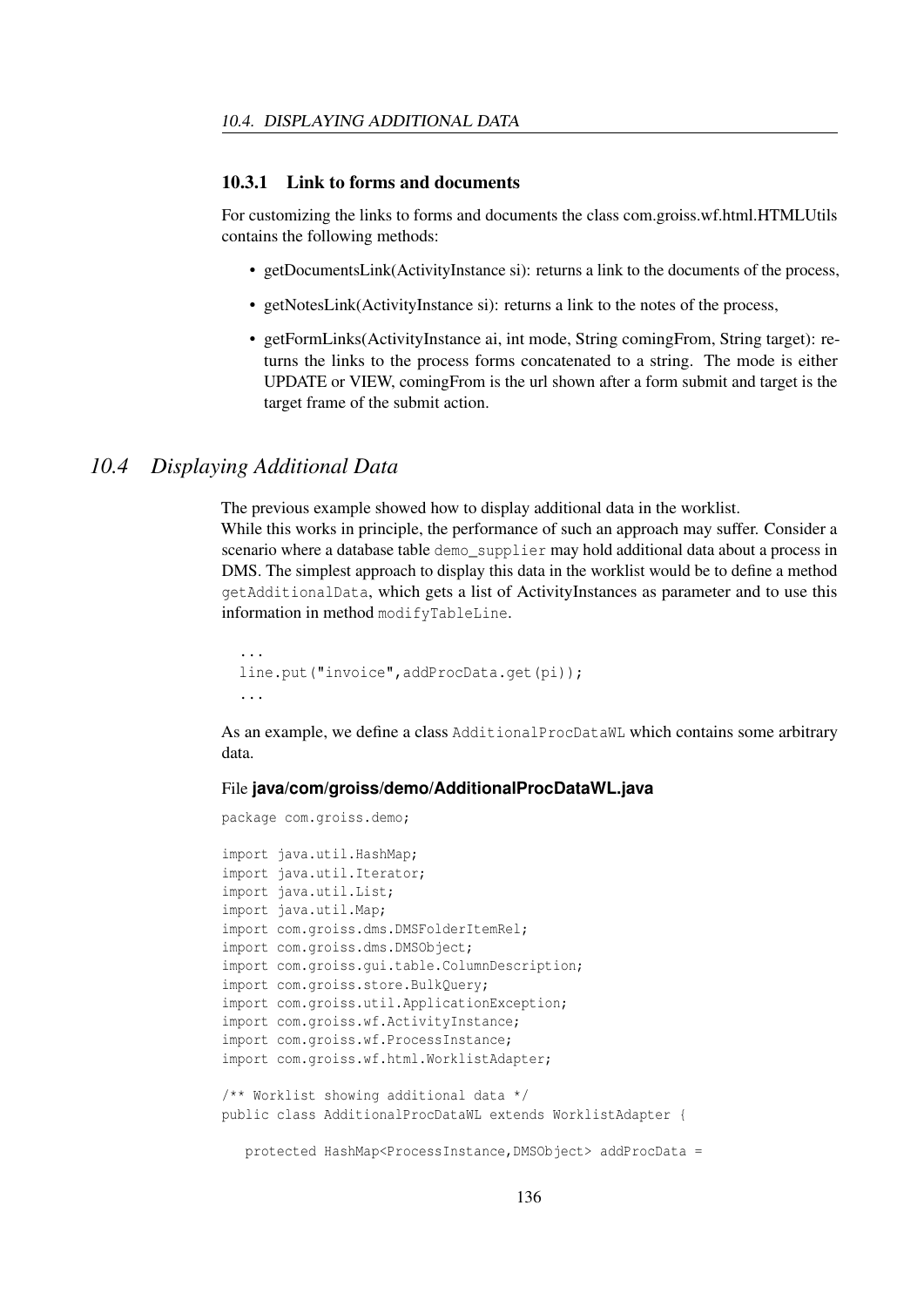### 10.3.1 Link to forms and documents

For customizing the links to forms and documents the class com.groiss.wf.html.HTMLUtils contains the following methods:

- getDocumentsLink(ActivityInstance si): returns a link to the documents of the process,
- getNotesLink(ActivityInstance si): returns a link to the notes of the process,
- getFormLinks(ActivityInstance ai, int mode, String comingFrom, String target): returns the links to the process forms concatenated to a string. The mode is either UPDATE or VIEW, comingFrom is the url shown after a form submit and target is the target frame of the submit action.

## *10.4 Displaying Additional Data*

The previous example showed how to display additional data in the worklist.
While this works in principle, the performance of such an approach may suffer. Consider a scenario where a database table `demo_supplier` may hold additional data about a process in DMS. The simplest approach to display this data in the worklist would be to define a method `getAdditionalData`, which gets a list of ActivityInstances as parameter and to use this information in method `modifyTableLine`.

```
...
line.put("invoice",addProcData.get(pi));
...
```

As an example, we define a class `AdditionalProcDataWL` which contains some arbitrary data.

File **java/com/groiss/demo/AdditionalProcDataWL.java**

```
package com.groiss.demo;

import java.util.HashMap;
import java.util.Iterator;
import java.util.List;
import java.util.Map;
import com.groiss.dms.DMSFolderItemRel;
import com.groiss.dms.DMSObject;
import com.groiss.gui.table.ColumnDescription;
import com.groiss.store.BulkQuery;
import com.groiss.util.ApplicationException;
import com.groiss.wf.ActivityInstance;
import com.groiss.wf.ProcessInstance;
import com.groiss.wf.html.WorklistAdapter;

/** Worklist showing additional data */
public class AdditionalProcDataWL extends WorklistAdapter {

   protected HashMap<ProcessInstance,DMSObject> addProcData =
```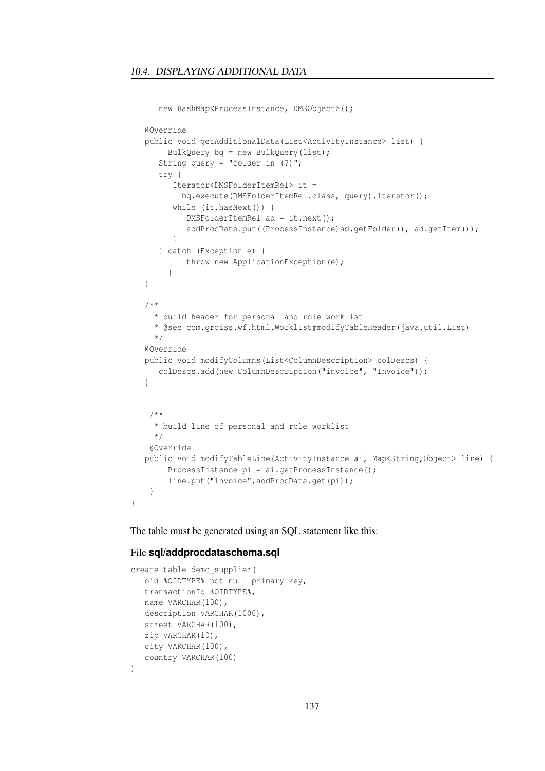```
      new HashMap<ProcessInstance, DMSObject>();

   @Override
   public void getAdditionalData(List<ActivityInstance> list) {
        BulkQuery bq = new BulkQuery(list);
      String query = "folder in (?)";
      try {
         Iterator<DMSFolderItemRel> it =
           bq.execute(DMSFolderItemRel.class, query).iterator();
         while (it.hasNext()) {
            DMSFolderItemRel ad = it.next();
            addProcData.put((ProcessInstance)ad.getFolder(), ad.getItem());
         }
      } catch (Exception e) {
            throw new ApplicationException(e);
        }
   }

   /**
     * build header for personal and role worklist
     * @see com.groiss.wf.html.Worklist#modifyTableHeader(java.util.List)
     */
   @Override
   public void modifyColumns(List<ColumnDescription> colDescs) {
      colDescs.add(new ColumnDescription("invoice", "Invoice"));
   }


    /**
     * build line of personal and role worklist
     */
    @Override
   public void modifyTableLine(ActivityInstance ai, Map<String,Object> line) {
        ProcessInstance pi = ai.getProcessInstance();
        line.put("invoice",addProcData.get(pi));
    }
}
```

The table must be generated using an SQL statement like this:

File **sql/addprocdataschema.sql**

```
create table demo_supplier(
   oid %OIDTYPE% not null primary key,
   transactionId %OIDTYPE%,
   name VARCHAR(100),
   description VARCHAR(1000),
   street VARCHAR(100),
   zip VARCHAR(10),
   city VARCHAR(100),
   country VARCHAR(100)
)
```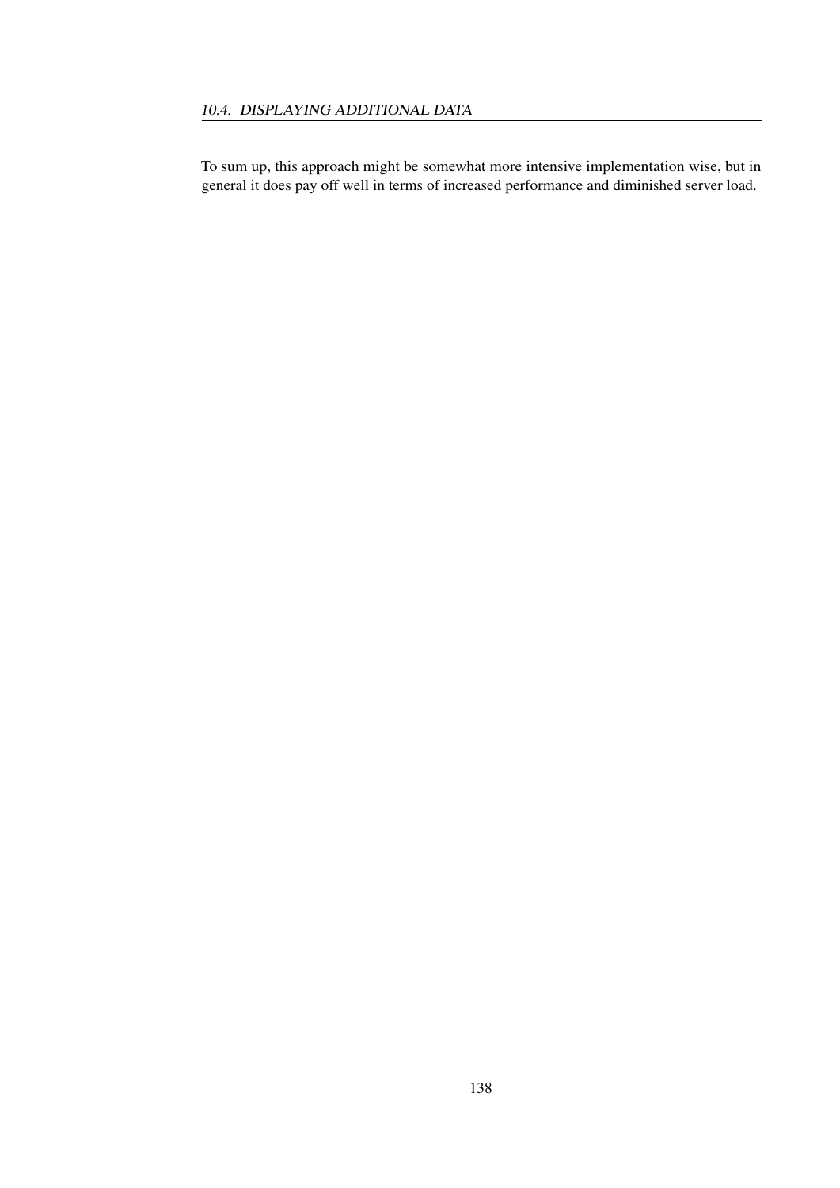To sum up, this approach might be somewhat more intensive implementation wise, but in general it does pay off well in terms of increased performance and diminished server load.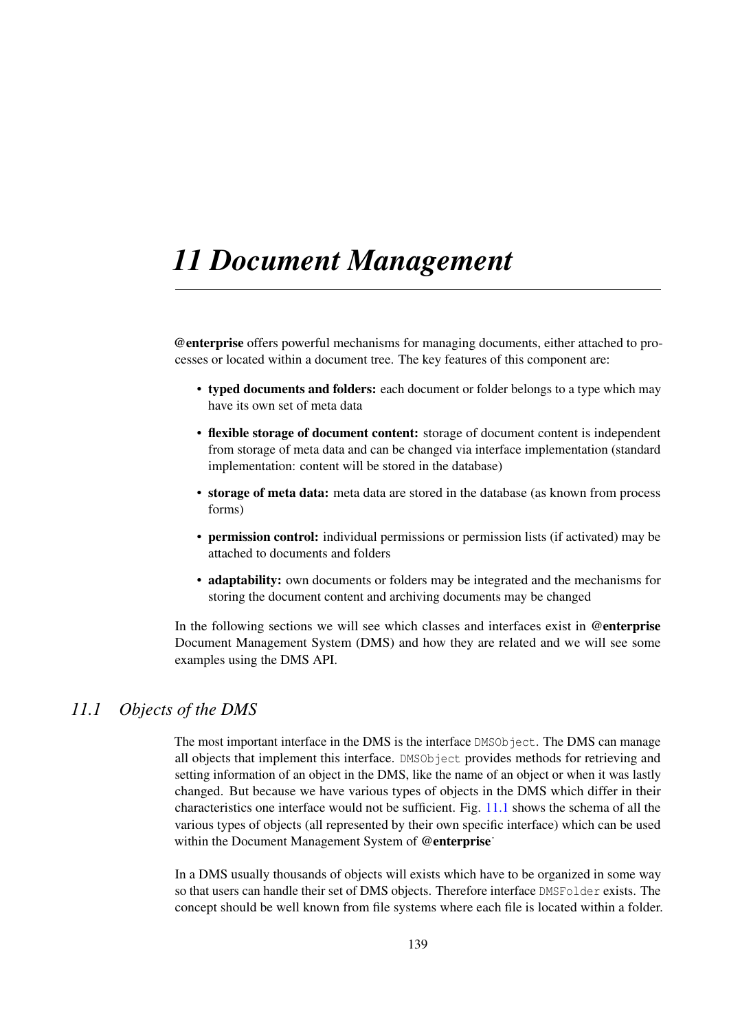# 11 Document Management

**@enterprise** offers powerful mechanisms for managing documents, either attached to processes or located within a document tree. The key features of this component are:

- **typed documents and folders:** each document or folder belongs to a type which may have its own set of meta data
- **flexible storage of document content:** storage of document content is independent from storage of meta data and can be changed via interface implementation (standard implementation: content will be stored in the database)
- **storage of meta data:** meta data are stored in the database (as known from process forms)
- **permission control:** individual permissions or permission lists (if activated) may be attached to documents and folders
- **adaptability:** own documents or folders may be integrated and the mechanisms for storing the document content and archiving documents may be changed

In the following sections we will see which classes and interfaces exist in **@enterprise** Document Management System (DMS) and how they are related and we will see some examples using the DMS API.

## 11.1 Objects of the DMS

The most important interface in the DMS is the interface `DMSObject`. The DMS can manage all objects that implement this interface. `DMSObject` provides methods for retrieving and setting information of an object in the DMS, like the name of an object or when it was lastly changed. But because we have various types of objects in the DMS which differ in their characteristics one interface would not be sufficient. Fig. 11.1 shows the schema of all the various types of objects (all represented by their own specific interface) which can be used within the Document Management System of **@enterprise**.

In a DMS usually thousands of objects will exists which have to be organized in some way so that users can handle their set of DMS objects. Therefore interface `DMSFolder` exists. The concept should be well known from file systems where each file is located within a folder.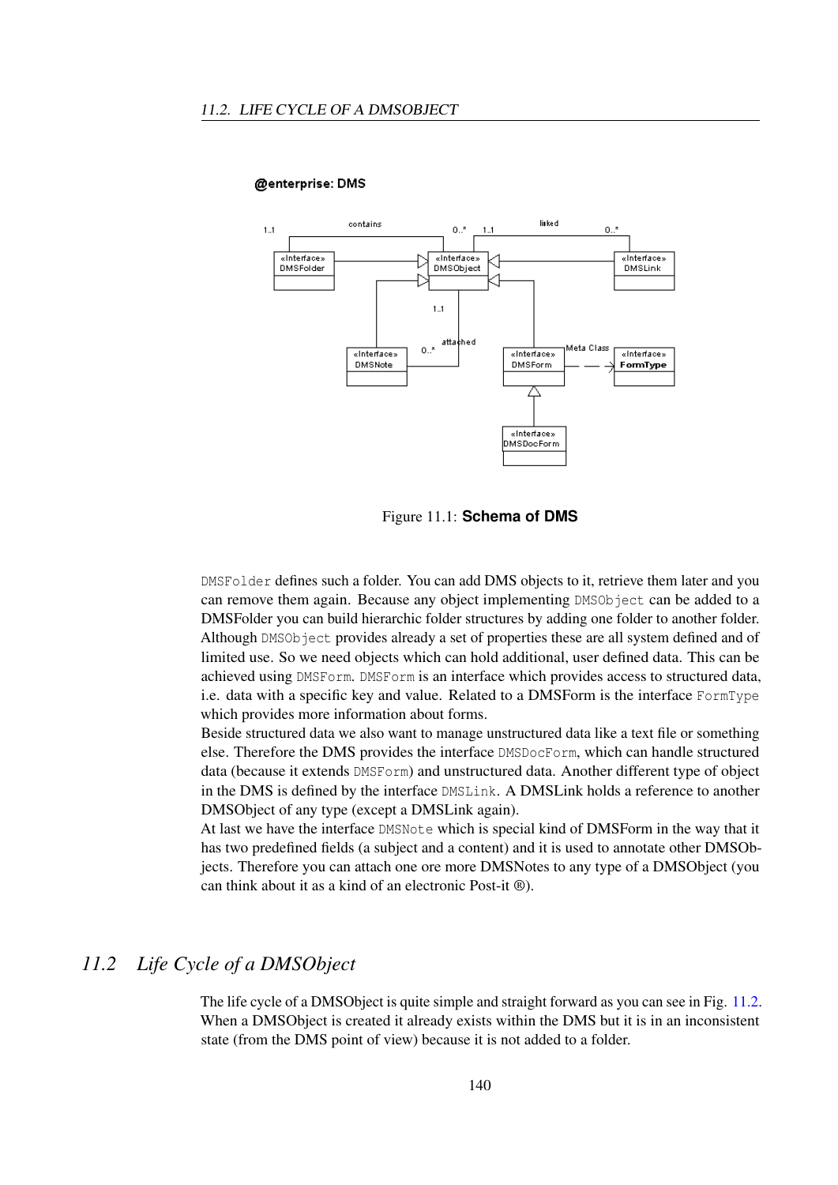Figure 11.1: **Schema of DMS**

`DMSFolder` defines such a folder. You can add DMS objects to it, retrieve them later and you can remove them again. Because any object implementing `DMSObject` can be added to a DMSFolder you can build hierarchic folder structures by adding one folder to another folder. Although `DMSObject` provides already a set of properties these are all system defined and of limited use. So we need objects which can hold additional, user defined data. This can be achieved using `DMSForm`. `DMSForm` is an interface which provides access to structured data, i.e. data with a specific key and value. Related to a DMSForm is the interface `FormType` which provides more information about forms.

Beside structured data we also want to manage unstructured data like a text file or something else. Therefore the DMS provides the interface `DMSDocForm`, which can handle structured data (because it extends `DMSForm`) and unstructured data. Another different type of object in the DMS is defined by the interface `DMSLink`. A DMSLink holds a reference to another DMSObject of any type (except a DMSLink again).

At last we have the interface `DMSNote` which is special kind of DMSForm in the way that it has two predefined fields (a subject and a content) and it is used to annotate other DMSObjects. Therefore you can attach one ore more DMSNotes to any type of a DMSObject (you can think about it as a kind of an electronic Post-it ®).

## 11.2 Life Cycle of a DMSObject

The life cycle of a DMSObject is quite simple and straight forward as you can see in Fig. 11.2. When a DMSObject is created it already exists within the DMS but it is in an inconsistent state (from the DMS point of view) because it is not added to a folder.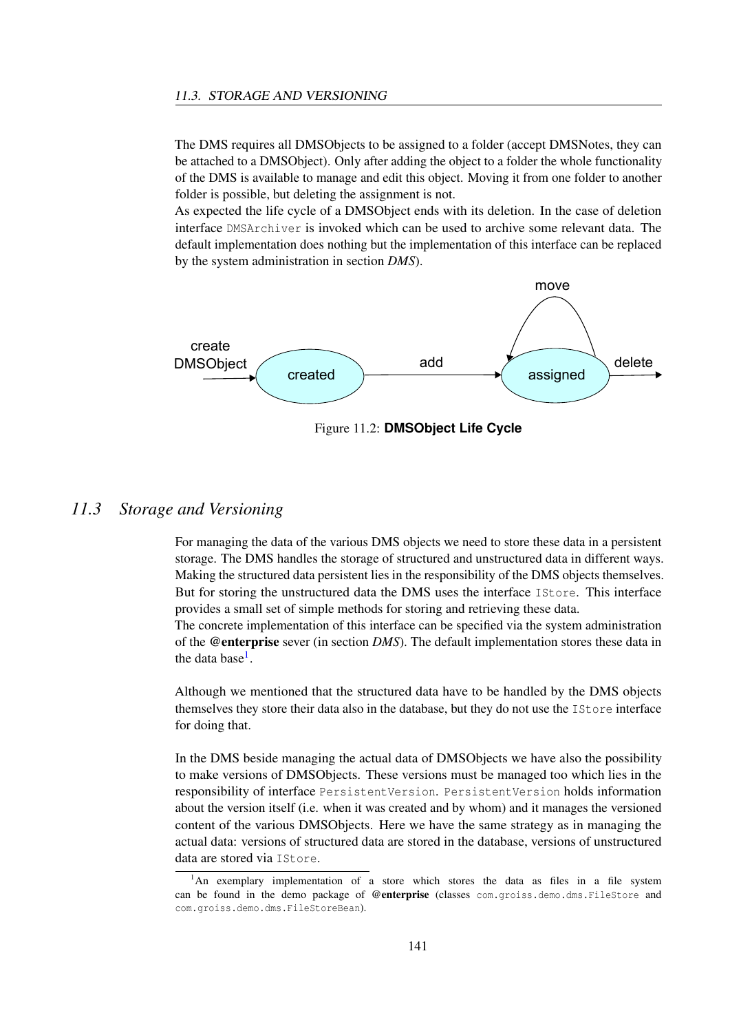The DMS requires all DMSObjects to be assigned to a folder (accept DMSNotes, they can be attached to a DMSObject). Only after adding the object to a folder the whole functionality of the DMS is available to manage and edit this object. Moving it from one folder to another folder is possible, but deleting the assignment is not.
As expected the life cycle of a DMSObject ends with its deletion. In the case of deletion interface `DMSArchiver` is invoked which can be used to archive some relevant data. The default implementation does nothing but the implementation of this interface can be replaced by the system administration in section *DMS*).

Figure 11.2: **DMSObject Life Cycle**

## 11.3 Storage and Versioning

For managing the data of the various DMS objects we need to store these data in a persistent storage. The DMS handles the storage of structured and unstructured data in different ways. Making the structured data persistent lies in the responsibility of the DMS objects themselves. But for storing the unstructured data the DMS uses the interface `IStore`. This interface provides a small set of simple methods for storing and retrieving these data.
The concrete implementation of this interface can be specified via the system administration of the **@enterprise** sever (in section *DMS*). The default implementation stores these data in the data base[1].

Although we mentioned that the structured data have to be handled by the DMS objects themselves they store their data also in the database, but they do not use the `IStore` interface for doing that.

In the DMS beside managing the actual data of DMSObjects we have also the possibility to make versions of DMSObjects. These versions must be managed too which lies in the responsibility of interface `PersistentVersion`. `PersistentVersion` holds information about the version itself (i.e. when it was created and by whom) and it manages the versioned content of the various DMSObjects. Here we have the same strategy as in managing the actual data: versions of structured data are stored in the database, versions of unstructured data are stored via `IStore`.

[1] An exemplary implementation of a store which stores the data as files in a file system can be found in the demo package of **@enterprise** (classes `com.groiss.demo.dms.FileStore` and `com.groiss.demo.dms.FileStoreBean`).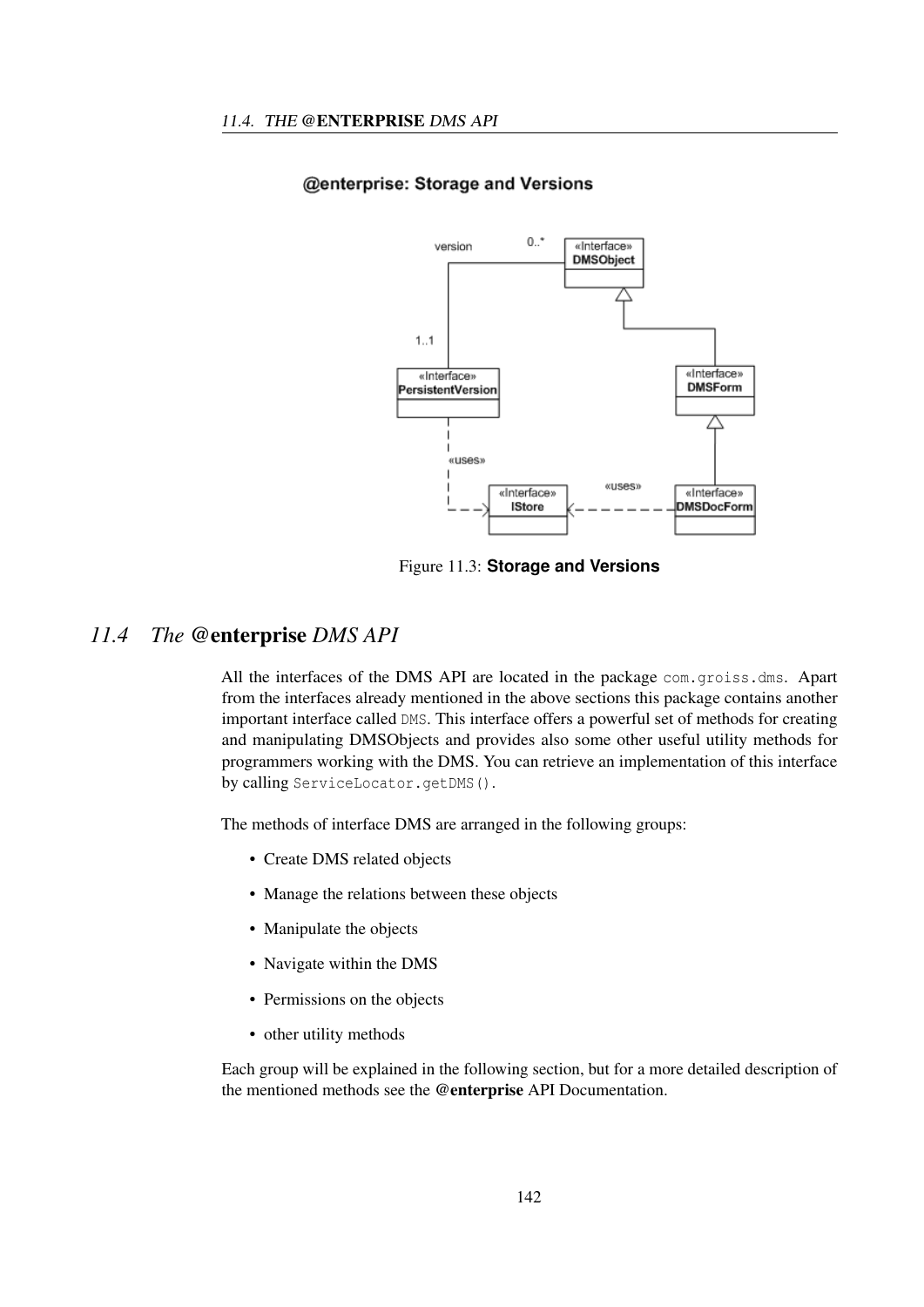Figure 11.3: **Storage and Versions**

## 11.4 The **@enterprise** DMS API

All the interfaces of the DMS API are located in the package `com.groiss.dms`. Apart from the interfaces already mentioned in the above sections this package contains another important interface called `DMS`. This interface offers a powerful set of methods for creating and manipulating DMSObjects and provides also some other useful utility methods for programmers working with the DMS. You can retrieve an implementation of this interface by calling `ServiceLocator.getDMS()`.

The methods of interface DMS are arranged in the following groups:

- Create DMS related objects
- Manage the relations between these objects
- Manipulate the objects
- Navigate within the DMS
- Permissions on the objects
- other utility methods

Each group will be explained in the following section, but for a more detailed description of the mentioned methods see the **@enterprise** API Documentation.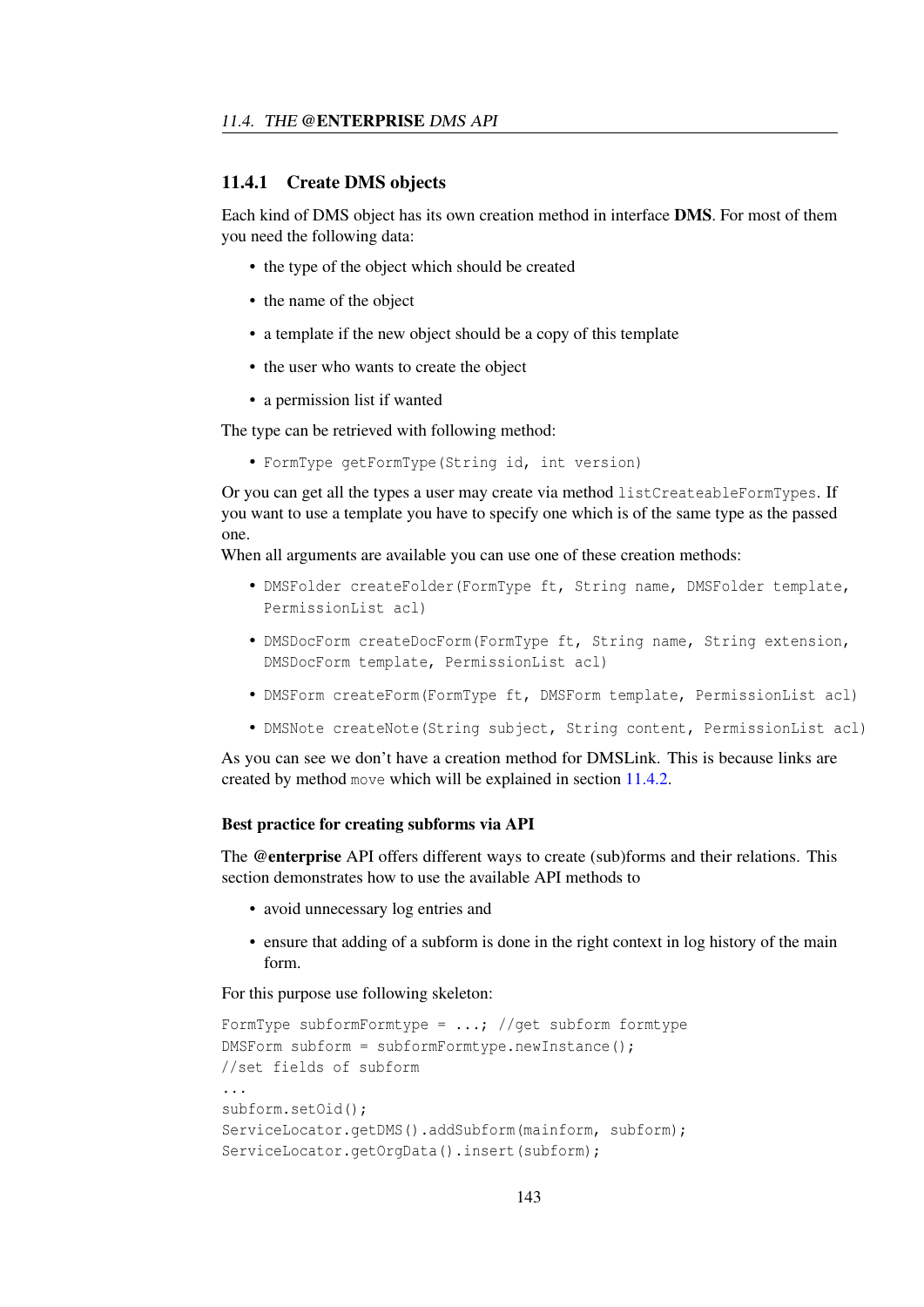### 11.4.1 Create DMS objects

Each kind of DMS object has its own creation method in interface **DMS**. For most of them you need the following data:

- the type of the object which should be created
- the name of the object
- a template if the new object should be a copy of this template
- the user who wants to create the object
- a permission list if wanted

The type can be retrieved with following method:

- `FormType getFormType(String id, int version)`

Or you can get all the types a user may create via method `listCreateableFormTypes`. If you want to use a template you have to specify one which is of the same type as the passed one.
When all arguments are available you can use one of these creation methods:

- `DMSFolder createFolder(FormType ft, String name, DMSFolder template, PermissionList acl)`
- `DMSDocForm createDocForm(FormType ft, String name, String extension, DMSDocForm template, PermissionList acl)`
- `DMSForm createForm(FormType ft, DMSForm template, PermissionList acl)`
- `DMSNote createNote(String subject, String content, PermissionList acl)`

As you can see we don't have a creation method for DMSLink. This is because links are created by method `move` which will be explained in section 11.4.2.

#### Best practice for creating subforms via API

The **@enterprise** API offers different ways to create (sub)forms and their relations. This section demonstrates how to use the available API methods to

- avoid unnecessary log entries and
- ensure that adding of a subform is done in the right context in log history of the main form.

For this purpose use following skeleton:

```
FormType subformFormtype = ...; //get subform formtype
DMSForm subform = subformFormtype.newInstance();
//set fields of subform
...
subform.setOid();
ServiceLocator.getDMS().addSubform(mainform, subform);
ServiceLocator.getOrgData().insert(subform);
```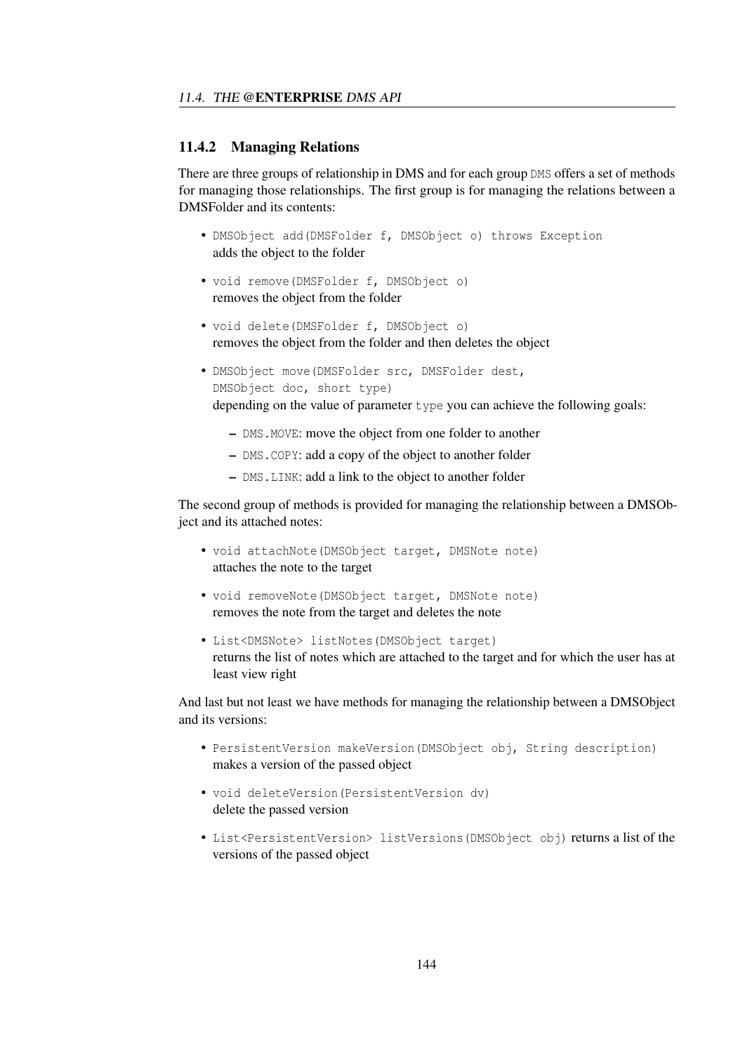### 11.4.2 Managing Relations

There are three groups of relationship in DMS and for each group `DMS` offers a set of methods for managing those relationships. The first group is for managing the relations between a DMSFolder and its contents:

- `DMSObject add(DMSFolder f, DMSObject o) throws Exception`
  adds the object to the folder
- `void remove(DMSFolder f, DMSObject o)`
  removes the object from the folder
- `void delete(DMSFolder f, DMSObject o)`
  removes the object from the folder and then deletes the object
- `DMSObject move(DMSFolder src, DMSFolder dest, DMSObject doc, short type)`
  depending on the value of parameter `type` you can achieve the following goals:
  - `DMS.MOVE`: move the object from one folder to another
  - `DMS.COPY`: add a copy of the object to another folder
  - `DMS.LINK`: add a link to the object to another folder

The second group of methods is provided for managing the relationship between a DMSObject and its attached notes:

- `void attachNote(DMSObject target, DMSNote note)`
  attaches the note to the target
- `void removeNote(DMSObject target, DMSNote note)`
  removes the note from the target and deletes the note
- `List<DMSNote> listNotes(DMSObject target)`
  returns the list of notes which are attached to the target and for which the user has at least view right

And last but not least we have methods for managing the relationship between a DMSObject and its versions:

- `PersistentVersion makeVersion(DMSObject obj, String description)`
  makes a version of the passed object
- `void deleteVersion(PersistentVersion dv)`
  delete the passed version
- `List<PersistentVersion> listVersions(DMSObject obj)` returns a list of the versions of the passed object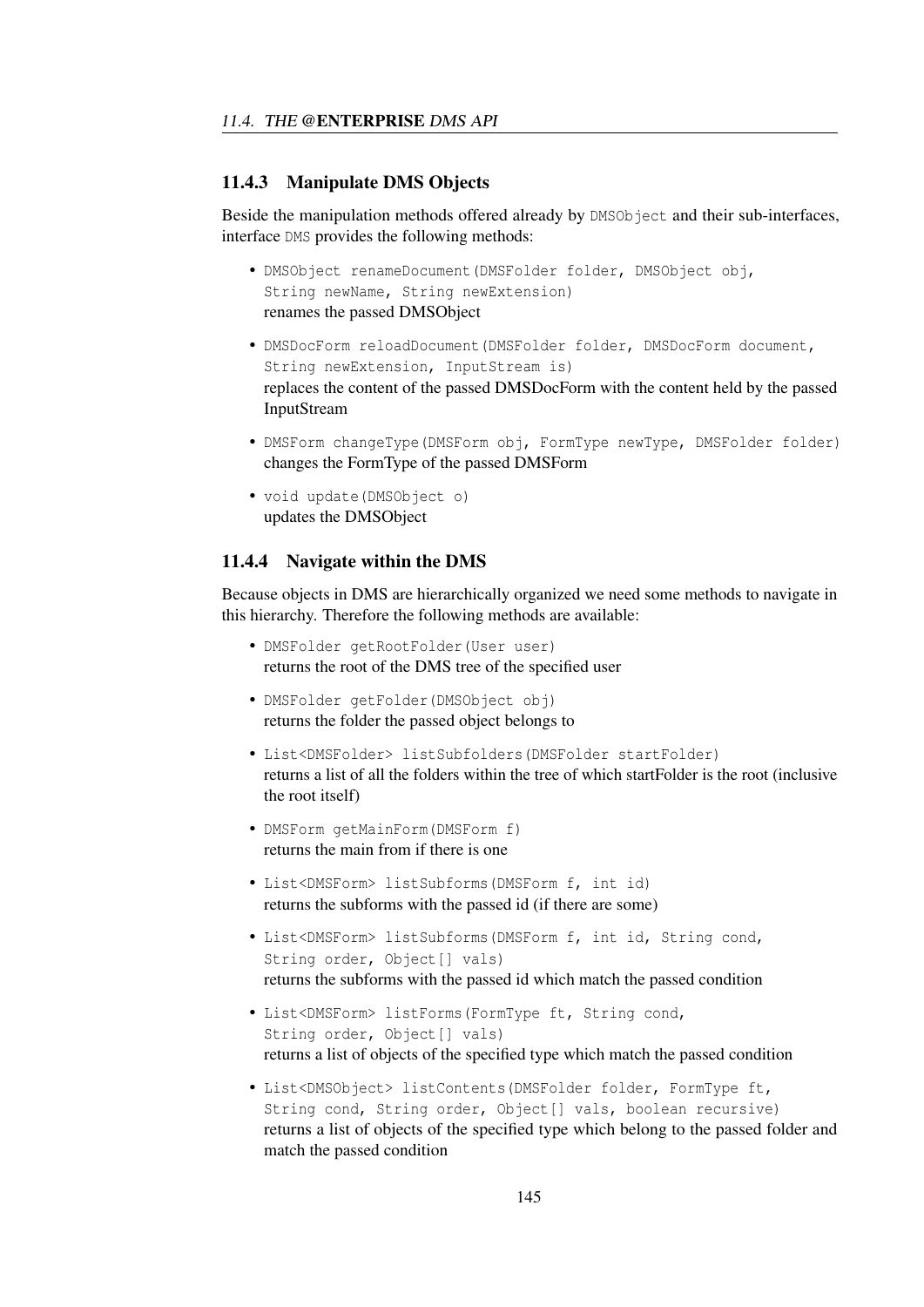### 11.4.3 Manipulate DMS Objects

Beside the manipulation methods offered already by `DMSObject` and their sub-interfaces, interface `DMS` provides the following methods:

- `DMSObject renameDocument(DMSFolder folder, DMSObject obj, String newName, String newExtension)`
  renames the passed DMSObject

- `DMSDocForm reloadDocument(DMSFolder folder, DMSDocForm document, String newExtension, InputStream is)`
  replaces the content of the passed DMSDocForm with the content held by the passed InputStream

- `DMSForm changeType(DMSForm obj, FormType newType, DMSFolder folder)`
  changes the FormType of the passed DMSForm

- `void update(DMSObject o)`
  updates the DMSObject

### 11.4.4 Navigate within the DMS

Because objects in DMS are hierarchically organized we need some methods to navigate in this hierarchy. Therefore the following methods are available:

- `DMSFolder getRootFolder(User user)`
  returns the root of the DMS tree of the specified user

- `DMSFolder getFolder(DMSObject obj)`
  returns the folder the passed object belongs to

- `List<DMSFolder> listSubfolders(DMSFolder startFolder)`
  returns a list of all the folders within the tree of which startFolder is the root (inclusive the root itself)

- `DMSForm getMainForm(DMSForm f)`
  returns the main from if there is one

- `List<DMSForm> listSubforms(DMSForm f, int id)`
  returns the subforms with the passed id (if there are some)

- `List<DMSForm> listSubforms(DMSForm f, int id, String cond, String order, Object[] vals)`
  returns the subforms with the passed id which match the passed condition

- `List<DMSForm> listForms(FormType ft, String cond, String order, Object[] vals)`
  returns a list of objects of the specified type which match the passed condition

- `List<DMSObject> listContents(DMSFolder folder, FormType ft, String cond, String order, Object[] vals, boolean recursive)`
  returns a list of objects of the specified type which belong to the passed folder and match the passed condition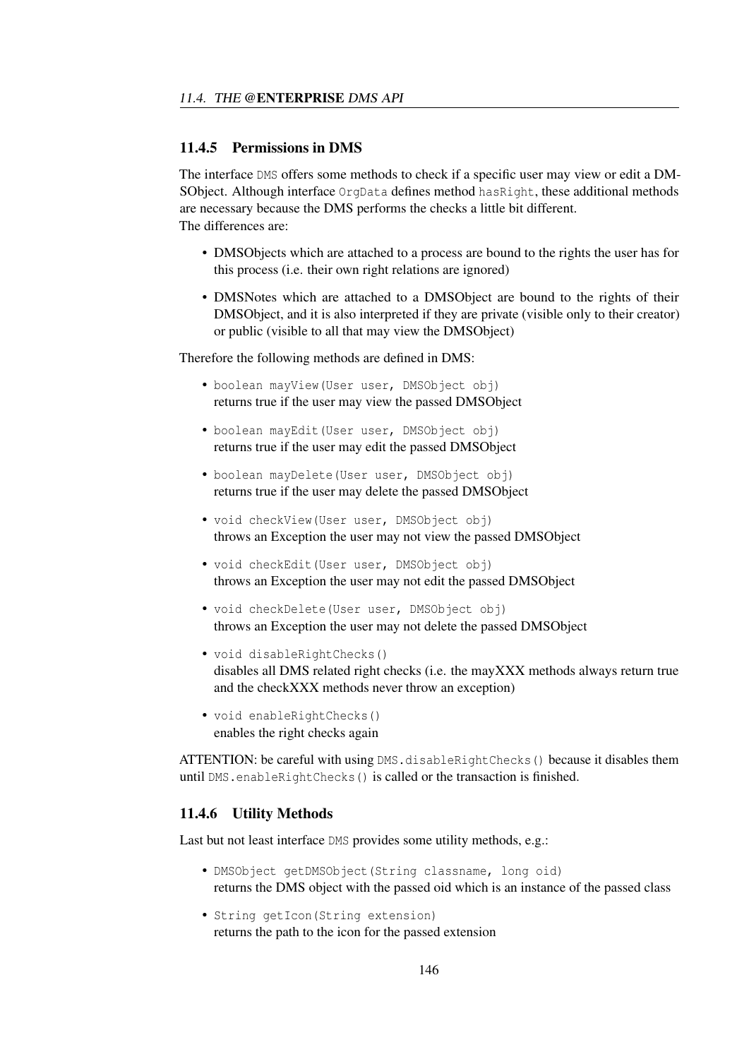### 11.4.5 Permissions in DMS

The interface `DMS` offers some methods to check if a specific user may view or edit a DMSObject. Although interface `OrgData` defines method `hasRight`, these additional methods are necessary because the DMS performs the checks a little bit different.
The differences are:

- DMSObjects which are attached to a process are bound to the rights the user has for this process (i.e. their own right relations are ignored)
- DMSNotes which are attached to a DMSObject are bound to the rights of their DMSObject, and it is also interpreted if they are private (visible only to their creator) or public (visible to all that may view the DMSObject)

Therefore the following methods are defined in DMS:

- `boolean mayView(User user, DMSObject obj)`
  returns true if the user may view the passed DMSObject
- `boolean mayEdit(User user, DMSObject obj)`
  returns true if the user may edit the passed DMSObject
- `boolean mayDelete(User user, DMSObject obj)`
  returns true if the user may delete the passed DMSObject
- `void checkView(User user, DMSObject obj)`
  throws an Exception the user may not view the passed DMSObject
- `void checkEdit(User user, DMSObject obj)`
  throws an Exception the user may not edit the passed DMSObject
- `void checkDelete(User user, DMSObject obj)`
  throws an Exception the user may not delete the passed DMSObject
- `void disableRightChecks()`
  disables all DMS related right checks (i.e. the mayXXX methods always return true and the checkXXX methods never throw an exception)
- `void enableRightChecks()`
  enables the right checks again

ATTENTION: be careful with using `DMS.disableRightChecks()` because it disables them until `DMS.enableRightChecks()` is called or the transaction is finished.

### 11.4.6 Utility Methods

Last but not least interface `DMS` provides some utility methods, e.g.:

- `DMSObject getDMSObject(String classname, long oid)`
  returns the DMS object with the passed oid which is an instance of the passed class
- `String getIcon(String extension)`
  returns the path to the icon for the passed extension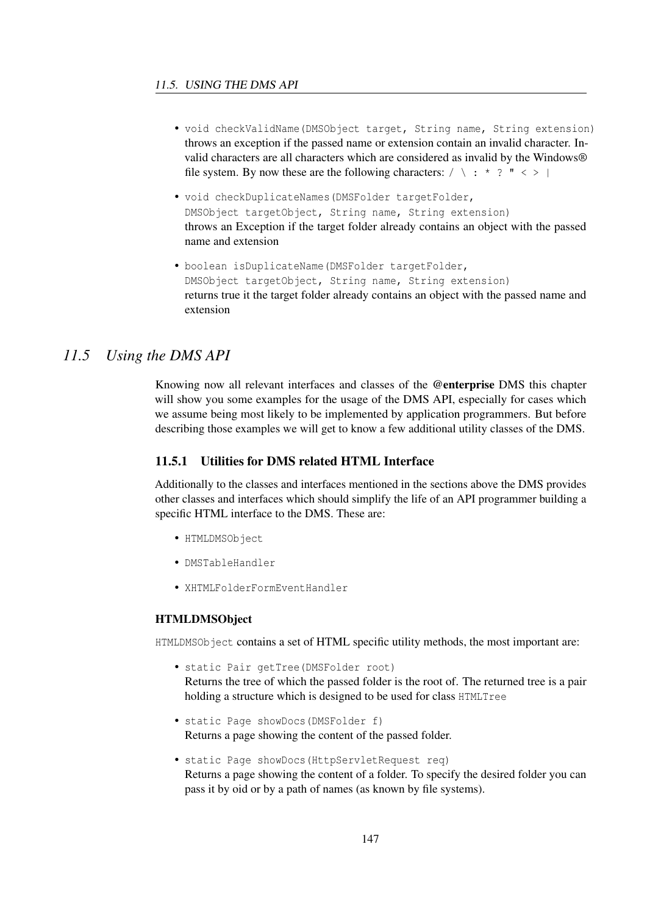- `void checkValidName(DMSObject target, String name, String extension)` throws an exception if the passed name or extension contain an invalid character. Invalid characters are all characters which are considered as invalid by the Windows® file system. By now these are the following characters: `/ \ : * ? " < > |`

- `void checkDuplicateNames(DMSFolder targetFolder, DMSObject targetObject, String name, String extension)` throws an Exception if the target folder already contains an object with the passed name and extension

- `boolean isDuplicateName(DMSFolder targetFolder, DMSObject targetObject, String name, String extension)` returns true it the target folder already contains an object with the passed name and extension

## 11.5 Using the DMS API

Knowing now all relevant interfaces and classes of the **@enterprise** DMS this chapter will show you some examples for the usage of the DMS API, especially for cases which we assume being most likely to be implemented by application programmers. But before describing those examples we will get to know a few additional utility classes of the DMS.

### 11.5.1 Utilities for DMS related HTML Interface

Additionally to the classes and interfaces mentioned in the sections above the DMS provides other classes and interfaces which should simplify the life of an API programmer building a specific HTML interface to the DMS. These are:

- `HTMLDMSObject`
- `DMSTableHandler`
- `XHTMLFolderFormEventHandler`

#### HTMLDMSObject

`HTMLDMSObject` contains a set of HTML specific utility methods, the most important are:

- `static Pair getTree(DMSFolder root)`
  Returns the tree of which the passed folder is the root of. The returned tree is a pair holding a structure which is designed to be used for class `HTMLTree`

- `static Page showDocs(DMSFolder f)`
  Returns a page showing the content of the passed folder.

- `static Page showDocs(HttpServletRequest req)`
  Returns a page showing the content of a folder. To specify the desired folder you can pass it by oid or by a path of names (as known by file systems).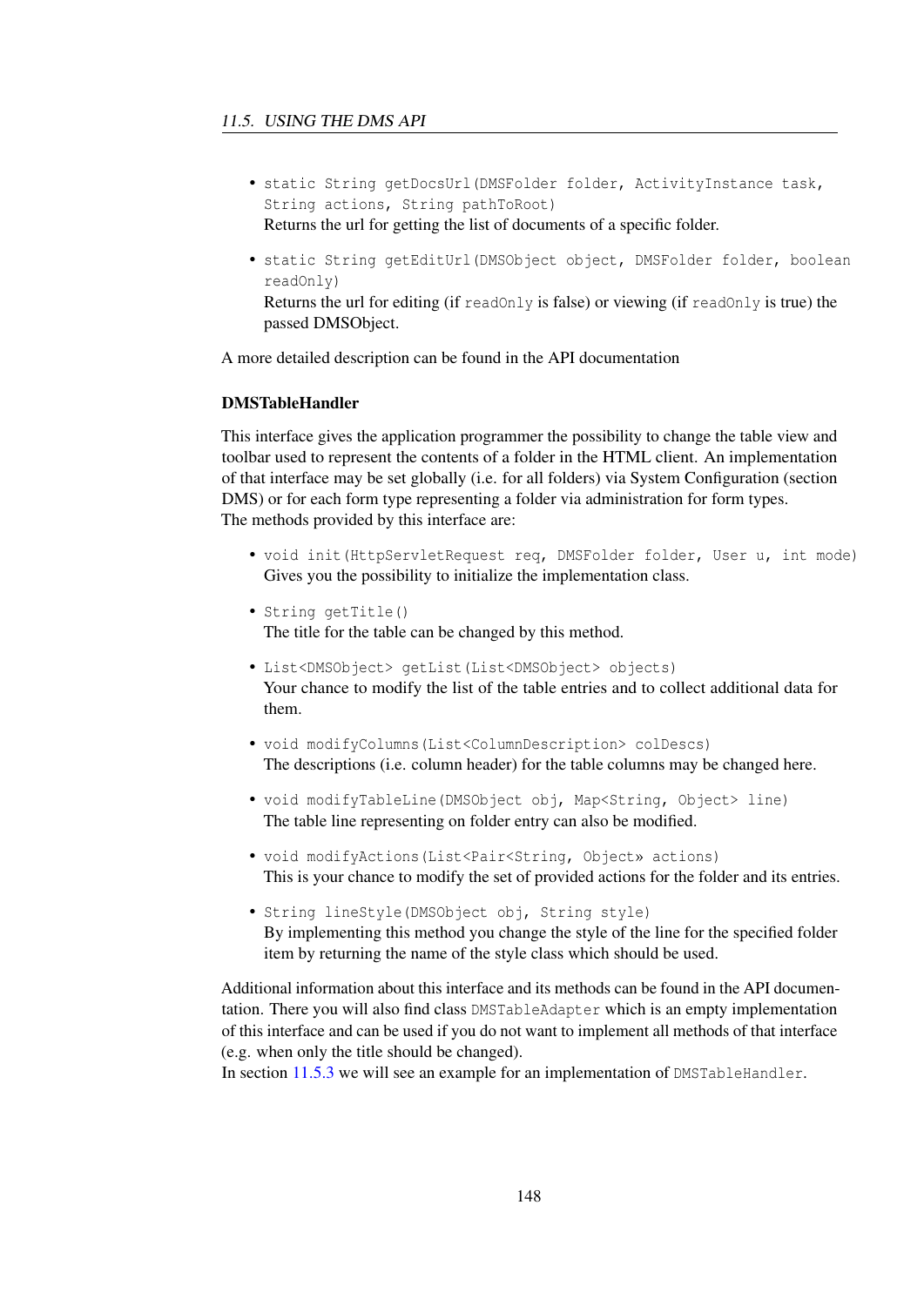- `static String getDocsUrl(DMSFolder folder, ActivityInstance task, String actions, String pathToRoot)`
  Returns the url for getting the list of documents of a specific folder.

- `static String getEditUrl(DMSObject object, DMSFolder folder, boolean readOnly)`
  Returns the url for editing (if `readOnly` is false) or viewing (if `readOnly` is true) the passed DMSObject.

A more detailed description can be found in the API documentation

#### DMSTableHandler

This interface gives the application programmer the possibility to change the table view and toolbar used to represent the contents of a folder in the HTML client. An implementation of that interface may be set globally (i.e. for all folders) via System Configuration (section DMS) or for each form type representing a folder via administration for form types.
The methods provided by this interface are:

- `void init(HttpServletRequest req, DMSFolder folder, User u, int mode)`
  Gives you the possibility to initialize the implementation class.

- `String getTitle()`
  The title for the table can be changed by this method.

- `List<DMSObject> getList(List<DMSObject> objects)`
  Your chance to modify the list of the table entries and to collect additional data for them.

- `void modifyColumns(List<ColumnDescription> colDescs)`
  The descriptions (i.e. column header) for the table columns may be changed here.

- `void modifyTableLine(DMSObject obj, Map<String, Object> line)`
  The table line representing on folder entry can also be modified.

- `void modifyActions(List<Pair<String, Object» actions)`
  This is your chance to modify the set of provided actions for the folder and its entries.

- `String lineStyle(DMSObject obj, String style)`
  By implementing this method you change the style of the line for the specified folder item by returning the name of the style class which should be used.

Additional information about this interface and its methods can be found in the API documentation. There you will also find class `DMSTableAdapter` which is an empty implementation of this interface and can be used if you do not want to implement all methods of that interface (e.g. when only the title should be changed).
In section 11.5.3 we will see an example for an implementation of `DMSTableHandler`.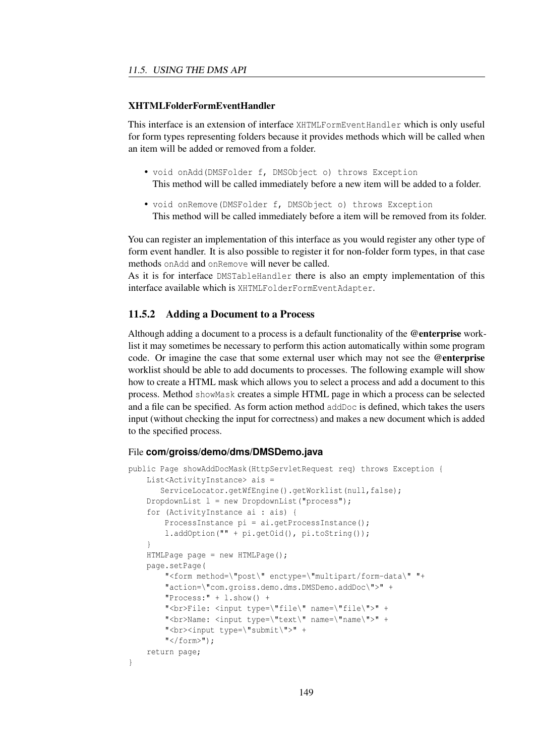#### XHTMLFolderFormEventHandler

This interface is an extension of interface `XHTMLFormEventHandler` which is only useful for form types representing folders because it provides methods which will be called when an item will be added or removed from a folder.

- `void onAdd(DMSFolder f, DMSObject o) throws Exception`
  This method will be called immediately before a new item will be added to a folder.
- `void onRemove(DMSFolder f, DMSObject o) throws Exception`
  This method will be called immediately before a item will be removed from its folder.

You can register an implementation of this interface as you would register any other type of form event handler. It is also possible to register it for non-folder form types, in that case methods `onAdd` and `onRemove` will never be called.
As it is for interface `DMSTableHandler` there is also an empty implementation of this interface available which is `XHTMLFolderFormEventAdapter`.

### 11.5.2 Adding a Document to a Process

Although adding a document to a process is a default functionality of the **@enterprise** worklist it may sometimes be necessary to perform this action automatically within some program code. Or imagine the case that some external user which may not see the **@enterprise** worklist should be able to add documents to processes. The following example will show how to create a HTML mask which allows you to select a process and add a document to this process. Method `showMask` creates a simple HTML page in which a process can be selected and a file can be specified. As form action method `addDoc` is defined, which takes the users input (without checking the input for correctness) and makes a new document which is added to the specified process.

File **com/groiss/demo/dms/DMSDemo.java**

```
public Page showAddDocMask(HttpServletRequest req) throws Exception {
    List<ActivityInstance> ais =
       ServiceLocator.getWfEngine().getWorklist(null,false);
    DropdownList l = new DropdownList("process");
    for (ActivityInstance ai : ais) {
        ProcessInstance pi = ai.getProcessInstance();
        l.addOption("" + pi.getOid(), pi.toString());
    }
    HTMLPage page = new HTMLPage();
    page.setPage(
        "<form method=\"post\" enctype=\"multipart/form-data\" "+
        "action=\"com.groiss.demo.dms.DMSDemo.addDoc\">" +
        "Process:" + l.show() +
        "<br>File: <input type=\"file\" name=\"file\">" +
        "<br>Name: <input type=\"text\" name=\"name\">" +
        "<br><input type=\"submit\">" +
        "</form>");
    return page;
}
```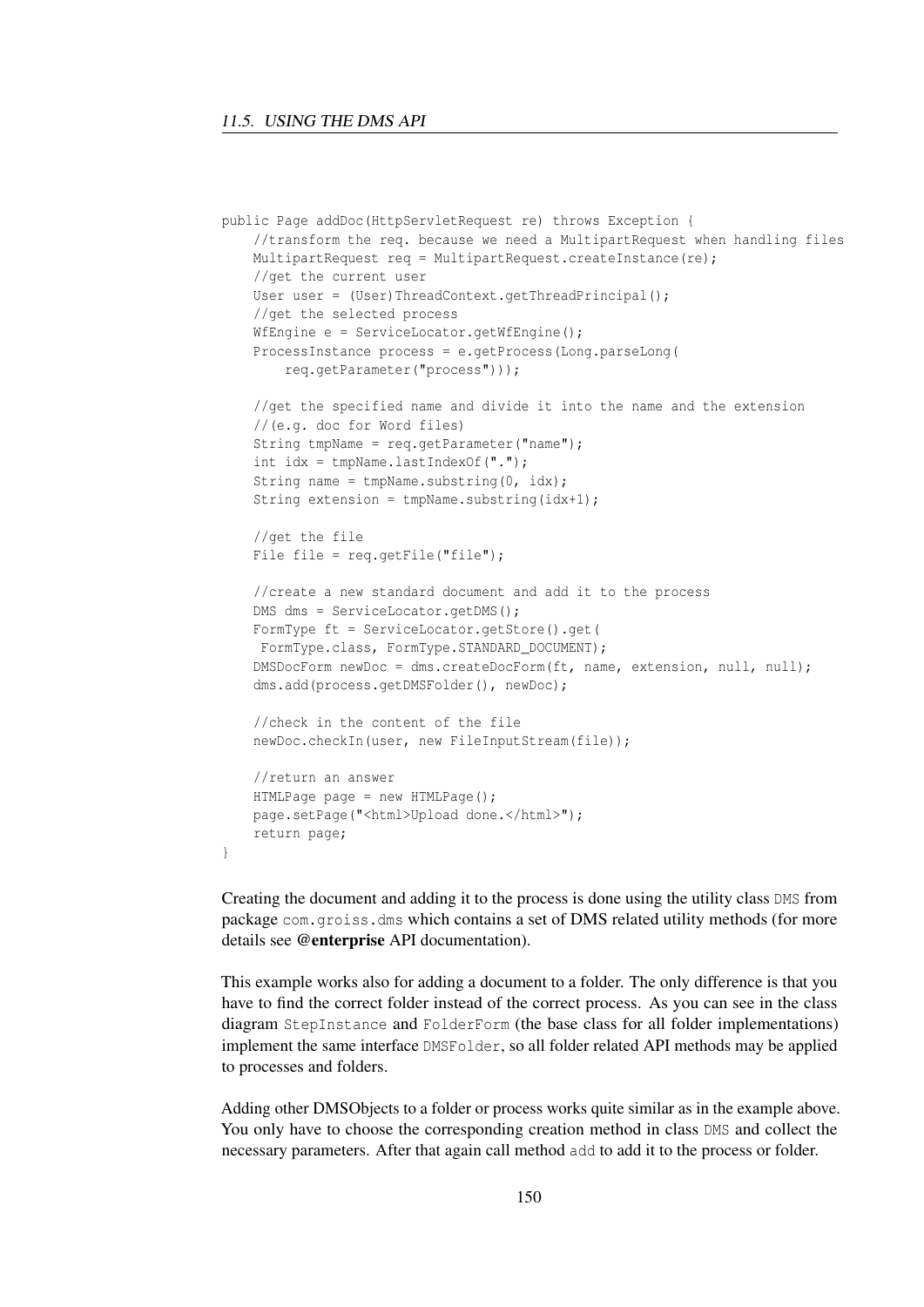```java
public Page addDoc(HttpServletRequest re) throws Exception {
    //transform the req. because we need a MultipartRequest when handling files
    MultipartRequest req = MultipartRequest.createInstance(re);
    //get the current user
    User user = (User)ThreadContext.getThreadPrincipal();
    //get the selected process
    WfEngine e = ServiceLocator.getWfEngine();
    ProcessInstance process = e.getProcess(Long.parseLong(
        req.getParameter("process")));

    //get the specified name and divide it into the name and the extension
    //(e.g. doc for Word files)
    String tmpName = req.getParameter("name");
    int idx = tmpName.lastIndexOf(".");
    String name = tmpName.substring(0, idx);
    String extension = tmpName.substring(idx+1);

    //get the file
    File file = req.getFile("file");

    //create a new standard document and add it to the process
    DMS dms = ServiceLocator.getDMS();
    FormType ft = ServiceLocator.getStore().get(
     FormType.class, FormType.STANDARD_DOCUMENT);
    DMSDocForm newDoc = dms.createDocForm(ft, name, extension, null, null);
    dms.add(process.getDMSFolder(), newDoc);

    //check in the content of the file
    newDoc.checkIn(user, new FileInputStream(file));

    //return an answer
    HTMLPage page = new HTMLPage();
    page.setPage("<html>Upload done.</html>");
    return page;
}
```

Creating the document and adding it to the process is done using the utility class `DMS` from package `com.groiss.dms` which contains a set of DMS related utility methods (for more details see **@enterprise** API documentation).

This example works also for adding a document to a folder. The only difference is that you have to find the correct folder instead of the correct process. As you can see in the class diagram `StepInstance` and `FolderForm` (the base class for all folder implementations) implement the same interface `DMSFolder`, so all folder related API methods may be applied to processes and folders.

Adding other DMSObjects to a folder or process works quite similar as in the example above. You only have to choose the corresponding creation method in class `DMS` and collect the necessary parameters. After that again call method `add` to add it to the process or folder.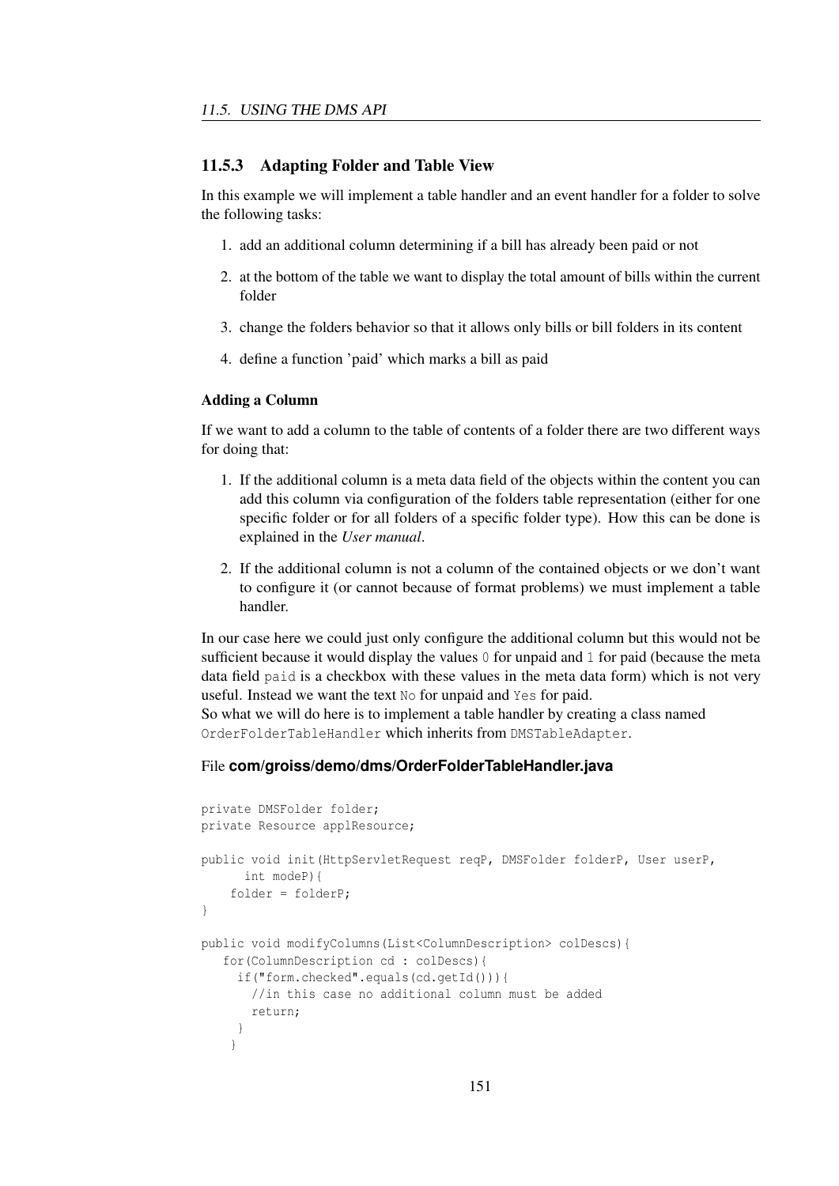### 11.5.3 Adapting Folder and Table View

In this example we will implement a table handler and an event handler for a folder to solve the following tasks:

1. add an additional column determining if a bill has already been paid or not
2. at the bottom of the table we want to display the total amount of bills within the current folder
3. change the folders behavior so that it allows only bills or bill folders in its content
4. define a function 'paid' which marks a bill as paid

#### Adding a Column

If we want to add a column to the table of contents of a folder there are two different ways for doing that:

1. If the additional column is a meta data field of the objects within the content you can add this column via configuration of the folders table representation (either for one specific folder or for all folders of a specific folder type). How this can be done is explained in the *User manual*.
2. If the additional column is not a column of the contained objects or we don't want to configure it (or cannot because of format problems) we must implement a table handler.

In our case here we could just only configure the additional column but this would not be sufficient because it would display the values `0` for unpaid and `1` for paid (because the meta data field `paid` is a checkbox with these values in the meta data form) which is not very useful. Instead we want the text `No` for unpaid and `Yes` for paid.
So what we will do here is to implement a table handler by creating a class named `OrderFolderTableHandler` which inherits from `DMSTableAdapter`.

File **com/groiss/demo/dms/OrderFolderTableHandler.java**

```
private DMSFolder folder;
private Resource applResource;

public void init(HttpServletRequest reqP, DMSFolder folderP, User userP,
      int modeP){
    folder = folderP;
}

public void modifyColumns(List<ColumnDescription> colDescs){
   for(ColumnDescription cd : colDescs){
     if("form.checked".equals(cd.getId())){
       //in this case no additional column must be added
       return;
     }
    }
```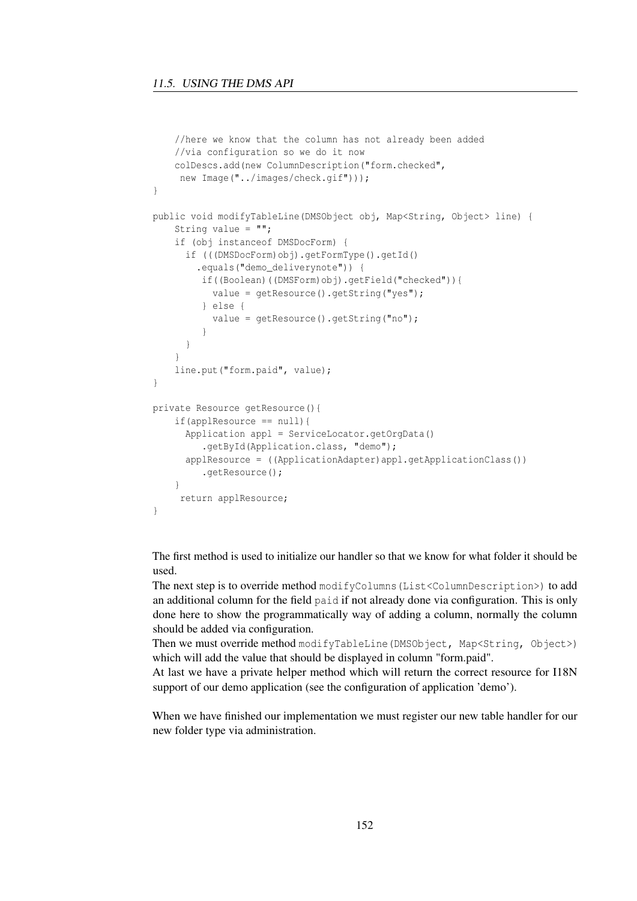```
    //here we know that the column has not already been added
    //via configuration so we do it now
    colDescs.add(new ColumnDescription("form.checked",
     new Image("../images/check.gif")));
}

public void modifyTableLine(DMSObject obj, Map<String, Object> line) {
    String value = "";
    if (obj instanceof DMSDocForm) {
      if (((DMSDocForm)obj).getFormType().getId()
        .equals("demo_deliverynote")) {
         if((Boolean)((DMSForm)obj).getField("checked")){
           value = getResource().getString("yes");
         } else {
           value = getResource().getString("no");
         }
      }
    }
    line.put("form.paid", value);
}

private Resource getResource(){
    if(applResource == null){
      Application appl = ServiceLocator.getOrgData()
         .getById(Application.class, "demo");
      applResource = ((ApplicationAdapter)appl.getApplicationClass())
         .getResource();
    }
     return applResource;
}
```

The first method is used to initialize our handler so that we know for what folder it should be used.
The next step is to override method `modifyColumns(List<ColumnDescription>)` to add an additional column for the field `paid` if not already done via configuration. This is only done here to show the programmatically way of adding a column, normally the column should be added via configuration.
Then we must override method `modifyTableLine(DMSObject, Map<String, Object>)` which will add the value that should be displayed in column "form.paid".
At last we have a private helper method which will return the correct resource for I18N support of our demo application (see the configuration of application 'demo').

When we have finished our implementation we must register our new table handler for our new folder type via administration.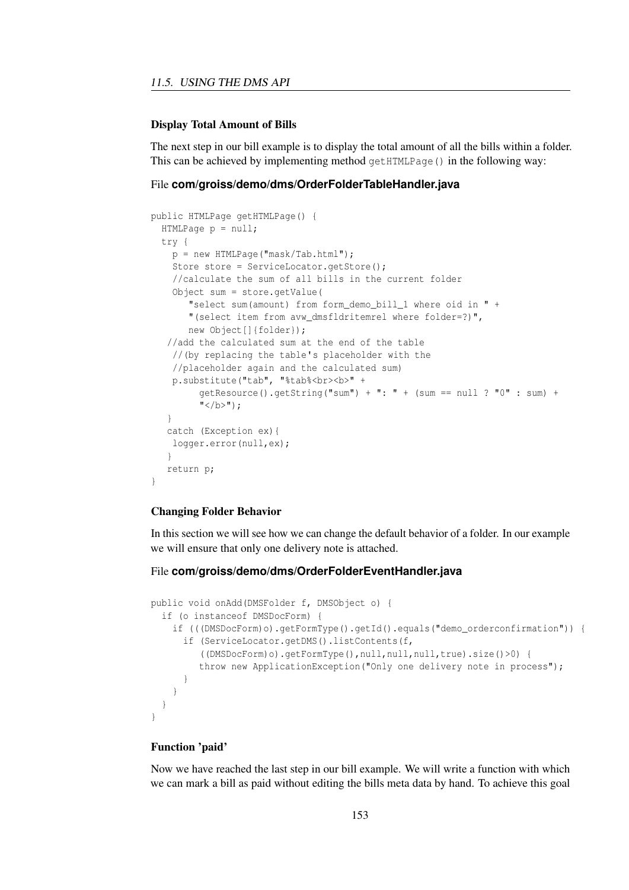### Display Total Amount of Bills

The next step in our bill example is to display the total amount of all the bills within a folder. This can be achieved by implementing method `getHTMLPage()` in the following way:

File **com/groiss/demo/dms/OrderFolderTableHandler.java**

```
public HTMLPage getHTMLPage() {
  HTMLPage p = null;
  try {
    p = new HTMLPage("mask/Tab.html");
    Store store = ServiceLocator.getStore();
    //calculate the sum of all bills in the current folder
    Object sum = store.getValue(
       "select sum(amount) from form_demo_bill_1 where oid in " +
       "(select item from avw_dmsfldritemrel where folder=?)",
       new Object[]{folder});
   //add the calculated sum at the end of the table
    //(by replacing the table's placeholder with the
    //placeholder again and the calculated sum)
    p.substitute("tab", "%tab%<br><b>" +
         getResource().getString("sum") + ": " + (sum == null ? "0" : sum) +
         "</b>");
   }
   catch (Exception ex){
    logger.error(null,ex);
   }
   return p;
}
```

### Changing Folder Behavior

In this section we will see how we can change the default behavior of a folder. In our example we will ensure that only one delivery note is attached.

File **com/groiss/demo/dms/OrderFolderEventHandler.java**

```
public void onAdd(DMSFolder f, DMSObject o) {
  if (o instanceof DMSDocForm) {
    if (((DMSDocForm)o).getFormType().getId().equals("demo_orderconfirmation")) {
      if (ServiceLocator.getDMS().listContents(f,
         ((DMSDocForm)o).getFormType(),null,null,null,true).size()>0) {
         throw new ApplicationException("Only one delivery note in process");
      }
    }
  }
}
```

### Function 'paid'

Now we have reached the last step in our bill example. We will write a function with which we can mark a bill as paid without editing the bills meta data by hand. To achieve this goal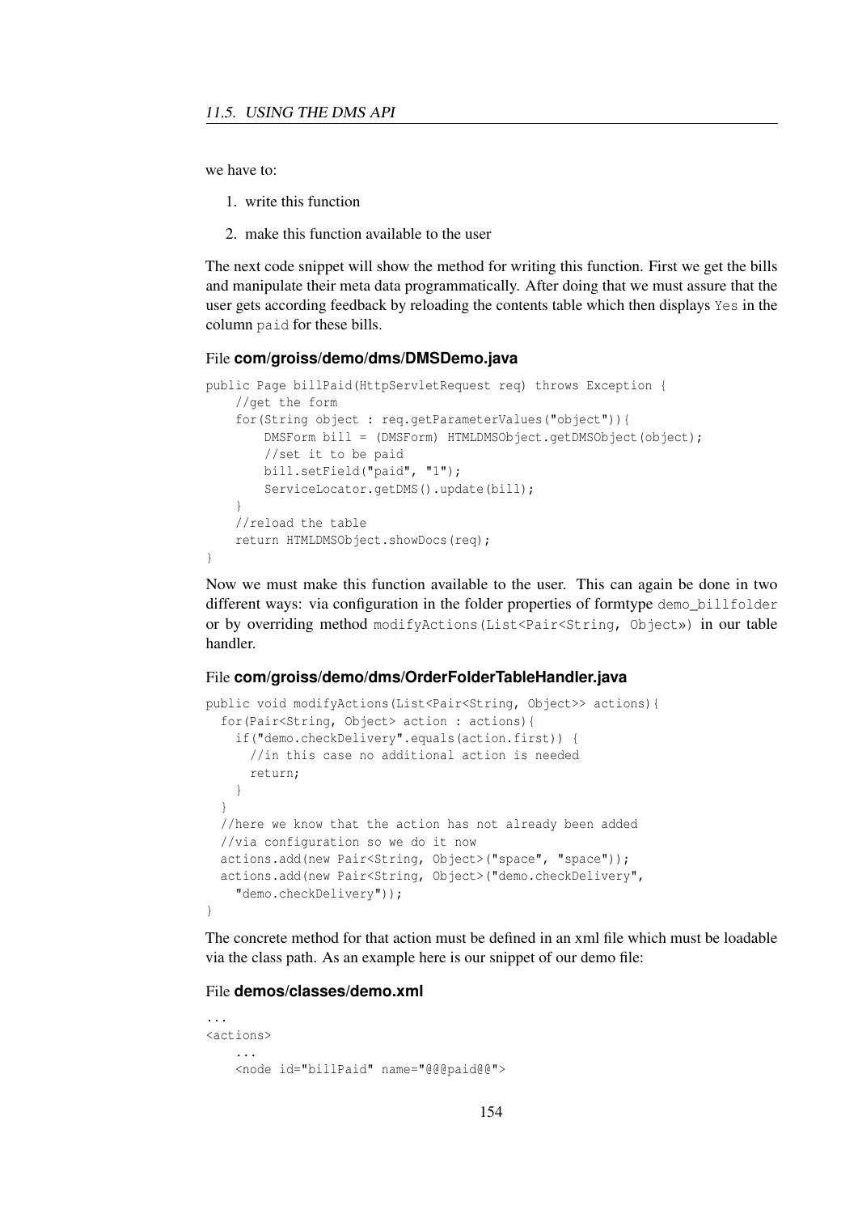we have to:

1. write this function
2. make this function available to the user

The next code snippet will show the method for writing this function. First we get the bills and manipulate their meta data programmatically. After doing that we must assure that the user gets according feedback by reloading the contents table which then displays `Yes` in the column `paid` for these bills.

File **com/groiss/demo/dms/DMSDemo.java**

```
public Page billPaid(HttpServletRequest req) throws Exception {
    //get the form
    for(String object : req.getParameterValues("object")){
        DMSForm bill = (DMSForm) HTMLDMSObject.getDMSObject(object);
        //set it to be paid
        bill.setField("paid", "1");
        ServiceLocator.getDMS().update(bill);
    }
    //reload the table
    return HTMLDMSObject.showDocs(req);
}
```

Now we must make this function available to the user. This can again be done in two different ways: via configuration in the folder properties of formtype `demo_billfolder` or by overriding method `modifyActions(List<Pair<String, Object»)` in our table handler.

File **com/groiss/demo/dms/OrderFolderTableHandler.java**

```
public void modifyActions(List<Pair<String, Object>> actions){
  for(Pair<String, Object> action : actions){
    if("demo.checkDelivery".equals(action.first)) {
      //in this case no additional action is needed
      return;
    }
  }
  //here we know that the action has not already been added
  //via configuration so we do it now
  actions.add(new Pair<String, Object>("space", "space"));
  actions.add(new Pair<String, Object>("demo.checkDelivery",
    "demo.checkDelivery"));
}
```

The concrete method for that action must be defined in an xml file which must be loadable via the class path. As an example here is our snippet of our demo file:

File **demos/classes/demo.xml**

```
...
<actions>
    ...
    <node id="billPaid" name="@@@paid@@">
```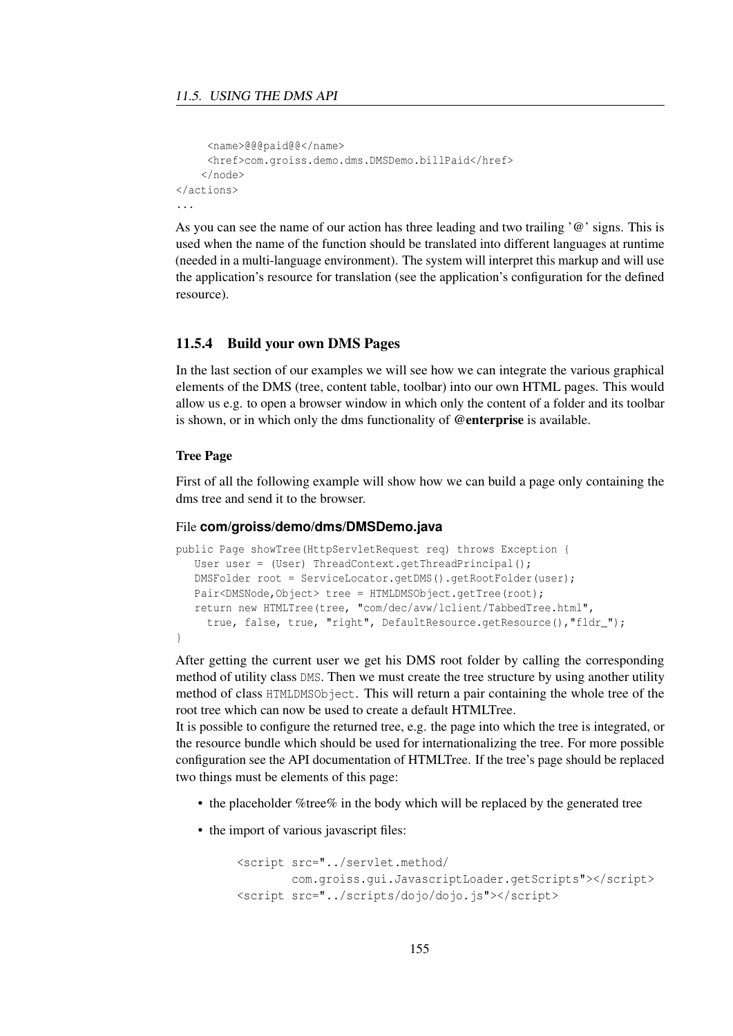```
     <name>@@@paid@@</name>
     <href>com.groiss.demo.dms.DMSDemo.billPaid</href>
    </node>
</actions>
...
```

As you can see the name of our action has three leading and two trailing '@' signs. This is used when the name of the function should be translated into different languages at runtime (needed in a multi-language environment). The system will interpret this markup and will use the application's resource for translation (see the application's configuration for the defined resource).

### 11.5.4 Build your own DMS Pages

In the last section of our examples we will see how we can integrate the various graphical elements of the DMS (tree, content table, toolbar) into our own HTML pages. This would allow us e.g. to open a browser window in which only the content of a folder and its toolbar is shown, or in which only the dms functionality of **@enterprise** is available.

#### Tree Page

First of all the following example will show how we can build a page only containing the dms tree and send it to the browser.

File **com/groiss/demo/dms/DMSDemo.java**

```
public Page showTree(HttpServletRequest req) throws Exception {
   User user = (User) ThreadContext.getThreadPrincipal();
   DMSFolder root = ServiceLocator.getDMS().getRootFolder(user);
   Pair<DMSNode,Object> tree = HTMLDMSObject.getTree(root);
   return new HTMLTree(tree, "com/dec/avw/lclient/TabbedTree.html",
     true, false, true, "right", DefaultResource.getResource(),"fldr_");
}
```

After getting the current user we get his DMS root folder by calling the corresponding method of utility class `DMS`. Then we must create the tree structure by using another utility method of class `HTMLDMSObject`. This will return a pair containing the whole tree of the root tree which can now be used to create a default HTMLTree.
It is possible to configure the returned tree, e.g. the page into which the tree is integrated, or the resource bundle which should be used for internationalizing the tree. For more possible configuration see the API documentation of HTMLTree. If the tree's page should be replaced two things must be elements of this page:

- the placeholder %tree% in the body which will be replaced by the generated tree
- the import of various javascript files:

```
<script src="../servlet.method/
       com.groiss.gui.JavascriptLoader.getScripts"></script>
<script src="../scripts/dojo/dojo.js"></script>
```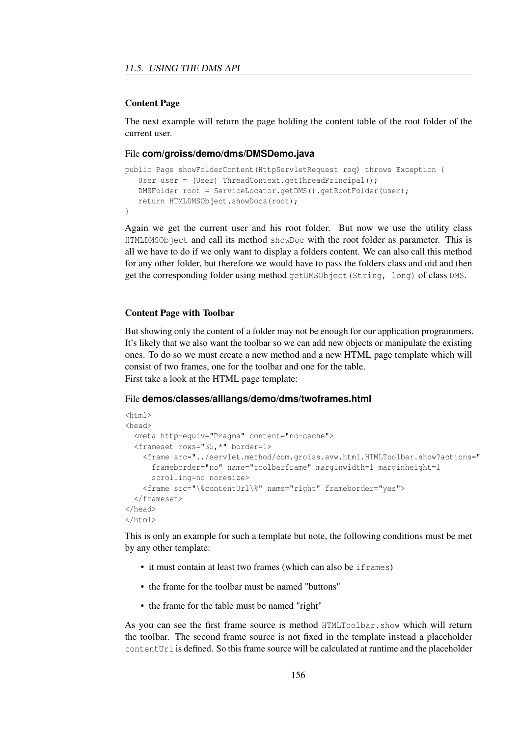### Content Page

The next example will return the page holding the content table of the root folder of the current user.

File **com/groiss/demo/dms/DMSDemo.java**

```
public Page showFolderContent(HttpServletRequest req) throws Exception {
   User user = (User) ThreadContext.getThreadPrincipal();
   DMSFolder root = ServiceLocator.getDMS().getRootFolder(user);
   return HTMLDMSObject.showDocs(root);
}
```

Again we get the current user and his root folder. But now we use the utility class `HTMLDMSObject` and call its method `showDoc` with the root folder as parameter. This is all we have to do if we only want to display a folders content. We can also call this method for any other folder, but therefore we would have to pass the folders class and oid and then get the corresponding folder using method `getDMSObject(String, long)` of class `DMS`.

### Content Page with Toolbar

But showing only the content of a folder may not be enough for our application programmers. It's likely that we also want the toolbar so we can add new objects or manipulate the existing ones. To do so we must create a new method and a new HTML page template which will consist of two frames, one for the toolbar and one for the table.
First take a look at the HTML page template:

File **demos/classes/alllangs/demo/dms/twoframes.html**

```
<html>
<head>
  <meta http-equiv="Pragma" content="no-cache">
  <frameset rows="35,*" border=1>
    <frame src="../servlet.method/com.groiss.avw.html.HTMLToolbar.show?actions="
      frameborder="no" name="toolbarframe" marginwidth=1 marginheight=1
      scrolling=no noresize>
    <frame src="\%contentUrl\%" name="right" frameborder="yes">
  </frameset>
</head>
</html>
```

This is only an example for such a template but note, the following conditions must be met by any other template:

- it must contain at least two frames (which can also be `iframes`)
- the frame for the toolbar must be named "buttons"
- the frame for the table must be named "right"

As you can see the first frame source is method `HTMLToolbar.show` which will return the toolbar. The second frame source is not fixed in the template instead a placeholder `contentUrl` is defined. So this frame source will be calculated at runtime and the placeholder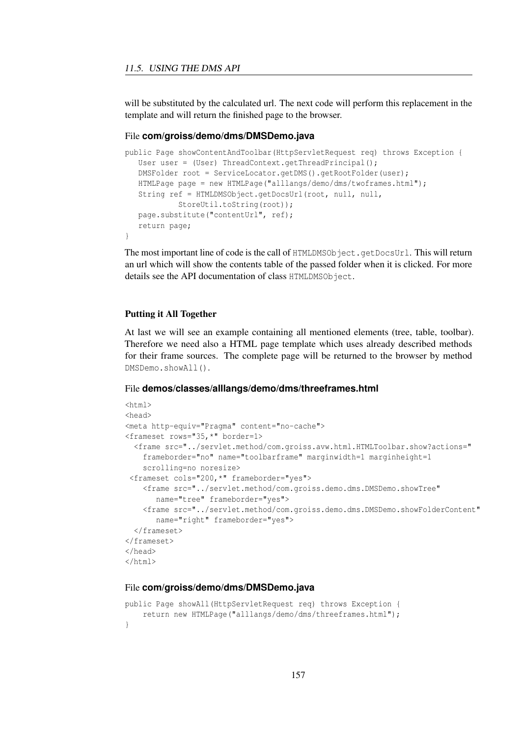will be substituted by the calculated url. The next code will perform this replacement in the template and will return the finished page to the browser.

File **com/groiss/demo/dms/DMSDemo.java**

```
public Page showContentAndToolbar(HttpServletRequest req) throws Exception {
   User user = (User) ThreadContext.getThreadPrincipal();
   DMSFolder root = ServiceLocator.getDMS().getRootFolder(user);
   HTMLPage page = new HTMLPage("alllangs/demo/dms/twoframes.html");
   String ref = HTMLDMSObject.getDocsUrl(root, null, null,
           StoreUtil.toString(root));
   page.substitute("contentUrl", ref);
   return page;
}
```

The most important line of code is the call of `HTMLDMSObject.getDocsUrl`. This will return an url which will show the contents table of the passed folder when it is clicked. For more details see the API documentation of class `HTMLDMSObject`.

#### Putting it All Together

At last we will see an example containing all mentioned elements (tree, table, toolbar). Therefore we need also a HTML page template which uses already described methods for their frame sources. The complete page will be returned to the browser by method `DMSDemo.showAll()`.

File **demos/classes/alllangs/demo/dms/threeframes.html**

```
<html>
<head>
<meta http-equiv="Pragma" content="no-cache">
<frameset rows="35,*" border=1>
  <frame src="../servlet.method/com.groiss.avw.html.HTMLToolbar.show?actions="
    frameborder="no" name="toolbarframe" marginwidth=1 marginheight=1
    scrolling=no noresize>
 <frameset cols="200,*" frameborder="yes">
    <frame src="../servlet.method/com.groiss.demo.dms.DMSDemo.showTree"
       name="tree" frameborder="yes">
    <frame src="../servlet.method/com.groiss.demo.dms.DMSDemo.showFolderContent"
       name="right" frameborder="yes">
  </frameset>
</frameset>
</head>
</html>
```

File **com/groiss/demo/dms/DMSDemo.java**

```
public Page showAll(HttpServletRequest req) throws Exception {
    return new HTMLPage("alllangs/demo/dms/threeframes.html");
}
```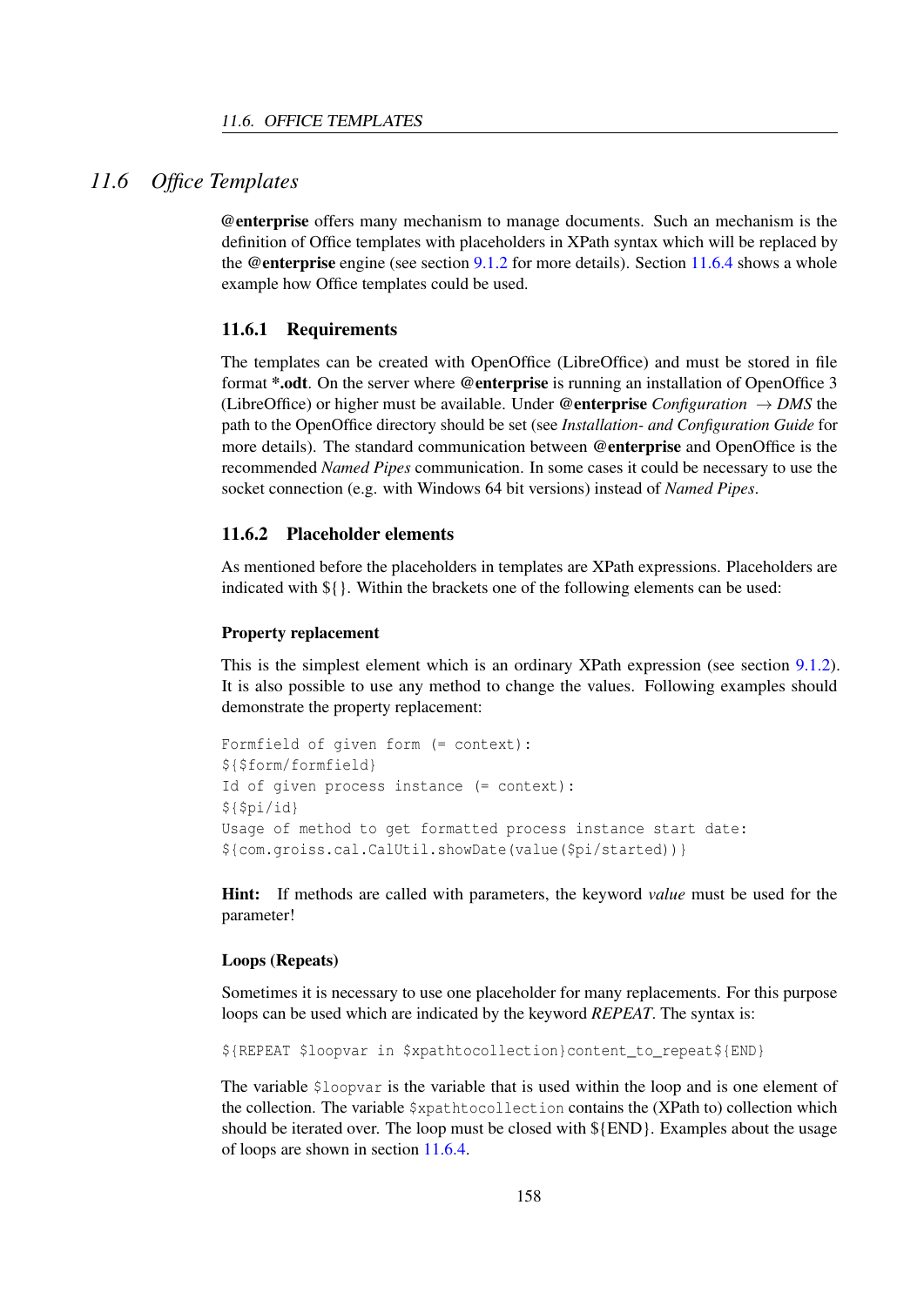## 11.6 *Office Templates*

**@enterprise** offers many mechanism to manage documents. Such an mechanism is the definition of Office templates with placeholders in XPath syntax which will be replaced by the **@enterprise** engine (see section 9.1.2 for more details). Section 11.6.4 shows a whole example how Office templates could be used.

### 11.6.1 Requirements

The templates can be created with OpenOffice (LibreOffice) and must be stored in file format ***.odt**. On the server where **@enterprise** is running an installation of OpenOffice 3 (LibreOffice) or higher must be available. Under **@enterprise** *Configuration* → *DMS* the path to the OpenOffice directory should be set (see *Installation- and Configuration Guide* for more details). The standard communication between **@enterprise** and OpenOffice is the recommended *Named Pipes* communication. In some cases it could be necessary to use the socket connection (e.g. with Windows 64 bit versions) instead of *Named Pipes*.

### 11.6.2 Placeholder elements

As mentioned before the placeholders in templates are XPath expressions. Placeholders are indicated with ${}. Within the brackets one of the following elements can be used:

#### Property replacement

This is the simplest element which is an ordinary XPath expression (see section 9.1.2). It is also possible to use any method to change the values. Following examples should demonstrate the property replacement:

```
Formfield of given form (= context):
${$form/formfield}
Id of given process instance (= context):
${$pi/id}
Usage of method to get formatted process instance start date:
${com.groiss.cal.CalUtil.showDate(value($pi/started))}
```

**Hint:** If methods are called with parameters, the keyword *value* must be used for the parameter!

#### Loops (Repeats)

Sometimes it is necessary to use one placeholder for many replacements. For this purpose loops can be used which are indicated by the keyword *REPEAT*. The syntax is:

```
${REPEAT $loopvar in $xpathtocollection}content_to_repeat${END}
```

The variable `$loopvar` is the variable that is used within the loop and is one element of the collection. The variable `$xpathtocollection` contains the (XPath to) collection which should be iterated over. The loop must be closed with ${END}. Examples about the usage of loops are shown in section 11.6.4.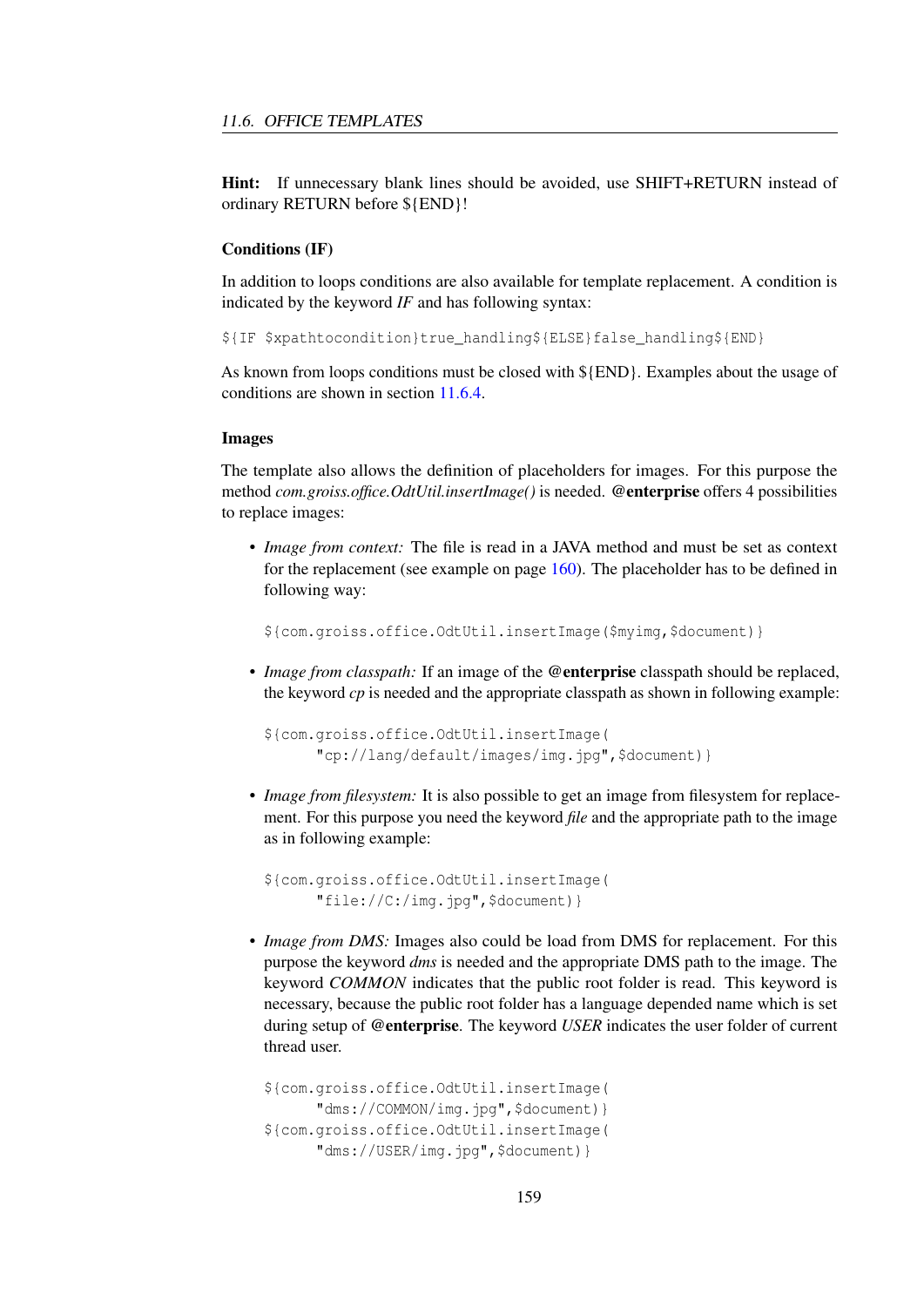**Hint:** If unnecessary blank lines should be avoided, use SHIFT+RETURN instead of ordinary RETURN before ${END}!

#### Conditions (IF)

In addition to loops conditions are also available for template replacement. A condition is indicated by the keyword *IF* and has following syntax:

```
${IF $xpathtocondition}true_handling${ELSE}false_handling${END}
```

As known from loops conditions must be closed with ${END}. Examples about the usage of conditions are shown in section 11.6.4.

#### Images

The template also allows the definition of placeholders for images. For this purpose the method *com.groiss.office.OdtUtil.insertImage()* is needed. **@enterprise** offers 4 possibilities to replace images:

- *Image from context:* The file is read in a JAVA method and must be set as context for the replacement (see example on page 160). The placeholder has to be defined in following way:

  ```
  ${com.groiss.office.OdtUtil.insertImage($myimg,$document)}
  ```

- *Image from classpath:* If an image of the **@enterprise** classpath should be replaced, the keyword *cp* is needed and the appropriate classpath as shown in following example:

  ```
  ${com.groiss.office.OdtUtil.insertImage(
        "cp://lang/default/images/img.jpg",$document)}
  ```

- *Image from filesystem:* It is also possible to get an image from filesystem for replacement. For this purpose you need the keyword *file* and the appropriate path to the image as in following example:

  ```
  ${com.groiss.office.OdtUtil.insertImage(
        "file://C:/img.jpg",$document)}
  ```

- *Image from DMS:* Images also could be load from DMS for replacement. For this purpose the keyword *dms* is needed and the appropriate DMS path to the image. The keyword *COMMON* indicates that the public root folder is read. This keyword is necessary, because the public root folder has a language depended name which is set during setup of **@enterprise**. The keyword *USER* indicates the user folder of current thread user.

  ```
  ${com.groiss.office.OdtUtil.insertImage(
        "dms://COMMON/img.jpg",$document)}
  ${com.groiss.office.OdtUtil.insertImage(
        "dms://USER/img.jpg",$document)}
  ```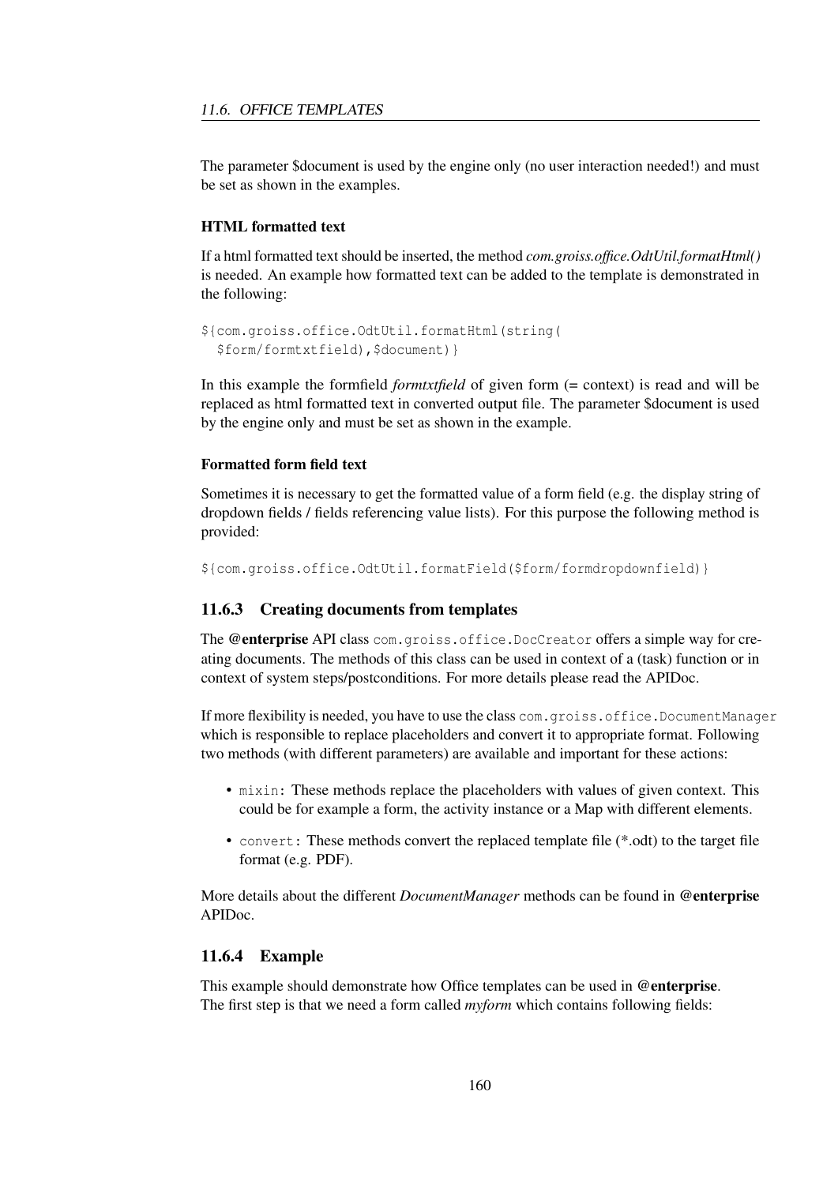The parameter $document is used by the engine only (no user interaction needed!) and must be set as shown in the examples.

#### HTML formatted text

If a html formatted text should be inserted, the method *com.groiss.office.OdtUtil.formatHtml()* is needed. An example how formatted text can be added to the template is demonstrated in the following:

```
${com.groiss.office.OdtUtil.formatHtml(string(
  $form/formtxtfield),$document)}
```

In this example the formfield *formtxtfield* of given form (= context) is read and will be replaced as html formatted text in converted output file. The parameter $document is used by the engine only and must be set as shown in the example.

#### Formatted form field text

Sometimes it is necessary to get the formatted value of a form field (e.g. the display string of dropdown fields / fields referencing value lists). For this purpose the following method is provided:

```
${com.groiss.office.OdtUtil.formatField($form/formdropdownfield)}
```

### 11.6.3 Creating documents from templates

The **@enterprise** API class `com.groiss.office.DocCreator` offers a simple way for creating documents. The methods of this class can be used in context of a (task) function or in context of system steps/postconditions. For more details please read the APIDoc.

If more flexibility is needed, you have to use the class `com.groiss.office.DocumentManager` which is responsible to replace placeholders and convert it to appropriate format. Following two methods (with different parameters) are available and important for these actions:

- `mixin`: These methods replace the placeholders with values of given context. This could be for example a form, the activity instance or a Map with different elements.
- `convert`: These methods convert the replaced template file (*.odt) to the target file format (e.g. PDF).

More details about the different *DocumentManager* methods can be found in **@enterprise** APIDoc.

### 11.6.4 Example

This example should demonstrate how Office templates can be used in **@enterprise**.
The first step is that we need a form called *myform* which contains following fields: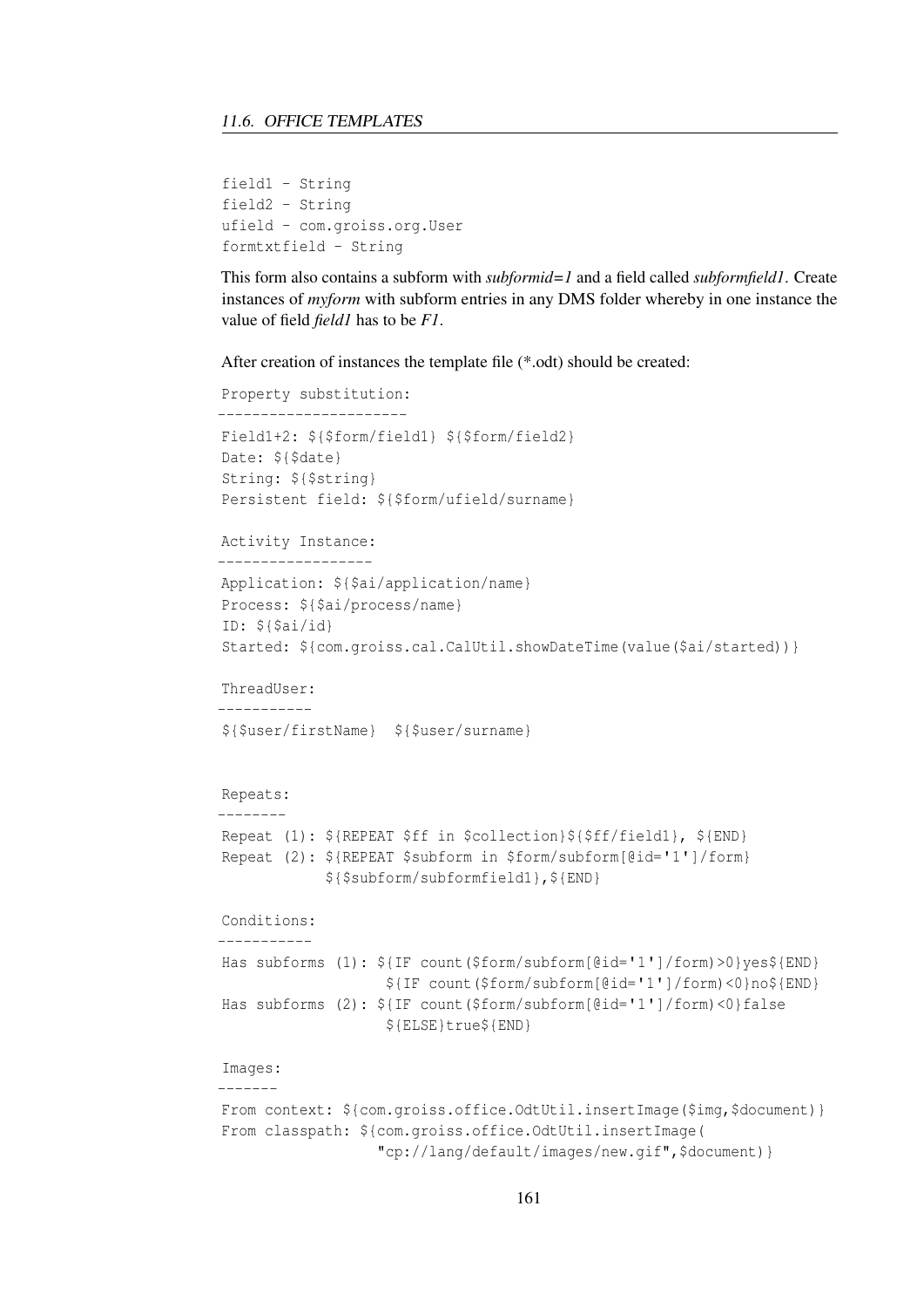```
field1 - String
field2 - String
ufield - com.groiss.org.User
formtxtfield - String
```

This form also contains a subform with *subformid=1* and a field called *subformfield1*. Create instances of *myform* with subform entries in any DMS folder whereby in one instance the value of field *field1* has to be *F1*.

After creation of instances the template file (*.odt) should be created:

```
Property substitution:
----------------------
Field1+2: ${$form/field1} ${$form/field2}
Date: ${$date}
String: ${$string}
Persistent field: ${$form/ufield/surname}

Activity Instance:
------------------
Application: ${$ai/application/name}
Process: ${$ai/process/name}
ID: ${$ai/id}
Started: ${com.groiss.cal.CalUtil.showDateTime(value($ai/started))}

ThreadUser:
-----------
${$user/firstName}  ${$user/surname}


Repeats:
--------
Repeat (1): ${REPEAT $ff in $collection}${$ff/field1}, ${END}
Repeat (2): ${REPEAT $subform in $form/subform[@id='1']/form}
            ${$subform/subformfield1},${END}

Conditions:
-----------
Has subforms (1): ${IF count($form/subform[@id='1']/form)>0}yes${END}
                  ${IF count($form/subform[@id='1']/form)<0}no${END}
Has subforms (2): ${IF count($form/subform[@id='1']/form)<0}false
                  ${ELSE}true${END}

Images:
-------
From context: ${com.groiss.office.OdtUtil.insertImage($img,$document)}
From classpath: ${com.groiss.office.OdtUtil.insertImage(
                 "cp://lang/default/images/new.gif",$document)}
```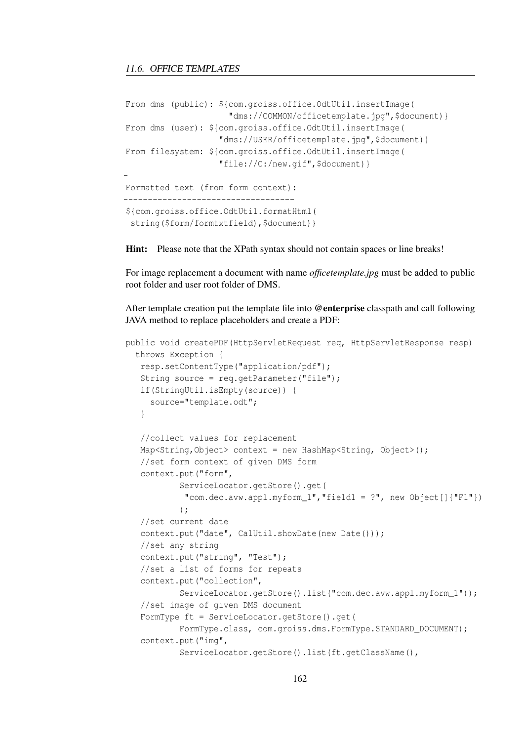```
From dms (public): ${com.groiss.office.OdtUtil.insertImage(
                     "dms://COMMON/officetemplate.jpg",$document)}
From dms (user): ${com.groiss.office.OdtUtil.insertImage(
                   "dms://USER/officetemplate.jpg",$document)}
From filesystem: ${com.groiss.office.OdtUtil.insertImage(
                   "file://C:/new.gif",$document)}

Formatted text (from form context):
-----------------------------------
${com.groiss.office.OdtUtil.formatHtml(
 string($form/formtxtfield),$document)}
```

**Hint:** Please note that the XPath syntax should not contain spaces or line breaks!

For image replacement a document with name *officetemplate.jpg* must be added to public root folder and user root folder of DMS.

After template creation put the template file into **@enterprise** classpath and call following JAVA method to replace placeholders and create a PDF:

```
public void createPDF(HttpServletRequest req, HttpServletResponse resp)
  throws Exception {
   resp.setContentType("application/pdf");
   String source = req.getParameter("file");
   if(StringUtil.isEmpty(source)) {
     source="template.odt";
   }

   //collect values for replacement
   Map<String,Object> context = new HashMap<String, Object>();
   //set form context of given DMS form
   context.put("form",
           ServiceLocator.getStore().get(
            "com.dec.avw.appl.myform_1","field1 = ?", new Object[]{"F1"})
           );
   //set current date
   context.put("date", CalUtil.showDate(new Date()));
   //set any string
   context.put("string", "Test");
   //set a list of forms for repeats
   context.put("collection",
           ServiceLocator.getStore().list("com.dec.avw.appl.myform_1"));
   //set image of given DMS document
   FormType ft = ServiceLocator.getStore().get(
           FormType.class, com.groiss.dms.FormType.STANDARD_DOCUMENT);
   context.put("img",
           ServiceLocator.getStore().list(ft.getClassName(),
```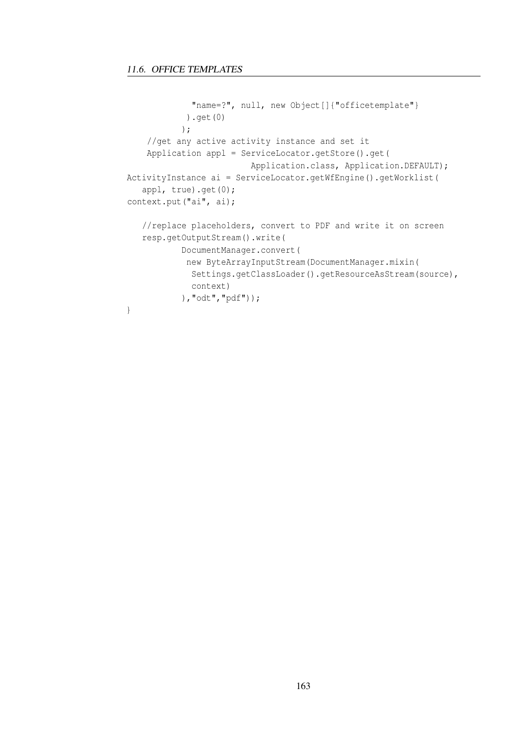```
            "name=?", null, new Object[]{"officetemplate"}
           ).get(0)
          );
    //get any active activity instance and set it
    Application appl = ServiceLocator.getStore().get(
                        Application.class, Application.DEFAULT);
ActivityInstance ai = ServiceLocator.getWfEngine().getWorklist(
   appl, true).get(0);
context.put("ai", ai);

   //replace placeholders, convert to PDF and write it on screen
   resp.getOutputStream().write(
          DocumentManager.convert(
           new ByteArrayInputStream(DocumentManager.mixin(
            Settings.getClassLoader().getResourceAsStream(source),
            context)
          ),"odt","pdf"));
}
```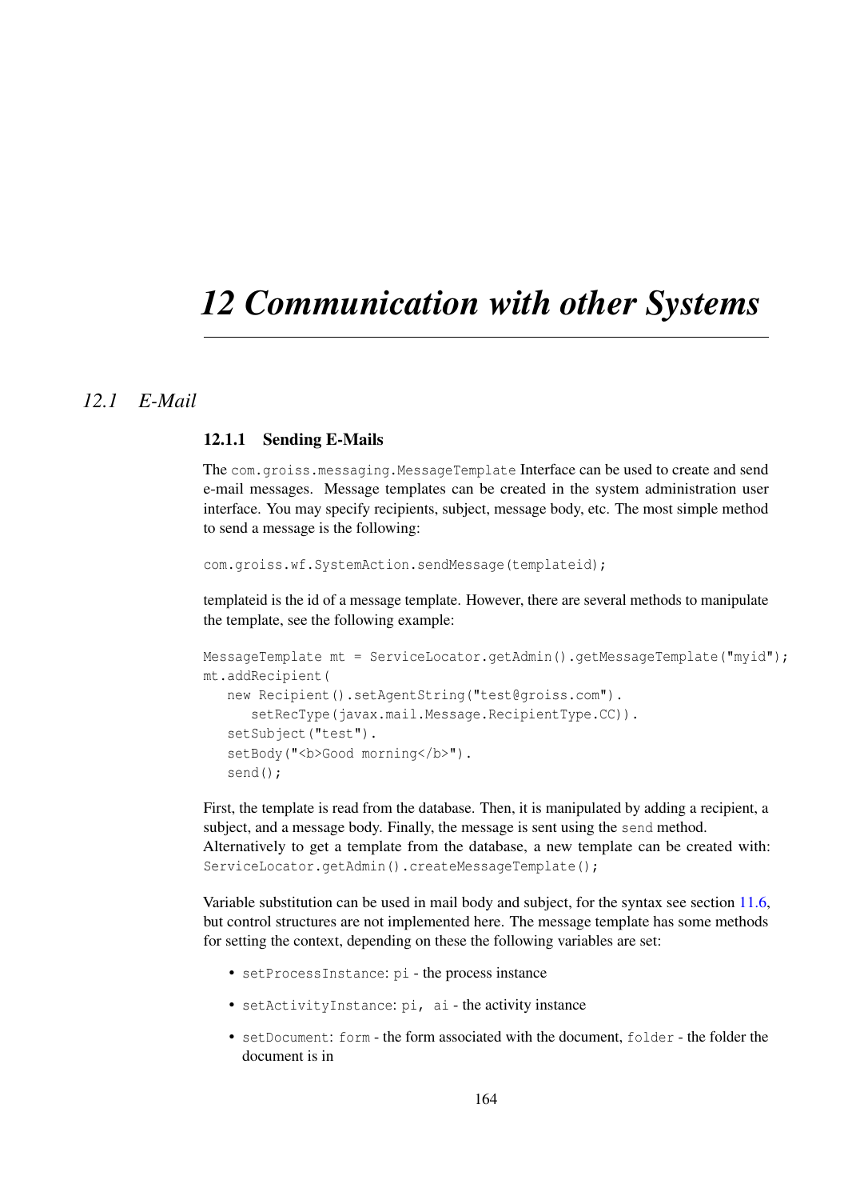# 12 Communication with other Systems

## 12.1 E-Mail

### 12.1.1 Sending E-Mails

The `com.groiss.messaging.MessageTemplate` Interface can be used to create and send e-mail messages. Message templates can be created in the system administration user interface. You may specify recipients, subject, message body, etc. The most simple method to send a message is the following:

```
com.groiss.wf.SystemAction.sendMessage(templateid);
```

templateid is the id of a message template. However, there are several methods to manipulate the template, see the following example:

```
MessageTemplate mt = ServiceLocator.getAdmin().getMessageTemplate("myid");
mt.addRecipient(
   new Recipient().setAgentString("test@groiss.com").
      setRecType(javax.mail.Message.RecipientType.CC)).
   setSubject("test").
   setBody("<b>Good morning</b>").
   send();
```

First, the template is read from the database. Then, it is manipulated by adding a recipient, a subject, and a message body. Finally, the message is sent using the `send` method.
Alternatively to get a template from the database, a new template can be created with: `ServiceLocator.getAdmin().createMessageTemplate();`

Variable substitution can be used in mail body and subject, for the syntax see section 11.6, but control structures are not implemented here. The message template has some methods for setting the context, depending on these the following variables are set:

- `setProcessInstance`: `pi` - the process instance
- `setActivityInstance`: `pi, ai` - the activity instance
- `setDocument`: `form` - the form associated with the document, `folder` - the folder the document is in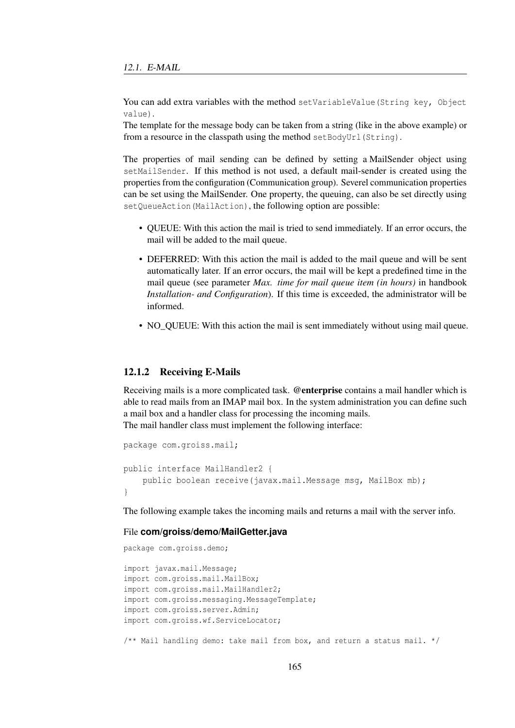You can add extra variables with the method `setVariableValue(String key, Object value)`.
The template for the message body can be taken from a string (like in the above example) or from a resource in the classpath using the method `setBodyUrl(String)`.

The properties of mail sending can be defined by setting a MailSender object using `setMailSender`. If this method is not used, a default mail-sender is created using the properties from the configuration (Communication group). Severel communication properties can be set using the MailSender. One property, the queuing, can also be set directly using `setQueueAction(MailAction)`, the following option are possible:

- QUEUE: With this action the mail is tried to send immediately. If an error occurs, the mail will be added to the mail queue.
- DEFERRED: With this action the mail is added to the mail queue and will be sent automatically later. If an error occurs, the mail will be kept a predefined time in the mail queue (see parameter *Max. time for mail queue item (in hours)* in handbook *Installation- and Configuration*). If this time is exceeded, the administrator will be informed.
- NO_QUEUE: With this action the mail is sent immediately without using mail queue.

### 12.1.2 Receiving E-Mails

Receiving mails is a more complicated task. **@enterprise** contains a mail handler which is able to read mails from an IMAP mail box. In the system administration you can define such a mail box and a handler class for processing the incoming mails.
The mail handler class must implement the following interface:

```
package com.groiss.mail;

public interface MailHandler2 {
    public boolean receive(javax.mail.Message msg, MailBox mb);
}
```

The following example takes the incoming mails and returns a mail with the server info.

File **com/groiss/demo/MailGetter.java**

```
package com.groiss.demo;

import javax.mail.Message;
import com.groiss.mail.MailBox;
import com.groiss.mail.MailHandler2;
import com.groiss.messaging.MessageTemplate;
import com.groiss.server.Admin;
import com.groiss.wf.ServiceLocator;

/** Mail handling demo: take mail from box, and return a status mail. */
```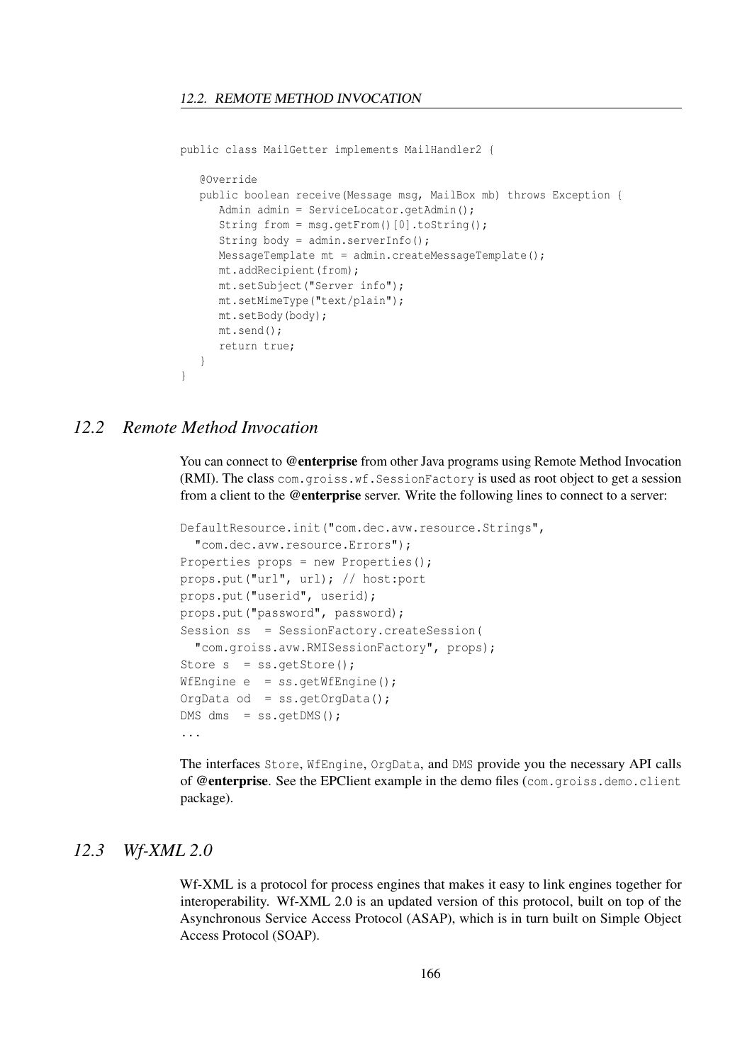```
public class MailGetter implements MailHandler2 {

   @Override
   public boolean receive(Message msg, MailBox mb) throws Exception {
      Admin admin = ServiceLocator.getAdmin();
      String from = msg.getFrom()[0].toString();
      String body = admin.serverInfo();
      MessageTemplate mt = admin.createMessageTemplate();
      mt.addRecipient(from);
      mt.setSubject("Server info");
      mt.setMimeType("text/plain");
      mt.setBody(body);
      mt.send();
      return true;
   }
}
```

## *12.2 Remote Method Invocation*

You can connect to **@enterprise** from other Java programs using Remote Method Invocation (RMI). The class `com.groiss.wf.SessionFactory` is used as root object to get a session from a client to the **@enterprise** server. Write the following lines to connect to a server:

```
DefaultResource.init("com.dec.avw.resource.Strings",
  "com.dec.avw.resource.Errors");
Properties props = new Properties();
props.put("url", url); // host:port
props.put("userid", userid);
props.put("password", password);
Session ss  = SessionFactory.createSession(
  "com.groiss.avw.RMISessionFactory", props);
Store s  = ss.getStore();
WfEngine e  = ss.getWfEngine();
OrgData od  = ss.getOrgData();
DMS dms  = ss.getDMS();
...
```

The interfaces `Store`, `WfEngine`, `OrgData`, and `DMS` provide you the necessary API calls of **@enterprise**. See the EPClient example in the demo files (`com.groiss.demo.client` package).

## *12.3 Wf-XML 2.0*

Wf-XML is a protocol for process engines that makes it easy to link engines together for interoperability. Wf-XML 2.0 is an updated version of this protocol, built on top of the Asynchronous Service Access Protocol (ASAP), which is in turn built on Simple Object Access Protocol (SOAP).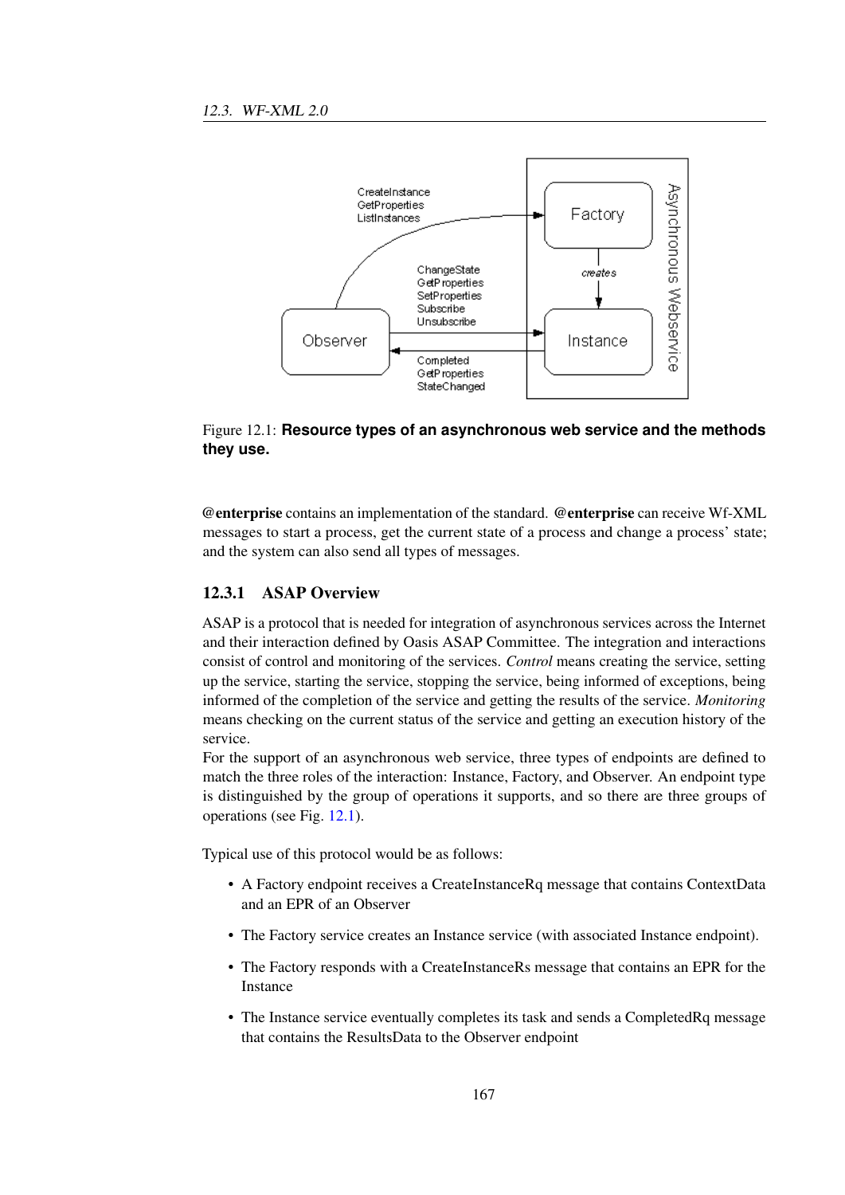Figure 12.1: **Resource types of an asynchronous web service and the methods they use.**

**@enterprise** contains an implementation of the standard. **@enterprise** can receive Wf-XML messages to start a process, get the current state of a process and change a process' state; and the system can also send all types of messages.

### 12.3.1 ASAP Overview

ASAP is a protocol that is needed for integration of asynchronous services across the Internet and their interaction defined by Oasis ASAP Committee. The integration and interactions consist of control and monitoring of the services. *Control* means creating the service, setting up the service, starting the service, stopping the service, being informed of exceptions, being informed of the completion of the service and getting the results of the service. *Monitoring* means checking on the current status of the service and getting an execution history of the service.

For the support of an asynchronous web service, three types of endpoints are defined to match the three roles of the interaction: Instance, Factory, and Observer. An endpoint type is distinguished by the group of operations it supports, and so there are three groups of operations (see Fig. 12.1).

Typical use of this protocol would be as follows:

- A Factory endpoint receives a CreateInstanceRq message that contains ContextData and an EPR of an Observer
- The Factory service creates an Instance service (with associated Instance endpoint).
- The Factory responds with a CreateInstanceRs message that contains an EPR for the Instance
- The Instance service eventually completes its task and sends a CompletedRq message that contains the ResultsData to the Observer endpoint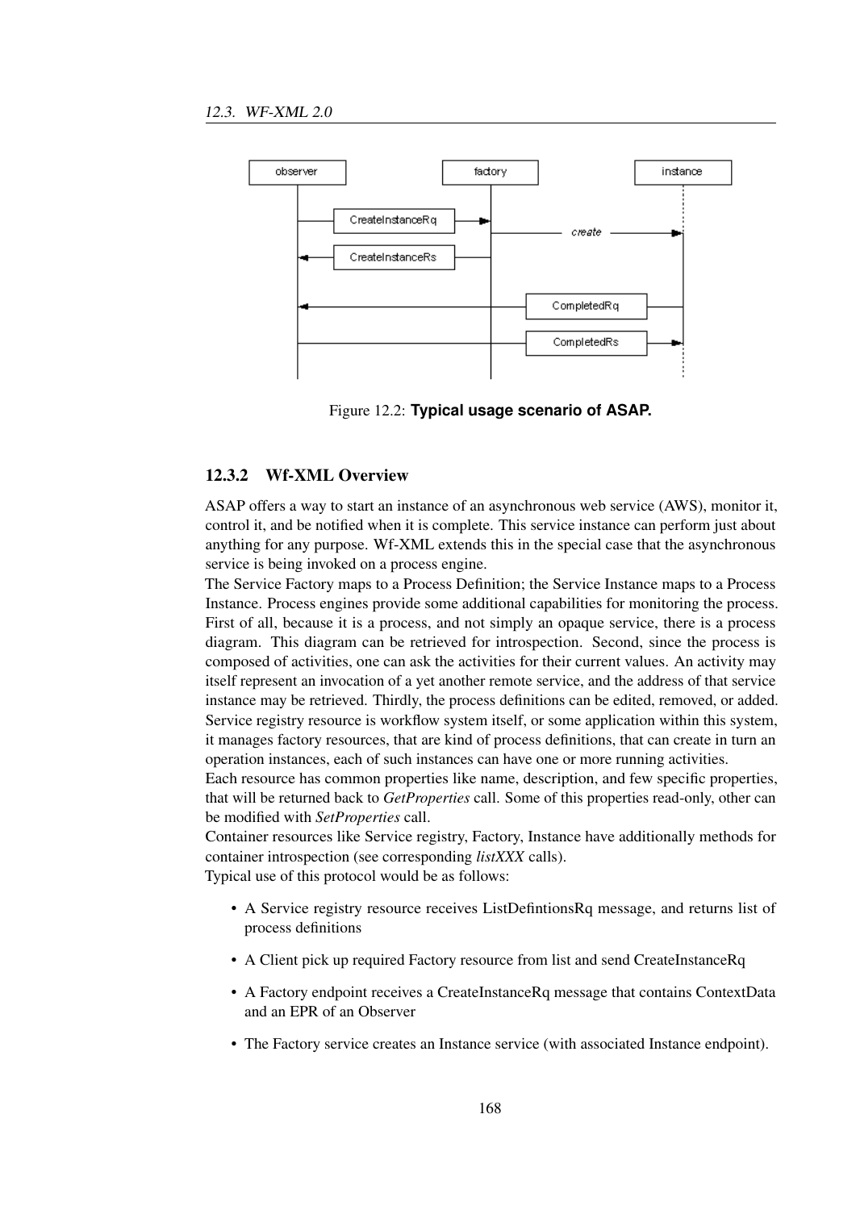Figure 12.2: **Typical usage scenario of ASAP.**

### 12.3.2 Wf-XML Overview

ASAP offers a way to start an instance of an asynchronous web service (AWS), monitor it, control it, and be notified when it is complete. This service instance can perform just about anything for any purpose. Wf-XML extends this in the special case that the asynchronous service is being invoked on a process engine.

The Service Factory maps to a Process Definition; the Service Instance maps to a Process Instance. Process engines provide some additional capabilities for monitoring the process. First of all, because it is a process, and not simply an opaque service, there is a process diagram. This diagram can be retrieved for introspection. Second, since the process is composed of activities, one can ask the activities for their current values. An activity may itself represent an invocation of a yet another remote service, and the address of that service instance may be retrieved. Thirdly, the process definitions can be edited, removed, or added. Service registry resource is workflow system itself, or some application within this system, it manages factory resources, that are kind of process definitions, that can create in turn an operation instances, each of such instances can have one or more running activities.

Each resource has common properties like name, description, and few specific properties, that will be returned back to *GetProperties* call. Some of this properties read-only, other can be modified with *SetProperties* call.

Container resources like Service registry, Factory, Instance have additionally methods for container introspection (see corresponding *listXXX* calls).

Typical use of this protocol would be as follows:

- A Service registry resource receives ListDefintionsRq message, and returns list of process definitions
- A Client pick up required Factory resource from list and send CreateInstanceRq
- A Factory endpoint receives a CreateInstanceRq message that contains ContextData and an EPR of an Observer
- The Factory service creates an Instance service (with associated Instance endpoint).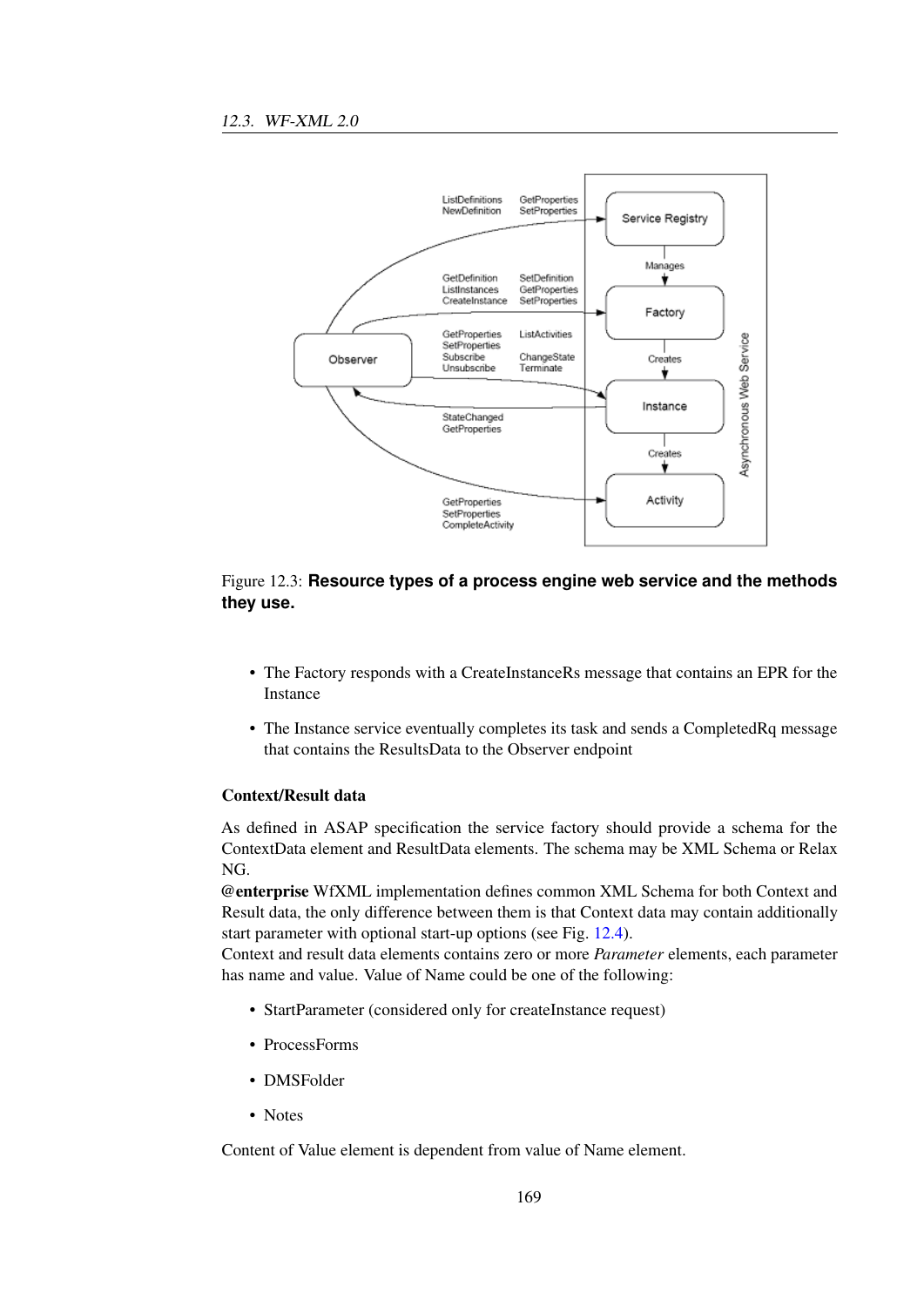Figure 12.3: **Resource types of a process engine web service and the methods they use.**

- The Factory responds with a CreateInstanceRs message that contains an EPR for the Instance
- The Instance service eventually completes its task and sends a CompletedRq message that contains the ResultsData to the Observer endpoint

#### Context/Result data

As defined in ASAP specification the service factory should provide a schema for the ContextData element and ResultData elements. The schema may be XML Schema or Relax NG.
**@enterprise** WfXML implementation defines common XML Schema for both Context and Result data, the only difference between them is that Context data may contain additionally start parameter with optional start-up options (see Fig. 12.4).
Context and result data elements contains zero or more *Parameter* elements, each parameter has name and value. Value of Name could be one of the following:

- StartParameter (considered only for createInstance request)
- ProcessForms
- DMSFolder
- Notes

Content of Value element is dependent from value of Name element.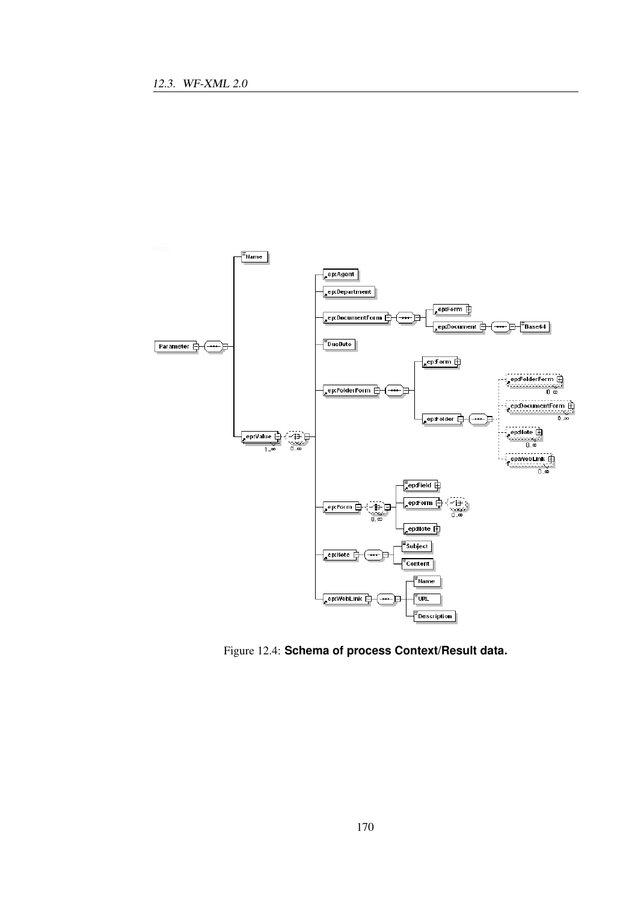Figure 12.4: **Schema of process Context/Result data.**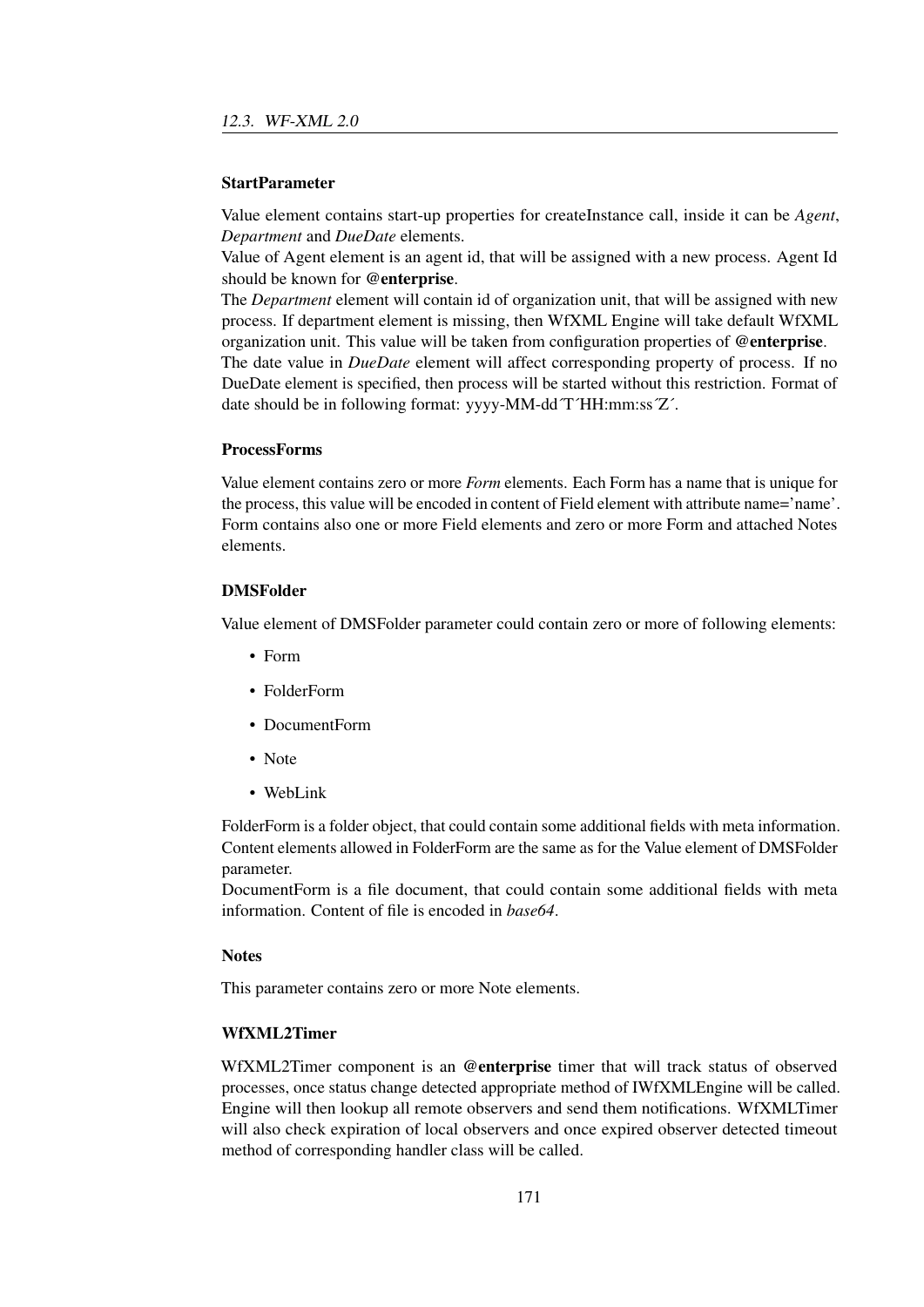### StartParameter

Value element contains start-up properties for createInstance call, inside it can be *Agent*, *Department* and *DueDate* elements.
Value of Agent element is an agent id, that will be assigned with a new process. Agent Id should be known for **@enterprise**.
The *Department* element will contain id of organization unit, that will be assigned with new process. If department element is missing, then WfXML Engine will take default WfXML organization unit. This value will be taken from configuration properties of **@enterprise**.
The date value in *DueDate* element will affect corresponding property of process. If no DueDate element is specified, then process will be started without this restriction. Format of date should be in following format: yyyy-MM-dd´T´HH:mm:ss´Z´.

### ProcessForms

Value element contains zero or more *Form* elements. Each Form has a name that is unique for the process, this value will be encoded in content of Field element with attribute name='name'. Form contains also one or more Field elements and zero or more Form and attached Notes elements.

### DMSFolder

Value element of DMSFolder parameter could contain zero or more of following elements:

- Form
- FolderForm
- DocumentForm
- Note
- WebLink

FolderForm is a folder object, that could contain some additional fields with meta information. Content elements allowed in FolderForm are the same as for the Value element of DMSFolder parameter.
DocumentForm is a file document, that could contain some additional fields with meta information. Content of file is encoded in *base64*.

### Notes

This parameter contains zero or more Note elements.

### WfXML2Timer

WfXML2Timer component is an **@enterprise** timer that will track status of observed processes, once status change detected appropriate method of IWfXMLEngine will be called. Engine will then lookup all remote observers and send them notifications. WfXMLTimer will also check expiration of local observers and once expired observer detected timeout method of corresponding handler class will be called.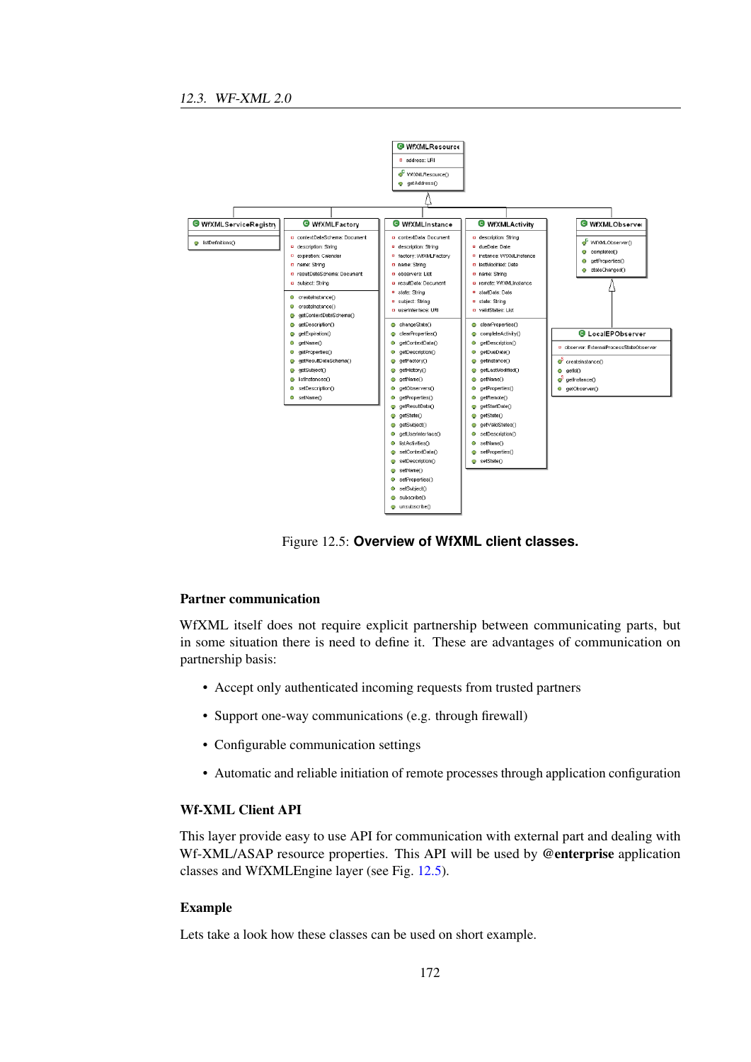Figure 12.5: **Overview of WfXML client classes.**

### Partner communication

WfXML itself does not require explicit partnership between communicating parts, but in some situation there is need to define it. These are advantages of communication on partnership basis:

- Accept only authenticated incoming requests from trusted partners
- Support one-way communications (e.g. through firewall)
- Configurable communication settings
- Automatic and reliable initiation of remote processes through application configuration

### Wf-XML Client API

This layer provide easy to use API for communication with external part and dealing with Wf-XML/ASAP resource properties. This API will be used by **@enterprise** application classes and WfXMLEngine layer (see Fig. 12.5).

### Example

Lets take a look how these classes can be used on short example.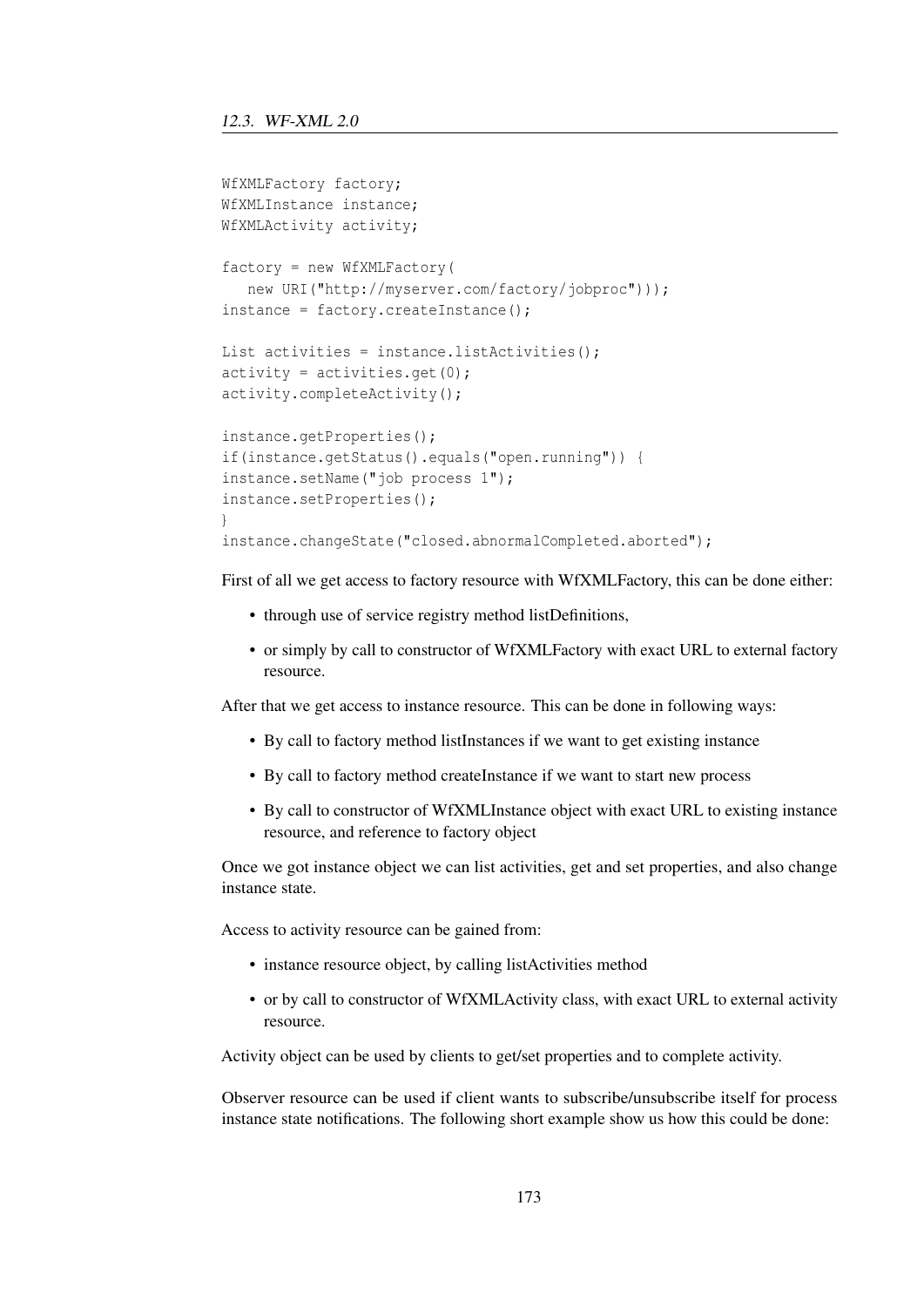```
WfXMLFactory factory;
WfXMLInstance instance;
WfXMLActivity activity;

factory = new WfXMLFactory(
   new URI("http://myserver.com/factory/jobproc")));
instance = factory.createInstance();

List activities = instance.listActivities();
activity = activities.get(0);
activity.completeActivity();

instance.getProperties();
if(instance.getStatus().equals("open.running")) {
instance.setName("job process 1");
instance.setProperties();
}
instance.changeState("closed.abnormalCompleted.aborted");
```

First of all we get access to factory resource with WfXMLFactory, this can be done either:

- through use of service registry method listDefinitions,
- or simply by call to constructor of WfXMLFactory with exact URL to external factory resource.

After that we get access to instance resource. This can be done in following ways:

- By call to factory method listInstances if we want to get existing instance
- By call to factory method createInstance if we want to start new process
- By call to constructor of WfXMLInstance object with exact URL to existing instance resource, and reference to factory object

Once we got instance object we can list activities, get and set properties, and also change instance state.

Access to activity resource can be gained from:

- instance resource object, by calling listActivities method
- or by call to constructor of WfXMLActivity class, with exact URL to external activity resource.

Activity object can be used by clients to get/set properties and to complete activity.

Observer resource can be used if client wants to subscribe/unsubscribe itself for process instance state notifications. The following short example show us how this could be done: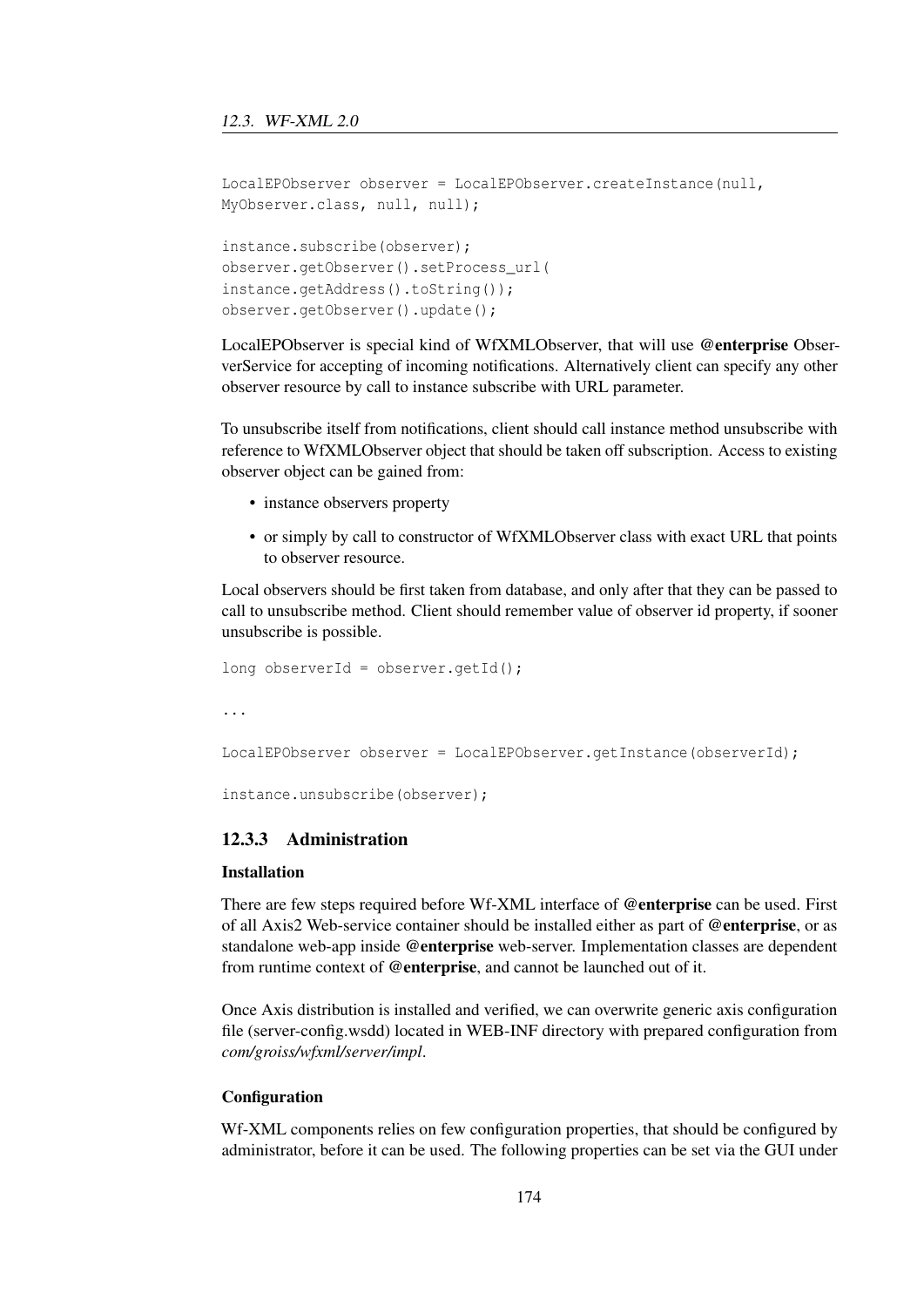```
LocalEPObserver observer = LocalEPObserver.createInstance(null,
MyObserver.class, null, null);

instance.subscribe(observer);
observer.getObserver().setProcess_url(
instance.getAddress().toString());
observer.getObserver().update();
```

LocalEPObserver is special kind of WfXMLObserver, that will use **@enterprise** ObserverService for accepting of incoming notifications. Alternatively client can specify any other observer resource by call to instance subscribe with URL parameter.

To unsubscribe itself from notifications, client should call instance method unsubscribe with reference to WfXMLObserver object that should be taken off subscription. Access to existing observer object can be gained from:

- instance observers property
- or simply by call to constructor of WfXMLObserver class with exact URL that points to observer resource.

Local observers should be first taken from database, and only after that they can be passed to call to unsubscribe method. Client should remember value of observer id property, if sooner unsubscribe is possible.

```
long observerId = observer.getId();

...

LocalEPObserver observer = LocalEPObserver.getInstance(observerId);

instance.unsubscribe(observer);
```

### 12.3.3 Administration

#### Installation

There are few steps required before Wf-XML interface of **@enterprise** can be used. First of all Axis2 Web-service container should be installed either as part of **@enterprise**, or as standalone web-app inside **@enterprise** web-server. Implementation classes are dependent from runtime context of **@enterprise**, and cannot be launched out of it.

Once Axis distribution is installed and verified, we can overwrite generic axis configuration file (server-config.wsdd) located in WEB-INF directory with prepared configuration from *com/groiss/wfxml/server/impl*.

#### Configuration

Wf-XML components relies on few configuration properties, that should be configured by administrator, before it can be used. The following properties can be set via the GUI under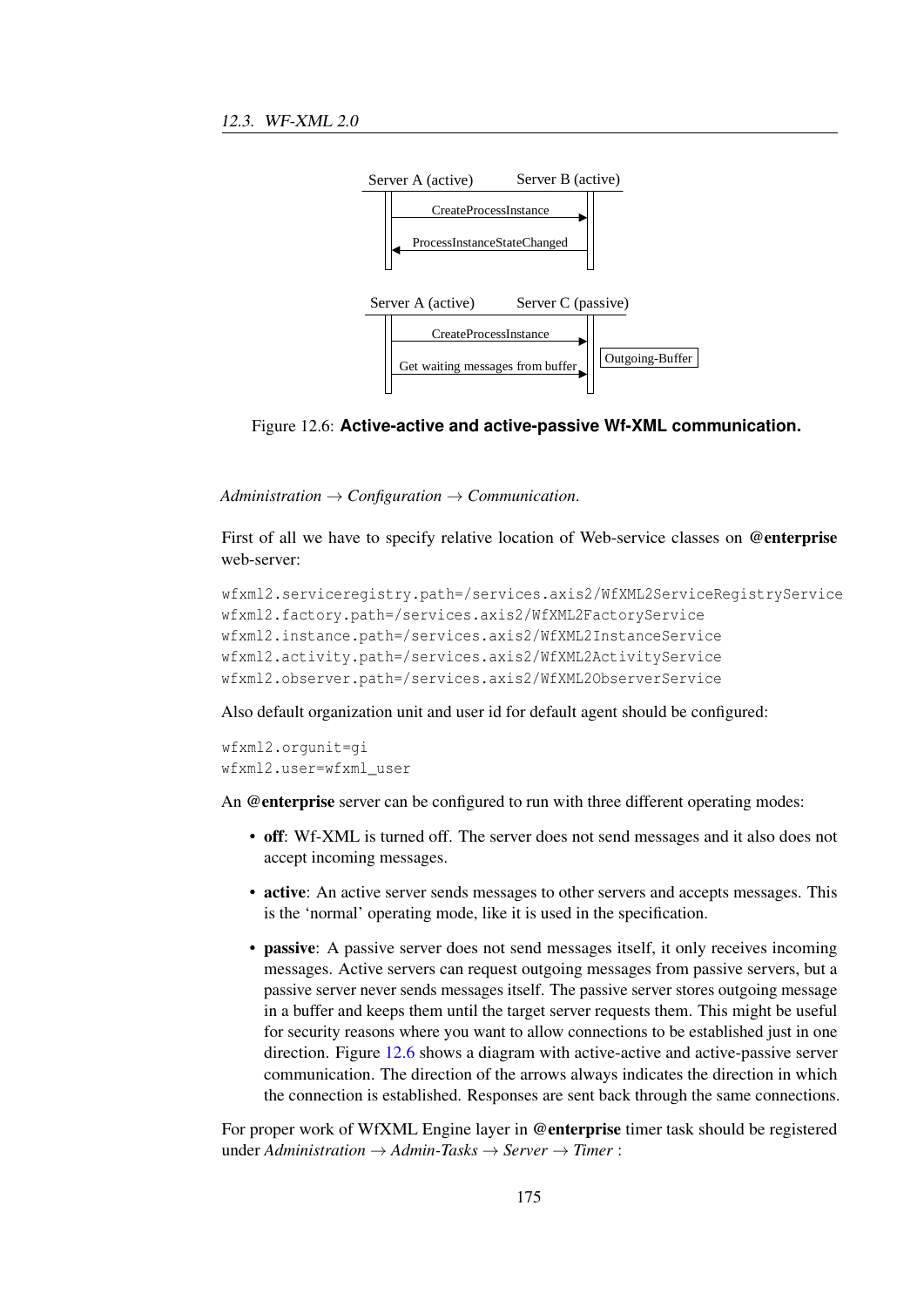Server A (active) Server B (active)

CreateProcessInstance

ProcessInstanceStateChanged

Server A (active) Server C (passive)

CreateProcessInstance

Get waiting messages from buffer

Outgoing-Buffer

Figure 12.6: **Active-active and active-passive Wf-XML communication.**

*Administration → Configuration → Communication.*

First of all we have to specify relative location of Web-service classes on **@enterprise** web-server:

```
wfxml2.serviceregistry.path=/services.axis2/WfXML2ServiceRegistryService
wfxml2.factory.path=/services.axis2/WfXML2FactoryService
wfxml2.instance.path=/services.axis2/WfXML2InstanceService
wfxml2.activity.path=/services.axis2/WfXML2ActivityService
wfxml2.observer.path=/services.axis2/WfXML2ObserverService
```

Also default organization unit and user id for default agent should be configured:

```
wfxml2.orgunit=gi
wfxml2.user=wfxml_user
```

An **@enterprise** server can be configured to run with three different operating modes:

- **off**: Wf-XML is turned off. The server does not send messages and it also does not accept incoming messages.
- **active**: An active server sends messages to other servers and accepts messages. This is the 'normal' operating mode, like it is used in the specification.
- **passive**: A passive server does not send messages itself, it only receives incoming messages. Active servers can request outgoing messages from passive servers, but a passive server never sends messages itself. The passive server stores outgoing message in a buffer and keeps them until the target server requests them. This might be useful for security reasons where you want to allow connections to be established just in one direction. Figure 12.6 shows a diagram with active-active and active-passive server communication. The direction of the arrows always indicates the direction in which the connection is established. Responses are sent back through the same connections.

For proper work of WfXML Engine layer in **@enterprise** timer task should be registered under *Administration → Admin-Tasks → Server → Timer* :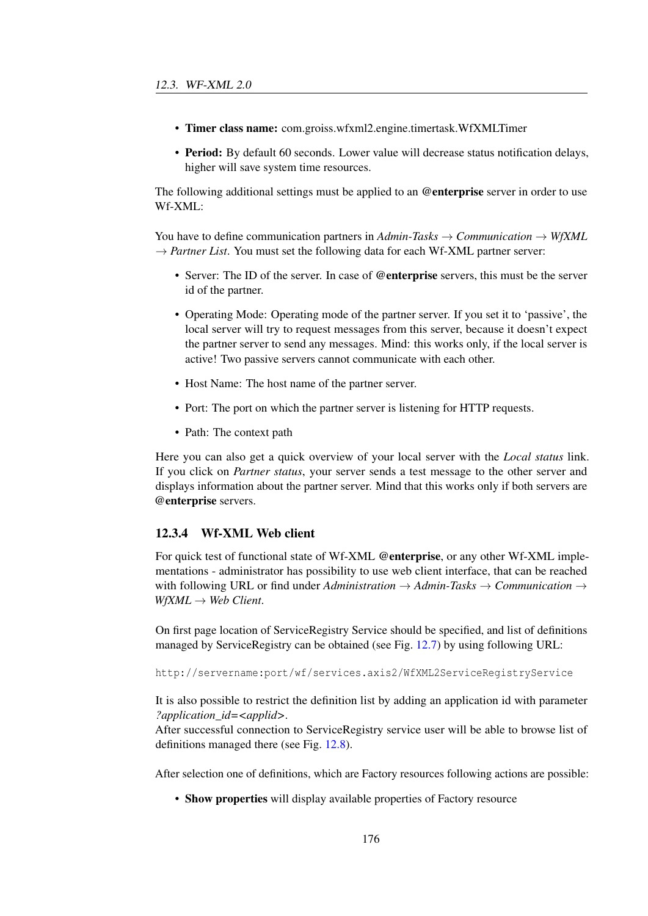- **Timer class name:** com.groiss.wfxml2.engine.timertask.WfXMLTimer
- **Period:** By default 60 seconds. Lower value will decrease status notification delays, higher will save system time resources.

The following additional settings must be applied to an **@enterprise** server in order to use Wf-XML:

You have to define communication partners in *Admin-Tasks* → *Communication* → *WfXML* → *Partner List*. You must set the following data for each Wf-XML partner server:

- Server: The ID of the server. In case of **@enterprise** servers, this must be the server id of the partner.
- Operating Mode: Operating mode of the partner server. If you set it to 'passive', the local server will try to request messages from this server, because it doesn't expect the partner server to send any messages. Mind: this works only, if the local server is active! Two passive servers cannot communicate with each other.
- Host Name: The host name of the partner server.
- Port: The port on which the partner server is listening for HTTP requests.
- Path: The context path

Here you can also get a quick overview of your local server with the *Local status* link. If you click on *Partner status*, your server sends a test message to the other server and displays information about the partner server. Mind that this works only if both servers are **@enterprise** servers.

### 12.3.4 Wf-XML Web client

For quick test of functional state of Wf-XML **@enterprise**, or any other Wf-XML implementations - administrator has possibility to use web client interface, that can be reached with following URL or find under *Administration* → *Admin-Tasks* → *Communication* → *WfXML* → *Web Client*.

On first page location of ServiceRegistry Service should be specified, and list of definitions managed by ServiceRegistry can be obtained (see Fig. 12.7) by using following URL:

```
http://servername:port/wf/services.axis2/WfXML2ServiceRegistryService
```

It is also possible to restrict the definition list by adding an application id with parameter *?application_id=<applid>*.
After successful connection to ServiceRegistry service user will be able to browse list of definitions managed there (see Fig. 12.8).

After selection one of definitions, which are Factory resources following actions are possible:

- **Show properties** will display available properties of Factory resource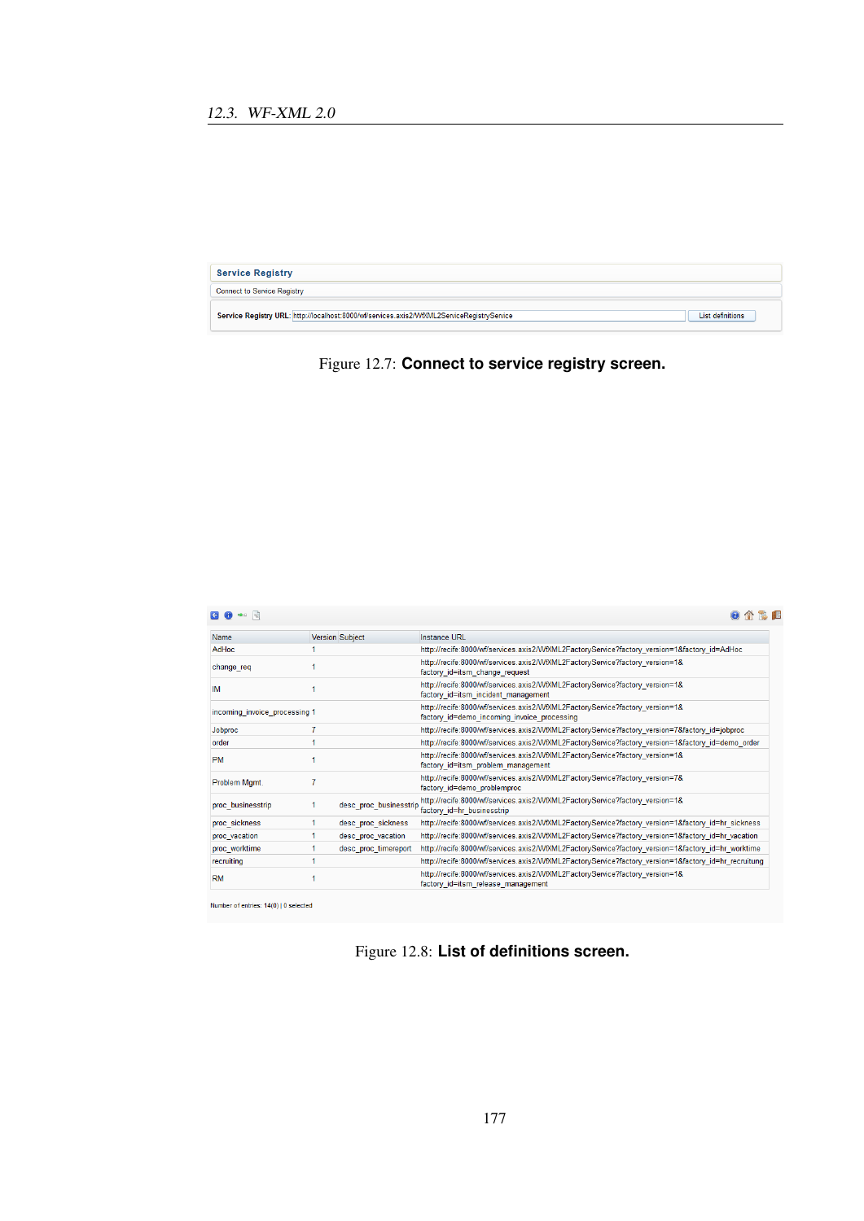**Service Registry**

Connect to Service Registry

Service Registry URL: http://localhost:8000/wf/services.axis2/WfXML2ServiceRegistryService [List definitions]

Figure 12.7: **Connect to service registry screen.**

| Name | Version | Subject | Instance URL |
|---|---|---|---|
| AdHoc | 1 | | http://recife:8000/wf/services.axis2/WfXML2FactoryService?factory_version=1&factory_id=AdHoc |
| change_req | 1 | | http://recife:8000/wf/services.axis2/WfXML2FactoryService?factory_version=1&factory_id=itsm_change_request |
| IM | 1 | | http://recife:8000/wf/services.axis2/WfXML2FactoryService?factory_version=1&factory_id=itsm_incident_management |
| incoming_invoice_processing | 1 | | http://recife:8000/wf/services.axis2/WfXML2FactoryService?factory_version=1&factory_id=demo_incoming_invoice_processing |
| Jobproc | 7 | | http://recife:8000/wf/services.axis2/WfXML2FactoryService?factory_version=7&factory_id=jobproc |
| order | 1 | | http://recife:8000/wf/services.axis2/WfXML2FactoryService?factory_version=1&factory_id=demo_order |
| PM | 1 | | http://recife:8000/wf/services.axis2/WfXML2FactoryService?factory_version=1&factory_id=itsm_problem_management |
| Problem Mgmt. | 7 | | http://recife:8000/wf/services.axis2/WfXML2FactoryService?factory_version=7&factory_id=demo_problemproc |
| proc_businesstrip | 1 | desc_proc_businesstrip | http://recife:8000/wf/services.axis2/WfXML2FactoryService?factory_version=1&factory_id=hr_businesstrip |
| proc_sickness | 1 | desc_proc_sickness | http://recife:8000/wf/services.axis2/WfXML2FactoryService?factory_version=1&factory_id=hr_sickness |
| proc_vacation | 1 | desc_proc_vacation | http://recife:8000/wf/services.axis2/WfXML2FactoryService?factory_version=1&factory_id=hr_vacation |
| proc_worktime | 1 | desc_proc_timereport | http://recife:8000/wf/services.axis2/WfXML2FactoryService?factory_version=1&factory_id=hr_worktime |
| recruiting | 1 | | http://recife:8000/wf/services.axis2/WfXML2FactoryService?factory_version=1&factory_id=hr_recruitung |
| RM | 1 | | http://recife:8000/wf/services.axis2/WfXML2FactoryService?factory_version=1&factory_id=itsm_release_management |

Number of entries: 14(0) | 0 selected

Figure 12.8: **List of definitions screen.**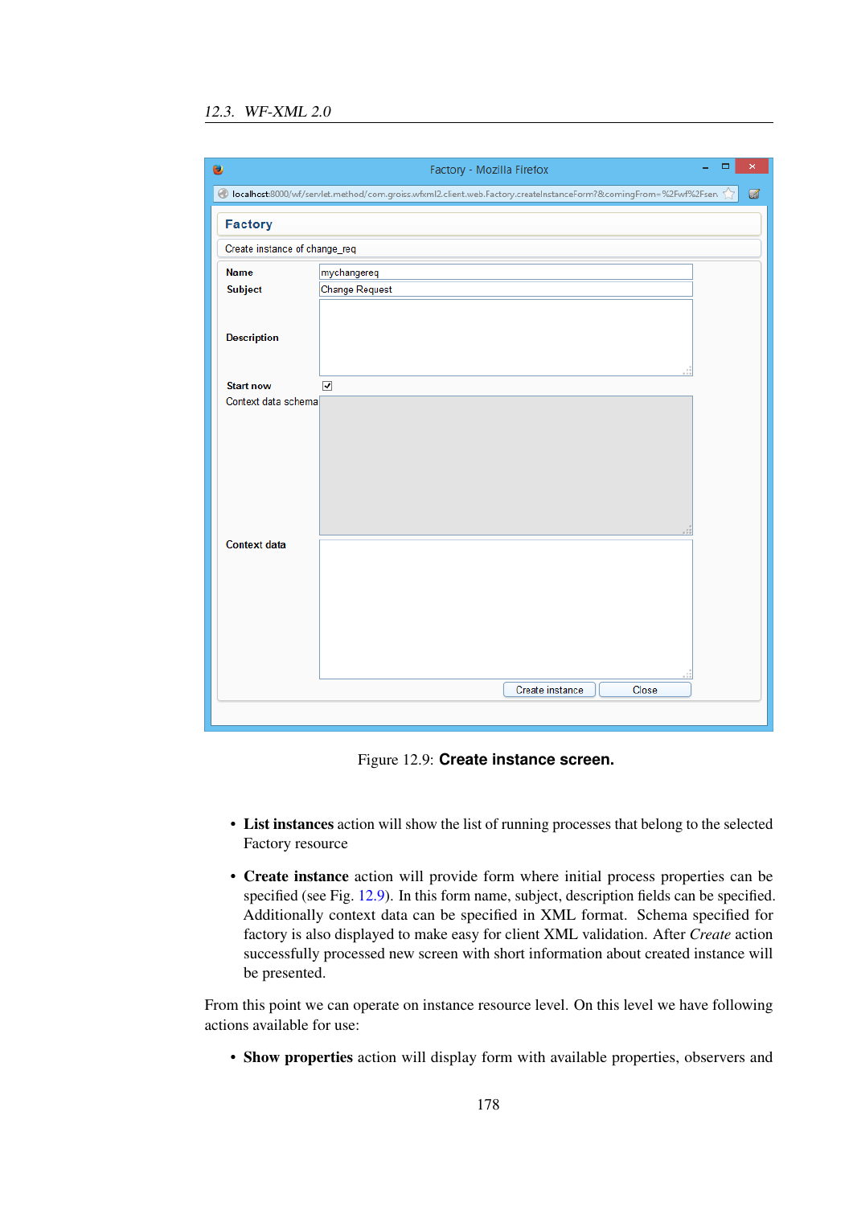Figure 12.9: **Create instance screen.**

- **List instances** action will show the list of running processes that belong to the selected Factory resource
- **Create instance** action will provide form where initial process properties can be specified (see Fig. 12.9). In this form name, subject, description fields can be specified. Additionally context data can be specified in XML format. Schema specified for factory is also displayed to make easy for client XML validation. After *Create* action successfully processed new screen with short information about created instance will be presented.

From this point we can operate on instance resource level. On this level we have following actions available for use:

- **Show properties** action will display form with available properties, observers and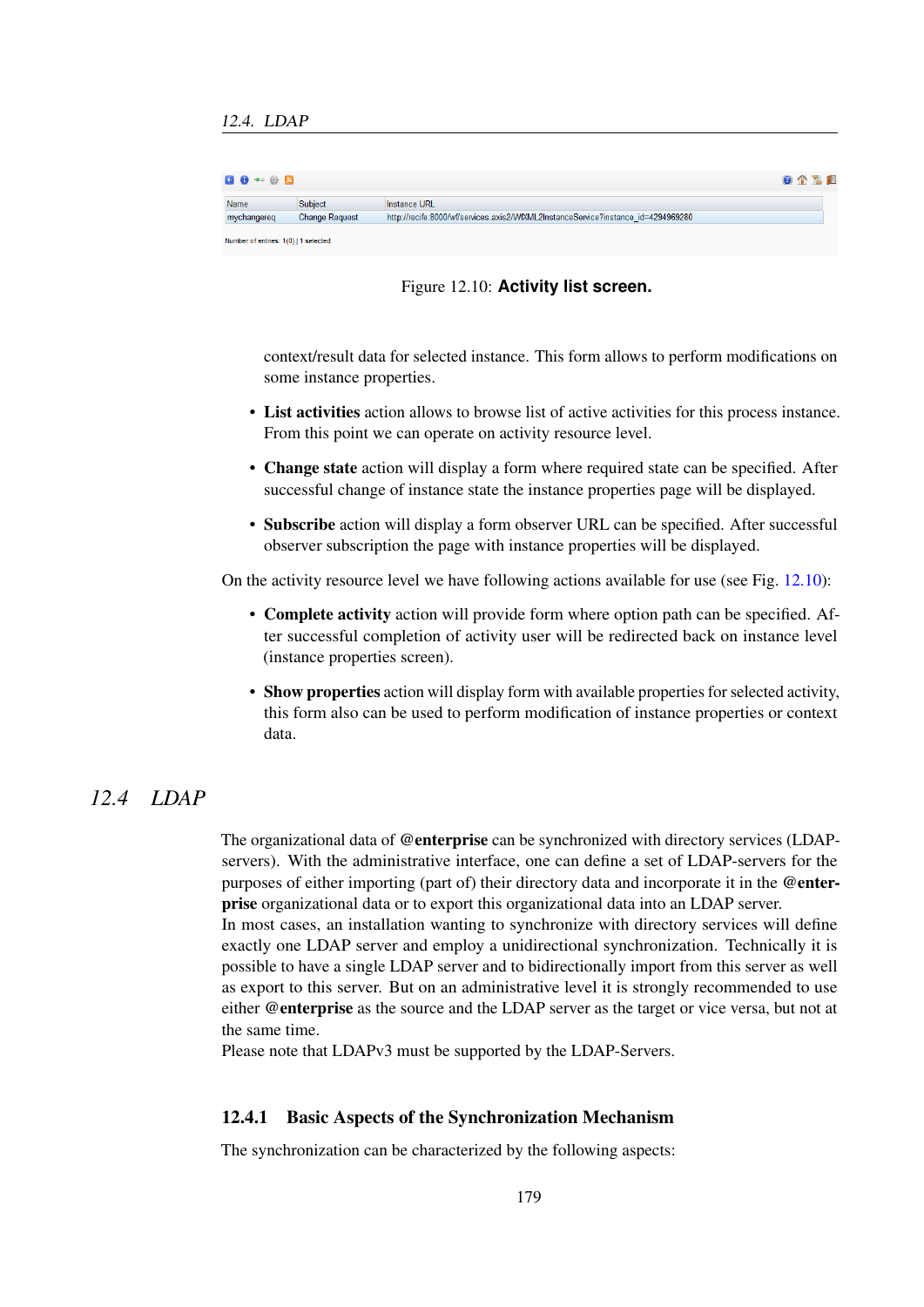Figure 12.10: **Activity list screen.**

context/result data for selected instance. This form allows to perform modifications on some instance properties.

- **List activities** action allows to browse list of active activities for this process instance. From this point we can operate on activity resource level.
- **Change state** action will display a form where required state can be specified. After successful change of instance state the instance properties page will be displayed.
- **Subscribe** action will display a form observer URL can be specified. After successful observer subscription the page with instance properties will be displayed.

On the activity resource level we have following actions available for use (see Fig. 12.10):

- **Complete activity** action will provide form where option path can be specified. After successful completion of activity user will be redirected back on instance level (instance properties screen).
- **Show properties** action will display form with available properties for selected activity, this form also can be used to perform modification of instance properties or context data.

## *12.4 LDAP*

The organizational data of **@enterprise** can be synchronized with directory services (LDAP-servers). With the administrative interface, one can define a set of LDAP-servers for the purposes of either importing (part of) their directory data and incorporate it in the **@enterprise** organizational data or to export this organizational data into an LDAP server.
In most cases, an installation wanting to synchronize with directory services will define exactly one LDAP server and employ a unidirectional synchronization. Technically it is possible to have a single LDAP server and to bidirectionally import from this server as well as export to this server. But on an administrative level it is strongly recommended to use either **@enterprise** as the source and the LDAP server as the target or vice versa, but not at the same time.
Please note that LDAPv3 must be supported by the LDAP-Servers.

### 12.4.1 Basic Aspects of the Synchronization Mechanism

The synchronization can be characterized by the following aspects: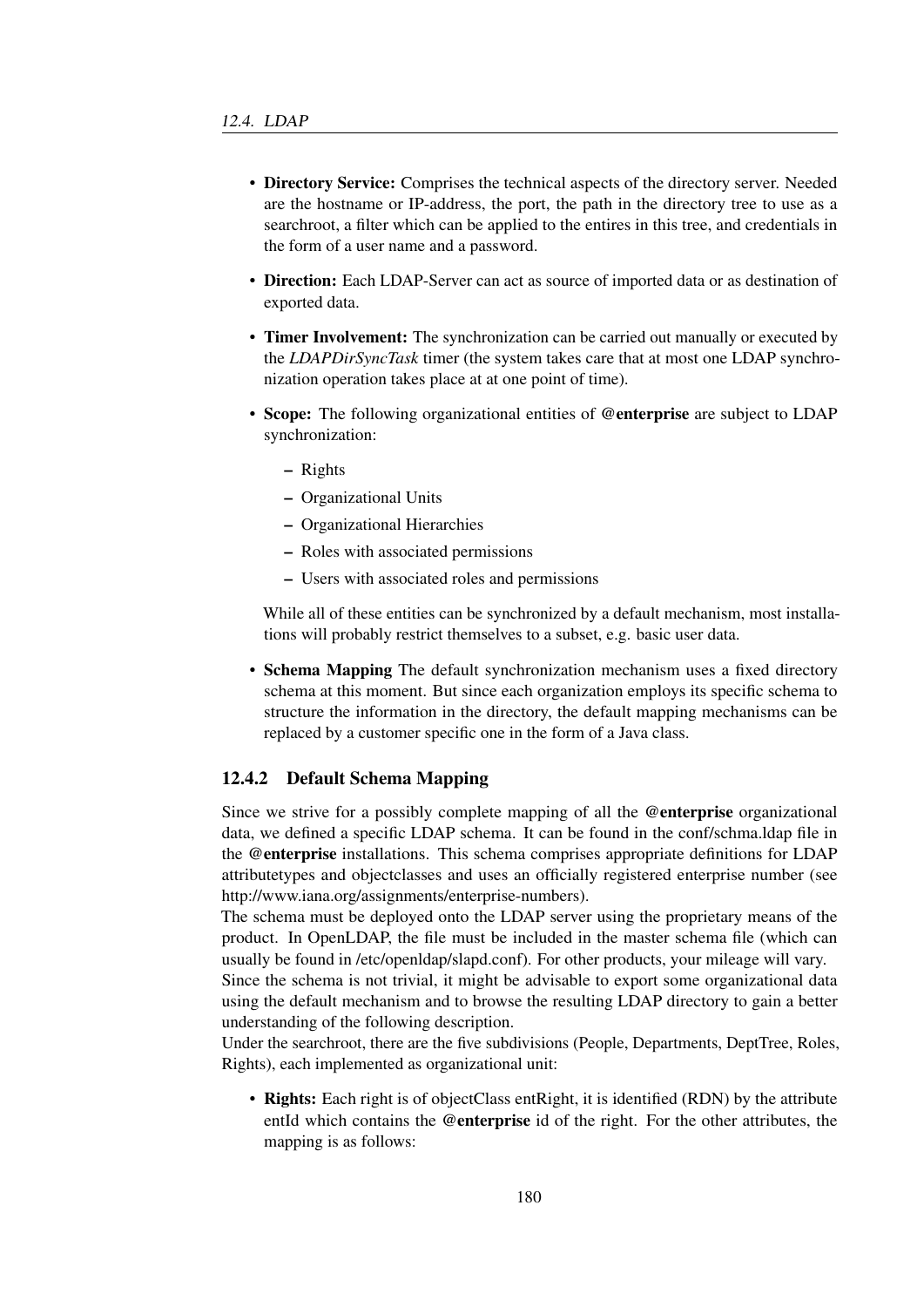- **Directory Service:** Comprises the technical aspects of the directory server. Needed are the hostname or IP-address, the port, the path in the directory tree to use as a searchroot, a filter which can be applied to the entires in this tree, and credentials in the form of a user name and a password.
- **Direction:** Each LDAP-Server can act as source of imported data or as destination of exported data.
- **Timer Involvement:** The synchronization can be carried out manually or executed by the *LDAPDirSyncTask* timer (the system takes care that at most one LDAP synchronization operation takes place at at one point of time).
- **Scope:** The following organizational entities of **@enterprise** are subject to LDAP synchronization:
  - Rights
  - Organizational Units
  - Organizational Hierarchies
  - Roles with associated permissions
  - Users with associated roles and permissions

  While all of these entities can be synchronized by a default mechanism, most installations will probably restrict themselves to a subset, e.g. basic user data.
- **Schema Mapping** The default synchronization mechanism uses a fixed directory schema at this moment. But since each organization employs its specific schema to structure the information in the directory, the default mapping mechanisms can be replaced by a customer specific one in the form of a Java class.

### 12.4.2 Default Schema Mapping

Since we strive for a possibly complete mapping of all the **@enterprise** organizational data, we defined a specific LDAP schema. It can be found in the conf/schma.ldap file in the **@enterprise** installations. This schema comprises appropriate definitions for LDAP attributetypes and objectclasses and uses an officially registered enterprise number (see http://www.iana.org/assignments/enterprise-numbers).
The schema must be deployed onto the LDAP server using the proprietary means of the product. In OpenLDAP, the file must be included in the master schema file (which can usually be found in /etc/openldap/slapd.conf). For other products, your mileage will vary.
Since the schema is not trivial, it might be advisable to export some organizational data using the default mechanism and to browse the resulting LDAP directory to gain a better understanding of the following description.
Under the searchroot, there are the five subdivisions (People, Departments, DeptTree, Roles, Rights), each implemented as organizational unit:

- **Rights:** Each right is of objectClass entRight, it is identified (RDN) by the attribute entId which contains the **@enterprise** id of the right. For the other attributes, the mapping is as follows: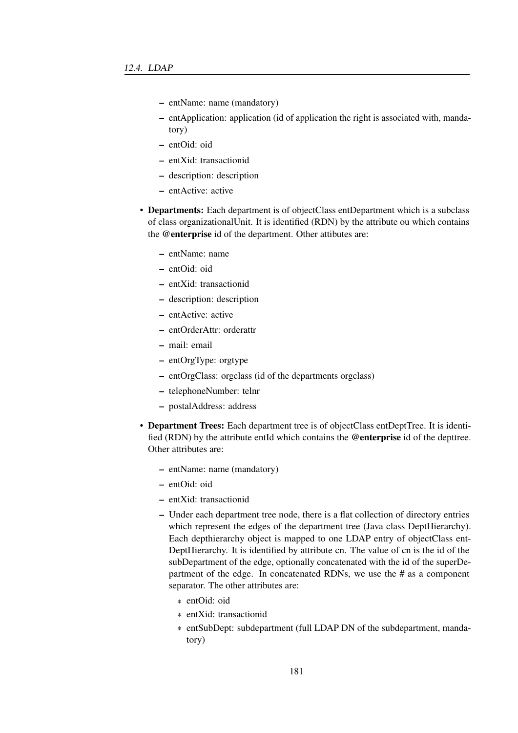- entName: name (mandatory)
  - entApplication: application (id of application the right is associated with, mandatory)
  - entOid: oid
  - entXid: transactionid
  - description: description
  - entActive: active

- **Departments:** Each department is of objectClass entDepartment which is a subclass of class organizationalUnit. It is identified (RDN) by the attribute ou which contains the **@enterprise** id of the department. Other attibutes are:
  - entName: name
  - entOid: oid
  - entXid: transactionid
  - description: description
  - entActive: active
  - entOrderAttr: orderattr
  - mail: email
  - entOrgType: orgtype
  - entOrgClass: orgclass (id of the departments orgclass)
  - telephoneNumber: telnr
  - postalAddress: address

- **Department Trees:** Each department tree is of objectClass entDeptTree. It is identified (RDN) by the attribute entId which contains the **@enterprise** id of the depttree. Other attributes are:
  - entName: name (mandatory)
  - entOid: oid
  - entXid: transactionid
  - Under each department tree node, there is a flat collection of directory entries which represent the edges of the department tree (Java class DeptHierarchy). Each depthierarchy object is mapped to one LDAP entry of objectClass entDeptHierarchy. It is identified by attribute cn. The value of cn is the id of the subDepartment of the edge, optionally concatenated with the id of the superDepartment of the edge. In concatenated RDNs, we use the # as a component separator. The other attributes are:
    * entOid: oid
    * entXid: transactionid
    * entSubDept: subdepartment (full LDAP DN of the subdepartment, mandatory)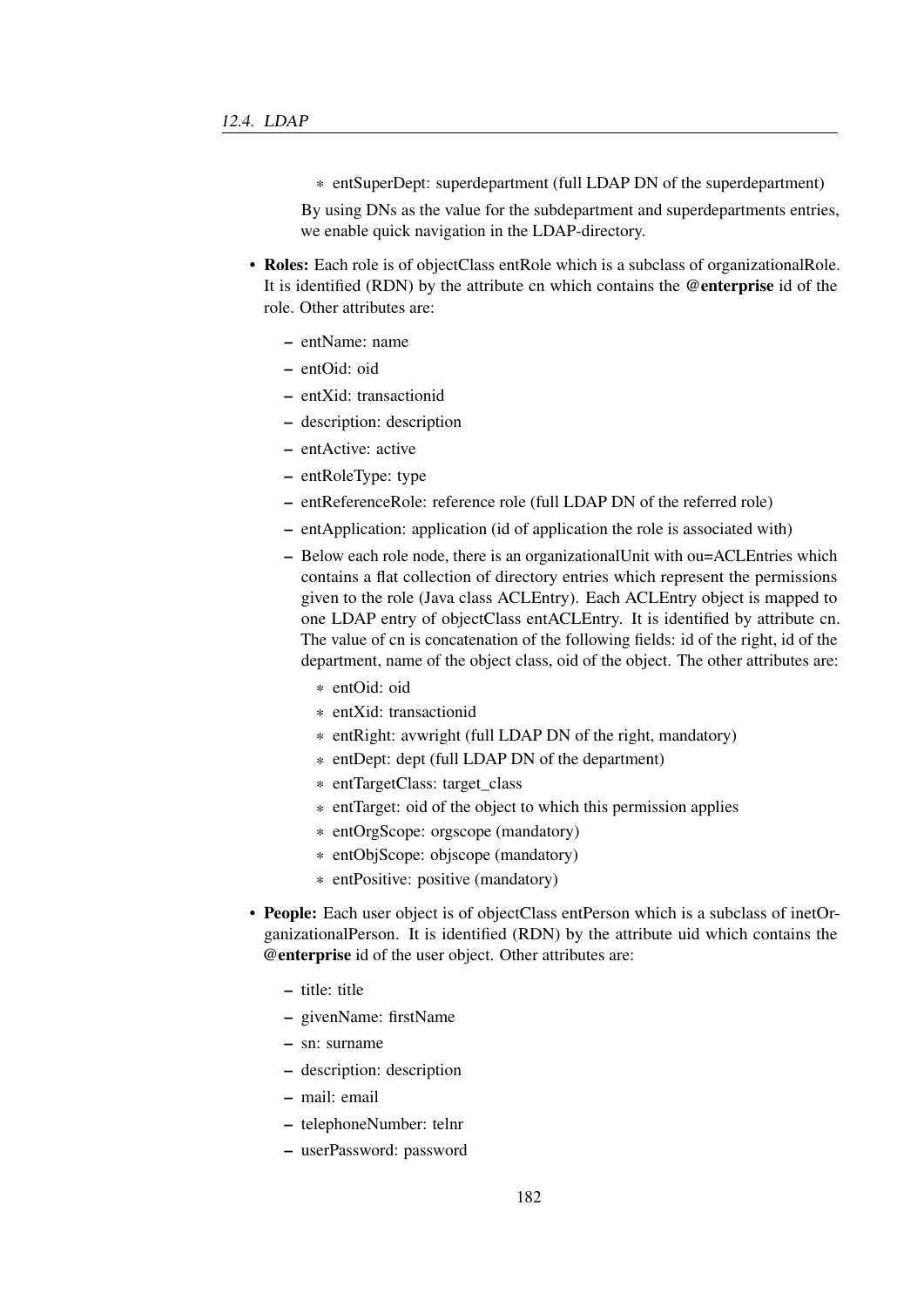* entSuperDept: superdepartment (full LDAP DN of the superdepartment)

  By using DNs as the value for the subdepartment and superdepartments entries, we enable quick navigation in the LDAP-directory.

- **Roles:** Each role is of objectClass entRole which is a subclass of organizationalRole. It is identified (RDN) by the attribute cn which contains the **@enterprise** id of the role. Other attributes are:
  - entName: name
  - entOid: oid
  - entXid: transactionid
  - description: description
  - entActive: active
  - entRoleType: type
  - entReferenceRole: reference role (full LDAP DN of the referred role)
  - entApplication: application (id of application the role is associated with)
  - Below each role node, there is an organizationalUnit with ou=ACLEntries which contains a flat collection of directory entries which represent the permissions given to the role (Java class ACLEntry). Each ACLEntry object is mapped to one LDAP entry of objectClass entACLEntry. It is identified by attribute cn. The value of cn is concatenation of the following fields: id of the right, id of the department, name of the object class, oid of the object. The other attributes are:
    * entOid: oid
    * entXid: transactionid
    * entRight: avwright (full LDAP DN of the right, mandatory)
    * entDept: dept (full LDAP DN of the department)
    * entTargetClass: target_class
    * entTarget: oid of the object to which this permission applies
    * entOrgScope: orgscope (mandatory)
    * entObjScope: objscope (mandatory)
    * entPositive: positive (mandatory)

- **People:** Each user object is of objectClass entPerson which is a subclass of inetOrganizationalPerson. It is identified (RDN) by the attribute uid which contains the **@enterprise** id of the user object. Other attributes are:
  - title: title
  - givenName: firstName
  - sn: surname
  - description: description
  - mail: email
  - telephoneNumber: telnr
  - userPassword: password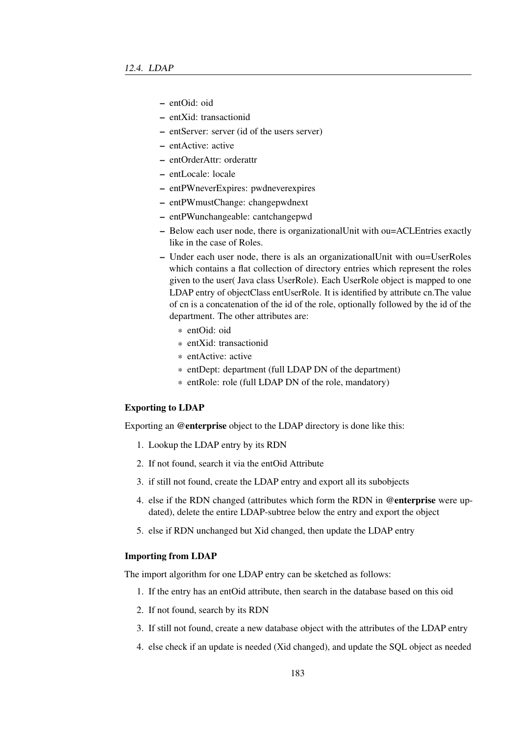- entOid: oid
- entXid: transactionid
- entServer: server (id of the users server)
- entActive: active
- entOrderAttr: orderattr
- entLocale: locale
- entPWneverExpires: pwdneverexpires
- entPWmustChange: changepwdnext
- entPWunchangeable: cantchangepwd
- Below each user node, there is organizationalUnit with ou=ACLEntries exactly like in the case of Roles.
- Under each user node, there is als an organizationalUnit with ou=UserRoles which contains a flat collection of directory entries which represent the roles given to the user( Java class UserRole). Each UserRole object is mapped to one LDAP entry of objectClass entUserRole. It is identified by attribute cn.The value of cn is a concatenation of the id of the role, optionally followed by the id of the department. The other attributes are:
  - entOid: oid
  - entXid: transactionid
  - entActive: active
  - entDept: department (full LDAP DN of the department)
  - entRole: role (full LDAP DN of the role, mandatory)

#### Exporting to LDAP

Exporting an **@enterprise** object to the LDAP directory is done like this:

1. Lookup the LDAP entry by its RDN
2. If not found, search it via the entOid Attribute
3. if still not found, create the LDAP entry and export all its subobjects
4. else if the RDN changed (attributes which form the RDN in **@enterprise** were updated), delete the entire LDAP-subtree below the entry and export the object
5. else if RDN unchanged but Xid changed, then update the LDAP entry

#### Importing from LDAP

The import algorithm for one LDAP entry can be sketched as follows:

1. If the entry has an entOid attribute, then search in the database based on this oid
2. If not found, search by its RDN
3. If still not found, create a new database object with the attributes of the LDAP entry
4. else check if an update is needed (Xid changed), and update the SQL object as needed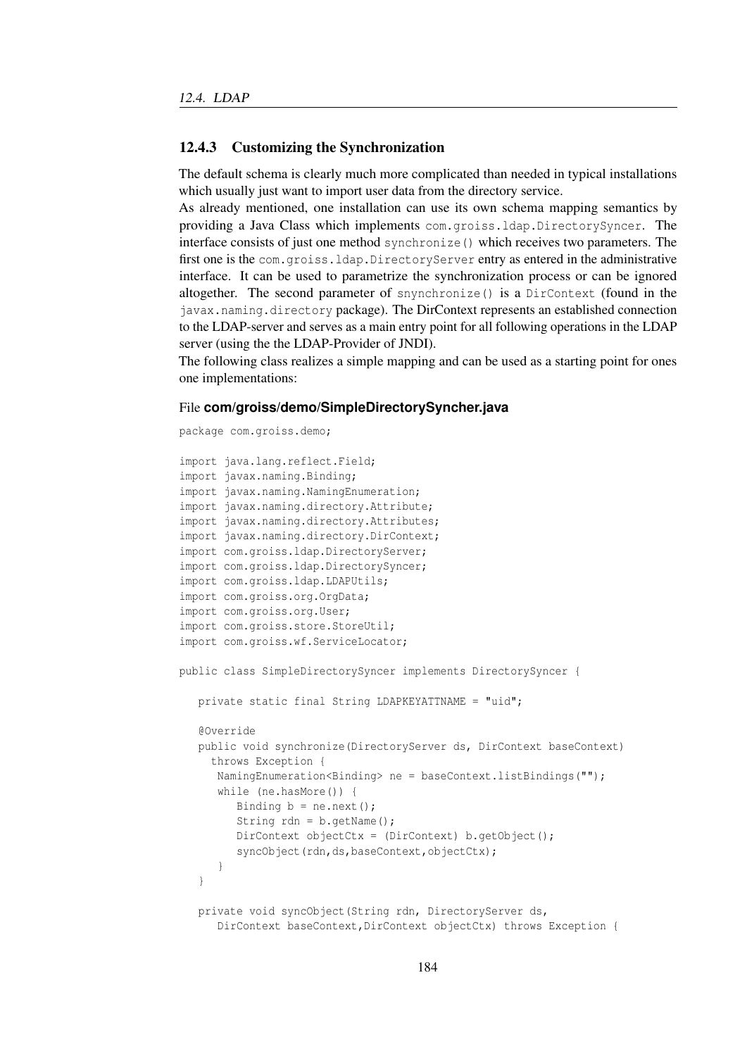### 12.4.3 Customizing the Synchronization

The default schema is clearly much more complicated than needed in typical installations which usually just want to import user data from the directory service.

As already mentioned, one installation can use its own schema mapping semantics by providing a Java Class which implements `com.groiss.ldap.DirectorySyncer`. The interface consists of just one method `synchronize()` which receives two parameters. The first one is the `com.groiss.ldap.DirectoryServer` entry as entered in the administrative interface. It can be used to parametrize the synchronization process or can be ignored altogether. The second parameter of `snynchronize()` is a `DirContext` (found in the `javax.naming.directory` package). The DirContext represents an established connection to the LDAP-server and serves as a main entry point for all following operations in the LDAP server (using the the LDAP-Provider of JNDI).

The following class realizes a simple mapping and can be used as a starting point for ones one implementations:

File **com/groiss/demo/SimpleDirectorySyncher.java**

```
package com.groiss.demo;

import java.lang.reflect.Field;
import javax.naming.Binding;
import javax.naming.NamingEnumeration;
import javax.naming.directory.Attribute;
import javax.naming.directory.Attributes;
import javax.naming.directory.DirContext;
import com.groiss.ldap.DirectoryServer;
import com.groiss.ldap.DirectorySyncer;
import com.groiss.ldap.LDAPUtils;
import com.groiss.org.OrgData;
import com.groiss.org.User;
import com.groiss.store.StoreUtil;
import com.groiss.wf.ServiceLocator;

public class SimpleDirectorySyncer implements DirectorySyncer {

   private static final String LDAPKEYATTNAME = "uid";

   @Override
   public void synchronize(DirectoryServer ds, DirContext baseContext)
     throws Exception {
      NamingEnumeration<Binding> ne = baseContext.listBindings("");
      while (ne.hasMore()) {
         Binding b = ne.next();
         String rdn = b.getName();
         DirContext objectCtx = (DirContext) b.getObject();
         syncObject(rdn,ds,baseContext,objectCtx);
      }
   }

   private void syncObject(String rdn, DirectoryServer ds,
      DirContext baseContext,DirContext objectCtx) throws Exception {
```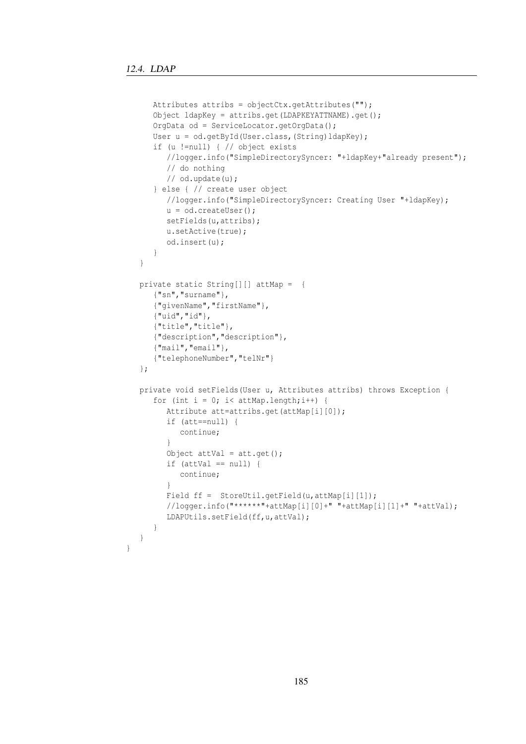```
      Attributes attribs = objectCtx.getAttributes("");
      Object ldapKey = attribs.get(LDAPKEYATTNAME).get();
      OrgData od = ServiceLocator.getOrgData();
      User u = od.getById(User.class,(String)ldapKey);
      if (u !=null) { // object exists
         //logger.info("SimpleDirectorySyncer: "+ldapKey+"already present");
         // do nothing
         // od.update(u);
      } else { // create user object
         //logger.info("SimpleDirectorySyncer: Creating User "+ldapKey);
         u = od.createUser();
         setFields(u,attribs);
         u.setActive(true);
         od.insert(u);
      }
   }

   private static String[][] attMap =  {
      {"sn","surname"},
      {"givenName","firstName"},
      {"uid","id"},
      {"title","title"},
      {"description","description"},
      {"mail","email"},
      {"telephoneNumber","telNr"}
   };

   private void setFields(User u, Attributes attribs) throws Exception {
      for (int i = 0; i< attMap.length;i++) {
         Attribute att=attribs.get(attMap[i][0]);
         if (att==null) {
            continue;
         }
         Object attVal = att.get();
         if (attVal == null) {
            continue;
         }
         Field ff =  StoreUtil.getField(u,attMap[i][1]);
         //logger.info("******"+attMap[i][0]+" "+attMap[i][1]+" "+attVal);
         LDAPUtils.setField(ff,u,attVal);
      }
   }
}
```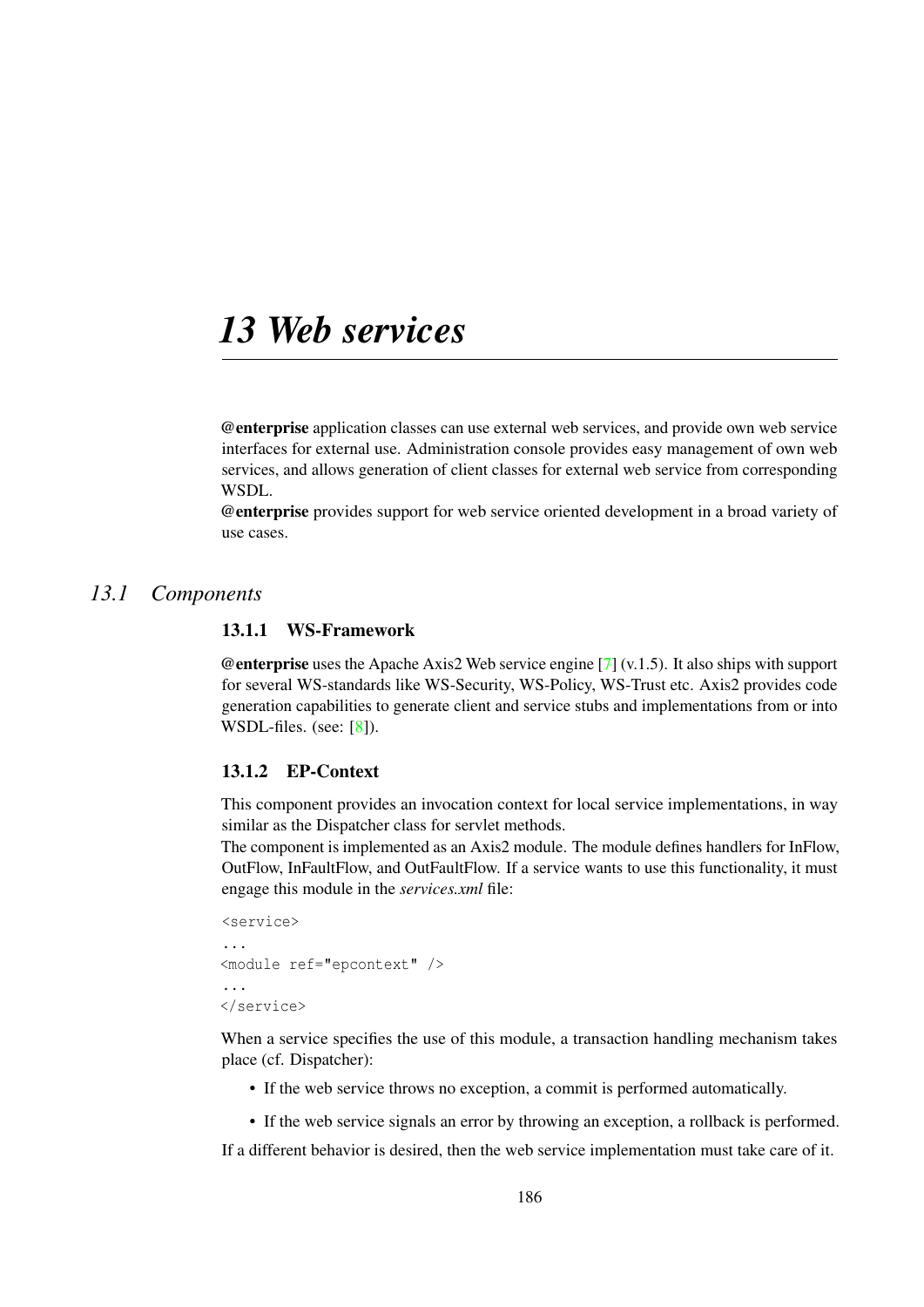# 13 Web services

**@enterprise** application classes can use external web services, and provide own web service interfaces for external use. Administration console provides easy management of own web services, and allows generation of client classes for external web service from corresponding WSDL.
**@enterprise** provides support for web service oriented development in a broad variety of use cases.

## 13.1 Components

### 13.1.1 WS-Framework

**@enterprise** uses the Apache Axis2 Web service engine [7] (v.1.5). It also ships with support for several WS-standards like WS-Security, WS-Policy, WS-Trust etc. Axis2 provides code generation capabilities to generate client and service stubs and implementations from or into WSDL-files. (see: [8]).

### 13.1.2 EP-Context

This component provides an invocation context for local service implementations, in way similar as the Dispatcher class for servlet methods.
The component is implemented as an Axis2 module. The module defines handlers for InFlow, OutFlow, InFaultFlow, and OutFaultFlow. If a service wants to use this functionality, it must engage this module in the *services.xml* file:

```
<service>
...
<module ref="epcontext" />
...
</service>
```

When a service specifies the use of this module, a transaction handling mechanism takes place (cf. Dispatcher):

- If the web service throws no exception, a commit is performed automatically.
- If the web service signals an error by throwing an exception, a rollback is performed.

If a different behavior is desired, then the web service implementation must take care of it.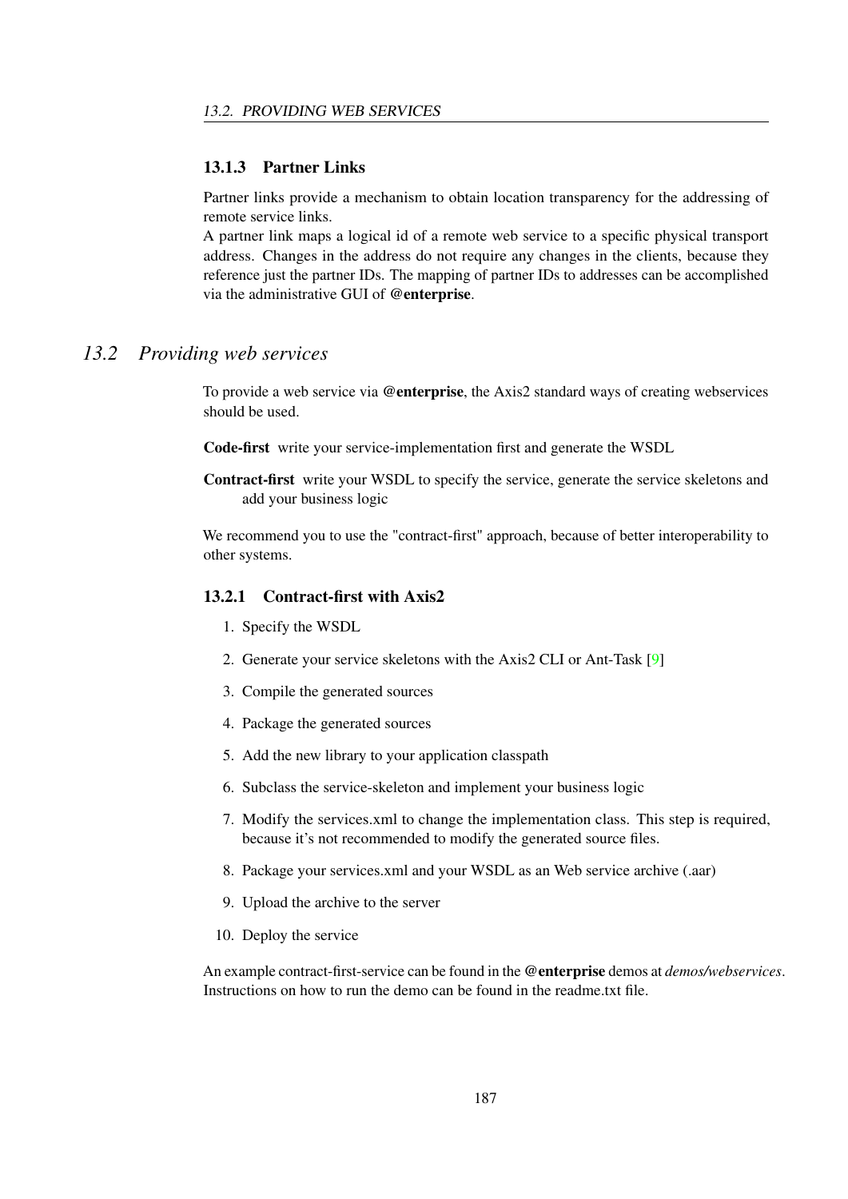### 13.1.3 Partner Links

Partner links provide a mechanism to obtain location transparency for the addressing of remote service links.
A partner link maps a logical id of a remote web service to a specific physical transport address. Changes in the address do not require any changes in the clients, because they reference just the partner IDs. The mapping of partner IDs to addresses can be accomplished via the administrative GUI of **@enterprise**.

## *13.2 Providing web services*

To provide a web service via **@enterprise**, the Axis2 standard ways of creating webservices should be used.

**Code-first** write your service-implementation first and generate the WSDL

**Contract-first** write your WSDL to specify the service, generate the service skeletons and add your business logic

We recommend you to use the "contract-first" approach, because of better interoperability to other systems.

### 13.2.1 Contract-first with Axis2

1. Specify the WSDL
2. Generate your service skeletons with the Axis2 CLI or Ant-Task [9]
3. Compile the generated sources
4. Package the generated sources
5. Add the new library to your application classpath
6. Subclass the service-skeleton and implement your business logic
7. Modify the services.xml to change the implementation class. This step is required, because it's not recommended to modify the generated source files.
8. Package your services.xml and your WSDL as an Web service archive (.aar)
9. Upload the archive to the server
10. Deploy the service

An example contract-first-service can be found in the **@enterprise** demos at *demos/webservices*. Instructions on how to run the demo can be found in the readme.txt file.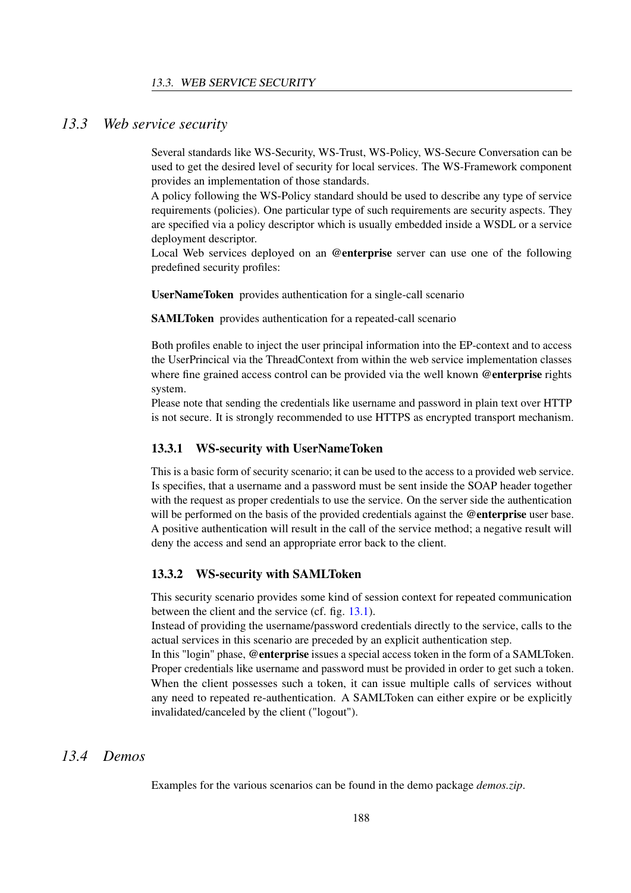## 13.3 Web service security

Several standards like WS-Security, WS-Trust, WS-Policy, WS-Secure Conversation can be used to get the desired level of security for local services. The WS-Framework component provides an implementation of those standards.

A policy following the WS-Policy standard should be used to describe any type of service requirements (policies). One particular type of such requirements are security aspects. They are specified via a policy descriptor which is usually embedded inside a WSDL or a service deployment descriptor.

Local Web services deployed on an **@enterprise** server can use one of the following predefined security profiles:

**UserNameToken** provides authentication for a single-call scenario

**SAMLToken** provides authentication for a repeated-call scenario

Both profiles enable to inject the user principal information into the EP-context and to access the UserPrincical via the ThreadContext from within the web service implementation classes where fine grained access control can be provided via the well known **@enterprise** rights system.

Please note that sending the credentials like username and password in plain text over HTTP is not secure. It is strongly recommended to use HTTPS as encrypted transport mechanism.

### 13.3.1 WS-security with UserNameToken

This is a basic form of security scenario; it can be used to the access to a provided web service. Is specifies, that a username and a password must be sent inside the SOAP header together with the request as proper credentials to use the service. On the server side the authentication will be performed on the basis of the provided credentials against the **@enterprise** user base. A positive authentication will result in the call of the service method; a negative result will deny the access and send an appropriate error back to the client.

### 13.3.2 WS-security with SAMLToken

This security scenario provides some kind of session context for repeated communication between the client and the service (cf. fig. 13.1).

Instead of providing the username/password credentials directly to the service, calls to the actual services in this scenario are preceded by an explicit authentication step.

In this "login" phase, **@enterprise** issues a special access token in the form of a SAMLToken. Proper credentials like username and password must be provided in order to get such a token. When the client possesses such a token, it can issue multiple calls of services without any need to repeated re-authentication. A SAMLToken can either expire or be explicitly invalidated/canceled by the client ("logout").

## 13.4 Demos

Examples for the various scenarios can be found in the demo package *demos.zip*.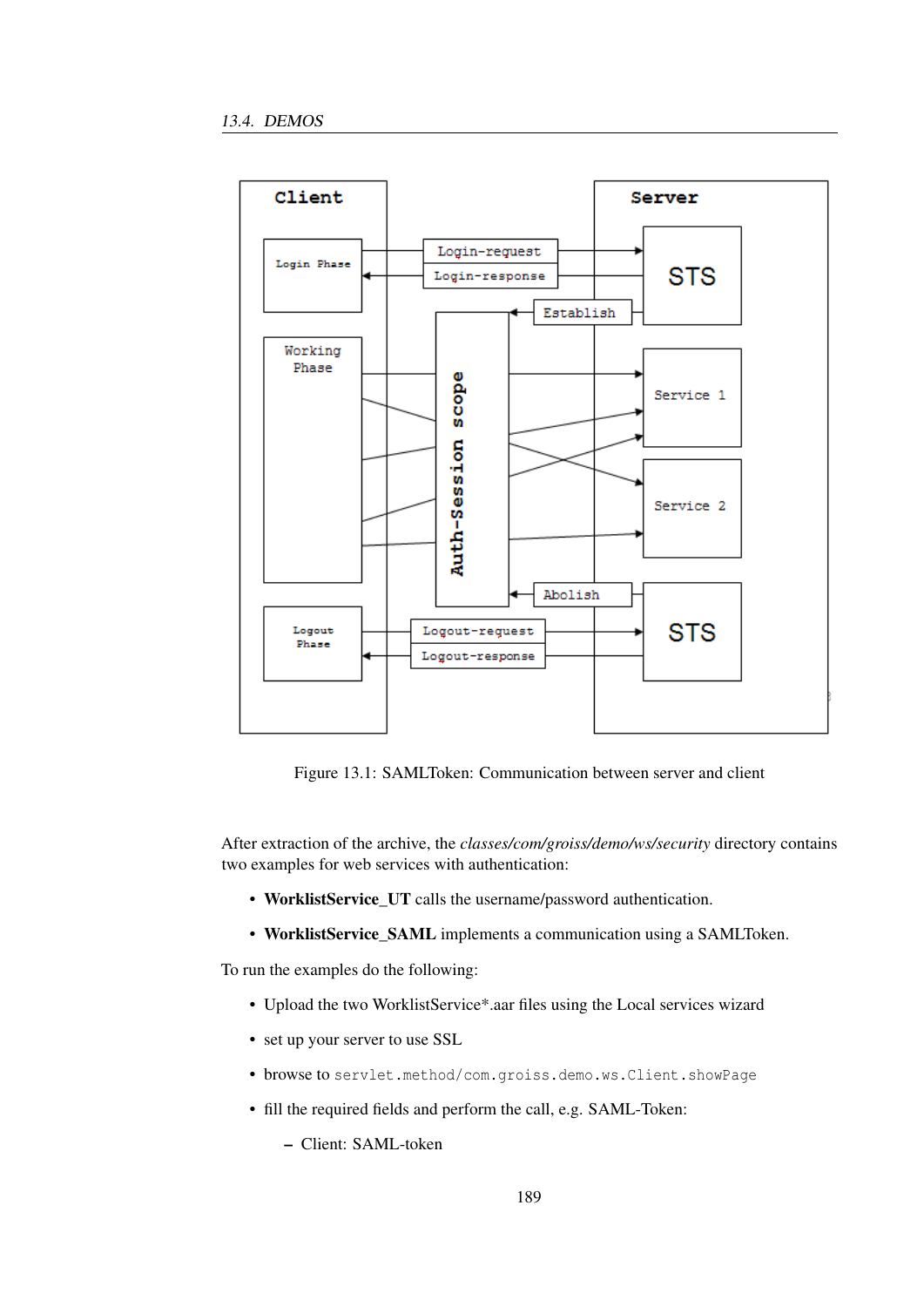Figure 13.1: SAMLToken: Communication between server and client

After extraction of the archive, the *classes/com/groiss/demo/ws/security* directory contains two examples for web services with authentication:

- **WorklistService_UT** calls the username/password authentication.
- **WorklistService_SAML** implements a communication using a SAMLToken.

To run the examples do the following:

- Upload the two WorklistService*.aar files using the Local services wizard
- set up your server to use SSL
- browse to `servlet.method/com.groiss.demo.ws.Client.showPage`
- fill the required fields and perform the call, e.g. SAML-Token:
  - Client: SAML-token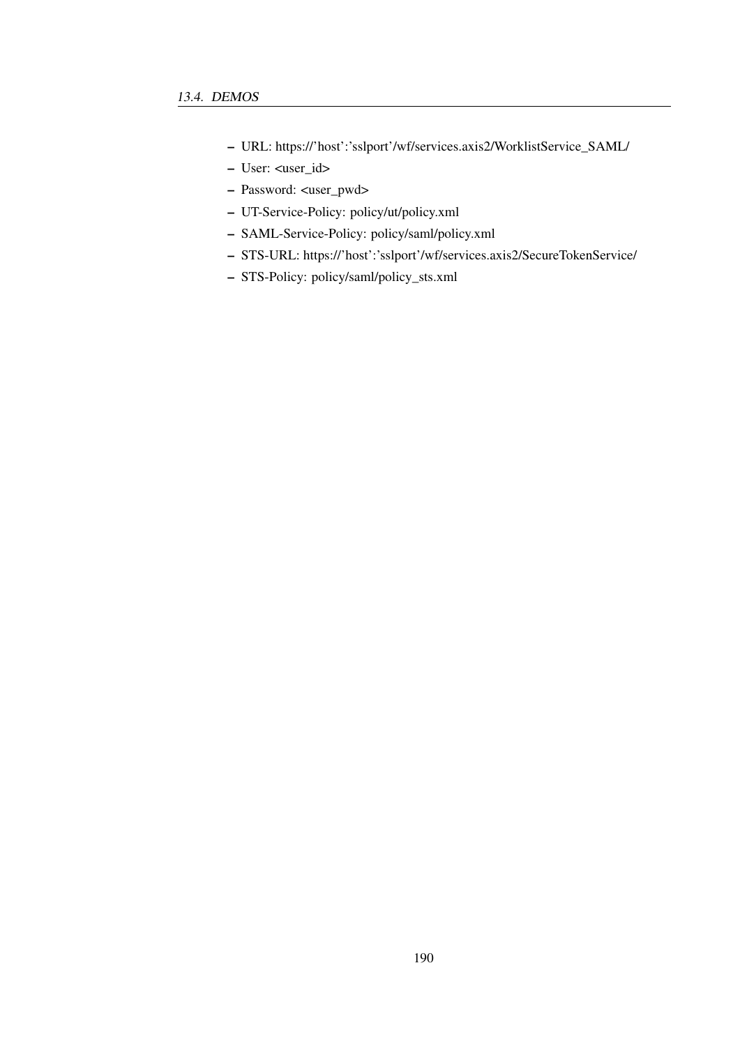- URL: https://'host':'sslport'/wf/services.axis2/WorklistService_SAML/
- User: <user_id>
- Password: <user_pwd>
- UT-Service-Policy: policy/ut/policy.xml
- SAML-Service-Policy: policy/saml/policy.xml
- STS-URL: https://'host':'sslport'/wf/services.axis2/SecureTokenService/
- STS-Policy: policy/saml/policy_sts.xml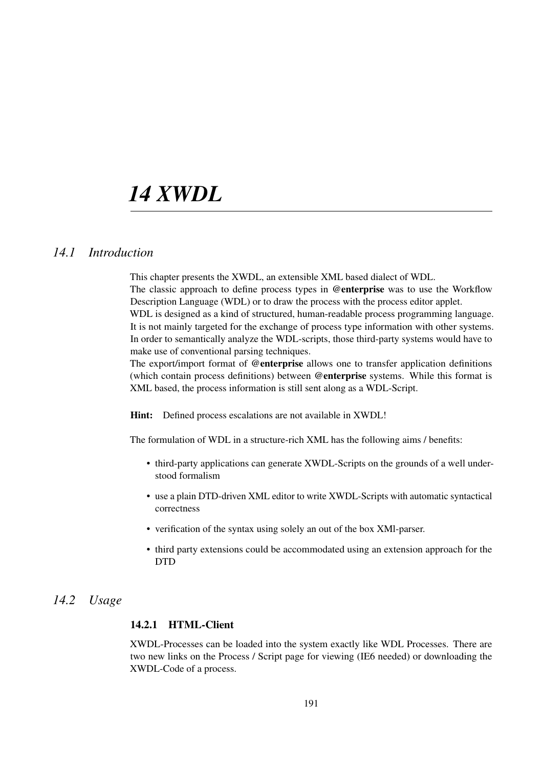# 14 XWDL

## 14.1 Introduction

This chapter presents the XWDL, an extensible XML based dialect of WDL.
The classic approach to define process types in **@enterprise** was to use the Workflow Description Language (WDL) or to draw the process with the process editor applet.
WDL is designed as a kind of structured, human-readable process programming language. It is not mainly targeted for the exchange of process type information with other systems. In order to semantically analyze the WDL-scripts, those third-party systems would have to make use of conventional parsing techniques.
The export/import format of **@enterprise** allows one to transfer application definitions (which contain process definitions) between **@enterprise** systems. While this format is XML based, the process information is still sent along as a WDL-Script.

**Hint:** Defined process escalations are not available in XWDL!

The formulation of WDL in a structure-rich XML has the following aims / benefits:

- third-party applications can generate XWDL-Scripts on the grounds of a well understood formalism
- use a plain DTD-driven XML editor to write XWDL-Scripts with automatic syntactical correctness
- verification of the syntax using solely an out of the box XMl-parser.
- third party extensions could be accommodated using an extension approach for the DTD

## 14.2 Usage

### 14.2.1 HTML-Client

XWDL-Processes can be loaded into the system exactly like WDL Processes. There are two new links on the Process / Script page for viewing (IE6 needed) or downloading the XWDL-Code of a process.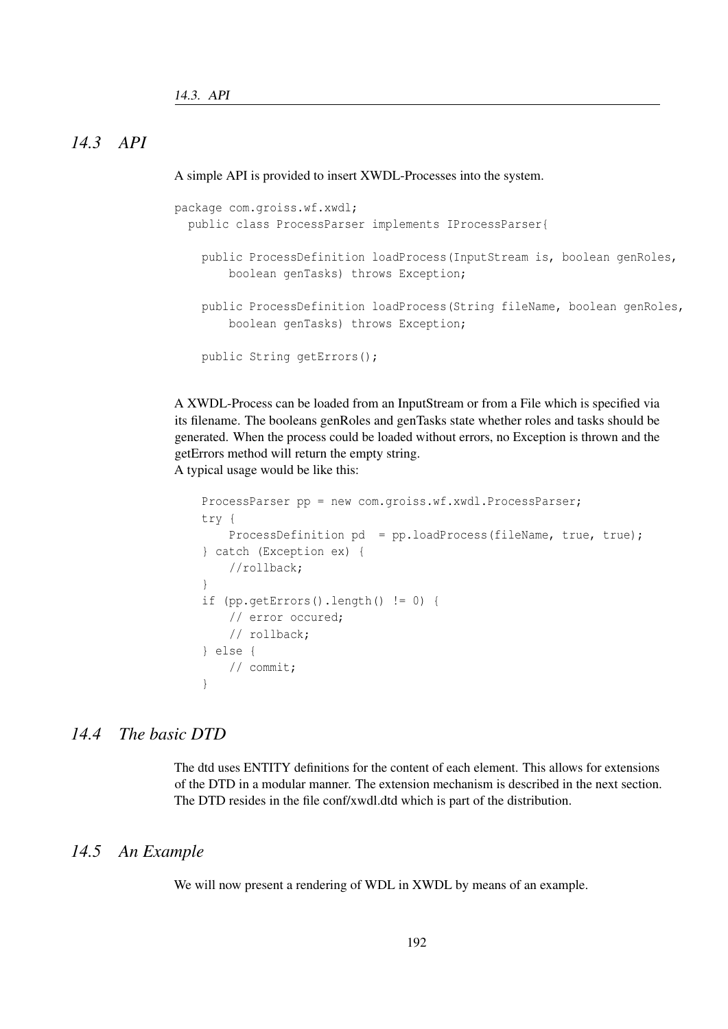## 14.3 API

A simple API is provided to insert XWDL-Processes into the system.

```
package com.groiss.wf.xwdl;
  public class ProcessParser implements IProcessParser{

    public ProcessDefinition loadProcess(InputStream is, boolean genRoles,
        boolean genTasks) throws Exception;

    public ProcessDefinition loadProcess(String fileName, boolean genRoles,
        boolean genTasks) throws Exception;

    public String getErrors();
```

A XWDL-Process can be loaded from an InputStream or from a File which is specified via its filename. The booleans genRoles and genTasks state whether roles and tasks should be generated. When the process could be loaded without errors, no Exception is thrown and the getErrors method will return the empty string.
A typical usage would be like this:

```
    ProcessParser pp = new com.groiss.wf.xwdl.ProcessParser;
    try {
        ProcessDefinition pd  = pp.loadProcess(fileName, true, true);
    } catch (Exception ex) {
        //rollback;
    }
    if (pp.getErrors().length() != 0) {
        // error occured;
        // rollback;
    } else {
        // commit;
    }
```

## 14.4 The basic DTD

The dtd uses ENTITY definitions for the content of each element. This allows for extensions of the DTD in a modular manner. The extension mechanism is described in the next section. The DTD resides in the file conf/xwdl.dtd which is part of the distribution.

## 14.5 An Example

We will now present a rendering of WDL in XWDL by means of an example.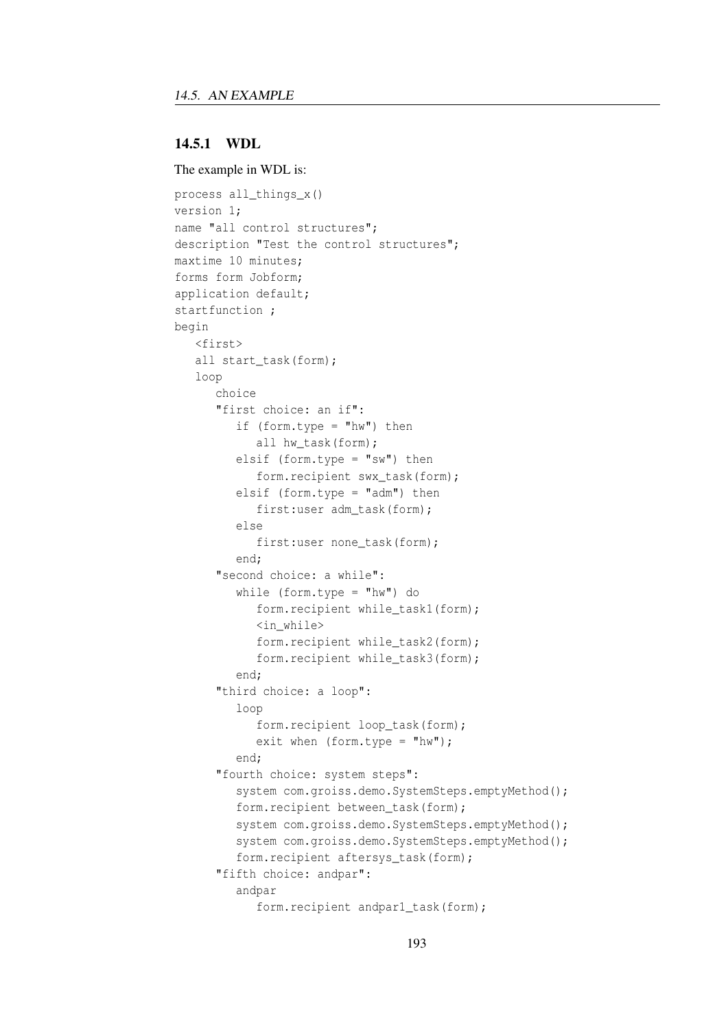### 14.5.1 WDL

The example in WDL is:

```
process all_things_x()
version 1;
name "all control structures";
description "Test the control structures";
maxtime 10 minutes;
forms form Jobform;
application default;
startfunction ;
begin
   <first>
   all start_task(form);
   loop
      choice
      "first choice: an if":
         if (form.type = "hw") then
            all hw_task(form);
         elsif (form.type = "sw") then
            form.recipient swx_task(form);
         elsif (form.type = "adm") then
            first:user adm_task(form);
         else
            first:user none_task(form);
         end;
      "second choice: a while":
         while (form.type = "hw") do
            form.recipient while_task1(form);
            <in_while>
            form.recipient while_task2(form);
            form.recipient while_task3(form);
         end;
      "third choice: a loop":
         loop
            form.recipient loop_task(form);
            exit when (form.type = "hw");
         end;
      "fourth choice: system steps":
         system com.groiss.demo.SystemSteps.emptyMethod();
         form.recipient between_task(form);
         system com.groiss.demo.SystemSteps.emptyMethod();
         system com.groiss.demo.SystemSteps.emptyMethod();
         form.recipient aftersys_task(form);
      "fifth choice: andpar":
         andpar
            form.recipient andpar1_task(form);
```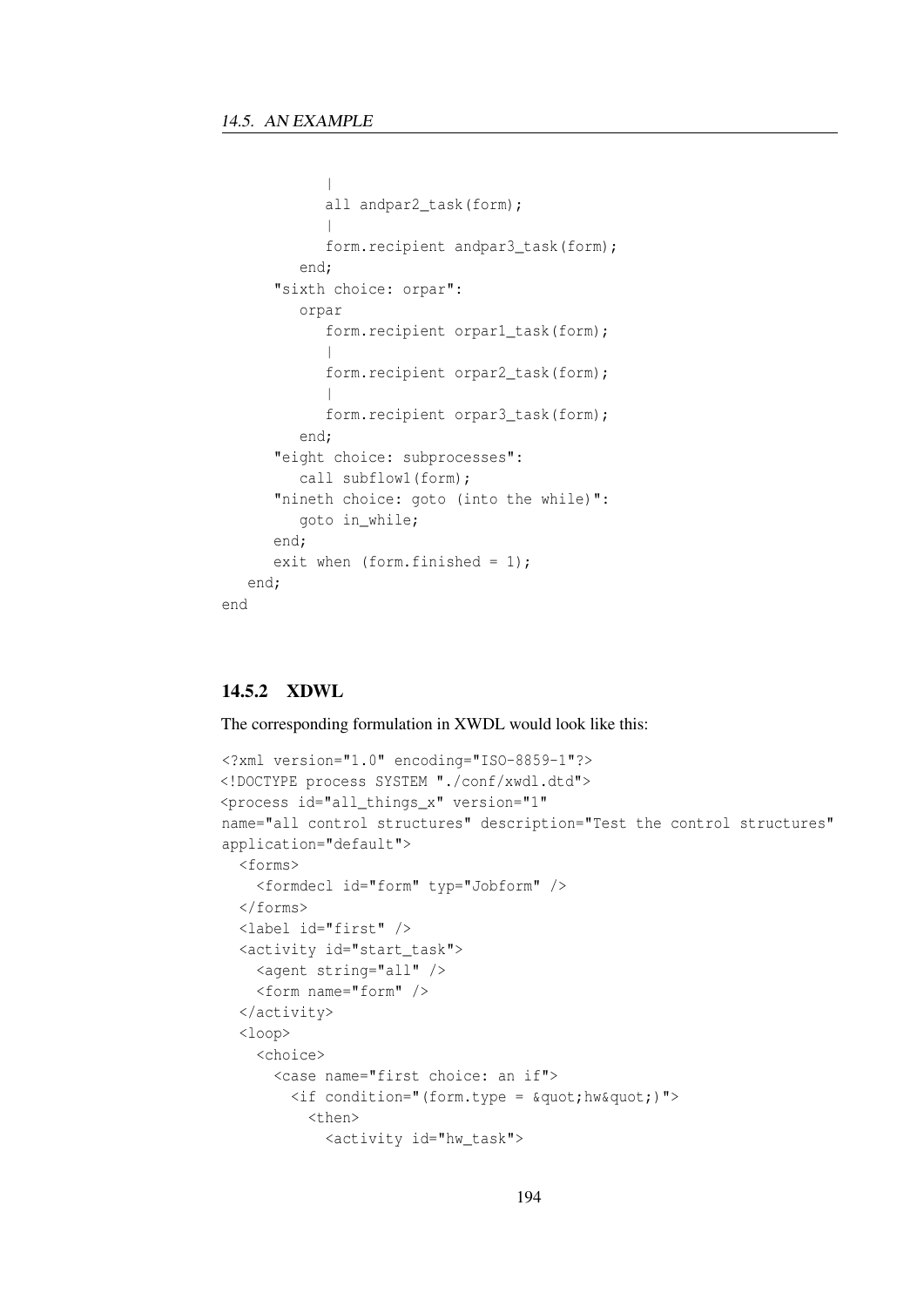```
            |
            all andpar2_task(form);
            |
            form.recipient andpar3_task(form);
         end;
      "sixth choice: orpar":
         orpar
            form.recipient orpar1_task(form);
            |
            form.recipient orpar2_task(form);
            |
            form.recipient orpar3_task(form);
         end;
      "eight choice: subprocesses":
         call subflow1(form);
      "nineth choice: goto (into the while)":
         goto in_while;
      end;
      exit when (form.finished = 1);
   end;
end
```

### 14.5.2 XDWL

The corresponding formulation in XWDL would look like this:

```
<?xml version="1.0" encoding="ISO-8859-1"?>
<!DOCTYPE process SYSTEM "./conf/xwdl.dtd">
<process id="all_things_x" version="1"
name="all control structures" description="Test the control structures"
application="default">
  <forms>
    <formdecl id="form" typ="Jobform" />
  </forms>
  <label id="first" />
  <activity id="start_task">
    <agent string="all" />
    <form name="form" />
  </activity>
  <loop>
    <choice>
      <case name="first choice: an if">
        <if condition="(form.type = &quot;hw&quot;)">
          <then>
            <activity id="hw_task">
```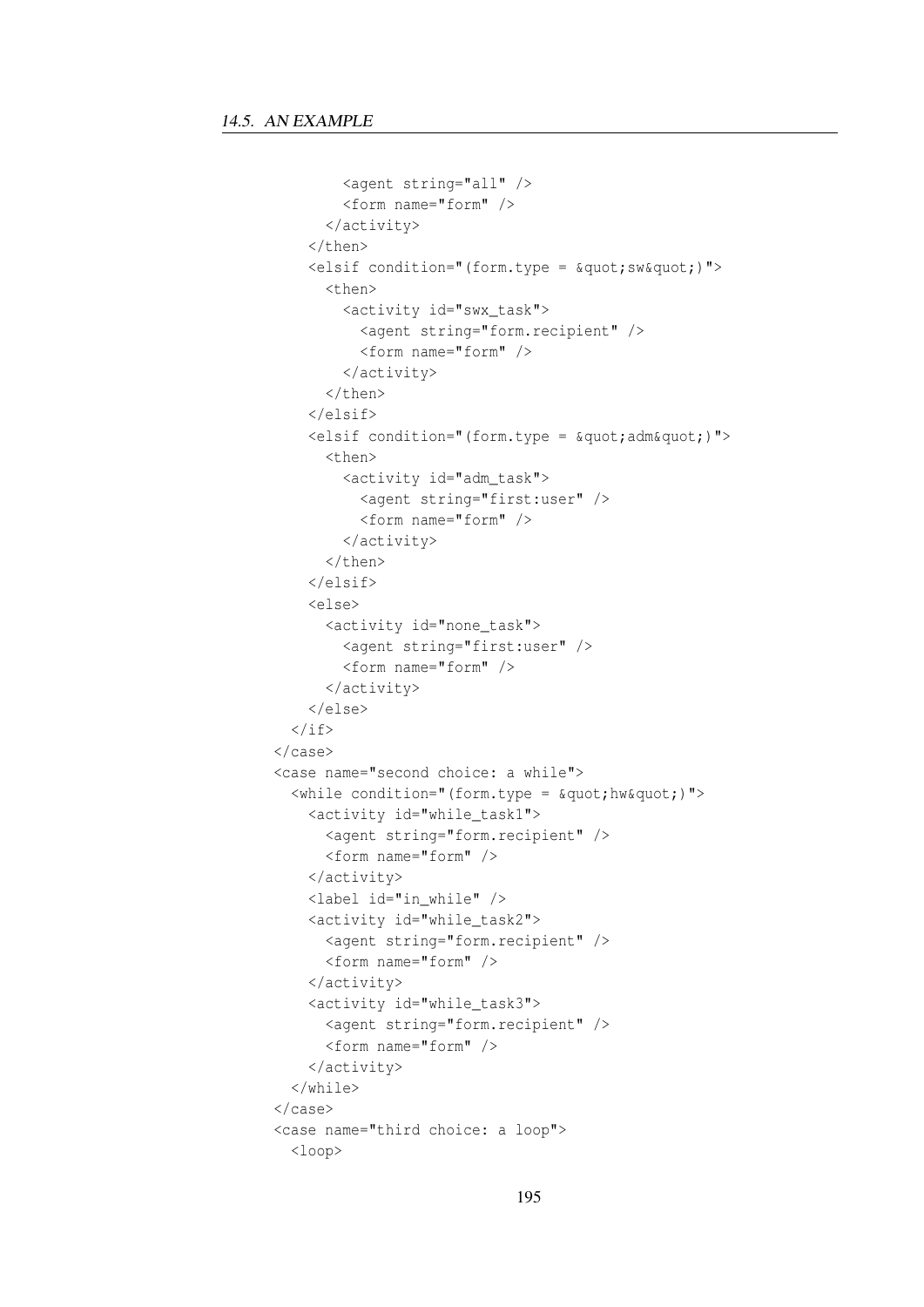```
          <agent string="all" />
          <form name="form" />
        </activity>
      </then>
      <elsif condition="(form.type = &quot;sw&quot;)">
        <then>
          <activity id="swx_task">
            <agent string="form.recipient" />
            <form name="form" />
          </activity>
        </then>
      </elsif>
      <elsif condition="(form.type = &quot;adm&quot;)">
        <then>
          <activity id="adm_task">
            <agent string="first:user" />
            <form name="form" />
          </activity>
        </then>
      </elsif>
      <else>
        <activity id="none_task">
          <agent string="first:user" />
          <form name="form" />
        </activity>
      </else>
    </if>
  </case>
  <case name="second choice: a while">
    <while condition="(form.type = &quot;hw&quot;)">
      <activity id="while_task1">
        <agent string="form.recipient" />
        <form name="form" />
      </activity>
      <label id="in_while" />
      <activity id="while_task2">
        <agent string="form.recipient" />
        <form name="form" />
      </activity>
      <activity id="while_task3">
        <agent string="form.recipient" />
        <form name="form" />
      </activity>
    </while>
  </case>
  <case name="third choice: a loop">
    <loop>
```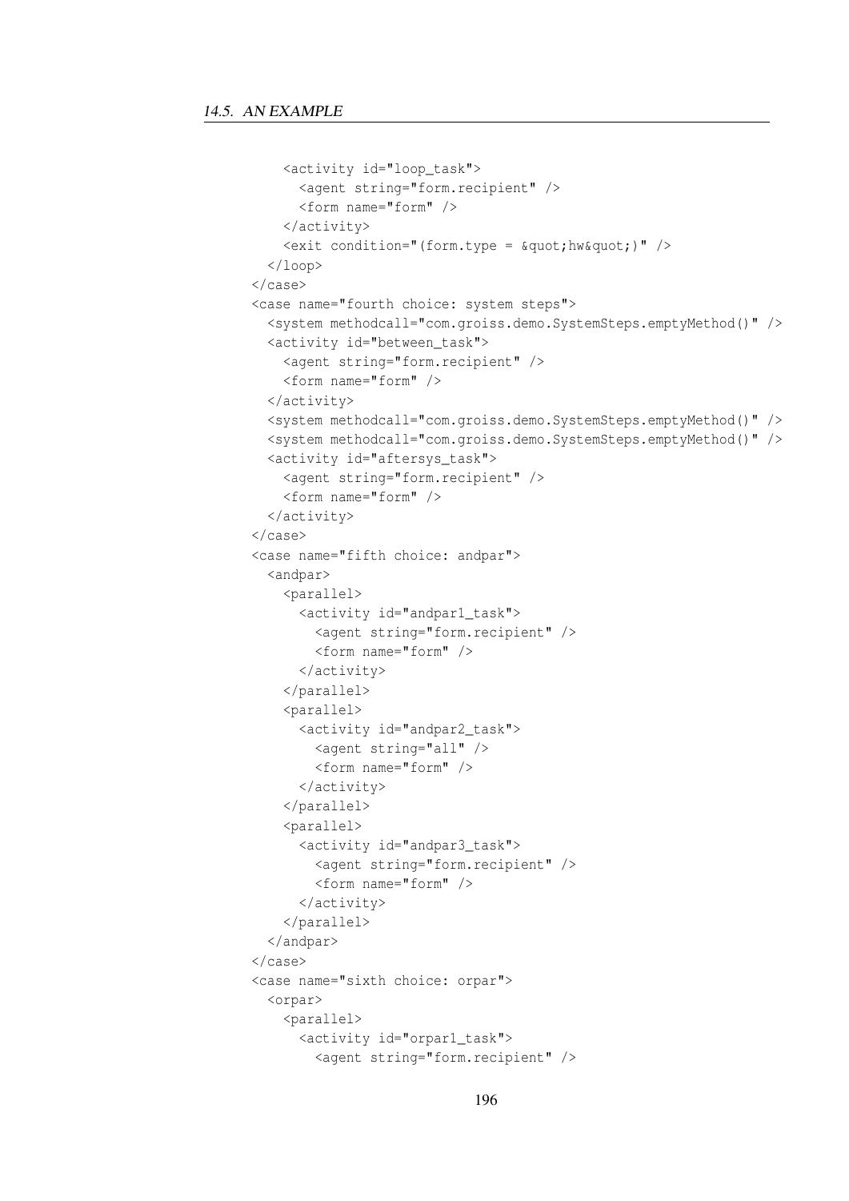```
      <activity id="loop_task">
        <agent string="form.recipient" />
        <form name="form" />
      </activity>
      <exit condition="(form.type = &quot;hw&quot;)" />
    </loop>
  </case>
  <case name="fourth choice: system steps">
    <system methodcall="com.groiss.demo.SystemSteps.emptyMethod()" />
    <activity id="between_task">
      <agent string="form.recipient" />
      <form name="form" />
    </activity>
    <system methodcall="com.groiss.demo.SystemSteps.emptyMethod()" />
    <system methodcall="com.groiss.demo.SystemSteps.emptyMethod()" />
    <activity id="aftersys_task">
      <agent string="form.recipient" />
      <form name="form" />
    </activity>
  </case>
  <case name="fifth choice: andpar">
    <andpar>
      <parallel>
        <activity id="andpar1_task">
          <agent string="form.recipient" />
          <form name="form" />
        </activity>
      </parallel>
      <parallel>
        <activity id="andpar2_task">
          <agent string="all" />
          <form name="form" />
        </activity>
      </parallel>
      <parallel>
        <activity id="andpar3_task">
          <agent string="form.recipient" />
          <form name="form" />
        </activity>
      </parallel>
    </andpar>
  </case>
  <case name="sixth choice: orpar">
    <orpar>
      <parallel>
        <activity id="orpar1_task">
          <agent string="form.recipient" />
```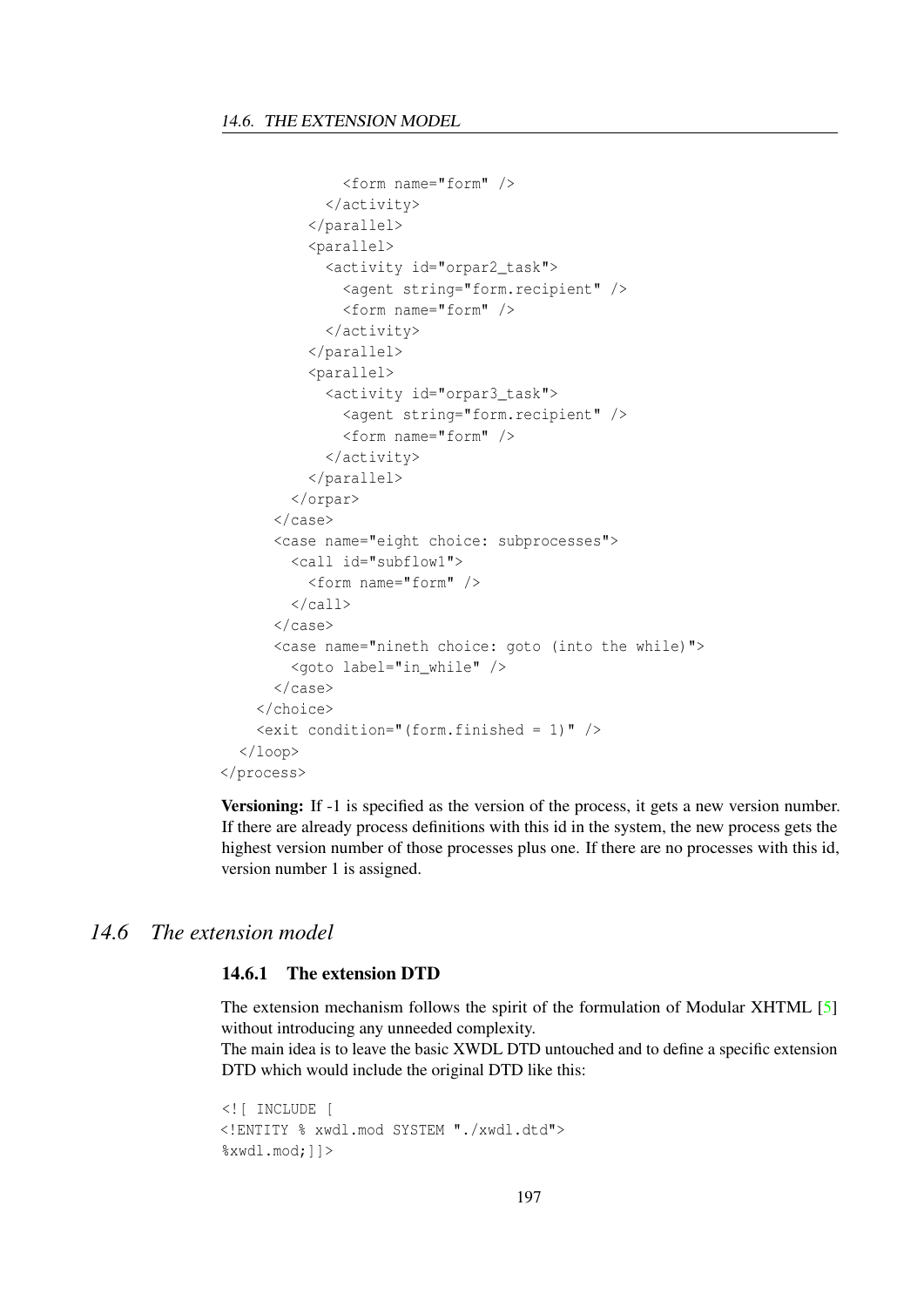```
            <form name="form" />
          </activity>
        </parallel>
        <parallel>
          <activity id="orpar2_task">
            <agent string="form.recipient" />
            <form name="form" />
          </activity>
        </parallel>
        <parallel>
          <activity id="orpar3_task">
            <agent string="form.recipient" />
            <form name="form" />
          </activity>
        </parallel>
      </orpar>
    </case>
    <case name="eight choice: subprocesses">
      <call id="subflow1">
        <form name="form" />
      </call>
    </case>
    <case name="nineth choice: goto (into the while)">
      <goto label="in_while" />
    </case>
  </choice>
  <exit condition="(form.finished = 1)" />
</loop>
</process>
```

**Versioning:** If -1 is specified as the version of the process, it gets a new version number. If there are already process definitions with this id in the system, the new process gets the highest version number of those processes plus one. If there are no processes with this id, version number 1 is assigned.

## 14.6 *The extension model*

### 14.6.1 The extension DTD

The extension mechanism follows the spirit of the formulation of Modular XHTML [5] without introducing any unneeded complexity.

The main idea is to leave the basic XWDL DTD untouched and to define a specific extension DTD which would include the original DTD like this:

```
<![ INCLUDE [
<!ENTITY % xwdl.mod SYSTEM "./xwdl.dtd">
%xwdl.mod;]]>
```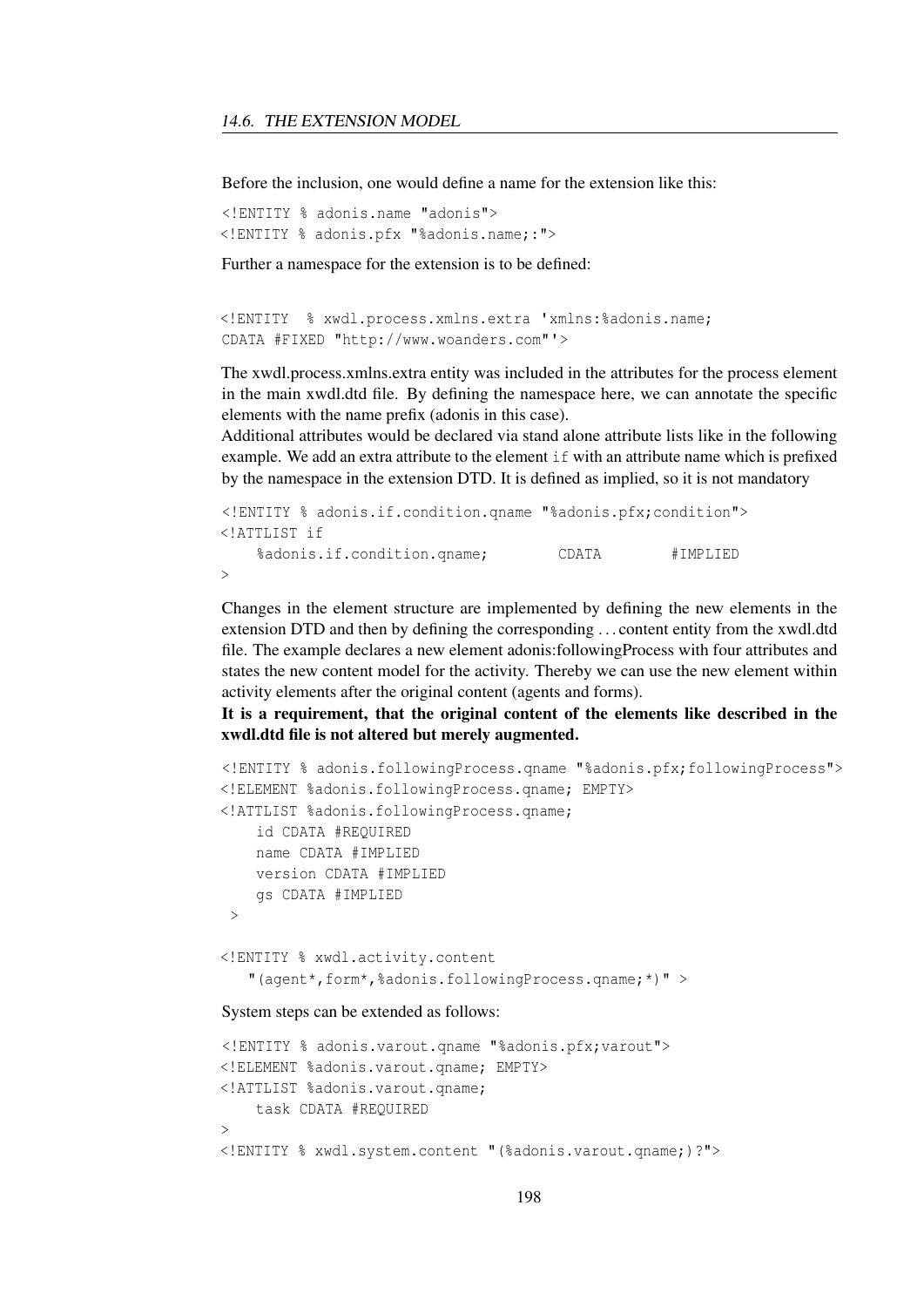Before the inclusion, one would define a name for the extension like this:

```
<!ENTITY % adonis.name "adonis">
<!ENTITY % adonis.pfx "%adonis.name;:">
```

Further a namespace for the extension is to be defined:

```
<!ENTITY  % xwdl.process.xmlns.extra 'xmlns:%adonis.name;
CDATA #FIXED "http://www.woanders.com"'>
```

The xwdl.process.xmlns.extra entity was included in the attributes for the process element in the main xwdl.dtd file. By defining the namespace here, we can annotate the specific elements with the name prefix (adonis in this case).
Additional attributes would be declared via stand alone attribute lists like in the following example. We add an extra attribute to the element `if` with an attribute name which is prefixed by the namespace in the extension DTD. It is defined as implied, so it is not mandatory

```
<!ENTITY % adonis.if.condition.qname "%adonis.pfx;condition">
<!ATTLIST if
    %adonis.if.condition.qname;        CDATA        #IMPLIED
>
```

Changes in the element structure are implemented by defining the new elements in the extension DTD and then by defining the corresponding ... content entity from the xwdl.dtd file. The example declares a new element adonis:followingProcess with four attributes and states the new content model for the activity. Thereby we can use the new element within activity elements after the original content (agents and forms).
**It is a requirement, that the original content of the elements like described in the xwdl.dtd file is not altered but merely augmented.**

```
<!ENTITY % adonis.followingProcess.qname "%adonis.pfx;followingProcess">
<!ELEMENT %adonis.followingProcess.qname; EMPTY>
<!ATTLIST %adonis.followingProcess.qname;
    id CDATA #REQUIRED
    name CDATA #IMPLIED
    version CDATA #IMPLIED
    gs CDATA #IMPLIED
 >

<!ENTITY % xwdl.activity.content
   "(agent*,form*,%adonis.followingProcess.qname;*)" >
```

System steps can be extended as follows:

```
<!ENTITY % adonis.varout.qname "%adonis.pfx;varout">
<!ELEMENT %adonis.varout.qname; EMPTY>
<!ATTLIST %adonis.varout.qname;
    task CDATA #REQUIRED
>
<!ENTITY % xwdl.system.content "(%adonis.varout.qname;)?">
```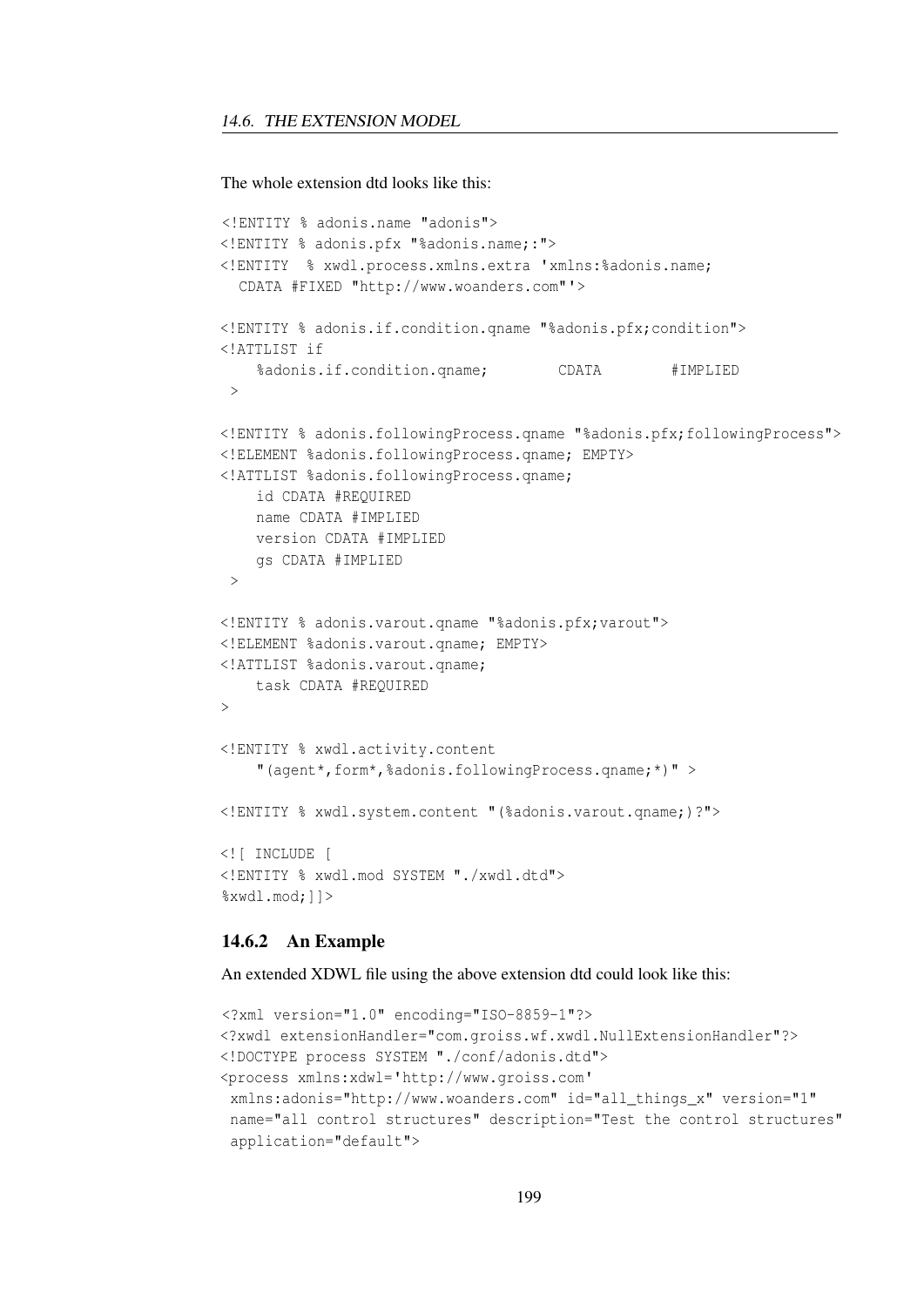The whole extension dtd looks like this:

```
<!ENTITY % adonis.name "adonis">
<!ENTITY % adonis.pfx "%adonis.name;:">
<!ENTITY  % xwdl.process.xmlns.extra 'xmlns:%adonis.name;
  CDATA #FIXED "http://www.woanders.com"'>

<!ENTITY % adonis.if.condition.qname "%adonis.pfx;condition">
<!ATTLIST if
    %adonis.if.condition.qname;        CDATA        #IMPLIED
 >

<!ENTITY % adonis.followingProcess.qname "%adonis.pfx;followingProcess">
<!ELEMENT %adonis.followingProcess.qname; EMPTY>
<!ATTLIST %adonis.followingProcess.qname;
    id CDATA #REQUIRED
    name CDATA #IMPLIED
    version CDATA #IMPLIED
    gs CDATA #IMPLIED
 >

<!ENTITY % adonis.varout.qname "%adonis.pfx;varout">
<!ELEMENT %adonis.varout.qname; EMPTY>
<!ATTLIST %adonis.varout.qname;
    task CDATA #REQUIRED
>

<!ENTITY % xwdl.activity.content
    "(agent*,form*,%adonis.followingProcess.qname;*)" >

<!ENTITY % xwdl.system.content "(%adonis.varout.qname;)?">

<![ INCLUDE [
<!ENTITY % xwdl.mod SYSTEM "./xwdl.dtd">
%xwdl.mod;]]>
```

### 14.6.2 An Example

An extended XDWL file using the above extension dtd could look like this:

```
<?xml version="1.0" encoding="ISO-8859-1"?>
<?xwdl extensionHandler="com.groiss.wf.xwdl.NullExtensionHandler"?>
<!DOCTYPE process SYSTEM "./conf/adonis.dtd">
<process xmlns:xdwl='http://www.groiss.com'
 xmlns:adonis="http://www.woanders.com" id="all_things_x" version="1"
 name="all control structures" description="Test the control structures"
 application="default">
```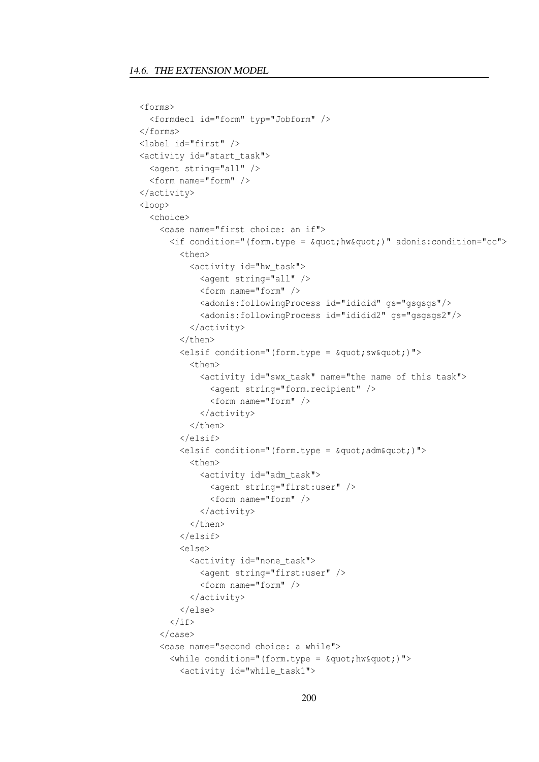```
<forms>
  <formdecl id="form" typ="Jobform" />
</forms>
<label id="first" />
<activity id="start_task">
  <agent string="all" />
  <form name="form" />
</activity>
<loop>
  <choice>
    <case name="first choice: an if">
      <if condition="(form.type = &quot;hw&quot;)" adonis:condition="cc">
        <then>
          <activity id="hw_task">
            <agent string="all" />
            <form name="form" />
            <adonis:followingProcess id="idid id" gs="gsgsgs"/>
            <adonis:followingProcess id="idid id2" gs="gsgsgs2"/>
          </activity>
        </then>
        <elsif condition="(form.type = &quot;sw&quot;)">
          <then>
            <activity id="swx_task" name="the name of this task">
              <agent string="form.recipient" />
              <form name="form" />
            </activity>
          </then>
        </elsif>
        <elsif condition="(form.type = &quot;adm&quot;)">
          <then>
            <activity id="adm_task">
              <agent string="first:user" />
              <form name="form" />
            </activity>
          </then>
        </elsif>
        <else>
          <activity id="none_task">
            <agent string="first:user" />
            <form name="form" />
          </activity>
        </else>
      </if>
    </case>
    <case name="second choice: a while">
      <while condition="(form.type = &quot;hw&quot;)">
        <activity id="while_task1">
```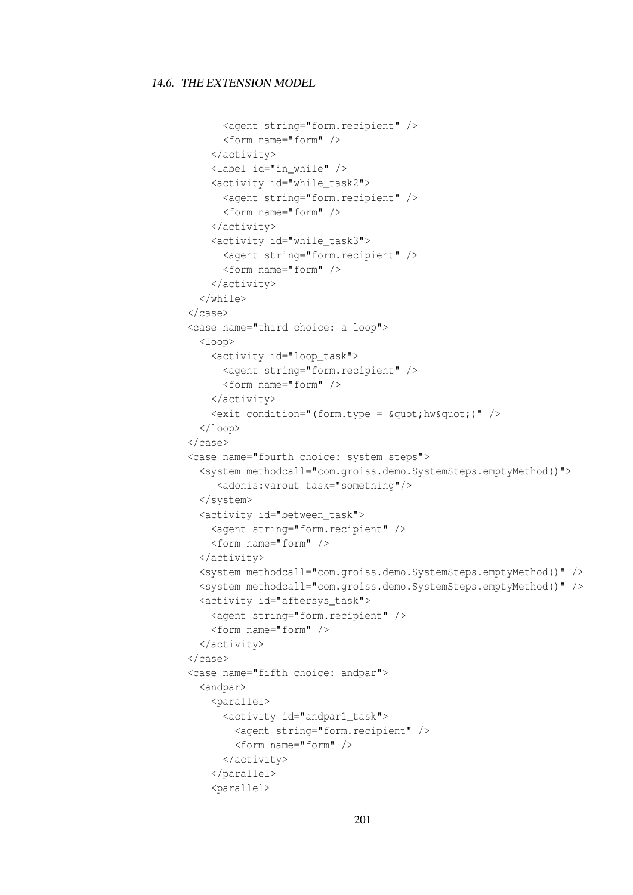```
      <agent string="form.recipient" />
      <form name="form" />
    </activity>
    <label id="in_while" />
    <activity id="while_task2">
      <agent string="form.recipient" />
      <form name="form" />
    </activity>
    <activity id="while_task3">
      <agent string="form.recipient" />
      <form name="form" />
    </activity>
  </while>
</case>
<case name="third choice: a loop">
  <loop>
    <activity id="loop_task">
      <agent string="form.recipient" />
      <form name="form" />
    </activity>
    <exit condition="(form.type = &quot;hw&quot;)" />
  </loop>
</case>
<case name="fourth choice: system steps">
  <system methodcall="com.groiss.demo.SystemSteps.emptyMethod()">
     <adonis:varout task="something"/>
  </system>
  <activity id="between_task">
    <agent string="form.recipient" />
    <form name="form" />
  </activity>
  <system methodcall="com.groiss.demo.SystemSteps.emptyMethod()" />
  <system methodcall="com.groiss.demo.SystemSteps.emptyMethod()" />
  <activity id="aftersys_task">
    <agent string="form.recipient" />
    <form name="form" />
  </activity>
</case>
<case name="fifth choice: andpar">
  <andpar>
    <parallel>
      <activity id="andpar1_task">
        <agent string="form.recipient" />
        <form name="form" />
      </activity>
    </parallel>
    <parallel>
```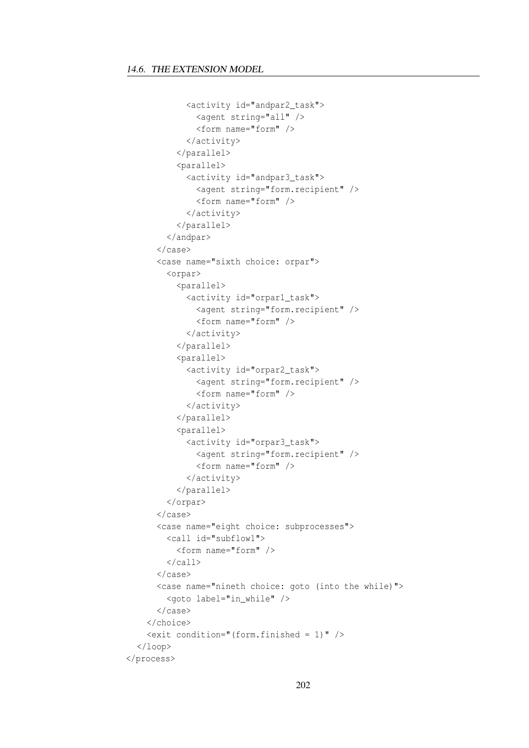```
          <activity id="andpar2_task">
            <agent string="all" />
            <form name="form" />
          </activity>
        </parallel>
        <parallel>
          <activity id="andpar3_task">
            <agent string="form.recipient" />
            <form name="form" />
          </activity>
        </parallel>
      </andpar>
    </case>
    <case name="sixth choice: orpar">
      <orpar>
        <parallel>
          <activity id="orpar1_task">
            <agent string="form.recipient" />
            <form name="form" />
          </activity>
        </parallel>
        <parallel>
          <activity id="orpar2_task">
            <agent string="form.recipient" />
            <form name="form" />
          </activity>
        </parallel>
        <parallel>
          <activity id="orpar3_task">
            <agent string="form.recipient" />
            <form name="form" />
          </activity>
        </parallel>
      </orpar>
    </case>
    <case name="eight choice: subprocesses">
      <call id="subflow1">
        <form name="form" />
      </call>
    </case>
    <case name="nineth choice: goto (into the while)">
      <goto label="in_while" />
    </case>
  </choice>
  <exit condition="(form.finished = 1)" />
</loop>
</process>
```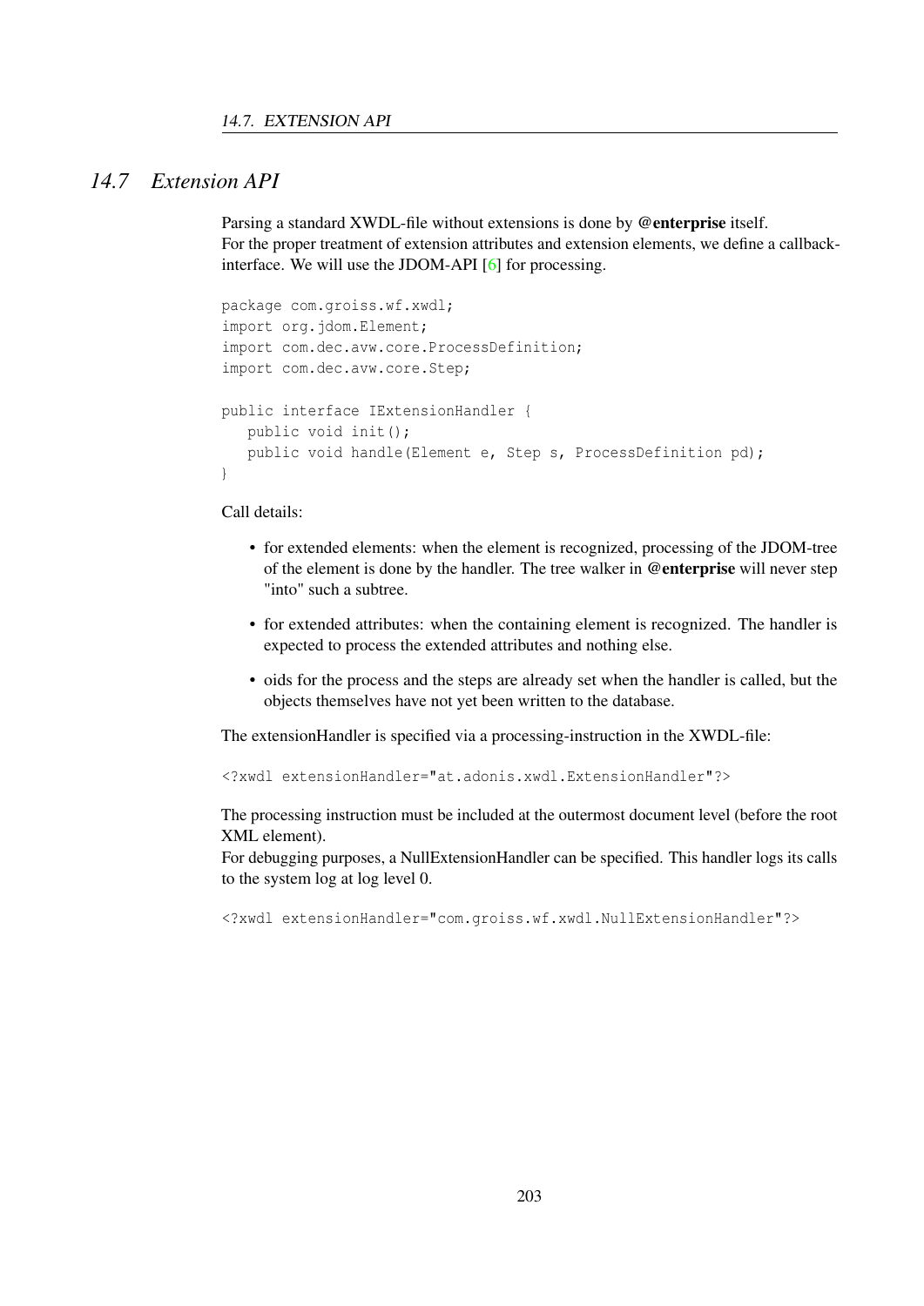## 14.7 Extension API

Parsing a standard XWDL-file without extensions is done by **@enterprise** itself.
For the proper treatment of extension attributes and extension elements, we define a callback-interface. We will use the JDOM-API [6] for processing.

```
package com.groiss.wf.xwdl;
import org.jdom.Element;
import com.dec.avw.core.ProcessDefinition;
import com.dec.avw.core.Step;

public interface IExtensionHandler {
   public void init();
   public void handle(Element e, Step s, ProcessDefinition pd);
}
```

Call details:

- for extended elements: when the element is recognized, processing of the JDOM-tree of the element is done by the handler. The tree walker in **@enterprise** will never step "into" such a subtree.
- for extended attributes: when the containing element is recognized. The handler is expected to process the extended attributes and nothing else.
- oids for the process and the steps are already set when the handler is called, but the objects themselves have not yet been written to the database.

The extensionHandler is specified via a processing-instruction in the XWDL-file:

```
<?xwdl extensionHandler="at.adonis.xwdl.ExtensionHandler"?>
```

The processing instruction must be included at the outermost document level (before the root XML element).
For debugging purposes, a NullExtensionHandler can be specified. This handler logs its calls to the system log at log level 0.

```
<?xwdl extensionHandler="com.groiss.wf.xwdl.NullExtensionHandler"?>
```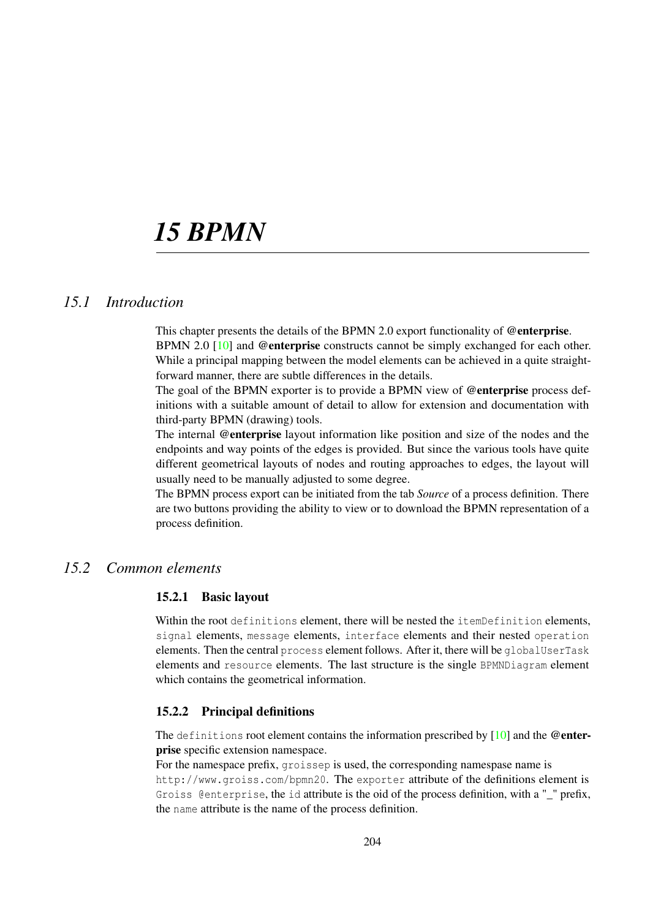# *15 BPMN*

## *15.1 Introduction*

This chapter presents the details of the BPMN 2.0 export functionality of **@enterprise**.
BPMN 2.0 [10] and **@enterprise** constructs cannot be simply exchanged for each other. While a principal mapping between the model elements can be achieved in a quite straightforward manner, there are subtle differences in the details.
The goal of the BPMN exporter is to provide a BPMN view of **@enterprise** process definitions with a suitable amount of detail to allow for extension and documentation with third-party BPMN (drawing) tools.
The internal **@enterprise** layout information like position and size of the nodes and the endpoints and way points of the edges is provided. But since the various tools have quite different geometrical layouts of nodes and routing approaches to edges, the layout will usually need to be manually adjusted to some degree.
The BPMN process export can be initiated from the tab *Source* of a process definition. There are two buttons providing the ability to view or to download the BPMN representation of a process definition.

## *15.2 Common elements*

### 15.2.1 Basic layout

Within the root `definitions` element, there will be nested the `itemDefinition` elements, `signal` elements, `message` elements, `interface` elements and their nested `operation` elements. Then the central `process` element follows. After it, there will be `globalUserTask` elements and `resource` elements. The last structure is the single `BPMNDiagram` element which contains the geometrical information.

### 15.2.2 Principal definitions

The `definitions` root element contains the information prescribed by [10] and the **@enterprise** specific extension namespace.
For the namespace prefix, `groissep` is used, the corresponding namespase name is `http://www.groiss.com/bpmn20`. The `exporter` attribute of the definitions element is `Groiss @enterprise`, the `id` attribute is the oid of the process definition, with a "_" prefix, the `name` attribute is the name of the process definition.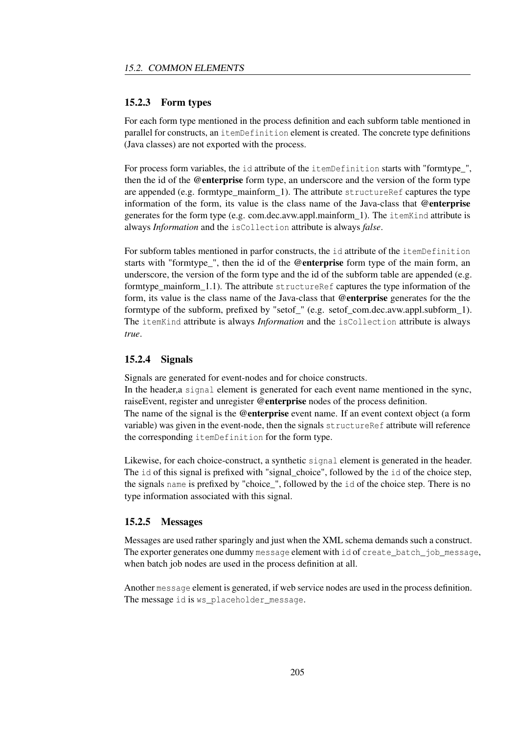### 15.2.3 Form types

For each form type mentioned in the process definition and each subform table mentioned in parallel for constructs, an `itemDefinition` element is created. The concrete type definitions (Java classes) are not exported with the process.

For process form variables, the `id` attribute of the `itemDefinition` starts with "formtype_", then the id of the **@enterprise** form type, an underscore and the version of the form type are appended (e.g. formtype_mainform_1). The attribute `structureRef` captures the type information of the form, its value is the class name of the Java-class that **@enterprise** generates for the form type (e.g. com.dec.avw.appl.mainform_1). The `itemKind` attribute is always *Information* and the `isCollection` attribute is always *false*.

For subform tables mentioned in parfor constructs, the `id` attribute of the `itemDefinition` starts with "formtype_", then the id of the **@enterprise** form type of the main form, an underscore, the version of the form type and the id of the subform table are appended (e.g. formtype_mainform_1.1). The attribute `structureRef` captures the type information of the form, its value is the class name of the Java-class that **@enterprise** generates for the the formtype of the subform, prefixed by "setof_" (e.g. setof_com.dec.avw.appl.subform_1). The `itemKind` attribute is always *Information* and the `isCollection` attribute is always *true*.

### 15.2.4 Signals

Signals are generated for event-nodes and for choice constructs.
In the header,a `signal` element is generated for each event name mentioned in the sync, raiseEvent, register and unregister **@enterprise** nodes of the process definition.
The name of the signal is the **@enterprise** event name. If an event context object (a form variable) was given in the event-node, then the signals `structureRef` attribute will reference the corresponding `itemDefinition` for the form type.

Likewise, for each choice-construct, a synthetic `signal` element is generated in the header. The `id` of this signal is prefixed with "signal_choice", followed by the `id` of the choice step, the signals `name` is prefixed by "choice_", followed by the `id` of the choice step. There is no type information associated with this signal.

### 15.2.5 Messages

Messages are used rather sparingly and just when the XML schema demands such a construct. The exporter generates one dummy `message` element with `id` of `create_batch_job_message`, when batch job nodes are used in the process definition at all.

Another `message` element is generated, if web service nodes are used in the process definition. The message `id` is `ws_placeholder_message`.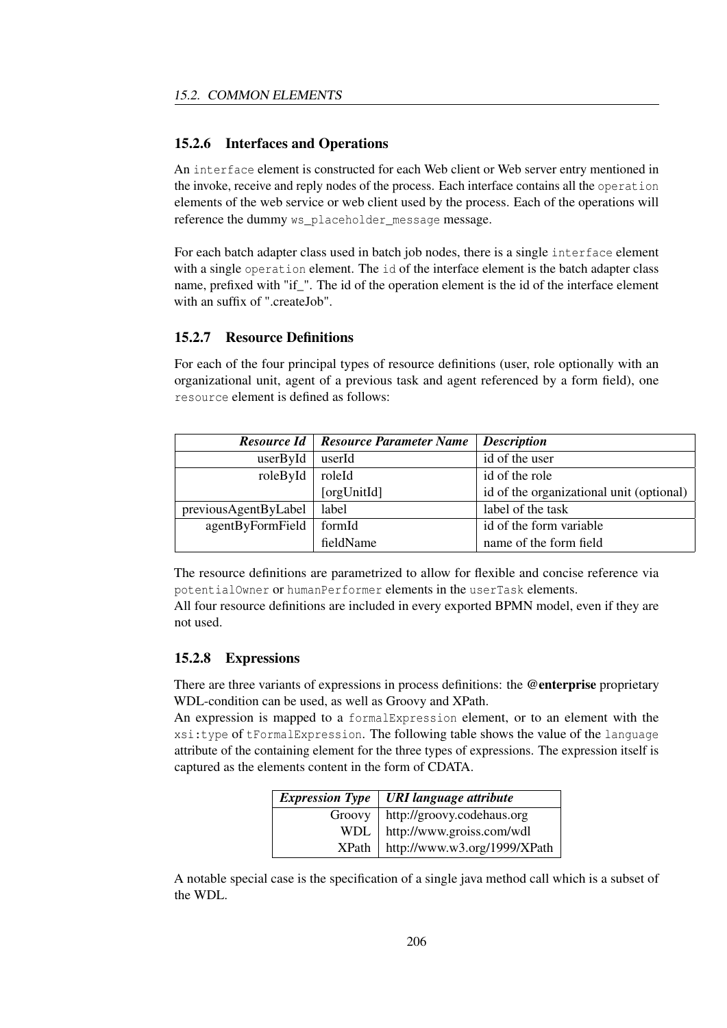### 15.2.6 Interfaces and Operations

An `interface` element is constructed for each Web client or Web server entry mentioned in the invoke, receive and reply nodes of the process. Each interface contains all the `operation` elements of the web service or web client used by the process. Each of the operations will reference the dummy `ws_placeholder_message` message.

For each batch adapter class used in batch job nodes, there is a single `interface` element with a single `operation` element. The `id` of the interface element is the batch adapter class name, prefixed with "if_". The id of the operation element is the id of the interface element with an suffix of ".createJob".

### 15.2.7 Resource Definitions

For each of the four principal types of resource definitions (user, role optionally with an organizational unit, agent of a previous task and agent referenced by a form field), one `resource` element is defined as follows:

| ***Resource Id*** | ***Resource Parameter Name*** | ***Description*** |
|---:|---|---|
| userById | userId | id of the user |
| roleById | roleId | id of the role |
| | [orgUnitId] | id of the organizational unit (optional) |
| previousAgentByLabel | label | label of the task |
| agentByFormField | formId | id of the form variable |
| | fieldName | name of the form field |

The resource definitions are parametrized to allow for flexible and concise reference via `potentialOwner` or `humanPerformer` elements in the `userTask` elements.
All four resource definitions are included in every exported BPMN model, even if they are not used.

### 15.2.8 Expressions

There are three variants of expressions in process definitions: the **@enterprise** proprietary WDL-condition can be used, as well as Groovy and XPath.
An expression is mapped to a `formalExpression` element, or to an element with the `xsi:type` of `tFormalExpression`. The following table shows the value of the `language` attribute of the containing element for the three types of expressions. The expression itself is captured as the elements content in the form of CDATA.

| ***Expression Type*** | ***URI language attribute*** |
|---:|---|
| Groovy | http://groovy.codehaus.org |
| WDL | http://www.groiss.com/wdl |
| XPath | http://www.w3.org/1999/XPath |

A notable special case is the specification of a single java method call which is a subset of the WDL.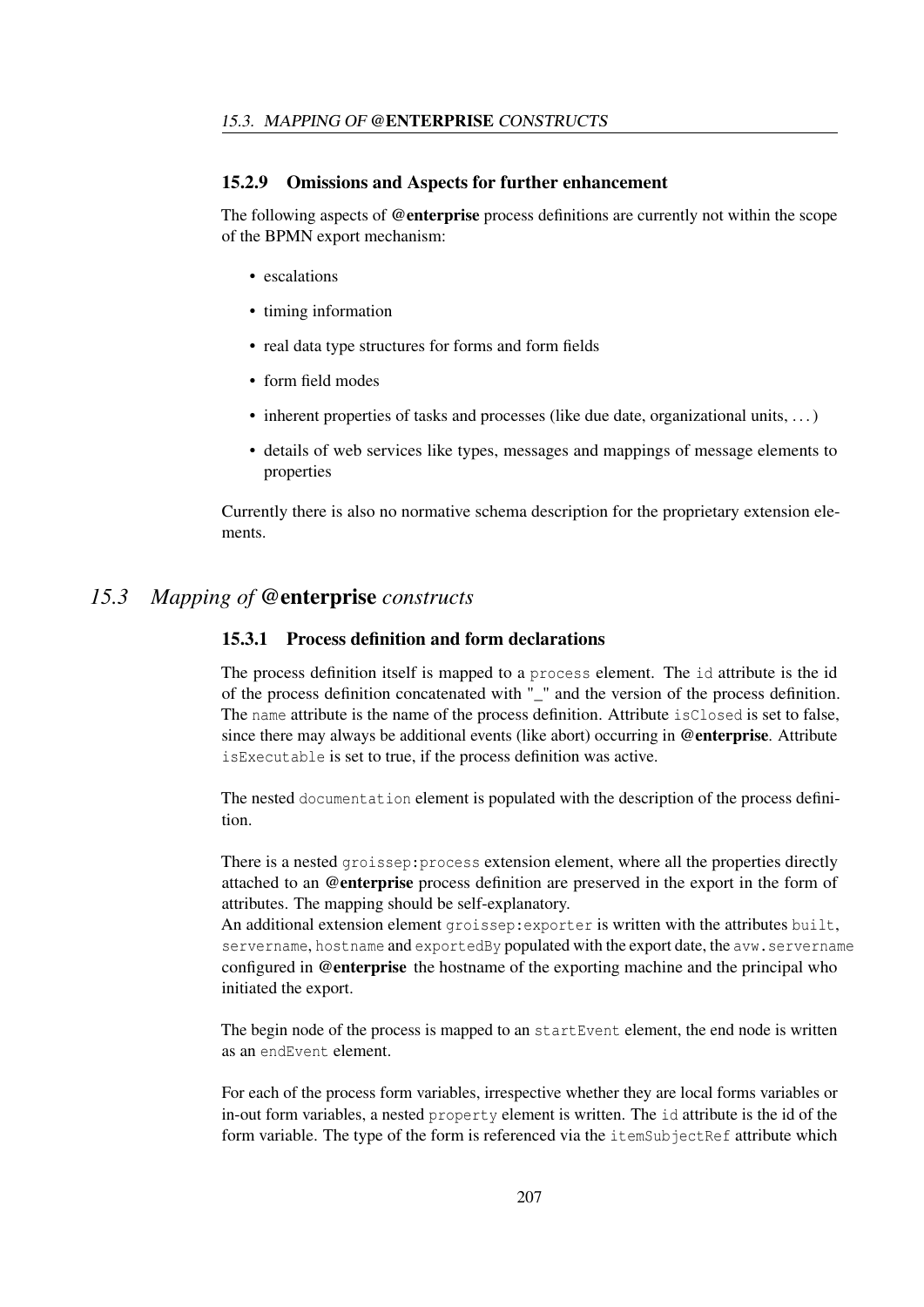### 15.2.9 Omissions and Aspects for further enhancement

The following aspects of **@enterprise** process definitions are currently not within the scope of the BPMN export mechanism:

- escalations
- timing information
- real data type structures for forms and form fields
- form field modes
- inherent properties of tasks and processes (like due date, organizational units, . . . )
- details of web services like types, messages and mappings of message elements to properties

Currently there is also no normative schema description for the proprietary extension elements.

## *15.3 Mapping of* @enterprise *constructs*

### 15.3.1 Process definition and form declarations

The process definition itself is mapped to a `process` element. The `id` attribute is the id of the process definition concatenated with "_" and the version of the process definition. The `name` attribute is the name of the process definition. Attribute `isClosed` is set to false, since there may always be additional events (like abort) occurring in **@enterprise**. Attribute `isExecutable` is set to true, if the process definition was active.

The nested `documentation` element is populated with the description of the process definition.

There is a nested `groissep:process` extension element, where all the properties directly attached to an **@enterprise** process definition are preserved in the export in the form of attributes. The mapping should be self-explanatory.
An additional extension element `groissep:exporter` is written with the attributes `built`, `servername`, `hostname` and `exportedBy` populated with the export date, the `avw.servername` configured in **@enterprise** the hostname of the exporting machine and the principal who initiated the export.

The begin node of the process is mapped to an `startEvent` element, the end node is written as an `endEvent` element.

For each of the process form variables, irrespective whether they are local forms variables or in-out form variables, a nested `property` element is written. The `id` attribute is the id of the form variable. The type of the form is referenced via the `itemSubjectRef` attribute which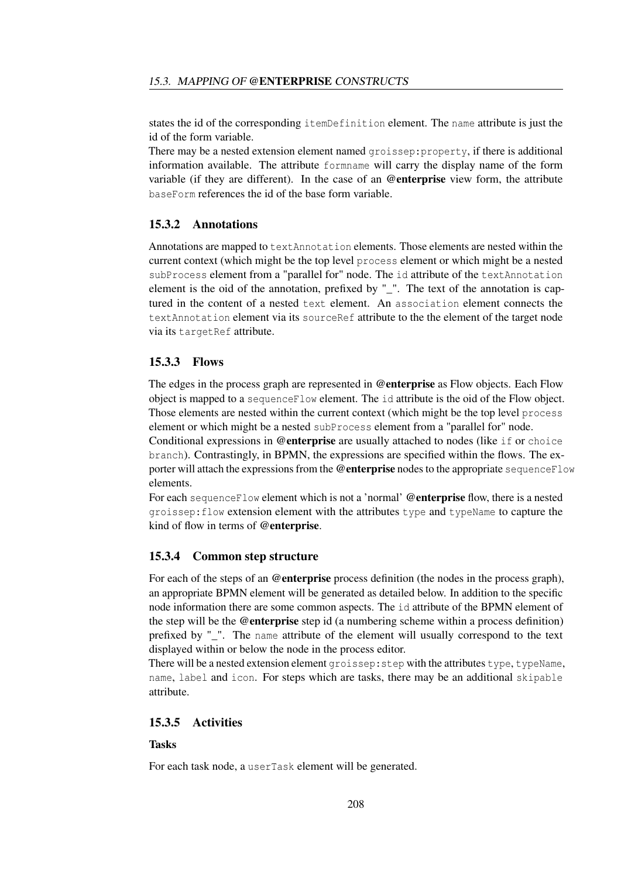states the id of the corresponding `itemDefinition` element. The `name` attribute is just the id of the form variable.

There may be a nested extension element named `groissep:property`, if there is additional information available. The attribute `formname` will carry the display name of the form variable (if they are different). In the case of an **@enterprise** view form, the attribute `baseForm` references the id of the base form variable.

### 15.3.2 Annotations

Annotations are mapped to `textAnnotation` elements. Those elements are nested within the current context (which might be the top level `process` element or which might be a nested `subProcess` element from a "parallel for" node. The `id` attribute of the `textAnnotation` element is the oid of the annotation, prefixed by "_". The text of the annotation is captured in the content of a nested `text` element. An `association` element connects the `textAnnotation` element via its `sourceRef` attribute to the the element of the target node via its `targetRef` attribute.

### 15.3.3 Flows

The edges in the process graph are represented in **@enterprise** as Flow objects. Each Flow object is mapped to a `sequenceFlow` element. The `id` attribute is the oid of the Flow object. Those elements are nested within the current context (which might be the top level `process` element or which might be a nested `subProcess` element from a "parallel for" node.

Conditional expressions in **@enterprise** are usually attached to nodes (like `if` or `choice branch`). Contrastingly, in BPMN, the expressions are specified within the flows. The exporter will attach the expressions from the **@enterprise** nodes to the appropriate `sequenceFlow` elements.

For each `sequenceFlow` element which is not a 'normal' **@enterprise** flow, there is a nested `groissep:flow` extension element with the attributes `type` and `typeName` to capture the kind of flow in terms of **@enterprise**.

### 15.3.4 Common step structure

For each of the steps of an **@enterprise** process definition (the nodes in the process graph), an appropriate BPMN element will be generated as detailed below. In addition to the specific node information there are some common aspects. The `id` attribute of the BPMN element of the step will be the **@enterprise** step id (a numbering scheme within a process definition) prefixed by "_". The `name` attribute of the element will usually correspond to the text displayed within or below the node in the process editor.

There will be a nested extension element `groissep:step` with the attributes `type`, `typeName`, `name`, `label` and `icon`. For steps which are tasks, there may be an additional `skipable` attribute.

### 15.3.5 Activities

#### Tasks

For each task node, a `userTask` element will be generated.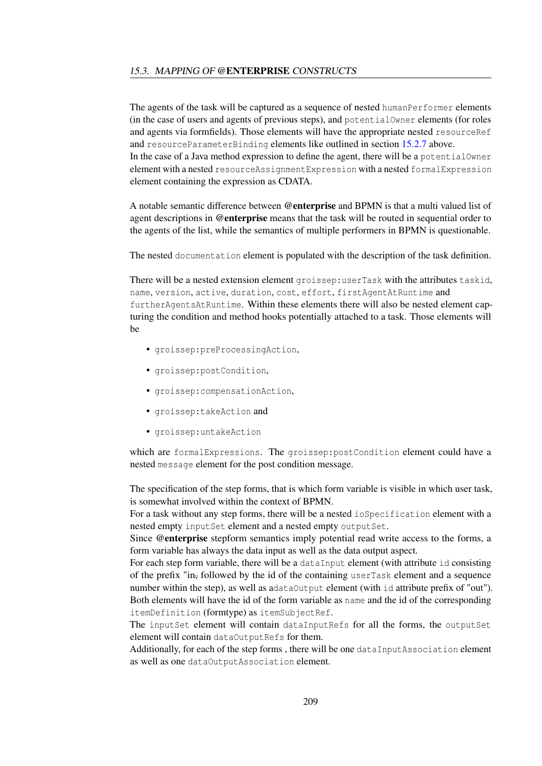The agents of the task will be captured as a sequence of nested `humanPerformer` elements (in the case of users and agents of previous steps), and `potentialOwner` elements (for roles and agents via formfields). Those elements will have the appropriate nested `resourceRef` and `resourceParameterBinding` elements like outlined in section 15.2.7 above.
In the case of a Java method expression to define the agent, there will be a `potentialOwner` element with a nested `resourceAssignmentExpression` with a nested `formalExpression` element containing the expression as CDATA.

A notable semantic difference between **@enterprise** and BPMN is that a multi valued list of agent descriptions in **@enterprise** means that the task will be routed in sequential order to the agents of the list, while the semantics of multiple performers in BPMN is questionable.

The nested `documentation` element is populated with the description of the task definition.

There will be a nested extension element `groissep:userTask` with the attributes `taskid`, `name`, `version`, `active`, `duration`, `cost`, `effort`, `firstAgentAtRuntime` and `furtherAgentsAtRuntime`. Within these elements there will also be nested element capturing the condition and method hooks potentially attached to a task. Those elements will be

- `groissep:preProcessingAction`,
- `groissep:postCondition`,
- `groissep:compensationAction`,
- `groissep:takeAction` and
- `groissep:untakeAction`

which are `formalExpressions`. The `groissep:postCondition` element could have a nested `message` element for the post condition message.

The specification of the step forms, that is which form variable is visible in which user task, is somewhat involved within the context of BPMN.
For a task without any step forms, there will be a nested `ioSpecification` element with a nested empty `inputSet` element and a nested empty `outputSet`.
Since **@enterprise** stepform semantics imply potential read write access to the forms, a form variable has always the data input as well as the data output aspect.
For each step form variable, there will be a `dataInput` element (with attribute `id` consisting of the prefix "in, followed by the id of the containing `userTask` element and a sequence number within the step), as well as a`dataOutput` element (with `id` attribute prefix of "out").
Both elements will have the id of the form variable as `name` and the id of the corresponding `itemDefinition` (formtype) as `itemSubjectRef`.
The `inputSet` element will contain `dataInputRefs` for all the forms, the `outputSet` element will contain `dataOutputRefs` for them.
Additionally, for each of the step forms , there will be one `dataInputAssociation` element as well as one `dataOutputAssociation` element.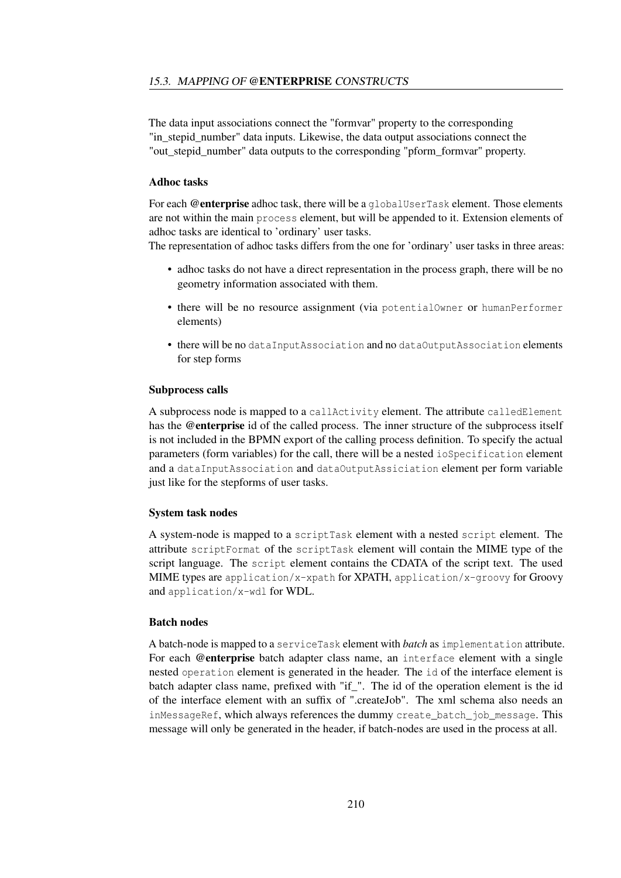The data input associations connect the "formvar" property to the corresponding "in_stepid_number" data inputs. Likewise, the data output associations connect the "out_stepid_number" data outputs to the corresponding "pform_formvar" property.

### Adhoc tasks

For each **@enterprise** adhoc task, there will be a `globalUserTask` element. Those elements are not within the main `process` element, but will be appended to it. Extension elements of adhoc tasks are identical to 'ordinary' user tasks.
The representation of adhoc tasks differs from the one for 'ordinary' user tasks in three areas:

- adhoc tasks do not have a direct representation in the process graph, there will be no geometry information associated with them.
- there will be no resource assignment (via `potentialOwner` or `humanPerformer` elements)
- there will be no `dataInputAssociation` and no `dataOutputAssociation` elements for step forms

### Subprocess calls

A subprocess node is mapped to a `callActivity` element. The attribute `calledElement` has the **@enterprise** id of the called process. The inner structure of the subprocess itself is not included in the BPMN export of the calling process definition. To specify the actual parameters (form variables) for the call, there will be a nested `ioSpecification` element and a `dataInputAssociation` and `dataOutputAssiciation` element per form variable just like for the stepforms of user tasks.

### System task nodes

A system-node is mapped to a `scriptTask` element with a nested `script` element. The attribute `scriptFormat` of the `scriptTask` element will contain the MIME type of the script language. The `script` element contains the CDATA of the script text. The used MIME types are `application/x-xpath` for XPATH, `application/x-groovy` for Groovy and `application/x-wdl` for WDL.

### Batch nodes

A batch-node is mapped to a `serviceTask` element with *batch* as `implementation` attribute. For each **@enterprise** batch adapter class name, an `interface` element with a single nested `operation` element is generated in the header. The `id` of the interface element is batch adapter class name, prefixed with "if_". The id of the operation element is the id of the interface element with an suffix of ".createJob". The xml schema also needs an `inMessageRef`, which always references the dummy `create_batch_job_message`. This message will only be generated in the header, if batch-nodes are used in the process at all.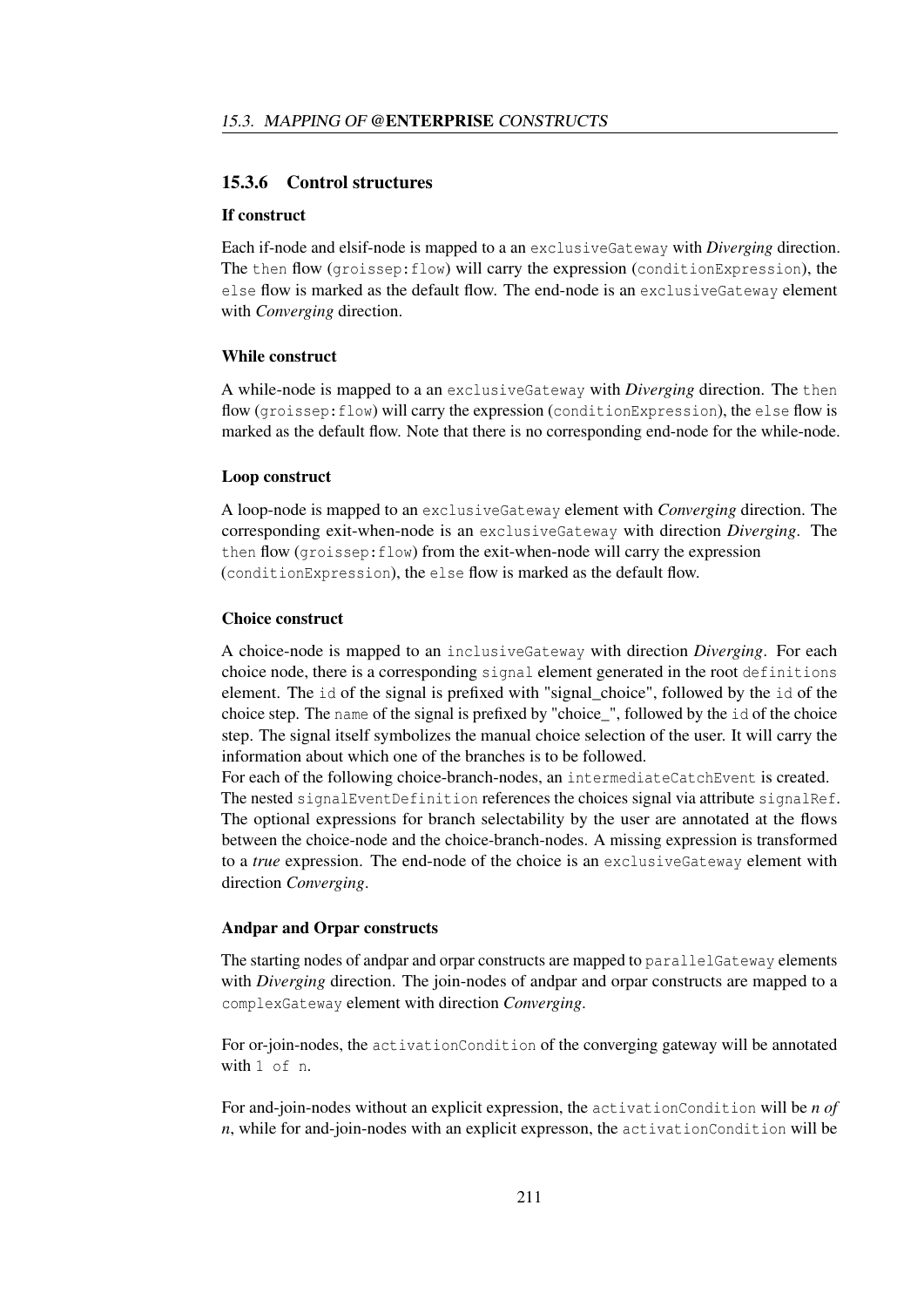### 15.3.6 Control structures

#### If construct

Each if-node and elsif-node is mapped to a an `exclusiveGateway` with *Diverging* direction. The `then` flow (`groissep:flow`) will carry the expression (`conditionExpression`), the `else` flow is marked as the default flow. The end-node is an `exclusiveGateway` element with *Converging* direction.

#### While construct

A while-node is mapped to a an `exclusiveGateway` with *Diverging* direction. The `then` flow (`groissep:flow`) will carry the expression (`conditionExpression`), the `else` flow is marked as the default flow. Note that there is no corresponding end-node for the while-node.

#### Loop construct

A loop-node is mapped to an `exclusiveGateway` element with *Converging* direction. The corresponding exit-when-node is an `exclusiveGateway` with direction *Diverging*. The `then` flow (`groissep:flow`) from the exit-when-node will carry the expression (`conditionExpression`), the `else` flow is marked as the default flow.

#### Choice construct

A choice-node is mapped to an `inclusiveGateway` with direction *Diverging*. For each choice node, there is a corresponding `signal` element generated in the root `definitions` element. The `id` of the signal is prefixed with "signal_choice", followed by the `id` of the choice step. The `name` of the signal is prefixed by "choice_", followed by the `id` of the choice step. The signal itself symbolizes the manual choice selection of the user. It will carry the information about which one of the branches is to be followed.
For each of the following choice-branch-nodes, an `intermediateCatchEvent` is created. The nested `signalEventDefinition` references the choices signal via attribute `signalRef`. The optional expressions for branch selectability by the user are annotated at the flows between the choice-node and the choice-branch-nodes. A missing expression is transformed to a *true* expression. The end-node of the choice is an `exclusiveGateway` element with direction *Converging*.

#### Andpar and Orpar constructs

The starting nodes of andpar and orpar constructs are mapped to `parallelGateway` elements with *Diverging* direction. The join-nodes of andpar and orpar constructs are mapped to a `complexGateway` element with direction *Converging*.

For or-join-nodes, the `activationCondition` of the converging gateway will be annotated with `1 of n`.

For and-join-nodes without an explicit expression, the `activationCondition` will be *n of n*, while for and-join-nodes with an explicit expresson, the `activationCondition` will be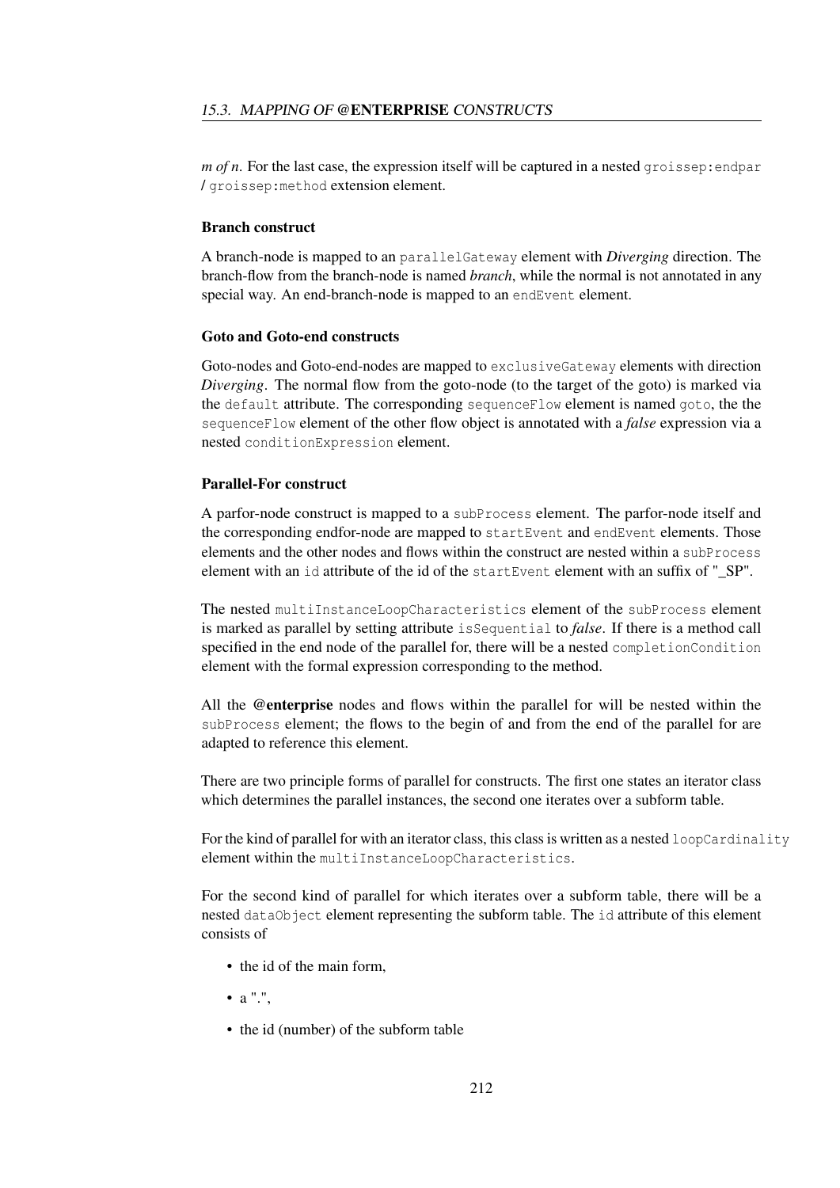*m of n*. For the last case, the expression itself will be captured in a nested `groissep:endpar` / `groissep:method` extension element.

### Branch construct

A branch-node is mapped to an `parallelGateway` element with *Diverging* direction. The branch-flow from the branch-node is named *branch*, while the normal is not annotated in any special way. An end-branch-node is mapped to an `endEvent` element.

### Goto and Goto-end constructs

Goto-nodes and Goto-end-nodes are mapped to `exclusiveGateway` elements with direction *Diverging*. The normal flow from the goto-node (to the target of the goto) is marked via the `default` attribute. The corresponding `sequenceFlow` element is named `goto`, the the `sequenceFlow` element of the other flow object is annotated with a *false* expression via a nested `conditionExpression` element.

### Parallel-For construct

A parfor-node construct is mapped to a `subProcess` element. The parfor-node itself and the corresponding endfor-node are mapped to `startEvent` and `endEvent` elements. Those elements and the other nodes and flows within the construct are nested within a `subProcess` element with an `id` attribute of the id of the `startEvent` element with an suffix of "_SP".

The nested `multiInstanceLoopCharacteristics` element of the `subProcess` element is marked as parallel by setting attribute `isSequential` to *false*. If there is a method call specified in the end node of the parallel for, there will be a nested `completionCondition` element with the formal expression corresponding to the method.

All the **@enterprise** nodes and flows within the parallel for will be nested within the `subProcess` element; the flows to the begin of and from the end of the parallel for are adapted to reference this element.

There are two principle forms of parallel for constructs. The first one states an iterator class which determines the parallel instances, the second one iterates over a subform table.

For the kind of parallel for with an iterator class, this class is written as a nested `loopCardinality` element within the `multiInstanceLoopCharacteristics`.

For the second kind of parallel for which iterates over a subform table, there will be a nested `dataObject` element representing the subform table. The `id` attribute of this element consists of

- the id of the main form,
- a ".",
- the id (number) of the subform table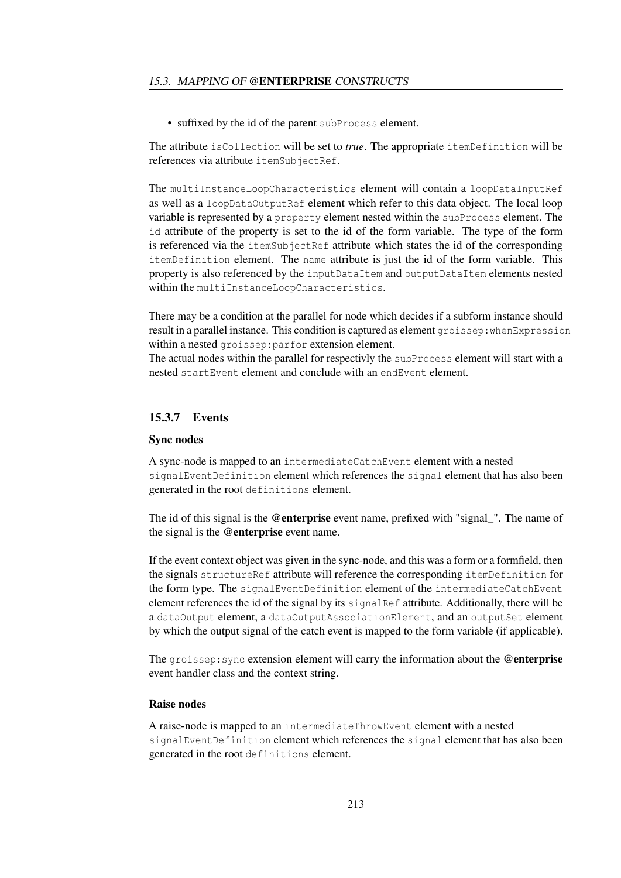- suffixed by the id of the parent `subProcess` element.

The attribute `isCollection` will be set to *true*. The appropriate `itemDefinition` will be references via attribute `itemSubjectRef`.

The `multiInstanceLoopCharacteristics` element will contain a `loopDataInputRef` as well as a `loopDataOutputRef` element which refer to this data object. The local loop variable is represented by a `property` element nested within the `subProcess` element. The `id` attribute of the property is set to the id of the form variable. The type of the form is referenced via the `itemSubjectRef` attribute which states the id of the corresponding `itemDefinition` element. The `name` attribute is just the id of the form variable. This property is also referenced by the `inputDataItem` and `outputDataItem` elements nested within the `multiInstanceLoopCharacteristics`.

There may be a condition at the parallel for node which decides if a subform instance should result in a parallel instance. This condition is captured as element `groissep:whenExpression` within a nested `groissep:parfor` extension element.
The actual nodes within the parallel for respectivly the `subProcess` element will start with a nested `startEvent` element and conclude with an `endEvent` element.

### 15.3.7 Events

#### Sync nodes

A sync-node is mapped to an `intermediateCatchEvent` element with a nested `signalEventDefinition` element which references the `signal` element that has also been generated in the root `definitions` element.

The id of this signal is the **@enterprise** event name, prefixed with "signal_". The name of the signal is the **@enterprise** event name.

If the event context object was given in the sync-node, and this was a form or a formfield, then the signals `structureRef` attribute will reference the corresponding `itemDefinition` for the form type. The `signalEventDefinition` element of the `intermediateCatchEvent` element references the id of the signal by its `signalRef` attribute. Additionally, there will be a `dataOutput` element, a `dataOutputAssociationElement`, and an `outputSet` element by which the output signal of the catch event is mapped to the form variable (if applicable).

The `groissep:sync` extension element will carry the information about the **@enterprise** event handler class and the context string.

#### Raise nodes

A raise-node is mapped to an `intermediateThrowEvent` element with a nested `signalEventDefinition` element which references the `signal` element that has also been generated in the root `definitions` element.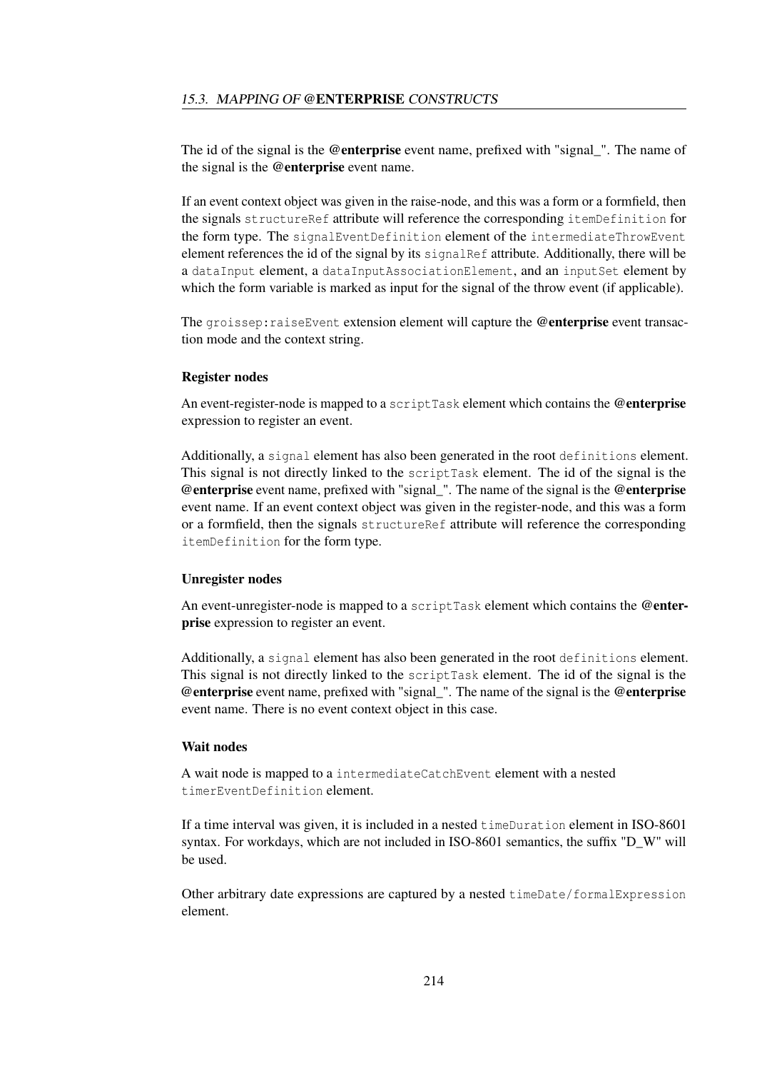The id of the signal is the **@enterprise** event name, prefixed with "signal_". The name of the signal is the **@enterprise** event name.

If an event context object was given in the raise-node, and this was a form or a formfield, then the signals `structureRef` attribute will reference the corresponding `itemDefinition` for the form type. The `signalEventDefinition` element of the `intermediateThrowEvent` element references the id of the signal by its `signalRef` attribute. Additionally, there will be a `dataInput` element, a `dataInputAssociationElement`, and an `inputSet` element by which the form variable is marked as input for the signal of the throw event (if applicable).

The `groissep:raiseEvent` extension element will capture the **@enterprise** event transaction mode and the context string.

#### Register nodes

An event-register-node is mapped to a `scriptTask` element which contains the **@enterprise** expression to register an event.

Additionally, a `signal` element has also been generated in the root `definitions` element. This signal is not directly linked to the `scriptTask` element. The id of the signal is the **@enterprise** event name, prefixed with "signal_". The name of the signal is the **@enterprise** event name. If an event context object was given in the register-node, and this was a form or a formfield, then the signals `structureRef` attribute will reference the corresponding `itemDefinition` for the form type.

#### Unregister nodes

An event-unregister-node is mapped to a `scriptTask` element which contains the **@enterprise** expression to register an event.

Additionally, a `signal` element has also been generated in the root `definitions` element. This signal is not directly linked to the `scriptTask` element. The id of the signal is the **@enterprise** event name, prefixed with "signal_". The name of the signal is the **@enterprise** event name. There is no event context object in this case.

#### Wait nodes

A wait node is mapped to a `intermediateCatchEvent` element with a nested `timerEventDefinition` element.

If a time interval was given, it is included in a nested `timeDuration` element in ISO-8601 syntax. For workdays, which are not included in ISO-8601 semantics, the suffix "D_W" will be used.

Other arbitrary date expressions are captured by a nested `timeDate/formalExpression` element.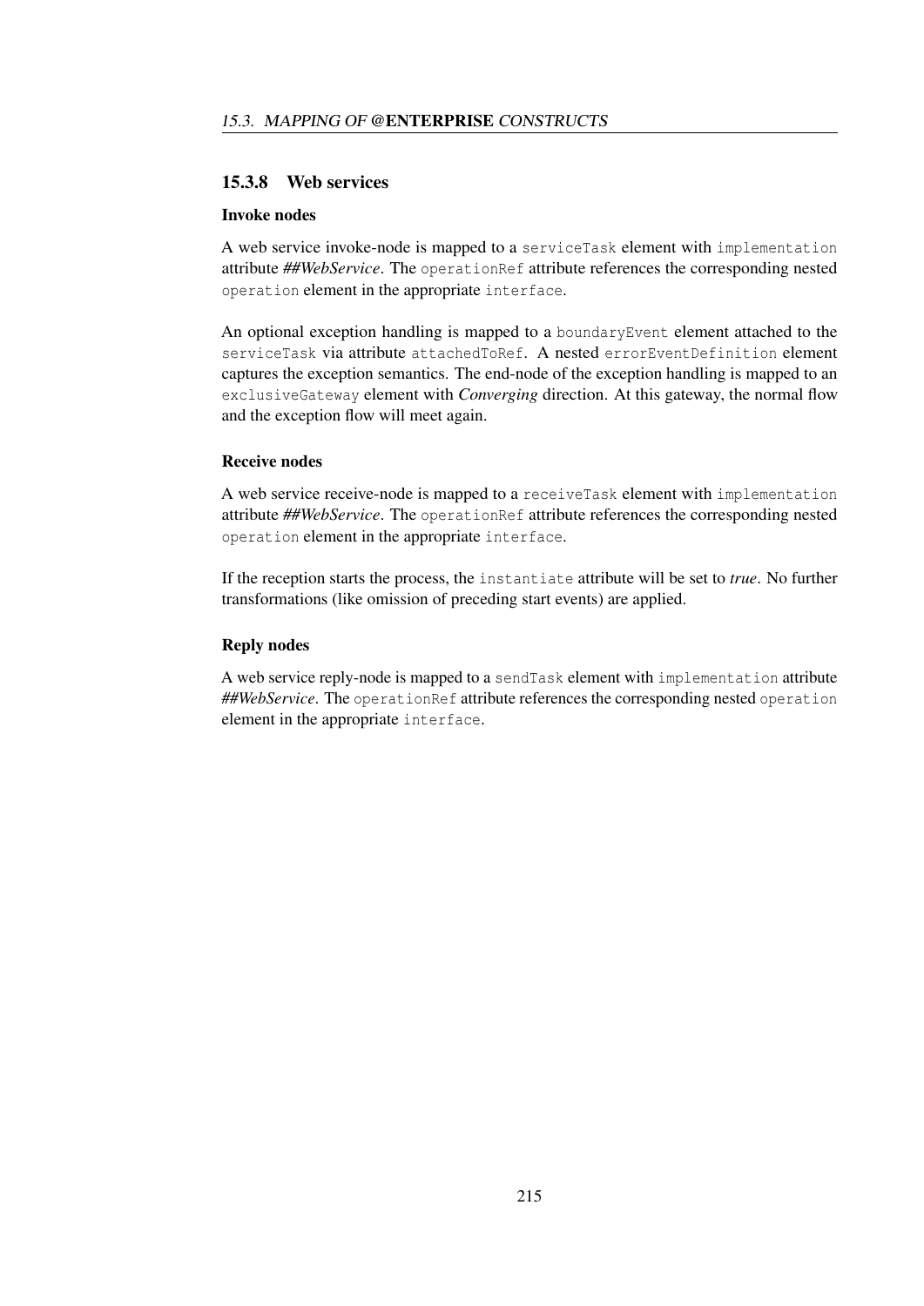### 15.3.8 Web services

#### Invoke nodes

A web service invoke-node is mapped to a `serviceTask` element with `implementation` attribute ***##WebService***. The `operationRef` attribute references the corresponding nested `operation` element in the appropriate `interface`.

An optional exception handling is mapped to a `boundaryEvent` element attached to the `serviceTask` via attribute `attachedToRef`. A nested `errorEventDefinition` element captures the exception semantics. The end-node of the exception handling is mapped to an `exclusiveGateway` element with *Converging* direction. At this gateway, the normal flow and the exception flow will meet again.

#### Receive nodes

A web service receive-node is mapped to a `receiveTask` element with `implementation` attribute ***##WebService***. The `operationRef` attribute references the corresponding nested `operation` element in the appropriate `interface`.

If the reception starts the process, the `instantiate` attribute will be set to *true*. No further transformations (like omission of preceding start events) are applied.

#### Reply nodes

A web service reply-node is mapped to a `sendTask` element with `implementation` attribute ***##WebService***. The `operationRef` attribute references the corresponding nested `operation` element in the appropriate `interface`.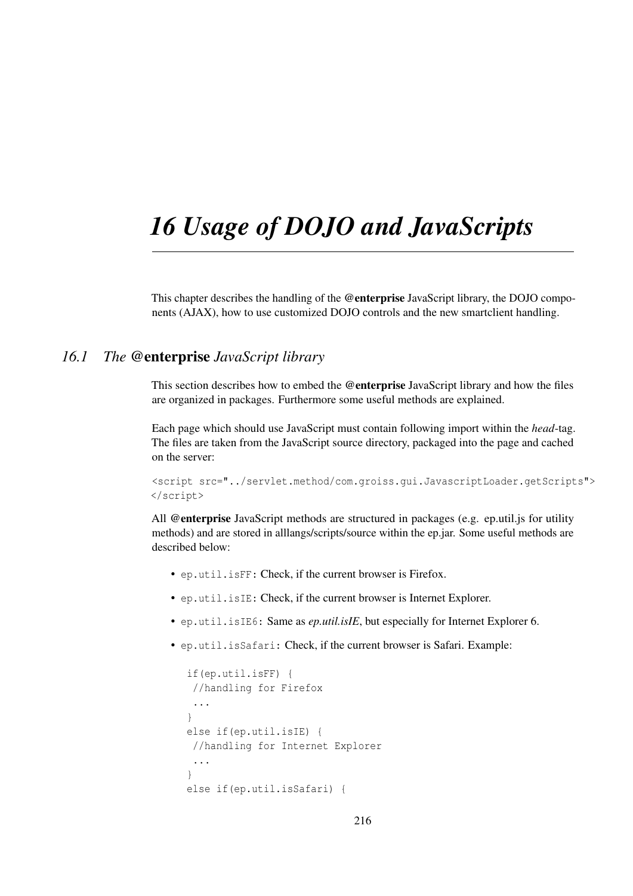# *16 Usage of DOJO and JavaScripts*

This chapter describes the handling of the **@enterprise** JavaScript library, the DOJO components (AJAX), how to use customized DOJO controls and the new smartclient handling.

## *16.1 The* **@enterprise** *JavaScript library*

This section describes how to embed the **@enterprise** JavaScript library and how the files are organized in packages. Furthermore some useful methods are explained.

Each page which should use JavaScript must contain following import within the *head*-tag. The files are taken from the JavaScript source directory, packaged into the page and cached on the server:

```
<script src="../servlet.method/com.groiss.gui.JavascriptLoader.getScripts">
</script>
```

All **@enterprise** JavaScript methods are structured in packages (e.g. ep.util.js for utility methods) and are stored in alllangs/scripts/source within the ep.jar. Some useful methods are described below:

- `ep.util.isFF`: Check, if the current browser is Firefox.
- `ep.util.isIE`: Check, if the current browser is Internet Explorer.
- `ep.util.isIE6`: Same as *ep.util.isIE*, but especially for Internet Explorer 6.
- `ep.util.isSafari`: Check, if the current browser is Safari. Example:

```
if(ep.util.isFF) {
 //handling for Firefox
 ...
}
else if(ep.util.isIE) {
 //handling for Internet Explorer
 ...
}
else if(ep.util.isSafari) {
```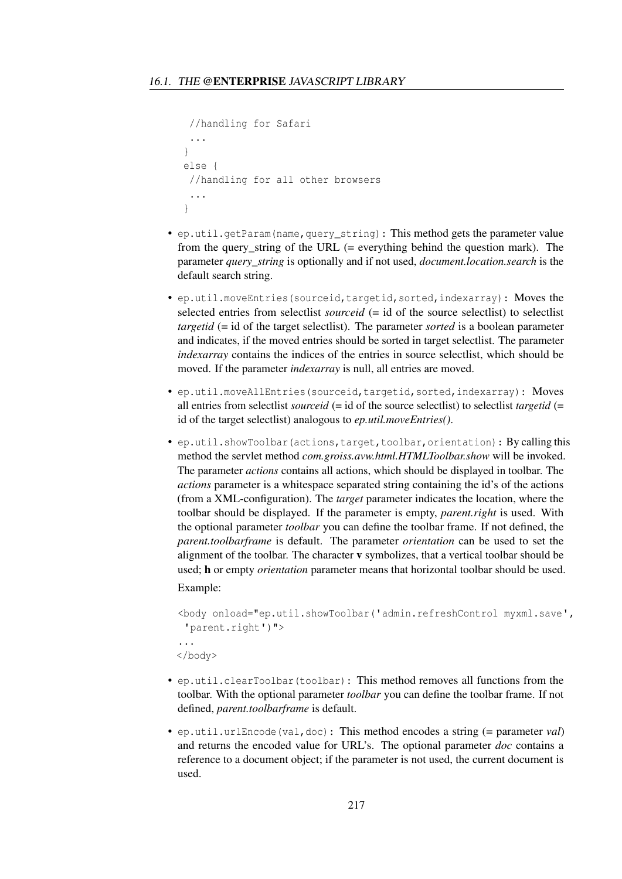```
  //handling for Safari
  ...
 }
 else {
  //handling for all other browsers
  ...
 }
```

- `ep.util.getParam(name,query_string)`: This method gets the parameter value from the query_string of the URL (= everything behind the question mark). The parameter *query_string* is optionally and if not used, *document.location.search* is the default search string.
- `ep.util.moveEntries(sourceid,targetid,sorted,indexarray)`: Moves the selected entries from selectlist *sourceid* (= id of the source selectlist) to selectlist *targetid* (= id of the target selectlist). The parameter *sorted* is a boolean parameter and indicates, if the moved entries should be sorted in target selectlist. The parameter *indexarray* contains the indices of the entries in source selectlist, which should be moved. If the parameter *indexarray* is null, all entries are moved.
- `ep.util.moveAllEntries(sourceid,targetid,sorted,indexarray)`: Moves all entries from selectlist *sourceid* (= id of the source selectlist) to selectlist *targetid* (= id of the target selectlist) analogous to *ep.util.moveEntries()*.
- `ep.util.showToolbar(actions,target,toolbar,orientation)`: By calling this method the servlet method *com.groiss.avw.html.HTMLToolbar.show* will be invoked. The parameter *actions* contains all actions, which should be displayed in toolbar. The *actions* parameter is a whitespace separated string containing the id's of the actions (from a XML-configuration). The *target* parameter indicates the location, where the toolbar should be displayed. If the parameter is empty, *parent.right* is used. With the optional parameter *toolbar* you can define the toolbar frame. If not defined, the *parent.toolbarframe* is default. The parameter *orientation* can be used to set the alignment of the toolbar. The character **v** symbolizes, that a vertical toolbar should be used; **h** or empty *orientation* parameter means that horizontal toolbar should be used.

  Example:

  ```
  <body onload="ep.util.showToolbar('admin.refreshControl myxml.save',
   'parent.right')">
  ...
  </body>
  ```

- `ep.util.clearToolbar(toolbar)`: This method removes all functions from the toolbar. With the optional parameter *toolbar* you can define the toolbar frame. If not defined, *parent.toolbarframe* is default.
- `ep.util.urlEncode(val,doc)`: This method encodes a string (= parameter *val*) and returns the encoded value for URL's. The optional parameter *doc* contains a reference to a document object; if the parameter is not used, the current document is used.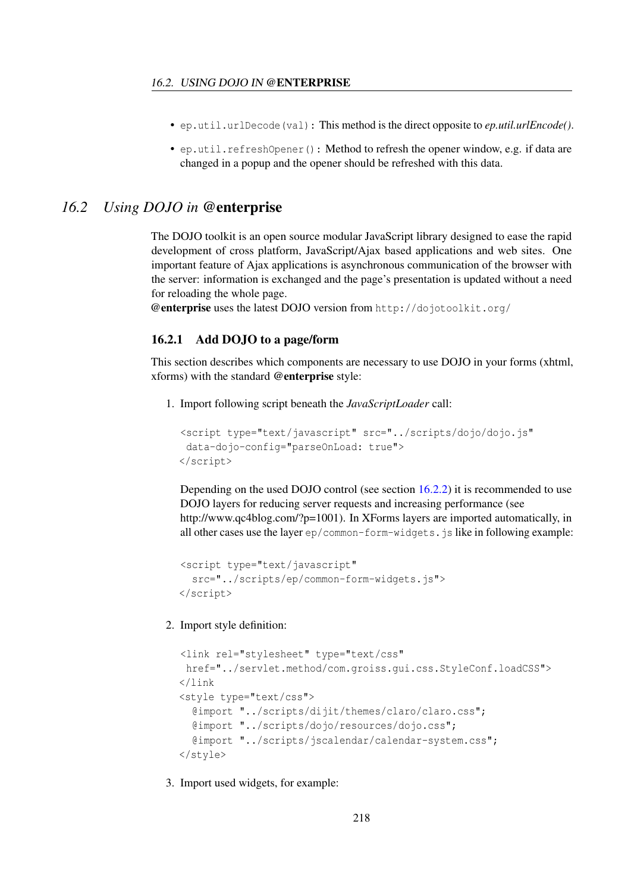- `ep.util.urlDecode(val)`: This method is the direct opposite to *ep.util.urlEncode()*.
- `ep.util.refreshOpener()`: Method to refresh the opener window, e.g. if data are changed in a popup and the opener should be refreshed with this data.

## 16.2 Using DOJO in @enterprise

The DOJO toolkit is an open source modular JavaScript library designed to ease the rapid development of cross platform, JavaScript/Ajax based applications and web sites. One important feature of Ajax applications is asynchronous communication of the browser with the server: information is exchanged and the page's presentation is updated without a need for reloading the whole page.
**@enterprise** uses the latest DOJO version from `http://dojotoolkit.org/`

### 16.2.1 Add DOJO to a page/form

This section describes which components are necessary to use DOJO in your forms (xhtml, xforms) with the standard **@enterprise** style:

1. Import following script beneath the *JavaScriptLoader* call:

   ```
   <script type="text/javascript" src="../scripts/dojo/dojo.js"
    data-dojo-config="parseOnLoad: true">
   </script>
   ```

   Depending on the used DOJO control (see section 16.2.2) it is recommended to use DOJO layers for reducing server requests and increasing performance (see http://www.qc4blog.com/?p=1001). In XForms layers are imported automatically, in all other cases use the layer `ep/common-form-widgets.js` like in following example:

   ```
   <script type="text/javascript"
     src="../scripts/ep/common-form-widgets.js">
   </script>
   ```

2. Import style definition:

   ```
   <link rel="stylesheet" type="text/css"
    href="../servlet.method/com.groiss.gui.css.StyleConf.loadCSS">
   </link
   <style type="text/css">
     @import "../scripts/dijit/themes/claro/claro.css";
     @import "../scripts/dojo/resources/dojo.css";
     @import "../scripts/jscalendar/calendar-system.css";
   </style>
   ```

3. Import used widgets, for example: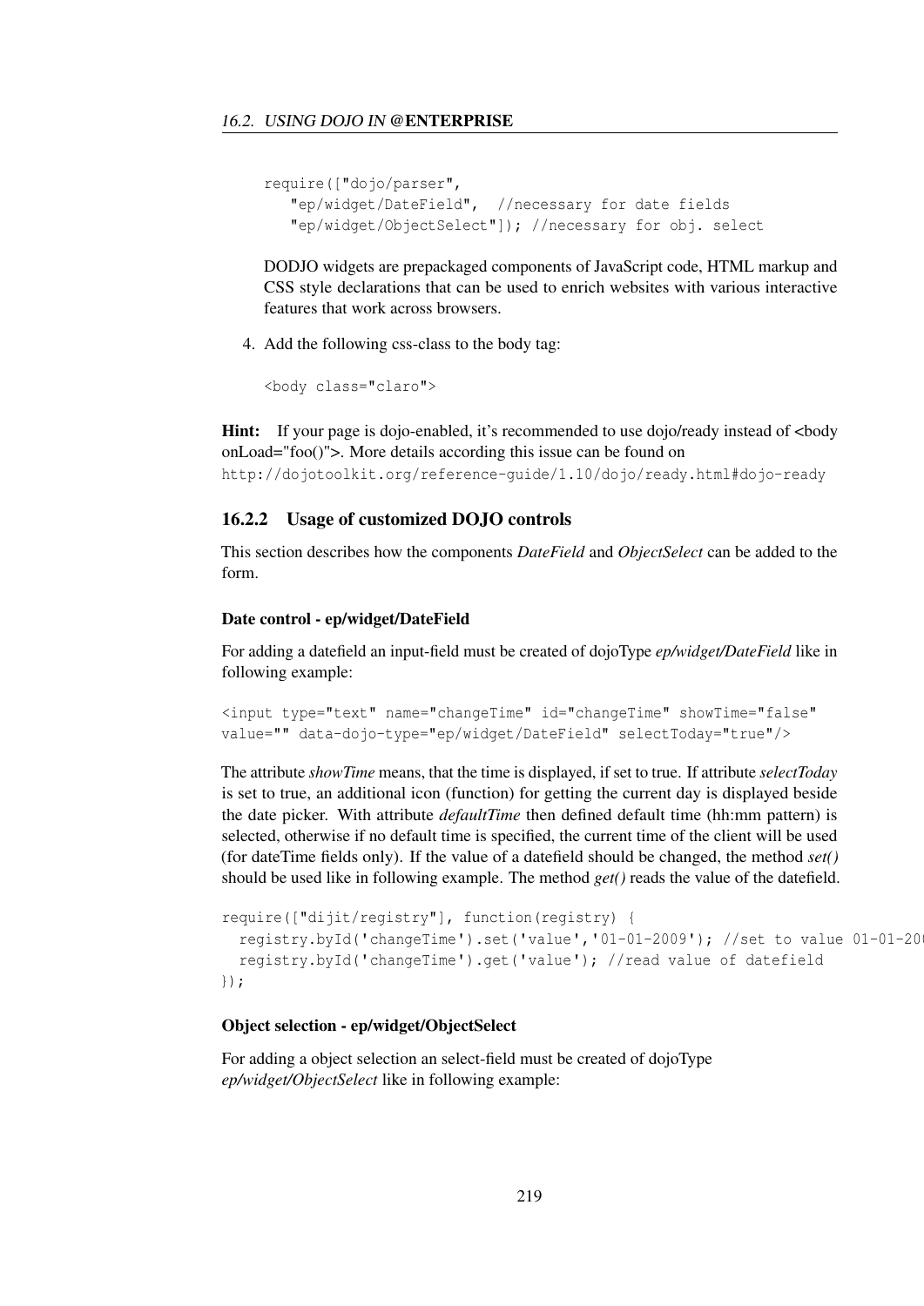```
require(["dojo/parser",
   "ep/widget/DateField",  //necessary for date fields
   "ep/widget/ObjectSelect"]); //necessary for obj. select
```

DODJO widgets are prepackaged components of JavaScript code, HTML markup and CSS style declarations that can be used to enrich websites with various interactive features that work across browsers.

4. Add the following css-class to the body tag:

```
<body class="claro">
```

**Hint:** If your page is dojo-enabled, it's recommended to use dojo/ready instead of <body onLoad="foo()">. More details according this issue can be found on http://dojotoolkit.org/reference-guide/1.10/dojo/ready.html#dojo-ready

### 16.2.2 Usage of customized DOJO controls

This section describes how the components *DateField* and *ObjectSelect* can be added to the form.

#### Date control - ep/widget/DateField

For adding a datefield an input-field must be created of dojoType *ep/widget/DateField* like in following example:

```
<input type="text" name="changeTime" id="changeTime" showTime="false"
value="" data-dojo-type="ep/widget/DateField" selectToday="true"/>
```

The attribute *showTime* means, that the time is displayed, if set to true. If attribute *selectToday* is set to true, an additional icon (function) for getting the current day is displayed beside the date picker. With attribute *defaultTime* then defined default time (hh:mm pattern) is selected, otherwise if no default time is specified, the current time of the client will be used (for dateTime fields only). If the value of a datefield should be changed, the method *set()* should be used like in following example. The method *get()* reads the value of the datefield.

```
require(["dijit/registry"], function(registry) {
  registry.byId('changeTime').set('value','01-01-2009'); //set to value 01-01-20
  registry.byId('changeTime').get('value'); //read value of datefield
});
```

#### Object selection - ep/widget/ObjectSelect

For adding a object selection an select-field must be created of dojoType *ep/widget/ObjectSelect* like in following example: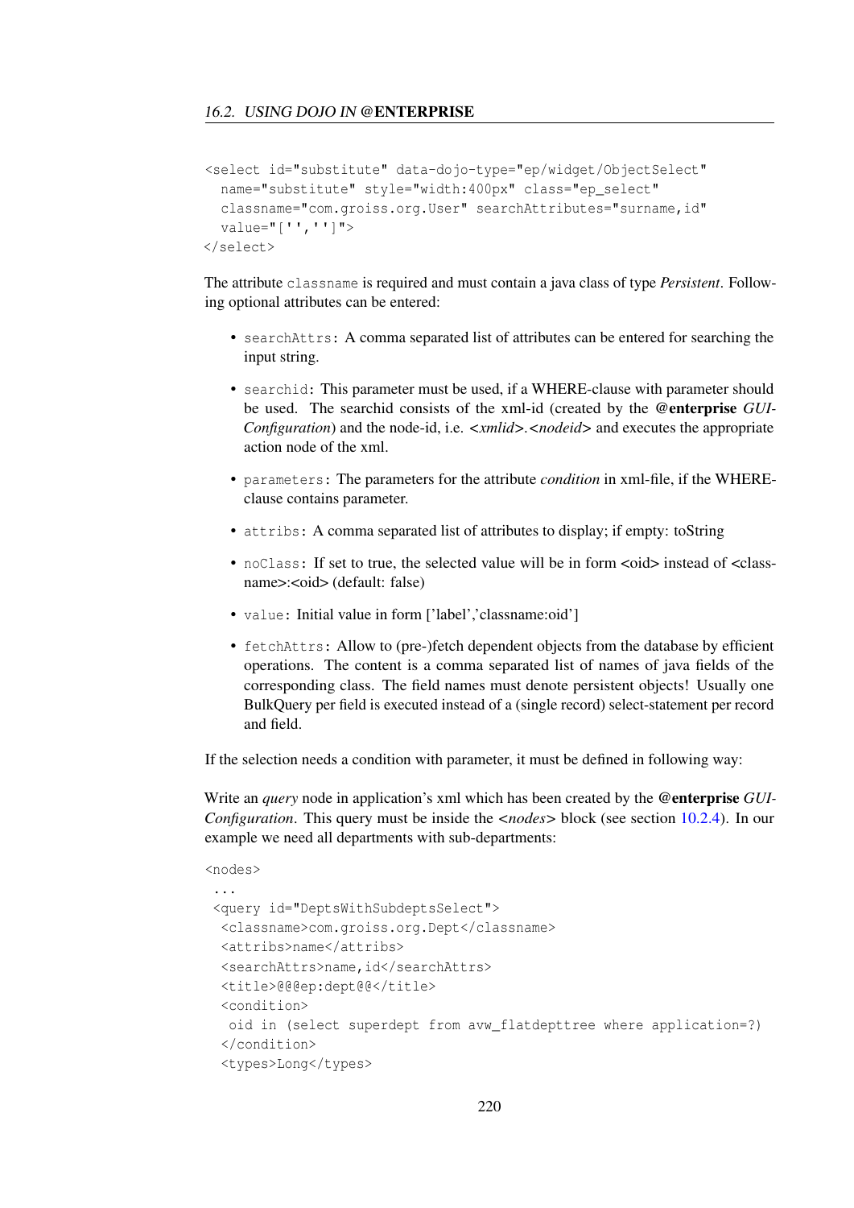```
<select id="substitute" data-dojo-type="ep/widget/ObjectSelect"
  name="substitute" style="width:400px" class="ep_select"
  classname="com.groiss.org.User" searchAttributes="surname,id"
  value="['','']">
</select>
```

The attribute `classname` is required and must contain a java class of type *Persistent*. Following optional attributes can be entered:

- `searchAttrs`: A comma separated list of attributes can be entered for searching the input string.
- `searchid`: This parameter must be used, if a WHERE-clause with parameter should be used. The searchid consists of the xml-id (created by the **@enterprise** *GUI-Configuration*) and the node-id, i.e. <*xmlid*>.<*nodeid*> and executes the appropriate action node of the xml.
- `parameters`: The parameters for the attribute *condition* in xml-file, if the WHERE-clause contains parameter.
- `attribs`: A comma separated list of attributes to display; if empty: toString
- `noClass`: If set to true, the selected value will be in form <oid> instead of <classname>:<oid> (default: false)
- `value`: Initial value in form ['label','classname:oid']
- `fetchAttrs`: Allow to (pre-)fetch dependent objects from the database by efficient operations. The content is a comma separated list of names of java fields of the corresponding class. The field names must denote persistent objects! Usually one BulkQuery per field is executed instead of a (single record) select-statement per record and field.

If the selection needs a condition with parameter, it must be defined in following way:

Write an *query* node in application's xml which has been created by the **@enterprise** *GUI-Configuration*. This query must be inside the <*nodes*> block (see section 10.2.4). In our example we need all departments with sub-departments:

```
<nodes>
 ...
 <query id="DeptsWithSubdeptsSelect">
  <classname>com.groiss.org.Dept</classname>
  <attribs>name</attribs>
  <searchAttrs>name,id</searchAttrs>
  <title>@@@ep:dept@@</title>
  <condition>
   oid in (select superdept from avw_flatdepttree where application=?)
  </condition>
  <types>Long</types>
```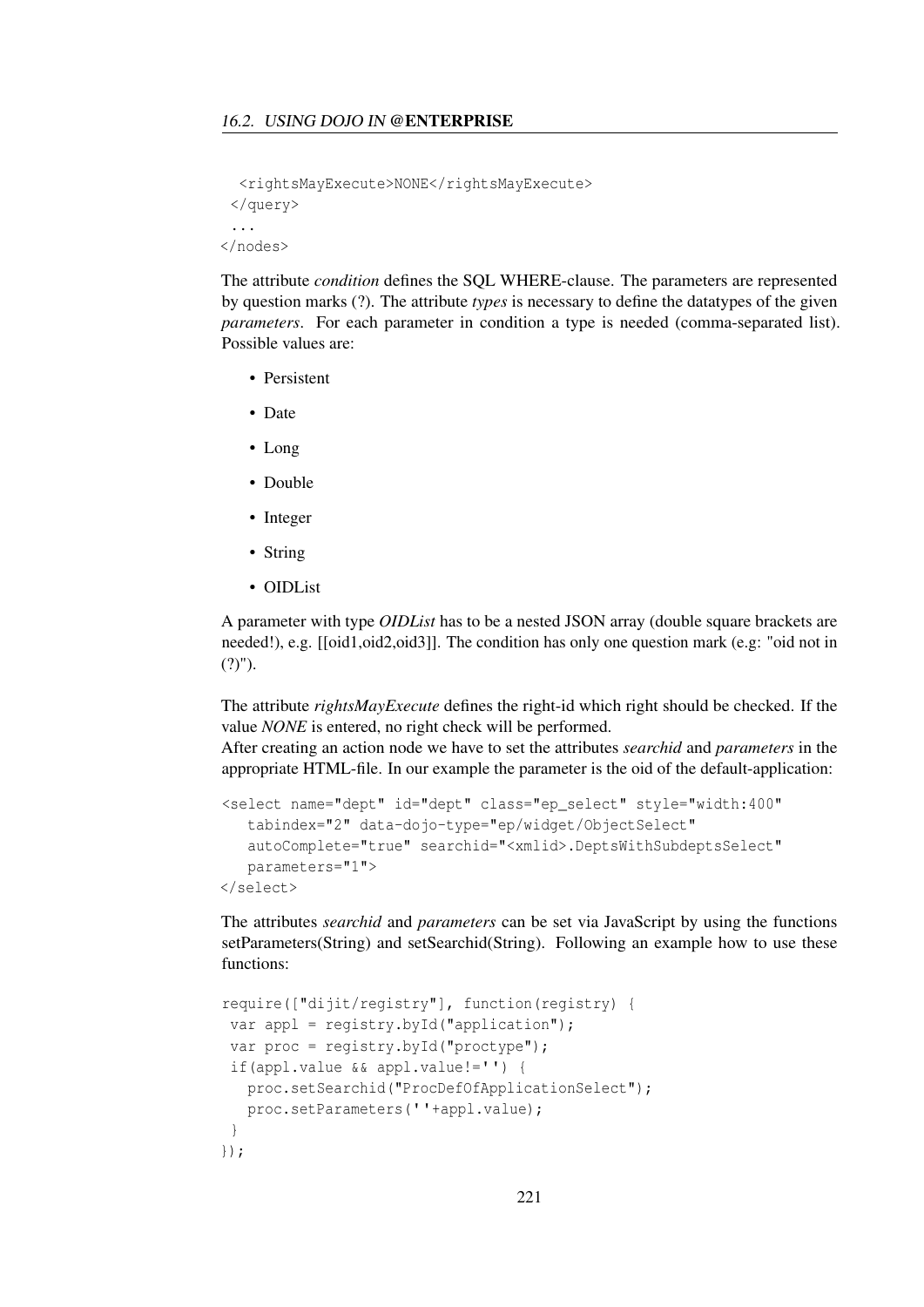```
  <rightsMayExecute>NONE</rightsMayExecute>
 </query>
 ...
</nodes>
```

The attribute *condition* defines the SQL WHERE-clause. The parameters are represented by question marks (?). The attribute *types* is necessary to define the datatypes of the given *parameters*. For each parameter in condition a type is needed (comma-separated list). Possible values are:

- Persistent
- Date
- Long
- Double
- Integer
- String
- OIDList

A parameter with type *OIDList* has to be a nested JSON array (double square brackets are needed!), e.g. [[oid1,oid2,oid3]]. The condition has only one question mark (e.g: "oid not in (?)").

The attribute *rightsMayExecute* defines the right-id which right should be checked. If the value *NONE* is entered, no right check will be performed.
After creating an action node we have to set the attributes *searchid* and *parameters* in the appropriate HTML-file. In our example the parameter is the oid of the default-application:

```
<select name="dept" id="dept" class="ep_select" style="width:400"
   tabindex="2" data-dojo-type="ep/widget/ObjectSelect"
   autoComplete="true" searchid="<xmlid>.DeptsWithSubdeptsSelect"
   parameters="1">
</select>
```

The attributes *searchid* and *parameters* can be set via JavaScript by using the functions setParameters(String) and setSearchid(String). Following an example how to use these functions:

```
require(["dijit/registry"], function(registry) {
 var appl = registry.byId("application");
 var proc = registry.byId("proctype");
 if(appl.value && appl.value!='') {
   proc.setSearchid("ProcDefOfApplicationSelect");
   proc.setParameters(''+appl.value);
 }
});
```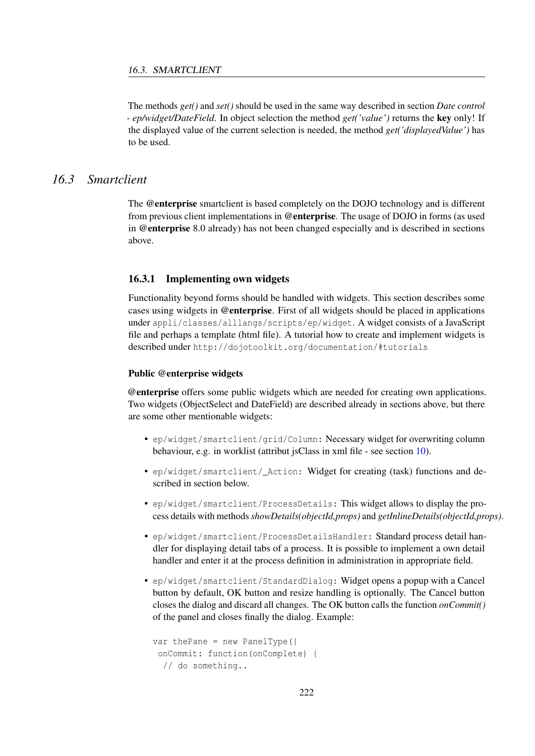The methods *get()* and *set()* should be used in the same way described in section *Date control - ep/widget/DateField*. In object selection the method *get('value')* returns the **key** only! If the displayed value of the current selection is needed, the method *get('displayedValue')* has to be used.

## 16.3 Smartclient

The **@enterprise** smartclient is based completely on the DOJO technology and is different from previous client implementations in **@enterprise**. The usage of DOJO in forms (as used in **@enterprise** 8.0 already) has not been changed especially and is described in sections above.

### 16.3.1 Implementing own widgets

Functionality beyond forms should be handled with widgets. This section describes some cases using widgets in **@enterprise**. First of all widgets should be placed in applications under `appli/classes/alllangs/scripts/ep/widget`. A widget consists of a JavaScript file and perhaps a template (html file). A tutorial how to create and implement widgets is described under `http://dojotoolkit.org/documentation/#tutorials`

#### Public @enterprise widgets

**@enterprise** offers some public widgets which are needed for creating own applications. Two widgets (ObjectSelect and DateField) are described already in sections above, but there are some other mentionable widgets:

- `ep/widget/smartclient/grid/Column`: Necessary widget for overwriting column behaviour, e.g. in worklist (attribut jsClass in xml file - see section 10).
- `ep/widget/smartclient/_Action`: Widget for creating (task) functions and described in section below.
- `ep/widget/smartclient/ProcessDetails`: This widget allows to display the process details with methods *showDetails(objectId,props)* and *getInlineDetails(objectId,props)*.
- `ep/widget/smartclient/ProcessDetailsHandler`: Standard process detail handler for displaying detail tabs of a process. It is possible to implement a own detail handler and enter it at the process definition in administration in appropriate field.
- `ep/widget/smartclient/StandardDialog`: Widget opens a popup with a Cancel button by default, OK button and resize handling is optionally. The Cancel button closes the dialog and discard all changes. The OK button calls the function *onCommit()* of the panel and closes finally the dialog. Example:

```
var thePane = new PanelType({
 onCommit: function(onComplete) {
  // do something..
```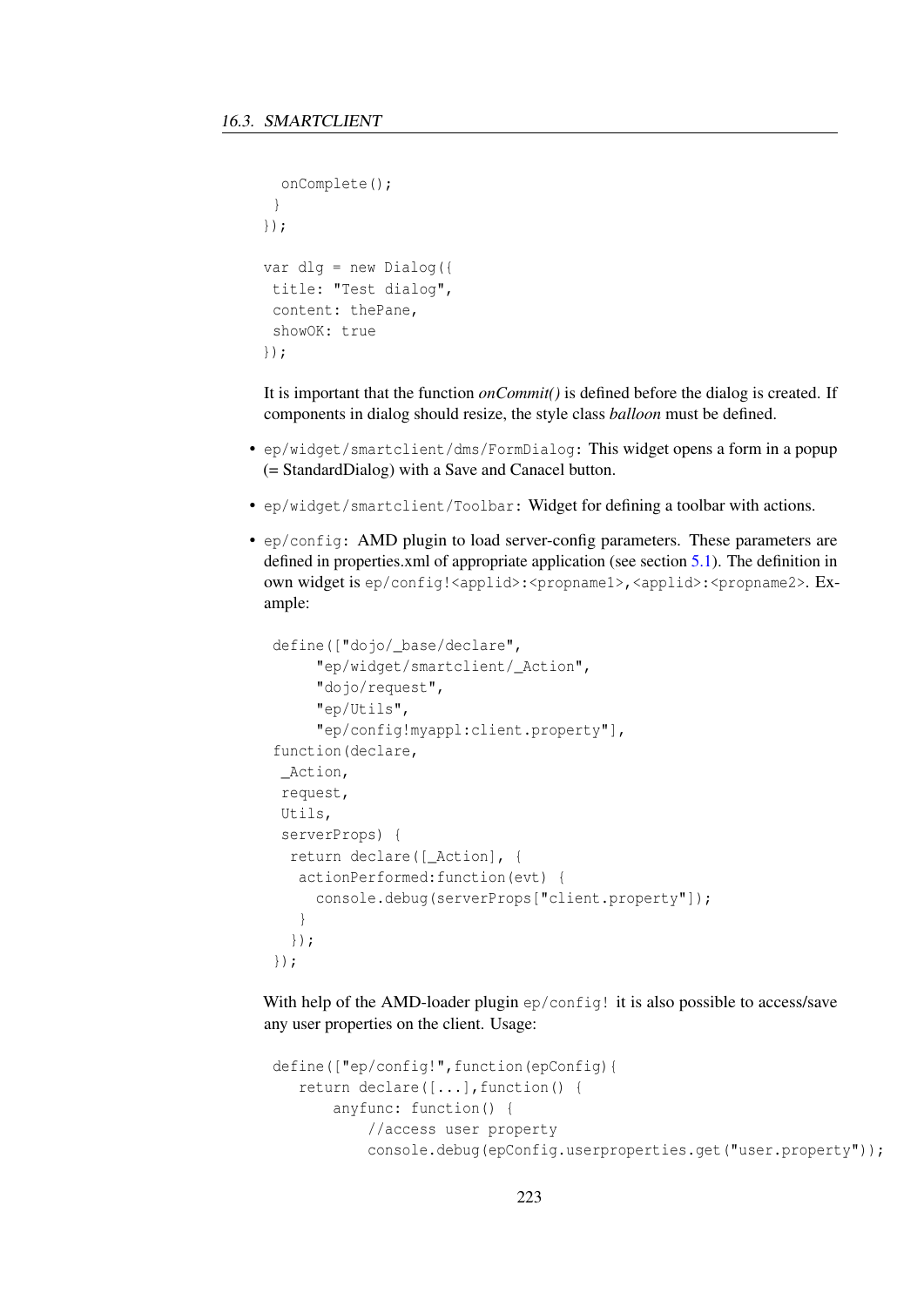```
  onComplete();
 }
});

var dlg = new Dialog({
 title: "Test dialog",
 content: thePane,
 showOK: true
});
```

It is important that the function *onCommit()* is defined before the dialog is created. If components in dialog should resize, the style class *balloon* must be defined.

- `ep/widget/smartclient/dms/FormDialog`: This widget opens a form in a popup (= StandardDialog) with a Save and Canacel button.
- `ep/widget/smartclient/Toolbar`: Widget for defining a toolbar with actions.
- `ep/config`: AMD plugin to load server-config parameters. These parameters are defined in properties.xml of appropriate application (see section 5.1). The definition in own widget is `ep/config!<applid>:<propname1>,<applid>:<propname2>`. Example:

```
define(["dojo/_base/declare",
     "ep/widget/smartclient/_Action",
     "dojo/request",
     "ep/Utils",
     "ep/config!myappl:client.property"],
function(declare,
 _Action,
 request,
 Utils,
 serverProps) {
  return declare([_Action], {
   actionPerformed:function(evt) {
     console.debug(serverProps["client.property"]);
   }
  });
});
```

With help of the AMD-loader plugin `ep/config!` it is also possible to access/save any user properties on the client. Usage:

```
define(["ep/config!",function(epConfig){
   return declare([...],function() {
       anyfunc: function() {
           //access user property
           console.debug(epConfig.userproperties.get("user.property"));
```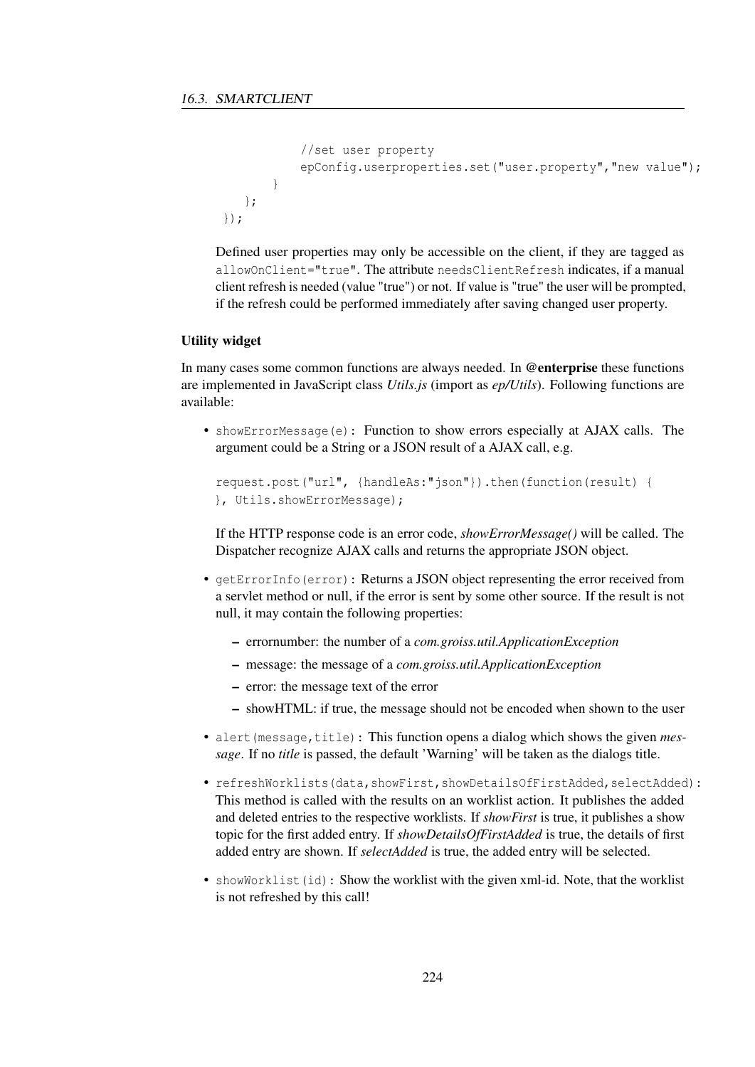```
            //set user property
            epConfig.userproperties.set("user.property","new value");
        }
    };
});
```

Defined user properties may only be accessible on the client, if they are tagged as `allowOnClient="true"`. The attribute `needsClientRefresh` indicates, if a manual client refresh is needed (value "true") or not. If value is "true" the user will be prompted, if the refresh could be performed immediately after saving changed user property.

#### Utility widget

In many cases some common functions are always needed. In **@enterprise** these functions are implemented in JavaScript class *Utils.js* (import as *ep/Utils*). Following functions are available:

- `showErrorMessage(e)`: Function to show errors especially at AJAX calls. The argument could be a String or a JSON result of a AJAX call, e.g.

  ```
  request.post("url", {handleAs:"json"}).then(function(result) {
  }, Utils.showErrorMessage);
  ```

  If the HTTP response code is an error code, *showErrorMessage()* will be called. The Dispatcher recognize AJAX calls and returns the appropriate JSON object.

- `getErrorInfo(error)`: Returns a JSON object representing the error received from a servlet method or null, if the error is sent by some other source. If the result is not null, it may contain the following properties:
  - errornumber: the number of a *com.groiss.util.ApplicationException*
  - message: the message of a *com.groiss.util.ApplicationException*
  - error: the message text of the error
  - showHTML: if true, the message should not be encoded when shown to the user

- `alert(message,title)`: This function opens a dialog which shows the given *message*. If no *title* is passed, the default 'Warning' will be taken as the dialogs title.

- `refreshWorklists(data,showFirst,showDetailsOfFirstAdded,selectAdded)`: This method is called with the results on an worklist action. It publishes the added and deleted entries to the respective worklists. If *showFirst* is true, it publishes a show topic for the first added entry. If *showDetailsOfFirstAdded* is true, the details of first added entry are shown. If *selectAdded* is true, the added entry will be selected.

- `showWorklist(id)`: Show the worklist with the given xml-id. Note, that the worklist is not refreshed by this call!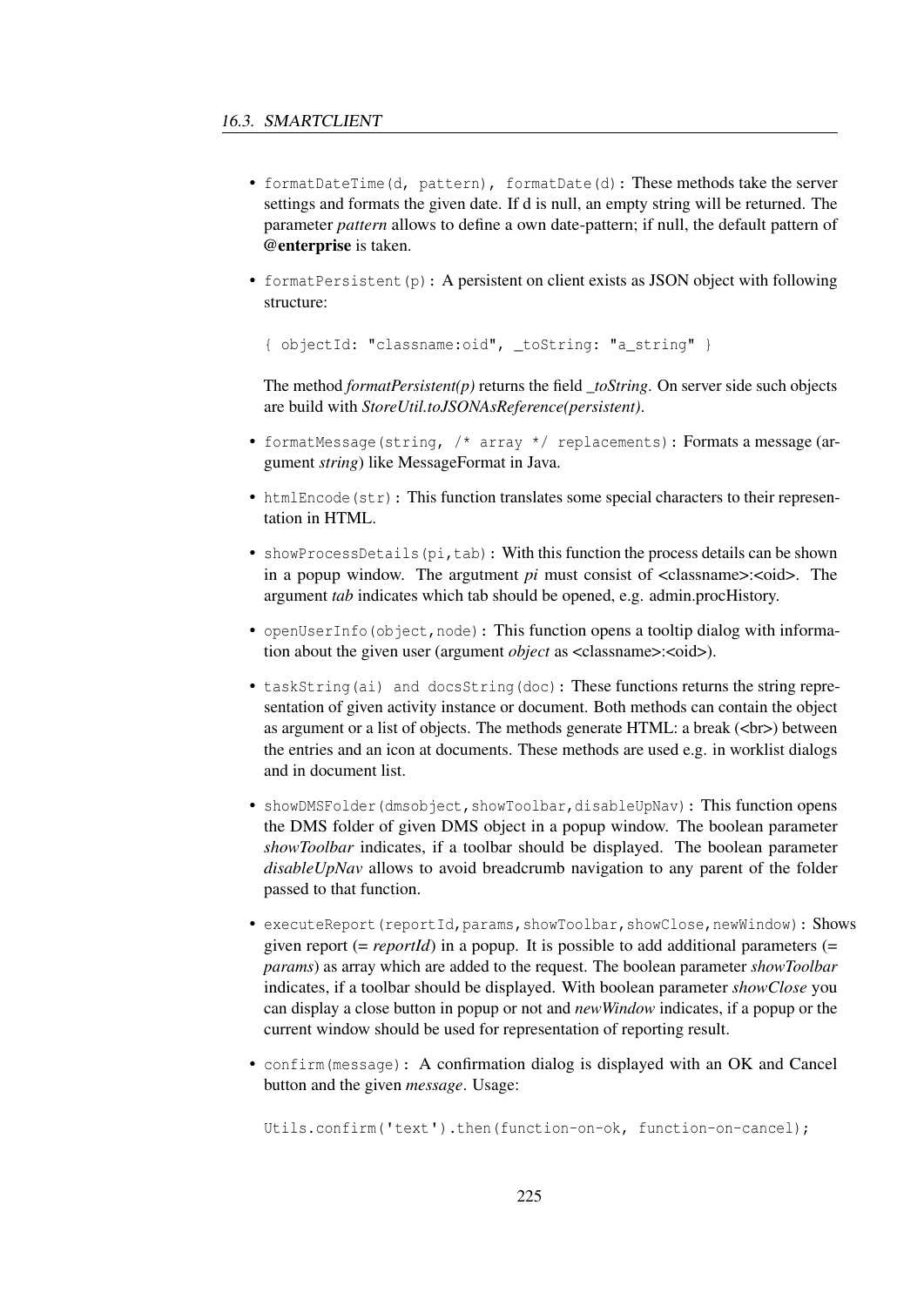- `formatDateTime(d, pattern), formatDate(d)`: These methods take the server settings and formats the given date. If d is null, an empty string will be returned. The parameter *pattern* allows to define a own date-pattern; if null, the default pattern of **@enterprise** is taken.

- `formatPersistent(p)`: A persistent on client exists as JSON object with following structure:

  ```
  { objectId: "classname:oid", _toString: "a_string" }
  ```

  The method *formatPersistent(p)* returns the field *_toString*. On server side such objects are build with *StoreUtil.toJSONAsReference(persistent)*.

- `formatMessage(string, /* array */ replacements)`: Formats a message (argument *string*) like MessageFormat in Java.

- `htmlEncode(str)`: This function translates some special characters to their representation in HTML.

- `showProcessDetails(pi,tab)`: With this function the process details can be shown in a popup window. The argutment *pi* must consist of <classname>:<oid>. The argument *tab* indicates which tab should be opened, e.g. admin.procHistory.

- `openUserInfo(object,node)`: This function opens a tooltip dialog with information about the given user (argument *object* as <classname>:<oid>).

- `taskString(ai) and docsString(doc)`: These functions returns the string representation of given activity instance or document. Both methods can contain the object as argument or a list of objects. The methods generate HTML: a break (<br>) between the entries and an icon at documents. These methods are used e.g. in worklist dialogs and in document list.

- `showDMSFolder(dmsobject,showToolbar,disableUpNav)`: This function opens the DMS folder of given DMS object in a popup window. The boolean parameter *showToolbar* indicates, if a toolbar should be displayed. The boolean parameter *disableUpNav* allows to avoid breadcrumb navigation to any parent of the folder passed to that function.

- `executeReport(reportId,params,showToolbar,showClose,newWindow)`: Shows given report (= *reportId*) in a popup. It is possible to add additional parameters (= *params*) as array which are added to the request. The boolean parameter *showToolbar* indicates, if a toolbar should be displayed. With boolean parameter *showClose* you can display a close button in popup or not and *newWindow* indicates, if a popup or the current window should be used for representation of reporting result.

- `confirm(message)`: A confirmation dialog is displayed with an OK and Cancel button and the given *message*. Usage:

  ```
  Utils.confirm('text').then(function-on-ok, function-on-cancel);
  ```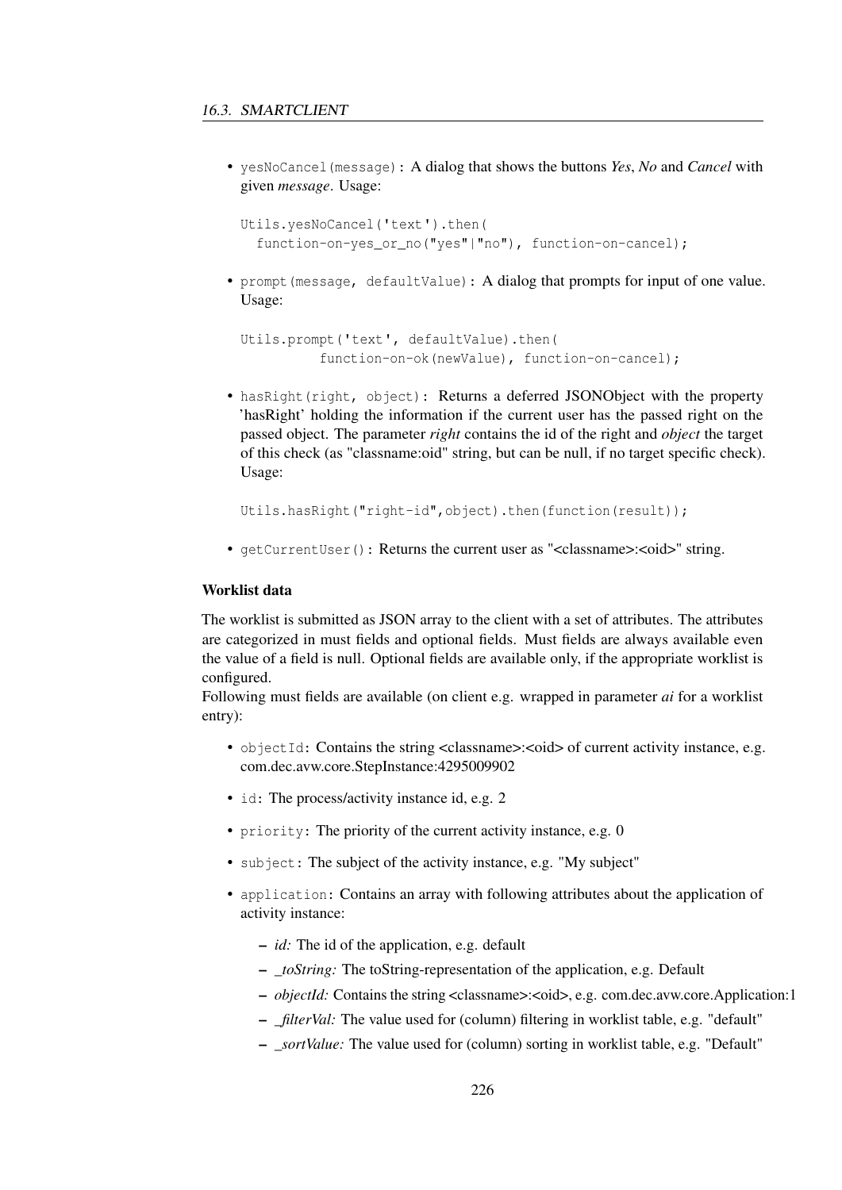- `yesNoCancel(message)`: A dialog that shows the buttons *Yes*, *No* and *Cancel* with given *message*. Usage:

```
Utils.yesNoCancel('text').then(
  function-on-yes_or_no("yes"|"no"), function-on-cancel);
```

- `prompt(message, defaultValue)`: A dialog that prompts for input of one value. Usage:

```
Utils.prompt('text', defaultValue).then(
          function-on-ok(newValue), function-on-cancel);
```

- `hasRight(right, object)`: Returns a deferred JSONObject with the property 'hasRight' holding the information if the current user has the passed right on the passed object. The parameter *right* contains the id of the right and *object* the target of this check (as "classname:oid" string, but can be null, if no target specific check). Usage:

```
Utils.hasRight("right-id",object).then(function(result));
```

- `getCurrentUser()`: Returns the current user as "<classname>:<oid>" string.

#### Worklist data

The worklist is submitted as JSON array to the client with a set of attributes. The attributes are categorized in must fields and optional fields. Must fields are always available even the value of a field is null. Optional fields are available only, if the appropriate worklist is configured.
Following must fields are available (on client e.g. wrapped in parameter *ai* for a worklist entry):

- `objectId`: Contains the string <classname>:<oid> of current activity instance, e.g. com.dec.avw.core.StepInstance:4295009902
- `id`: The process/activity instance id, e.g. 2
- `priority`: The priority of the current activity instance, e.g. 0
- `subject`: The subject of the activity instance, e.g. "My subject"
- `application`: Contains an array with following attributes about the application of activity instance:
  - *id:* The id of the application, e.g. default
  - *_toString:* The toString-representation of the application, e.g. Default
  - *objectId:* Contains the string <classname>:<oid>, e.g. com.dec.avw.core.Application:1
  - *_filterVal:* The value used for (column) filtering in worklist table, e.g. "default"
  - *_sortValue:* The value used for (column) sorting in worklist table, e.g. "Default"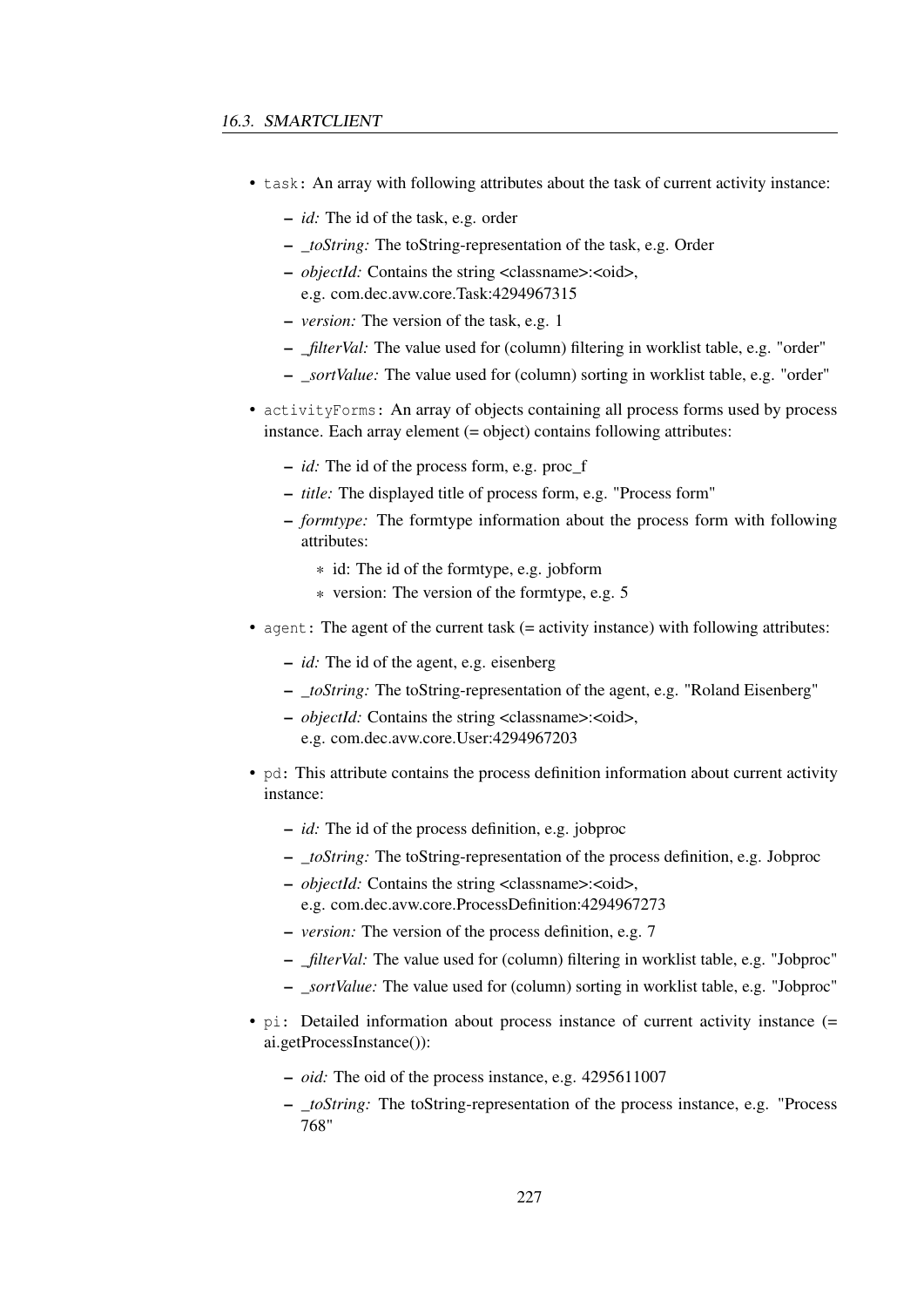- `task`: An array with following attributes about the task of current activity instance:
  - *id:* The id of the task, e.g. order
  - *_toString:* The toString-representation of the task, e.g. Order
  - *objectId:* Contains the string <classname>:<oid>, e.g. com.dec.avw.core.Task:4294967315
  - *version:* The version of the task, e.g. 1
  - *_filterVal:* The value used for (column) filtering in worklist table, e.g. "order"
  - *_sortValue:* The value used for (column) sorting in worklist table, e.g. "order"
- `activityForms`: An array of objects containing all process forms used by process instance. Each array element (= object) contains following attributes:
  - *id:* The id of the process form, e.g. proc_f
  - *title:* The displayed title of process form, e.g. "Process form"
  - *formtype:* The formtype information about the process form with following attributes:
    - id: The id of the formtype, e.g. jobform
    - version: The version of the formtype, e.g. 5
- `agent`: The agent of the current task (= activity instance) with following attributes:
  - *id:* The id of the agent, e.g. eisenberg
  - *_toString:* The toString-representation of the agent, e.g. "Roland Eisenberg"
  - *objectId:* Contains the string <classname>:<oid>, e.g. com.dec.avw.core.User:4294967203
- `pd`: This attribute contains the process definition information about current activity instance:
  - *id:* The id of the process definition, e.g. jobproc
  - *_toString:* The toString-representation of the process definition, e.g. Jobproc
  - *objectId:* Contains the string <classname>:<oid>, e.g. com.dec.avw.core.ProcessDefinition:4294967273
  - *version:* The version of the process definition, e.g. 7
  - *_filterVal:* The value used for (column) filtering in worklist table, e.g. "Jobproc"
  - *_sortValue:* The value used for (column) sorting in worklist table, e.g. "Jobproc"
- `pi`: Detailed information about process instance of current activity instance (= ai.getProcessInstance()):
  - *oid:* The oid of the process instance, e.g. 4295611007
  - *_toString:* The toString-representation of the process instance, e.g. "Process 768"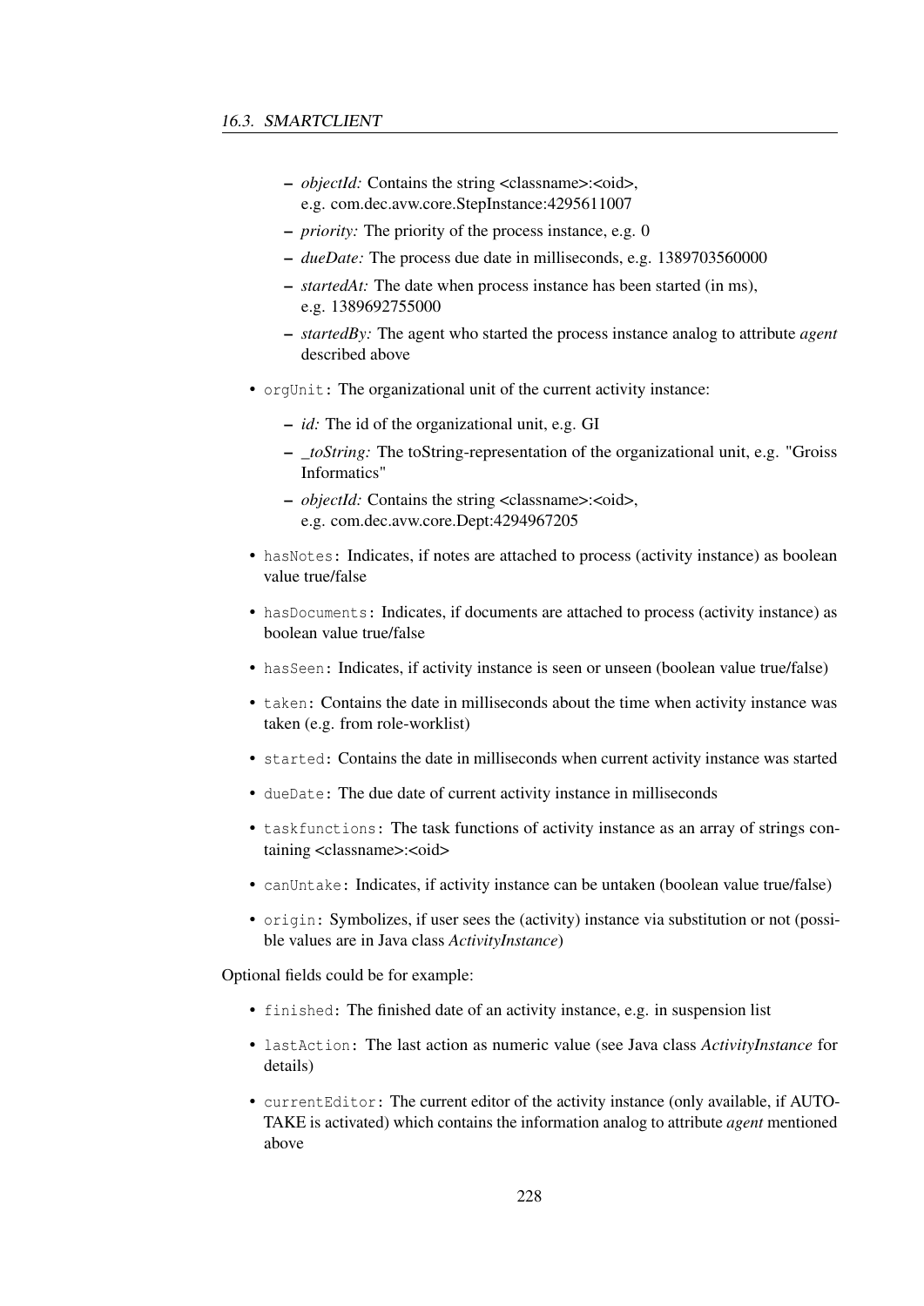- *objectId:* Contains the string <classname>:<oid>, e.g. com.dec.avw.core.StepInstance:4295611007
  - *priority:* The priority of the process instance, e.g. 0
  - *dueDate:* The process due date in milliseconds, e.g. 1389703560000
  - *startedAt:* The date when process instance has been started (in ms), e.g. 1389692755000
  - *startedBy:* The agent who started the process instance analog to attribute *agent* described above

- `orgUnit`: The organizational unit of the current activity instance:
  - *id:* The id of the organizational unit, e.g. GI
  - *_toString:* The toString-representation of the organizational unit, e.g. "Groiss Informatics"
  - *objectId:* Contains the string <classname>:<oid>, e.g. com.dec.avw.core.Dept:4294967205

- `hasNotes`: Indicates, if notes are attached to process (activity instance) as boolean value true/false
- `hasDocuments`: Indicates, if documents are attached to process (activity instance) as boolean value true/false
- `hasSeen`: Indicates, if activity instance is seen or unseen (boolean value true/false)
- `taken`: Contains the date in milliseconds about the time when activity instance was taken (e.g. from role-worklist)
- `started`: Contains the date in milliseconds when current activity instance was started
- `dueDate`: The due date of current activity instance in milliseconds
- `taskfunctions`: The task functions of activity instance as an array of strings containing <classname>:<oid>
- `canUntake`: Indicates, if activity instance can be untaken (boolean value true/false)
- `origin`: Symbolizes, if user sees the (activity) instance via substitution or not (possible values are in Java class *ActivityInstance*)

Optional fields could be for example:

- `finished`: The finished date of an activity instance, e.g. in suspension list
- `lastAction`: The last action as numeric value (see Java class *ActivityInstance* for details)
- `currentEditor`: The current editor of the activity instance (only available, if AUTO-TAKE is activated) which contains the information analog to attribute *agent* mentioned above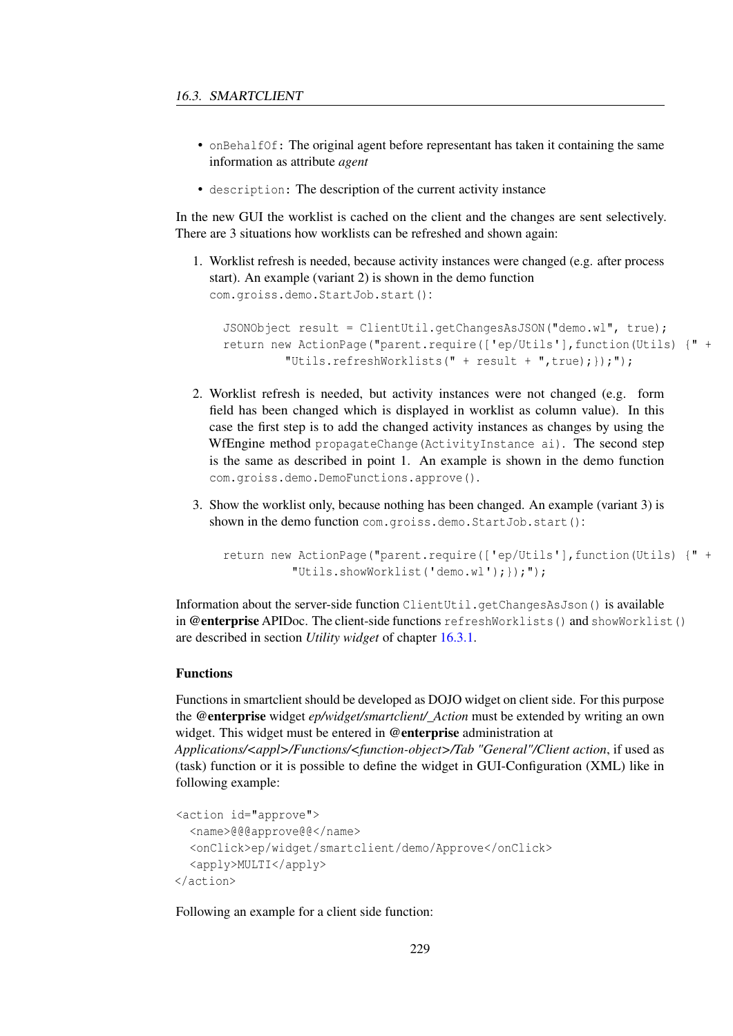- `onBehalfOf`: The original agent before representant has taken it containing the same information as attribute *agent*
- `description`: The description of the current activity instance

In the new GUI the worklist is cached on the client and the changes are sent selectively. There are 3 situations how worklists can be refreshed and shown again:

1. Worklist refresh is needed, because activity instances were changed (e.g. after process start). An example (variant 2) is shown in the demo function `com.groiss.demo.StartJob.start()`:

   ```
   JSONObject result = ClientUtil.getChangesAsJSON("demo.wl", true);
   return new ActionPage("parent.require(['ep/Utils'],function(Utils) {" +
           "Utils.refreshWorklists(" + result + ",true);});");
   ```

2. Worklist refresh is needed, but activity instances were not changed (e.g. form field has been changed which is displayed in worklist as column value). In this case the first step is to add the changed activity instances as changes by using the WfEngine method `propagateChange(ActivityInstance ai)`. The second step is the same as described in point 1. An example is shown in the demo function `com.groiss.demo.DemoFunctions.approve()`.

3. Show the worklist only, because nothing has been changed. An example (variant 3) is shown in the demo function `com.groiss.demo.StartJob.start()`:

   ```
   return new ActionPage("parent.require(['ep/Utils'],function(Utils) {" +
            "Utils.showWorklist('demo.wl');});");
   ```

Information about the server-side function `ClientUtil.getChangesAsJson()` is available in **@enterprise** APIDoc. The client-side functions `refreshWorklists()` and `showWorklist()` are described in section *Utility widget* of chapter 16.3.1.

#### Functions

Functions in smartclient should be developed as DOJO widget on client side. For this purpose the **@enterprise** widget *ep/widget/smartclient/_Action* must be extended by writing an own widget. This widget must be entered in **@enterprise** administration at *Applications/<appl>/Functions/<function-object>/Tab "General"/Client action*, if used as (task) function or it is possible to define the widget in GUI-Configuration (XML) like in following example:

```
<action id="approve">
  <name>@@@approve@@</name>
  <onClick>ep/widget/smartclient/demo/Approve</onClick>
  <apply>MULTI</apply>
</action>
```

Following an example for a client side function: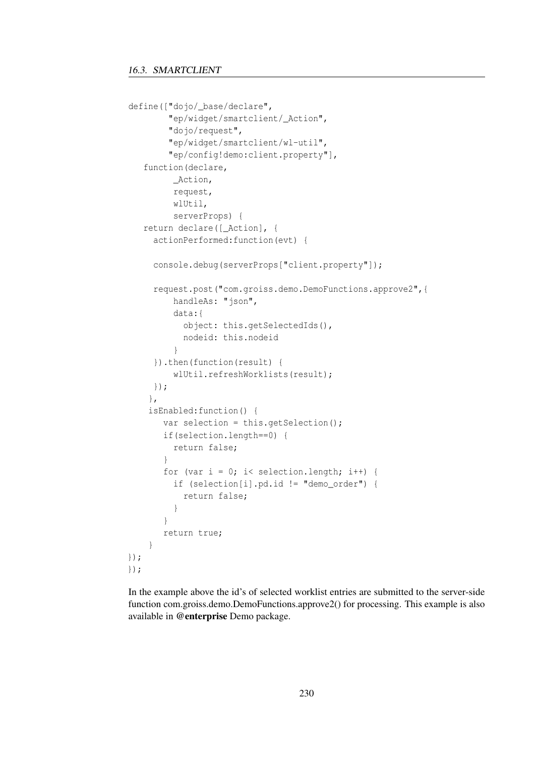```
define(["dojo/_base/declare",
        "ep/widget/smartclient/_Action",
        "dojo/request",
        "ep/widget/smartclient/wl-util",
        "ep/config!demo:client.property"],
   function(declare,
         _Action,
         request,
         wlUtil,
         serverProps) {
   return declare([_Action], {
     actionPerformed:function(evt) {

     console.debug(serverProps["client.property"]);

     request.post("com.groiss.demo.DemoFunctions.approve2",{
         handleAs: "json",
         data:{
           object: this.getSelectedIds(),
           nodeid: this.nodeid
         }
     }).then(function(result) {
         wlUtil.refreshWorklists(result);
     });
    },
    isEnabled:function() {
       var selection = this.getSelection();
       if(selection.length==0) {
         return false;
       }
       for (var i = 0; i< selection.length; i++) {
         if (selection[i].pd.id != "demo_order") {
           return false;
         }
       }
       return true;
    }
});
});
```

In the example above the id's of selected worklist entries are submitted to the server-side function com.groiss.demo.DemoFunctions.approve2() for processing. This example is also available in **@enterprise** Demo package.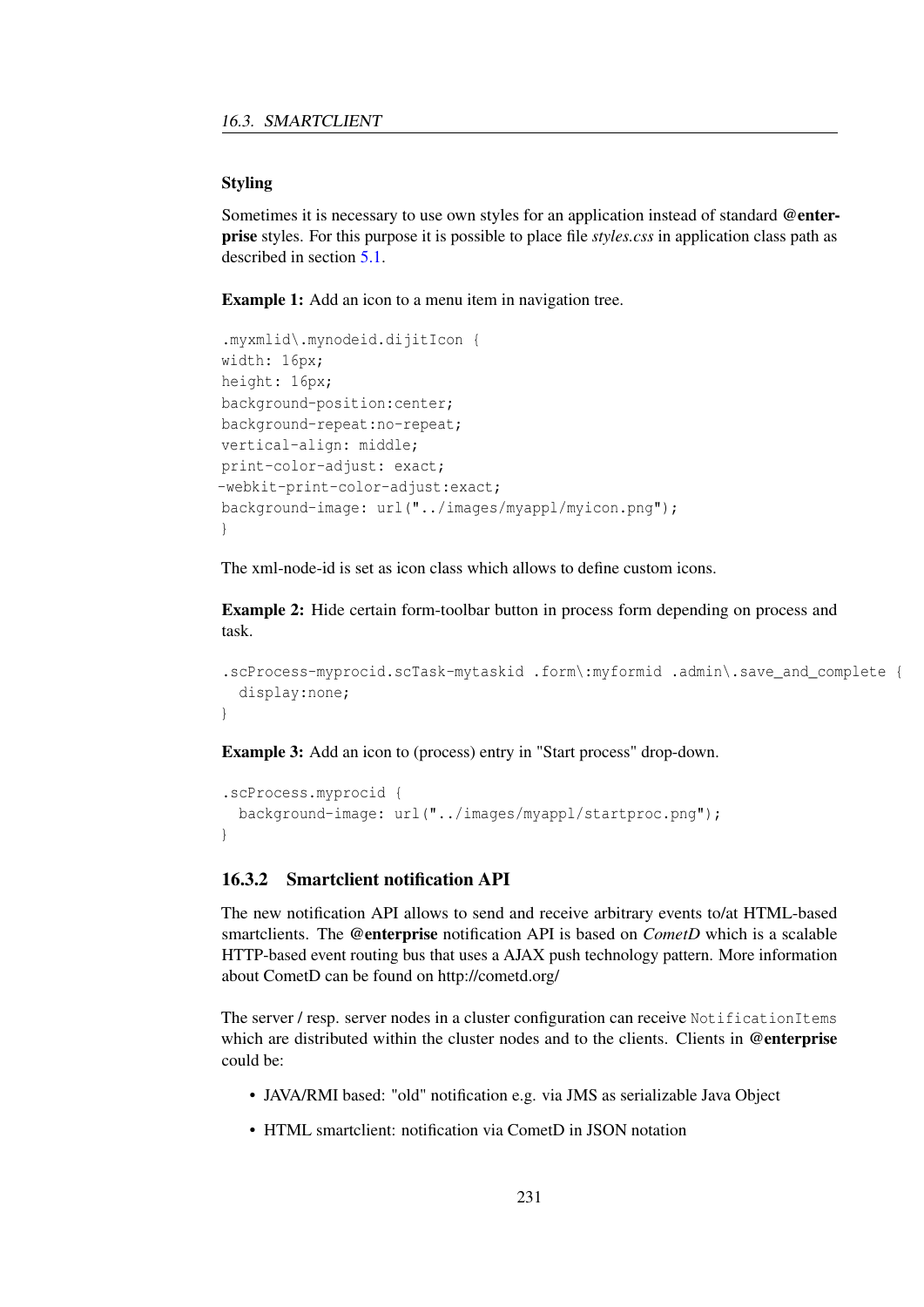### Styling

Sometimes it is necessary to use own styles for an application instead of standard **@enterprise** styles. For this purpose it is possible to place file *styles.css* in application class path as described in section 5.1.

**Example 1:** Add an icon to a menu item in navigation tree.

```
.myxmlid\.mynodeid.dijitIcon {
width: 16px;
height: 16px;
background-position:center;
background-repeat:no-repeat;
vertical-align: middle;
print-color-adjust: exact;
-webkit-print-color-adjust:exact;
background-image: url("../images/myappl/myicon.png");
}
```

The xml-node-id is set as icon class which allows to define custom icons.

**Example 2:** Hide certain form-toolbar button in process form depending on process and task.

```
.scProcess-myprocid.scTask-mytaskid .form\:myformid .admin\.save_and_complete {
  display:none;
}
```

**Example 3:** Add an icon to (process) entry in "Start process" drop-down.

```
.scProcess.myprocid {
  background-image: url("../images/myappl/startproc.png");
}
```

### 16.3.2 Smartclient notification API

The new notification API allows to send and receive arbitrary events to/at HTML-based smartclients. The **@enterprise** notification API is based on *CometD* which is a scalable HTTP-based event routing bus that uses a AJAX push technology pattern. More information about CometD can be found on http://cometd.org/

The server / resp. server nodes in a cluster configuration can receive `NotificationItems` which are distributed within the cluster nodes and to the clients. Clients in **@enterprise** could be:

- JAVA/RMI based: "old" notification e.g. via JMS as serializable Java Object
- HTML smartclient: notification via CometD in JSON notation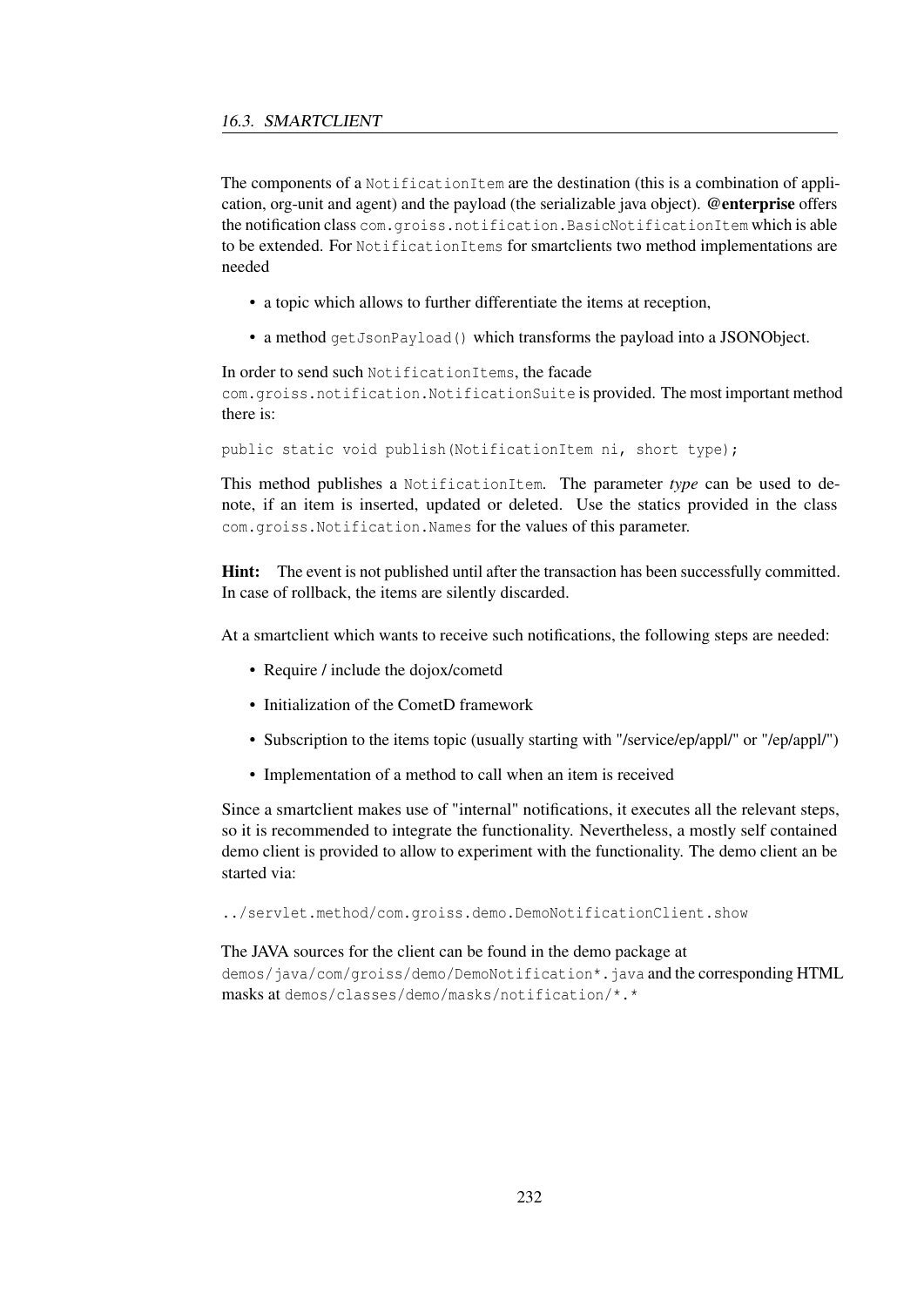The components of a `NotificationItem` are the destination (this is a combination of application, org-unit and agent) and the payload (the serializable java object). **@enterprise** offers the notification class `com.groiss.notification.BasicNotificationItem` which is able to be extended. For `NotificationItems` for smartclients two method implementations are needed

- a topic which allows to further differentiate the items at reception,
- a method `getJsonPayload()` which transforms the payload into a JSONObject.

In order to send such `NotificationItems`, the facade `com.groiss.notification.NotificationSuite` is provided. The most important method there is:

```
public static void publish(NotificationItem ni, short type);
```

This method publishes a `NotificationItem`. The parameter *type* can be used to denote, if an item is inserted, updated or deleted. Use the statics provided in the class `com.groiss.Notification.Names` for the values of this parameter.

**Hint:** The event is not published until after the transaction has been successfully committed. In case of rollback, the items are silently discarded.

At a smartclient which wants to receive such notifications, the following steps are needed:

- Require / include the dojox/cometd
- Initialization of the CometD framework
- Subscription to the items topic (usually starting with "/service/ep/appl/" or "/ep/appl/")
- Implementation of a method to call when an item is received

Since a smartclient makes use of "internal" notifications, it executes all the relevant steps, so it is recommended to integrate the functionality. Nevertheless, a mostly self contained demo client is provided to allow to experiment with the functionality. The demo client an be started via:

```
../servlet.method/com.groiss.demo.DemoNotificationClient.show
```

The JAVA sources for the client can be found in the demo package at `demos/java/com/groiss/demo/DemoNotification*.java` and the corresponding HTML masks at `demos/classes/demo/masks/notification/*.*`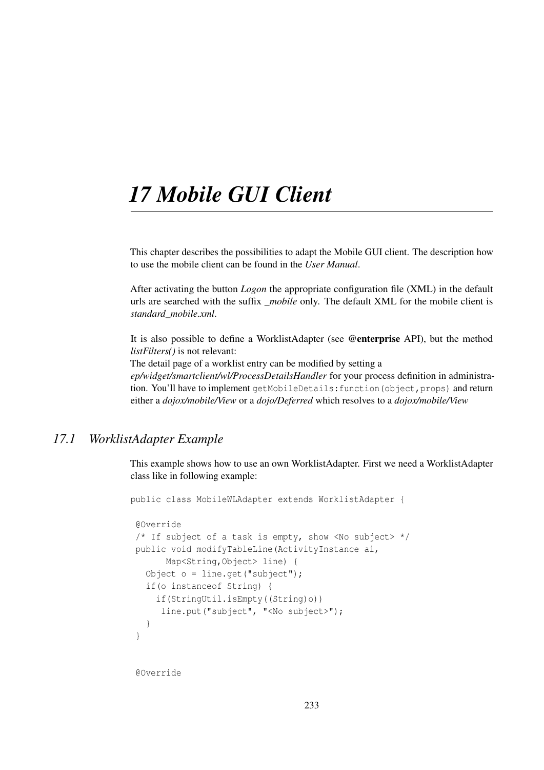# 17 Mobile GUI Client

This chapter describes the possibilities to adapt the Mobile GUI client. The description how to use the mobile client can be found in the *User Manual*.

After activating the button *Logon* the appropriate configuration file (XML) in the default urls are searched with the suffix *_mobile* only. The default XML for the mobile client is *standard_mobile.xml*.

It is also possible to define a WorklistAdapter (see **@enterprise** API), but the method *listFilters()* is not relevant:
The detail page of a worklist entry can be modified by setting a
*ep/widget/smartclient/wl/ProcessDetailsHandler* for your process definition in administration. You'll have to implement `getMobileDetails:function(object,props)` and return either a *dojox/mobile/View* or a *dojo/Deferred* which resolves to a *dojox/mobile/View*

## 17.1 WorklistAdapter Example

This example shows how to use an own WorklistAdapter. First we need a WorklistAdapter class like in following example:

```
public class MobileWLAdapter extends WorklistAdapter {

 @Override
 /* If subject of a task is empty, show <No subject> */
 public void modifyTableLine(ActivityInstance ai,
      Map<String,Object> line) {
   Object o = line.get("subject");
   if(o instanceof String) {
     if(StringUtil.isEmpty((String)o))
      line.put("subject", "<No subject>");
   }
 }


 @Override
```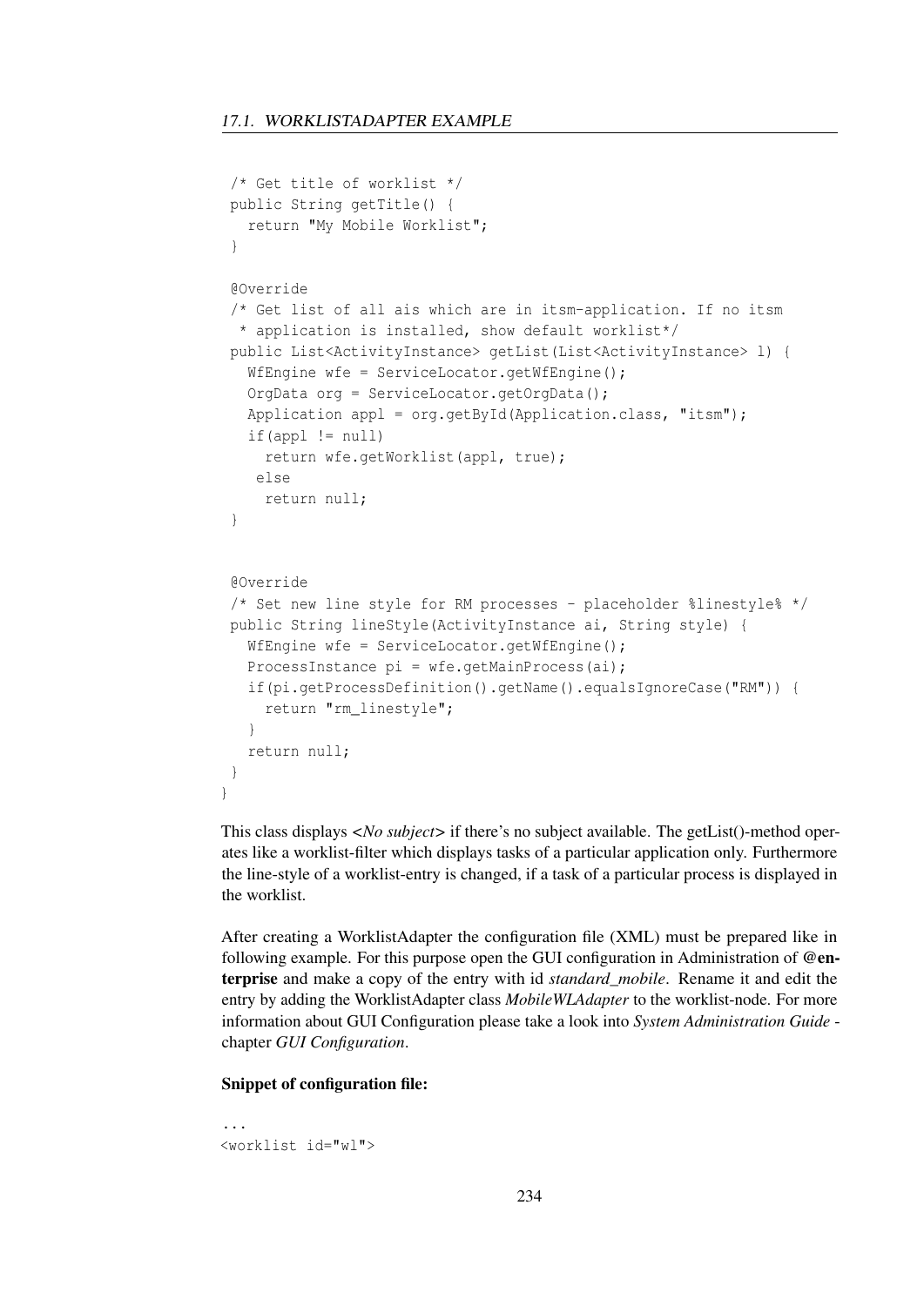```
  /* Get title of worklist */
  public String getTitle() {
    return "My Mobile Worklist";
  }

  @Override
  /* Get list of all ais which are in itsm-application. If no itsm
   * application is installed, show default worklist*/
  public List<ActivityInstance> getList(List<ActivityInstance> l) {
    WfEngine wfe = ServiceLocator.getWfEngine();
    OrgData org = ServiceLocator.getOrgData();
    Application appl = org.getById(Application.class, "itsm");
    if(appl != null)
      return wfe.getWorklist(appl, true);
     else
      return null;
  }


  @Override
  /* Set new line style for RM processes - placeholder %linestyle% */
  public String lineStyle(ActivityInstance ai, String style) {
    WfEngine wfe = ServiceLocator.getWfEngine();
    ProcessInstance pi = wfe.getMainProcess(ai);
    if(pi.getProcessDefinition().getName().equalsIgnoreCase("RM")) {
      return "rm_linestyle";
    }
    return null;
  }
}
```

This class displays *<No subject>* if there's no subject available. The getList()-method operates like a worklist-filter which displays tasks of a particular application only. Furthermore the line-style of a worklist-entry is changed, if a task of a particular process is displayed in the worklist.

After creating a WorklistAdapter the configuration file (XML) must be prepared like in following example. For this purpose open the GUI configuration in Administration of **@enterprise** and make a copy of the entry with id *standard_mobile*. Rename it and edit the entry by adding the WorklistAdapter class *MobileWLAdapter* to the worklist-node. For more information about GUI Configuration please take a look into *System Administration Guide* - chapter *GUI Configuration*.

**Snippet of configuration file:**

```
...
<worklist id="wl">
```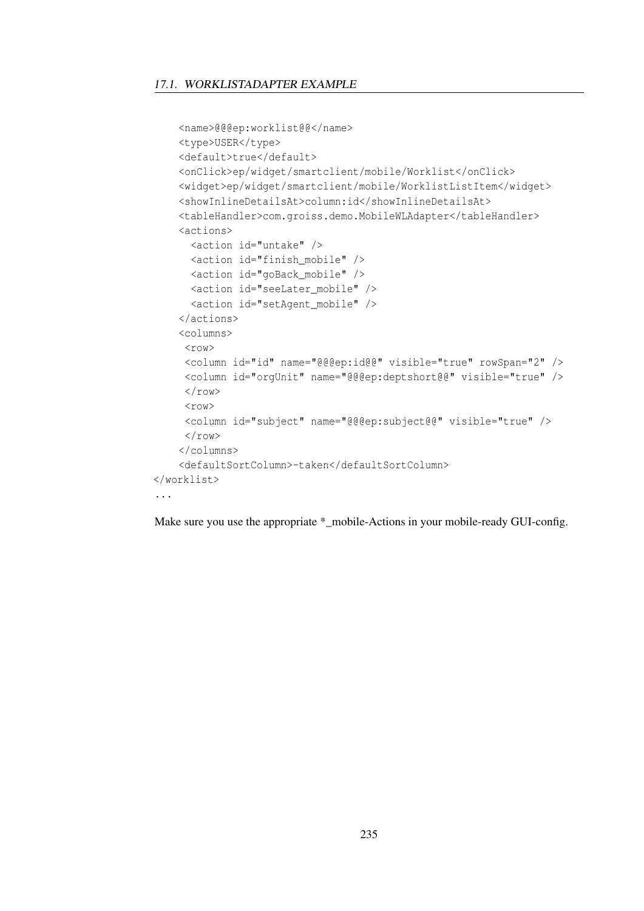```
    <name>@@@ep:worklist@@</name>
    <type>USER</type>
    <default>true</default>
    <onClick>ep/widget/smartclient/mobile/Worklist</onClick>
    <widget>ep/widget/smartclient/mobile/WorklistListItem</widget>
    <showInlineDetailsAt>column:id</showInlineDetailsAt>
    <tableHandler>com.groiss.demo.MobileWLAdapter</tableHandler>
    <actions>
      <action id="untake" />
      <action id="finish_mobile" />
      <action id="goBack_mobile" />
      <action id="seeLater_mobile" />
      <action id="setAgent_mobile" />
    </actions>
    <columns>
     <row>
     <column id="id" name="@@@ep:id@@" visible="true" rowSpan="2" />
     <column id="orgUnit" name="@@@ep:deptshort@@" visible="true" />
     </row>
     <row>
     <column id="subject" name="@@@ep:subject@@" visible="true" />
     </row>
    </columns>
    <defaultSortColumn>-taken</defaultSortColumn>
</worklist>
...
```

Make sure you use the appropriate *_mobile-Actions in your mobile-ready GUI-config.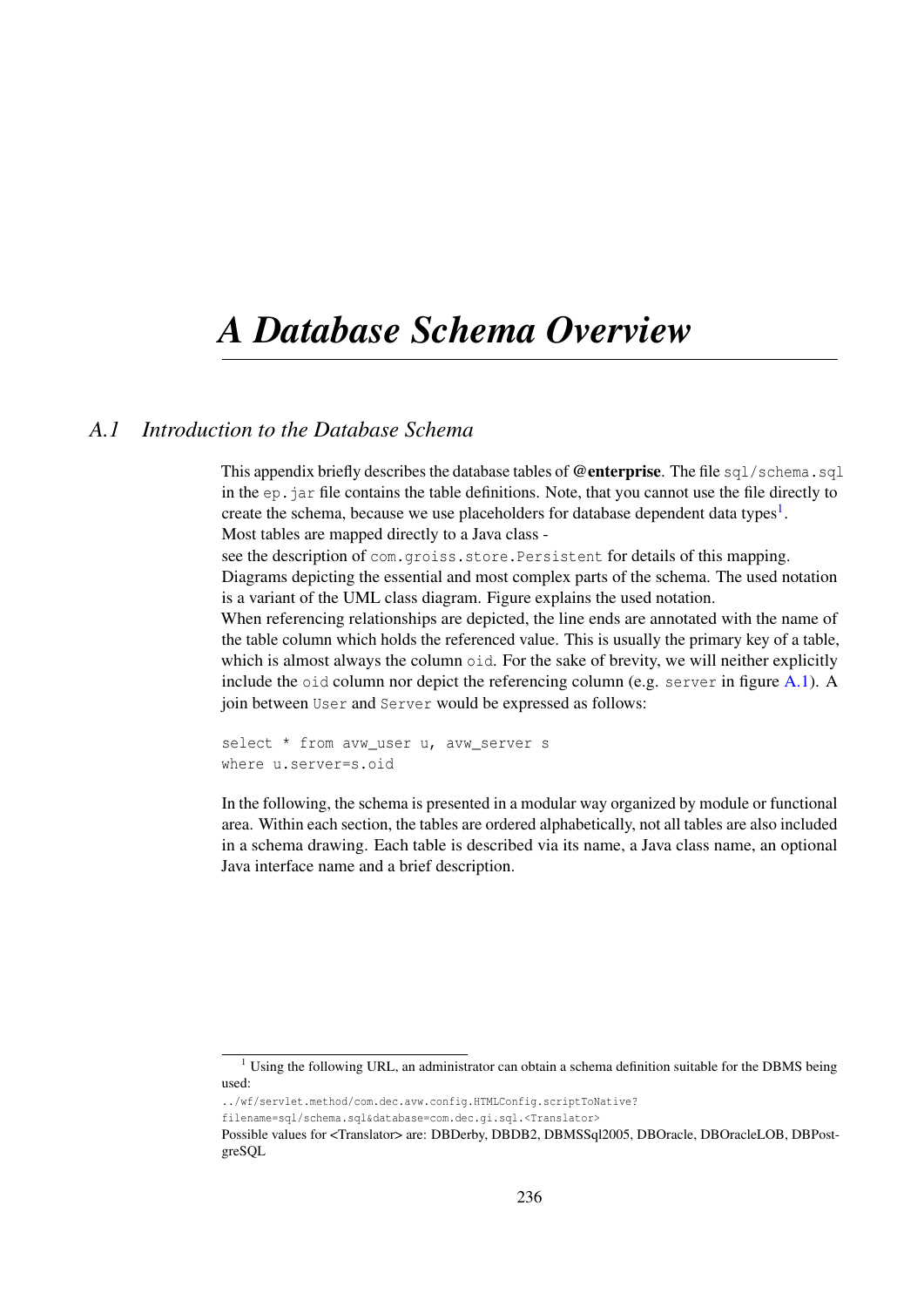# A Database Schema Overview

## A.1 Introduction to the Database Schema

This appendix briefly describes the database tables of **@enterprise**. The file `sql/schema.sql` in the `ep.jar` file contains the table definitions. Note, that you cannot use the file directly to create the schema, because we use placeholders for database dependent data types[1].
Most tables are mapped directly to a Java class -
see the description of `com.groiss.store.Persistent` for details of this mapping.
Diagrams depicting the essential and most complex parts of the schema. The used notation is a variant of the UML class diagram. Figure explains the used notation.
When referencing relationships are depicted, the line ends are annotated with the name of the table column which holds the referenced value. This is usually the primary key of a table, which is almost always the column `oid`. For the sake of brevity, we will neither explicitly include the `oid` column nor depict the referencing column (e.g. `server` in figure A.1). A join between `User` and `Server` would be expressed as follows:

```
select * from avw_user u, avw_server s
where u.server=s.oid
```

In the following, the schema is presented in a modular way organized by module or functional area. Within each section, the tables are ordered alphabetically, not all tables are also included in a schema drawing. Each table is described via its name, a Java class name, an optional Java interface name and a brief description.

---

[1] Using the following URL, an administrator can obtain a schema definition suitable for the DBMS being used:
`../wf/servlet.method/com.dec.avw.config.HTMLConfig.scriptToNative?`
`filename=sql/schema.sql&database=com.dec.gi.sql.<Translator>`
Possible values for <Translator> are: DBDerby, DBDB2, DBMSSql2005, DBOracle, DBOracleLOB, DBPostgreSQL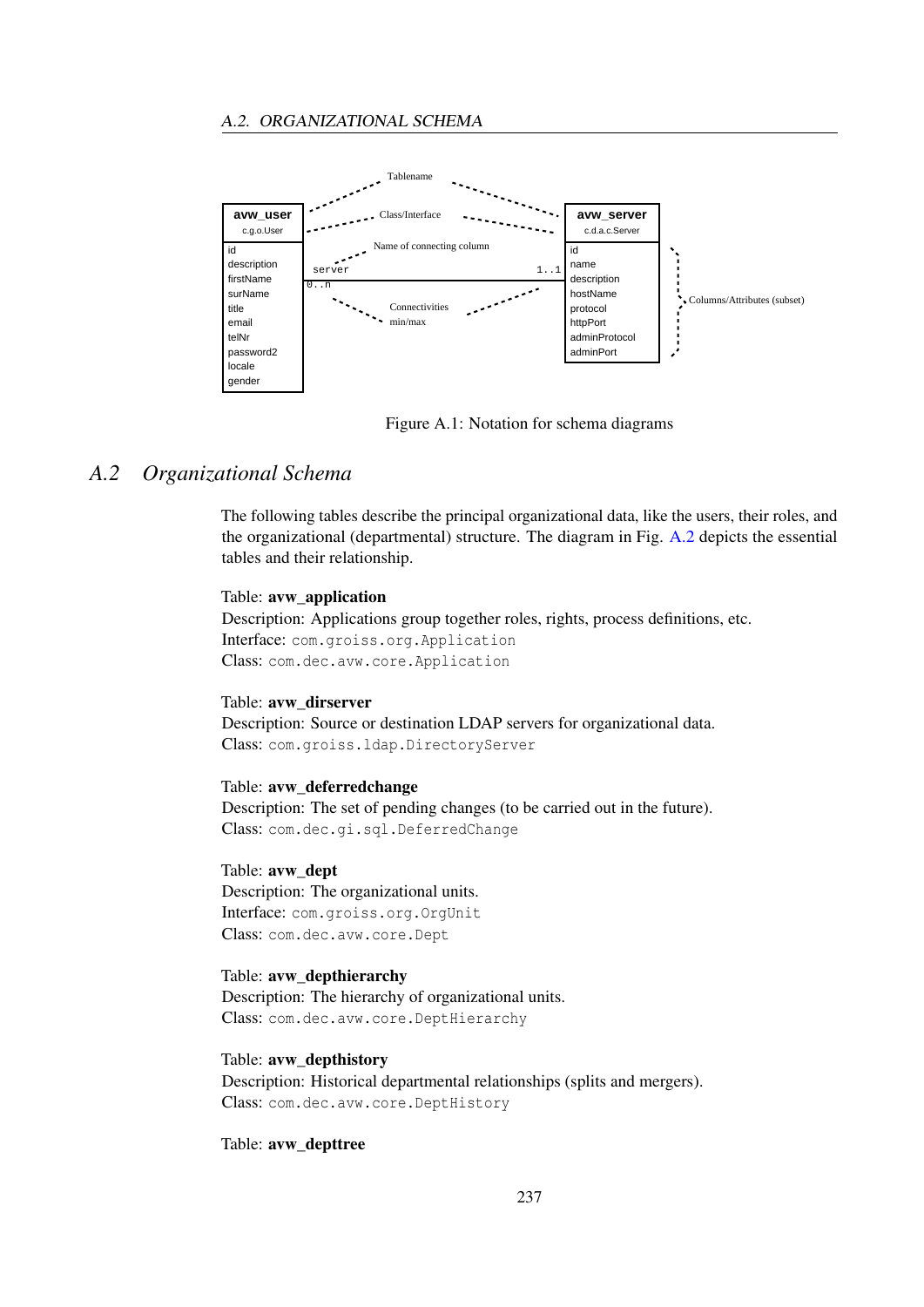Figure A.1: Notation for schema diagrams

## A.2 Organizational Schema

The following tables describe the principal organizational data, like the users, their roles, and the organizational (departmental) structure. The diagram in Fig. A.2 depicts the essential tables and their relationship.

Table: **avw_application**
Description: Applications group together roles, rights, process definitions, etc.
Interface: `com.groiss.org.Application`
Class: `com.dec.avw.core.Application`

Table: **avw_dirserver**
Description: Source or destination LDAP servers for organizational data.
Class: `com.groiss.ldap.DirectoryServer`

Table: **avw_deferredchange**
Description: The set of pending changes (to be carried out in the future).
Class: `com.dec.gi.sql.DeferredChange`

Table: **avw_dept**
Description: The organizational units.
Interface: `com.groiss.org.OrgUnit`
Class: `com.dec.avw.core.Dept`

Table: **avw_depthierarchy**
Description: The hierarchy of organizational units.
Class: `com.dec.avw.core.DeptHierarchy`

Table: **avw_depthistory**
Description: Historical departmental relationships (splits and mergers).
Class: `com.dec.avw.core.DeptHistory`

Table: **avw_depttree**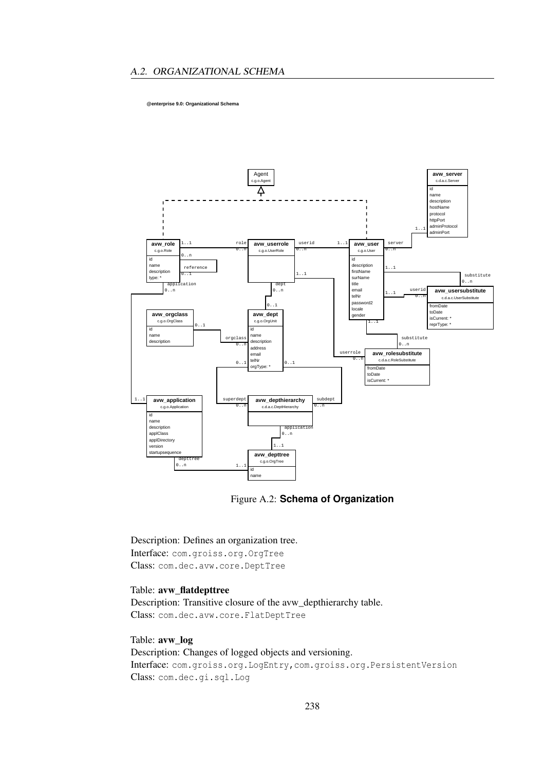@enterprise 9.0: Organizational Schema

Figure A.2: **Schema of Organization**

Description: Defines an organization tree.
Interface: com.groiss.org.OrgTree
Class: com.dec.avw.core.DeptTree

Table: **avw_flatdepttree**
Description: Transitive closure of the avw_depthierarchy table.
Class: com.dec.avw.core.FlatDeptTree

Table: **avw_log**
Description: Changes of logged objects and versioning.
Interface: com.groiss.org.LogEntry,com.groiss.org.PersistentVersion
Class: com.dec.gi.sql.Log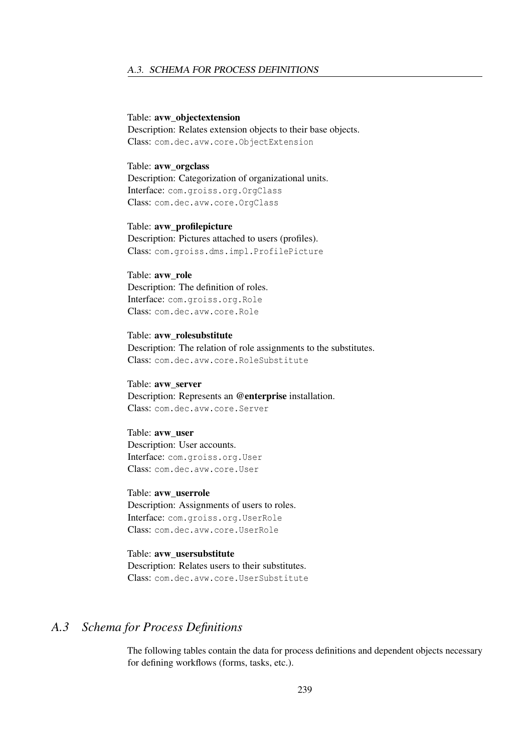Table: **avw_objectextension**
Description: Relates extension objects to their base objects.
Class: `com.dec.avw.core.ObjectExtension`

Table: **avw_orgclass**
Description: Categorization of organizational units.
Interface: `com.groiss.org.OrgClass`
Class: `com.dec.avw.core.OrgClass`

Table: **avw_profilepicture**
Description: Pictures attached to users (profiles).
Class: `com.groiss.dms.impl.ProfilePicture`

Table: **avw_role**
Description: The definition of roles.
Interface: `com.groiss.org.Role`
Class: `com.dec.avw.core.Role`

Table: **avw_rolesubstitute**
Description: The relation of role assignments to the substitutes.
Class: `com.dec.avw.core.RoleSubstitute`

Table: **avw_server**
Description: Represents an **@enterprise** installation.
Class: `com.dec.avw.core.Server`

Table: **avw_user**
Description: User accounts.
Interface: `com.groiss.org.User`
Class: `com.dec.avw.core.User`

Table: **avw_userrole**
Description: Assignments of users to roles.
Interface: `com.groiss.org.UserRole`
Class: `com.dec.avw.core.UserRole`

Table: **avw_usersubstitute**
Description: Relates users to their substitutes.
Class: `com.dec.avw.core.UserSubstitute`

## *A.3 Schema for Process Definitions*

The following tables contain the data for process definitions and dependent objects necessary for defining workflows (forms, tasks, etc.).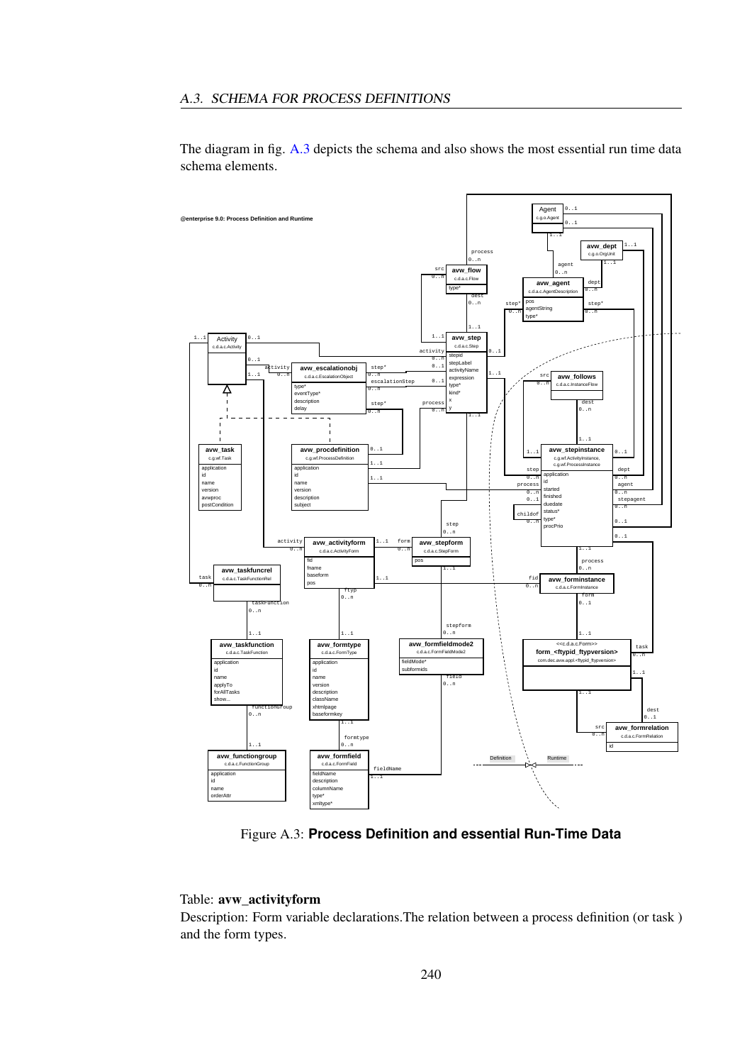The diagram in fig. A.3 depicts the schema and also shows the most essential run time data schema elements.

Figure A.3: **Process Definition and essential Run-Time Data**

Table: **avw_activityform**

Description: Form variable declarations.The relation between a process definition (or task ) and the form types.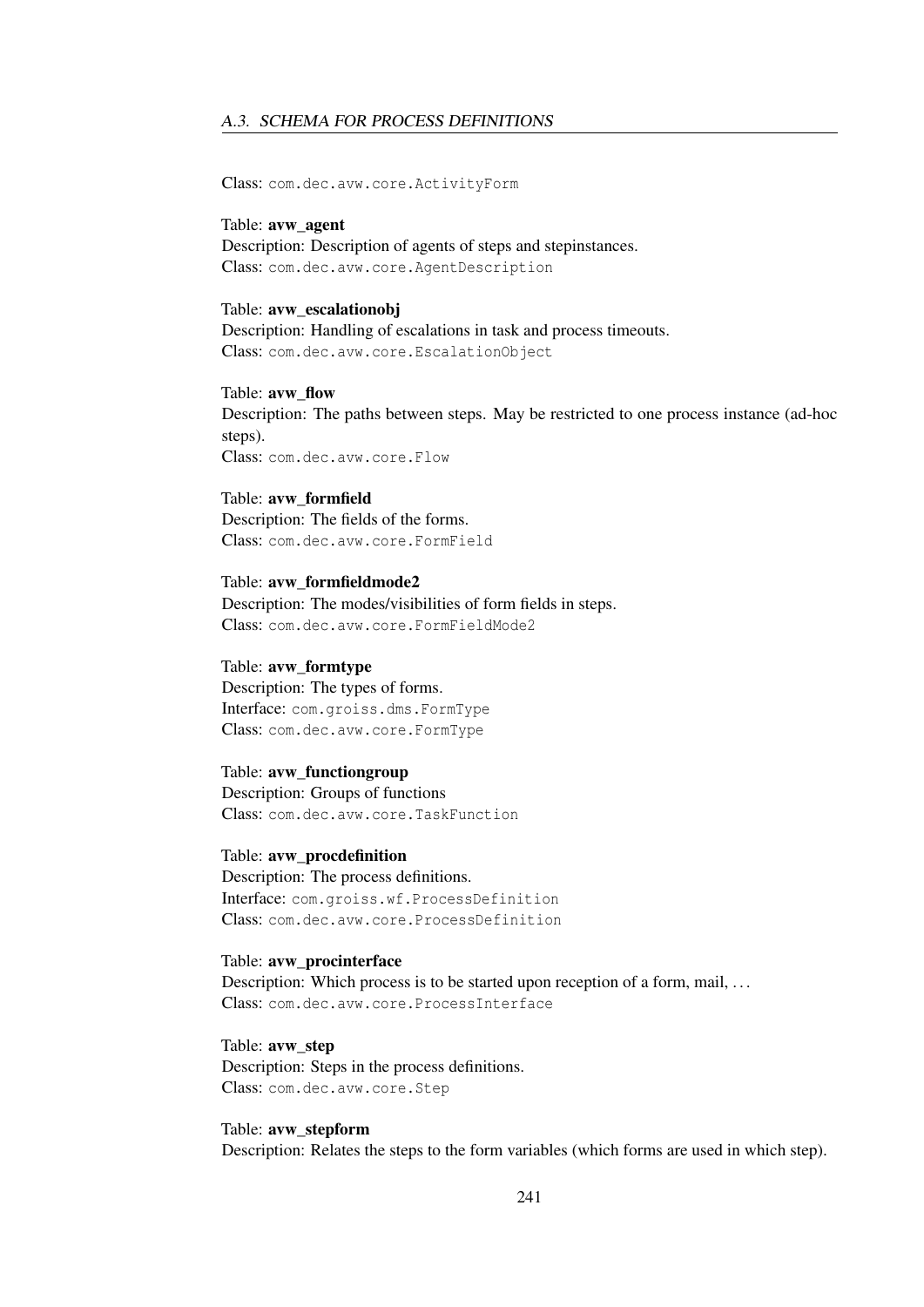Class: `com.dec.avw.core.ActivityForm`

Table: **avw_agent**
Description: Description of agents of steps and stepinstances.
Class: `com.dec.avw.core.AgentDescription`

Table: **avw_escalationobj**
Description: Handling of escalations in task and process timeouts.
Class: `com.dec.avw.core.EscalationObject`

Table: **avw_flow**
Description: The paths between steps. May be restricted to one process instance (ad-hoc steps).
Class: `com.dec.avw.core.Flow`

Table: **avw_formfield**
Description: The fields of the forms.
Class: `com.dec.avw.core.FormField`

Table: **avw_formfieldmode2**
Description: The modes/visibilities of form fields in steps.
Class: `com.dec.avw.core.FormFieldMode2`

Table: **avw_formtype**
Description: The types of forms.
Interface: `com.groiss.dms.FormType`
Class: `com.dec.avw.core.FormType`

Table: **avw_functiongroup**
Description: Groups of functions
Class: `com.dec.avw.core.TaskFunction`

Table: **avw_procdefinition**
Description: The process definitions.
Interface: `com.groiss.wf.ProcessDefinition`
Class: `com.dec.avw.core.ProcessDefinition`

Table: **avw_procinterface**
Description: Which process is to be started upon reception of a form, mail, ...
Class: `com.dec.avw.core.ProcessInterface`

Table: **avw_step**
Description: Steps in the process definitions.
Class: `com.dec.avw.core.Step`

Table: **avw_stepform**
Description: Relates the steps to the form variables (which forms are used in which step).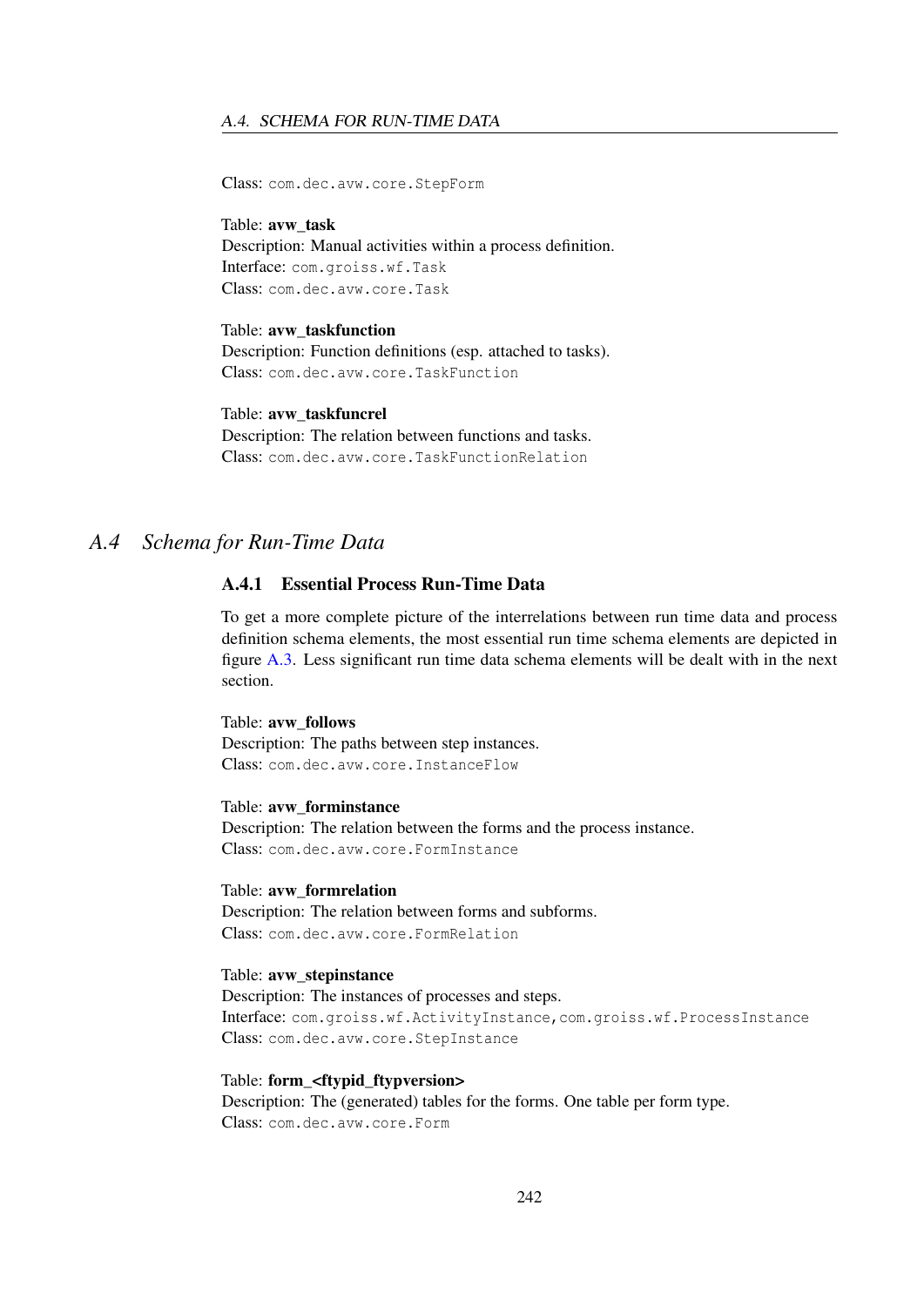Class: `com.dec.avw.core.StepForm`

Table: **avw_task**
Description: Manual activities within a process definition.
Interface: `com.groiss.wf.Task`
Class: `com.dec.avw.core.Task`

Table: **avw_taskfunction**
Description: Function definitions (esp. attached to tasks).
Class: `com.dec.avw.core.TaskFunction`

Table: **avw_taskfuncrel**
Description: The relation between functions and tasks.
Class: `com.dec.avw.core.TaskFunctionRelation`

## *A.4 Schema for Run-Time Data*

### A.4.1 Essential Process Run-Time Data

To get a more complete picture of the interrelations between run time data and process definition schema elements, the most essential run time schema elements are depicted in figure A.3. Less significant run time data schema elements will be dealt with in the next section.

Table: **avw_follows**
Description: The paths between step instances.
Class: `com.dec.avw.core.InstanceFlow`

Table: **avw_forminstance**
Description: The relation between the forms and the process instance.
Class: `com.dec.avw.core.FormInstance`

Table: **avw_formrelation**
Description: The relation between forms and subforms.
Class: `com.dec.avw.core.FormRelation`

Table: **avw_stepinstance**
Description: The instances of processes and steps.
Interface: `com.groiss.wf.ActivityInstance,com.groiss.wf.ProcessInstance`
Class: `com.dec.avw.core.StepInstance`

Table: **form_<ftypid_ftypversion>**
Description: The (generated) tables for the forms. One table per form type.
Class: `com.dec.avw.core.Form`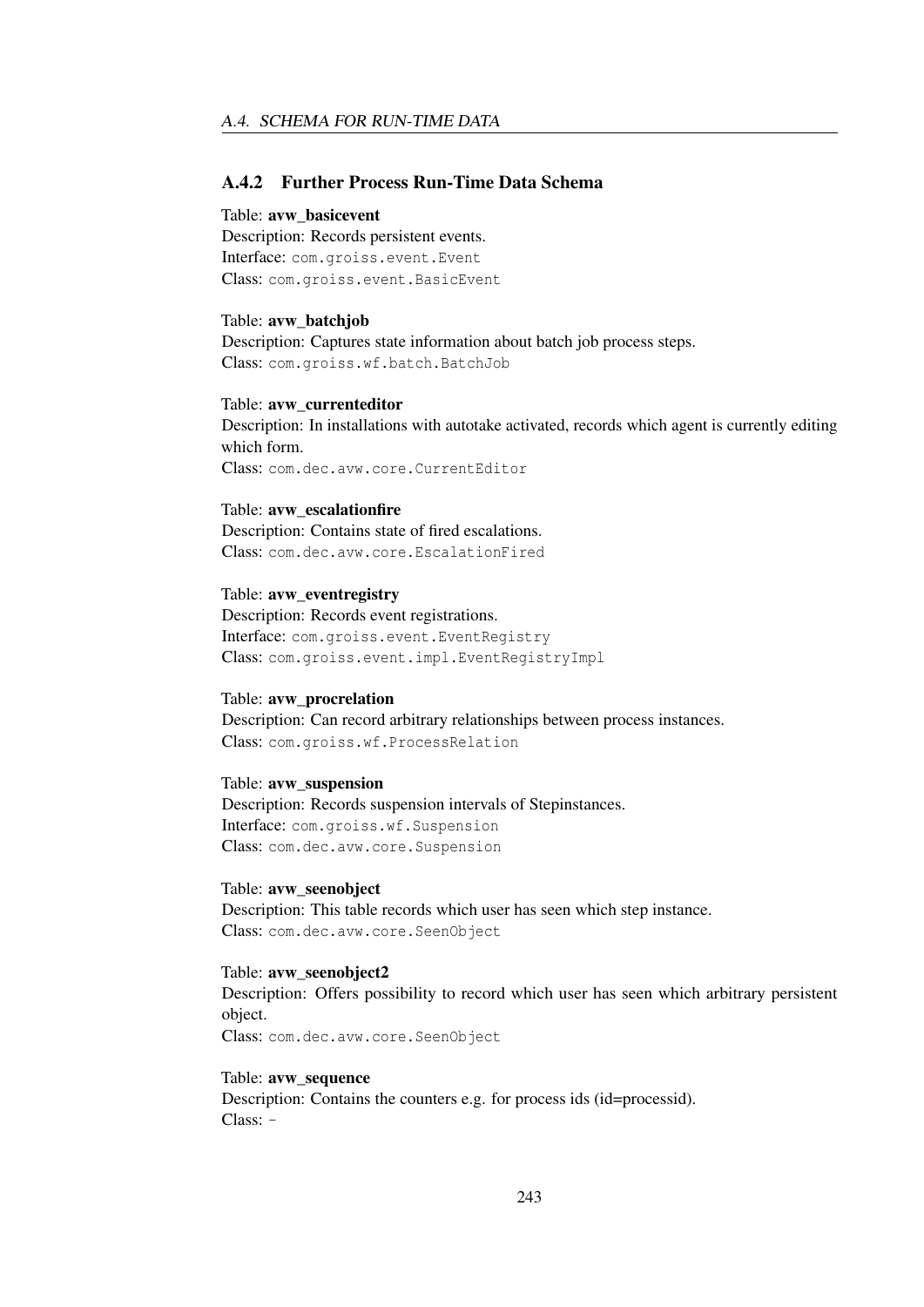### A.4.2 Further Process Run-Time Data Schema

Table: **avw_basicevent**
Description: Records persistent events.
Interface: `com.groiss.event.Event`
Class: `com.groiss.event.BasicEvent`

Table: **avw_batchjob**
Description: Captures state information about batch job process steps.
Class: `com.groiss.wf.batch.BatchJob`

Table: **avw_currenteditor**
Description: In installations with autotake activated, records which agent is currently editing which form.
Class: `com.dec.avw.core.CurrentEditor`

Table: **avw_escalationfire**
Description: Contains state of fired escalations.
Class: `com.dec.avw.core.EscalationFired`

Table: **avw_eventregistry**
Description: Records event registrations.
Interface: `com.groiss.event.EventRegistry`
Class: `com.groiss.event.impl.EventRegistryImpl`

Table: **avw_procrelation**
Description: Can record arbitrary relationships between process instances.
Class: `com.groiss.wf.ProcessRelation`

Table: **avw_suspension**
Description: Records suspension intervals of Stepinstances.
Interface: `com.groiss.wf.Suspension`
Class: `com.dec.avw.core.Suspension`

Table: **avw_seenobject**
Description: This table records which user has seen which step instance.
Class: `com.dec.avw.core.SeenObject`

Table: **avw_seenobject2**
Description: Offers possibility to record which user has seen which arbitrary persistent object.
Class: `com.dec.avw.core.SeenObject`

Table: **avw_sequence**
Description: Contains the counters e.g. for process ids (id=processid).
Class: -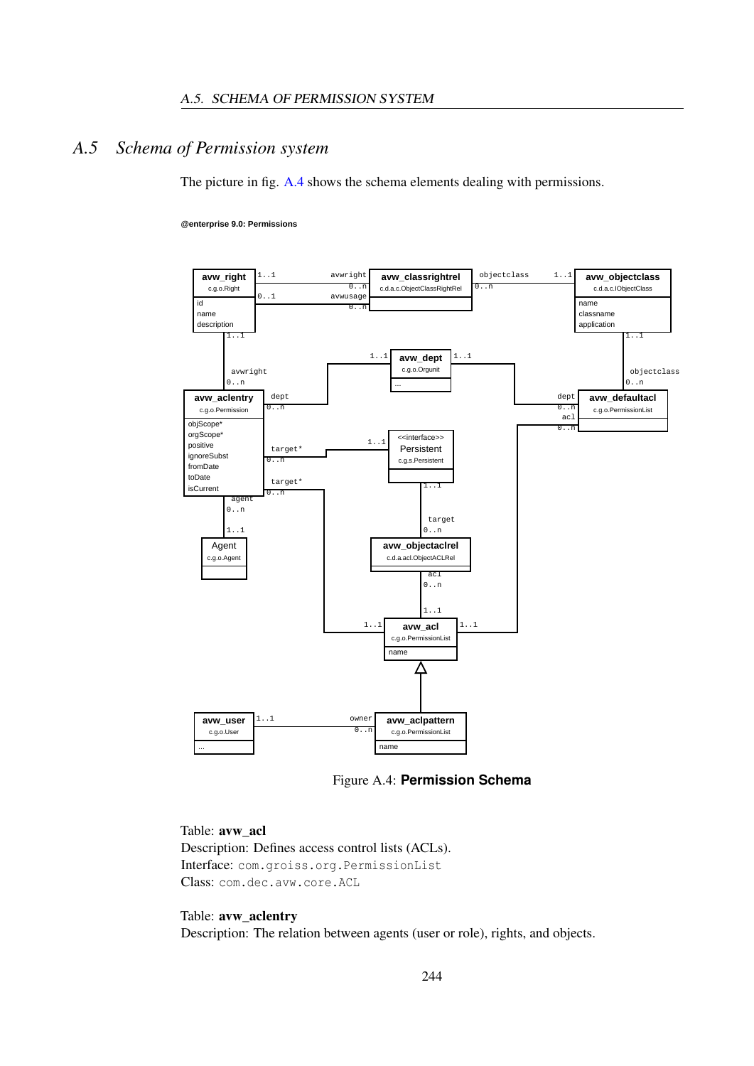## A.5 Schema of Permission system

The picture in fig. A.4 shows the schema elements dealing with permissions.

Figure A.4: **Permission Schema**

Table: **avw_acl**
Description: Defines access control lists (ACLs).
Interface: com.groiss.org.PermissionList
Class: com.dec.avw.core.ACL

Table: **avw_aclentry**
Description: The relation between agents (user or role), rights, and objects.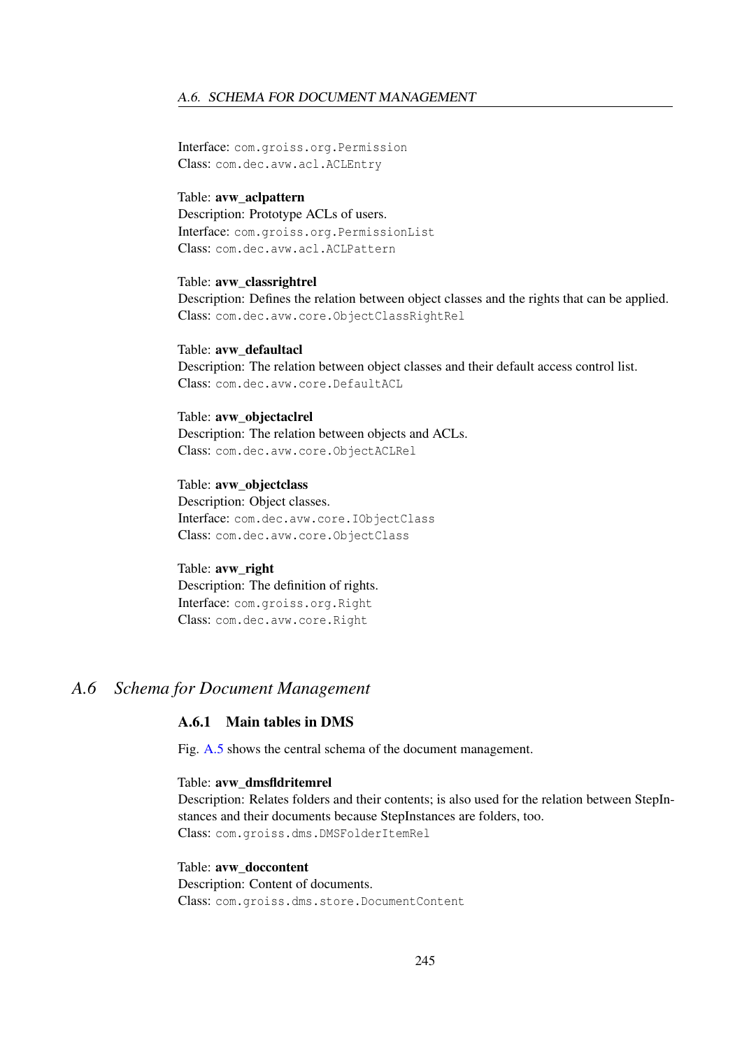Interface: `com.groiss.org.Permission`
Class: `com.dec.avw.acl.ACLEntry`

Table: **avw_aclpattern**
Description: Prototype ACLs of users.
Interface: `com.groiss.org.PermissionList`
Class: `com.dec.avw.acl.ACLPattern`

Table: **avw_classrightrel**
Description: Defines the relation between object classes and the rights that can be applied.
Class: `com.dec.avw.core.ObjectClassRightRel`

Table: **avw_defaultacl**
Description: The relation between object classes and their default access control list.
Class: `com.dec.avw.core.DefaultACL`

Table: **avw_objectaclrel**
Description: The relation between objects and ACLs.
Class: `com.dec.avw.core.ObjectACLRel`

Table: **avw_objectclass**
Description: Object classes.
Interface: `com.dec.avw.core.IObjectClass`
Class: `com.dec.avw.core.ObjectClass`

Table: **avw_right**
Description: The definition of rights.
Interface: `com.groiss.org.Right`
Class: `com.dec.avw.core.Right`

## A.6 Schema for Document Management

### A.6.1 Main tables in DMS

Fig. A.5 shows the central schema of the document management.

Table: **avw_dmsfldritemrel**
Description: Relates folders and their contents; is also used for the relation between StepInstances and their documents because StepInstances are folders, too.
Class: `com.groiss.dms.DMSFolderItemRel`

Table: **avw_doccontent**
Description: Content of documents.
Class: `com.groiss.dms.store.DocumentContent`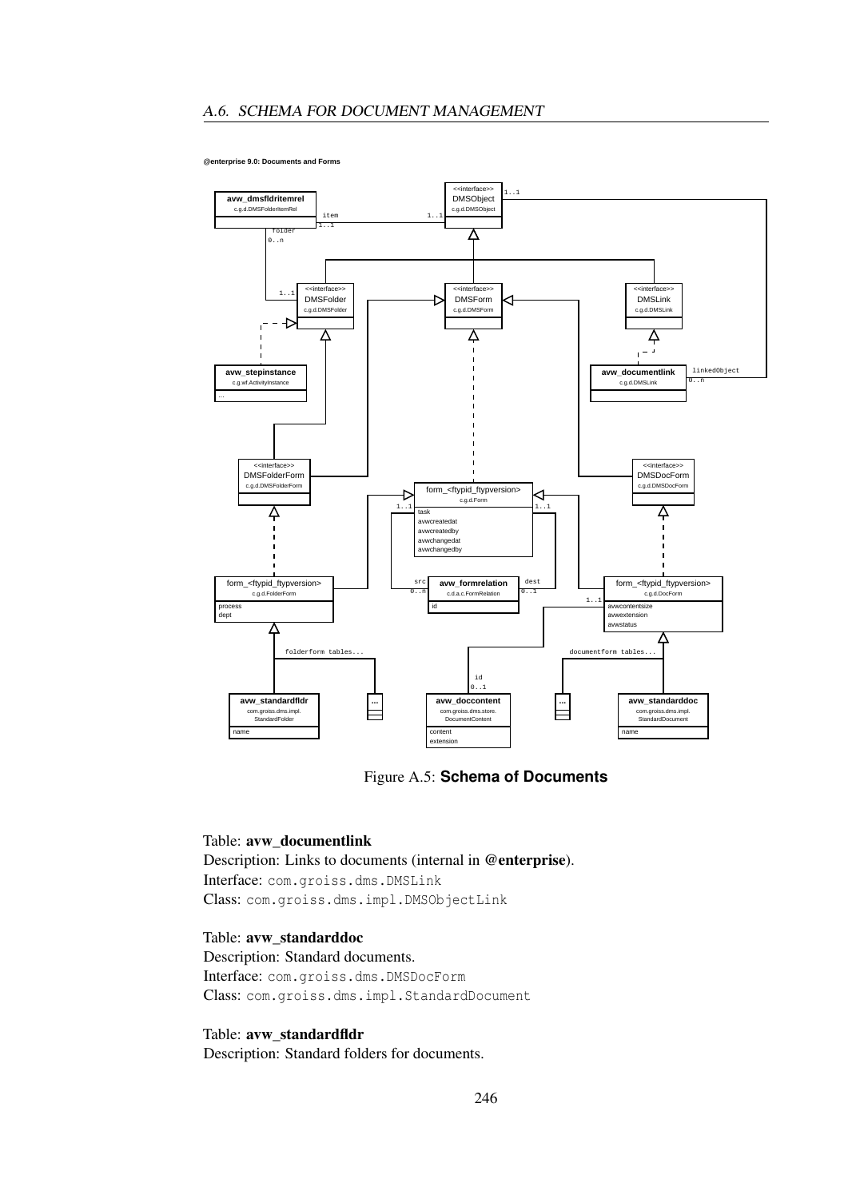@enterprise 9.0: Documents and Forms

Figure A.5: **Schema of Documents**

Table: **avw_documentlink**
Description: Links to documents (internal in **@enterprise**).
Interface: `com.groiss.dms.DMSLink`
Class: `com.groiss.dms.impl.DMSObjectLink`

Table: **avw_standarddoc**
Description: Standard documents.
Interface: `com.groiss.dms.DMSDocForm`
Class: `com.groiss.dms.impl.StandardDocument`

Table: **avw_standardfldr**
Description: Standard folders for documents.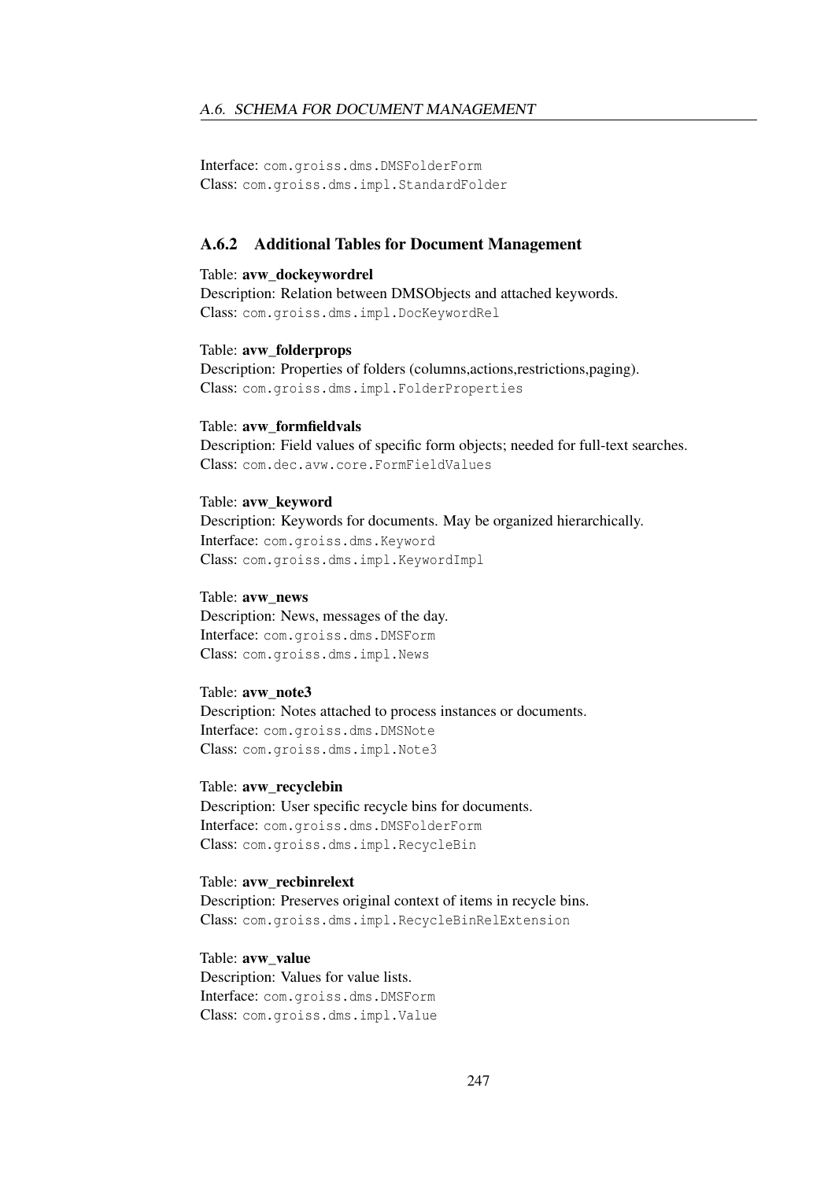Interface: `com.groiss.dms.DMSFolderForm`
Class: `com.groiss.dms.impl.StandardFolder`

### A.6.2 Additional Tables for Document Management

Table: **avw_dockeywordrel**
Description: Relation between DMSObjects and attached keywords.
Class: `com.groiss.dms.impl.DocKeywordRel`

Table: **avw_folderprops**
Description: Properties of folders (columns,actions,restrictions,paging).
Class: `com.groiss.dms.impl.FolderProperties`

Table: **avw_formfieldvals**
Description: Field values of specific form objects; needed for full-text searches.
Class: `com.dec.avw.core.FormFieldValues`

Table: **avw_keyword**
Description: Keywords for documents. May be organized hierarchically.
Interface: `com.groiss.dms.Keyword`
Class: `com.groiss.dms.impl.KeywordImpl`

Table: **avw_news**
Description: News, messages of the day.
Interface: `com.groiss.dms.DMSForm`
Class: `com.groiss.dms.impl.News`

Table: **avw_note3**
Description: Notes attached to process instances or documents.
Interface: `com.groiss.dms.DMSNote`
Class: `com.groiss.dms.impl.Note3`

Table: **avw_recyclebin**
Description: User specific recycle bins for documents.
Interface: `com.groiss.dms.DMSFolderForm`
Class: `com.groiss.dms.impl.RecycleBin`

Table: **avw_recbinrelext**
Description: Preserves original context of items in recycle bins.
Class: `com.groiss.dms.impl.RecycleBinRelExtension`

Table: **avw_value**
Description: Values for value lists.
Interface: `com.groiss.dms.DMSForm`
Class: `com.groiss.dms.impl.Value`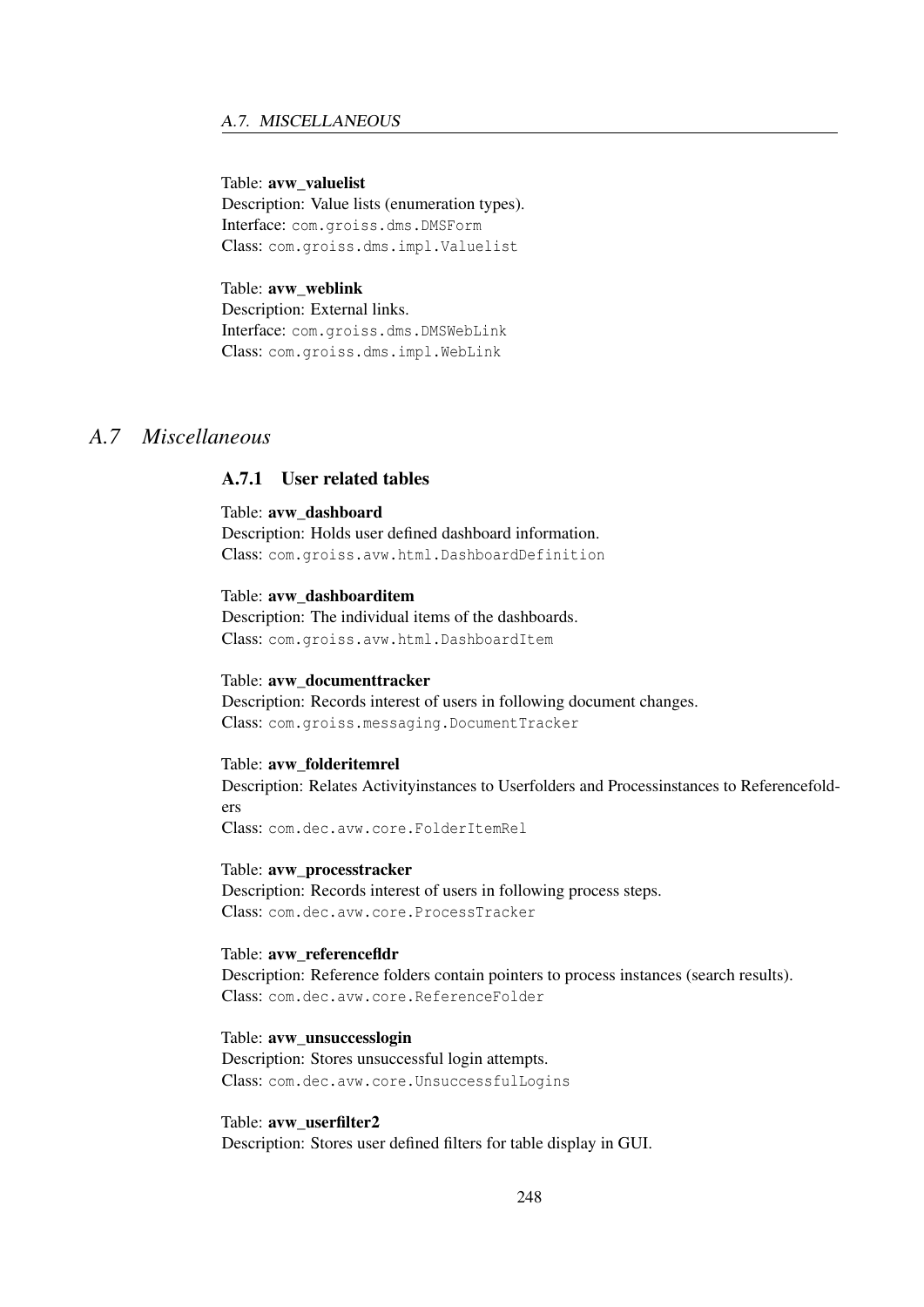Table: **avw_valuelist**
Description: Value lists (enumeration types).
Interface: `com.groiss.dms.DMSForm`
Class: `com.groiss.dms.impl.Valuelist`

Table: **avw_weblink**
Description: External links.
Interface: `com.groiss.dms.DMSWebLink`
Class: `com.groiss.dms.impl.WebLink`

## *A.7 Miscellaneous*

### A.7.1 User related tables

Table: **avw_dashboard**
Description: Holds user defined dashboard information.
Class: `com.groiss.avw.html.DashboardDefinition`

Table: **avw_dashboarditem**
Description: The individual items of the dashboards.
Class: `com.groiss.avw.html.DashboardItem`

Table: **avw_documenttracker**
Description: Records interest of users in following document changes.
Class: `com.groiss.messaging.DocumentTracker`

Table: **avw_folderitemrel**
Description: Relates Activityinstances to Userfolders and Processinstances to Referencefolders
Class: `com.dec.avw.core.FolderItemRel`

Table: **avw_processtracker**
Description: Records interest of users in following process steps.
Class: `com.dec.avw.core.ProcessTracker`

Table: **avw_referencefldr**
Description: Reference folders contain pointers to process instances (search results).
Class: `com.dec.avw.core.ReferenceFolder`

Table: **avw_unsuccesslogin**
Description: Stores unsuccessful login attempts.
Class: `com.dec.avw.core.UnsuccessfulLogins`

Table: **avw_userfilter2**
Description: Stores user defined filters for table display in GUI.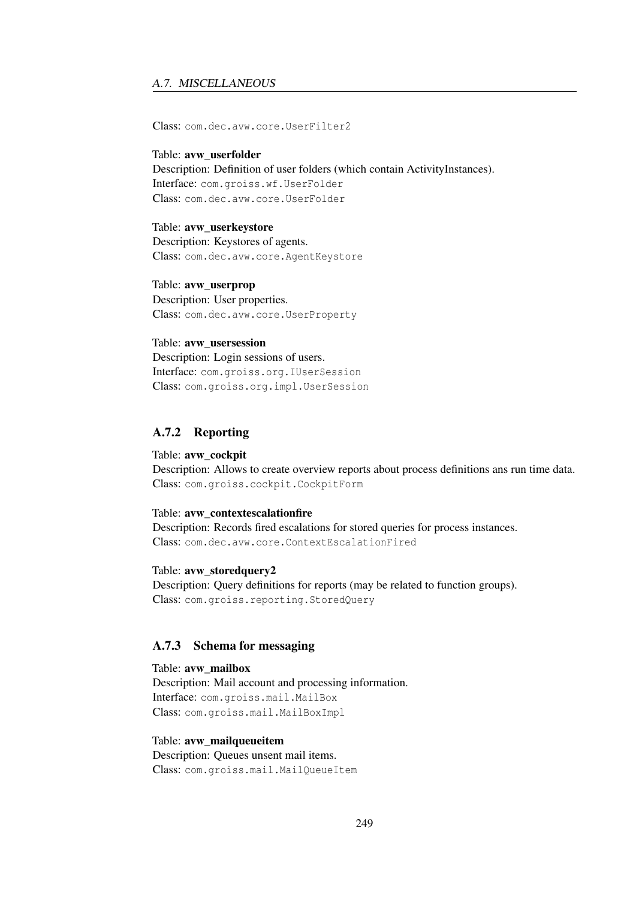Class: `com.dec.avw.core.UserFilter2`

Table: **avw_userfolder**
Description: Definition of user folders (which contain ActivityInstances).
Interface: `com.groiss.wf.UserFolder`
Class: `com.dec.avw.core.UserFolder`

Table: **avw_userkeystore**
Description: Keystores of agents.
Class: `com.dec.avw.core.AgentKeystore`

Table: **avw_userprop**
Description: User properties.
Class: `com.dec.avw.core.UserProperty`

Table: **avw_usersession**
Description: Login sessions of users.
Interface: `com.groiss.org.IUserSession`
Class: `com.groiss.org.impl.UserSession`

### A.7.2 Reporting

Table: **avw_cockpit**
Description: Allows to create overview reports about process definitions ans run time data.
Class: `com.groiss.cockpit.CockpitForm`

Table: **avw_contextescalationfire**
Description: Records fired escalations for stored queries for process instances.
Class: `com.dec.avw.core.ContextEscalationFired`

Table: **avw_storedquery2**
Description: Query definitions for reports (may be related to function groups).
Class: `com.groiss.reporting.StoredQuery`

### A.7.3 Schema for messaging

Table: **avw_mailbox**
Description: Mail account and processing information.
Interface: `com.groiss.mail.MailBox`
Class: `com.groiss.mail.MailBoxImpl`

Table: **avw_mailqueueitem**
Description: Queues unsent mail items.
Class: `com.groiss.mail.MailQueueItem`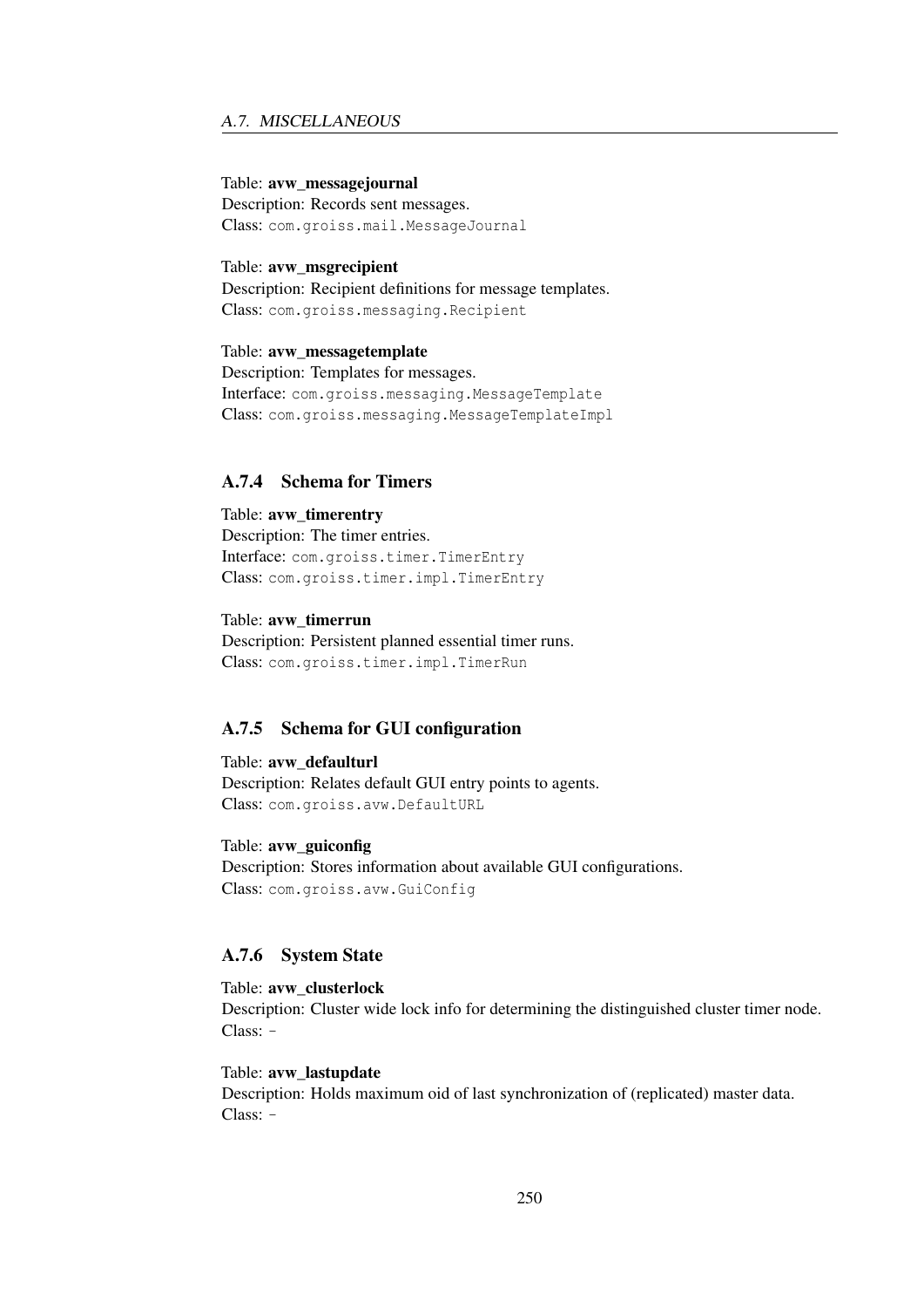Table: **avw_messagejournal**
Description: Records sent messages.
Class: `com.groiss.mail.MessageJournal`

Table: **avw_msgrecipient**
Description: Recipient definitions for message templates.
Class: `com.groiss.messaging.Recipient`

Table: **avw_messagetemplate**
Description: Templates for messages.
Interface: `com.groiss.messaging.MessageTemplate`
Class: `com.groiss.messaging.MessageTemplateImpl`

### A.7.4 Schema for Timers

Table: **avw_timerentry**
Description: The timer entries.
Interface: `com.groiss.timer.TimerEntry`
Class: `com.groiss.timer.impl.TimerEntry`

Table: **avw_timerrun**
Description: Persistent planned essential timer runs.
Class: `com.groiss.timer.impl.TimerRun`

### A.7.5 Schema for GUI configuration

Table: **avw_defaulturl**
Description: Relates default GUI entry points to agents.
Class: `com.groiss.avw.DefaultURL`

Table: **avw_guiconfig**
Description: Stores information about available GUI configurations.
Class: `com.groiss.avw.GuiConfig`

### A.7.6 System State

Table: **avw_clusterlock**
Description: Cluster wide lock info for determining the distinguished cluster timer node.
Class: -

Table: **avw_lastupdate**
Description: Holds maximum oid of last synchronization of (replicated) master data.
Class: -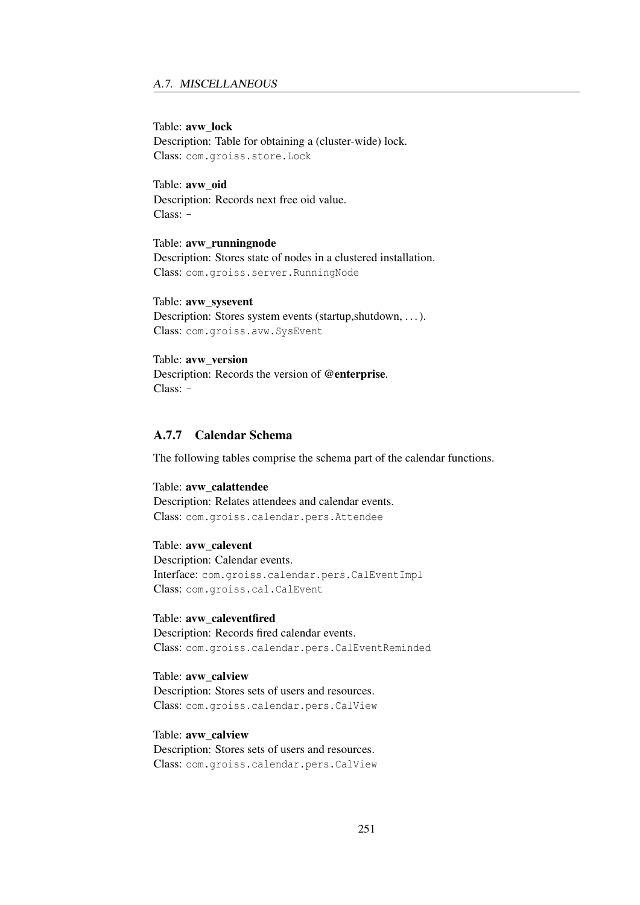Table: **avw_lock**
Description: Table for obtaining a (cluster-wide) lock.
Class: `com.groiss.store.Lock`

Table: **avw_oid**
Description: Records next free oid value.
Class: -

Table: **avw_runningnode**
Description: Stores state of nodes in a clustered installation.
Class: `com.groiss.server.RunningNode`

Table: **avw_sysevent**
Description: Stores system events (startup,shutdown, ...).
Class: `com.groiss.avw.SysEvent`

Table: **avw_version**
Description: Records the version of **@enterprise**.
Class: -

### A.7.7 Calendar Schema

The following tables comprise the schema part of the calendar functions.

Table: **avw_calattendee**
Description: Relates attendees and calendar events.
Class: `com.groiss.calendar.pers.Attendee`

Table: **avw_calevent**
Description: Calendar events.
Interface: `com.groiss.calendar.pers.CalEventImpl`
Class: `com.groiss.cal.CalEvent`

Table: **avw_caleventfired**
Description: Records fired calendar events.
Class: `com.groiss.calendar.pers.CalEventReminded`

Table: **avw_calview**
Description: Stores sets of users and resources.
Class: `com.groiss.calendar.pers.CalView`

Table: **avw_calview**
Description: Stores sets of users and resources.
Class: `com.groiss.calendar.pers.CalView`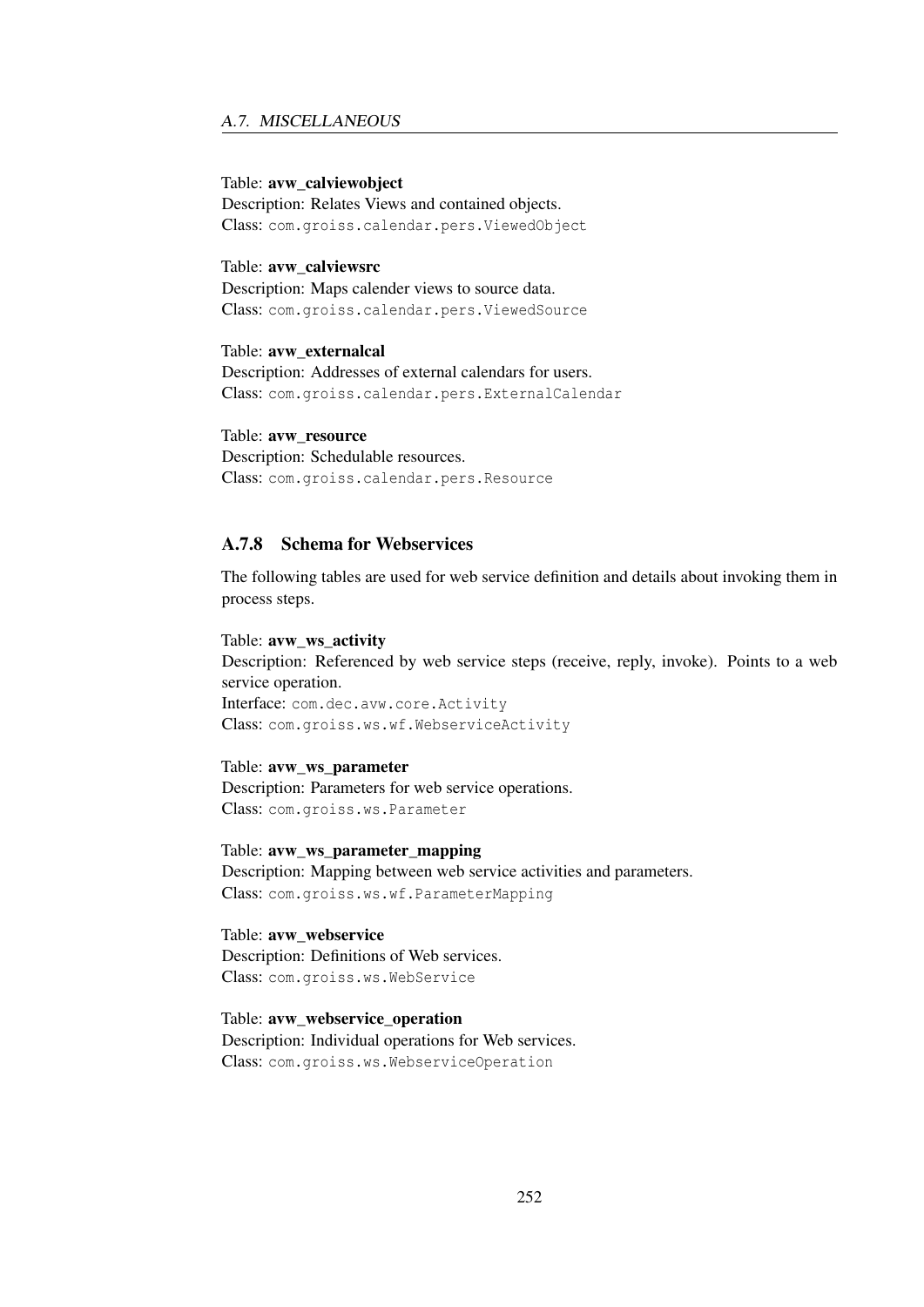Table: **avw_calviewobject**
Description: Relates Views and contained objects.
Class: `com.groiss.calendar.pers.ViewedObject`

Table: **avw_calviewsrc**
Description: Maps calender views to source data.
Class: `com.groiss.calendar.pers.ViewedSource`

Table: **avw_externalcal**
Description: Addresses of external calendars for users.
Class: `com.groiss.calendar.pers.ExternalCalendar`

Table: **avw_resource**
Description: Schedulable resources.
Class: `com.groiss.calendar.pers.Resource`

### A.7.8 Schema for Webservices

The following tables are used for web service definition and details about invoking them in process steps.

Table: **avw_ws_activity**
Description: Referenced by web service steps (receive, reply, invoke). Points to a web service operation.
Interface: `com.dec.avw.core.Activity`
Class: `com.groiss.ws.wf.WebserviceActivity`

Table: **avw_ws_parameter**
Description: Parameters for web service operations.
Class: `com.groiss.ws.Parameter`

Table: **avw_ws_parameter_mapping**
Description: Mapping between web service activities and parameters.
Class: `com.groiss.ws.wf.ParameterMapping`

Table: **avw_webservice**
Description: Definitions of Web services.
Class: `com.groiss.ws.WebService`

Table: **avw_webservice_operation**
Description: Individual operations for Web services.
Class: `com.groiss.ws.WebserviceOperation`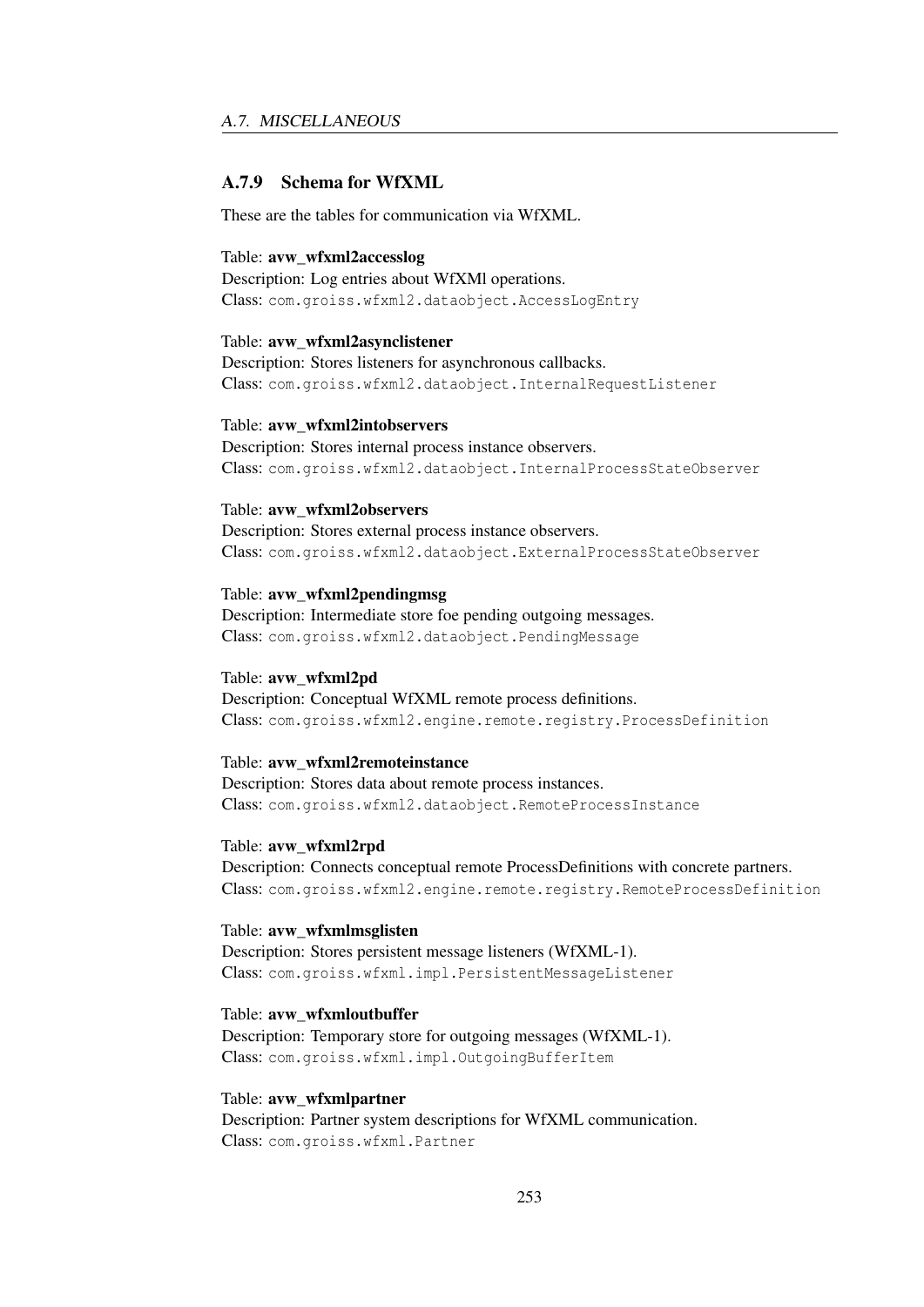### A.7.9 Schema for WfXML

These are the tables for communication via WfXML.

Table: **avw_wfxml2accesslog**
Description: Log entries about WfXMl operations.
Class: `com.groiss.wfxml2.dataobject.AccessLogEntry`

Table: **avw_wfxml2asynclistener**
Description: Stores listeners for asynchronous callbacks.
Class: `com.groiss.wfxml2.dataobject.InternalRequestListener`

Table: **avw_wfxml2intobservers**
Description: Stores internal process instance observers.
Class: `com.groiss.wfxml2.dataobject.InternalProcessStateObserver`

Table: **avw_wfxml2observers**
Description: Stores external process instance observers.
Class: `com.groiss.wfxml2.dataobject.ExternalProcessStateObserver`

Table: **avw_wfxml2pendingmsg**
Description: Intermediate store foe pending outgoing messages.
Class: `com.groiss.wfxml2.dataobject.PendingMessage`

Table: **avw_wfxml2pd**
Description: Conceptual WfXML remote process definitions.
Class: `com.groiss.wfxml2.engine.remote.registry.ProcessDefinition`

Table: **avw_wfxml2remoteinstance**
Description: Stores data about remote process instances.
Class: `com.groiss.wfxml2.dataobject.RemoteProcessInstance`

Table: **avw_wfxml2rpd**
Description: Connects conceptual remote ProcessDefinitions with concrete partners.
Class: `com.groiss.wfxml2.engine.remote.registry.RemoteProcessDefinition`

Table: **avw_wfxmlmsglisten**
Description: Stores persistent message listeners (WfXML-1).
Class: `com.groiss.wfxml.impl.PersistentMessageListener`

Table: **avw_wfxmloutbuffer**
Description: Temporary store for outgoing messages (WfXML-1).
Class: `com.groiss.wfxml.impl.OutgoingBufferItem`

Table: **avw_wfxmlpartner**
Description: Partner system descriptions for WfXML communication.
Class: `com.groiss.wfxml.Partner`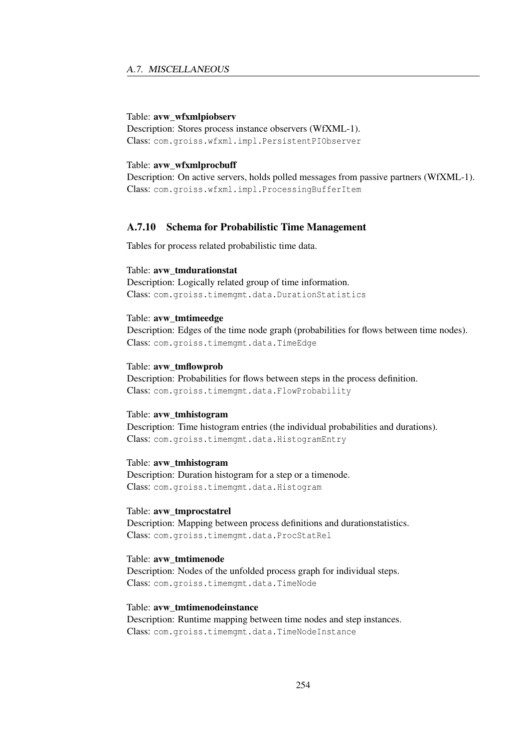Table: **avw_wfxmlpiobserv**
Description: Stores process instance observers (WfXML-1).
Class: `com.groiss.wfxml.impl.PersistentPIObserver`

Table: **avw_wfxmlprocbuff**
Description: On active servers, holds polled messages from passive partners (WfXML-1).
Class: `com.groiss.wfxml.impl.ProcessingBufferItem`

### A.7.10 Schema for Probabilistic Time Management

Tables for process related probabilistic time data.

Table: **avw_tmdurationstat**
Description: Logically related group of time information.
Class: `com.groiss.timemgmt.data.DurationStatistics`

Table: **avw_tmtimeedge**
Description: Edges of the time node graph (probabilities for flows between time nodes).
Class: `com.groiss.timemgmt.data.TimeEdge`

Table: **avw_tmflowprob**
Description: Probabilities for flows between steps in the process definition.
Class: `com.groiss.timemgmt.data.FlowProbability`

Table: **avw_tmhistogram**
Description: Time histogram entries (the individual probabilities and durations).
Class: `com.groiss.timemgmt.data.HistogramEntry`

Table: **avw_tmhistogram**
Description: Duration histogram for a step or a timenode.
Class: `com.groiss.timemgmt.data.Histogram`

Table: **avw_tmprocstatrel**
Description: Mapping between process definitions and durationstatistics.
Class: `com.groiss.timemgmt.data.ProcStatRel`

Table: **avw_tmtimenode**
Description: Nodes of the unfolded process graph for individual steps.
Class: `com.groiss.timemgmt.data.TimeNode`

Table: **avw_tmtimenodeinstance**
Description: Runtime mapping between time nodes and step instances.
Class: `com.groiss.timemgmt.data.TimeNodeInstance`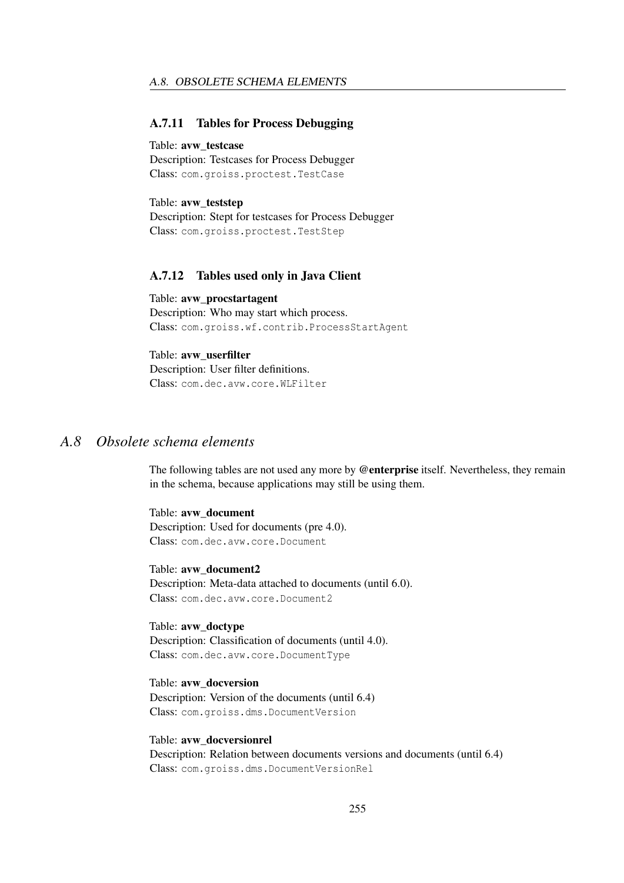### A.7.11 Tables for Process Debugging

Table: **avw_testcase**
Description: Testcases for Process Debugger
Class: `com.groiss.proctest.TestCase`

Table: **avw_teststep**
Description: Stept for testcases for Process Debugger
Class: `com.groiss.proctest.TestStep`

### A.7.12 Tables used only in Java Client

Table: **avw_procstartagent**
Description: Who may start which process.
Class: `com.groiss.wf.contrib.ProcessStartAgent`

Table: **avw_userfilter**
Description: User filter definitions.
Class: `com.dec.avw.core.WLFilter`

## *A.8 Obsolete schema elements*

The following tables are not used any more by **@enterprise** itself. Nevertheless, they remain in the schema, because applications may still be using them.

Table: **avw_document**
Description: Used for documents (pre 4.0).
Class: `com.dec.avw.core.Document`

Table: **avw_document2**
Description: Meta-data attached to documents (until 6.0).
Class: `com.dec.avw.core.Document2`

Table: **avw_doctype**
Description: Classification of documents (until 4.0).
Class: `com.dec.avw.core.DocumentType`

Table: **avw_docversion**
Description: Version of the documents (until 6.4)
Class: `com.groiss.dms.DocumentVersion`

Table: **avw_docversionrel**
Description: Relation between documents versions and documents (until 6.4)
Class: `com.groiss.dms.DocumentVersionRel`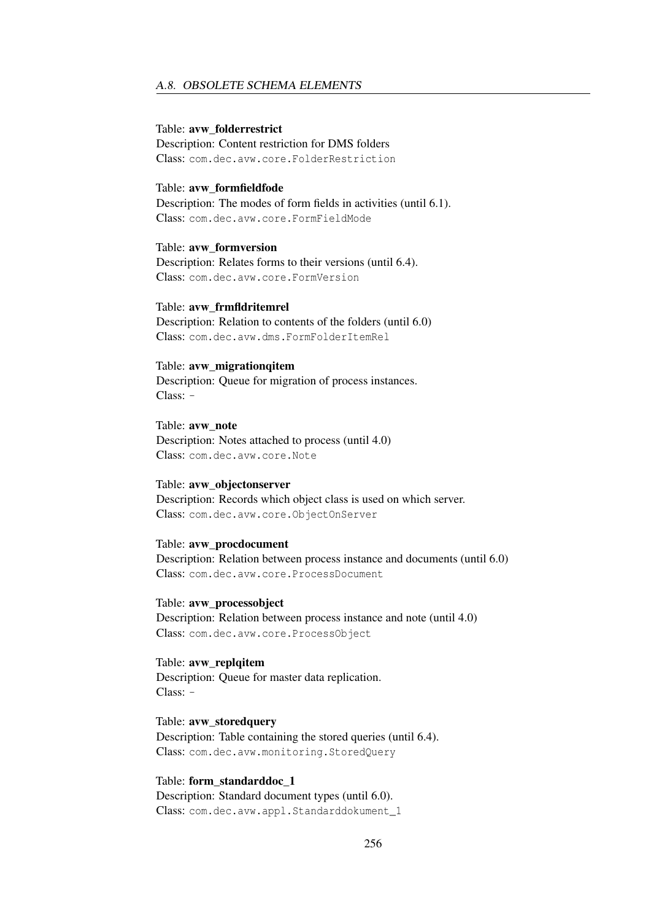Table: **avw_folderrestrict**
Description: Content restriction for DMS folders
Class: `com.dec.avw.core.FolderRestriction`

Table: **avw_formfieldfode**
Description: The modes of form fields in activities (until 6.1).
Class: `com.dec.avw.core.FormFieldMode`

Table: **avw_formversion**
Description: Relates forms to their versions (until 6.4).
Class: `com.dec.avw.core.FormVersion`

Table: **avw_frmfldritemrel**
Description: Relation to contents of the folders (until 6.0)
Class: `com.dec.avw.dms.FormFolderItemRel`

Table: **avw_migrationqitem**
Description: Queue for migration of process instances.
Class: -

Table: **avw_note**
Description: Notes attached to process (until 4.0)
Class: `com.dec.avw.core.Note`

Table: **avw_objectonserver**
Description: Records which object class is used on which server.
Class: `com.dec.avw.core.ObjectOnServer`

Table: **avw_procdocument**
Description: Relation between process instance and documents (until 6.0)
Class: `com.dec.avw.core.ProcessDocument`

Table: **avw_processobject**
Description: Relation between process instance and note (until 4.0)
Class: `com.dec.avw.core.ProcessObject`

Table: **avw_replqitem**
Description: Queue for master data replication.
Class: -

Table: **avw_storedquery**
Description: Table containing the stored queries (until 6.4).
Class: `com.dec.avw.monitoring.StoredQuery`

Table: **form_standarddoc_1**
Description: Standard document types (until 6.0).
Class: `com.dec.avw.appl.Standarddokument_1`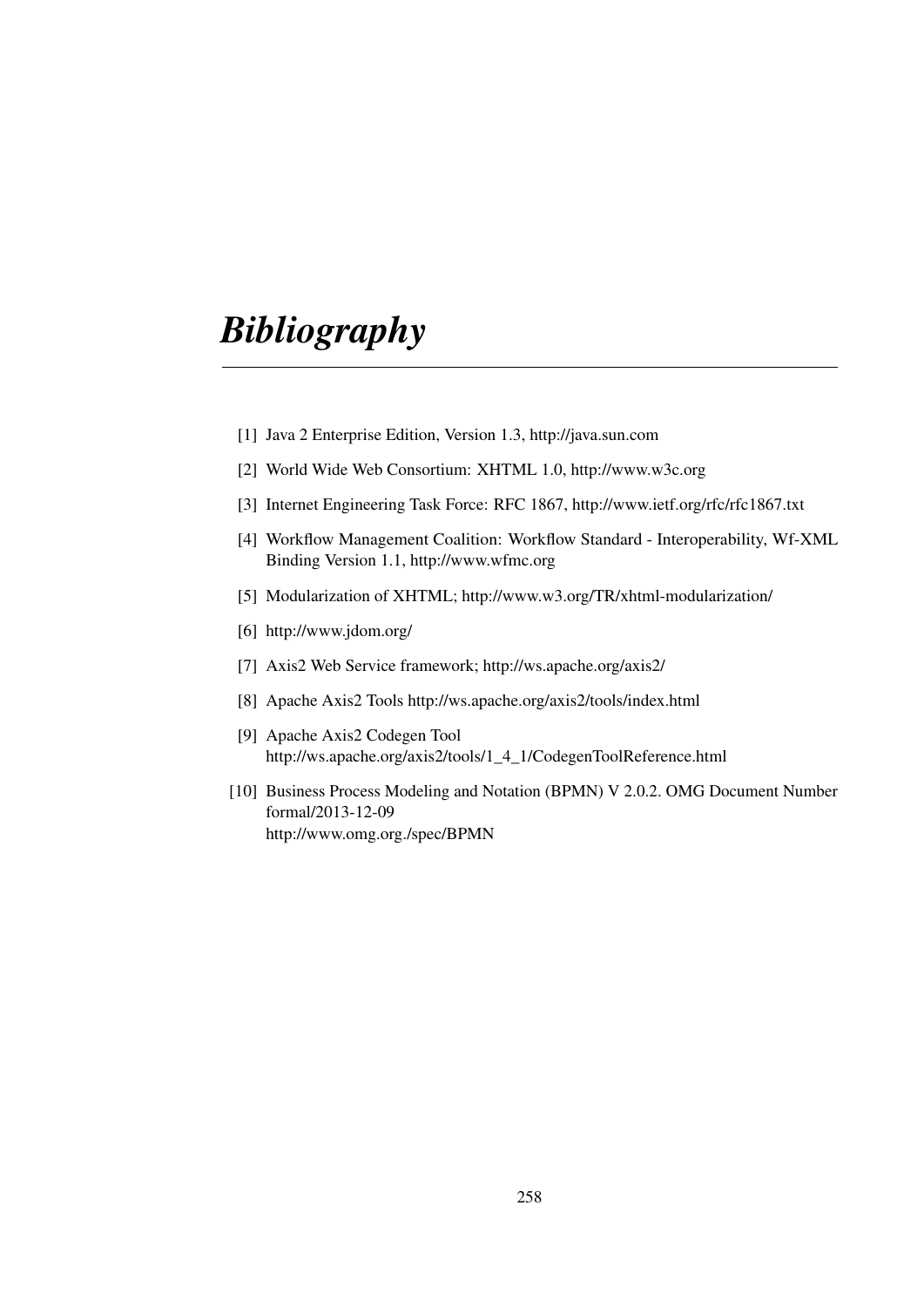# *Bibliography*

[1] Java 2 Enterprise Edition, Version 1.3, http://java.sun.com

[2] World Wide Web Consortium: XHTML 1.0, http://www.w3c.org

[3] Internet Engineering Task Force: RFC 1867, http://www.ietf.org/rfc/rfc1867.txt

[4] Workflow Management Coalition: Workflow Standard - Interoperability, Wf-XML Binding Version 1.1, http://www.wfmc.org

[5] Modularization of XHTML; http://www.w3.org/TR/xhtml-modularization/

[6] http://www.jdom.org/

[7] Axis2 Web Service framework; http://ws.apache.org/axis2/

[8] Apache Axis2 Tools http://ws.apache.org/axis2/tools/index.html

[9] Apache Axis2 Codegen Tool
http://ws.apache.org/axis2/tools/1_4_1/CodegenToolReference.html

[10] Business Process Modeling and Notation (BPMN) V 2.0.2. OMG Document Number formal/2013-12-09
http://www.omg.org./spec/BPMN